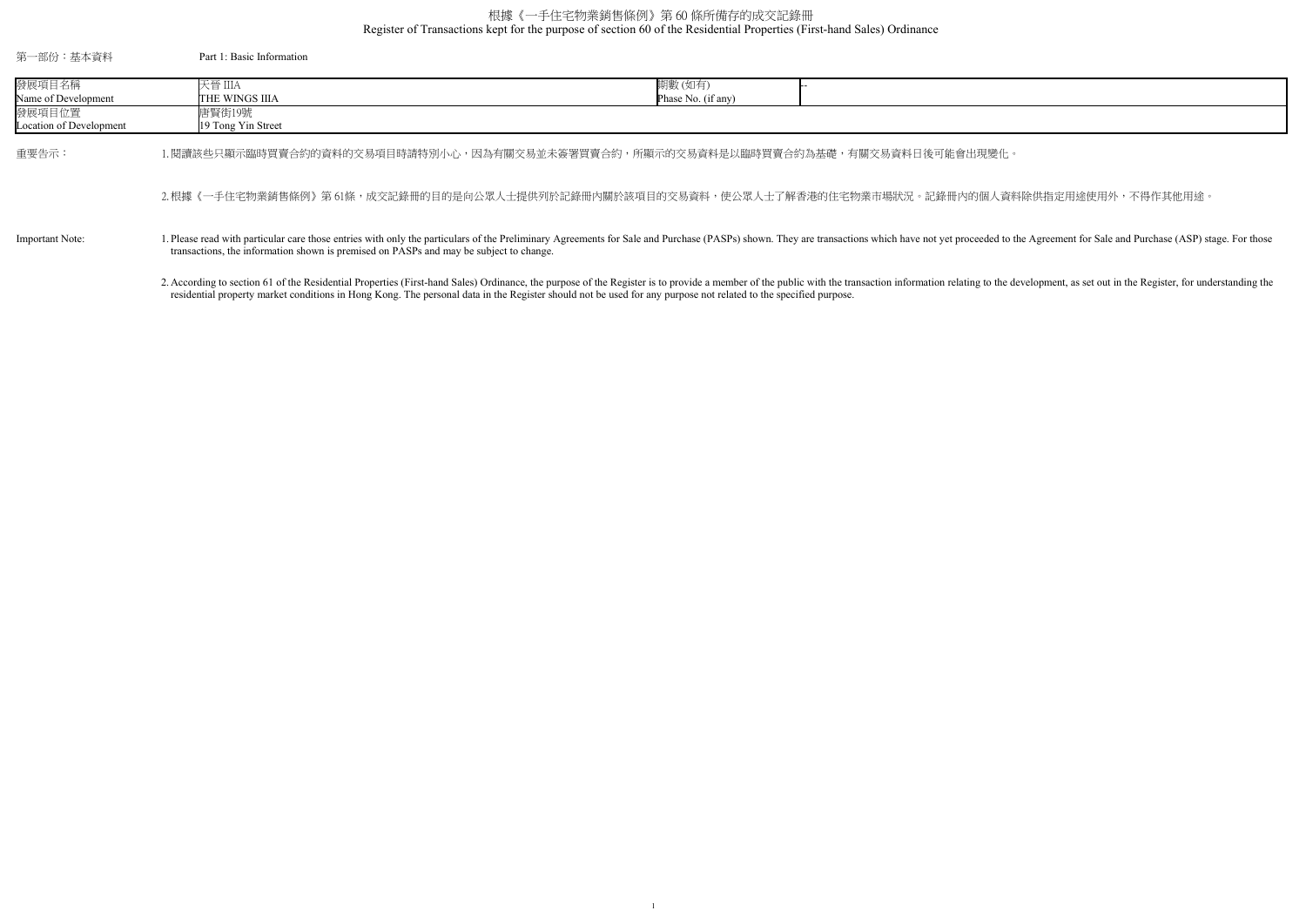# 根據《一手住宅物業銷售條例》第 60 條所備存的成交記錄冊
# Register of Transactions kept for the purpose of section 60 of the Residential Properties (First-hand Sales) Ordinance

第一部份：基本資料 Part 1: Basic Information

| 發展項目名稱<br>Name of Development | 天晉 IIIA<br>THE WINGS IIIA | 期數 (如有)<br>Phase No. (if any) | -- |
|---|---|---|---|
| 發展項目位置<br>Location of Development | 唐賢街19號<br>19 Tong Yin Street | | |

重要告示：

1. 閱讀該些只顯示臨時買賣合約的資料的交易項目時請特別小心，因為有關交易並未簽署買賣合約，所顯示的交易資料是以臨時買賣合約為基礎，有關交易資料日後可能會出現變化。

2. 根據《一手住宅物業銷售條例》第 61條，成交記錄冊的目的是向公眾人士提供列於記錄冊內關於該項目的交易資料，使公眾人士了解香港的住宅物業市場狀況。記錄冊內的個人資料除供指定用途使用外，不得作其他用途。

Important Note:

1. Please read with particular care those entries with only the particulars of the Preliminary Agreements for Sale and Purchase (PASPs) shown. They are transactions which have not yet proceeded to the Agreement for Sale and Purchase (ASP) stage. For those transactions, the information shown is premised on PASPs and may be subject to change.

2. According to section 61 of the Residential Properties (First-hand Sales) Ordinance, the purpose of the Register is to provide a member of the public with the transaction information relating to the development, as set out in the Register, for understanding the residential property market conditions in Hong Kong. The personal data in the Register should not be used for any purpose not related to the specified purpose.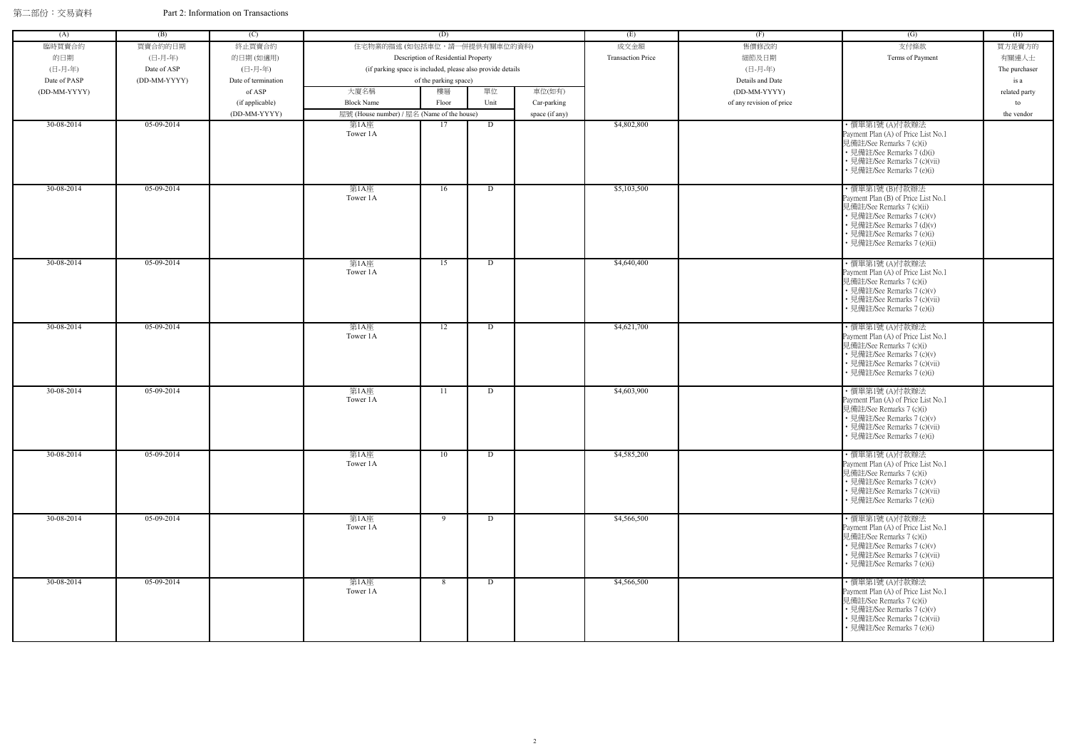第二部份：交易資料 Part 2: Information on Transactions

| (A) | (B) | (C) | (D) | | | | (E) | (F) | (G) | (H) |
|---|---|---|---|---|---|---|---|---|---|---|
| 臨時買賣合約的日期 (日-月-年) Date of PASP (DD-MM-YYYY) | 買賣合約的日期 (日-月-年) Date of ASP (DD-MM-YYYY) | 終止買賣合約的日期 (如適用) (日-月-年) Date of termination of ASP (if applicable) (DD-MM-YYYY) | 住宅物業的描述 (如包括車位，請一併提供有關車位的資料) Description of Residential Property (if parking space is included, please also provide details of the parking space) | | | | 成交金額 Transaction Price | 售價修改的細節及日期 (日-月-年) Details and Date (DD-MM-YYYY) of any revision of price | 支付條款 Terms of Payment | 買方是賣方的有關連人士 The purchaser is a related party to the vendor |
| | | | 大廈名稱 Block Name 屋號 (House number) / 屋名 (Name of the house) | 樓層 Floor | 單位 Unit | 車位(如有) Car-parking space (if any) | | | | |
| 30-08-2014 | 05-09-2014 | | 第1A座 Tower 1A | 17 | D | | $4,802,800 | | • 價單第1號 (A)付款辦法 Payment Plan (A) of Price List No.1 見備註/See Remarks 7 (c)(i) • 見備註/See Remarks 7 (d)(i) • 見備註/See Remarks 7 (c)(vii) • 見備註/See Remarks 7 (e)(i) | |
| 30-08-2014 | 05-09-2014 | | 第1A座 Tower 1A | 16 | D | | $5,103,500 | | • 價單第1號 (B)付款辦法 Payment Plan (B) of Price List No.1 見備註/See Remarks 7 (c)(ii) • 見備註/See Remarks 7 (c)(v) • 見備註/See Remarks 7 (d)(v) • 見備註/See Remarks 7 (e)(i) • 見備註/See Remarks 7 (e)(ii) | |
| 30-08-2014 | 05-09-2014 | | 第1A座 Tower 1A | 15 | D | | $4,640,400 | | • 價單第1號 (A)付款辦法 Payment Plan (A) of Price List No.1 見備註/See Remarks 7 (c)(i) • 見備註/See Remarks 7 (c)(v) • 見備註/See Remarks 7 (c)(vii) • 見備註/See Remarks 7 (e)(i) | |
| 30-08-2014 | 05-09-2014 | | 第1A座 Tower 1A | 12 | D | | $4,621,700 | | • 價單第1號 (A)付款辦法 Payment Plan (A) of Price List No.1 見備註/See Remarks 7 (c)(i) • 見備註/See Remarks 7 (c)(v) • 見備註/See Remarks 7 (c)(vii) • 見備註/See Remarks 7 (e)(i) | |
| 30-08-2014 | 05-09-2014 | | 第1A座 Tower 1A | 11 | D | | $4,603,900 | | • 價單第1號 (A)付款辦法 Payment Plan (A) of Price List No.1 見備註/See Remarks 7 (c)(i) • 見備註/See Remarks 7 (c)(v) • 見備註/See Remarks 7 (c)(vii) • 見備註/See Remarks 7 (e)(i) | |
| 30-08-2014 | 05-09-2014 | | 第1A座 Tower 1A | 10 | D | | $4,585,200 | | • 價單第1號 (A)付款辦法 Payment Plan (A) of Price List No.1 見備註/See Remarks 7 (c)(i) • 見備註/See Remarks 7 (c)(v) • 見備註/See Remarks 7 (c)(vii) • 見備註/See Remarks 7 (e)(i) | |
| 30-08-2014 | 05-09-2014 | | 第1A座 Tower 1A | 9 | D | | $4,566,500 | | • 價單第1號 (A)付款辦法 Payment Plan (A) of Price List No.1 見備註/See Remarks 7 (c)(i) • 見備註/See Remarks 7 (c)(v) • 見備註/See Remarks 7 (c)(vii) • 見備註/See Remarks 7 (e)(i) | |
| 30-08-2014 | 05-09-2014 | | 第1A座 Tower 1A | 8 | D | | $4,566,500 | | • 價單第1號 (A)付款辦法 Payment Plan (A) of Price List No.1 見備註/See Remarks 7 (c)(i) • 見備註/See Remarks 7 (c)(v) • 見備註/See Remarks 7 (c)(vii) • 見備註/See Remarks 7 (e)(i) | |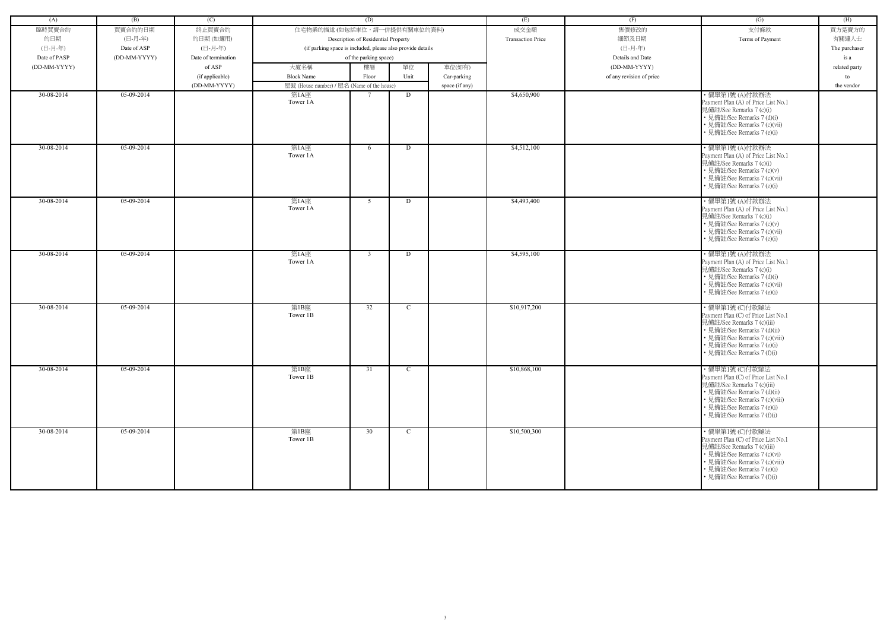| (A) | (B) | (C) | (D) | | | | (E) | (F) | (G) | (H) |
|---|---|---|---|---|---|---|---|---|---|---|
| 臨時買賣合約的日期 (日-月-年) Date of PASP (DD-MM-YYYY) | 買賣合約的日期 (日-月-年) Date of ASP (DD-MM-YYYY) | 終止買賣合約的日期 (如適用) (日-月-年) Date of termination of ASP (if applicable) (DD-MM-YYYY) | 住宅物業的描述 (如包括車位，請一併提供有關車位的資料) Description of Residential Property (if parking space is included, please also provide details of the parking space) | | | | 成交金額 Transaction Price | 售價修改的細節及日期 (日-月-年) Details and Date (DD-MM-YYYY) of any revision of price | 支付條款 Terms of Payment | 買方是賣方的有關連人士 The purchaser is a related party to the vendor |
| | | | 大廈名稱 Block Name | 樓層 Floor | 單位 Unit | 車位(如有) Car-parking space (if any) | | | | |
| | | | 屋號 (House number) / 屋名 (Name of the house) | | | | | | | |
| 30-08-2014 | 05-09-2014 | | 第1A座 Tower 1A | 7 | D | | $4,650,900 | | • 價單第1號 (A)付款辦法 Payment Plan (A) of Price List No.1 見備註/See Remarks 7 (c)(i) • 見備註/See Remarks 7 (d)(i) • 見備註/See Remarks 7 (c)(vii) • 見備註/See Remarks 7 (e)(i) | |
| 30-08-2014 | 05-09-2014 | | 第1A座 Tower 1A | 6 | D | | $4,512,100 | | • 價單第1號 (A)付款辦法 Payment Plan (A) of Price List No.1 見備註/See Remarks 7 (c)(i) • 見備註/See Remarks 7 (c)(v) • 見備註/See Remarks 7 (c)(vii) • 見備註/See Remarks 7 (e)(i) | |
| 30-08-2014 | 05-09-2014 | | 第1A座 Tower 1A | 5 | D | | $4,493,400 | | • 價單第1號 (A)付款辦法 Payment Plan (A) of Price List No.1 見備註/See Remarks 7 (c)(i) • 見備註/See Remarks 7 (c)(v) • 見備註/See Remarks 7 (c)(vii) • 見備註/See Remarks 7 (e)(i) | |
| 30-08-2014 | 05-09-2014 | | 第1A座 Tower 1A | 3 | D | | $4,595,100 | | • 價單第1號 (A)付款辦法 Payment Plan (A) of Price List No.1 見備註/See Remarks 7 (c)(i) • 見備註/See Remarks 7 (d)(i) • 見備註/See Remarks 7 (c)(vii) • 見備註/See Remarks 7 (e)(i) | |
| 30-08-2014 | 05-09-2014 | | 第1B座 Tower 1B | 32 | C | | $10,917,200 | | • 價單第1號 (C)付款辦法 Payment Plan (C) of Price List No.1 見備註/See Remarks 7 (c)(iii) • 見備註/See Remarks 7 (d)(ii) • 見備註/See Remarks 7 (c)(viii) • 見備註/See Remarks 7 (e)(i) • 見備註/See Remarks 7 (f)(i) | |
| 30-08-2014 | 05-09-2014 | | 第1B座 Tower 1B | 31 | C | | $10,868,100 | | • 價單第1號 (C)付款辦法 Payment Plan (C) of Price List No.1 見備註/See Remarks 7 (c)(iii) • 見備註/See Remarks 7 (d)(ii) • 見備註/See Remarks 7 (c)(viii) • 見備註/See Remarks 7 (e)(i) • 見備註/See Remarks 7 (f)(i) | |
| 30-08-2014 | 05-09-2014 | | 第1B座 Tower 1B | 30 | C | | $10,500,300 | | • 價單第1號 (C)付款辦法 Payment Plan (C) of Price List No.1 見備註/See Remarks 7 (c)(iii) • 見備註/See Remarks 7 (c)(vi) • 見備註/See Remarks 7 (c)(viii) • 見備註/See Remarks 7 (e)(i) • 見備註/See Remarks 7 (f)(i) | |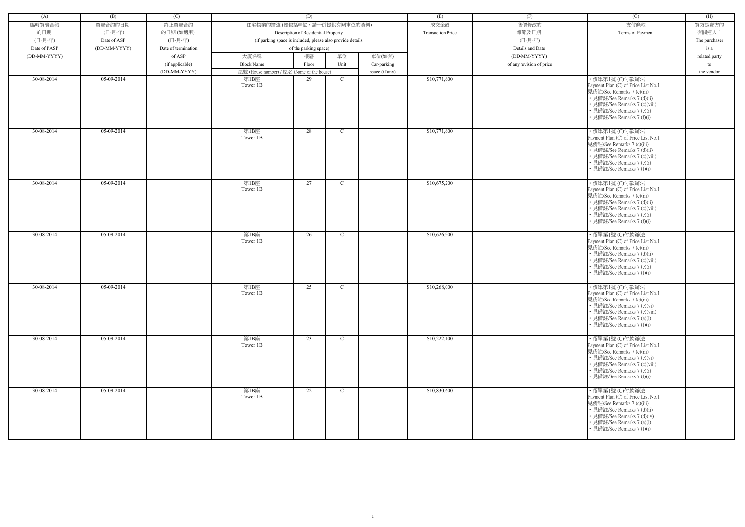| (A) | (B) | (C) | (D) | | | | (E) | (F) | (G) | (H) |
|---|---|---|---|---|---|---|---|---|---|---|
| 臨時買賣合約的日期 (日-月-年) Date of PASP (DD-MM-YYYY) | 買賣合約的日期 (日-月-年) Date of ASP (DD-MM-YYYY) | 終止買賣合約的日期 (如適用) (日-月-年) Date of termination of ASP (if applicable) (DD-MM-YYYY) | 住宅物業的描述 (如包括車位，請一併提供有關車位的資料) Description of Residential Property (if parking space is included, please also provide details of the parking space) | | | | 成交金額 Transaction Price | 售價修改的細節及日期 (日-月-年) Details and Date (DD-MM-YYYY) of any revision of price | 支付條款 Terms of Payment | 買方是賣方的有關連人士 The purchaser is a related party to the vendor |
| | | | 大廈名稱 Block Name | 樓層 Floor | 單位 Unit | 車位(如有) Car-parking space (if any) | | | | |
| | | | 屋號 (House number) / 屋名 (Name of the house) | | | | | | | |
| 30-08-2014 | 05-09-2014 | | 第1B座 Tower 1B | 29 | C | | $10,771,600 | | • 價單第1號 (C)付款辦法 Payment Plan (C) of Price List No.1 見備註/See Remarks 7 (c)(iii) • 見備註/See Remarks 7 (d)(ii) • 見備註/See Remarks 7 (c)(viii) • 見備註/See Remarks 7 (e)(i) • 見備註/See Remarks 7 (f)(i) | |
| 30-08-2014 | 05-09-2014 | | 第1B座 Tower 1B | 28 | C | | $10,771,600 | | • 價單第1號 (C)付款辦法 Payment Plan (C) of Price List No.1 見備註/See Remarks 7 (c)(iii) • 見備註/See Remarks 7 (d)(ii) • 見備註/See Remarks 7 (c)(viii) • 見備註/See Remarks 7 (e)(i) • 見備註/See Remarks 7 (f)(i) | |
| 30-08-2014 | 05-09-2014 | | 第1B座 Tower 1B | 27 | C | | $10,675,200 | | • 價單第1號 (C)付款辦法 Payment Plan (C) of Price List No.1 見備註/See Remarks 7 (c)(iii) • 見備註/See Remarks 7 (d)(ii) • 見備註/See Remarks 7 (c)(viii) • 見備註/See Remarks 7 (e)(i) • 見備註/See Remarks 7 (f)(i) | |
| 30-08-2014 | 05-09-2014 | | 第1B座 Tower 1B | 26 | C | | $10,626,900 | | • 價單第1號 (C)付款辦法 Payment Plan (C) of Price List No.1 見備註/See Remarks 7 (c)(iii) • 見備註/See Remarks 7 (d)(ii) • 見備註/See Remarks 7 (c)(viii) • 見備註/See Remarks 7 (e)(i) • 見備註/See Remarks 7 (f)(i) | |
| 30-08-2014 | 05-09-2014 | | 第1B座 Tower 1B | 25 | C | | $10,268,000 | | • 價單第1號 (C)付款辦法 Payment Plan (C) of Price List No.1 見備註/See Remarks 7 (c)(iii) • 見備註/See Remarks 7 (c)(vi) • 見備註/See Remarks 7 (c)(viii) • 見備註/See Remarks 7 (e)(i) • 見備註/See Remarks 7 (f)(i) | |
| 30-08-2014 | 05-09-2014 | | 第1B座 Tower 1B | 23 | C | | $10,222,100 | | • 價單第1號 (C)付款辦法 Payment Plan (C) of Price List No.1 見備註/See Remarks 7 (c)(iii) • 見備註/See Remarks 7 (c)(vi) • 見備註/See Remarks 7 (c)(viii) • 見備註/See Remarks 7 (e)(i) • 見備註/See Remarks 7 (f)(i) | |
| 30-08-2014 | 05-09-2014 | | 第1B座 Tower 1B | 22 | C | | $10,830,600 | | • 價單第1號 (C)付款辦法 Payment Plan (C) of Price List No.1 見備註/See Remarks 7 (c)(iii) • 見備註/See Remarks 7 (d)(ii) • 見備註/See Remarks 7 (d)(iv) • 見備註/See Remarks 7 (e)(i) • 見備註/See Remarks 7 (f)(i) | |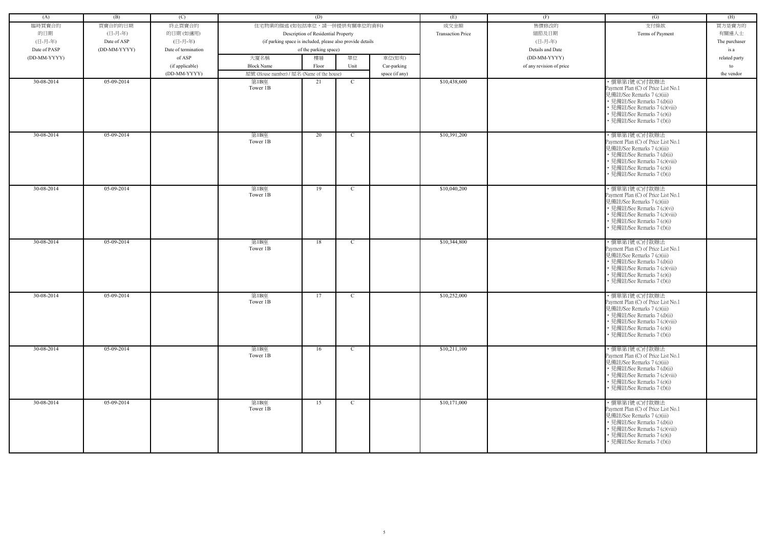| (A) | (B) | (C) | (D) | | | | (E) | (F) | (G) | (H) |
|---|---|---|---|---|---|---|---|---|---|---|
| 臨時買賣合約的日期 (日-月-年) Date of PASP (DD-MM-YYYY) | 買賣合約的日期 (日-月-年) Date of ASP (DD-MM-YYYY) | 終止買賣合約的日期 (如適用) (日-月-年) Date of termination of ASP (if applicable) (DD-MM-YYYY) | 住宅物業的描述 (如包括車位，請一併提供有關車位的資料) Description of Residential Property (if parking space is included, please also provide details of the parking space) | | | | 成交金額 Transaction Price | 售價修改的細節及日期 (日-月-年) Details and Date (DD-MM-YYYY) of any revision of price | 支付條款 Terms of Payment | 買方是賣方的有關連人士 The purchaser is a related party to the vendor |
| | | | 大廈名稱 Block Name 屋號 (House number) / 屋名 (Name of the house) | 樓層 Floor | 單位 Unit | 車位(如有) Car-parking space (if any) | | | | |
| 30-08-2014 | 05-09-2014 | | 第1B座 Tower 1B | 21 | C | | $10,438,600 | | • 價單第1號 (C)付款辦法 Payment Plan (C) of Price List No.1 見備註/See Remarks 7 (c)(iii) • 見備註/See Remarks 7 (d)(ii) • 見備註/See Remarks 7 (c)(viii) • 見備註/See Remarks 7 (e)(i) • 見備註/See Remarks 7 (f)(i) | |
| 30-08-2014 | 05-09-2014 | | 第1B座 Tower 1B | 20 | C | | $10,391,200 | | • 價單第1號 (C)付款辦法 Payment Plan (C) of Price List No.1 見備註/See Remarks 7 (c)(iii) • 見備註/See Remarks 7 (d)(ii) • 見備註/See Remarks 7 (c)(viii) • 見備註/See Remarks 7 (e)(i) • 見備註/See Remarks 7 (f)(i) | |
| 30-08-2014 | 05-09-2014 | | 第1B座 Tower 1B | 19 | C | | $10,040,200 | | • 價單第1號 (C)付款辦法 Payment Plan (C) of Price List No.1 見備註/See Remarks 7 (c)(iii) • 見備註/See Remarks 7 (c)(vi) • 見備註/See Remarks 7 (c)(viii) • 見備註/See Remarks 7 (e)(i) • 見備註/See Remarks 7 (f)(i) | |
| 30-08-2014 | 05-09-2014 | | 第1B座 Tower 1B | 18 | C | | $10,344,800 | | • 價單第1號 (C)付款辦法 Payment Plan (C) of Price List No.1 見備註/See Remarks 7 (c)(iii) • 見備註/See Remarks 7 (d)(ii) • 見備註/See Remarks 7 (c)(viii) • 見備註/See Remarks 7 (e)(i) • 見備註/See Remarks 7 (f)(i) | |
| 30-08-2014 | 05-09-2014 | | 第1B座 Tower 1B | 17 | C | | $10,252,000 | | • 價單第1號 (C)付款辦法 Payment Plan (C) of Price List No.1 見備註/See Remarks 7 (c)(iii) • 見備註/See Remarks 7 (d)(ii) • 見備註/See Remarks 7 (c)(viii) • 見備註/See Remarks 7 (e)(i) • 見備註/See Remarks 7 (f)(i) | |
| 30-08-2014 | 05-09-2014 | | 第1B座 Tower 1B | 16 | C | | $10,211,100 | | • 價單第1號 (C)付款辦法 Payment Plan (C) of Price List No.1 見備註/See Remarks 7 (c)(iii) • 見備註/See Remarks 7 (d)(ii) • 見備註/See Remarks 7 (c)(viii) • 見備註/See Remarks 7 (e)(i) • 見備註/See Remarks 7 (f)(i) | |
| 30-08-2014 | 05-09-2014 | | 第1B座 Tower 1B | 15 | C | | $10,171,000 | | • 價單第1號 (C)付款辦法 Payment Plan (C) of Price List No.1 見備註/See Remarks 7 (c)(iii) • 見備註/See Remarks 7 (d)(ii) • 見備註/See Remarks 7 (c)(viii) • 見備註/See Remarks 7 (e)(i) • 見備註/See Remarks 7 (f)(i) | |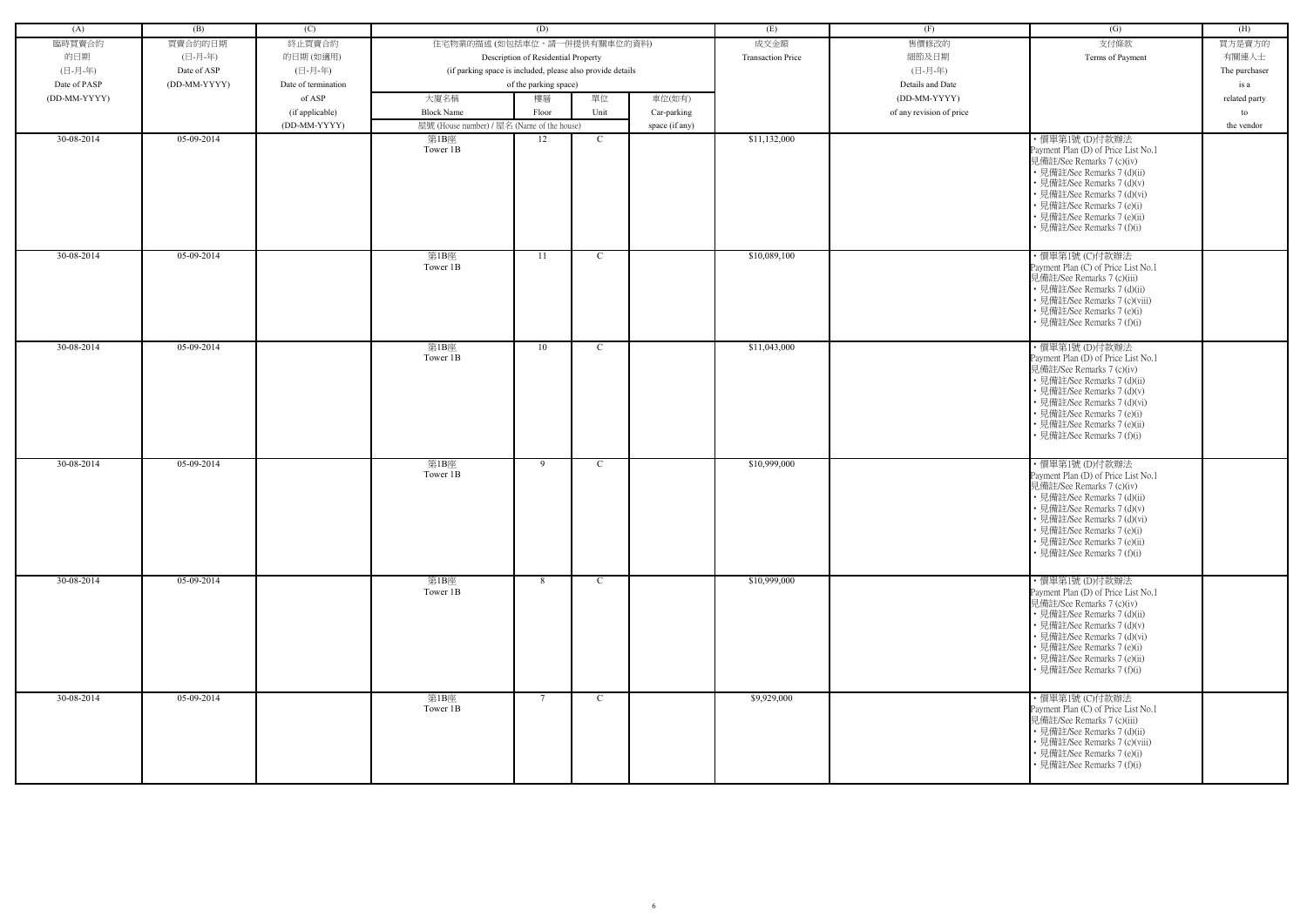| (A) | (B) | (C) | (D) | | | | (E) | (F) | (G) | (H) |
|---|---|---|---|---|---|---|---|---|---|---|
| 臨時買賣合約的日期 (日-月-年) Date of PASP (DD-MM-YYYY) | 買賣合約的日期 (日-月-年) Date of ASP (DD-MM-YYYY) | 終止買賣合約的日期 (如適用) (日-月-年) Date of termination of ASP (if applicable) (DD-MM-YYYY) | 住宅物業的描述 (如包括車位，請一併提供有關車位的資料) Description of Residential Property (if parking space is included, please also provide details of the parking space) | | | | 成交金額 Transaction Price | 售價修改的細節及日期 (日-月-年) Details and Date (DD-MM-YYYY) of any revision of price | 支付條款 Terms of Payment | 買方是賣方的有關連人士 The purchaser is a related party to the vendor |
| | | | 大廈名稱 Block Name | 樓層 Floor | 單位 Unit | 車位(如有) Car-parking space (if any) | | | | |
| | | | 屋號 (House number) / 屋名 (Name of the house) | | | | | | | |
| 30-08-2014 | 05-09-2014 | | 第1B座 Tower 1B | 12 | C | | $11,132,000 | | • 價單第1號 (D)付款辦法 Payment Plan (D) of Price List No.1 見備註/See Remarks 7 (c)(iv) • 見備註/See Remarks 7 (d)(ii) • 見備註/See Remarks 7 (d)(v) • 見備註/See Remarks 7 (d)(vi) • 見備註/See Remarks 7 (e)(i) • 見備註/See Remarks 7 (e)(ii) • 見備註/See Remarks 7 (f)(i) | |
| 30-08-2014 | 05-09-2014 | | 第1B座 Tower 1B | 11 | C | | $10,089,100 | | • 價單第1號 (C)付款辦法 Payment Plan (C) of Price List No.1 見備註/See Remarks 7 (c)(iii) • 見備註/See Remarks 7 (d)(ii) • 見備註/See Remarks 7 (c)(viii) • 見備註/See Remarks 7 (e)(i) • 見備註/See Remarks 7 (f)(i) | |
| 30-08-2014 | 05-09-2014 | | 第1B座 Tower 1B | 10 | C | | $11,043,000 | | • 價單第1號 (D)付款辦法 Payment Plan (D) of Price List No.1 見備註/See Remarks 7 (c)(iv) • 見備註/See Remarks 7 (d)(ii) • 見備註/See Remarks 7 (d)(v) • 見備註/See Remarks 7 (d)(vi) • 見備註/See Remarks 7 (e)(i) • 見備註/See Remarks 7 (e)(ii) • 見備註/See Remarks 7 (f)(i) | |
| 30-08-2014 | 05-09-2014 | | 第1B座 Tower 1B | 9 | C | | $10,999,000 | | • 價單第1號 (D)付款辦法 Payment Plan (D) of Price List No.1 見備註/See Remarks 7 (c)(iv) • 見備註/See Remarks 7 (d)(ii) • 見備註/See Remarks 7 (d)(v) • 見備註/See Remarks 7 (d)(vi) • 見備註/See Remarks 7 (e)(i) • 見備註/See Remarks 7 (e)(ii) • 見備註/See Remarks 7 (f)(i) | |
| 30-08-2014 | 05-09-2014 | | 第1B座 Tower 1B | 8 | C | | $10,999,000 | | • 價單第1號 (D)付款辦法 Payment Plan (D) of Price List No.1 見備註/See Remarks 7 (c)(iv) • 見備註/See Remarks 7 (d)(ii) • 見備註/See Remarks 7 (d)(v) • 見備註/See Remarks 7 (d)(vi) • 見備註/See Remarks 7 (e)(i) • 見備註/See Remarks 7 (e)(ii) • 見備註/See Remarks 7 (f)(i) | |
| 30-08-2014 | 05-09-2014 | | 第1B座 Tower 1B | 7 | C | | $9,929,000 | | • 價單第1號 (C)付款辦法 Payment Plan (C) of Price List No.1 見備註/See Remarks 7 (c)(iii) • 見備註/See Remarks 7 (d)(ii) • 見備註/See Remarks 7 (c)(viii) • 見備註/See Remarks 7 (e)(i) • 見備註/See Remarks 7 (f)(i) | |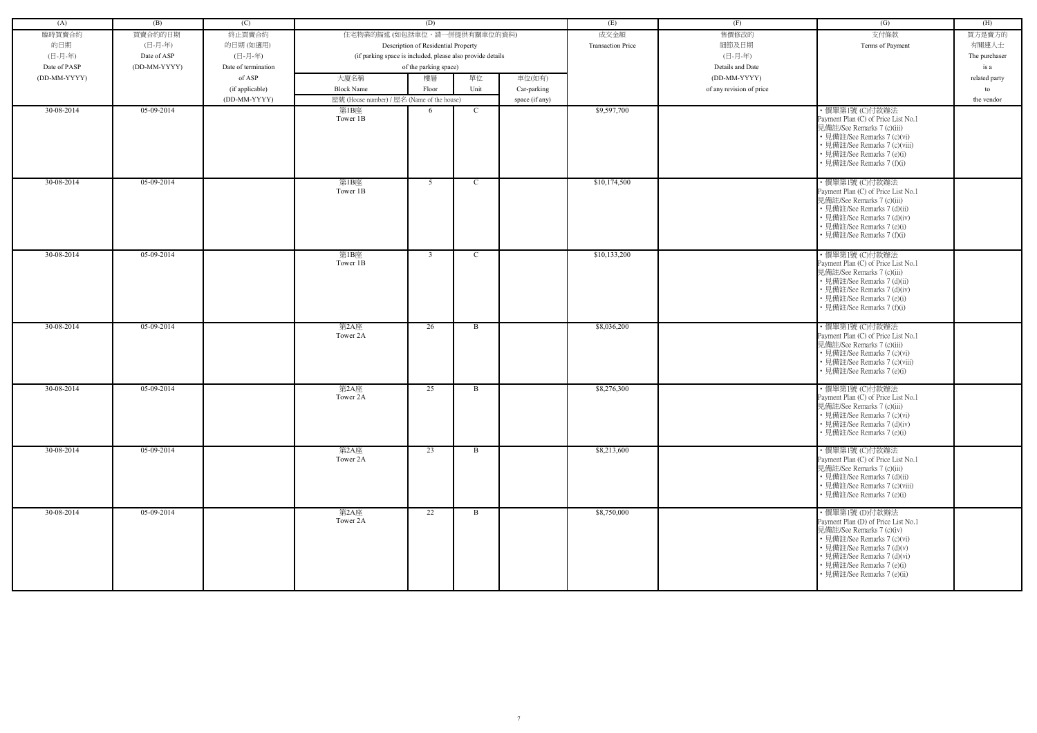| (A) | (B) | (C) | (D) | | | | (E) | (F) | (G) | (H) |
|---|---|---|---|---|---|---|---|---|---|---|
| 臨時買賣合約的日期 (日-月-年) Date of PASP (DD-MM-YYYY) | 買賣合約的日期 (日-月-年) Date of ASP (DD-MM-YYYY) | 終止買賣合約的日期 (如適用) (日-月-年) Date of termination of ASP (if applicable) (DD-MM-YYYY) | 住宅物業的描述 (如包括車位，請一併提供有關車位的資料) Description of Residential Property (if parking space is included, please also provide details of the parking space) | | | | 成交金額 Transaction Price | 售價修改的細節及日期 (日-月-年) Details and Date (DD-MM-YYYY) of any revision of price | 支付條款 Terms of Payment | 買方是賣方的有關連人士 The purchaser is a related party to the vendor |
| | | | 大廈名稱 Block Name | 樓層 Floor | 單位 Unit | 車位(如有) Car-parking space (if any) | | | | |
| | | | 屋號 (House number) / 屋名 (Name of the house) | | | | | | | |
| 30-08-2014 | 05-09-2014 | | 第1B座 Tower 1B | 6 | C | | $9,597,700 | | • 價單第1號 (C)付款辦法 Payment Plan (C) of Price List No.1 見備註/See Remarks 7 (c)(iii) • 見備註/See Remarks 7 (c)(vi) • 見備註/See Remarks 7 (c)(viii) • 見備註/See Remarks 7 (e)(i) • 見備註/See Remarks 7 (f)(i) | |
| 30-08-2014 | 05-09-2014 | | 第1B座 Tower 1B | 5 | C | | $10,174,500 | | • 價單第1號 (C)付款辦法 Payment Plan (C) of Price List No.1 見備註/See Remarks 7 (c)(iii) • 見備註/See Remarks 7 (d)(ii) • 見備註/See Remarks 7 (d)(iv) • 見備註/See Remarks 7 (e)(i) • 見備註/See Remarks 7 (f)(i) | |
| 30-08-2014 | 05-09-2014 | | 第1B座 Tower 1B | 3 | C | | $10,133,200 | | • 價單第1號 (C)付款辦法 Payment Plan (C) of Price List No.1 見備註/See Remarks 7 (c)(iii) • 見備註/See Remarks 7 (d)(ii) • 見備註/See Remarks 7 (d)(iv) • 見備註/See Remarks 7 (e)(i) • 見備註/See Remarks 7 (f)(i) | |
| 30-08-2014 | 05-09-2014 | | 第2A座 Tower 2A | 26 | B | | $8,036,200 | | • 價單第1號 (C)付款辦法 Payment Plan (C) of Price List No.1 見備註/See Remarks 7 (c)(iii) • 見備註/See Remarks 7 (c)(vi) • 見備註/See Remarks 7 (c)(viii) • 見備註/See Remarks 7 (e)(i) | |
| 30-08-2014 | 05-09-2014 | | 第2A座 Tower 2A | 25 | B | | $8,276,300 | | • 價單第1號 (C)付款辦法 Payment Plan (C) of Price List No.1 見備註/See Remarks 7 (c)(iii) • 見備註/See Remarks 7 (c)(vi) • 見備註/See Remarks 7 (d)(iv) • 見備註/See Remarks 7 (e)(i) | |
| 30-08-2014 | 05-09-2014 | | 第2A座 Tower 2A | 23 | B | | $8,213,600 | | • 價單第1號 (C)付款辦法 Payment Plan (C) of Price List No.1 見備註/See Remarks 7 (c)(iii) • 見備註/See Remarks 7 (d)(ii) • 見備註/See Remarks 7 (c)(viii) • 見備註/See Remarks 7 (e)(i) | |
| 30-08-2014 | 05-09-2014 | | 第2A座 Tower 2A | 22 | B | | $8,750,000 | | • 價單第1號 (D)付款辦法 Payment Plan (D) of Price List No.1 見備註/See Remarks 7 (c)(iv) • 見備註/See Remarks 7 (c)(vi) • 見備註/See Remarks 7 (d)(v) • 見備註/See Remarks 7 (d)(vi) • 見備註/See Remarks 7 (e)(i) • 見備註/See Remarks 7 (e)(ii) | |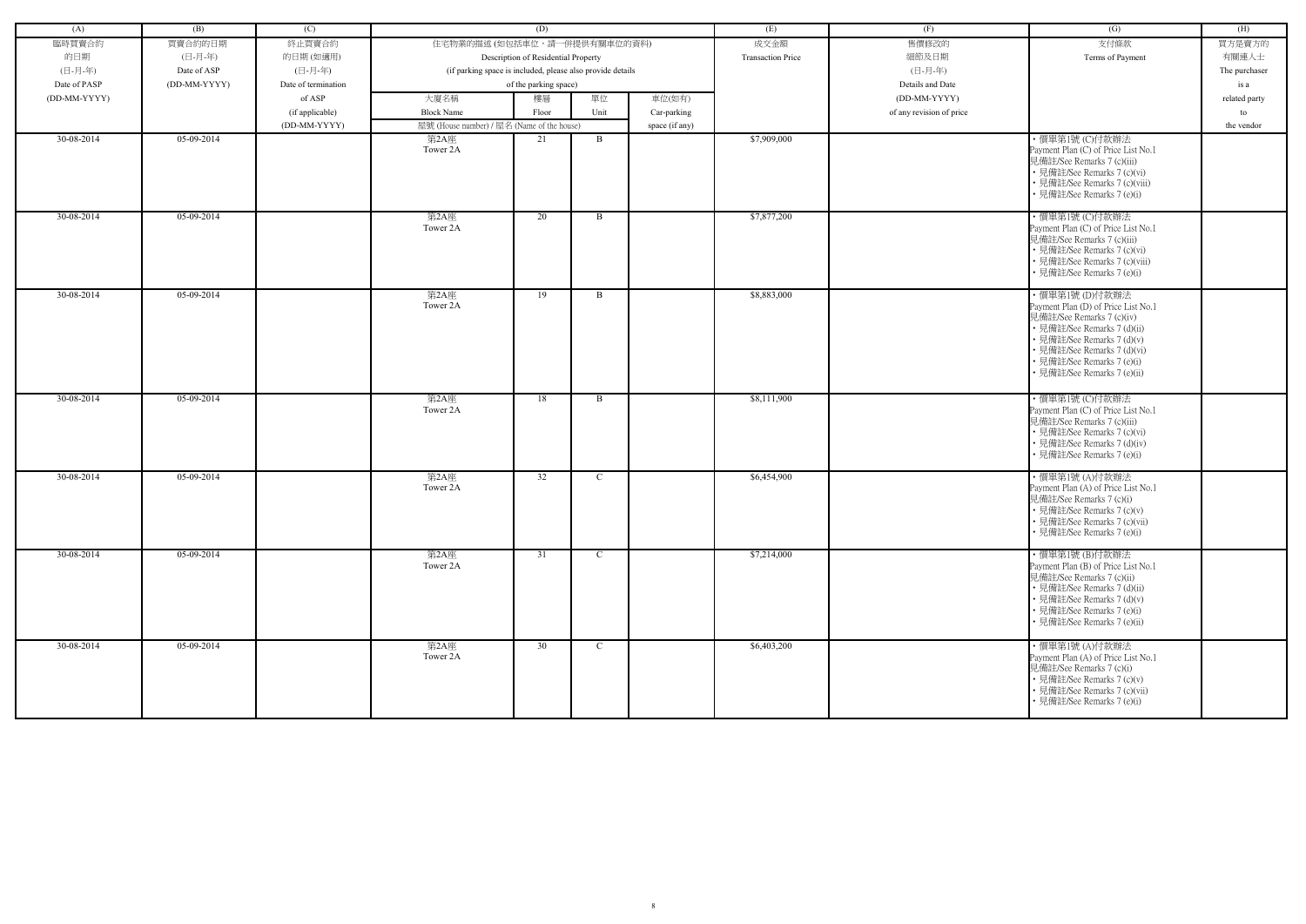| (A) | (B) | (C) | (D) | | | | (E) | (F) | (G) | (H) |
|---|---|---|---|---|---|---|---|---|---|---|
| 臨時買賣合約的日期 (日-月-年) Date of PASP (DD-MM-YYYY) | 買賣合約的日期 (日-月-年) Date of ASP (DD-MM-YYYY) | 終止買賣合約的日期 (如適用) (日-月-年) Date of termination of ASP (if applicable) (DD-MM-YYYY) | 住宅物業的描述 (如包括車位，請一併提供有關車位的資料) Description of Residential Property (if parking space is included, please also provide details of the parking space) | | | | 成交金額 Transaction Price | 售價修改的細節及日期 (日-月-年) Details and Date (DD-MM-YYYY) of any revision of price | 支付條款 Terms of Payment | 買方是賣方的有關連人士 The purchaser is a related party to the vendor |
| | | | 大廈名稱 Block Name | 樓層 Floor | 單位 Unit | 車位(如有) Car-parking space (if any) | | | | |
| | | | 屋號 (House number) / 屋名 (Name of the house) | | | | | | | |
| 30-08-2014 | 05-09-2014 | | 第2A座 Tower 2A | 21 | B | | $7,909,000 | | • 價單第1號 (C)付款辦法 Payment Plan (C) of Price List No.1 見備註/See Remarks 7 (c)(iii) • 見備註/See Remarks 7 (c)(vi) • 見備註/See Remarks 7 (c)(viii) • 見備註/See Remarks 7 (e)(i) | |
| 30-08-2014 | 05-09-2014 | | 第2A座 Tower 2A | 20 | B | | $7,877,200 | | • 價單第1號 (C)付款辦法 Payment Plan (C) of Price List No.1 見備註/See Remarks 7 (c)(iii) • 見備註/See Remarks 7 (c)(vi) • 見備註/See Remarks 7 (c)(viii) • 見備註/See Remarks 7 (e)(i) | |
| 30-08-2014 | 05-09-2014 | | 第2A座 Tower 2A | 19 | B | | $8,883,000 | | • 價單第1號 (D)付款辦法 Payment Plan (D) of Price List No.1 見備註/See Remarks 7 (c)(iv) • 見備註/See Remarks 7 (d)(ii) • 見備註/See Remarks 7 (d)(v) • 見備註/See Remarks 7 (d)(vi) • 見備註/See Remarks 7 (e)(i) • 見備註/See Remarks 7 (e)(ii) | |
| 30-08-2014 | 05-09-2014 | | 第2A座 Tower 2A | 18 | B | | $8,111,900 | | • 價單第1號 (C)付款辦法 Payment Plan (C) of Price List No.1 見備註/See Remarks 7 (c)(iii) • 見備註/See Remarks 7 (c)(vi) • 見備註/See Remarks 7 (d)(iv) • 見備註/See Remarks 7 (e)(i) | |
| 30-08-2014 | 05-09-2014 | | 第2A座 Tower 2A | 32 | C | | $6,454,900 | | • 價單第1號 (A)付款辦法 Payment Plan (A) of Price List No.1 見備註/See Remarks 7 (c)(i) • 見備註/See Remarks 7 (c)(v) • 見備註/See Remarks 7 (c)(vii) • 見備註/See Remarks 7 (e)(i) | |
| 30-08-2014 | 05-09-2014 | | 第2A座 Tower 2A | 31 | C | | $7,214,000 | | • 價單第1號 (B)付款辦法 Payment Plan (B) of Price List No.1 見備註/See Remarks 7 (c)(ii) • 見備註/See Remarks 7 (d)(ii) • 見備註/See Remarks 7 (d)(v) • 見備註/See Remarks 7 (e)(i) • 見備註/See Remarks 7 (e)(ii) | |
| 30-08-2014 | 05-09-2014 | | 第2A座 Tower 2A | 30 | C | | $6,403,200 | | • 價單第1號 (A)付款辦法 Payment Plan (A) of Price List No.1 見備註/See Remarks 7 (c)(i) • 見備註/See Remarks 7 (c)(v) • 見備註/See Remarks 7 (c)(vii) • 見備註/See Remarks 7 (e)(i) | |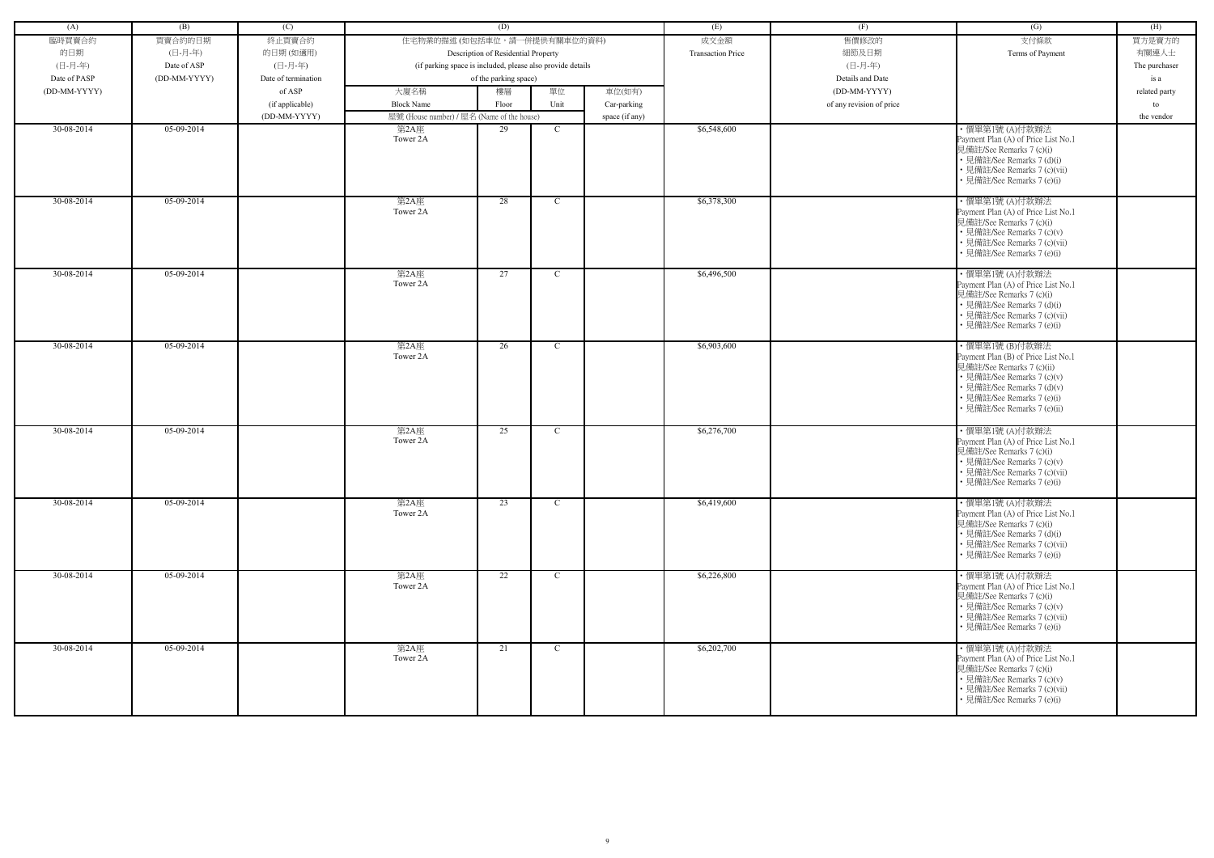| (A) | (B) | (C) | (D) | | | | (E) | (F) | (G) | (H) |
|---|---|---|---|---|---|---|---|---|---|---|
| 臨時買賣合約的日期 (日-月-年) Date of PASP (DD-MM-YYYY) | 買賣合約的日期 (日-月-年) Date of ASP (DD-MM-YYYY) | 終止買賣合約的日期 (如適用) (日-月-年) Date of termination of ASP (if applicable) (DD-MM-YYYY) | 住宅物業的描述 (如包括車位，請一併提供有關車位的資料) Description of Residential Property (if parking space is included, please also provide details of the parking space) | | | | 成交金額 Transaction Price | 售價修改的細節及日期 (日-月-年) Details and Date (DD-MM-YYYY) of any revision of price | 支付條款 Terms of Payment | 買方是賣方的有關連人士 The purchaser is a related party to the vendor |
| | | | 大廈名稱 Block Name | 樓層 Floor | 單位 Unit | 車位(如有) Car-parking space (if any) | | | | |
| | | | 屋號 (House number) / 屋名 (Name of the house) | | | | | | | |
| 30-08-2014 | 05-09-2014 | | 第2A座 Tower 2A | 29 | C | | $6,548,600 | | • 價單第1號 (A)付款辦法 Payment Plan (A) of Price List No.1 見備註/See Remarks 7 (c)(i) • 見備註/See Remarks 7 (d)(i) • 見備註/See Remarks 7 (c)(vii) • 見備註/See Remarks 7 (e)(i) | |
| 30-08-2014 | 05-09-2014 | | 第2A座 Tower 2A | 28 | C | | $6,378,300 | | • 價單第1號 (A)付款辦法 Payment Plan (A) of Price List No.1 見備註/See Remarks 7 (c)(i) • 見備註/See Remarks 7 (c)(v) • 見備註/See Remarks 7 (c)(vii) • 見備註/See Remarks 7 (e)(i) | |
| 30-08-2014 | 05-09-2014 | | 第2A座 Tower 2A | 27 | C | | $6,496,500 | | • 價單第1號 (A)付款辦法 Payment Plan (A) of Price List No.1 見備註/See Remarks 7 (c)(i) • 見備註/See Remarks 7 (d)(i) • 見備註/See Remarks 7 (c)(vii) • 見備註/See Remarks 7 (e)(i) | |
| 30-08-2014 | 05-09-2014 | | 第2A座 Tower 2A | 26 | C | | $6,903,600 | | • 價單第1號 (B)付款辦法 Payment Plan (B) of Price List No.1 見備註/See Remarks 7 (c)(ii) • 見備註/See Remarks 7 (c)(v) • 見備註/See Remarks 7 (d)(v) • 見備註/See Remarks 7 (e)(i) • 見備註/See Remarks 7 (e)(ii) | |
| 30-08-2014 | 05-09-2014 | | 第2A座 Tower 2A | 25 | C | | $6,276,700 | | • 價單第1號 (A)付款辦法 Payment Plan (A) of Price List No.1 見備註/See Remarks 7 (c)(i) • 見備註/See Remarks 7 (c)(v) • 見備註/See Remarks 7 (c)(vii) • 見備註/See Remarks 7 (e)(i) | |
| 30-08-2014 | 05-09-2014 | | 第2A座 Tower 2A | 23 | C | | $6,419,600 | | • 價單第1號 (A)付款辦法 Payment Plan (A) of Price List No.1 見備註/See Remarks 7 (c)(i) • 見備註/See Remarks 7 (d)(i) • 見備註/See Remarks 7 (c)(vii) • 見備註/See Remarks 7 (e)(i) | |
| 30-08-2014 | 05-09-2014 | | 第2A座 Tower 2A | 22 | C | | $6,226,800 | | • 價單第1號 (A)付款辦法 Payment Plan (A) of Price List No.1 見備註/See Remarks 7 (c)(i) • 見備註/See Remarks 7 (c)(v) • 見備註/See Remarks 7 (c)(vii) • 見備註/See Remarks 7 (e)(i) | |
| 30-08-2014 | 05-09-2014 | | 第2A座 Tower 2A | 21 | C | | $6,202,700 | | • 價單第1號 (A)付款辦法 Payment Plan (A) of Price List No.1 見備註/See Remarks 7 (c)(i) • 見備註/See Remarks 7 (c)(v) • 見備註/See Remarks 7 (c)(vii) • 見備註/See Remarks 7 (e)(i) | |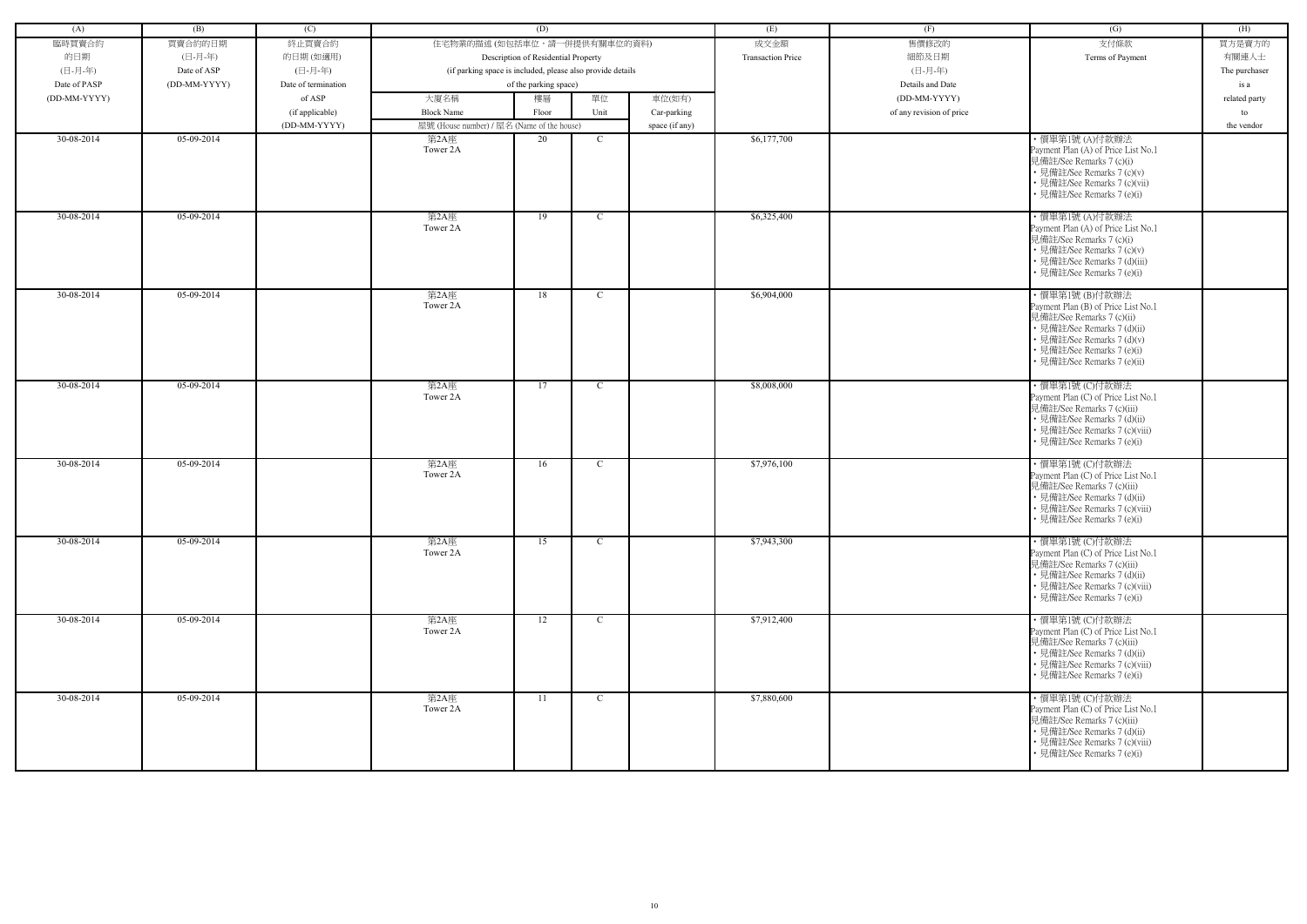| (A) | (B) | (C) | (D) | | | | (E) | (F) | (G) | (H) |
|---|---|---|---|---|---|---|---|---|---|---|
| 臨時買賣合約的日期 (日-月-年) Date of PASP (DD-MM-YYYY) | 買賣合約的日期 (日-月-年) Date of ASP (DD-MM-YYYY) | 終止買賣合約的日期 (如適用) (日-月-年) Date of termination of ASP (if applicable) (DD-MM-YYYY) | 住宅物業的描述 (如包括車位，請一併提供有關車位的資料) Description of Residential Property (if parking space is included, please also provide details of the parking space) | | | | 成交金額 Transaction Price | 售價修改的細節及日期 (日-月-年) Details and Date (DD-MM-YYYY) of any revision of price | 支付條款 Terms of Payment | 買方是賣方的有關連人士 The purchaser is a related party to the vendor |
| | | | 大廈名稱 Block Name | 樓層 Floor | 單位 Unit | 車位(如有) Car-parking space (if any) | | | | |
| | | | 屋號 (House number) / 屋名 (Name of the house) | | | | | | | |
| 30-08-2014 | 05-09-2014 | | 第2A座 Tower 2A | 20 | C | | $6,177,700 | | • 價單第1號 (A)付款辦法 Payment Plan (A) of Price List No.1 見備註/See Remarks 7 (c)(i) • 見備註/See Remarks 7 (c)(v) • 見備註/See Remarks 7 (c)(vii) • 見備註/See Remarks 7 (e)(i) | |
| 30-08-2014 | 05-09-2014 | | 第2A座 Tower 2A | 19 | C | | $6,325,400 | | • 價單第1號 (A)付款辦法 Payment Plan (A) of Price List No.1 見備註/See Remarks 7 (c)(i) • 見備註/See Remarks 7 (c)(v) • 見備註/See Remarks 7 (d)(iii) • 見備註/See Remarks 7 (e)(i) | |
| 30-08-2014 | 05-09-2014 | | 第2A座 Tower 2A | 18 | C | | $6,904,000 | | • 價單第1號 (B)付款辦法 Payment Plan (B) of Price List No.1 見備註/See Remarks 7 (c)(ii) • 見備註/See Remarks 7 (d)(ii) • 見備註/See Remarks 7 (d)(v) • 見備註/See Remarks 7 (e)(i) • 見備註/See Remarks 7 (e)(ii) | |
| 30-08-2014 | 05-09-2014 | | 第2A座 Tower 2A | 17 | C | | $8,008,000 | | • 價單第1號 (C)付款辦法 Payment Plan (C) of Price List No.1 見備註/See Remarks 7 (c)(iii) • 見備註/See Remarks 7 (d)(ii) • 見備註/See Remarks 7 (c)(viii) • 見備註/See Remarks 7 (e)(i) | |
| 30-08-2014 | 05-09-2014 | | 第2A座 Tower 2A | 16 | C | | $7,976,100 | | • 價單第1號 (C)付款辦法 Payment Plan (C) of Price List No.1 見備註/See Remarks 7 (c)(iii) • 見備註/See Remarks 7 (d)(ii) • 見備註/See Remarks 7 (c)(viii) • 見備註/See Remarks 7 (e)(i) | |
| 30-08-2014 | 05-09-2014 | | 第2A座 Tower 2A | 15 | C | | $7,943,300 | | • 價單第1號 (C)付款辦法 Payment Plan (C) of Price List No.1 見備註/See Remarks 7 (c)(iii) • 見備註/See Remarks 7 (d)(ii) • 見備註/See Remarks 7 (c)(viii) • 見備註/See Remarks 7 (e)(i) | |
| 30-08-2014 | 05-09-2014 | | 第2A座 Tower 2A | 12 | C | | $7,912,400 | | • 價單第1號 (C)付款辦法 Payment Plan (C) of Price List No.1 見備註/See Remarks 7 (c)(iii) • 見備註/See Remarks 7 (d)(ii) • 見備註/See Remarks 7 (c)(viii) • 見備註/See Remarks 7 (e)(i) | |
| 30-08-2014 | 05-09-2014 | | 第2A座 Tower 2A | 11 | C | | $7,880,600 | | • 價單第1號 (C)付款辦法 Payment Plan (C) of Price List No.1 見備註/See Remarks 7 (c)(iii) • 見備註/See Remarks 7 (d)(ii) • 見備註/See Remarks 7 (c)(viii) • 見備註/See Remarks 7 (e)(i) | |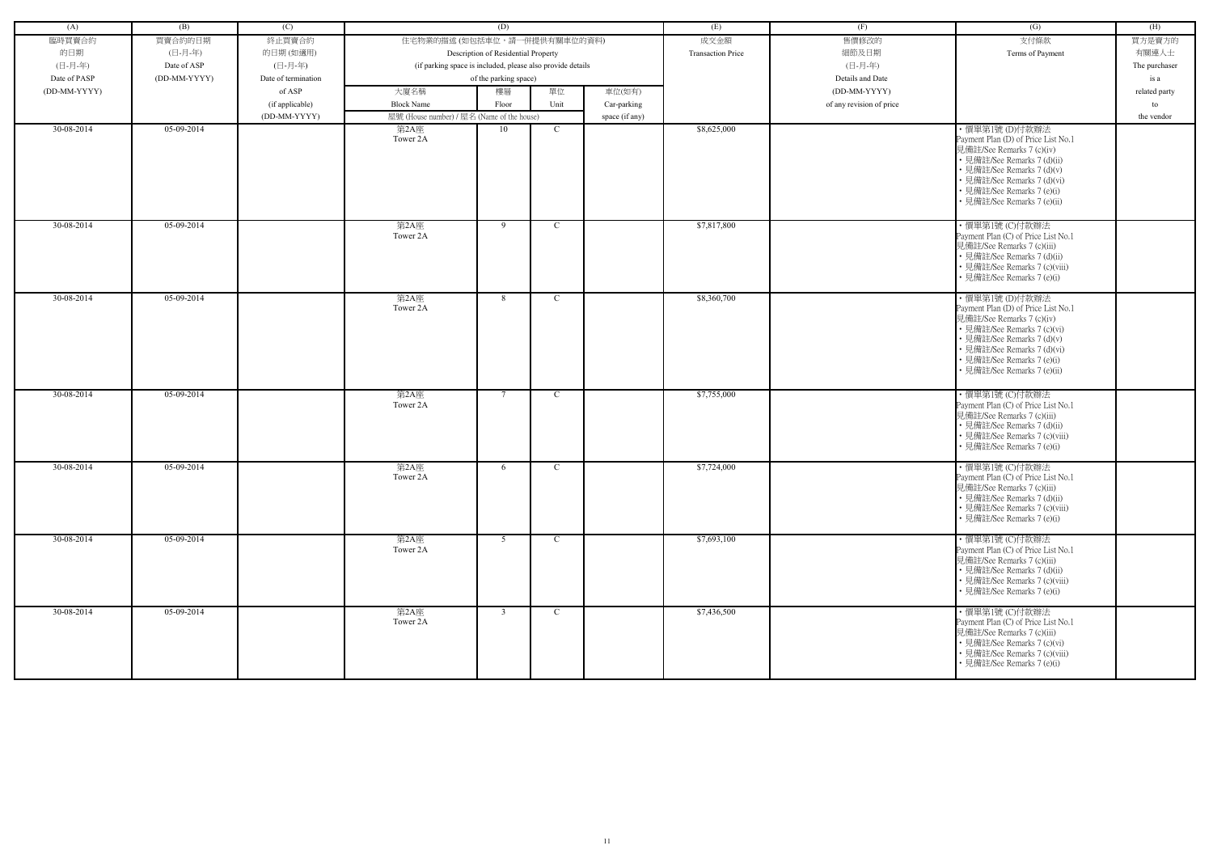| (A) | (B) | (C) | (D) | | | | (E) | (F) | (G) | (H) |
|---|---|---|---|---|---|---|---|---|---|---|
| 臨時買賣合約<br>的日期<br>(日-月-年)<br>Date of PASP<br>(DD-MM-YYYY) | 買賣合約的日期<br>(日-月-年)<br>Date of ASP<br>(DD-MM-YYYY) | 終止買賣合約<br>的日期 (如適用)<br>(日-月-年)<br>Date of termination<br>of ASP<br>(if applicable)<br>(DD-MM-YYYY) | 住宅物業的描述 (如包括車位，請一併提供有關車位的資料)<br>Description of Residential Property<br>(if parking space is included, please also provide details<br>of the parking space) | | | | 成交金額<br>Transaction Price | 售價修改的<br>細節及日期<br>(日-月-年)<br>Details and Date<br>(DD-MM-YYYY)<br>of any revision of price | 支付條款<br>Terms of Payment | 買方是賣方的<br>有關連人士<br>The purchaser<br>is a<br>related party<br>to<br>the vendor |
| | | | 大廈名稱<br>Block Name | 樓層<br>Floor | 單位<br>Unit | 車位(如有)<br>Car-parking<br>space (if any) | | | | |
| | | | 屋號 (House number) / 屋名 (Name of the house) | | | | | | | |
| 30-08-2014 | 05-09-2014 | | 第2A座<br>Tower 2A | 10 | C | | $8,625,000 | | • 價單第1號 (D)付款辦法<br>Payment Plan (D) of Price List No.1<br>見備註/See Remarks 7 (c)(iv)<br>• 見備註/See Remarks 7 (d)(ii)<br>• 見備註/See Remarks 7 (d)(v)<br>• 見備註/See Remarks 7 (d)(vi)<br>• 見備註/See Remarks 7 (e)(i)<br>• 見備註/See Remarks 7 (e)(ii) | |
| 30-08-2014 | 05-09-2014 | | 第2A座<br>Tower 2A | 9 | C | | $7,817,800 | | • 價單第1號 (C)付款辦法<br>Payment Plan (C) of Price List No.1<br>見備註/See Remarks 7 (c)(iii)<br>• 見備註/See Remarks 7 (d)(ii)<br>• 見備註/See Remarks 7 (c)(viii)<br>• 見備註/See Remarks 7 (e)(i) | |
| 30-08-2014 | 05-09-2014 | | 第2A座<br>Tower 2A | 8 | C | | $8,360,700 | | • 價單第1號 (D)付款辦法<br>Payment Plan (D) of Price List No.1<br>見備註/See Remarks 7 (c)(iv)<br>• 見備註/See Remarks 7 (c)(vi)<br>• 見備註/See Remarks 7 (d)(v)<br>• 見備註/See Remarks 7 (d)(vi)<br>• 見備註/See Remarks 7 (e)(i)<br>• 見備註/See Remarks 7 (e)(ii) | |
| 30-08-2014 | 05-09-2014 | | 第2A座<br>Tower 2A | 7 | C | | $7,755,000 | | • 價單第1號 (C)付款辦法<br>Payment Plan (C) of Price List No.1<br>見備註/See Remarks 7 (c)(iii)<br>• 見備註/See Remarks 7 (d)(ii)<br>• 見備註/See Remarks 7 (c)(viii)<br>• 見備註/See Remarks 7 (e)(i) | |
| 30-08-2014 | 05-09-2014 | | 第2A座<br>Tower 2A | 6 | C | | $7,724,000 | | • 價單第1號 (C)付款辦法<br>Payment Plan (C) of Price List No.1<br>見備註/See Remarks 7 (c)(iii)<br>• 見備註/See Remarks 7 (d)(ii)<br>• 見備註/See Remarks 7 (c)(viii)<br>• 見備註/See Remarks 7 (e)(i) | |
| 30-08-2014 | 05-09-2014 | | 第2A座<br>Tower 2A | 5 | C | | $7,693,100 | | • 價單第1號 (C)付款辦法<br>Payment Plan (C) of Price List No.1<br>見備註/See Remarks 7 (c)(iii)<br>• 見備註/See Remarks 7 (d)(ii)<br>• 見備註/See Remarks 7 (c)(viii)<br>• 見備註/See Remarks 7 (e)(i) | |
| 30-08-2014 | 05-09-2014 | | 第2A座<br>Tower 2A | 3 | C | | $7,436,500 | | • 價單第1號 (C)付款辦法<br>Payment Plan (C) of Price List No.1<br>見備註/See Remarks 7 (c)(iii)<br>• 見備註/See Remarks 7 (c)(vi)<br>• 見備註/See Remarks 7 (c)(viii)<br>• 見備註/See Remarks 7 (e)(i) | |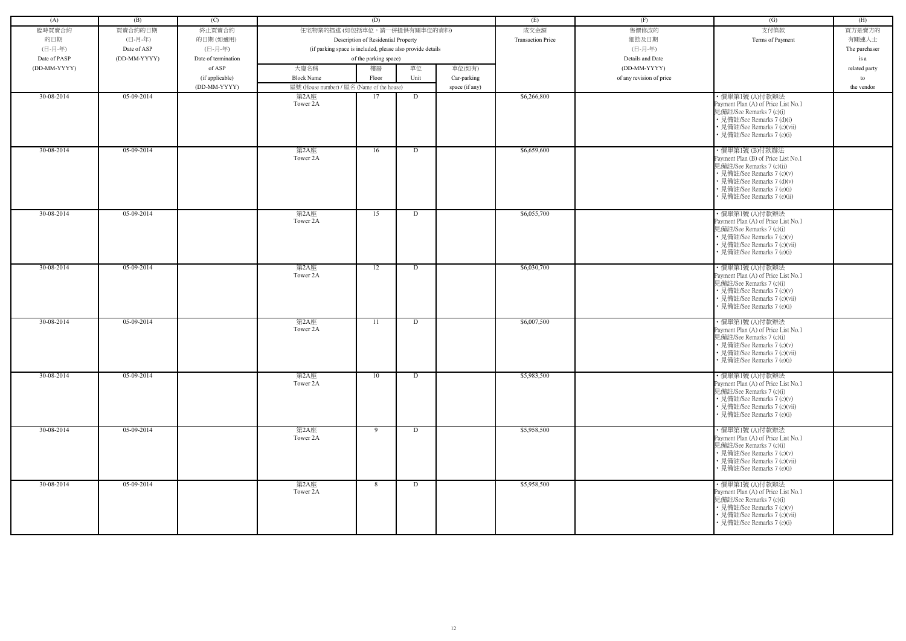| (A) | (B) | (C) | (D) | | | | (E) | (F) | (G) | (H) |
|---|---|---|---|---|---|---|---|---|---|---|
| 臨時買賣合約的日期 (日-月-年) Date of PASP (DD-MM-YYYY) | 買賣合約的日期 (日-月-年) Date of ASP (DD-MM-YYYY) | 終止買賣合約的日期 (如適用) (日-月-年) Date of termination of ASP (if applicable) (DD-MM-YYYY) | 住宅物業的描述 (如包括車位，請一併提供有關車位的資料) Description of Residential Property (if parking space is included, please also provide details of the parking space) | | | | 成交金額 Transaction Price | 售價修改的細節及日期 (日-月-年) Details and Date (DD-MM-YYYY) of any revision of price | 支付條款 Terms of Payment | 買方是賣方的有關連人士 The purchaser is a related party to the vendor |
| | | | 大廈名稱 Block Name | 樓層 Floor | 單位 Unit | 車位(如有) Car-parking space (if any) | | | | |
| | | | 屋號 (House number) / 屋名 (Name of the house) | | | | | | | |
| 30-08-2014 | 05-09-2014 | | 第2A座 Tower 2A | 17 | D | | $6,266,800 | | • 價單第1號 (A)付款辦法 Payment Plan (A) of Price List No.1 見備註/See Remarks 7 (c)(i) • 見備註/See Remarks 7 (d)(i) • 見備註/See Remarks 7 (c)(vii) • 見備註/See Remarks 7 (e)(i) | |
| 30-08-2014 | 05-09-2014 | | 第2A座 Tower 2A | 16 | D | | $6,659,600 | | • 價單第1號 (B)付款辦法 Payment Plan (B) of Price List No.1 見備註/See Remarks 7 (c)(ii) • 見備註/See Remarks 7 (c)(v) • 見備註/See Remarks 7 (d)(v) • 見備註/See Remarks 7 (e)(i) • 見備註/See Remarks 7 (e)(ii) | |
| 30-08-2014 | 05-09-2014 | | 第2A座 Tower 2A | 15 | D | | $6,055,700 | | • 價單第1號 (A)付款辦法 Payment Plan (A) of Price List No.1 見備註/See Remarks 7 (c)(i) • 見備註/See Remarks 7 (c)(v) • 見備註/See Remarks 7 (c)(vii) • 見備註/See Remarks 7 (e)(i) | |
| 30-08-2014 | 05-09-2014 | | 第2A座 Tower 2A | 12 | D | | $6,030,700 | | • 價單第1號 (A)付款辦法 Payment Plan (A) of Price List No.1 見備註/See Remarks 7 (c)(i) • 見備註/See Remarks 7 (c)(v) • 見備註/See Remarks 7 (c)(vii) • 見備註/See Remarks 7 (e)(i) | |
| 30-08-2014 | 05-09-2014 | | 第2A座 Tower 2A | 11 | D | | $6,007,500 | | • 價單第1號 (A)付款辦法 Payment Plan (A) of Price List No.1 見備註/See Remarks 7 (c)(i) • 見備註/See Remarks 7 (c)(v) • 見備註/See Remarks 7 (c)(vii) • 見備註/See Remarks 7 (e)(i) | |
| 30-08-2014 | 05-09-2014 | | 第2A座 Tower 2A | 10 | D | | $5,983,500 | | • 價單第1號 (A)付款辦法 Payment Plan (A) of Price List No.1 見備註/See Remarks 7 (c)(i) • 見備註/See Remarks 7 (c)(v) • 見備註/See Remarks 7 (c)(vii) • 見備註/See Remarks 7 (e)(i) | |
| 30-08-2014 | 05-09-2014 | | 第2A座 Tower 2A | 9 | D | | $5,958,500 | | • 價單第1號 (A)付款辦法 Payment Plan (A) of Price List No.1 見備註/See Remarks 7 (c)(i) • 見備註/See Remarks 7 (c)(v) • 見備註/See Remarks 7 (c)(vii) • 見備註/See Remarks 7 (e)(i) | |
| 30-08-2014 | 05-09-2014 | | 第2A座 Tower 2A | 8 | D | | $5,958,500 | | • 價單第1號 (A)付款辦法 Payment Plan (A) of Price List No.1 見備註/See Remarks 7 (c)(i) • 見備註/See Remarks 7 (c)(v) • 見備註/See Remarks 7 (c)(vii) • 見備註/See Remarks 7 (e)(i) | |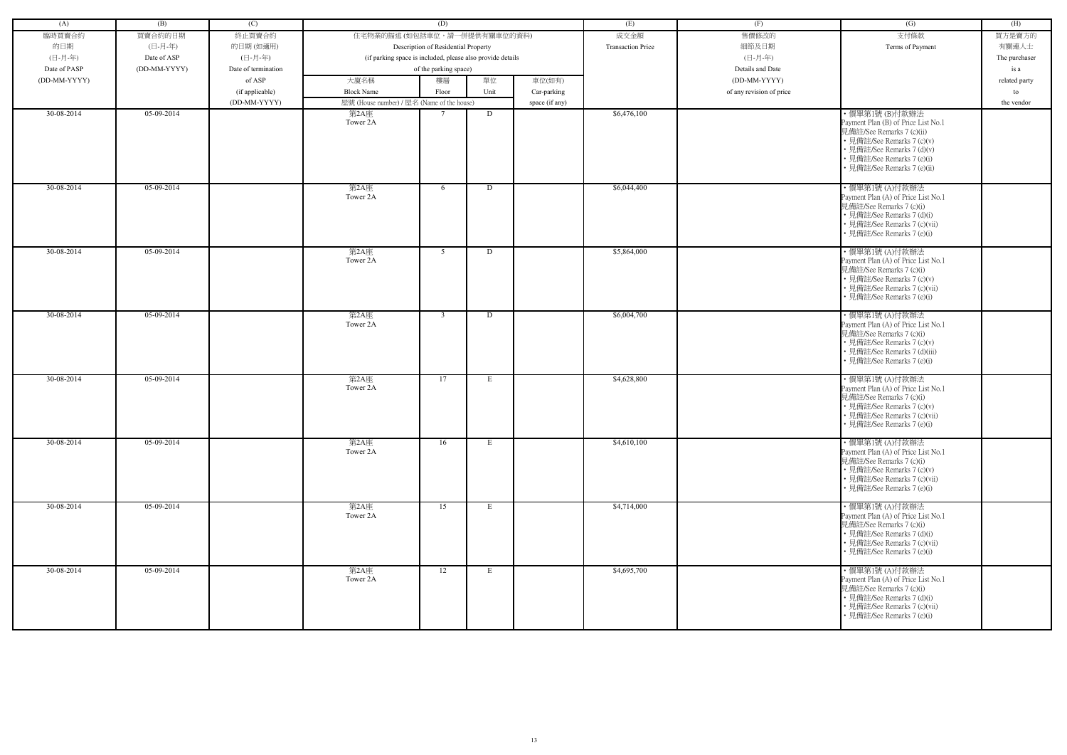| (A) | (B) | (C) | (D) | | | | (E) | (F) | (G) | (H) |
|---|---|---|---|---|---|---|---|---|---|---|
| 臨時買賣合約的日期 (日-月-年) Date of PASP (DD-MM-YYYY) | 買賣合約的日期 (日-月-年) Date of ASP (DD-MM-YYYY) | 終止買賣合約的日期 (如適用) (日-月-年) Date of termination of ASP (if applicable) (DD-MM-YYYY) | 住宅物業的描述 (如包括車位，請一併提供有關車位的資料) Description of Residential Property (if parking space is included, please also provide details of the parking space) | | | | 成交金額 Transaction Price | 售價修改的細節及日期 (日-月-年) Details and Date (DD-MM-YYYY) of any revision of price | 支付條款 Terms of Payment | 買方是賣方的有關連人士 The purchaser is a related party to the vendor |
| | | | 大廈名稱 Block Name | 樓層 Floor | 單位 Unit | 車位(如有) Car-parking space (if any) | | | | |
| | | | 屋號 (House number) / 屋名 (Name of the house) | | | | | | | |
| 30-08-2014 | 05-09-2014 | | 第2A座 Tower 2A | 7 | D | | $6,476,100 | | • 價單第1號 (B)付款辦法 Payment Plan (B) of Price List No.1 見備註/See Remarks 7 (c)(ii) • 見備註/See Remarks 7 (c)(v) • 見備註/See Remarks 7 (d)(v) • 見備註/See Remarks 7 (e)(i) • 見備註/See Remarks 7 (e)(ii) | |
| 30-08-2014 | 05-09-2014 | | 第2A座 Tower 2A | 6 | D | | $6,044,400 | | • 價單第1號 (A)付款辦法 Payment Plan (A) of Price List No.1 見備註/See Remarks 7 (c)(i) • 見備註/See Remarks 7 (d)(i) • 見備註/See Remarks 7 (c)(vii) • 見備註/See Remarks 7 (e)(i) | |
| 30-08-2014 | 05-09-2014 | | 第2A座 Tower 2A | 5 | D | | $5,864,000 | | • 價單第1號 (A)付款辦法 Payment Plan (A) of Price List No.1 見備註/See Remarks 7 (c)(i) • 見備註/See Remarks 7 (c)(v) • 見備註/See Remarks 7 (c)(vii) • 見備註/See Remarks 7 (e)(i) | |
| 30-08-2014 | 05-09-2014 | | 第2A座 Tower 2A | 3 | D | | $6,004,700 | | • 價單第1號 (A)付款辦法 Payment Plan (A) of Price List No.1 見備註/See Remarks 7 (c)(i) • 見備註/See Remarks 7 (c)(v) • 見備註/See Remarks 7 (d)(iii) • 見備註/See Remarks 7 (e)(i) | |
| 30-08-2014 | 05-09-2014 | | 第2A座 Tower 2A | 17 | E | | $4,628,800 | | • 價單第1號 (A)付款辦法 Payment Plan (A) of Price List No.1 見備註/See Remarks 7 (c)(i) • 見備註/See Remarks 7 (c)(v) • 見備註/See Remarks 7 (c)(vii) • 見備註/See Remarks 7 (e)(i) | |
| 30-08-2014 | 05-09-2014 | | 第2A座 Tower 2A | 16 | E | | $4,610,100 | | • 價單第1號 (A)付款辦法 Payment Plan (A) of Price List No.1 見備註/See Remarks 7 (c)(i) • 見備註/See Remarks 7 (c)(v) • 見備註/See Remarks 7 (c)(vii) • 見備註/See Remarks 7 (e)(i) | |
| 30-08-2014 | 05-09-2014 | | 第2A座 Tower 2A | 15 | E | | $4,714,000 | | • 價單第1號 (A)付款辦法 Payment Plan (A) of Price List No.1 見備註/See Remarks 7 (c)(i) • 見備註/See Remarks 7 (d)(i) • 見備註/See Remarks 7 (c)(vii) • 見備註/See Remarks 7 (e)(i) | |
| 30-08-2014 | 05-09-2014 | | 第2A座 Tower 2A | 12 | E | | $4,695,700 | | • 價單第1號 (A)付款辦法 Payment Plan (A) of Price List No.1 見備註/See Remarks 7 (c)(i) • 見備註/See Remarks 7 (d)(i) • 見備註/See Remarks 7 (c)(vii) • 見備註/See Remarks 7 (e)(i) | |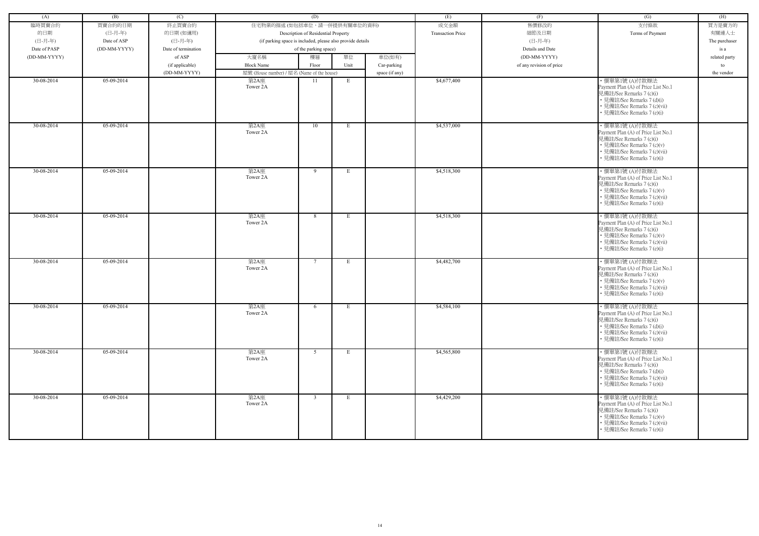| (A) | (B) | (C) | (D) | | | | (E) | (F) | (G) | (H) |
|---|---|---|---|---|---|---|---|---|---|---|
| 臨時買賣合約的日期 (日-月-年) Date of PASP (DD-MM-YYYY) | 買賣合約的日期 (日-月-年) Date of ASP (DD-MM-YYYY) | 終止買賣合約的日期 (如適用) (日-月-年) Date of termination of ASP (if applicable) (DD-MM-YYYY) | 住宅物業的描述 (如包括車位，請一併提供有關車位的資料) Description of Residential Property (if parking space is included, please also provide details of the parking space) | | | | 成交金額 Transaction Price | 售價修改的細節及日期 (日-月-年) Details and Date (DD-MM-YYYY) of any revision of price | 支付條款 Terms of Payment | 買方是賣方的有關連人士 The purchaser is a related party to the vendor |
| | | | 大廈名稱 Block Name | 樓層 Floor | 單位 Unit | 車位(如有) Car-parking space (if any) | | | | |
| | | | 屋號 (House number) / 屋名 (Name of the house) | | | | | | | |
| 30-08-2014 | 05-09-2014 | | 第2A座 Tower 2A | 11 | E | | $4,677,400 | | • 價單第1號 (A)付款辦法 Payment Plan (A) of Price List No.1 見備註/See Remarks 7 (c)(i) • 見備註/See Remarks 7 (d)(i) • 見備註/See Remarks 7 (c)(vii) • 見備註/See Remarks 7 (e)(i) | |
| 30-08-2014 | 05-09-2014 | | 第2A座 Tower 2A | 10 | E | | $4,537,000 | | • 價單第1號 (A)付款辦法 Payment Plan (A) of Price List No.1 見備註/See Remarks 7 (c)(i) • 見備註/See Remarks 7 (c)(v) • 見備註/See Remarks 7 (c)(vii) • 見備註/See Remarks 7 (e)(i) | |
| 30-08-2014 | 05-09-2014 | | 第2A座 Tower 2A | 9 | E | | $4,518,300 | | • 價單第1號 (A)付款辦法 Payment Plan (A) of Price List No.1 見備註/See Remarks 7 (c)(i) • 見備註/See Remarks 7 (c)(v) • 見備註/See Remarks 7 (c)(vii) • 見備註/See Remarks 7 (e)(i) | |
| 30-08-2014 | 05-09-2014 | | 第2A座 Tower 2A | 8 | E | | $4,518,300 | | • 價單第1號 (A)付款辦法 Payment Plan (A) of Price List No.1 見備註/See Remarks 7 (c)(i) • 見備註/See Remarks 7 (c)(v) • 見備註/See Remarks 7 (c)(vii) • 見備註/See Remarks 7 (e)(i) | |
| 30-08-2014 | 05-09-2014 | | 第2A座 Tower 2A | 7 | E | | $4,482,700 | | • 價單第1號 (A)付款辦法 Payment Plan (A) of Price List No.1 見備註/See Remarks 7 (c)(i) • 見備註/See Remarks 7 (c)(v) • 見備註/See Remarks 7 (c)(vii) • 見備註/See Remarks 7 (e)(i) | |
| 30-08-2014 | 05-09-2014 | | 第2A座 Tower 2A | 6 | E | | $4,584,100 | | • 價單第1號 (A)付款辦法 Payment Plan (A) of Price List No.1 見備註/See Remarks 7 (c)(i) • 見備註/See Remarks 7 (d)(i) • 見備註/See Remarks 7 (c)(vii) • 見備註/See Remarks 7 (e)(i) | |
| 30-08-2014 | 05-09-2014 | | 第2A座 Tower 2A | 5 | E | | $4,565,800 | | • 價單第1號 (A)付款辦法 Payment Plan (A) of Price List No.1 見備註/See Remarks 7 (c)(i) • 見備註/See Remarks 7 (d)(i) • 見備註/See Remarks 7 (c)(vii) • 見備註/See Remarks 7 (e)(i) | |
| 30-08-2014 | 05-09-2014 | | 第2A座 Tower 2A | 3 | E | | $4,429,200 | | • 價單第1號 (A)付款辦法 Payment Plan (A) of Price List No.1 見備註/See Remarks 7 (c)(i) • 見備註/See Remarks 7 (c)(v) • 見備註/See Remarks 7 (c)(vii) • 見備註/See Remarks 7 (e)(i) | |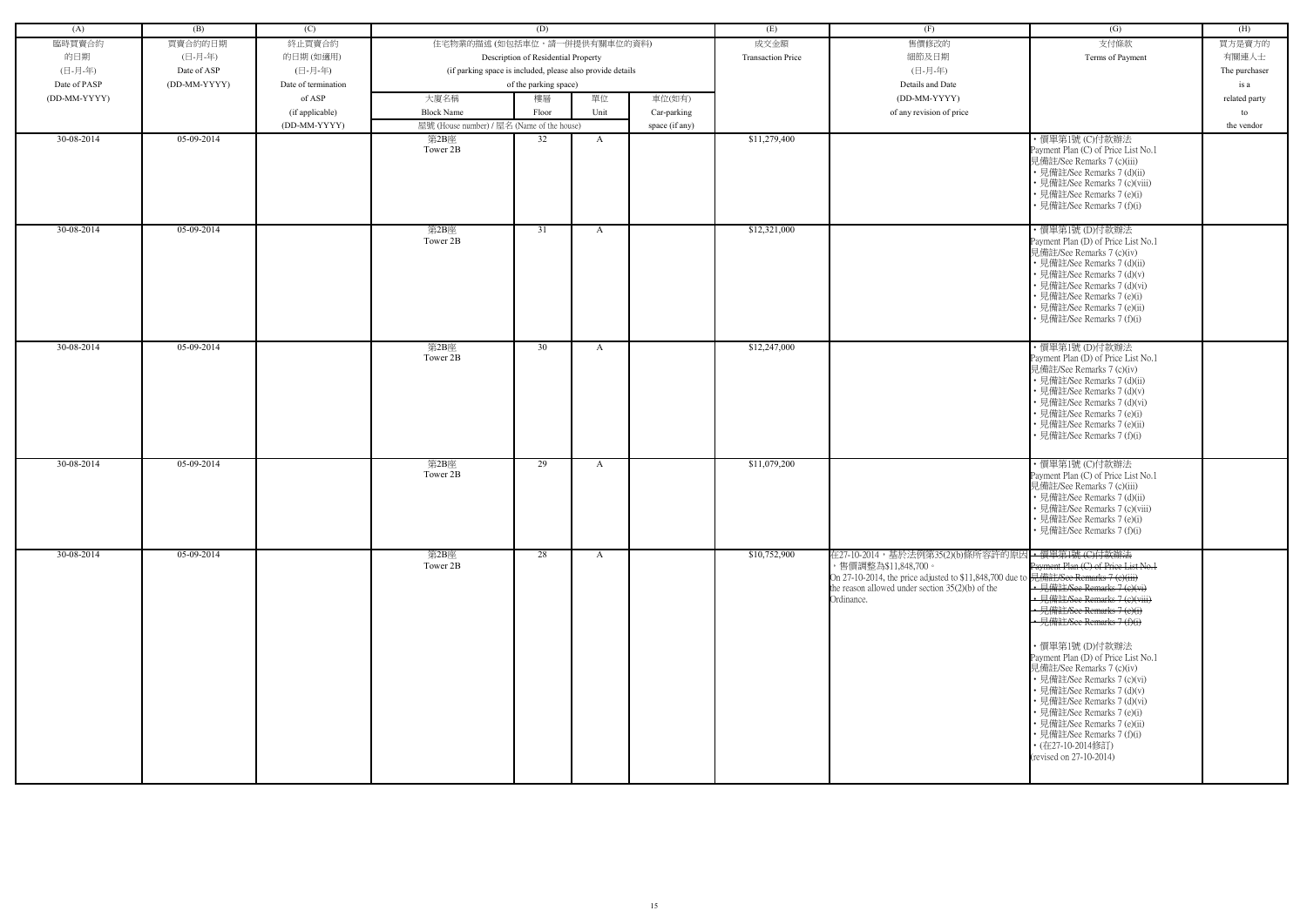| (A) | (B) | (C) | (D) | | | | (E) | (F) | (G) | (H) |
|---|---|---|---|---|---|---|---|---|---|---|
| 臨時買賣合約的日期 (日-月-年) Date of PASP (DD-MM-YYYY) | 買賣合約的日期 (日-月-年) Date of ASP (DD-MM-YYYY) | 終止買賣合約的日期 (如適用) (日-月-年) Date of termination of ASP (if applicable) (DD-MM-YYYY) | 住宅物業的描述 (如包括車位，請一併提供有關車位的資料) Description of Residential Property (if parking space is included, please also provide details of the parking space) | | | | 成交金額 Transaction Price | 售價修改的細節及日期 (日-月-年) Details and Date (DD-MM-YYYY) of any revision of price | 支付條款 Terms of Payment | 買方是賣方的有關連人士 The purchaser is a related party to the vendor |
| | | | 大廈名稱 Block Name | 樓層 Floor | 單位 Unit | 車位(如有) Car-parking space (if any) | | | | |
| | | | 屋號 (House number) / 屋名 (Name of the house) | | | | | | | |
| 30-08-2014 | 05-09-2014 | | 第2B座 Tower 2B | 32 | A | | $11,279,400 | | • 價單第1號 (C)付款辦法 Payment Plan (C) of Price List No.1 見備註/See Remarks 7 (c)(iii) • 見備註/See Remarks 7 (d)(ii) • 見備註/See Remarks 7 (c)(viii) • 見備註/See Remarks 7 (e)(i) • 見備註/See Remarks 7 (f)(i) | |
| 30-08-2014 | 05-09-2014 | | 第2B座 Tower 2B | 31 | A | | $12,321,000 | | • 價單第1號 (D)付款辦法 Payment Plan (D) of Price List No.1 見備註/See Remarks 7 (c)(iv) • 見備註/See Remarks 7 (d)(ii) • 見備註/See Remarks 7 (d)(v) • 見備註/See Remarks 7 (d)(vi) • 見備註/See Remarks 7 (e)(i) • 見備註/See Remarks 7 (e)(ii) • 見備註/See Remarks 7 (f)(i) | |
| 30-08-2014 | 05-09-2014 | | 第2B座 Tower 2B | 30 | A | | $12,247,000 | | • 價單第1號 (D)付款辦法 Payment Plan (D) of Price List No.1 見備註/See Remarks 7 (c)(iv) • 見備註/See Remarks 7 (d)(ii) • 見備註/See Remarks 7 (d)(v) • 見備註/See Remarks 7 (d)(vi) • 見備註/See Remarks 7 (e)(i) • 見備註/See Remarks 7 (e)(ii) • 見備註/See Remarks 7 (f)(i) | |
| 30-08-2014 | 05-09-2014 | | 第2B座 Tower 2B | 29 | A | | $11,079,200 | | • 價單第1號 (C)付款辦法 Payment Plan (C) of Price List No.1 見備註/See Remarks 7 (c)(iii) • 見備註/See Remarks 7 (d)(ii) • 見備註/See Remarks 7 (c)(viii) • 見備註/See Remarks 7 (e)(i) • 見備註/See Remarks 7 (f)(i) | |
| 30-08-2014 | 05-09-2014 | | 第2B座 Tower 2B | 28 | A | | $10,752,900 | 在27-10-2014，基於法例第35(2)(b)條所容許的原因，售價調整為$11,848,700。 On 27-10-2014, the price adjusted to $11,848,700 due to the reason allowed under section 35(2)(b) of the Ordinance. | ~~• 價單第1號 (C)付款辦法 Payment Plan (C) of Price List No.1 見備註/See Remarks 7 (c)(iii) • 見備註/See Remarks 7 (c)(vi) • 見備註/See Remarks 7 (c)(viii) • 見備註/See Remarks 7 (e)(i) • 見備註/See Remarks 7 (f)(i)~~ • 價單第1號 (D)付款辦法 Payment Plan (D) of Price List No.1 見備註/See Remarks 7 (c)(iv) • 見備註/See Remarks 7 (c)(vi) • 見備註/See Remarks 7 (d)(v) • 見備註/See Remarks 7 (d)(vi) • 見備註/See Remarks 7 (e)(i) • 見備註/See Remarks 7 (e)(ii) • 見備註/See Remarks 7 (f)(i) • (在27-10-2014修訂) (revised on 27-10-2014) | |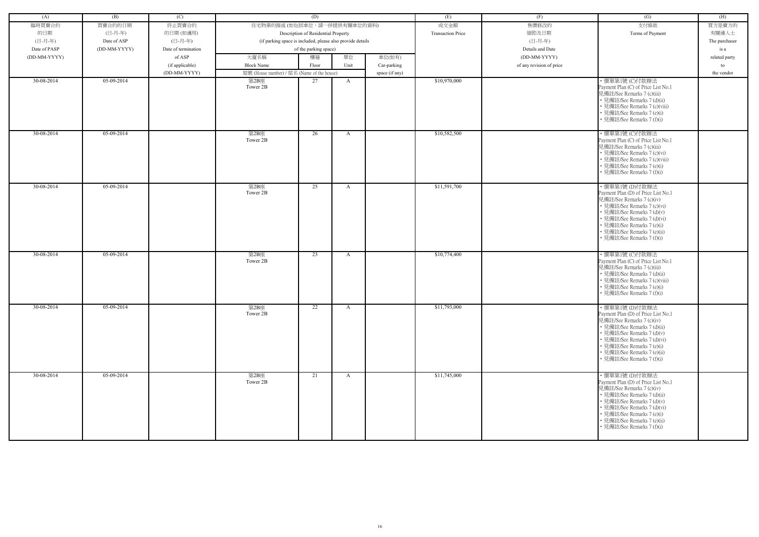| (A) | (B) | (C) | (D) | | | | (E) | (F) | (G) | (H) |
|---|---|---|---|---|---|---|---|---|---|---|
| 臨時買賣合約的日期 (日-月-年) Date of PASP (DD-MM-YYYY) | 買賣合約的日期 (日-月-年) Date of ASP (DD-MM-YYYY) | 終止買賣合約的日期 (如適用) (日-月-年) Date of termination of ASP (if applicable) (DD-MM-YYYY) | 住宅物業的描述 (如包括車位，請一併提供有關車位的資料) Description of Residential Property (if parking space is included, please also provide details of the parking space) | | | | 成交金額 Transaction Price | 售價修改的細節及日期 (日-月-年) Details and Date (DD-MM-YYYY) of any revision of price | 支付條款 Terms of Payment | 買方是賣方的有關連人士 The purchaser is a related party to the vendor |
| | | | 大廈名稱 Block Name 屋號 (House number) / 屋名 (Name of the house) | 樓層 Floor | 單位 Unit | 車位(如有) Car-parking space (if any) | | | | |
| 30-08-2014 | 05-09-2014 | | 第2B座 Tower 2B | 27 | A | | $10,970,000 | | • 價單第1號 (C)付款辦法 Payment Plan (C) of Price List No.1 見備註/See Remarks 7 (c)(iii) • 見備註/See Remarks 7 (d)(ii) • 見備註/See Remarks 7 (c)(viii) • 見備註/See Remarks 7 (e)(i) • 見備註/See Remarks 7 (f)(i) | |
| 30-08-2014 | 05-09-2014 | | 第2B座 Tower 2B | 26 | A | | $10,582,500 | | • 價單第1號 (C)付款辦法 Payment Plan (C) of Price List No.1 見備註/See Remarks 7 (c)(iii) • 見備註/See Remarks 7 (c)(vi) • 見備註/See Remarks 7 (c)(viii) • 見備註/See Remarks 7 (e)(i) • 見備註/See Remarks 7 (f)(i) | |
| 30-08-2014 | 05-09-2014 | | 第2B座 Tower 2B | 25 | A | | $11,591,700 | | • 價單第1號 (D)付款辦法 Payment Plan (D) of Price List No.1 見備註/See Remarks 7 (c)(iv) • 見備註/See Remarks 7 (c)(vi) • 見備註/See Remarks 7 (d)(v) • 見備註/See Remarks 7 (d)(vi) • 見備註/See Remarks 7 (e)(i) • 見備註/See Remarks 7 (e)(ii) • 見備註/See Remarks 7 (f)(i) | |
| 30-08-2014 | 05-09-2014 | | 第2B座 Tower 2B | 23 | A | | $10,774,400 | | • 價單第1號 (C)付款辦法 Payment Plan (C) of Price List No.1 見備註/See Remarks 7 (c)(iii) • 見備註/See Remarks 7 (d)(ii) • 見備註/See Remarks 7 (c)(viii) • 見備註/See Remarks 7 (e)(i) • 見備註/See Remarks 7 (f)(i) | |
| 30-08-2014 | 05-09-2014 | | 第2B座 Tower 2B | 22 | A | | $11,793,000 | | • 價單第1號 (D)付款辦法 Payment Plan (D) of Price List No.1 見備註/See Remarks 7 (c)(iv) • 見備註/See Remarks 7 (d)(ii) • 見備註/See Remarks 7 (d)(v) • 見備註/See Remarks 7 (d)(vi) • 見備註/See Remarks 7 (e)(i) • 見備註/See Remarks 7 (e)(ii) • 見備註/See Remarks 7 (f)(i) | |
| 30-08-2014 | 05-09-2014 | | 第2B座 Tower 2B | 21 | A | | $11,745,000 | | • 價單第1號 (D)付款辦法 Payment Plan (D) of Price List No.1 見備註/See Remarks 7 (c)(iv) • 見備註/See Remarks 7 (d)(ii) • 見備註/See Remarks 7 (d)(v) • 見備註/See Remarks 7 (d)(vi) • 見備註/See Remarks 7 (e)(i) • 見備註/See Remarks 7 (e)(ii) • 見備註/See Remarks 7 (f)(i) | |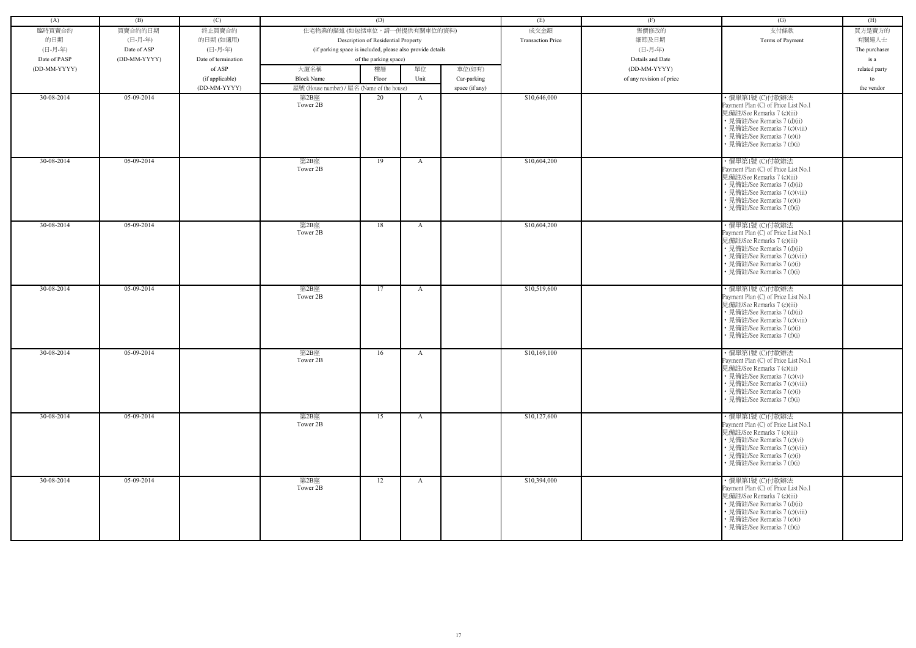| (A) | (B) | (C) | (D) | | | | (E) | (F) | (G) | (H) |
|---|---|---|---|---|---|---|---|---|---|---|
| 臨時買賣合約的日期 (日-月-年) Date of PASP (DD-MM-YYYY) | 買賣合約的日期 (日-月-年) Date of ASP (DD-MM-YYYY) | 終止買賣合約的日期 (如適用) (日-月-年) Date of termination of ASP (if applicable) (DD-MM-YYYY) | 住宅物業的描述 (如包括車位，請一併提供有關車位的資料) Description of Residential Property (if parking space is included, please also provide details of the parking space) | | | | 成交金額 Transaction Price | 售價修改的細節及日期 (日-月-年) Details and Date (DD-MM-YYYY) of any revision of price | 支付條款 Terms of Payment | 買方是賣方的有關連人士 The purchaser is a related party to the vendor |
| | | | 大廈名稱 Block Name 屋號 (House number) / 屋名 (Name of the house) | 樓層 Floor | 單位 Unit | 車位(如有) Car-parking space (if any) | | | | |
| 30-08-2014 | 05-09-2014 | | 第2B座 Tower 2B | 20 | A | | $10,646,000 | | • 價單第1號 (C)付款辦法 Payment Plan (C) of Price List No.1 見備註/See Remarks 7 (c)(iii) • 見備註/See Remarks 7 (d)(ii) • 見備註/See Remarks 7 (c)(viii) • 見備註/See Remarks 7 (e)(i) • 見備註/See Remarks 7 (f)(i) | |
| 30-08-2014 | 05-09-2014 | | 第2B座 Tower 2B | 19 | A | | $10,604,200 | | • 價單第1號 (C)付款辦法 Payment Plan (C) of Price List No.1 見備註/See Remarks 7 (c)(iii) • 見備註/See Remarks 7 (d)(ii) • 見備註/See Remarks 7 (c)(viii) • 見備註/See Remarks 7 (e)(i) • 見備註/See Remarks 7 (f)(i) | |
| 30-08-2014 | 05-09-2014 | | 第2B座 Tower 2B | 18 | A | | $10,604,200 | | • 價單第1號 (C)付款辦法 Payment Plan (C) of Price List No.1 見備註/See Remarks 7 (c)(iii) • 見備註/See Remarks 7 (d)(ii) • 見備註/See Remarks 7 (c)(viii) • 見備註/See Remarks 7 (e)(i) • 見備註/See Remarks 7 (f)(i) | |
| 30-08-2014 | 05-09-2014 | | 第2B座 Tower 2B | 17 | A | | $10,519,600 | | • 價單第1號 (C)付款辦法 Payment Plan (C) of Price List No.1 見備註/See Remarks 7 (c)(iii) • 見備註/See Remarks 7 (d)(ii) • 見備註/See Remarks 7 (c)(viii) • 見備註/See Remarks 7 (e)(i) • 見備註/See Remarks 7 (f)(i) | |
| 30-08-2014 | 05-09-2014 | | 第2B座 Tower 2B | 16 | A | | $10,169,100 | | • 價單第1號 (C)付款辦法 Payment Plan (C) of Price List No.1 見備註/See Remarks 7 (c)(iii) • 見備註/See Remarks 7 (c)(vi) • 見備註/See Remarks 7 (c)(viii) • 見備註/See Remarks 7 (e)(i) • 見備註/See Remarks 7 (f)(i) | |
| 30-08-2014 | 05-09-2014 | | 第2B座 Tower 2B | 15 | A | | $10,127,600 | | • 價單第1號 (C)付款辦法 Payment Plan (C) of Price List No.1 見備註/See Remarks 7 (c)(iii) • 見備註/See Remarks 7 (c)(vi) • 見備註/See Remarks 7 (c)(viii) • 見備註/See Remarks 7 (e)(i) • 見備註/See Remarks 7 (f)(i) | |
| 30-08-2014 | 05-09-2014 | | 第2B座 Tower 2B | 12 | A | | $10,394,000 | | • 價單第1號 (C)付款辦法 Payment Plan (C) of Price List No.1 見備註/See Remarks 7 (c)(iii) • 見備註/See Remarks 7 (d)(ii) • 見備註/See Remarks 7 (c)(viii) • 見備註/See Remarks 7 (e)(i) • 見備註/See Remarks 7 (f)(i) | |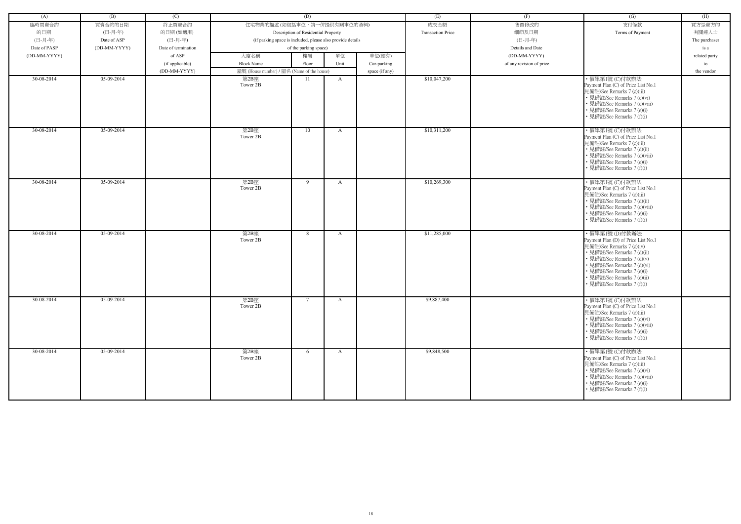| (A) | (B) | (C) | (D) | | | | (E) | (F) | (G) | (H) |
|---|---|---|---|---|---|---|---|---|---|---|
| 臨時買賣合約的日期 (日-月-年) Date of PASP (DD-MM-YYYY) | 買賣合約的日期 (日-月-年) Date of ASP (DD-MM-YYYY) | 終止買賣合約的日期 (如適用) (日-月-年) Date of termination of ASP (if applicable) (DD-MM-YYYY) | 住宅物業的描述 (如包括車位，請一併提供有關車位的資料) Description of Residential Property (if parking space is included, please also provide details of the parking space) | | | | 成交金額 Transaction Price | 售價修改的細節及日期 (日-月-年) Details and Date (DD-MM-YYYY) of any revision of price | 支付條款 Terms of Payment | 買方是賣方的有關連人士 The purchaser is a related party to the vendor |
| | | | 大廈名稱 Block Name | 樓層 Floor | 單位 Unit | 車位(如有) Car-parking space (if any) | | | | |
| | | | 屋號 (House number) / 屋名 (Name of the house) | | | | | | | |
| 30-08-2014 | 05-09-2014 | | 第2B座 Tower 2B | 11 | A | | $10,047,200 | | • 價單第1號 (C)付款辦法 Payment Plan (C) of Price List No.1 見備註/See Remarks 7 (c)(iii) • 見備註/See Remarks 7 (c)(vi) • 見備註/See Remarks 7 (c)(viii) • 見備註/See Remarks 7 (e)(i) • 見備註/See Remarks 7 (f)(i) | |
| 30-08-2014 | 05-09-2014 | | 第2B座 Tower 2B | 10 | A | | $10,311,200 | | • 價單第1號 (C)付款辦法 Payment Plan (C) of Price List No.1 見備註/See Remarks 7 (c)(iii) • 見備註/See Remarks 7 (d)(ii) • 見備註/See Remarks 7 (c)(viii) • 見備註/See Remarks 7 (e)(i) • 見備註/See Remarks 7 (f)(i) | |
| 30-08-2014 | 05-09-2014 | | 第2B座 Tower 2B | 9 | A | | $10,269,300 | | • 價單第1號 (C)付款辦法 Payment Plan (C) of Price List No.1 見備註/See Remarks 7 (c)(iii) • 見備註/See Remarks 7 (d)(ii) • 見備註/See Remarks 7 (c)(viii) • 見備註/See Remarks 7 (e)(i) • 見備註/See Remarks 7 (f)(i) | |
| 30-08-2014 | 05-09-2014 | | 第2B座 Tower 2B | 8 | A | | $11,285,000 | | • 價單第1號 (D)付款辦法 Payment Plan (D) of Price List No.1 見備註/See Remarks 7 (c)(iv) • 見備註/See Remarks 7 (d)(ii) • 見備註/See Remarks 7 (d)(v) • 見備註/See Remarks 7 (d)(vi) • 見備註/See Remarks 7 (e)(i) • 見備註/See Remarks 7 (e)(ii) • 見備註/See Remarks 7 (f)(i) | |
| 30-08-2014 | 05-09-2014 | | 第2B座 Tower 2B | 7 | A | | $9,887,400 | | • 價單第1號 (C)付款辦法 Payment Plan (C) of Price List No.1 見備註/See Remarks 7 (c)(iii) • 見備註/See Remarks 7 (c)(vi) • 見備註/See Remarks 7 (c)(viii) • 見備註/See Remarks 7 (e)(i) • 見備註/See Remarks 7 (f)(i) | |
| 30-08-2014 | 05-09-2014 | | 第2B座 Tower 2B | 6 | A | | $9,848,500 | | • 價單第1號 (C)付款辦法 Payment Plan (C) of Price List No.1 見備註/See Remarks 7 (c)(iii) • 見備註/See Remarks 7 (c)(vi) • 見備註/See Remarks 7 (c)(viii) • 見備註/See Remarks 7 (e)(i) • 見備註/See Remarks 7 (f)(i) | |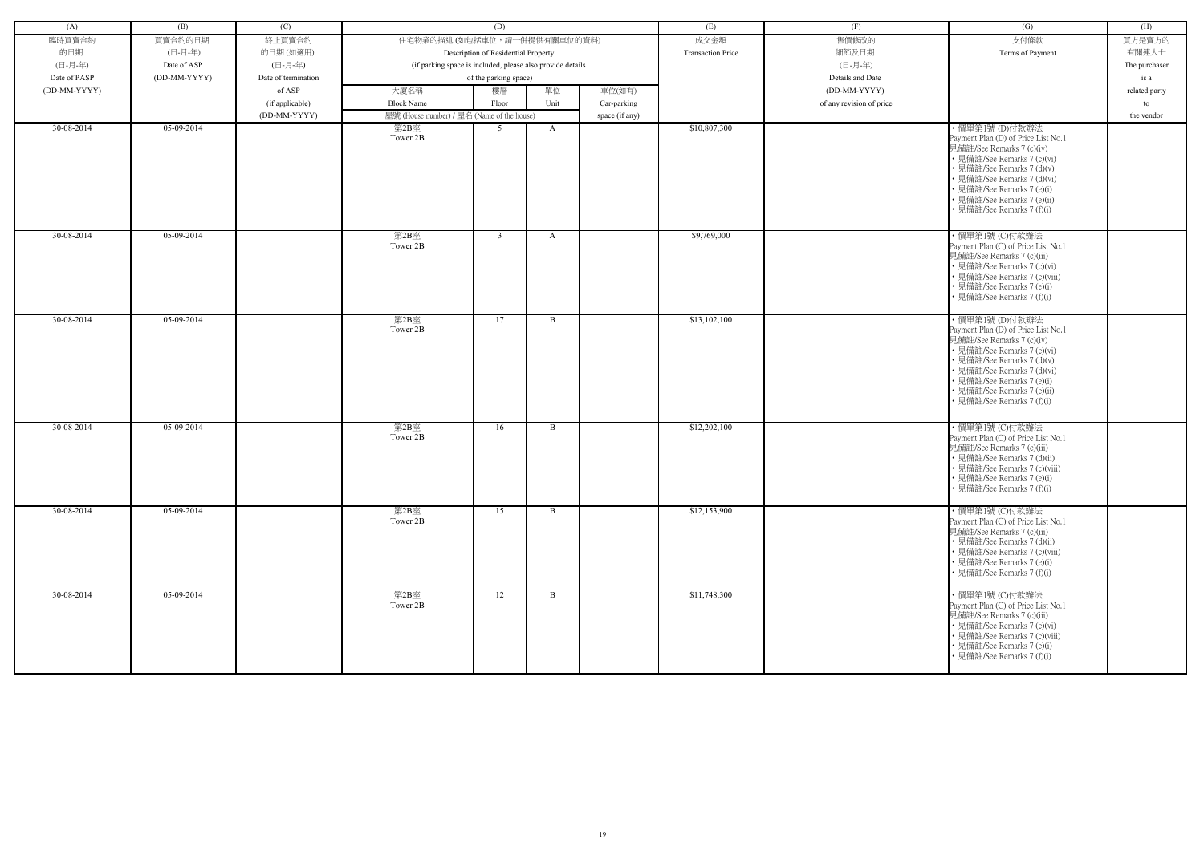| (A) | (B) | (C) | (D) | | | | (E) | (F) | (G) | (H) |
|---|---|---|---|---|---|---|---|---|---|---|
| 臨時買賣合約的日期 (日-月-年) Date of PASP (DD-MM-YYYY) | 買賣合約的日期 (日-月-年) Date of ASP (DD-MM-YYYY) | 終止買賣合約的日期 (如適用) (日-月-年) Date of termination of ASP (if applicable) (DD-MM-YYYY) | 住宅物業的描述 (如包括車位，請一併提供有關車位的資料) Description of Residential Property (if parking space is included, please also provide details of the parking space) | | | | 成交金額 Transaction Price | 售價修改的細節及日期 (日-月-年) Details and Date (DD-MM-YYYY) of any revision of price | 支付條款 Terms of Payment | 買方是賣方的有關連人士 The purchaser is a related party to the vendor |
| | | | 大廈名稱 Block Name | 樓層 Floor | 單位 Unit | 車位(如有) Car-parking space (if any) | | | | |
| | | | 屋號 (House number) / 屋名 (Name of the house) | | | | | | | |
| 30-08-2014 | 05-09-2014 | | 第2B座 Tower 2B | 5 | A | | $10,807,300 | | • 價單第1號 (D)付款辦法 Payment Plan (D) of Price List No.1 見備註/See Remarks 7 (c)(iv) • 見備註/See Remarks 7 (c)(vi) • 見備註/See Remarks 7 (d)(v) • 見備註/See Remarks 7 (d)(vi) • 見備註/See Remarks 7 (e)(i) • 見備註/See Remarks 7 (e)(ii) • 見備註/See Remarks 7 (f)(i) | |
| 30-08-2014 | 05-09-2014 | | 第2B座 Tower 2B | 3 | A | | $9,769,000 | | • 價單第1號 (C)付款辦法 Payment Plan (C) of Price List No.1 見備註/See Remarks 7 (c)(iii) • 見備註/See Remarks 7 (c)(vi) • 見備註/See Remarks 7 (c)(viii) • 見備註/See Remarks 7 (e)(i) • 見備註/See Remarks 7 (f)(i) | |
| 30-08-2014 | 05-09-2014 | | 第2B座 Tower 2B | 17 | B | | $13,102,100 | | • 價單第1號 (D)付款辦法 Payment Plan (D) of Price List No.1 見備註/See Remarks 7 (c)(iv) • 見備註/See Remarks 7 (c)(vi) • 見備註/See Remarks 7 (d)(v) • 見備註/See Remarks 7 (d)(vi) • 見備註/See Remarks 7 (e)(i) • 見備註/See Remarks 7 (e)(ii) • 見備註/See Remarks 7 (f)(i) | |
| 30-08-2014 | 05-09-2014 | | 第2B座 Tower 2B | 16 | B | | $12,202,100 | | • 價單第1號 (C)付款辦法 Payment Plan (C) of Price List No.1 見備註/See Remarks 7 (c)(iii) • 見備註/See Remarks 7 (d)(ii) • 見備註/See Remarks 7 (c)(viii) • 見備註/See Remarks 7 (e)(i) • 見備註/See Remarks 7 (f)(i) | |
| 30-08-2014 | 05-09-2014 | | 第2B座 Tower 2B | 15 | B | | $12,153,900 | | • 價單第1號 (C)付款辦法 Payment Plan (C) of Price List No.1 見備註/See Remarks 7 (c)(iii) • 見備註/See Remarks 7 (d)(ii) • 見備註/See Remarks 7 (c)(viii) • 見備註/See Remarks 7 (e)(i) • 見備註/See Remarks 7 (f)(i) | |
| 30-08-2014 | 05-09-2014 | | 第2B座 Tower 2B | 12 | B | | $11,748,300 | | • 價單第1號 (C)付款辦法 Payment Plan (C) of Price List No.1 見備註/See Remarks 7 (c)(iii) • 見備註/See Remarks 7 (c)(vi) • 見備註/See Remarks 7 (c)(viii) • 見備註/See Remarks 7 (e)(i) • 見備註/See Remarks 7 (f)(i) | |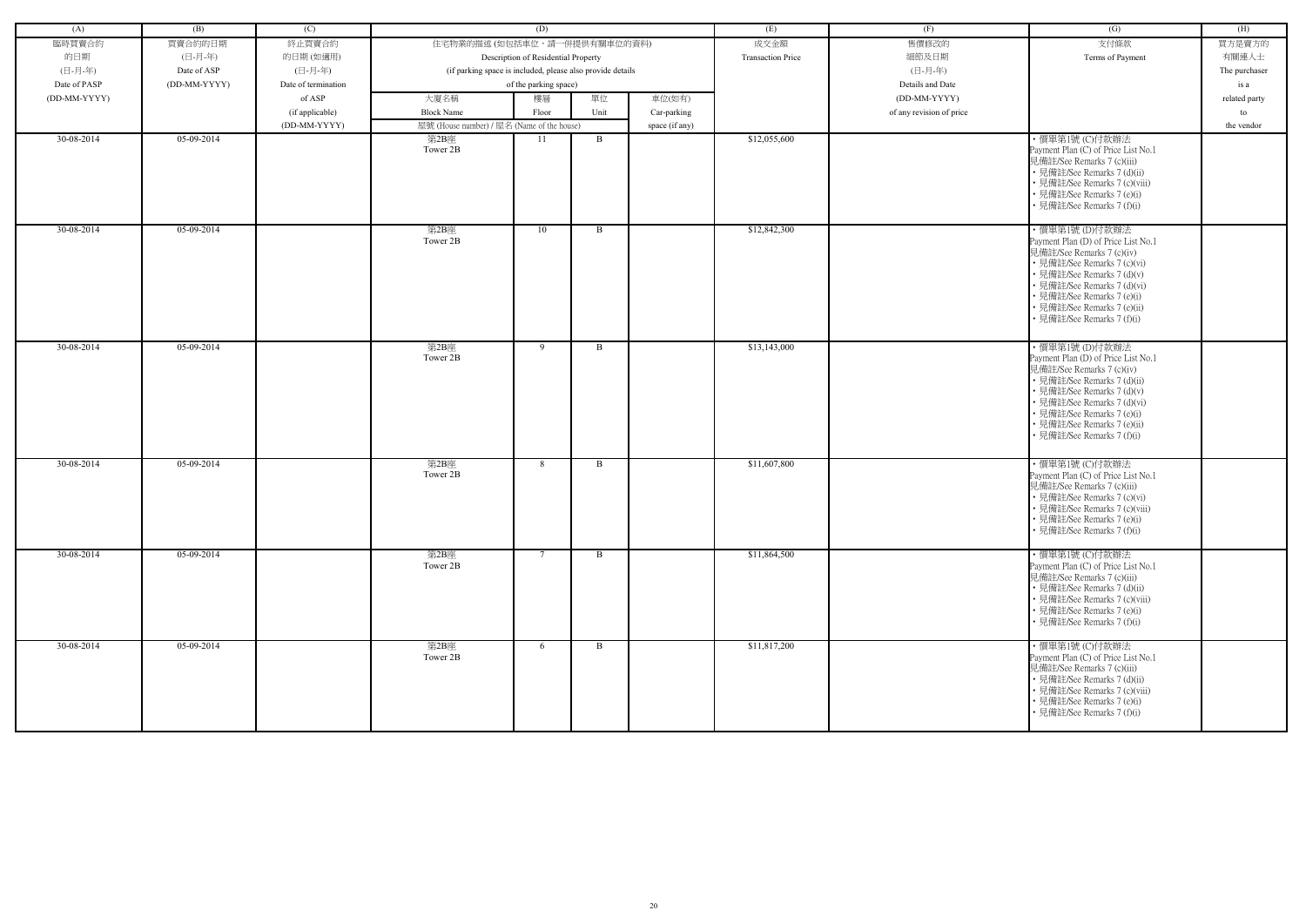| (A) | (B) | (C) | (D) | | | | (E) | (F) | (G) | (H) |
|---|---|---|---|---|---|---|---|---|---|---|
| 臨時買賣合約的日期 (日-月-年) Date of PASP (DD-MM-YYYY) | 買賣合約的日期 (日-月-年) Date of ASP (DD-MM-YYYY) | 終止買賣合約的日期 (如適用) (日-月-年) Date of termination of ASP (if applicable) (DD-MM-YYYY) | 住宅物業的描述 (如包括車位，請一併提供有關車位的資料) Description of Residential Property (if parking space is included, please also provide details of the parking space) | | | | 成交金額 Transaction Price | 售價修改的細節及日期 (日-月-年) Details and Date (DD-MM-YYYY) of any revision of price | 支付條款 Terms of Payment | 買方是賣方的有關連人士 The purchaser is a related party to the vendor |
| | | | 大廈名稱 Block Name | 樓層 Floor | 單位 Unit | 車位(如有) Car-parking space (if any) | | | | |
| | | | 屋號 (House number) / 屋名 (Name of the house) | | | | | | | |
| 30-08-2014 | 05-09-2014 | | 第2B座 Tower 2B | 11 | B | | $12,055,600 | | • 價單第1號 (C)付款辦法 Payment Plan (C) of Price List No.1 見備註/See Remarks 7 (c)(iii) • 見備註/See Remarks 7 (d)(ii) • 見備註/See Remarks 7 (c)(viii) • 見備註/See Remarks 7 (e)(i) • 見備註/See Remarks 7 (f)(i) | |
| 30-08-2014 | 05-09-2014 | | 第2B座 Tower 2B | 10 | B | | $12,842,300 | | • 價單第1號 (D)付款辦法 Payment Plan (D) of Price List No.1 見備註/See Remarks 7 (c)(iv) • 見備註/See Remarks 7 (c)(vi) • 見備註/See Remarks 7 (d)(v) • 見備註/See Remarks 7 (d)(vi) • 見備註/See Remarks 7 (e)(i) • 見備註/See Remarks 7 (e)(ii) • 見備註/See Remarks 7 (f)(i) | |
| 30-08-2014 | 05-09-2014 | | 第2B座 Tower 2B | 9 | B | | $13,143,000 | | • 價單第1號 (D)付款辦法 Payment Plan (D) of Price List No.1 見備註/See Remarks 7 (c)(iv) • 見備註/See Remarks 7 (d)(ii) • 見備註/See Remarks 7 (d)(v) • 見備註/See Remarks 7 (d)(vi) • 見備註/See Remarks 7 (e)(i) • 見備註/See Remarks 7 (e)(ii) • 見備註/See Remarks 7 (f)(i) | |
| 30-08-2014 | 05-09-2014 | | 第2B座 Tower 2B | 8 | B | | $11,607,800 | | • 價單第1號 (C)付款辦法 Payment Plan (C) of Price List No.1 見備註/See Remarks 7 (c)(iii) • 見備註/See Remarks 7 (c)(vi) • 見備註/See Remarks 7 (c)(viii) • 見備註/See Remarks 7 (e)(i) • 見備註/See Remarks 7 (f)(i) | |
| 30-08-2014 | 05-09-2014 | | 第2B座 Tower 2B | 7 | B | | $11,864,500 | | • 價單第1號 (C)付款辦法 Payment Plan (C) of Price List No.1 見備註/See Remarks 7 (c)(iii) • 見備註/See Remarks 7 (d)(ii) • 見備註/See Remarks 7 (c)(viii) • 見備註/See Remarks 7 (e)(i) • 見備註/See Remarks 7 (f)(i) | |
| 30-08-2014 | 05-09-2014 | | 第2B座 Tower 2B | 6 | B | | $11,817,200 | | • 價單第1號 (C)付款辦法 Payment Plan (C) of Price List No.1 見備註/See Remarks 7 (c)(iii) • 見備註/See Remarks 7 (d)(ii) • 見備註/See Remarks 7 (c)(viii) • 見備註/See Remarks 7 (e)(i) • 見備註/See Remarks 7 (f)(i) | |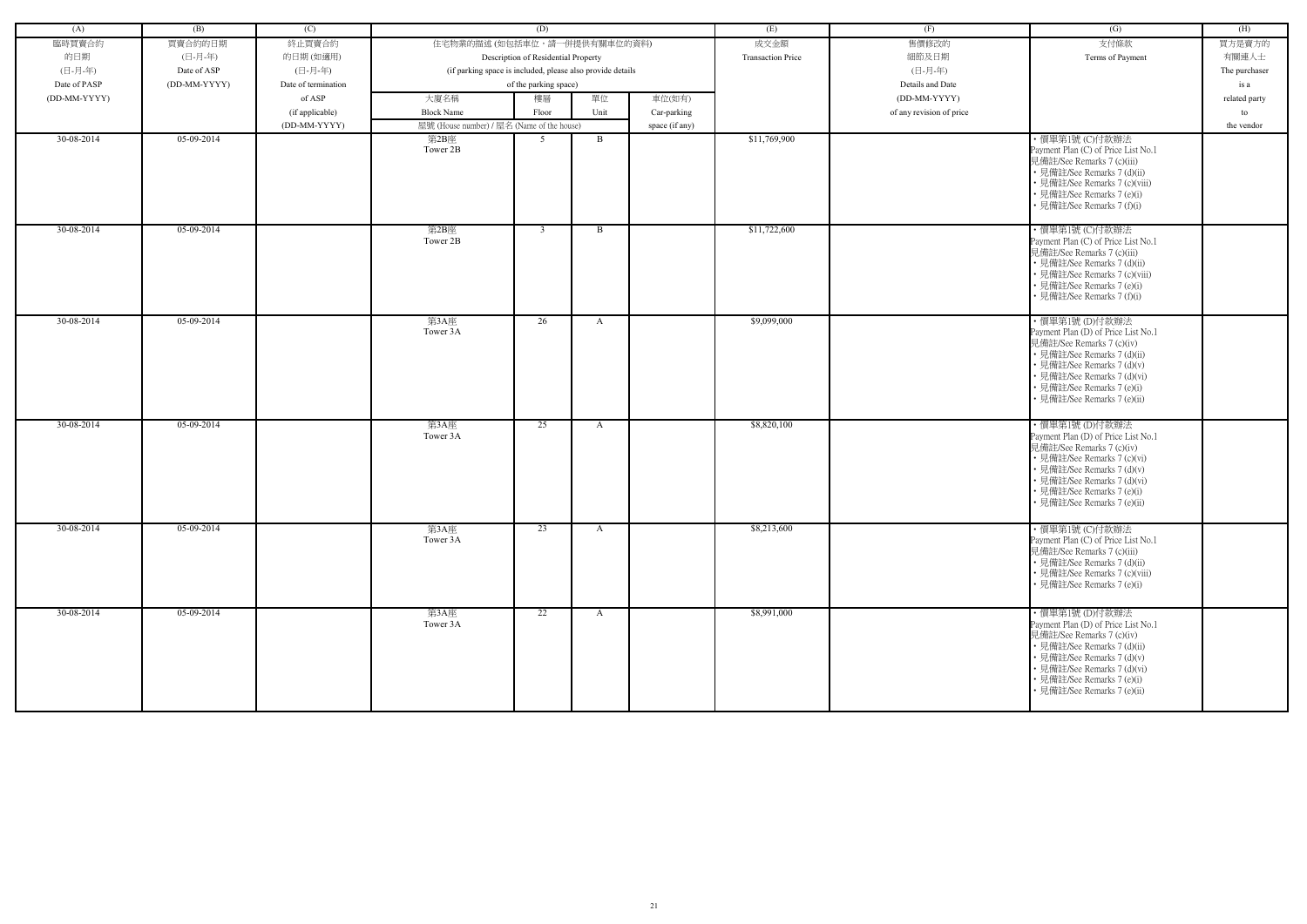| (A) | (B) | (C) | (D) | | | | (E) | (F) | (G) | (H) |
|---|---|---|---|---|---|---|---|---|---|---|
| 臨時買賣合約的日期 (日-月-年) Date of PASP (DD-MM-YYYY) | 買賣合約的日期 (日-月-年) Date of ASP (DD-MM-YYYY) | 終止買賣合約的日期 (如適用) (日-月-年) Date of termination of ASP (if applicable) (DD-MM-YYYY) | 住宅物業的描述 (如包括車位，請一併提供有關車位的資料) Description of Residential Property (if parking space is included, please also provide details of the parking space) | | | | 成交金額 Transaction Price | 售價修改的細節及日期 (日-月-年) Details and Date (DD-MM-YYYY) of any revision of price | 支付條款 Terms of Payment | 買方是賣方的有關連人士 The purchaser is a related party to the vendor |
| | | | 大廈名稱 Block Name<br>屋號 (House number) / 屋名 (Name of the house) | 樓層 Floor | 單位 Unit | 車位(如有) Car-parking space (if any) | | | | |
| 30-08-2014 | 05-09-2014 | | 第2B座 Tower 2B | 5 | B | | $11,769,900 | | • 價單第1號 (C)付款辦法 Payment Plan (C) of Price List No.1<br>見備註/See Remarks 7 (c)(iii)<br>• 見備註/See Remarks 7 (d)(ii)<br>• 見備註/See Remarks 7 (c)(viii)<br>• 見備註/See Remarks 7 (e)(i)<br>• 見備註/See Remarks 7 (f)(i) | |
| 30-08-2014 | 05-09-2014 | | 第2B座 Tower 2B | 3 | B | | $11,722,600 | | • 價單第1號 (C)付款辦法 Payment Plan (C) of Price List No.1<br>見備註/See Remarks 7 (c)(iii)<br>• 見備註/See Remarks 7 (d)(ii)<br>• 見備註/See Remarks 7 (c)(viii)<br>• 見備註/See Remarks 7 (e)(i)<br>• 見備註/See Remarks 7 (f)(i) | |
| 30-08-2014 | 05-09-2014 | | 第3A座 Tower 3A | 26 | A | | $9,099,000 | | • 價單第1號 (D)付款辦法 Payment Plan (D) of Price List No.1<br>見備註/See Remarks 7 (c)(iv)<br>• 見備註/See Remarks 7 (d)(ii)<br>• 見備註/See Remarks 7 (d)(v)<br>• 見備註/See Remarks 7 (d)(vi)<br>• 見備註/See Remarks 7 (e)(i)<br>• 見備註/See Remarks 7 (e)(ii) | |
| 30-08-2014 | 05-09-2014 | | 第3A座 Tower 3A | 25 | A | | $8,820,100 | | • 價單第1號 (D)付款辦法 Payment Plan (D) of Price List No.1<br>見備註/See Remarks 7 (c)(iv)<br>• 見備註/See Remarks 7 (c)(vi)<br>• 見備註/See Remarks 7 (d)(v)<br>• 見備註/See Remarks 7 (d)(vi)<br>• 見備註/See Remarks 7 (e)(i)<br>• 見備註/See Remarks 7 (e)(ii) | |
| 30-08-2014 | 05-09-2014 | | 第3A座 Tower 3A | 23 | A | | $8,213,600 | | • 價單第1號 (C)付款辦法 Payment Plan (C) of Price List No.1<br>見備註/See Remarks 7 (c)(iii)<br>• 見備註/See Remarks 7 (d)(ii)<br>• 見備註/See Remarks 7 (c)(viii)<br>• 見備註/See Remarks 7 (e)(i) | |
| 30-08-2014 | 05-09-2014 | | 第3A座 Tower 3A | 22 | A | | $8,991,000 | | • 價單第1號 (D)付款辦法 Payment Plan (D) of Price List No.1<br>見備註/See Remarks 7 (c)(iv)<br>• 見備註/See Remarks 7 (d)(ii)<br>• 見備註/See Remarks 7 (d)(v)<br>• 見備註/See Remarks 7 (d)(vi)<br>• 見備註/See Remarks 7 (e)(i)<br>• 見備註/See Remarks 7 (e)(ii) | |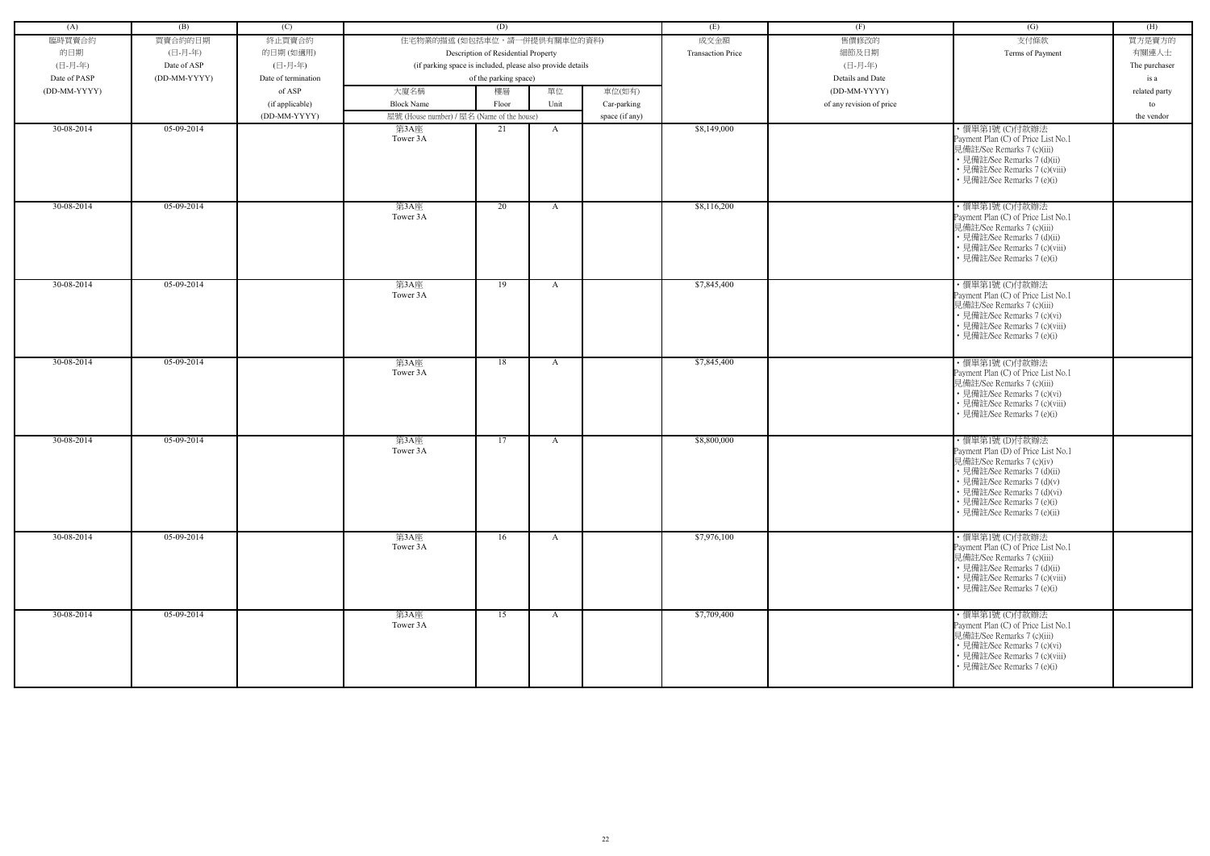| (A) | (B) | (C) | (D) | | | | (E) | (F) | (G) | (H) |
|---|---|---|---|---|---|---|---|---|---|---|
| 臨時買賣合約的日期 (日-月-年) Date of PASP (DD-MM-YYYY) | 買賣合約的日期 (日-月-年) Date of ASP (DD-MM-YYYY) | 終止買賣合約的日期 (如適用) (日-月-年) Date of termination of ASP (if applicable) (DD-MM-YYYY) | 住宅物業的描述 (如包括車位，請一併提供有關車位的資料) Description of Residential Property (if parking space is included, please also provide details of the parking space) | | | | 成交金額 Transaction Price | 售價修改的細節及日期 (日-月-年) Details and Date (DD-MM-YYYY) of any revision of price | 支付條款 Terms of Payment | 買方是賣方的有關連人士 The purchaser is a related party to the vendor |
| | | | 大廈名稱 Block Name | 樓層 Floor | 單位 Unit | 車位(如有) Car-parking space (if any) | | | | |
| | | | 屋號 (House number) / 屋名 (Name of the house) | | | | | | | |
| 30-08-2014 | 05-09-2014 | | 第3A座 Tower 3A | 21 | A | | $8,149,000 | | • 價單第1號 (C)付款辦法 Payment Plan (C) of Price List No.1 見備註/See Remarks 7 (c)(iii) • 見備註/See Remarks 7 (d)(ii) • 見備註/See Remarks 7 (c)(viii) • 見備註/See Remarks 7 (e)(i) | |
| 30-08-2014 | 05-09-2014 | | 第3A座 Tower 3A | 20 | A | | $8,116,200 | | • 價單第1號 (C)付款辦法 Payment Plan (C) of Price List No.1 見備註/See Remarks 7 (c)(iii) • 見備註/See Remarks 7 (d)(ii) • 見備註/See Remarks 7 (c)(viii) • 見備註/See Remarks 7 (e)(i) | |
| 30-08-2014 | 05-09-2014 | | 第3A座 Tower 3A | 19 | A | | $7,845,400 | | • 價單第1號 (C)付款辦法 Payment Plan (C) of Price List No.1 見備註/See Remarks 7 (c)(iii) • 見備註/See Remarks 7 (c)(vi) • 見備註/See Remarks 7 (c)(viii) • 見備註/See Remarks 7 (e)(i) | |
| 30-08-2014 | 05-09-2014 | | 第3A座 Tower 3A | 18 | A | | $7,845,400 | | • 價單第1號 (C)付款辦法 Payment Plan (C) of Price List No.1 見備註/See Remarks 7 (c)(iii) • 見備註/See Remarks 7 (c)(vi) • 見備註/See Remarks 7 (c)(viii) • 見備註/See Remarks 7 (e)(i) | |
| 30-08-2014 | 05-09-2014 | | 第3A座 Tower 3A | 17 | A | | $8,800,000 | | • 價單第1號 (D)付款辦法 Payment Plan (D) of Price List No.1 見備註/See Remarks 7 (c)(iv) • 見備註/See Remarks 7 (d)(ii) • 見備註/See Remarks 7 (d)(v) • 見備註/See Remarks 7 (d)(vi) • 見備註/See Remarks 7 (e)(i) • 見備註/See Remarks 7 (e)(ii) | |
| 30-08-2014 | 05-09-2014 | | 第3A座 Tower 3A | 16 | A | | $7,976,100 | | • 價單第1號 (C)付款辦法 Payment Plan (C) of Price List No.1 見備註/See Remarks 7 (c)(iii) • 見備註/See Remarks 7 (d)(ii) • 見備註/See Remarks 7 (c)(viii) • 見備註/See Remarks 7 (e)(i) | |
| 30-08-2014 | 05-09-2014 | | 第3A座 Tower 3A | 15 | A | | $7,709,400 | | • 價單第1號 (C)付款辦法 Payment Plan (C) of Price List No.1 見備註/See Remarks 7 (c)(iii) • 見備註/See Remarks 7 (c)(vi) • 見備註/See Remarks 7 (c)(viii) • 見備註/See Remarks 7 (e)(i) | |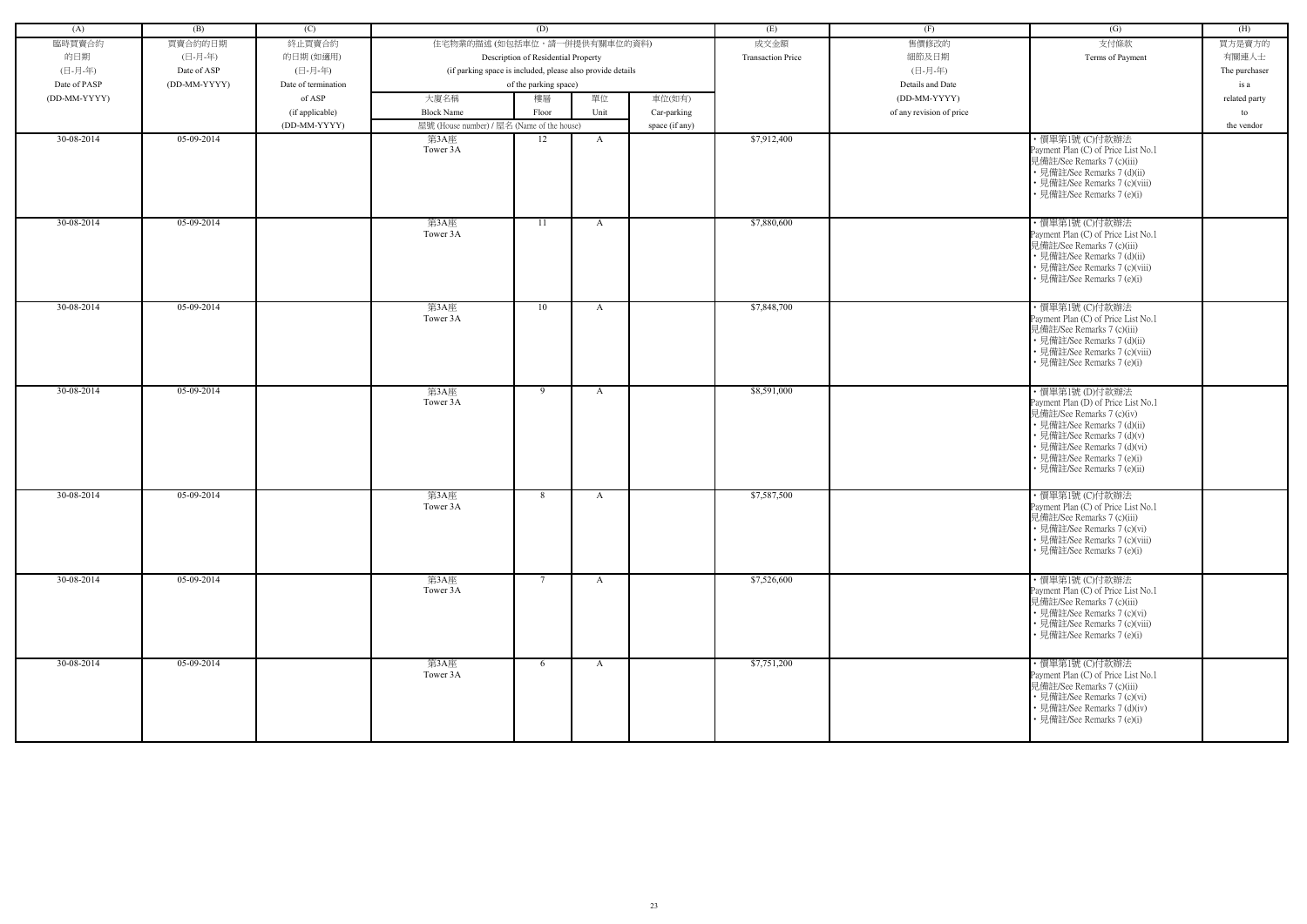| (A) | (B) | (C) | (D) | | | | (E) | (F) | (G) | (H) |
|---|---|---|---|---|---|---|---|---|---|---|
| 臨時買賣合約的日期 (日-月-年) Date of PASP (DD-MM-YYYY) | 買賣合約的日期 (日-月-年) Date of ASP (DD-MM-YYYY) | 終止買賣合約的日期 (如適用) (日-月-年) Date of termination of ASP (if applicable) (DD-MM-YYYY) | 住宅物業的描述 (如包括車位，請一併提供有關車位的資料) Description of Residential Property (if parking space is included, please also provide details of the parking space) | | | | 成交金額 Transaction Price | 售價修改的細節及日期 (日-月-年) Details and Date (DD-MM-YYYY) of any revision of price | 支付條款 Terms of Payment | 買方是賣方的有關連人士 The purchaser is a related party to the vendor |
| | | | 大廈名稱 Block Name | 樓層 Floor | 單位 Unit | 車位(如有) Car-parking space (if any) | | | | |
| | | | 屋號 (House number) / 屋名 (Name of the house) | | | | | | | |
| 30-08-2014 | 05-09-2014 | | 第3A座 Tower 3A | 12 | A | | $7,912,400 | | • 價單第1號 (C)付款辦法 Payment Plan (C) of Price List No.1 見備註/See Remarks 7 (c)(iii) • 見備註/See Remarks 7 (d)(ii) • 見備註/See Remarks 7 (c)(viii) • 見備註/See Remarks 7 (e)(i) | |
| 30-08-2014 | 05-09-2014 | | 第3A座 Tower 3A | 11 | A | | $7,880,600 | | • 價單第1號 (C)付款辦法 Payment Plan (C) of Price List No.1 見備註/See Remarks 7 (c)(iii) • 見備註/See Remarks 7 (d)(ii) • 見備註/See Remarks 7 (c)(viii) • 見備註/See Remarks 7 (e)(i) | |
| 30-08-2014 | 05-09-2014 | | 第3A座 Tower 3A | 10 | A | | $7,848,700 | | • 價單第1號 (C)付款辦法 Payment Plan (C) of Price List No.1 見備註/See Remarks 7 (c)(iii) • 見備註/See Remarks 7 (d)(ii) • 見備註/See Remarks 7 (c)(viii) • 見備註/See Remarks 7 (e)(i) | |
| 30-08-2014 | 05-09-2014 | | 第3A座 Tower 3A | 9 | A | | $8,591,000 | | • 價單第1號 (D)付款辦法 Payment Plan (D) of Price List No.1 見備註/See Remarks 7 (c)(iv) • 見備註/See Remarks 7 (d)(ii) • 見備註/See Remarks 7 (d)(v) • 見備註/See Remarks 7 (d)(vi) • 見備註/See Remarks 7 (e)(i) • 見備註/See Remarks 7 (e)(ii) | |
| 30-08-2014 | 05-09-2014 | | 第3A座 Tower 3A | 8 | A | | $7,587,500 | | • 價單第1號 (C)付款辦法 Payment Plan (C) of Price List No.1 見備註/See Remarks 7 (c)(iii) • 見備註/See Remarks 7 (c)(vi) • 見備註/See Remarks 7 (c)(viii) • 見備註/See Remarks 7 (e)(i) | |
| 30-08-2014 | 05-09-2014 | | 第3A座 Tower 3A | 7 | A | | $7,526,600 | | • 價單第1號 (C)付款辦法 Payment Plan (C) of Price List No.1 見備註/See Remarks 7 (c)(iii) • 見備註/See Remarks 7 (c)(vi) • 見備註/See Remarks 7 (c)(viii) • 見備註/See Remarks 7 (e)(i) | |
| 30-08-2014 | 05-09-2014 | | 第3A座 Tower 3A | 6 | A | | $7,751,200 | | • 價單第1號 (C)付款辦法 Payment Plan (C) of Price List No.1 見備註/See Remarks 7 (c)(iii) • 見備註/See Remarks 7 (c)(vi) • 見備註/See Remarks 7 (d)(iv) • 見備註/See Remarks 7 (e)(i) | |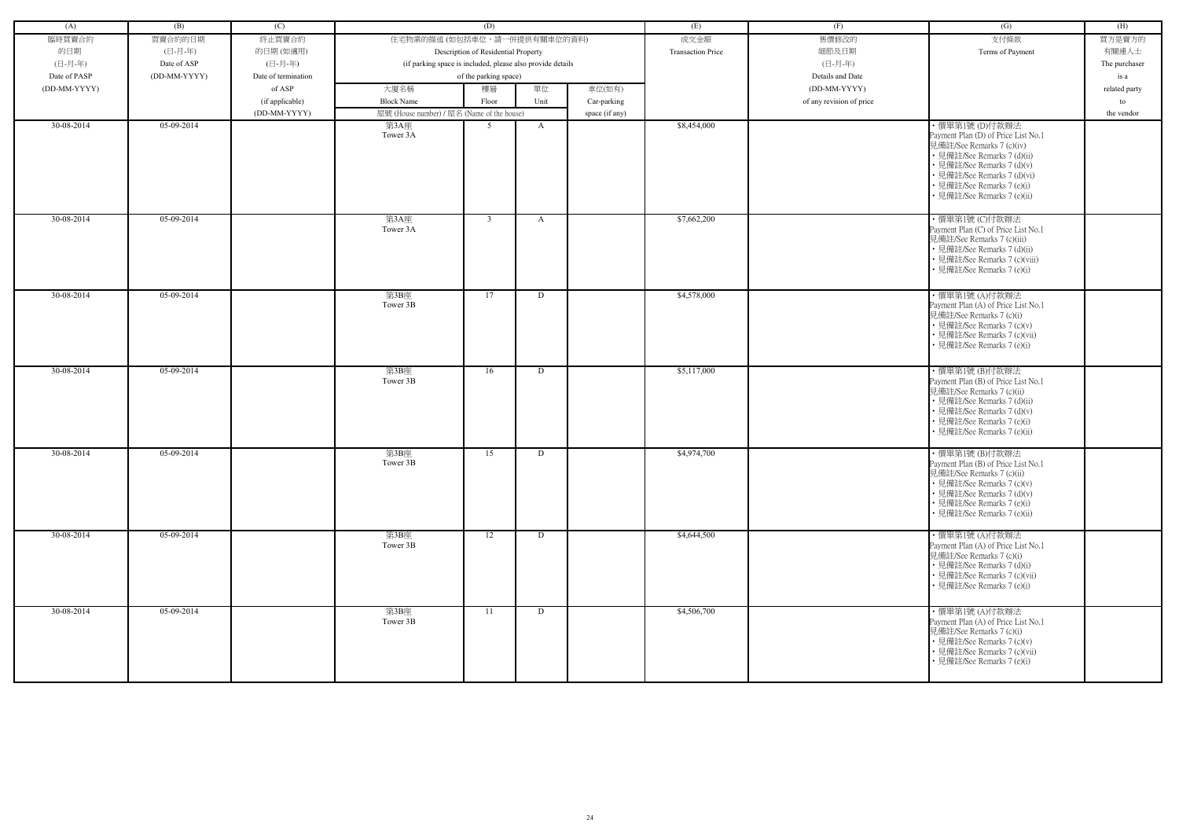| (A) | (B) | (C) | (D) | | | | (E) | (F) | (G) | (H) |
|---|---|---|---|---|---|---|---|---|---|---|
| 臨時買賣合約的日期 (日-月-年) Date of PASP (DD-MM-YYYY) | 買賣合約的日期 (日-月-年) Date of ASP (DD-MM-YYYY) | 終止買賣合約的日期 (如適用) (日-月-年) Date of termination of ASP (if applicable) (DD-MM-YYYY) | 住宅物業的描述 (如包括車位，請一併提供有關車位的資料) Description of Residential Property (if parking space is included, please also provide details of the parking space) | | | | 成交金額 Transaction Price | 售價修改的細節及日期 (日-月-年) Details and Date (DD-MM-YYYY) of any revision of price | 支付條款 Terms of Payment | 買方是賣方的有關連人士 The purchaser is a related party to the vendor |
| | | | 大廈名稱 Block Name 屋號 (House number) / 屋名 (Name of the house) | 樓層 Floor | 單位 Unit | 車位(如有) Car-parking space (if any) | | | | |
| 30-08-2014 | 05-09-2014 | | 第3A座 Tower 3A | 5 | A | | $8,454,000 | | • 價單第1號 (D)付款辦法 Payment Plan (D) of Price List No.1 見備註/See Remarks 7 (c)(iv) • 見備註/See Remarks 7 (d)(ii) • 見備註/See Remarks 7 (d)(v) • 見備註/See Remarks 7 (d)(vi) • 見備註/See Remarks 7 (e)(i) • 見備註/See Remarks 7 (e)(ii) | |
| 30-08-2014 | 05-09-2014 | | 第3A座 Tower 3A | 3 | A | | $7,662,200 | | • 價單第1號 (C)付款辦法 Payment Plan (C) of Price List No.1 見備註/See Remarks 7 (c)(iii) • 見備註/See Remarks 7 (d)(ii) • 見備註/See Remarks 7 (c)(viii) • 見備註/See Remarks 7 (e)(i) | |
| 30-08-2014 | 05-09-2014 | | 第3B座 Tower 3B | 17 | D | | $4,578,000 | | • 價單第1號 (A)付款辦法 Payment Plan (A) of Price List No.1 見備註/See Remarks 7 (c)(i) • 見備註/See Remarks 7 (c)(v) • 見備註/See Remarks 7 (c)(vii) • 見備註/See Remarks 7 (e)(i) | |
| 30-08-2014 | 05-09-2014 | | 第3B座 Tower 3B | 16 | D | | $5,117,000 | | • 價單第1號 (B)付款辦法 Payment Plan (B) of Price List No.1 見備註/See Remarks 7 (c)(ii) • 見備註/See Remarks 7 (d)(ii) • 見備註/See Remarks 7 (d)(v) • 見備註/See Remarks 7 (e)(i) • 見備註/See Remarks 7 (e)(ii) | |
| 30-08-2014 | 05-09-2014 | | 第3B座 Tower 3B | 15 | D | | $4,974,700 | | • 價單第1號 (B)付款辦法 Payment Plan (B) of Price List No.1 見備註/See Remarks 7 (c)(ii) • 見備註/See Remarks 7 (c)(v) • 見備註/See Remarks 7 (d)(v) • 見備註/See Remarks 7 (e)(i) • 見備註/See Remarks 7 (e)(ii) | |
| 30-08-2014 | 05-09-2014 | | 第3B座 Tower 3B | 12 | D | | $4,644,500 | | • 價單第1號 (A)付款辦法 Payment Plan (A) of Price List No.1 見備註/See Remarks 7 (c)(i) • 見備註/See Remarks 7 (d)(i) • 見備註/See Remarks 7 (c)(vii) • 見備註/See Remarks 7 (e)(i) | |
| 30-08-2014 | 05-09-2014 | | 第3B座 Tower 3B | 11 | D | | $4,506,700 | | • 價單第1號 (A)付款辦法 Payment Plan (A) of Price List No.1 見備註/See Remarks 7 (c)(i) • 見備註/See Remarks 7 (c)(v) • 見備註/See Remarks 7 (c)(vii) • 見備註/See Remarks 7 (e)(i) | |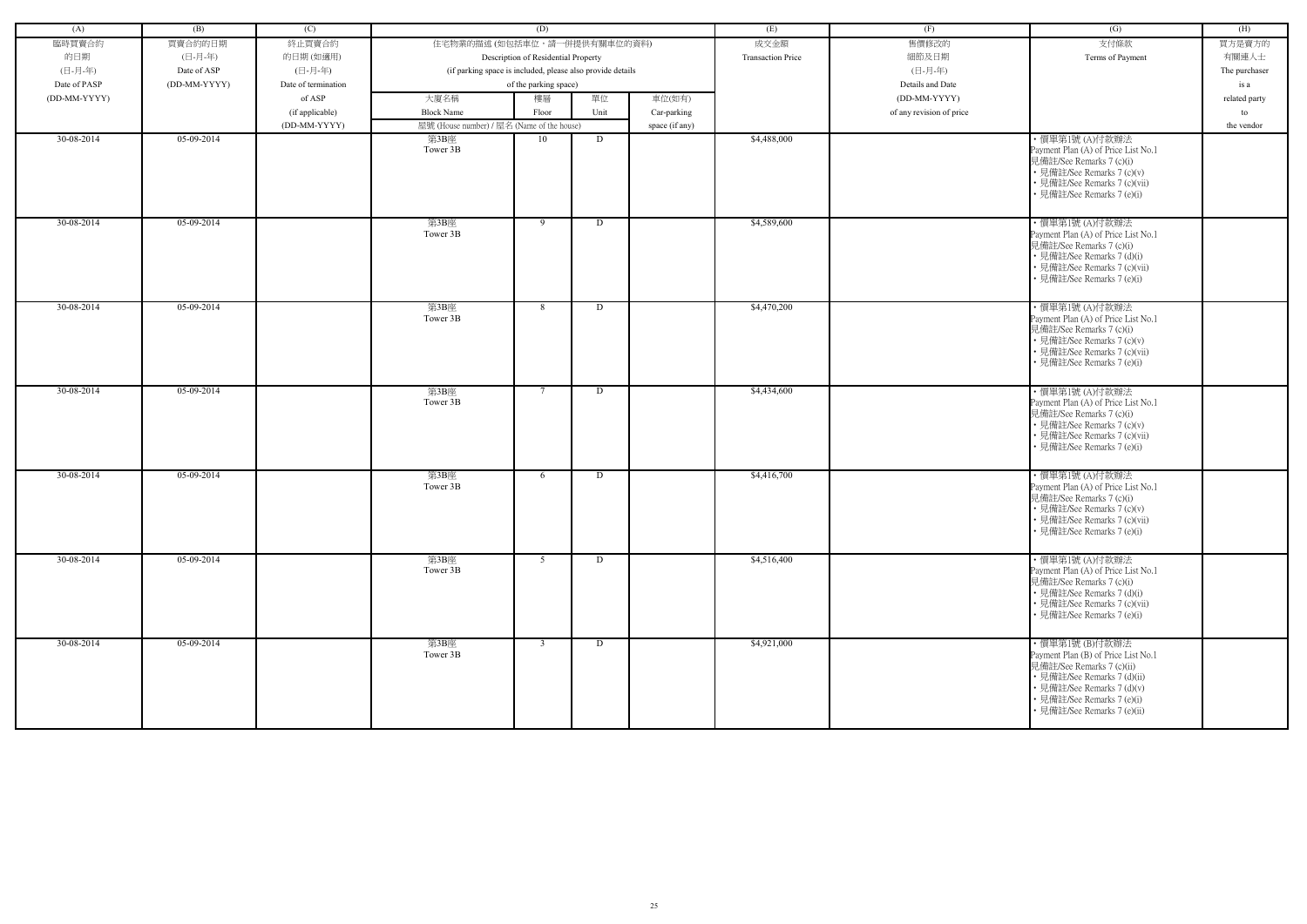| (A) | (B) | (C) | (D) | | | | (E) | (F) | (G) | (H) |
|---|---|---|---|---|---|---|---|---|---|---|
| 臨時買賣合約的日期 (日-月-年) Date of PASP (DD-MM-YYYY) | 買賣合約的日期 (日-月-年) Date of ASP (DD-MM-YYYY) | 終止買賣合約的日期 (如適用) (日-月-年) Date of termination of ASP (if applicable) (DD-MM-YYYY) | 住宅物業的描述 (如包括車位，請一併提供有關車位的資料) Description of Residential Property (if parking space is included, please also provide details of the parking space) | | | | 成交金額 Transaction Price | 售價修改的細節及日期 (日-月-年) Details and Date (DD-MM-YYYY) of any revision of price | 支付條款 Terms of Payment | 買方是賣方的有關連人士 The purchaser is a related party to the vendor |
| | | | 大廈名稱 Block Name | 樓層 Floor | 單位 Unit | 車位(如有) Car-parking space (if any) | | | | |
| | | | 屋號 (House number) / 屋名 (Name of the house) | | | | | | | |
| 30-08-2014 | 05-09-2014 | | 第3B座 Tower 3B | 10 | D | | $4,488,000 | | • 價單第1號 (A)付款辦法 Payment Plan (A) of Price List No.1 見備註/See Remarks 7 (c)(i) • 見備註/See Remarks 7 (c)(v) • 見備註/See Remarks 7 (c)(vii) • 見備註/See Remarks 7 (e)(i) | |
| 30-08-2014 | 05-09-2014 | | 第3B座 Tower 3B | 9 | D | | $4,589,600 | | • 價單第1號 (A)付款辦法 Payment Plan (A) of Price List No.1 見備註/See Remarks 7 (c)(i) • 見備註/See Remarks 7 (d)(i) • 見備註/See Remarks 7 (c)(vii) • 見備註/See Remarks 7 (e)(i) | |
| 30-08-2014 | 05-09-2014 | | 第3B座 Tower 3B | 8 | D | | $4,470,200 | | • 價單第1號 (A)付款辦法 Payment Plan (A) of Price List No.1 見備註/See Remarks 7 (c)(i) • 見備註/See Remarks 7 (c)(v) • 見備註/See Remarks 7 (c)(vii) • 見備註/See Remarks 7 (e)(i) | |
| 30-08-2014 | 05-09-2014 | | 第3B座 Tower 3B | 7 | D | | $4,434,600 | | • 價單第1號 (A)付款辦法 Payment Plan (A) of Price List No.1 見備註/See Remarks 7 (c)(i) • 見備註/See Remarks 7 (c)(v) • 見備註/See Remarks 7 (c)(vii) • 見備註/See Remarks 7 (e)(i) | |
| 30-08-2014 | 05-09-2014 | | 第3B座 Tower 3B | 6 | D | | $4,416,700 | | • 價單第1號 (A)付款辦法 Payment Plan (A) of Price List No.1 見備註/See Remarks 7 (c)(i) • 見備註/See Remarks 7 (c)(v) • 見備註/See Remarks 7 (c)(vii) • 見備註/See Remarks 7 (e)(i) | |
| 30-08-2014 | 05-09-2014 | | 第3B座 Tower 3B | 5 | D | | $4,516,400 | | • 價單第1號 (A)付款辦法 Payment Plan (A) of Price List No.1 見備註/See Remarks 7 (c)(i) • 見備註/See Remarks 7 (d)(i) • 見備註/See Remarks 7 (c)(vii) • 見備註/See Remarks 7 (e)(i) | |
| 30-08-2014 | 05-09-2014 | | 第3B座 Tower 3B | 3 | D | | $4,921,000 | | • 價單第1號 (B)付款辦法 Payment Plan (B) of Price List No.1 見備註/See Remarks 7 (c)(ii) • 見備註/See Remarks 7 (d)(ii) • 見備註/See Remarks 7 (d)(v) • 見備註/See Remarks 7 (e)(i) • 見備註/See Remarks 7 (e)(ii) | |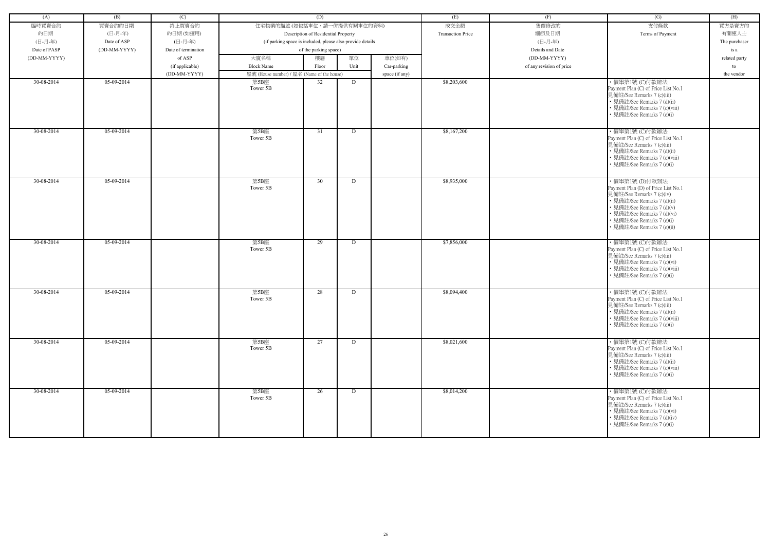| (A) | (B) | (C) | (D) | | | | (E) | (F) | (G) | (H) |
|---|---|---|---|---|---|---|---|---|---|---|
| 臨時買賣合約的日期 (日-月-年) Date of PASP (DD-MM-YYYY) | 買賣合約的日期 (日-月-年) Date of ASP (DD-MM-YYYY) | 終止買賣合約的日期 (如適用) (日-月-年) Date of termination of ASP (if applicable) (DD-MM-YYYY) | 住宅物業的描述 (如包括車位，請一併提供有關車位的資料) Description of Residential Property (if parking space is included, please also provide details of the parking space) | | | | 成交金額 Transaction Price | 售價修改的細節及日期 (日-月-年) Details and Date (DD-MM-YYYY) of any revision of price | 支付條款 Terms of Payment | 買方是賣方的有關連人士 The purchaser is a related party to the vendor |
| | | | 大廈名稱 Block Name | 樓層 Floor | 單位 Unit | 車位(如有) Car-parking space (if any) | | | | |
| | | | 屋號 (House number) / 屋名 (Name of the house) | | | | | | | |
| 30-08-2014 | 05-09-2014 | | 第5B座 Tower 5B | 32 | D | | $8,203,600 | | • 價單第1號 (C)付款辦法 Payment Plan (C) of Price List No.1 見備註/See Remarks 7 (c)(iii) • 見備註/See Remarks 7 (d)(ii) • 見備註/See Remarks 7 (c)(viii) • 見備註/See Remarks 7 (e)(i) | |
| 30-08-2014 | 05-09-2014 | | 第5B座 Tower 5B | 31 | D | | $8,167,200 | | • 價單第1號 (C)付款辦法 Payment Plan (C) of Price List No.1 見備註/See Remarks 7 (c)(iii) • 見備註/See Remarks 7 (d)(ii) • 見備註/See Remarks 7 (c)(viii) • 見備註/See Remarks 7 (e)(i) | |
| 30-08-2014 | 05-09-2014 | | 第5B座 Tower 5B | 30 | D | | $8,935,000 | | • 價單第1號 (D)付款辦法 Payment Plan (D) of Price List No.1 見備註/See Remarks 7 (c)(iv) • 見備註/See Remarks 7 (d)(ii) • 見備註/See Remarks 7 (d)(v) • 見備註/See Remarks 7 (d)(vi) • 見備註/See Remarks 7 (e)(i) • 見備註/See Remarks 7 (e)(ii) | |
| 30-08-2014 | 05-09-2014 | | 第5B座 Tower 5B | 29 | D | | $7,856,000 | | • 價單第1號 (C)付款辦法 Payment Plan (C) of Price List No.1 見備註/See Remarks 7 (c)(iii) • 見備註/See Remarks 7 (c)(vi) • 見備註/See Remarks 7 (c)(viii) • 見備註/See Remarks 7 (e)(i) | |
| 30-08-2014 | 05-09-2014 | | 第5B座 Tower 5B | 28 | D | | $8,094,400 | | • 價單第1號 (C)付款辦法 Payment Plan (C) of Price List No.1 見備註/See Remarks 7 (c)(iii) • 見備註/See Remarks 7 (d)(ii) • 見備註/See Remarks 7 (c)(viii) • 見備註/See Remarks 7 (e)(i) | |
| 30-08-2014 | 05-09-2014 | | 第5B座 Tower 5B | 27 | D | | $8,021,600 | | • 價單第1號 (C)付款辦法 Payment Plan (C) of Price List No.1 見備註/See Remarks 7 (c)(iii) • 見備註/See Remarks 7 (d)(ii) • 見備註/See Remarks 7 (c)(viii) • 見備註/See Remarks 7 (e)(i) | |
| 30-08-2014 | 05-09-2014 | | 第5B座 Tower 5B | 26 | D | | $8,014,200 | | • 價單第1號 (C)付款辦法 Payment Plan (C) of Price List No.1 見備註/See Remarks 7 (c)(iii) • 見備註/See Remarks 7 (c)(vi) • 見備註/See Remarks 7 (d)(iv) • 見備註/See Remarks 7 (e)(i) | |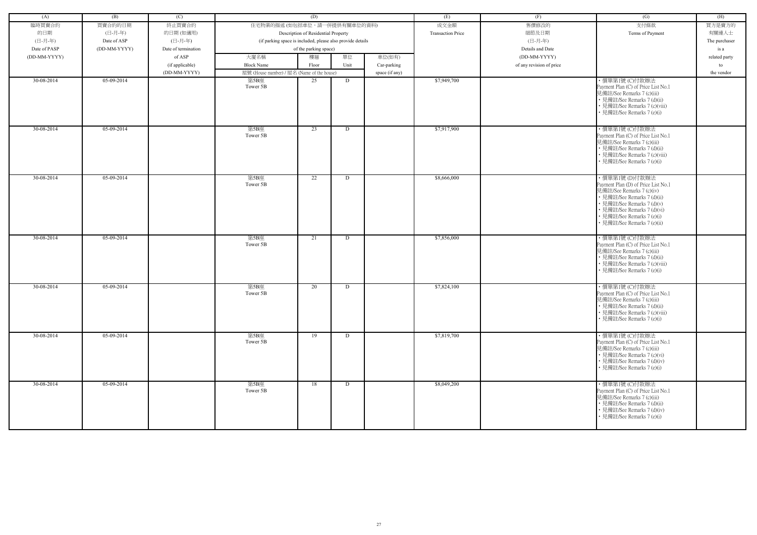| (A) | (B) | (C) | (D) | | | | (E) | (F) | (G) | (H) |
|---|---|---|---|---|---|---|---|---|---|---|
| 臨時買賣合約的日期 (日-月-年) Date of PASP (DD-MM-YYYY) | 買賣合約的日期 (日-月-年) Date of ASP (DD-MM-YYYY) | 終止買賣合約的日期 (如適用) (日-月-年) Date of termination of ASP (if applicable) (DD-MM-YYYY) | 住宅物業的描述 (如包括車位，請一併提供有關車位的資料) Description of Residential Property (if parking space is included, please also provide details of the parking space) | | | | 成交金額 Transaction Price | 售價修改的細節及日期 (日-月-年) Details and Date (DD-MM-YYYY) of any revision of price | 支付條款 Terms of Payment | 買方是賣方的有關連人士 The purchaser is a related party to the vendor |
| | | | 大廈名稱 Block Name | 樓層 Floor | 單位 Unit | 車位(如有) Car-parking space (if any) | | | | |
| | | | 屋號 (House number) / 屋名 (Name of the house) | | | | | | | |
| 30-08-2014 | 05-09-2014 | | 第5B座 Tower 5B | 25 | D | | $7,949,700 | | • 價單第1號 (C)付款辦法 Payment Plan (C) of Price List No.1 見備註/See Remarks 7 (c)(iii) • 見備註/See Remarks 7 (d)(ii) • 見備註/See Remarks 7 (c)(viii) • 見備註/See Remarks 7 (e)(i) | |
| 30-08-2014 | 05-09-2014 | | 第5B座 Tower 5B | 23 | D | | $7,917,900 | | • 價單第1號 (C)付款辦法 Payment Plan (C) of Price List No.1 見備註/See Remarks 7 (c)(iii) • 見備註/See Remarks 7 (d)(ii) • 見備註/See Remarks 7 (c)(viii) • 見備註/See Remarks 7 (e)(i) | |
| 30-08-2014 | 05-09-2014 | | 第5B座 Tower 5B | 22 | D | | $8,666,000 | | • 價單第1號 (D)付款辦法 Payment Plan (D) of Price List No.1 見備註/See Remarks 7 (c)(iv) • 見備註/See Remarks 7 (d)(ii) • 見備註/See Remarks 7 (d)(v) • 見備註/See Remarks 7 (d)(vi) • 見備註/See Remarks 7 (e)(i) • 見備註/See Remarks 7 (e)(ii) | |
| 30-08-2014 | 05-09-2014 | | 第5B座 Tower 5B | 21 | D | | $7,856,000 | | • 價單第1號 (C)付款辦法 Payment Plan (C) of Price List No.1 見備註/See Remarks 7 (c)(iii) • 見備註/See Remarks 7 (d)(ii) • 見備註/See Remarks 7 (c)(viii) • 見備註/See Remarks 7 (e)(i) | |
| 30-08-2014 | 05-09-2014 | | 第5B座 Tower 5B | 20 | D | | $7,824,100 | | • 價單第1號 (C)付款辦法 Payment Plan (C) of Price List No.1 見備註/See Remarks 7 (c)(iii) • 見備註/See Remarks 7 (d)(ii) • 見備註/See Remarks 7 (c)(viii) • 見備註/See Remarks 7 (e)(i) | |
| 30-08-2014 | 05-09-2014 | | 第5B座 Tower 5B | 19 | D | | $7,819,700 | | • 價單第1號 (C)付款辦法 Payment Plan (C) of Price List No.1 見備註/See Remarks 7 (c)(iii) • 見備註/See Remarks 7 (c)(vi) • 見備註/See Remarks 7 (d)(iv) • 見備註/See Remarks 7 (e)(i) | |
| 30-08-2014 | 05-09-2014 | | 第5B座 Tower 5B | 18 | D | | $8,049,200 | | • 價單第1號 (C)付款辦法 Payment Plan (C) of Price List No.1 見備註/See Remarks 7 (c)(iii) • 見備註/See Remarks 7 (d)(ii) • 見備註/See Remarks 7 (d)(iv) • 見備註/See Remarks 7 (e)(i) | |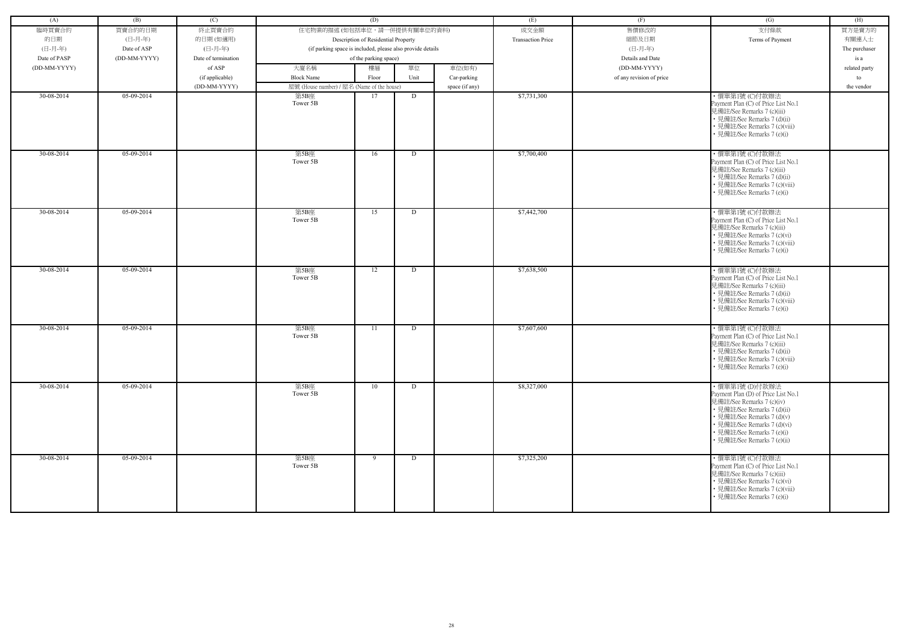| (A) | (B) | (C) | (D) | | | | (E) | (F) | (G) | (H) |
|---|---|---|---|---|---|---|---|---|---|---|
| 臨時買賣合約的日期 (日-月-年) Date of PASP (DD-MM-YYYY) | 買賣合約的日期 (日-月-年) Date of ASP (DD-MM-YYYY) | 終止買賣合約的日期 (如適用) (日-月-年) Date of termination of ASP (if applicable) (DD-MM-YYYY) | 住宅物業的描述 (如包括車位，請一併提供有關車位的資料) Description of Residential Property (if parking space is included, please also provide details of the parking space) | | | | 成交金額 Transaction Price | 售價修改的細節及日期 (日-月-年) Details and Date (DD-MM-YYYY) of any revision of price | 支付條款 Terms of Payment | 買方是賣方的有關連人士 The purchaser is a related party to the vendor |
| | | | 大廈名稱 Block Name | 樓層 Floor | 單位 Unit | 車位(如有) Car-parking space (if any) | | | | |
| | | | 屋號 (House number) / 屋名 (Name of the house) | | | | | | | |
| 30-08-2014 | 05-09-2014 | | 第5B座 Tower 5B | 17 | D | | $7,731,300 | | • 價單第1號 (C)付款辦法 Payment Plan (C) of Price List No.1 見備註/See Remarks 7 (c)(iii) • 見備註/See Remarks 7 (d)(ii) • 見備註/See Remarks 7 (c)(viii) • 見備註/See Remarks 7 (e)(i) | |
| 30-08-2014 | 05-09-2014 | | 第5B座 Tower 5B | 16 | D | | $7,700,400 | | • 價單第1號 (C)付款辦法 Payment Plan (C) of Price List No.1 見備註/See Remarks 7 (c)(iii) • 見備註/See Remarks 7 (d)(ii) • 見備註/See Remarks 7 (c)(viii) • 見備註/See Remarks 7 (e)(i) | |
| 30-08-2014 | 05-09-2014 | | 第5B座 Tower 5B | 15 | D | | $7,442,700 | | • 價單第1號 (C)付款辦法 Payment Plan (C) of Price List No.1 見備註/See Remarks 7 (c)(iii) • 見備註/See Remarks 7 (c)(vi) • 見備註/See Remarks 7 (c)(viii) • 見備註/See Remarks 7 (e)(i) | |
| 30-08-2014 | 05-09-2014 | | 第5B座 Tower 5B | 12 | D | | $7,638,500 | | • 價單第1號 (C)付款辦法 Payment Plan (C) of Price List No.1 見備註/See Remarks 7 (c)(iii) • 見備註/See Remarks 7 (d)(ii) • 見備註/See Remarks 7 (c)(viii) • 見備註/See Remarks 7 (e)(i) | |
| 30-08-2014 | 05-09-2014 | | 第5B座 Tower 5B | 11 | D | | $7,607,600 | | • 價單第1號 (C)付款辦法 Payment Plan (C) of Price List No.1 見備註/See Remarks 7 (c)(iii) • 見備註/See Remarks 7 (d)(ii) • 見備註/See Remarks 7 (c)(viii) • 見備註/See Remarks 7 (e)(i) | |
| 30-08-2014 | 05-09-2014 | | 第5B座 Tower 5B | 10 | D | | $8,327,000 | | • 價單第1號 (D)付款辦法 Payment Plan (D) of Price List No.1 見備註/See Remarks 7 (c)(iv) • 見備註/See Remarks 7 (d)(ii) • 見備註/See Remarks 7 (d)(v) • 見備註/See Remarks 7 (d)(vi) • 見備註/See Remarks 7 (e)(i) • 見備註/See Remarks 7 (e)(ii) | |
| 30-08-2014 | 05-09-2014 | | 第5B座 Tower 5B | 9 | D | | $7,325,200 | | • 價單第1號 (C)付款辦法 Payment Plan (C) of Price List No.1 見備註/See Remarks 7 (c)(iii) • 見備註/See Remarks 7 (c)(vi) • 見備註/See Remarks 7 (c)(viii) • 見備註/See Remarks 7 (e)(i) | |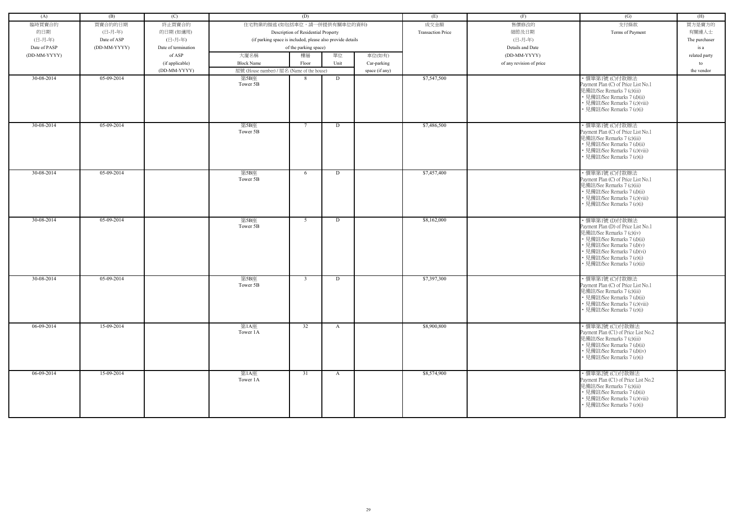| (A) | (B) | (C) | (D) | | | | (E) | (F) | (G) | (H) |
|---|---|---|---|---|---|---|---|---|---|---|
| 臨時買賣合約的日期 (日-月-年) Date of PASP (DD-MM-YYYY) | 買賣合約的日期 (日-月-年) Date of ASP (DD-MM-YYYY) | 終止買賣合約的日期 (如適用) (日-月-年) Date of termination of ASP (if applicable) (DD-MM-YYYY) | 住宅物業的描述 (如包括車位，請一併提供有關車位的資料) Description of Residential Property (if parking space is included, please also provide details of the parking space) | | | | 成交金額 Transaction Price | 售價修改的細節及日期 (日-月-年) Details and Date (DD-MM-YYYY) of any revision of price | 支付條款 Terms of Payment | 買方是賣方的有關連人士 The purchaser is a related party to the vendor |
| | | | 大廈名稱 Block Name | 樓層 Floor | 單位 Unit | 車位(如有) Car-parking space (if any) | | | | |
| | | | 屋號 (House number) / 屋名 (Name of the house) | | | | | | | |
| 30-08-2014 | 05-09-2014 | | 第5B座 Tower 5B | 8 | D | | $7,547,500 | | • 價單第1號 (C)付款辦法 Payment Plan (C) of Price List No.1 見備註/See Remarks 7 (c)(iii) • 見備註/See Remarks 7 (d)(ii) • 見備註/See Remarks 7 (c)(viii) • 見備註/See Remarks 7 (e)(i) | |
| 30-08-2014 | 05-09-2014 | | 第5B座 Tower 5B | 7 | D | | $7,486,500 | | • 價單第1號 (C)付款辦法 Payment Plan (C) of Price List No.1 見備註/See Remarks 7 (c)(iii) • 見備註/See Remarks 7 (d)(ii) • 見備註/See Remarks 7 (c)(viii) • 見備註/See Remarks 7 (e)(i) | |
| 30-08-2014 | 05-09-2014 | | 第5B座 Tower 5B | 6 | D | | $7,457,400 | | • 價單第1號 (C)付款辦法 Payment Plan (C) of Price List No.1 見備註/See Remarks 7 (c)(iii) • 見備註/See Remarks 7 (d)(ii) • 見備註/See Remarks 7 (c)(viii) • 見備註/See Remarks 7 (e)(i) | |
| 30-08-2014 | 05-09-2014 | | 第5B座 Tower 5B | 5 | D | | $8,162,000 | | • 價單第1號 (D)付款辦法 Payment Plan (D) of Price List No.1 見備註/See Remarks 7 (c)(iv) • 見備註/See Remarks 7 (d)(ii) • 見備註/See Remarks 7 (d)(v) • 見備註/See Remarks 7 (d)(vi) • 見備註/See Remarks 7 (e)(i) • 見備註/See Remarks 7 (e)(ii) | |
| 30-08-2014 | 05-09-2014 | | 第5B座 Tower 5B | 3 | D | | $7,397,300 | | • 價單第1號 (C)付款辦法 Payment Plan (C) of Price List No.1 見備註/See Remarks 7 (c)(iii) • 見備註/See Remarks 7 (d)(ii) • 見備註/See Remarks 7 (c)(viii) • 見備註/See Remarks 7 (e)(i) | |
| 06-09-2014 | 15-09-2014 | | 第1A座 Tower 1A | 32 | A | | $8,900,800 | | • 價單第2號 (C1)付款辦法 Payment Plan (C1) of Price List No.2 見備註/See Remarks 7 (c)(iii) • 見備註/See Remarks 7 (d)(ii) • 見備註/See Remarks 7 (d)(iv) • 見備註/See Remarks 7 (e)(i) | |
| 06-09-2014 | 15-09-2014 | | 第1A座 Tower 1A | 31 | A | | $8,574,900 | | • 價單第2號 (C1)付款辦法 Payment Plan (C1) of Price List No.2 見備註/See Remarks 7 (c)(iii) • 見備註/See Remarks 7 (d)(ii) • 見備註/See Remarks 7 (c)(viii) • 見備註/See Remarks 7 (e)(i) | |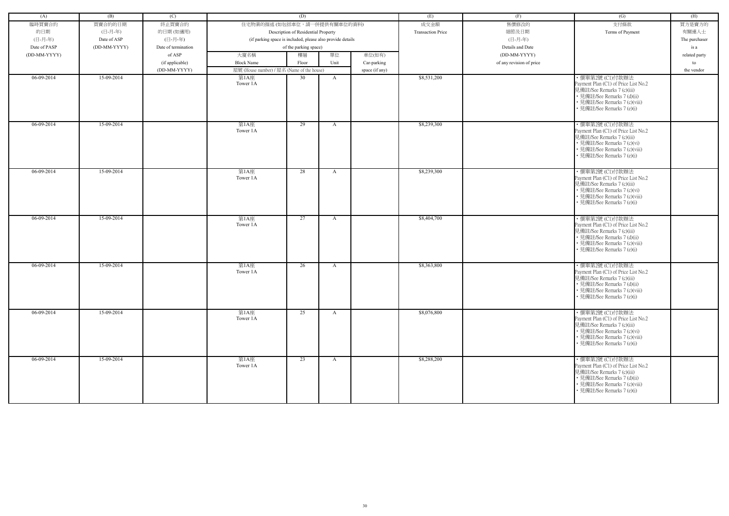| (A) | (B) | (C) | (D) | | | | (E) | (F) | (G) | (H) |
|---|---|---|---|---|---|---|---|---|---|---|
| 臨時買賣合約的日期 (日-月-年) Date of PASP (DD-MM-YYYY) | 買賣合約的日期 (日-月-年) Date of ASP (DD-MM-YYYY) | 終止買賣合約的日期 (如適用) (日-月-年) Date of termination of ASP (if applicable) (DD-MM-YYYY) | 住宅物業的描述 (如包括車位，請一併提供有關車位的資料) Description of Residential Property (if parking space is included, please also provide details of the parking space) | | | | 成交金額 Transaction Price | 售價修改的細節及日期 (日-月-年) Details and Date (DD-MM-YYYY) of any revision of price | 支付條款 Terms of Payment | 買方是賣方的有關連人士 The purchaser is a related party to the vendor |
| | | | 大廈名稱 Block Name | 樓層 Floor | 單位 Unit | 車位(如有) Car-parking space (if any) | | | | |
| | | | 屋號 (House number) / 屋名 (Name of the house) | | | | | | | |
| 06-09-2014 | 15-09-2014 | | 第1A座 Tower 1A | 30 | A | | $8,531,200 | | • 價單第2號 (C1)付款辦法 Payment Plan (C1) of Price List No.2<br>見備註/See Remarks 7 (c)(iii)<br>• 見備註/See Remarks 7 (d)(ii)<br>• 見備註/See Remarks 7 (c)(viii)<br>• 見備註/See Remarks 7 (e)(i) | |
| 06-09-2014 | 15-09-2014 | | 第1A座 Tower 1A | 29 | A | | $8,239,300 | | • 價單第2號 (C1)付款辦法 Payment Plan (C1) of Price List No.2<br>見備註/See Remarks 7 (c)(iii)<br>• 見備註/See Remarks 7 (c)(vi)<br>• 見備註/See Remarks 7 (c)(viii)<br>• 見備註/See Remarks 7 (e)(i) | |
| 06-09-2014 | 15-09-2014 | | 第1A座 Tower 1A | 28 | A | | $8,239,300 | | • 價單第2號 (C1)付款辦法 Payment Plan (C1) of Price List No.2<br>見備註/See Remarks 7 (c)(iii)<br>• 見備註/See Remarks 7 (c)(vi)<br>• 見備註/See Remarks 7 (c)(viii)<br>• 見備註/See Remarks 7 (e)(i) | |
| 06-09-2014 | 15-09-2014 | | 第1A座 Tower 1A | 27 | A | | $8,404,700 | | • 價單第2號 (C1)付款辦法 Payment Plan (C1) of Price List No.2<br>見備註/See Remarks 7 (c)(iii)<br>• 見備註/See Remarks 7 (d)(ii)<br>• 見備註/See Remarks 7 (c)(viii)<br>• 見備註/See Remarks 7 (e)(i) | |
| 06-09-2014 | 15-09-2014 | | 第1A座 Tower 1A | 26 | A | | $8,363,800 | | • 價單第2號 (C1)付款辦法 Payment Plan (C1) of Price List No.2<br>見備註/See Remarks 7 (c)(iii)<br>• 見備註/See Remarks 7 (d)(ii)<br>• 見備註/See Remarks 7 (c)(viii)<br>• 見備註/See Remarks 7 (e)(i) | |
| 06-09-2014 | 15-09-2014 | | 第1A座 Tower 1A | 25 | A | | $8,076,800 | | • 價單第2號 (C1)付款辦法 Payment Plan (C1) of Price List No.2<br>見備註/See Remarks 7 (c)(iii)<br>• 見備註/See Remarks 7 (c)(vi)<br>• 見備註/See Remarks 7 (c)(viii)<br>• 見備註/See Remarks 7 (e)(i) | |
| 06-09-2014 | 15-09-2014 | | 第1A座 Tower 1A | 23 | A | | $8,288,200 | | • 價單第2號 (C1)付款辦法 Payment Plan (C1) of Price List No.2<br>見備註/See Remarks 7 (c)(iii)<br>• 見備註/See Remarks 7 (d)(ii)<br>• 見備註/See Remarks 7 (c)(viii)<br>• 見備註/See Remarks 7 (e)(i) | |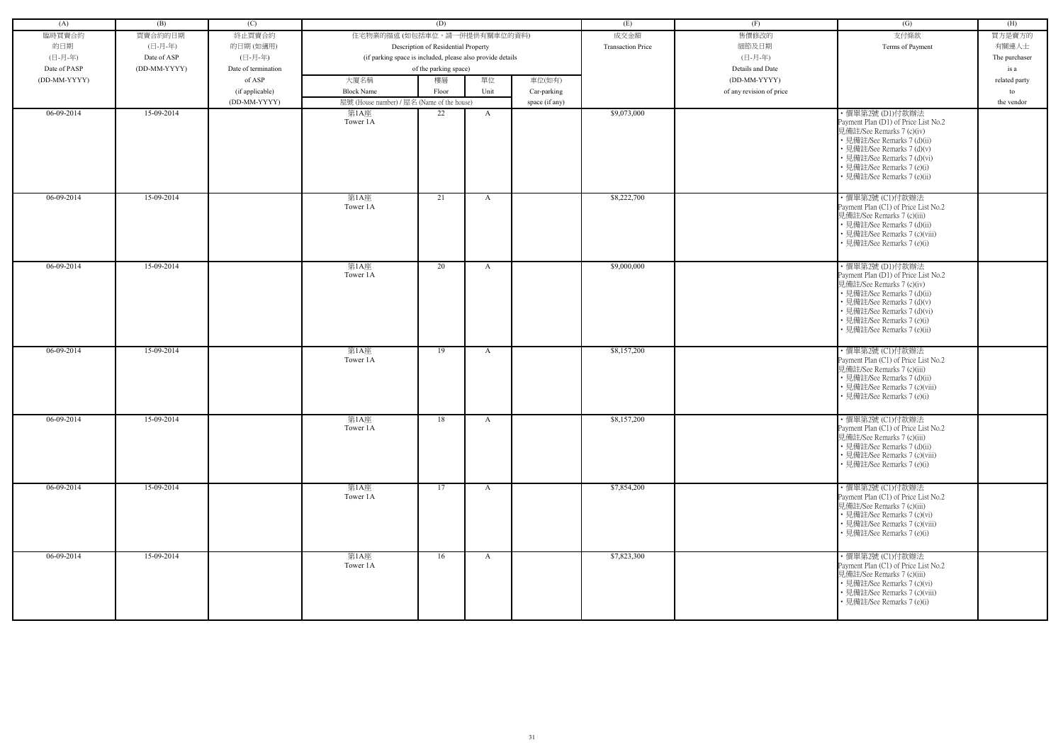| (A) | (B) | (C) | (D) | | | | (E) | (F) | (G) | (H) |
|---|---|---|---|---|---|---|---|---|---|---|
| 臨時買賣合約的日期 (日-月-年) Date of PASP (DD-MM-YYYY) | 買賣合約的日期 (日-月-年) Date of ASP (DD-MM-YYYY) | 終止買賣合約的日期 (如適用) (日-月-年) Date of termination of ASP (if applicable) (DD-MM-YYYY) | 住宅物業的描述 (如包括車位，請一併提供有關車位的資料) Description of Residential Property (if parking space is included, please also provide details of the parking space) | | | | 成交金額 Transaction Price | 售價修改的細節及日期 (日-月-年) Details and Date (DD-MM-YYYY) of any revision of price | 支付條款 Terms of Payment | 買方是賣方的有關連人士 The purchaser is a related party to the vendor |
| | | | 大廈名稱 Block Name | 樓層 Floor | 單位 Unit | 車位(如有) Car-parking space (if any) | | | | |
| | | | 屋號 (House number) / 屋名 (Name of the house) | | | | | | | |
| 06-09-2014 | 15-09-2014 | | 第1A座 Tower 1A | 22 | A | | $9,073,000 | | • 價單第2號 (D1)付款辦法 Payment Plan (D1) of Price List No.2 見備註/See Remarks 7 (c)(iv) • 見備註/See Remarks 7 (d)(ii) • 見備註/See Remarks 7 (d)(v) • 見備註/See Remarks 7 (d)(vi) • 見備註/See Remarks 7 (e)(i) • 見備註/See Remarks 7 (e)(ii) | |
| 06-09-2014 | 15-09-2014 | | 第1A座 Tower 1A | 21 | A | | $8,222,700 | | • 價單第2號 (C1)付款辦法 Payment Plan (C1) of Price List No.2 見備註/See Remarks 7 (c)(iii) • 見備註/See Remarks 7 (d)(ii) • 見備註/See Remarks 7 (c)(viii) • 見備註/See Remarks 7 (e)(i) | |
| 06-09-2014 | 15-09-2014 | | 第1A座 Tower 1A | 20 | A | | $9,000,000 | | • 價單第2號 (D1)付款辦法 Payment Plan (D1) of Price List No.2 見備註/See Remarks 7 (c)(iv) • 見備註/See Remarks 7 (d)(ii) • 見備註/See Remarks 7 (d)(v) • 見備註/See Remarks 7 (d)(vi) • 見備註/See Remarks 7 (e)(i) • 見備註/See Remarks 7 (e)(ii) | |
| 06-09-2014 | 15-09-2014 | | 第1A座 Tower 1A | 19 | A | | $8,157,200 | | • 價單第2號 (C1)付款辦法 Payment Plan (C1) of Price List No.2 見備註/See Remarks 7 (c)(iii) • 見備註/See Remarks 7 (d)(ii) • 見備註/See Remarks 7 (c)(viii) • 見備註/See Remarks 7 (e)(i) | |
| 06-09-2014 | 15-09-2014 | | 第1A座 Tower 1A | 18 | A | | $8,157,200 | | • 價單第2號 (C1)付款辦法 Payment Plan (C1) of Price List No.2 見備註/See Remarks 7 (c)(iii) • 見備註/See Remarks 7 (d)(ii) • 見備註/See Remarks 7 (c)(viii) • 見備註/See Remarks 7 (e)(i) | |
| 06-09-2014 | 15-09-2014 | | 第1A座 Tower 1A | 17 | A | | $7,854,200 | | • 價單第2號 (C1)付款辦法 Payment Plan (C1) of Price List No.2 見備註/See Remarks 7 (c)(iii) • 見備註/See Remarks 7 (c)(vi) • 見備註/See Remarks 7 (c)(viii) • 見備註/See Remarks 7 (e)(i) | |
| 06-09-2014 | 15-09-2014 | | 第1A座 Tower 1A | 16 | A | | $7,823,300 | | • 價單第2號 (C1)付款辦法 Payment Plan (C1) of Price List No.2 見備註/See Remarks 7 (c)(iii) • 見備註/See Remarks 7 (c)(vi) • 見備註/See Remarks 7 (c)(viii) • 見備註/See Remarks 7 (e)(i) | |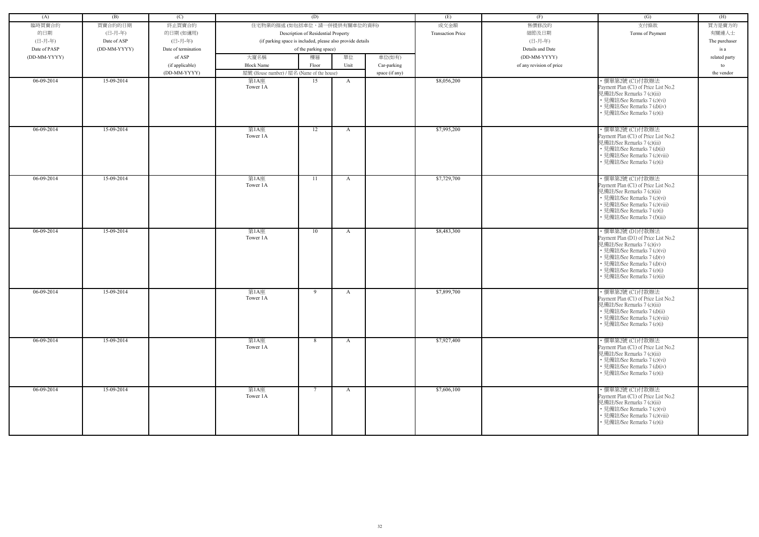| (A) | (B) | (C) | (D) | | | | (E) | (F) | (G) | (H) |
|---|---|---|---|---|---|---|---|---|---|---|
| 臨時買賣合約的日期 (日-月-年) Date of PASP (DD-MM-YYYY) | 買賣合約的日期 (日-月-年) Date of ASP (DD-MM-YYYY) | 終止買賣合約的日期 (如適用) (日-月-年) Date of termination of ASP (if applicable) (DD-MM-YYYY) | 住宅物業的描述 (如包括車位，請一併提供有關車位的資料) Description of Residential Property (if parking space is included, please also provide details of the parking space) | | | | 成交金額 Transaction Price | 售價修改的細節及日期 (日-月-年) Details and Date (DD-MM-YYYY) of any revision of price | 支付條款 Terms of Payment | 買方是賣方的有關連人士 The purchaser is a related party to the vendor |
| | | | 大廈名稱 Block Name | 樓層 Floor | 單位 Unit | 車位(如有) Car-parking space (if any) | | | | |
| | | | 屋號 (House number) / 屋名 (Name of the house) | | | | | | | |
| 06-09-2014 | 15-09-2014 | | 第1A座 Tower 1A | 15 | A | | $8,056,200 | | • 價單第2號 (C1)付款辦法 Payment Plan (C1) of Price List No.2 見備註/See Remarks 7 (c)(iii) • 見備註/See Remarks 7 (c)(vi) • 見備註/See Remarks 7 (d)(iv) • 見備註/See Remarks 7 (e)(i) | |
| 06-09-2014 | 15-09-2014 | | 第1A座 Tower 1A | 12 | A | | $7,995,200 | | • 價單第2號 (C1)付款辦法 Payment Plan (C1) of Price List No.2 見備註/See Remarks 7 (c)(iii) • 見備註/See Remarks 7 (d)(ii) • 見備註/See Remarks 7 (c)(viii) • 見備註/See Remarks 7 (e)(i) | |
| 06-09-2014 | 15-09-2014 | | 第1A座 Tower 1A | 11 | A | | $7,729,700 | | • 價單第2號 (C1)付款辦法 Payment Plan (C1) of Price List No.2 見備註/See Remarks 7 (c)(iii) • 見備註/See Remarks 7 (c)(vi) • 見備註/See Remarks 7 (c)(viii) • 見備註/See Remarks 7 (e)(i) • 見備註/See Remarks 7 (f)(iii) | |
| 06-09-2014 | 15-09-2014 | | 第1A座 Tower 1A | 10 | A | | $8,483,300 | | • 價單第2號 (D1)付款辦法 Payment Plan (D1) of Price List No.2 見備註/See Remarks 7 (c)(iv) • 見備註/See Remarks 7 (c)(vi) • 見備註/See Remarks 7 (d)(v) • 見備註/See Remarks 7 (d)(vi) • 見備註/See Remarks 7 (e)(i) • 見備註/See Remarks 7 (e)(ii) | |
| 06-09-2014 | 15-09-2014 | | 第1A座 Tower 1A | 9 | A | | $7,899,700 | | • 價單第2號 (C1)付款辦法 Payment Plan (C1) of Price List No.2 見備註/See Remarks 7 (c)(iii) • 見備註/See Remarks 7 (d)(ii) • 見備註/See Remarks 7 (c)(viii) • 見備註/See Remarks 7 (e)(i) | |
| 06-09-2014 | 15-09-2014 | | 第1A座 Tower 1A | 8 | A | | $7,927,400 | | • 價單第2號 (C1)付款辦法 Payment Plan (C1) of Price List No.2 見備註/See Remarks 7 (c)(iii) • 見備註/See Remarks 7 (c)(vi) • 見備註/See Remarks 7 (d)(iv) • 見備註/See Remarks 7 (e)(i) | |
| 06-09-2014 | 15-09-2014 | | 第1A座 Tower 1A | 7 | A | | $7,606,100 | | • 價單第2號 (C1)付款辦法 Payment Plan (C1) of Price List No.2 見備註/See Remarks 7 (c)(iii) • 見備註/See Remarks 7 (c)(vi) • 見備註/See Remarks 7 (c)(viii) • 見備註/See Remarks 7 (e)(i) | |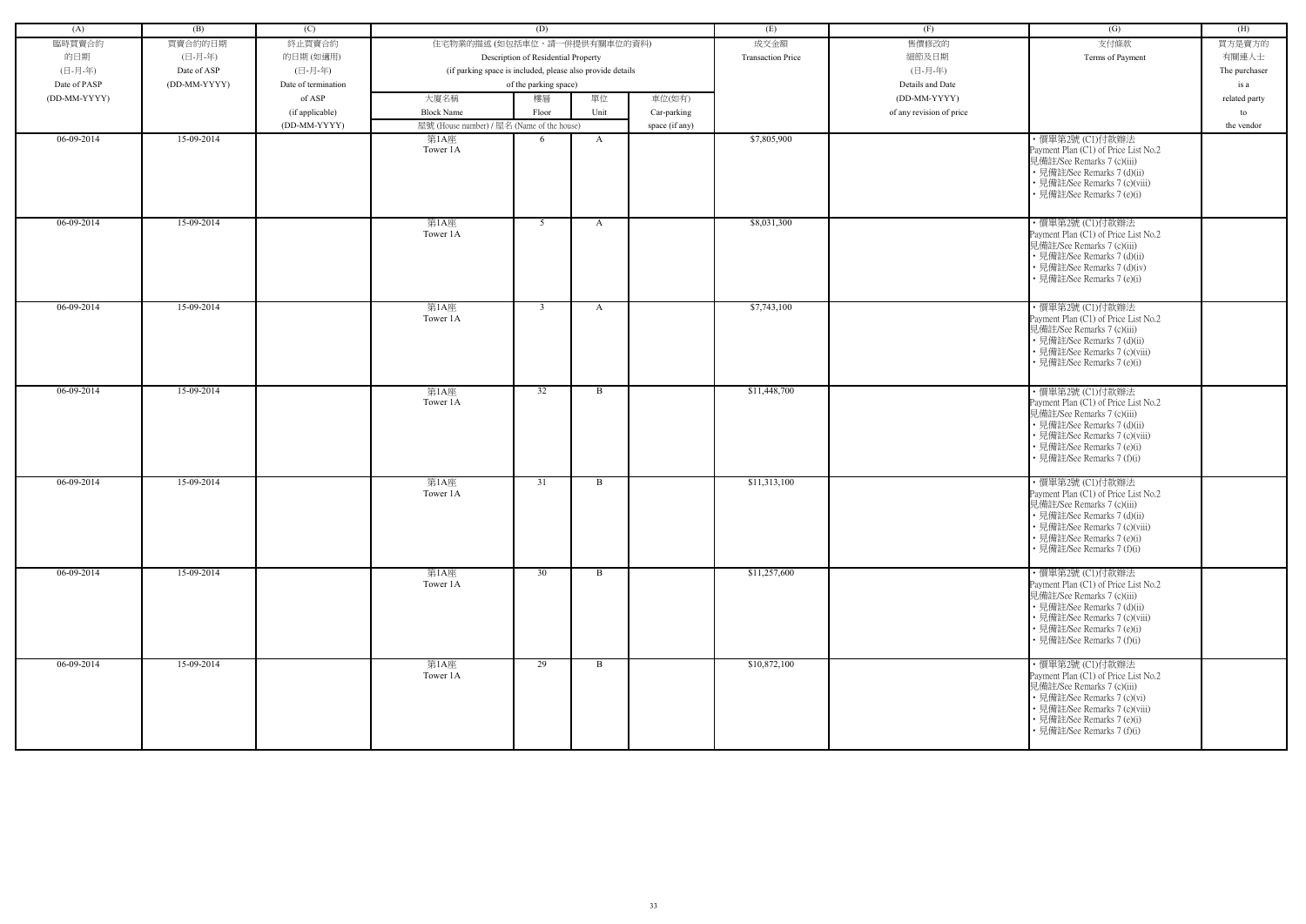| (A) | (B) | (C) | (D) | | | | (E) | (F) | (G) | (H) |
|---|---|---|---|---|---|---|---|---|---|---|
| 臨時買賣合約的日期 (日-月-年) Date of PASP (DD-MM-YYYY) | 買賣合約的日期 (日-月-年) Date of ASP (DD-MM-YYYY) | 終止買賣合約的日期 (如適用) (日-月-年) Date of termination of ASP (if applicable) (DD-MM-YYYY) | 住宅物業的描述 (如包括車位，請一併提供有關車位的資料) Description of Residential Property (if parking space is included, please also provide details of the parking space) | | | | 成交金額 Transaction Price | 售價修改的細節及日期 (日-月-年) Details and Date (DD-MM-YYYY) of any revision of price | 支付條款 Terms of Payment | 買方是賣方的有關連人士 The purchaser is a related party to the vendor |
| | | | 大廈名稱 Block Name | 樓層 Floor | 單位 Unit | 車位(如有) Car-parking space (if any) | | | | |
| | | | 屋號 (House number) / 屋名 (Name of the house) | | | | | | | |
| 06-09-2014 | 15-09-2014 | | 第1A座 Tower 1A | 6 | A | | $7,805,900 | | • 價單第2號 (C1)付款辦法 Payment Plan (C1) of Price List No.2 見備註/See Remarks 7 (c)(iii) • 見備註/See Remarks 7 (d)(ii) • 見備註/See Remarks 7 (c)(viii) • 見備註/See Remarks 7 (e)(i) | |
| 06-09-2014 | 15-09-2014 | | 第1A座 Tower 1A | 5 | A | | $8,031,300 | | • 價單第2號 (C1)付款辦法 Payment Plan (C1) of Price List No.2 見備註/See Remarks 7 (c)(iii) • 見備註/See Remarks 7 (d)(ii) • 見備註/See Remarks 7 (d)(iv) • 見備註/See Remarks 7 (e)(i) | |
| 06-09-2014 | 15-09-2014 | | 第1A座 Tower 1A | 3 | A | | $7,743,100 | | • 價單第2號 (C1)付款辦法 Payment Plan (C1) of Price List No.2 見備註/See Remarks 7 (c)(iii) • 見備註/See Remarks 7 (d)(ii) • 見備註/See Remarks 7 (c)(viii) • 見備註/See Remarks 7 (e)(i) | |
| 06-09-2014 | 15-09-2014 | | 第1A座 Tower 1A | 32 | B | | $11,448,700 | | • 價單第2號 (C1)付款辦法 Payment Plan (C1) of Price List No.2 見備註/See Remarks 7 (c)(iii) • 見備註/See Remarks 7 (d)(ii) • 見備註/See Remarks 7 (c)(viii) • 見備註/See Remarks 7 (e)(i) • 見備註/See Remarks 7 (f)(i) | |
| 06-09-2014 | 15-09-2014 | | 第1A座 Tower 1A | 31 | B | | $11,313,100 | | • 價單第2號 (C1)付款辦法 Payment Plan (C1) of Price List No.2 見備註/See Remarks 7 (c)(iii) • 見備註/See Remarks 7 (d)(ii) • 見備註/See Remarks 7 (c)(viii) • 見備註/See Remarks 7 (e)(i) • 見備註/See Remarks 7 (f)(i) | |
| 06-09-2014 | 15-09-2014 | | 第1A座 Tower 1A | 30 | B | | $11,257,600 | | • 價單第2號 (C1)付款辦法 Payment Plan (C1) of Price List No.2 見備註/See Remarks 7 (c)(iii) • 見備註/See Remarks 7 (d)(ii) • 見備註/See Remarks 7 (c)(viii) • 見備註/See Remarks 7 (e)(i) • 見備註/See Remarks 7 (f)(i) | |
| 06-09-2014 | 15-09-2014 | | 第1A座 Tower 1A | 29 | B | | $10,872,100 | | • 價單第2號 (C1)付款辦法 Payment Plan (C1) of Price List No.2 見備註/See Remarks 7 (c)(iii) • 見備註/See Remarks 7 (c)(vi) • 見備註/See Remarks 7 (c)(viii) • 見備註/See Remarks 7 (e)(i) • 見備註/See Remarks 7 (f)(i) | |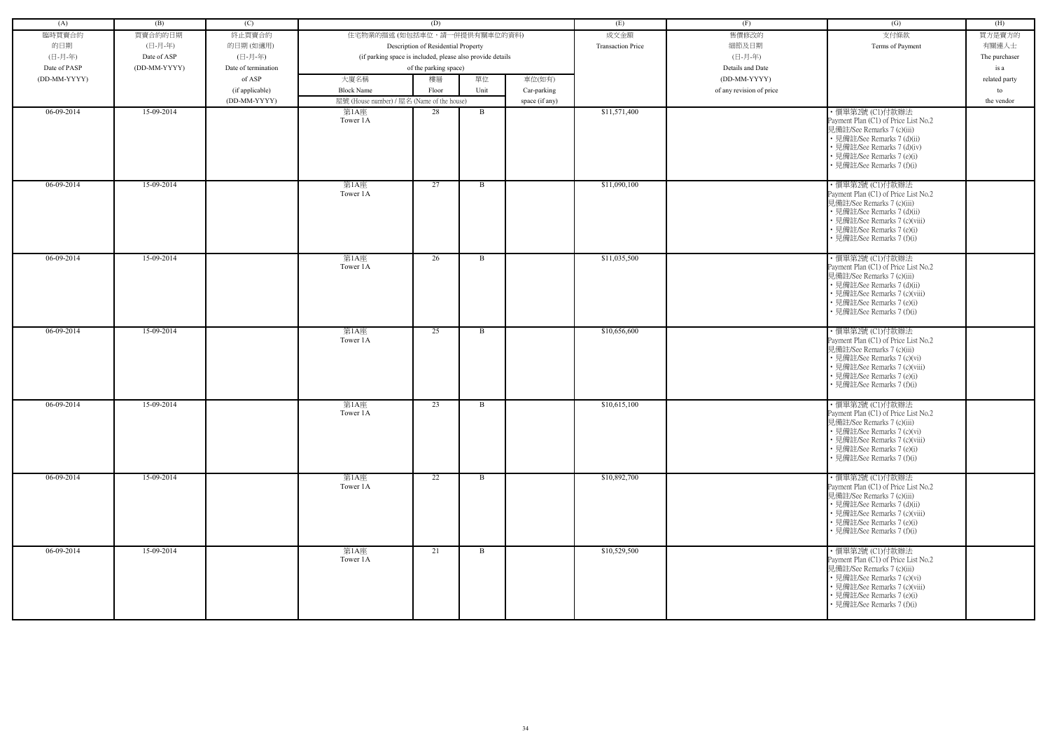| (A) | (B) | (C) | (D) | | | | (E) | (F) | (G) | (H) |
|---|---|---|---|---|---|---|---|---|---|---|
| 臨時買賣合約的日期 (日-月-年) Date of PASP (DD-MM-YYYY) | 買賣合約的日期 (日-月-年) Date of ASP (DD-MM-YYYY) | 終止買賣合約的日期 (如適用) (日-月-年) Date of termination of ASP (if applicable) (DD-MM-YYYY) | 住宅物業的描述 (如包括車位，請一併提供有關車位的資料) Description of Residential Property (if parking space is included, please also provide details of the parking space) | | | | 成交金額 Transaction Price | 售價修改的細節及日期 (日-月-年) Details and Date (DD-MM-YYYY) of any revision of price | 支付條款 Terms of Payment | 買方是賣方的有關連人士 The purchaser is a related party to the vendor |
| | | | 大廈名稱 Block Name 屋號 (House number) / 屋名 (Name of the house) | 樓層 Floor | 單位 Unit | 車位(如有) Car-parking space (if any) | | | | |
| 06-09-2014 | 15-09-2014 | | 第1A座 Tower 1A | 28 | B | | $11,571,400 | | • 價單第2號 (C1)付款辦法 Payment Plan (C1) of Price List No.2 見備註/See Remarks 7 (c)(iii) • 見備註/See Remarks 7 (d)(ii) • 見備註/See Remarks 7 (d)(iv) • 見備註/See Remarks 7 (e)(i) • 見備註/See Remarks 7 (f)(i) | |
| 06-09-2014 | 15-09-2014 | | 第1A座 Tower 1A | 27 | B | | $11,090,100 | | • 價單第2號 (C1)付款辦法 Payment Plan (C1) of Price List No.2 見備註/See Remarks 7 (c)(iii) • 見備註/See Remarks 7 (d)(ii) • 見備註/See Remarks 7 (c)(viii) • 見備註/See Remarks 7 (e)(i) • 見備註/See Remarks 7 (f)(i) | |
| 06-09-2014 | 15-09-2014 | | 第1A座 Tower 1A | 26 | B | | $11,035,500 | | • 價單第2號 (C1)付款辦法 Payment Plan (C1) of Price List No.2 見備註/See Remarks 7 (c)(iii) • 見備註/See Remarks 7 (d)(ii) • 見備註/See Remarks 7 (c)(viii) • 見備註/See Remarks 7 (e)(i) • 見備註/See Remarks 7 (f)(i) | |
| 06-09-2014 | 15-09-2014 | | 第1A座 Tower 1A | 25 | B | | $10,656,600 | | • 價單第2號 (C1)付款辦法 Payment Plan (C1) of Price List No.2 見備註/See Remarks 7 (c)(iii) • 見備註/See Remarks 7 (c)(vi) • 見備註/See Remarks 7 (c)(viii) • 見備註/See Remarks 7 (e)(i) • 見備註/See Remarks 7 (f)(i) | |
| 06-09-2014 | 15-09-2014 | | 第1A座 Tower 1A | 23 | B | | $10,615,100 | | • 價單第2號 (C1)付款辦法 Payment Plan (C1) of Price List No.2 見備註/See Remarks 7 (c)(iii) • 見備註/See Remarks 7 (c)(vi) • 見備註/See Remarks 7 (c)(viii) • 見備註/See Remarks 7 (e)(i) • 見備註/See Remarks 7 (f)(i) | |
| 06-09-2014 | 15-09-2014 | | 第1A座 Tower 1A | 22 | B | | $10,892,700 | | • 價單第2號 (C1)付款辦法 Payment Plan (C1) of Price List No.2 見備註/See Remarks 7 (c)(iii) • 見備註/See Remarks 7 (d)(ii) • 見備註/See Remarks 7 (c)(viii) • 見備註/See Remarks 7 (e)(i) • 見備註/See Remarks 7 (f)(i) | |
| 06-09-2014 | 15-09-2014 | | 第1A座 Tower 1A | 21 | B | | $10,529,500 | | • 價單第2號 (C1)付款辦法 Payment Plan (C1) of Price List No.2 見備註/See Remarks 7 (c)(iii) • 見備註/See Remarks 7 (c)(vi) • 見備註/See Remarks 7 (c)(viii) • 見備註/See Remarks 7 (e)(i) • 見備註/See Remarks 7 (f)(i) | |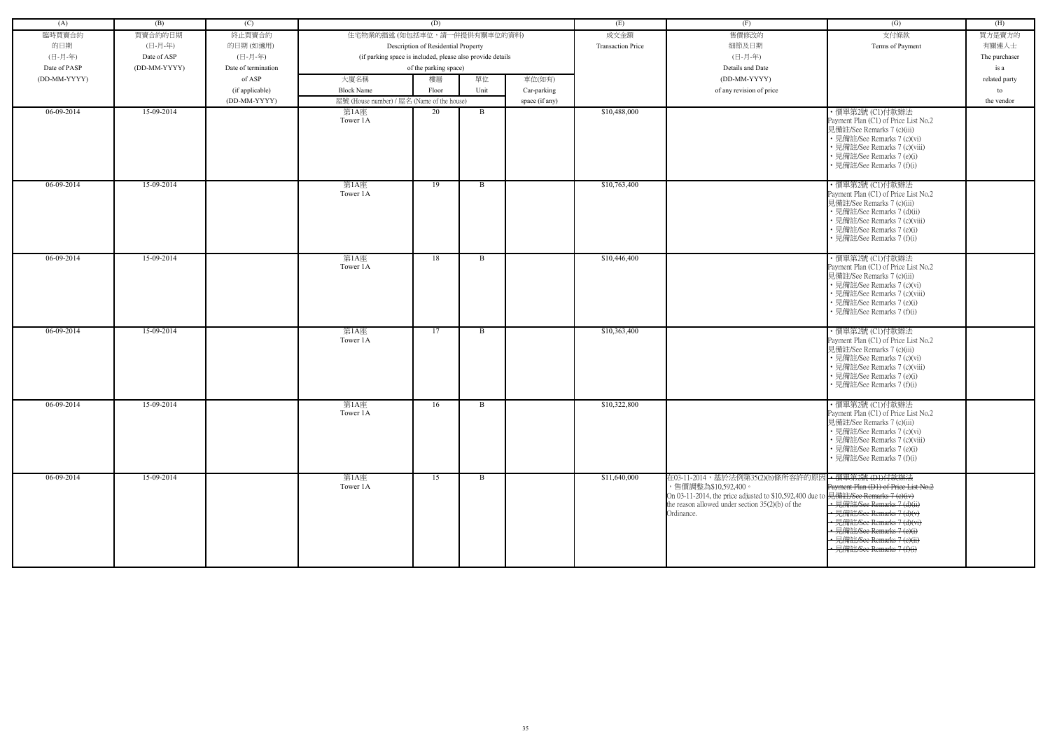| (A) | (B) | (C) | (D) | | | | (E) | (F) | (G) | (H) |
|---|---|---|---|---|---|---|---|---|---|---|
| 臨時買賣合約的日期 (日-月-年) Date of PASP (DD-MM-YYYY) | 買賣合約的日期 (日-月-年) Date of ASP (DD-MM-YYYY) | 終止買賣合約的日期 (如適用) (日-月-年) Date of termination of ASP (if applicable) (DD-MM-YYYY) | 住宅物業的描述 (如包括車位，請一併提供有關車位的資料) Description of Residential Property (if parking space is included, please also provide details of the parking space) | | | | 成交金額 Transaction Price | 售價修改的細節及日期 (日-月-年) Details and Date (DD-MM-YYYY) of any revision of price | 支付條款 Terms of Payment | 買方是賣方的有關連人士 The purchaser is a related party to the vendor |
| | | | 大廈名稱 Block Name | 樓層 Floor | 單位 Unit | 車位(如有) Car-parking space (if any) | | | | |
| | | | 屋號 (House number) / 屋名 (Name of the house) | | | | | | | |
| 06-09-2014 | 15-09-2014 | | 第1A座 Tower 1A | 20 | B | | $10,488,000 | | • 價單第2號 (C1)付款辦法 Payment Plan (C1) of Price List No.2 見備註/See Remarks 7 (c)(iii) • 見備註/See Remarks 7 (c)(vi) • 見備註/See Remarks 7 (c)(viii) • 見備註/See Remarks 7 (e)(i) • 見備註/See Remarks 7 (f)(i) | |
| 06-09-2014 | 15-09-2014 | | 第1A座 Tower 1A | 19 | B | | $10,763,400 | | • 價單第2號 (C1)付款辦法 Payment Plan (C1) of Price List No.2 見備註/See Remarks 7 (c)(iii) • 見備註/See Remarks 7 (d)(ii) • 見備註/See Remarks 7 (c)(viii) • 見備註/See Remarks 7 (e)(i) • 見備註/See Remarks 7 (f)(i) | |
| 06-09-2014 | 15-09-2014 | | 第1A座 Tower 1A | 18 | B | | $10,446,400 | | • 價單第2號 (C1)付款辦法 Payment Plan (C1) of Price List No.2 見備註/See Remarks 7 (c)(iii) • 見備註/See Remarks 7 (c)(vi) • 見備註/See Remarks 7 (c)(viii) • 見備註/See Remarks 7 (e)(i) • 見備註/See Remarks 7 (f)(i) | |
| 06-09-2014 | 15-09-2014 | | 第1A座 Tower 1A | 17 | B | | $10,363,400 | | • 價單第2號 (C1)付款辦法 Payment Plan (C1) of Price List No.2 見備註/See Remarks 7 (c)(iii) • 見備註/See Remarks 7 (c)(vi) • 見備註/See Remarks 7 (c)(viii) • 見備註/See Remarks 7 (e)(i) • 見備註/See Remarks 7 (f)(i) | |
| 06-09-2014 | 15-09-2014 | | 第1A座 Tower 1A | 16 | B | | $10,322,800 | | • 價單第2號 (C1)付款辦法 Payment Plan (C1) of Price List No.2 見備註/See Remarks 7 (c)(iii) • 見備註/See Remarks 7 (c)(vi) • 見備註/See Remarks 7 (c)(viii) • 見備註/See Remarks 7 (e)(i) • 見備註/See Remarks 7 (f)(i) | |
| 06-09-2014 | 15-09-2014 | | 第1A座 Tower 1A | 15 | B | | $11,640,000 | 在03-11-2014，基於法例第35(2)(b)條所容許的原因，售價調整為$10,592,400。 On 03-11-2014, the price adjusted to $10,592,400 due to the reason allowed under section 35(2)(b) of the Ordinance. | ~~• 價單第2號 (D1)付款辦法 Payment Plan (D1) of Price List No.2 見備註/See Remarks 7 (c)(iv) • 見備註/See Remarks 7 (d)(ii) • 見備註/See Remarks 7 (d)(v) • 見備註/See Remarks 7 (d)(vi) • 見備註/See Remarks 7 (e)(i) • 見備註/See Remarks 7 (e)(ii) • 見備註/See Remarks 7 (f)(i)~~ | |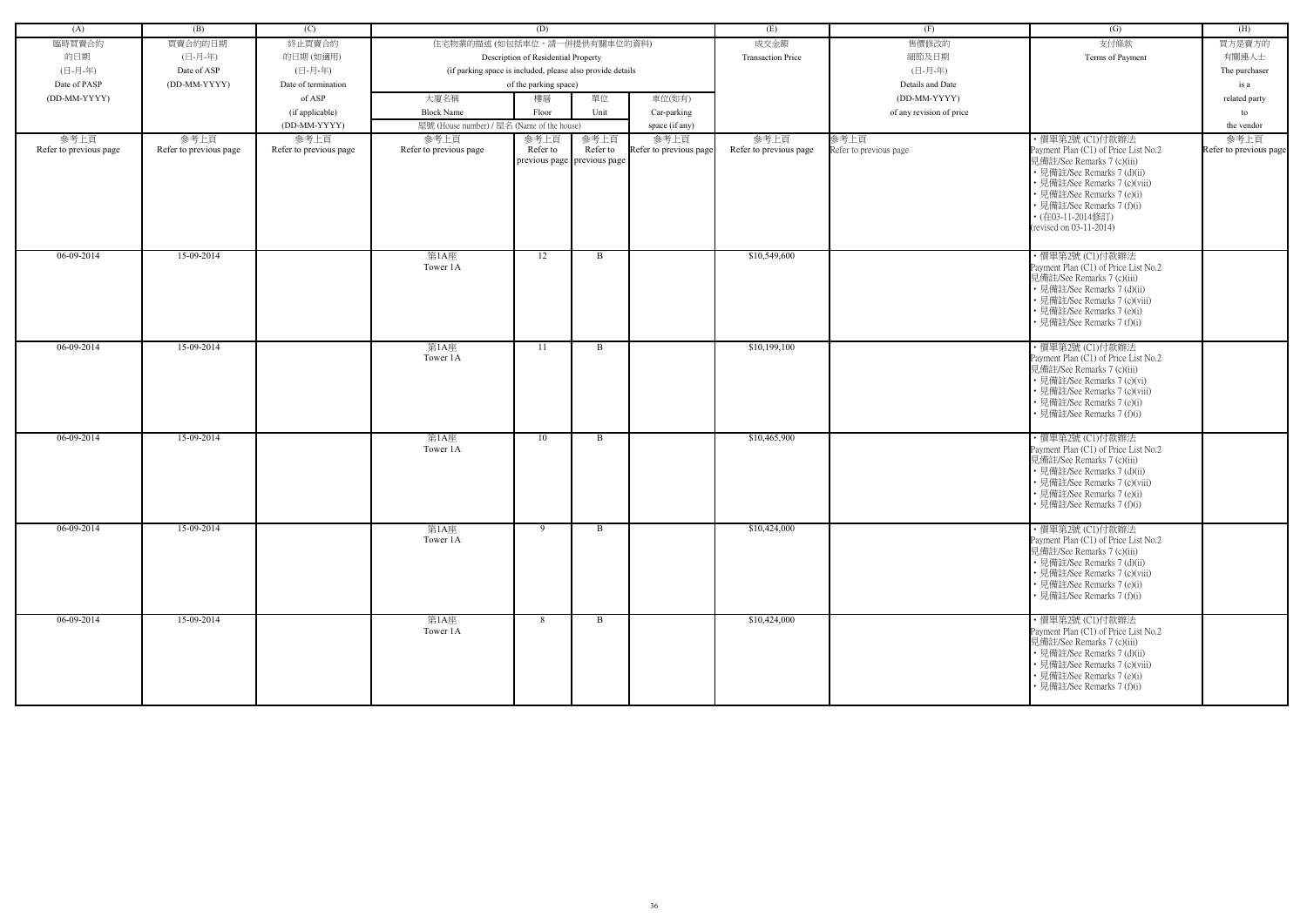| (A) | (B) | (C) | (D) | | | | (E) | (F) | (G) | (H) |
|---|---|---|---|---|---|---|---|---|---|---|
| 臨時買賣合約的日期 (日-月-年) Date of PASP (DD-MM-YYYY) | 買賣合約的日期 (日-月-年) Date of ASP (DD-MM-YYYY) | 終止買賣合約的日期 (如適用) (日-月-年) Date of termination of ASP (if applicable) (DD-MM-YYYY) | 住宅物業的描述 (如包括車位，請一併提供有關車位的資料) Description of Residential Property (if parking space is included, please also provide details of the parking space) | | | | 成交金額 Transaction Price | 售價修改的細節及日期 (日-月-年) Details and Date (DD-MM-YYYY) of any revision of price | 支付條款 Terms of Payment | 買方是賣方的有關連人士 The purchaser is a related party to the vendor |
| | | | 大廈名稱 Block Name | 樓層 Floor | 單位 Unit | 車位(如有) Car-parking space (if any) | | | | |
| | | | 屋號 (House number) / 屋名 (Name of the house) | | | | | | | |
| 參考上頁 Refer to previous page | 參考上頁 Refer to previous page | 參考上頁 Refer to previous page | 參考上頁 Refer to previous page | 參考上頁 Refer to previous page | 參考上頁 Refer to previous page | 參考上頁 Refer to previous page | 參考上頁 Refer to previous page | 參考上頁 Refer to previous page | • 價單第2號 (C1)付款辦法 Payment Plan (C1) of Price List No.2 見備註/See Remarks 7 (c)(iii) • 見備註/See Remarks 7 (d)(ii) • 見備註/See Remarks 7 (c)(viii) • 見備註/See Remarks 7 (e)(i) • 見備註/See Remarks 7 (f)(i) • (在03-11-2014修訂) (revised on 03-11-2014) | 參考上頁 Refer to previous page |
| 06-09-2014 | 15-09-2014 | | 第1A座 Tower 1A | 12 | B | | $10,549,600 | | • 價單第2號 (C1)付款辦法 Payment Plan (C1) of Price List No.2 見備註/See Remarks 7 (c)(iii) • 見備註/See Remarks 7 (d)(ii) • 見備註/See Remarks 7 (c)(viii) • 見備註/See Remarks 7 (e)(i) • 見備註/See Remarks 7 (f)(i) | |
| 06-09-2014 | 15-09-2014 | | 第1A座 Tower 1A | 11 | B | | $10,199,100 | | • 價單第2號 (C1)付款辦法 Payment Plan (C1) of Price List No.2 見備註/See Remarks 7 (c)(iii) • 見備註/See Remarks 7 (c)(vi) • 見備註/See Remarks 7 (c)(viii) • 見備註/See Remarks 7 (e)(i) • 見備註/See Remarks 7 (f)(i) | |
| 06-09-2014 | 15-09-2014 | | 第1A座 Tower 1A | 10 | B | | $10,465,900 | | • 價單第2號 (C1)付款辦法 Payment Plan (C1) of Price List No.2 見備註/See Remarks 7 (c)(iii) • 見備註/See Remarks 7 (d)(ii) • 見備註/See Remarks 7 (c)(viii) • 見備註/See Remarks 7 (e)(i) • 見備註/See Remarks 7 (f)(i) | |
| 06-09-2014 | 15-09-2014 | | 第1A座 Tower 1A | 9 | B | | $10,424,000 | | • 價單第2號 (C1)付款辦法 Payment Plan (C1) of Price List No.2 見備註/See Remarks 7 (c)(iii) • 見備註/See Remarks 7 (d)(ii) • 見備註/See Remarks 7 (c)(viii) • 見備註/See Remarks 7 (e)(i) • 見備註/See Remarks 7 (f)(i) | |
| 06-09-2014 | 15-09-2014 | | 第1A座 Tower 1A | 8 | B | | $10,424,000 | | • 價單第2號 (C1)付款辦法 Payment Plan (C1) of Price List No.2 見備註/See Remarks 7 (c)(iii) • 見備註/See Remarks 7 (d)(ii) • 見備註/See Remarks 7 (c)(viii) • 見備註/See Remarks 7 (e)(i) • 見備註/See Remarks 7 (f)(i) | |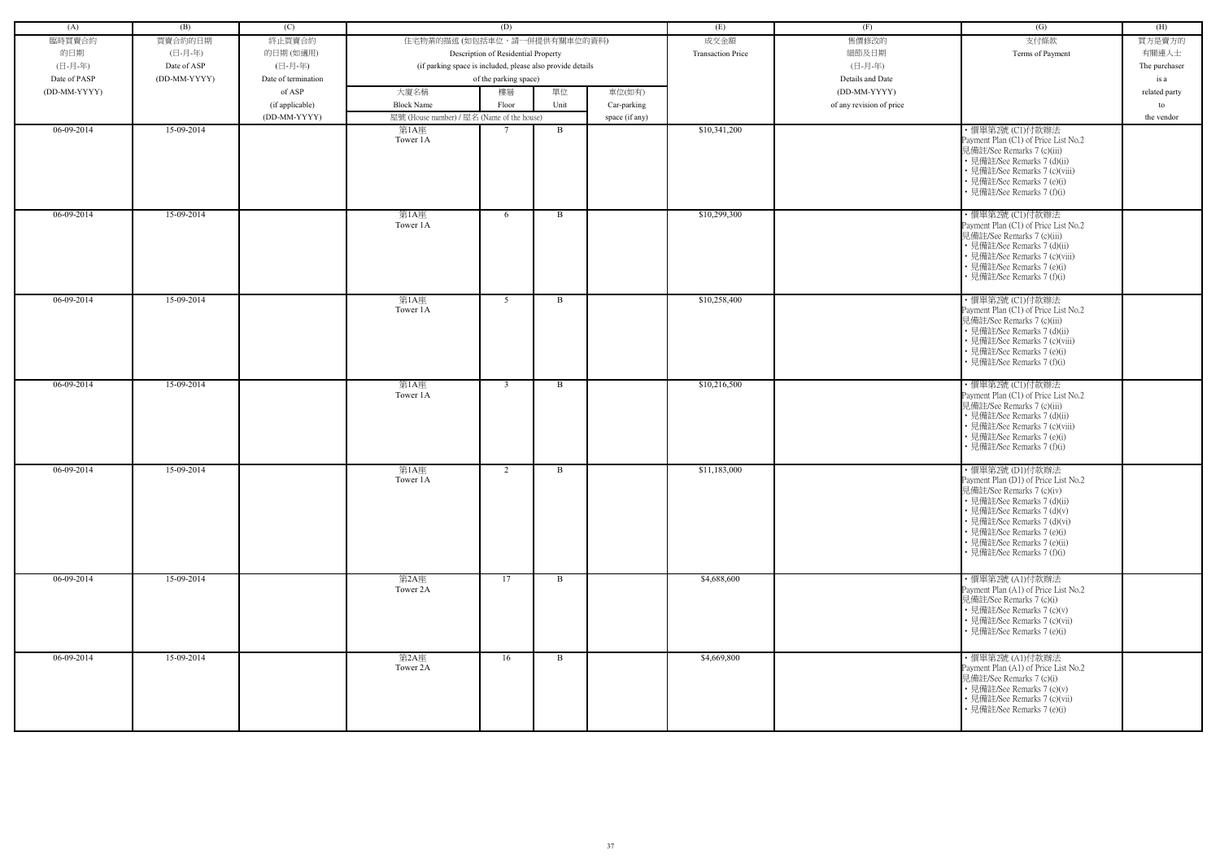| (A) | (B) | (C) | (D) | | | | (E) | (F) | (G) | (H) |
|---|---|---|---|---|---|---|---|---|---|---|
| 臨時買賣合約的日期 (日-月-年) Date of PASP (DD-MM-YYYY) | 買賣合約的日期 (日-月-年) Date of ASP (DD-MM-YYYY) | 終止買賣合約的日期 (如適用) (日-月-年) Date of termination of ASP (if applicable) (DD-MM-YYYY) | 住宅物業的描述 (如包括車位，請一併提供有關車位的資料) Description of Residential Property (if parking space is included, please also provide details of the parking space) | | | | 成交金額 Transaction Price | 售價修改的細節及日期 (日-月-年) Details and Date (DD-MM-YYYY) of any revision of price | 支付條款 Terms of Payment | 買方是賣方的有關連人士 The purchaser is a related party to the vendor |
| | | | 大廈名稱 Block Name | 樓層 Floor | 單位 Unit | 車位(如有) Car-parking space (if any) | | | | |
| | | | 屋號 (House number) / 屋名 (Name of the house) | | | | | | | |
| 06-09-2014 | 15-09-2014 | | 第1A座 Tower 1A | 7 | B | | $10,341,200 | | • 價單第2號 (C1)付款辦法 Payment Plan (C1) of Price List No.2 見備註/See Remarks 7 (c)(iii) • 見備註/See Remarks 7 (d)(ii) • 見備註/See Remarks 7 (c)(viii) • 見備註/See Remarks 7 (e)(i) • 見備註/See Remarks 7 (f)(i) | |
| 06-09-2014 | 15-09-2014 | | 第1A座 Tower 1A | 6 | B | | $10,299,300 | | • 價單第2號 (C1)付款辦法 Payment Plan (C1) of Price List No.2 見備註/See Remarks 7 (c)(iii) • 見備註/See Remarks 7 (d)(ii) • 見備註/See Remarks 7 (c)(viii) • 見備註/See Remarks 7 (e)(i) • 見備註/See Remarks 7 (f)(i) | |
| 06-09-2014 | 15-09-2014 | | 第1A座 Tower 1A | 5 | B | | $10,258,400 | | • 價單第2號 (C1)付款辦法 Payment Plan (C1) of Price List No.2 見備註/See Remarks 7 (c)(iii) • 見備註/See Remarks 7 (d)(ii) • 見備註/See Remarks 7 (c)(viii) • 見備註/See Remarks 7 (e)(i) • 見備註/See Remarks 7 (f)(i) | |
| 06-09-2014 | 15-09-2014 | | 第1A座 Tower 1A | 3 | B | | $10,216,500 | | • 價單第2號 (C1)付款辦法 Payment Plan (C1) of Price List No.2 見備註/See Remarks 7 (c)(iii) • 見備註/See Remarks 7 (d)(ii) • 見備註/See Remarks 7 (c)(viii) • 見備註/See Remarks 7 (e)(i) • 見備註/See Remarks 7 (f)(i) | |
| 06-09-2014 | 15-09-2014 | | 第1A座 Tower 1A | 2 | B | | $11,183,000 | | • 價單第2號 (D1)付款辦法 Payment Plan (D1) of Price List No.2 見備註/See Remarks 7 (c)(iv) • 見備註/See Remarks 7 (d)(ii) • 見備註/See Remarks 7 (d)(v) • 見備註/See Remarks 7 (d)(vi) • 見備註/See Remarks 7 (e)(i) • 見備註/See Remarks 7 (e)(ii) • 見備註/See Remarks 7 (f)(i) | |
| 06-09-2014 | 15-09-2014 | | 第2A座 Tower 2A | 17 | B | | $4,688,600 | | • 價單第2號 (A1)付款辦法 Payment Plan (A1) of Price List No.2 見備註/See Remarks 7 (c)(i) • 見備註/See Remarks 7 (c)(v) • 見備註/See Remarks 7 (c)(vii) • 見備註/See Remarks 7 (e)(i) | |
| 06-09-2014 | 15-09-2014 | | 第2A座 Tower 2A | 16 | B | | $4,669,800 | | • 價單第2號 (A1)付款辦法 Payment Plan (A1) of Price List No.2 見備註/See Remarks 7 (c)(i) • 見備註/See Remarks 7 (c)(v) • 見備註/See Remarks 7 (c)(vii) • 見備註/See Remarks 7 (e)(i) | |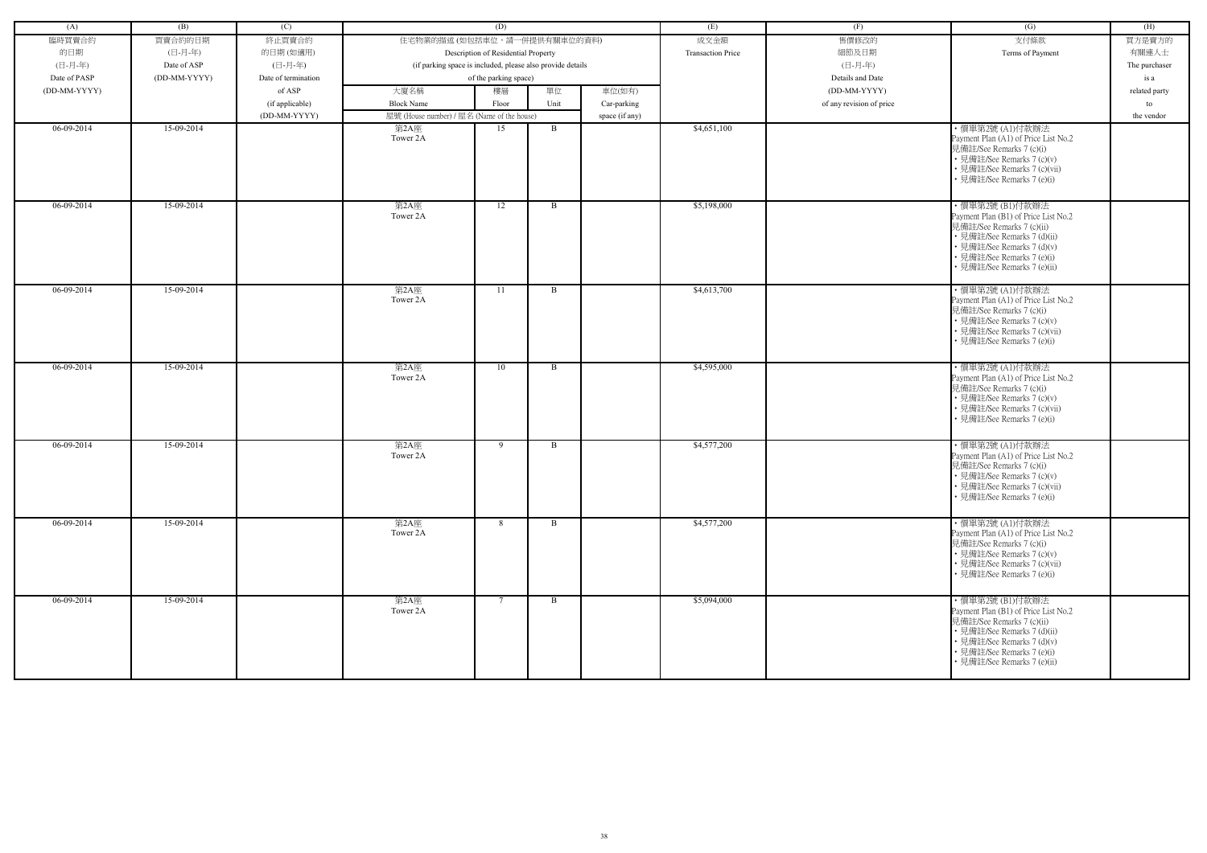| (A) | (B) | (C) | (D) | | | | (E) | (F) | (G) | (H) |
|---|---|---|---|---|---|---|---|---|---|---|
| 臨時買賣合約的日期 (日-月-年) Date of PASP (DD-MM-YYYY) | 買賣合約的日期 (日-月-年) Date of ASP (DD-MM-YYYY) | 終止買賣合約的日期 (如適用) (日-月-年) Date of termination of ASP (if applicable) (DD-MM-YYYY) | 住宅物業的描述 (如包括車位，請一併提供有關車位的資料) Description of Residential Property (if parking space is included, please also provide details of the parking space) | | | | 成交金額 Transaction Price | 售價修改的細節及日期 (日-月-年) Details and Date (DD-MM-YYYY) of any revision of price | 支付條款 Terms of Payment | 買方是賣方的有關連人士 The purchaser is a related party to the vendor |
| | | | 大廈名稱 Block Name | 樓層 Floor | 單位 Unit | 車位(如有) Car-parking space (if any) | | | | |
| | | | 屋號 (House number) / 屋名 (Name of the house) | | | | | | | |
| 06-09-2014 | 15-09-2014 | | 第2A座 Tower 2A | 15 | B | | $4,651,100 | | • 價單第2號 (A1)付款辦法 Payment Plan (A1) of Price List No.2 見備註/See Remarks 7 (c)(i) • 見備註/See Remarks 7 (c)(v) • 見備註/See Remarks 7 (c)(vii) • 見備註/See Remarks 7 (e)(i) | |
| 06-09-2014 | 15-09-2014 | | 第2A座 Tower 2A | 12 | B | | $5,198,000 | | • 價單第2號 (B1)付款辦法 Payment Plan (B1) of Price List No.2 見備註/See Remarks 7 (c)(ii) • 見備註/See Remarks 7 (d)(ii) • 見備註/See Remarks 7 (d)(v) • 見備註/See Remarks 7 (e)(i) • 見備註/See Remarks 7 (e)(ii) | |
| 06-09-2014 | 15-09-2014 | | 第2A座 Tower 2A | 11 | B | | $4,613,700 | | • 價單第2號 (A1)付款辦法 Payment Plan (A1) of Price List No.2 見備註/See Remarks 7 (c)(i) • 見備註/See Remarks 7 (c)(v) • 見備註/See Remarks 7 (c)(vii) • 見備註/See Remarks 7 (e)(i) | |
| 06-09-2014 | 15-09-2014 | | 第2A座 Tower 2A | 10 | B | | $4,595,000 | | • 價單第2號 (A1)付款辦法 Payment Plan (A1) of Price List No.2 見備註/See Remarks 7 (c)(i) • 見備註/See Remarks 7 (c)(v) • 見備註/See Remarks 7 (c)(vii) • 見備註/See Remarks 7 (e)(i) | |
| 06-09-2014 | 15-09-2014 | | 第2A座 Tower 2A | 9 | B | | $4,577,200 | | • 價單第2號 (A1)付款辦法 Payment Plan (A1) of Price List No.2 見備註/See Remarks 7 (c)(i) • 見備註/See Remarks 7 (c)(v) • 見備註/See Remarks 7 (c)(vii) • 見備註/See Remarks 7 (e)(i) | |
| 06-09-2014 | 15-09-2014 | | 第2A座 Tower 2A | 8 | B | | $4,577,200 | | • 價單第2號 (A1)付款辦法 Payment Plan (A1) of Price List No.2 見備註/See Remarks 7 (c)(i) • 見備註/See Remarks 7 (c)(v) • 見備註/See Remarks 7 (c)(vii) • 見備註/See Remarks 7 (e)(i) | |
| 06-09-2014 | 15-09-2014 | | 第2A座 Tower 2A | 7 | B | | $5,094,000 | | • 價單第2號 (B1)付款辦法 Payment Plan (B1) of Price List No.2 見備註/See Remarks 7 (c)(ii) • 見備註/See Remarks 7 (d)(ii) • 見備註/See Remarks 7 (d)(v) • 見備註/See Remarks 7 (e)(i) • 見備註/See Remarks 7 (e)(ii) | |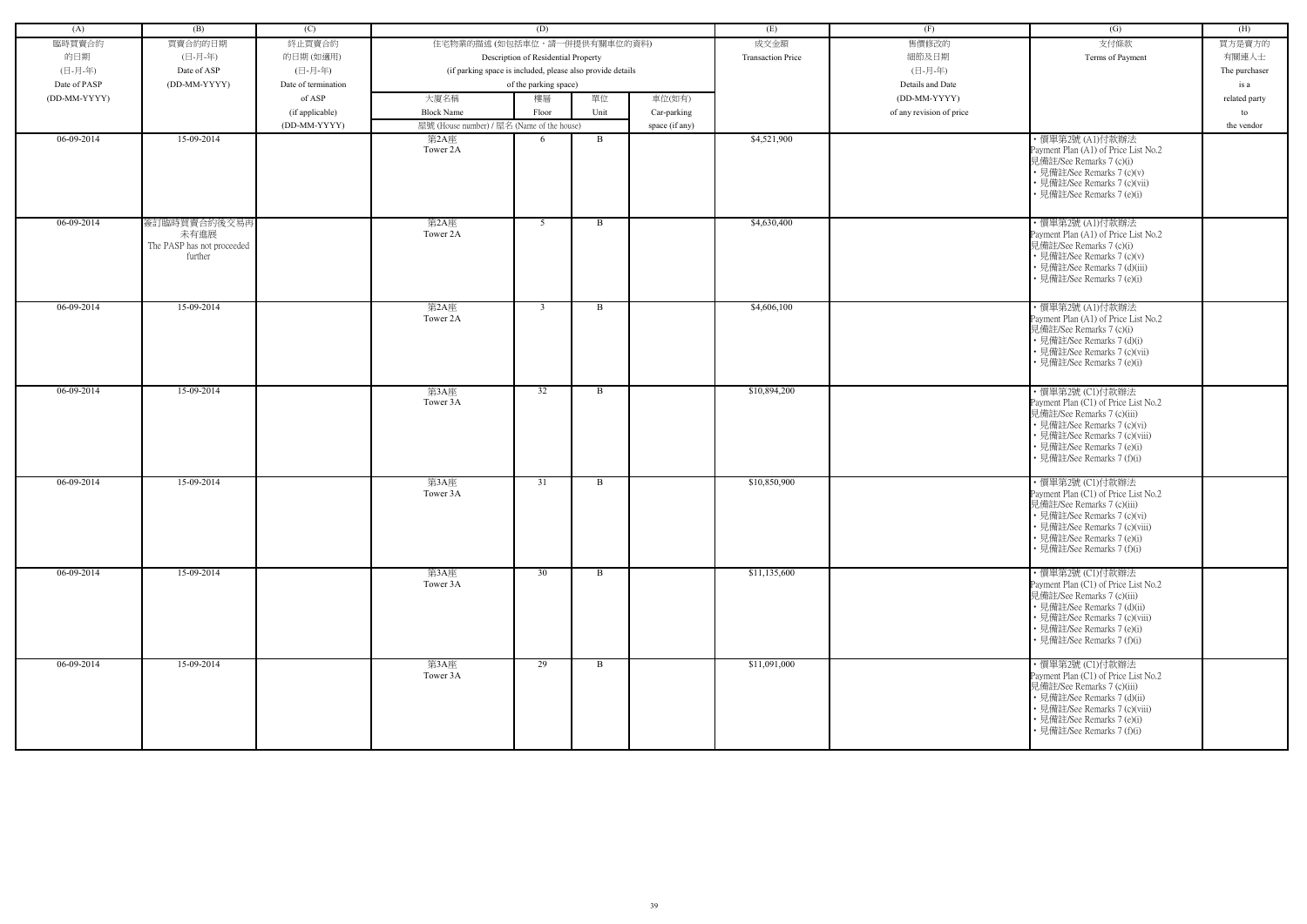| (A) | (B) | (C) | (D) | | | | (E) | (F) | (G) | (H) |
|---|---|---|---|---|---|---|---|---|---|---|
| 臨時買賣合約的日期 (日-月-年) Date of PASP (DD-MM-YYYY) | 買賣合約的日期 (日-月-年) Date of ASP (DD-MM-YYYY) | 終止買賣合約的日期 (如適用) (日-月-年) Date of termination of ASP (if applicable) (DD-MM-YYYY) | 住宅物業的描述 (如包括車位，請一併提供有關車位的資料) Description of Residential Property (if parking space is included, please also provide details of the parking space) | | | | 成交金額 Transaction Price | 售價修改的細節及日期 (日-月-年) Details and Date (DD-MM-YYYY) of any revision of price | 支付條款 Terms of Payment | 買方是賣方的有關連人士 The purchaser is a related party to the vendor |
| | | | 大廈名稱 Block Name | 樓層 Floor | 單位 Unit | 車位(如有) Car-parking space (if any) | | | | |
| | | | 屋號 (House number) / 屋名 (Name of the house) | | | | | | | |
| 06-09-2014 | 15-09-2014 | | 第2A座 Tower 2A | 6 | B | | $4,521,900 | | • 價單第2號 (A1)付款辦法 Payment Plan (A1) of Price List No.2 見備註/See Remarks 7 (c)(i) • 見備註/See Remarks 7 (c)(v) • 見備註/See Remarks 7 (c)(vii) • 見備註/See Remarks 7 (e)(i) | |
| 06-09-2014 | 簽訂臨時買賣合約後交易再未有進展 The PASP has not proceeded further | | 第2A座 Tower 2A | 5 | B | | $4,630,400 | | • 價單第2號 (A1)付款辦法 Payment Plan (A1) of Price List No.2 見備註/See Remarks 7 (c)(i) • 見備註/See Remarks 7 (c)(v) • 見備註/See Remarks 7 (d)(iii) • 見備註/See Remarks 7 (e)(i) | |
| 06-09-2014 | 15-09-2014 | | 第2A座 Tower 2A | 3 | B | | $4,606,100 | | • 價單第2號 (A1)付款辦法 Payment Plan (A1) of Price List No.2 見備註/See Remarks 7 (c)(i) • 見備註/See Remarks 7 (d)(i) • 見備註/See Remarks 7 (c)(vii) • 見備註/See Remarks 7 (e)(i) | |
| 06-09-2014 | 15-09-2014 | | 第3A座 Tower 3A | 32 | B | | $10,894,200 | | • 價單第2號 (C1)付款辦法 Payment Plan (C1) of Price List No.2 見備註/See Remarks 7 (c)(iii) • 見備註/See Remarks 7 (c)(vi) • 見備註/See Remarks 7 (c)(viii) • 見備註/See Remarks 7 (e)(i) • 見備註/See Remarks 7 (f)(i) | |
| 06-09-2014 | 15-09-2014 | | 第3A座 Tower 3A | 31 | B | | $10,850,900 | | • 價單第2號 (C1)付款辦法 Payment Plan (C1) of Price List No.2 見備註/See Remarks 7 (c)(iii) • 見備註/See Remarks 7 (c)(vi) • 見備註/See Remarks 7 (c)(viii) • 見備註/See Remarks 7 (e)(i) • 見備註/See Remarks 7 (f)(i) | |
| 06-09-2014 | 15-09-2014 | | 第3A座 Tower 3A | 30 | B | | $11,135,600 | | • 價單第2號 (C1)付款辦法 Payment Plan (C1) of Price List No.2 見備註/See Remarks 7 (c)(iii) • 見備註/See Remarks 7 (d)(ii) • 見備註/See Remarks 7 (c)(viii) • 見備註/See Remarks 7 (e)(i) • 見備註/See Remarks 7 (f)(i) | |
| 06-09-2014 | 15-09-2014 | | 第3A座 Tower 3A | 29 | B | | $11,091,000 | | • 價單第2號 (C1)付款辦法 Payment Plan (C1) of Price List No.2 見備註/See Remarks 7 (c)(iii) • 見備註/See Remarks 7 (d)(ii) • 見備註/See Remarks 7 (c)(viii) • 見備註/See Remarks 7 (e)(i) • 見備註/See Remarks 7 (f)(i) | |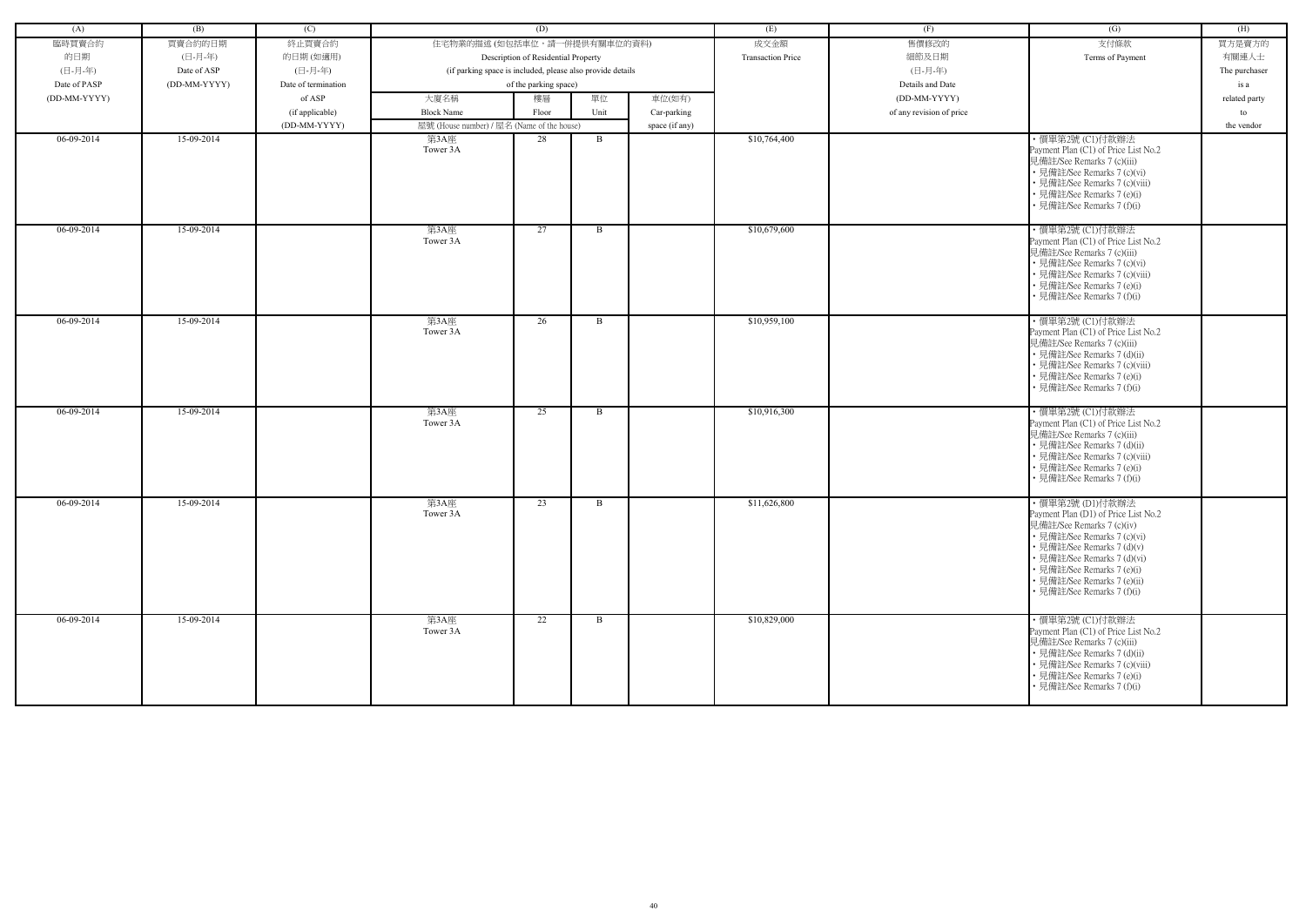| (A) | (B) | (C) | (D) | | | | (E) | (F) | (G) | (H) |
|---|---|---|---|---|---|---|---|---|---|---|
| 臨時買賣合約的日期 (日-月-年) Date of PASP (DD-MM-YYYY) | 買賣合約的日期 (日-月-年) Date of ASP (DD-MM-YYYY) | 終止買賣合約的日期 (如適用) (日-月-年) Date of termination of ASP (if applicable) (DD-MM-YYYY) | 住宅物業的描述 (如包括車位，請一併提供有關車位的資料) Description of Residential Property (if parking space is included, please also provide details of the parking space) | | | | 成交金額 Transaction Price | 售價修改的細節及日期 (日-月-年) Details and Date (DD-MM-YYYY) of any revision of price | 支付條款 Terms of Payment | 買方是賣方的有關連人士 The purchaser is a related party to the vendor |
| | | | 大廈名稱 Block Name | 樓層 Floor | 單位 Unit | 車位(如有) Car-parking space (if any) | | | | |
| | | | 屋號 (House number) / 屋名 (Name of the house) | | | | | | | |
| 06-09-2014 | 15-09-2014 | | 第3A座 Tower 3A | 28 | B | | $10,764,400 | | • 價單第2號 (C1)付款辦法 Payment Plan (C1) of Price List No.2 見備註/See Remarks 7 (c)(iii) • 見備註/See Remarks 7 (c)(vi) • 見備註/See Remarks 7 (c)(viii) • 見備註/See Remarks 7 (e)(i) • 見備註/See Remarks 7 (f)(i) | |
| 06-09-2014 | 15-09-2014 | | 第3A座 Tower 3A | 27 | B | | $10,679,600 | | • 價單第2號 (C1)付款辦法 Payment Plan (C1) of Price List No.2 見備註/See Remarks 7 (c)(iii) • 見備註/See Remarks 7 (c)(vi) • 見備註/See Remarks 7 (c)(viii) • 見備註/See Remarks 7 (e)(i) • 見備註/See Remarks 7 (f)(i) | |
| 06-09-2014 | 15-09-2014 | | 第3A座 Tower 3A | 26 | B | | $10,959,100 | | • 價單第2號 (C1)付款辦法 Payment Plan (C1) of Price List No.2 見備註/See Remarks 7 (c)(iii) • 見備註/See Remarks 7 (d)(ii) • 見備註/See Remarks 7 (c)(viii) • 見備註/See Remarks 7 (e)(i) • 見備註/See Remarks 7 (f)(i) | |
| 06-09-2014 | 15-09-2014 | | 第3A座 Tower 3A | 25 | B | | $10,916,300 | | • 價單第2號 (C1)付款辦法 Payment Plan (C1) of Price List No.2 見備註/See Remarks 7 (c)(iii) • 見備註/See Remarks 7 (d)(ii) • 見備註/See Remarks 7 (c)(viii) • 見備註/See Remarks 7 (e)(i) • 見備註/See Remarks 7 (f)(i) | |
| 06-09-2014 | 15-09-2014 | | 第3A座 Tower 3A | 23 | B | | $11,626,800 | | • 價單第2號 (D1)付款辦法 Payment Plan (D1) of Price List No.2 見備註/See Remarks 7 (c)(iv) • 見備註/See Remarks 7 (c)(vi) • 見備註/See Remarks 7 (d)(v) • 見備註/See Remarks 7 (d)(vi) • 見備註/See Remarks 7 (e)(i) • 見備註/See Remarks 7 (e)(ii) • 見備註/See Remarks 7 (f)(i) | |
| 06-09-2014 | 15-09-2014 | | 第3A座 Tower 3A | 22 | B | | $10,829,000 | | • 價單第2號 (C1)付款辦法 Payment Plan (C1) of Price List No.2 見備註/See Remarks 7 (c)(iii) • 見備註/See Remarks 7 (d)(ii) • 見備註/See Remarks 7 (c)(viii) • 見備註/See Remarks 7 (e)(i) • 見備註/See Remarks 7 (f)(i) | |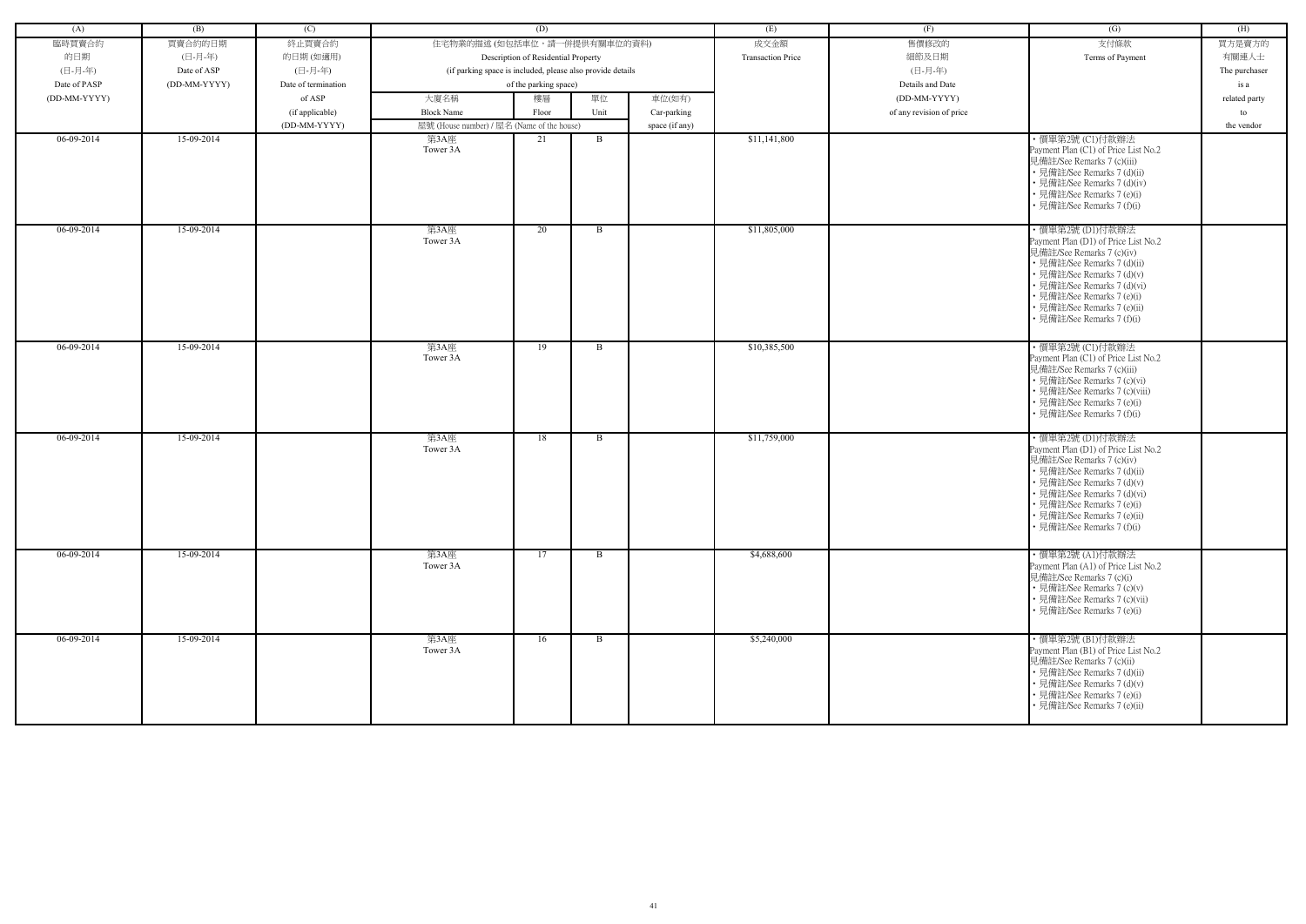| (A) | (B) | (C) | (D) | | | | (E) | (F) | (G) | (H) |
|---|---|---|---|---|---|---|---|---|---|---|
| 臨時買賣合約的日期 (日-月-年) Date of PASP (DD-MM-YYYY) | 買賣合約的日期 (日-月-年) Date of ASP (DD-MM-YYYY) | 終止買賣合約的日期 (如適用) (日-月-年) Date of termination of ASP (if applicable) (DD-MM-YYYY) | 住宅物業的描述 (如包括車位，請一併提供有關車位的資料) Description of Residential Property (if parking space is included, please also provide details of the parking space) | | | | 成交金額 Transaction Price | 售價修改的細節及日期 (日-月-年) Details and Date (DD-MM-YYYY) of any revision of price | 支付條款 Terms of Payment | 買方是賣方的有關連人士 The purchaser is a related party to the vendor |
| | | | 大廈名稱 Block Name | 樓層 Floor | 單位 Unit | 車位(如有) Car-parking space (if any) | | | | |
| | | | 屋號 (House number) / 屋名 (Name of the house) | | | | | | | |
| 06-09-2014 | 15-09-2014 | | 第3A座 Tower 3A | 21 | B | | $11,141,800 | | • 價單第2號 (C1)付款辦法 Payment Plan (C1) of Price List No.2 見備註/See Remarks 7 (c)(iii) • 見備註/See Remarks 7 (d)(ii) • 見備註/See Remarks 7 (d)(iv) • 見備註/See Remarks 7 (e)(i) • 見備註/See Remarks 7 (f)(i) | |
| 06-09-2014 | 15-09-2014 | | 第3A座 Tower 3A | 20 | B | | $11,805,000 | | • 價單第2號 (D1)付款辦法 Payment Plan (D1) of Price List No.2 見備註/See Remarks 7 (c)(iv) • 見備註/See Remarks 7 (d)(ii) • 見備註/See Remarks 7 (d)(v) • 見備註/See Remarks 7 (d)(vi) • 見備註/See Remarks 7 (e)(i) • 見備註/See Remarks 7 (e)(ii) • 見備註/See Remarks 7 (f)(i) | |
| 06-09-2014 | 15-09-2014 | | 第3A座 Tower 3A | 19 | B | | $10,385,500 | | • 價單第2號 (C1)付款辦法 Payment Plan (C1) of Price List No.2 見備註/See Remarks 7 (c)(iii) • 見備註/See Remarks 7 (c)(vi) • 見備註/See Remarks 7 (c)(viii) • 見備註/See Remarks 7 (e)(i) • 見備註/See Remarks 7 (f)(i) | |
| 06-09-2014 | 15-09-2014 | | 第3A座 Tower 3A | 18 | B | | $11,759,000 | | • 價單第2號 (D1)付款辦法 Payment Plan (D1) of Price List No.2 見備註/See Remarks 7 (c)(iv) • 見備註/See Remarks 7 (d)(ii) • 見備註/See Remarks 7 (d)(v) • 見備註/See Remarks 7 (d)(vi) • 見備註/See Remarks 7 (e)(i) • 見備註/See Remarks 7 (e)(ii) • 見備註/See Remarks 7 (f)(i) | |
| 06-09-2014 | 15-09-2014 | | 第3A座 Tower 3A | 17 | B | | $4,688,600 | | • 價單第2號 (A1)付款辦法 Payment Plan (A1) of Price List No.2 見備註/See Remarks 7 (c)(i) • 見備註/See Remarks 7 (c)(v) • 見備註/See Remarks 7 (c)(vii) • 見備註/See Remarks 7 (e)(i) | |
| 06-09-2014 | 15-09-2014 | | 第3A座 Tower 3A | 16 | B | | $5,240,000 | | • 價單第2號 (B1)付款辦法 Payment Plan (B1) of Price List No.2 見備註/See Remarks 7 (c)(ii) • 見備註/See Remarks 7 (d)(ii) • 見備註/See Remarks 7 (d)(v) • 見備註/See Remarks 7 (e)(i) • 見備註/See Remarks 7 (e)(ii) | |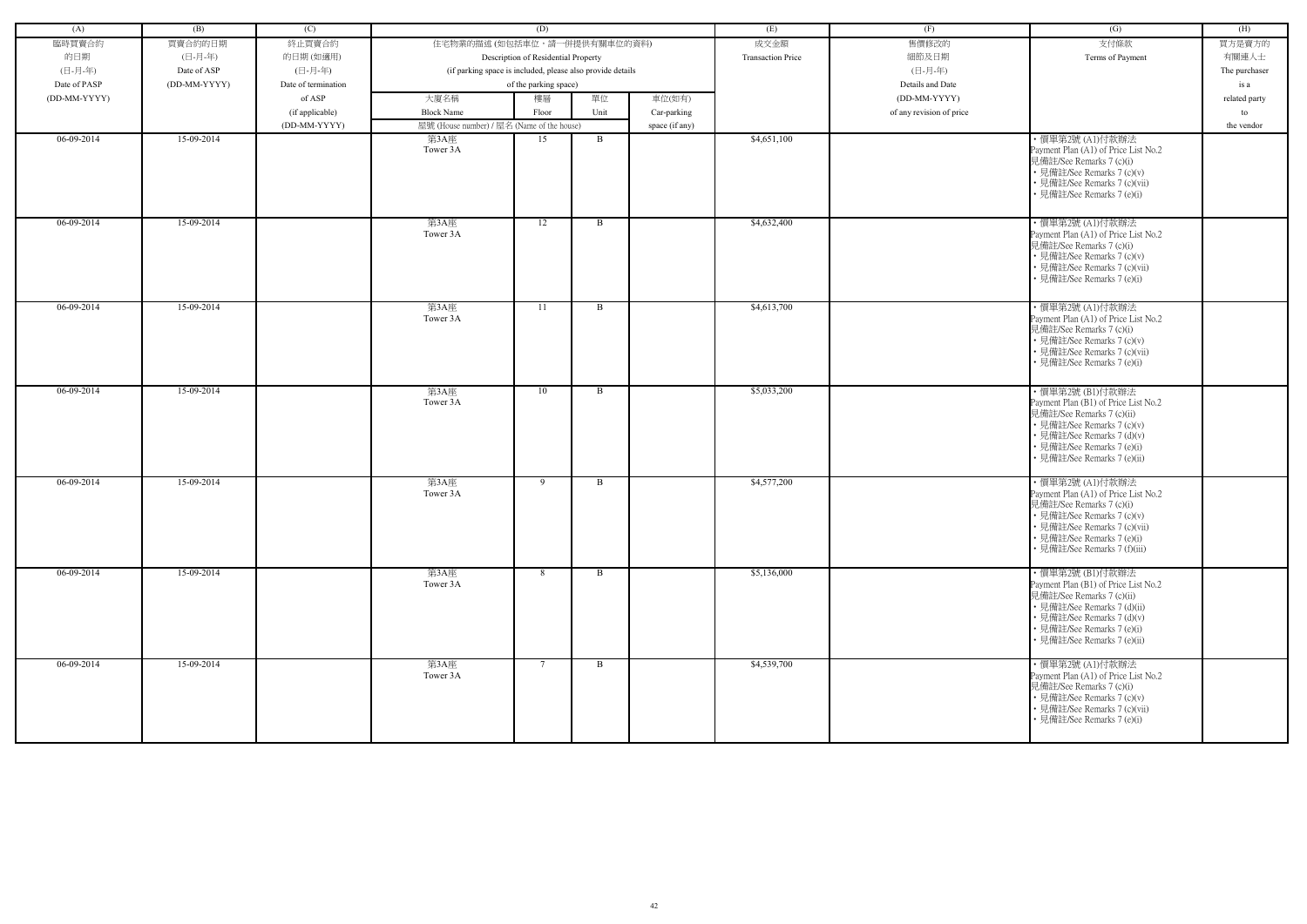| (A) | (B) | (C) | (D) | | | | (E) | (F) | (G) | (H) |
|---|---|---|---|---|---|---|---|---|---|---|
| 臨時買賣合約<br>的日期<br>(日-月-年)<br>Date of PASP<br>(DD-MM-YYYY) | 買賣合約的日期<br>(日-月-年)<br>Date of ASP<br>(DD-MM-YYYY) | 終止買賣合約<br>的日期 (如適用)<br>(日-月-年)<br>Date of termination<br>of ASP<br>(if applicable)<br>(DD-MM-YYYY) | 住宅物業的描述 (如包括車位，請一併提供有關車位的資料)<br>Description of Residential Property<br>(if parking space is included, please also provide details of the parking space) | | | | 成交金額<br>Transaction Price | 售價修改的<br>細節及日期<br>(日-月-年)<br>Details and Date<br>(DD-MM-YYYY)<br>of any revision of price | 支付條款<br>Terms of Payment | 買方是賣方的<br>有關連人士<br>The purchaser<br>is a<br>related party<br>to<br>the vendor |
| | | | 大廈名稱<br>Block Name | 樓層<br>Floor | 單位<br>Unit | 車位(如有)<br>Car-parking<br>space (if any) | | | | |
| | | | 屋號 (House number) / 屋名 (Name of the house) | | | | | | | |
| 06-09-2014 | 15-09-2014 | | 第3A座<br>Tower 3A | 15 | B | | $4,651,100 | | • 價單第2號 (A1)付款辦法<br>Payment Plan (A1) of Price List No.2<br>見備註/See Remarks 7 (c)(i)<br>• 見備註/See Remarks 7 (c)(v)<br>• 見備註/See Remarks 7 (c)(vii)<br>• 見備註/See Remarks 7 (e)(i) | |
| 06-09-2014 | 15-09-2014 | | 第3A座<br>Tower 3A | 12 | B | | $4,632,400 | | • 價單第2號 (A1)付款辦法<br>Payment Plan (A1) of Price List No.2<br>見備註/See Remarks 7 (c)(i)<br>• 見備註/See Remarks 7 (c)(v)<br>• 見備註/See Remarks 7 (c)(vii)<br>• 見備註/See Remarks 7 (e)(i) | |
| 06-09-2014 | 15-09-2014 | | 第3A座<br>Tower 3A | 11 | B | | $4,613,700 | | • 價單第2號 (A1)付款辦法<br>Payment Plan (A1) of Price List No.2<br>見備註/See Remarks 7 (c)(i)<br>• 見備註/See Remarks 7 (c)(v)<br>• 見備註/See Remarks 7 (c)(vii)<br>• 見備註/See Remarks 7 (e)(i) | |
| 06-09-2014 | 15-09-2014 | | 第3A座<br>Tower 3A | 10 | B | | $5,033,200 | | • 價單第2號 (B1)付款辦法<br>Payment Plan (B1) of Price List No.2<br>見備註/See Remarks 7 (c)(ii)<br>• 見備註/See Remarks 7 (c)(v)<br>• 見備註/See Remarks 7 (d)(v)<br>• 見備註/See Remarks 7 (e)(i)<br>• 見備註/See Remarks 7 (e)(ii) | |
| 06-09-2014 | 15-09-2014 | | 第3A座<br>Tower 3A | 9 | B | | $4,577,200 | | • 價單第2號 (A1)付款辦法<br>Payment Plan (A1) of Price List No.2<br>見備註/See Remarks 7 (c)(i)<br>• 見備註/See Remarks 7 (c)(v)<br>• 見備註/See Remarks 7 (c)(vii)<br>• 見備註/See Remarks 7 (e)(i)<br>• 見備註/See Remarks 7 (f)(iii) | |
| 06-09-2014 | 15-09-2014 | | 第3A座<br>Tower 3A | 8 | B | | $5,136,000 | | • 價單第2號 (B1)付款辦法<br>Payment Plan (B1) of Price List No.2<br>見備註/See Remarks 7 (c)(ii)<br>• 見備註/See Remarks 7 (d)(ii)<br>• 見備註/See Remarks 7 (d)(v)<br>• 見備註/See Remarks 7 (e)(i)<br>• 見備註/See Remarks 7 (e)(ii) | |
| 06-09-2014 | 15-09-2014 | | 第3A座<br>Tower 3A | 7 | B | | $4,539,700 | | • 價單第2號 (A1)付款辦法<br>Payment Plan (A1) of Price List No.2<br>見備註/See Remarks 7 (c)(i)<br>• 見備註/See Remarks 7 (c)(v)<br>• 見備註/See Remarks 7 (c)(vii)<br>• 見備註/See Remarks 7 (e)(i) | |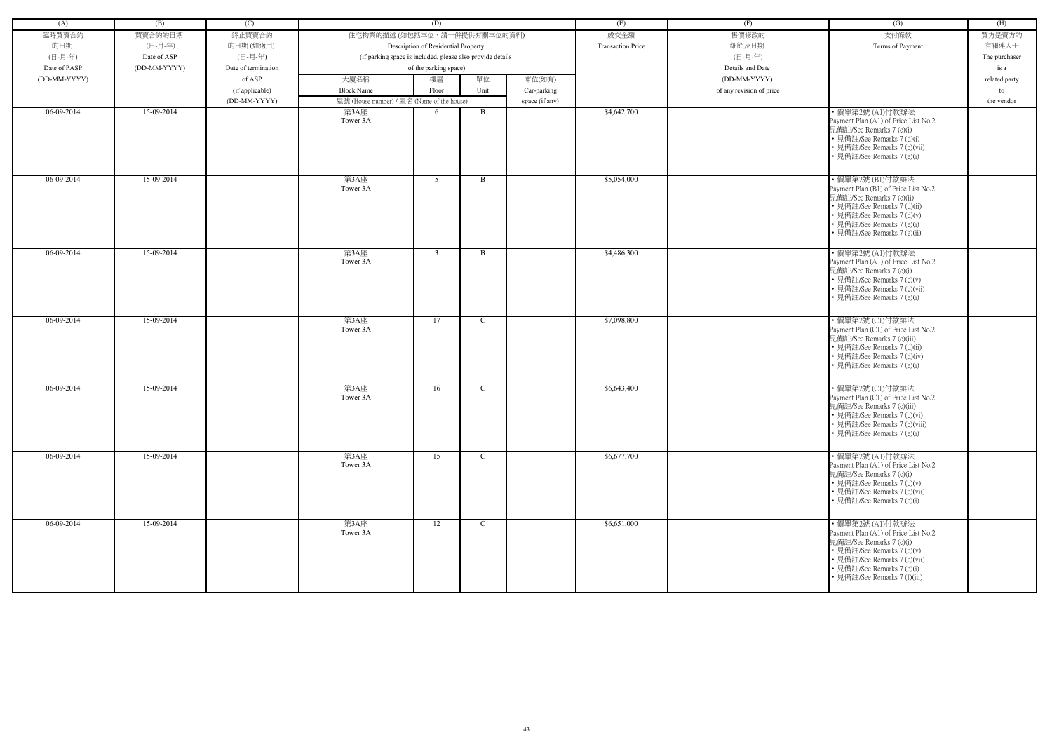| (A) | (B) | (C) | (D) | | | | (E) | (F) | (G) | (H) |
|---|---|---|---|---|---|---|---|---|---|---|
| 臨時買賣合約的日期 (日-月-年) Date of PASP (DD-MM-YYYY) | 買賣合約的日期 (日-月-年) Date of ASP (DD-MM-YYYY) | 終止買賣合約的日期 (如適用) (日-月-年) Date of termination of ASP (if applicable) (DD-MM-YYYY) | 住宅物業的描述 (如包括車位，請一併提供有關車位的資料) Description of Residential Property (if parking space is included, please also provide details of the parking space) | | | | 成交金額 Transaction Price | 售價修改的細節及日期 (日-月-年) Details and Date (DD-MM-YYYY) of any revision of price | 支付條款 Terms of Payment | 買方是賣方的有關連人士 The purchaser is a related party to the vendor |
| | | | 大廈名稱 Block Name | 樓層 Floor | 單位 Unit | 車位(如有) Car-parking space (if any) | | | | |
| | | | 屋號 (House number) / 屋名 (Name of the house) | | | | | | | |
| 06-09-2014 | 15-09-2014 | | 第3A座 Tower 3A | 6 | B | | $4,642,700 | | • 價單第2號 (A1)付款辦法 Payment Plan (A1) of Price List No.2 見備註/See Remarks 7 (c)(i) • 見備註/See Remarks 7 (d)(i) • 見備註/See Remarks 7 (c)(vii) • 見備註/See Remarks 7 (e)(i) | |
| 06-09-2014 | 15-09-2014 | | 第3A座 Tower 3A | 5 | B | | $5,054,000 | | • 價單第2號 (B1)付款辦法 Payment Plan (B1) of Price List No.2 見備註/See Remarks 7 (c)(ii) • 見備註/See Remarks 7 (d)(ii) • 見備註/See Remarks 7 (d)(v) • 見備註/See Remarks 7 (e)(i) • 見備註/See Remarks 7 (e)(ii) | |
| 06-09-2014 | 15-09-2014 | | 第3A座 Tower 3A | 3 | B | | $4,486,300 | | • 價單第2號 (A1)付款辦法 Payment Plan (A1) of Price List No.2 見備註/See Remarks 7 (c)(i) • 見備註/See Remarks 7 (c)(v) • 見備註/See Remarks 7 (c)(vii) • 見備註/See Remarks 7 (e)(i) | |
| 06-09-2014 | 15-09-2014 | | 第3A座 Tower 3A | 17 | C | | $7,098,800 | | • 價單第2號 (C1)付款辦法 Payment Plan (C1) of Price List No.2 見備註/See Remarks 7 (c)(iii) • 見備註/See Remarks 7 (d)(ii) • 見備註/See Remarks 7 (d)(iv) • 見備註/See Remarks 7 (e)(i) | |
| 06-09-2014 | 15-09-2014 | | 第3A座 Tower 3A | 16 | C | | $6,643,400 | | • 價單第2號 (C1)付款辦法 Payment Plan (C1) of Price List No.2 見備註/See Remarks 7 (c)(iii) • 見備註/See Remarks 7 (c)(vi) • 見備註/See Remarks 7 (c)(viii) • 見備註/See Remarks 7 (e)(i) | |
| 06-09-2014 | 15-09-2014 | | 第3A座 Tower 3A | 15 | C | | $6,677,700 | | • 價單第2號 (A1)付款辦法 Payment Plan (A1) of Price List No.2 見備註/See Remarks 7 (c)(i) • 見備註/See Remarks 7 (c)(v) • 見備註/See Remarks 7 (c)(vii) • 見備註/See Remarks 7 (e)(i) | |
| 06-09-2014 | 15-09-2014 | | 第3A座 Tower 3A | 12 | C | | $6,651,000 | | • 價單第2號 (A1)付款辦法 Payment Plan (A1) of Price List No.2 見備註/See Remarks 7 (c)(i) • 見備註/See Remarks 7 (c)(v) • 見備註/See Remarks 7 (c)(vii) • 見備註/See Remarks 7 (e)(i) • 見備註/See Remarks 7 (f)(iii) | |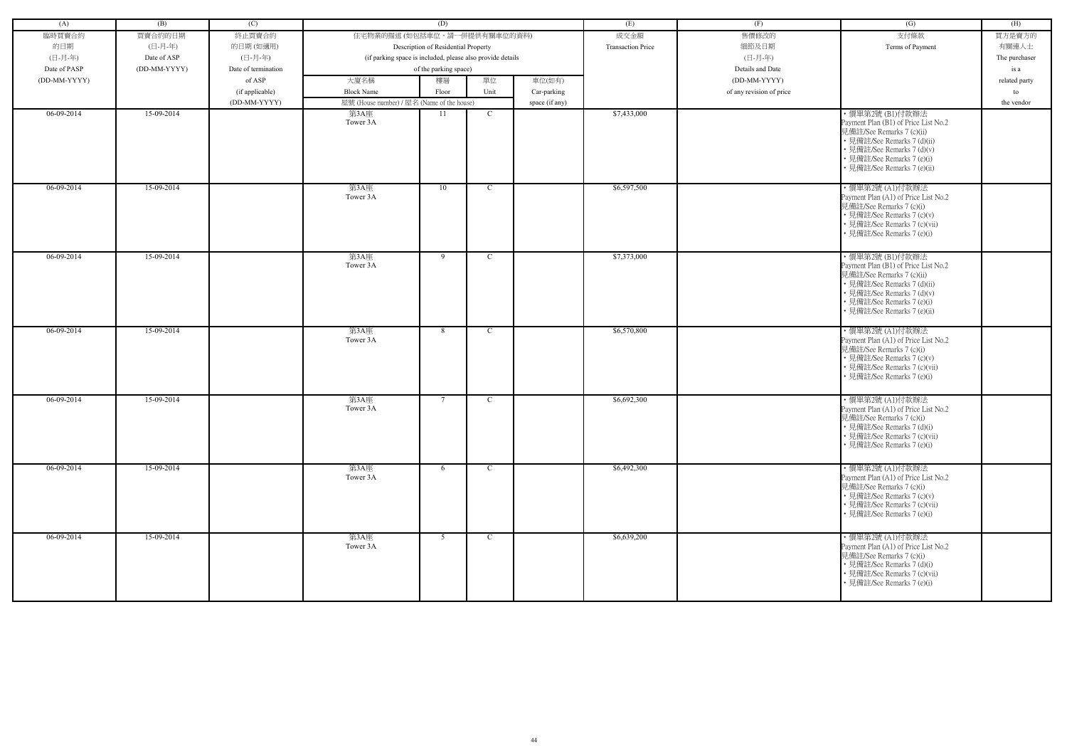| (A) | (B) | (C) | (D) | | | | (E) | (F) | (G) | (H) |
|---|---|---|---|---|---|---|---|---|---|---|
| 臨時買賣合約的日期<br>(日-月-年)<br>Date of PASP<br>(DD-MM-YYYY) | 買賣合約的日期<br>(日-月-年)<br>Date of ASP<br>(DD-MM-YYYY) | 終止買賣合約的日期 (如適用)<br>(日-月-年)<br>Date of termination of ASP<br>(if applicable)<br>(DD-MM-YYYY) | 住宅物業的描述 (如包括車位，請一併提供有關車位的資料)<br>Description of Residential Property<br>(if parking space is included, please also provide details of the parking space) | | | | 成交金額<br>Transaction Price | 售價修改的細節及日期<br>(日-月-年)<br>Details and Date<br>(DD-MM-YYYY)<br>of any revision of price | 支付條款<br>Terms of Payment | 買方是賣方的有關連人士<br>The purchaser is a related party to the vendor |
| | | | 大廈名稱<br>Block Name | 樓層<br>Floor | 單位<br>Unit | 車位(如有)<br>Car-parking space (if any) | | | | |
| | | | 屋號 (House number) / 屋名 (Name of the house) | | | | | | | |
| 06-09-2014 | 15-09-2014 | | 第3A座<br>Tower 3A | 11 | C | | $7,433,000 | | • 價單第2號 (B1)付款辦法<br>Payment Plan (B1) of Price List No.2<br>見備註/See Remarks 7 (c)(ii)<br>• 見備註/See Remarks 7 (d)(ii)<br>• 見備註/See Remarks 7 (d)(v)<br>• 見備註/See Remarks 7 (e)(i)<br>• 見備註/See Remarks 7 (e)(ii) | |
| 06-09-2014 | 15-09-2014 | | 第3A座<br>Tower 3A | 10 | C | | $6,597,500 | | • 價單第2號 (A1)付款辦法<br>Payment Plan (A1) of Price List No.2<br>見備註/See Remarks 7 (c)(i)<br>• 見備註/See Remarks 7 (c)(v)<br>• 見備註/See Remarks 7 (c)(vii)<br>• 見備註/See Remarks 7 (e)(i) | |
| 06-09-2014 | 15-09-2014 | | 第3A座<br>Tower 3A | 9 | C | | $7,373,000 | | • 價單第2號 (B1)付款辦法<br>Payment Plan (B1) of Price List No.2<br>見備註/See Remarks 7 (c)(ii)<br>• 見備註/See Remarks 7 (d)(ii)<br>• 見備註/See Remarks 7 (d)(v)<br>• 見備註/See Remarks 7 (e)(i)<br>• 見備註/See Remarks 7 (e)(ii) | |
| 06-09-2014 | 15-09-2014 | | 第3A座<br>Tower 3A | 8 | C | | $6,570,800 | | • 價單第2號 (A1)付款辦法<br>Payment Plan (A1) of Price List No.2<br>見備註/See Remarks 7 (c)(i)<br>• 見備註/See Remarks 7 (c)(v)<br>• 見備註/See Remarks 7 (c)(vii)<br>• 見備註/See Remarks 7 (e)(i) | |
| 06-09-2014 | 15-09-2014 | | 第3A座<br>Tower 3A | 7 | C | | $6,692,300 | | • 價單第2號 (A1)付款辦法<br>Payment Plan (A1) of Price List No.2<br>見備註/See Remarks 7 (c)(i)<br>• 見備註/See Remarks 7 (d)(i)<br>• 見備註/See Remarks 7 (c)(vii)<br>• 見備註/See Remarks 7 (e)(i) | |
| 06-09-2014 | 15-09-2014 | | 第3A座<br>Tower 3A | 6 | C | | $6,492,300 | | • 價單第2號 (A1)付款辦法<br>Payment Plan (A1) of Price List No.2<br>見備註/See Remarks 7 (c)(i)<br>• 見備註/See Remarks 7 (c)(v)<br>• 見備註/See Remarks 7 (c)(vii)<br>• 見備註/See Remarks 7 (e)(i) | |
| 06-09-2014 | 15-09-2014 | | 第3A座<br>Tower 3A | 5 | C | | $6,639,200 | | • 價單第2號 (A1)付款辦法<br>Payment Plan (A1) of Price List No.2<br>見備註/See Remarks 7 (c)(i)<br>• 見備註/See Remarks 7 (d)(i)<br>• 見備註/See Remarks 7 (c)(vii)<br>• 見備註/See Remarks 7 (e)(i) | |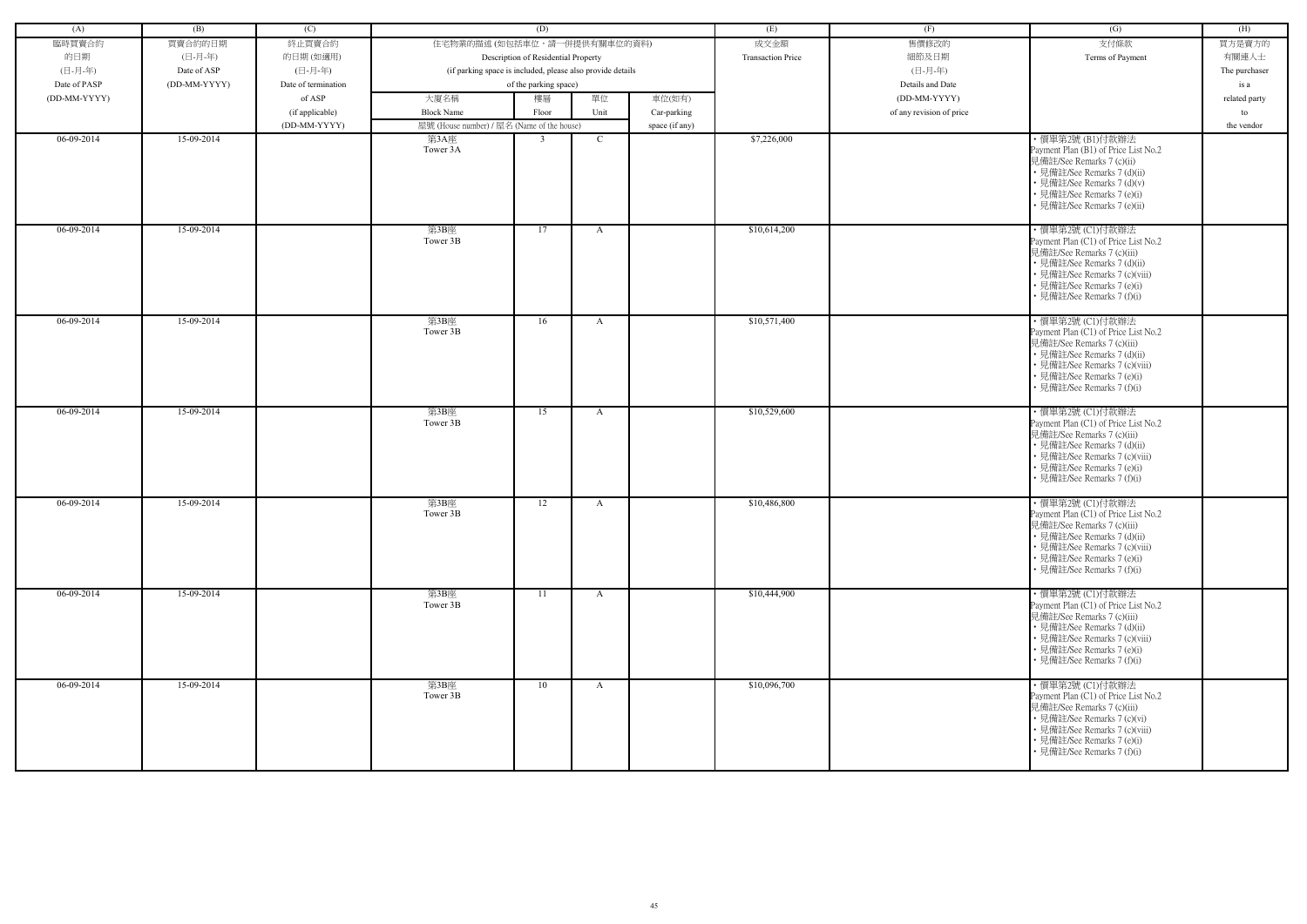| (A) | (B) | (C) | (D) | | | | (E) | (F) | (G) | (H) |
|---|---|---|---|---|---|---|---|---|---|---|
| 臨時買賣合約的日期 (日-月-年) Date of PASP (DD-MM-YYYY) | 買賣合約的日期 (日-月-年) Date of ASP (DD-MM-YYYY) | 終止買賣合約的日期 (如適用) (日-月-年) Date of termination of ASP (if applicable) (DD-MM-YYYY) | 住宅物業的描述 (如包括車位，請一併提供有關車位的資料) Description of Residential Property (if parking space is included, please also provide details of the parking space) | | | | 成交金額 Transaction Price | 售價修改的細節及日期 (日-月-年) Details and Date (DD-MM-YYYY) of any revision of price | 支付條款 Terms of Payment | 買方是賣方的有關連人士 The purchaser is a related party to the vendor |
| | | | 大廈名稱 Block Name | 樓層 Floor | 單位 Unit | 車位(如有) Car-parking space (if any) | | | | |
| | | | 屋號 (House number) / 屋名 (Name of the house) | | | | | | | |
| 06-09-2014 | 15-09-2014 | | 第3A座 Tower 3A | 3 | C | | $7,226,000 | | • 價單第2號 (B1)付款辦法 Payment Plan (B1) of Price List No.2 • 見備註/See Remarks 7 (c)(ii) • 見備註/See Remarks 7 (d)(ii) • 見備註/See Remarks 7 (d)(v) • 見備註/See Remarks 7 (e)(i) • 見備註/See Remarks 7 (e)(ii) | |
| 06-09-2014 | 15-09-2014 | | 第3B座 Tower 3B | 17 | A | | $10,614,200 | | • 價單第2號 (C1)付款辦法 Payment Plan (C1) of Price List No.2 • 見備註/See Remarks 7 (c)(iii) • 見備註/See Remarks 7 (d)(ii) • 見備註/See Remarks 7 (c)(viii) • 見備註/See Remarks 7 (e)(i) • 見備註/See Remarks 7 (f)(i) | |
| 06-09-2014 | 15-09-2014 | | 第3B座 Tower 3B | 16 | A | | $10,571,400 | | • 價單第2號 (C1)付款辦法 Payment Plan (C1) of Price List No.2 • 見備註/See Remarks 7 (c)(iii) • 見備註/See Remarks 7 (d)(ii) • 見備註/See Remarks 7 (c)(viii) • 見備註/See Remarks 7 (e)(i) • 見備註/See Remarks 7 (f)(i) | |
| 06-09-2014 | 15-09-2014 | | 第3B座 Tower 3B | 15 | A | | $10,529,600 | | • 價單第2號 (C1)付款辦法 Payment Plan (C1) of Price List No.2 • 見備註/See Remarks 7 (c)(iii) • 見備註/See Remarks 7 (d)(ii) • 見備註/See Remarks 7 (c)(viii) • 見備註/See Remarks 7 (e)(i) • 見備註/See Remarks 7 (f)(i) | |
| 06-09-2014 | 15-09-2014 | | 第3B座 Tower 3B | 12 | A | | $10,486,800 | | • 價單第2號 (C1)付款辦法 Payment Plan (C1) of Price List No.2 • 見備註/See Remarks 7 (c)(iii) • 見備註/See Remarks 7 (d)(ii) • 見備註/See Remarks 7 (c)(viii) • 見備註/See Remarks 7 (e)(i) • 見備註/See Remarks 7 (f)(i) | |
| 06-09-2014 | 15-09-2014 | | 第3B座 Tower 3B | 11 | A | | $10,444,900 | | • 價單第2號 (C1)付款辦法 Payment Plan (C1) of Price List No.2 • 見備註/See Remarks 7 (c)(iii) • 見備註/See Remarks 7 (d)(ii) • 見備註/See Remarks 7 (c)(viii) • 見備註/See Remarks 7 (e)(i) • 見備註/See Remarks 7 (f)(i) | |
| 06-09-2014 | 15-09-2014 | | 第3B座 Tower 3B | 10 | A | | $10,096,700 | | • 價單第2號 (C1)付款辦法 Payment Plan (C1) of Price List No.2 • 見備註/See Remarks 7 (c)(iii) • 見備註/See Remarks 7 (c)(vi) • 見備註/See Remarks 7 (c)(viii) • 見備註/See Remarks 7 (e)(i) • 見備註/See Remarks 7 (f)(i) | |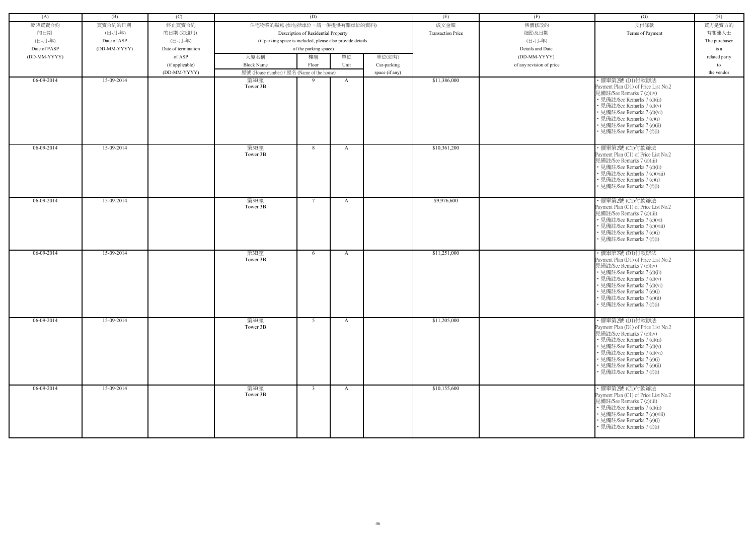| (A) | (B) | (C) | (D) | | | | (E) | (F) | (G) | (H) |
|---|---|---|---|---|---|---|---|---|---|---|
| 臨時買賣合約的日期 (日-月-年) Date of PASP (DD-MM-YYYY) | 買賣合約的日期 (日-月-年) Date of ASP (DD-MM-YYYY) | 終止買賣合約的日期 (如適用) (日-月-年) Date of termination of ASP (if applicable) (DD-MM-YYYY) | 住宅物業的描述 (如包括車位，請一併提供有關車位的資料) Description of Residential Property (if parking space is included, please also provide details of the parking space) | | | | 成交金額 Transaction Price | 售價修改的細節及日期 (日-月-年) Details and Date (DD-MM-YYYY) of any revision of price | 支付條款 Terms of Payment | 買方是賣方的有關連人士 The purchaser is a related party to the vendor |
| | | | 大廈名稱 Block Name | 樓層 Floor | 單位 Unit | 車位(如有) Car-parking space (if any) | | | | |
| | | | 屋號 (House number) / 屋名 (Name of the house) | | | | | | | |
| 06-09-2014 | 15-09-2014 | | 第3B座 Tower 3B | 9 | A | | $11,386,000 | | • 價單第2號 (D1)付款辦法 Payment Plan (D1) of Price List No.2 見備註/See Remarks 7 (c)(iv) • 見備註/See Remarks 7 (d)(ii) • 見備註/See Remarks 7 (d)(v) • 見備註/See Remarks 7 (d)(vi) • 見備註/See Remarks 7 (e)(i) • 見備註/See Remarks 7 (e)(ii) • 見備註/See Remarks 7 (f)(i) | |
| 06-09-2014 | 15-09-2014 | | 第3B座 Tower 3B | 8 | A | | $10,361,200 | | • 價單第2號 (C1)付款辦法 Payment Plan (C1) of Price List No.2 見備註/See Remarks 7 (c)(iii) • 見備註/See Remarks 7 (d)(ii) • 見備註/See Remarks 7 (c)(viii) • 見備註/See Remarks 7 (e)(i) • 見備註/See Remarks 7 (f)(i) | |
| 06-09-2014 | 15-09-2014 | | 第3B座 Tower 3B | 7 | A | | $9,976,600 | | • 價單第2號 (C1)付款辦法 Payment Plan (C1) of Price List No.2 見備註/See Remarks 7 (c)(iii) • 見備註/See Remarks 7 (c)(vi) • 見備註/See Remarks 7 (c)(viii) • 見備註/See Remarks 7 (e)(i) • 見備註/See Remarks 7 (f)(i) | |
| 06-09-2014 | 15-09-2014 | | 第3B座 Tower 3B | 6 | A | | $11,251,000 | | • 價單第2號 (D1)付款辦法 Payment Plan (D1) of Price List No.2 見備註/See Remarks 7 (c)(iv) • 見備註/See Remarks 7 (d)(ii) • 見備註/See Remarks 7 (d)(v) • 見備註/See Remarks 7 (d)(vi) • 見備註/See Remarks 7 (e)(i) • 見備註/See Remarks 7 (e)(ii) • 見備註/See Remarks 7 (f)(i) | |
| 06-09-2014 | 15-09-2014 | | 第3B座 Tower 3B | 5 | A | | $11,205,000 | | • 價單第2號 (D1)付款辦法 Payment Plan (D1) of Price List No.2 見備註/See Remarks 7 (c)(iv) • 見備註/See Remarks 7 (d)(ii) • 見備註/See Remarks 7 (d)(v) • 見備註/See Remarks 7 (d)(vi) • 見備註/See Remarks 7 (e)(i) • 見備註/See Remarks 7 (e)(ii) • 見備註/See Remarks 7 (f)(i) | |
| 06-09-2014 | 15-09-2014 | | 第3B座 Tower 3B | 3 | A | | $10,155,600 | | • 價單第2號 (C1)付款辦法 Payment Plan (C1) of Price List No.2 見備註/See Remarks 7 (c)(iii) • 見備註/See Remarks 7 (d)(ii) • 見備註/See Remarks 7 (c)(viii) • 見備註/See Remarks 7 (e)(i) • 見備註/See Remarks 7 (f)(i) | |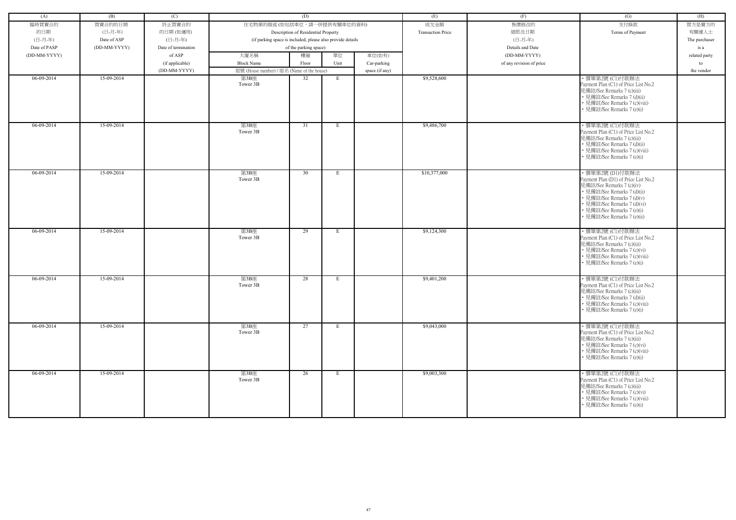| (A) | (B) | (C) | (D) | | | | (E) | (F) | (G) | (H) |
|---|---|---|---|---|---|---|---|---|---|---|
| 臨時買賣合約的日期 (日-月-年) Date of PASP (DD-MM-YYYY) | 買賣合約的日期 (日-月-年) Date of ASP (DD-MM-YYYY) | 終止買賣合約的日期 (如適用) (日-月-年) Date of termination of ASP (if applicable) (DD-MM-YYYY) | 住宅物業的描述 (如包括車位，請一併提供有關車位的資料) Description of Residential Property (if parking space is included, please also provide details of the parking space) | | | | 成交金額 Transaction Price | 售價修改的細節及日期 (日-月-年) Details and Date (DD-MM-YYYY) of any revision of price | 支付條款 Terms of Payment | 買方是賣方的有關連人士 The purchaser is a related party to the vendor |
| | | | 大廈名稱 Block Name | 樓層 Floor | 單位 Unit | 車位(如有) Car-parking space (if any) | | | | |
| | | | 屋號 (House number) / 屋名 (Name of the house) | | | | | | | |
| 06-09-2014 | 15-09-2014 | | 第3B座 Tower 3B | 32 | E | | $9,528,600 | | • 價單第2號 (C1)付款辦法 Payment Plan (C1) of Price List No.2 見備註/See Remarks 7 (c)(iii) • 見備註/See Remarks 7 (d)(ii) • 見備註/See Remarks 7 (c)(viii) • 見備註/See Remarks 7 (e)(i) | |
| 06-09-2014 | 15-09-2014 | | 第3B座 Tower 3B | 31 | E | | $9,486,700 | | • 價單第2號 (C1)付款辦法 Payment Plan (C1) of Price List No.2 見備註/See Remarks 7 (c)(iii) • 見備註/See Remarks 7 (d)(ii) • 見備註/See Remarks 7 (c)(viii) • 見備註/See Remarks 7 (e)(i) | |
| 06-09-2014 | 15-09-2014 | | 第3B座 Tower 3B | 30 | E | | $10,377,000 | | • 價單第2號 (D1)付款辦法 Payment Plan (D1) of Price List No.2 見備註/See Remarks 7 (c)(iv) • 見備註/See Remarks 7 (d)(ii) • 見備註/See Remarks 7 (d)(v) • 見備註/See Remarks 7 (d)(vi) • 見備註/See Remarks 7 (e)(i) • 見備註/See Remarks 7 (e)(ii) | |
| 06-09-2014 | 15-09-2014 | | 第3B座 Tower 3B | 29 | E | | $9,124,300 | | • 價單第2號 (C1)付款辦法 Payment Plan (C1) of Price List No.2 見備註/See Remarks 7 (c)(iii) • 見備註/See Remarks 7 (c)(vi) • 見備註/See Remarks 7 (c)(viii) • 見備註/See Remarks 7 (e)(i) | |
| 06-09-2014 | 15-09-2014 | | 第3B座 Tower 3B | 28 | E | | $9,401,200 | | • 價單第2號 (C1)付款辦法 Payment Plan (C1) of Price List No.2 見備註/See Remarks 7 (c)(iii) • 見備註/See Remarks 7 (d)(ii) • 見備註/See Remarks 7 (c)(viii) • 見備註/See Remarks 7 (e)(i) | |
| 06-09-2014 | 15-09-2014 | | 第3B座 Tower 3B | 27 | E | | $9,043,000 | | • 價單第2號 (C1)付款辦法 Payment Plan (C1) of Price List No.2 見備註/See Remarks 7 (c)(iii) • 見備註/See Remarks 7 (c)(vi) • 見備註/See Remarks 7 (c)(viii) • 見備註/See Remarks 7 (e)(i) | |
| 06-09-2014 | 15-09-2014 | | 第3B座 Tower 3B | 26 | E | | $9,003,300 | | • 價單第2號 (C1)付款辦法 Payment Plan (C1) of Price List No.2 見備註/See Remarks 7 (c)(iii) • 見備註/See Remarks 7 (c)(vi) • 見備註/See Remarks 7 (c)(viii) • 見備註/See Remarks 7 (e)(i) | |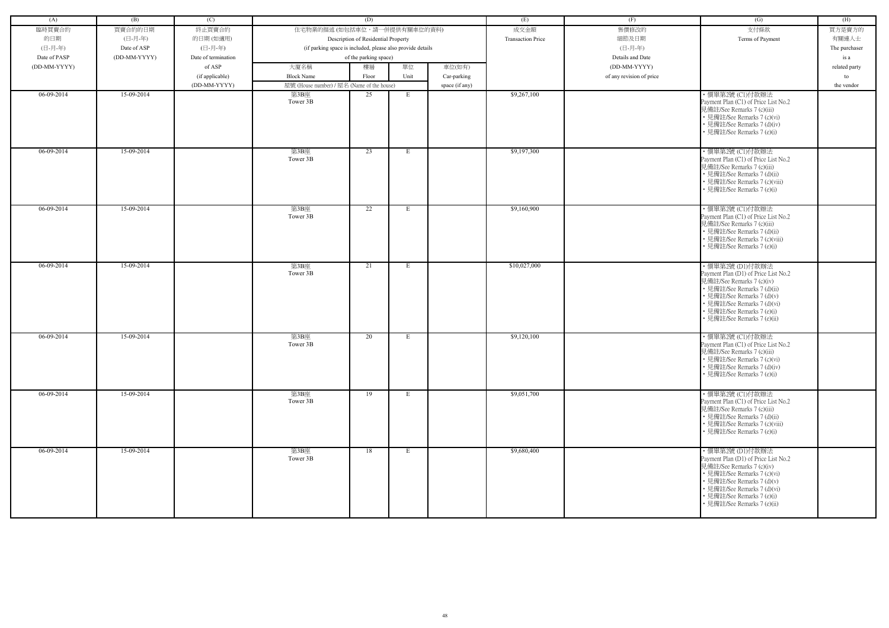| (A) | (B) | (C) | (D) | | | | (E) | (F) | (G) | (H) |
|---|---|---|---|---|---|---|---|---|---|---|
| 臨時買賣合約的日期 (日-月-年) Date of PASP (DD-MM-YYYY) | 買賣合約的日期 (日-月-年) Date of ASP (DD-MM-YYYY) | 終止買賣合約的日期 (如適用) (日-月-年) Date of termination of ASP (if applicable) (DD-MM-YYYY) | 住宅物業的描述 (如包括車位，請一併提供有關車位的資料) Description of Residential Property (if parking space is included, please also provide details of the parking space) | | | | 成交金額 Transaction Price | 售價修改的細節及日期 (日-月-年) Details and Date (DD-MM-YYYY) of any revision of price | 支付條款 Terms of Payment | 買方是賣方的有關連人士 The purchaser is a related party to the vendor |
| | | | 大廈名稱 Block Name | 樓層 Floor | 單位 Unit | 車位(如有) Car-parking space (if any) | | | | |
| | | | 屋號 (House number) / 屋名 (Name of the house) | | | | | | | |
| 06-09-2014 | 15-09-2014 | | 第3B座 Tower 3B | 25 | E | | $9,267,100 | | • 價單第2號 (C1)付款辦法 Payment Plan (C1) of Price List No.2 見備註/See Remarks 7 (c)(iii) • 見備註/See Remarks 7 (c)(vi) • 見備註/See Remarks 7 (d)(iv) • 見備註/See Remarks 7 (e)(i) | |
| 06-09-2014 | 15-09-2014 | | 第3B座 Tower 3B | 23 | E | | $9,197,300 | | • 價單第2號 (C1)付款辦法 Payment Plan (C1) of Price List No.2 見備註/See Remarks 7 (c)(iii) • 見備註/See Remarks 7 (d)(ii) • 見備註/See Remarks 7 (c)(viii) • 見備註/See Remarks 7 (e)(i) | |
| 06-09-2014 | 15-09-2014 | | 第3B座 Tower 3B | 22 | E | | $9,160,900 | | • 價單第2號 (C1)付款辦法 Payment Plan (C1) of Price List No.2 見備註/See Remarks 7 (c)(iii) • 見備註/See Remarks 7 (d)(ii) • 見備註/See Remarks 7 (c)(viii) • 見備註/See Remarks 7 (e)(i) | |
| 06-09-2014 | 15-09-2014 | | 第3B座 Tower 3B | 21 | E | | $10,027,000 | | • 價單第2號 (D1)付款辦法 Payment Plan (D1) of Price List No.2 見備註/See Remarks 7 (c)(iv) • 見備註/See Remarks 7 (d)(ii) • 見備註/See Remarks 7 (d)(v) • 見備註/See Remarks 7 (d)(vi) • 見備註/See Remarks 7 (e)(i) • 見備註/See Remarks 7 (e)(ii) | |
| 06-09-2014 | 15-09-2014 | | 第3B座 Tower 3B | 20 | E | | $9,120,100 | | • 價單第2號 (C1)付款辦法 Payment Plan (C1) of Price List No.2 見備註/See Remarks 7 (c)(iii) • 見備註/See Remarks 7 (c)(vi) • 見備註/See Remarks 7 (d)(iv) • 見備註/See Remarks 7 (e)(i) | |
| 06-09-2014 | 15-09-2014 | | 第3B座 Tower 3B | 19 | E | | $9,051,700 | | • 價單第2號 (C1)付款辦法 Payment Plan (C1) of Price List No.2 見備註/See Remarks 7 (c)(iii) • 見備註/See Remarks 7 (d)(ii) • 見備註/See Remarks 7 (c)(viii) • 見備註/See Remarks 7 (e)(i) | |
| 06-09-2014 | 15-09-2014 | | 第3B座 Tower 3B | 18 | E | | $9,680,400 | | • 價單第2號 (D1)付款辦法 Payment Plan (D1) of Price List No.2 見備註/See Remarks 7 (c)(iv) • 見備註/See Remarks 7 (c)(vi) • 見備註/See Remarks 7 (d)(v) • 見備註/See Remarks 7 (d)(vi) • 見備註/See Remarks 7 (e)(i) • 見備註/See Remarks 7 (e)(ii) | |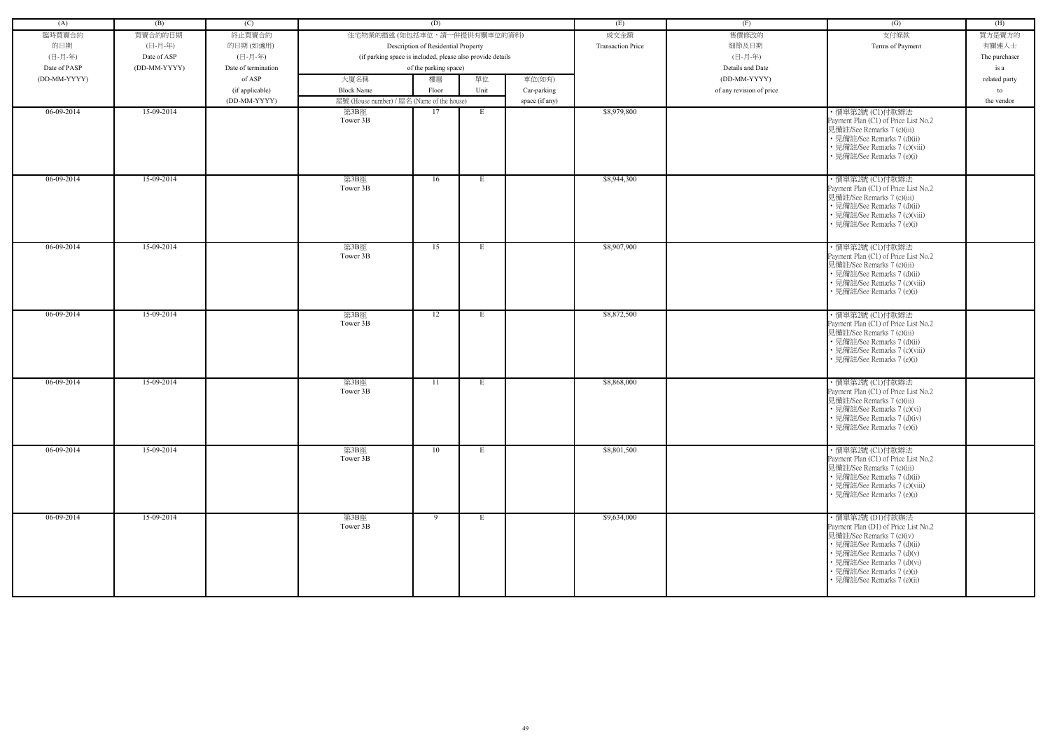| (A) | (B) | (C) | (D) | | | | (E) | (F) | (G) | (H) |
|---|---|---|---|---|---|---|---|---|---|---|
| 臨時買賣合約的日期 (日-月-年) Date of PASP (DD-MM-YYYY) | 買賣合約的日期 (日-月-年) Date of ASP (DD-MM-YYYY) | 終止買賣合約的日期 (如適用) (日-月-年) Date of termination of ASP (if applicable) (DD-MM-YYYY) | 住宅物業的描述 (如包括車位，請一併提供有關車位的資料) Description of Residential Property (if parking space is included, please also provide details of the parking space) | | | | 成交金額 Transaction Price | 售價修改的細節及日期 (日-月-年) Details and Date (DD-MM-YYYY) of any revision of price | 支付條款 Terms of Payment | 買方是賣方的有關連人士 The purchaser is a related party to the vendor |
| | | | 大廈名稱 Block Name | 樓層 Floor | 單位 Unit | 車位(如有) Car-parking space (if any) | | | | |
| | | | 屋號 (House number) / 屋名 (Name of the house) | | | | | | | |
| 06-09-2014 | 15-09-2014 | | 第3B座 Tower 3B | 17 | E | | $8,979,800 | | • 價單第2號 (C1)付款辦法 Payment Plan (C1) of Price List No.2 見備註/See Remarks 7 (c)(iii) • 見備註/See Remarks 7 (d)(ii) • 見備註/See Remarks 7 (c)(viii) • 見備註/See Remarks 7 (e)(i) | |
| 06-09-2014 | 15-09-2014 | | 第3B座 Tower 3B | 16 | E | | $8,944,300 | | • 價單第2號 (C1)付款辦法 Payment Plan (C1) of Price List No.2 見備註/See Remarks 7 (c)(iii) • 見備註/See Remarks 7 (d)(ii) • 見備註/See Remarks 7 (c)(viii) • 見備註/See Remarks 7 (e)(i) | |
| 06-09-2014 | 15-09-2014 | | 第3B座 Tower 3B | 15 | E | | $8,907,900 | | • 價單第2號 (C1)付款辦法 Payment Plan (C1) of Price List No.2 見備註/See Remarks 7 (c)(iii) • 見備註/See Remarks 7 (d)(ii) • 見備註/See Remarks 7 (c)(viii) • 見備註/See Remarks 7 (e)(i) | |
| 06-09-2014 | 15-09-2014 | | 第3B座 Tower 3B | 12 | E | | $8,872,500 | | • 價單第2號 (C1)付款辦法 Payment Plan (C1) of Price List No.2 見備註/See Remarks 7 (c)(iii) • 見備註/See Remarks 7 (d)(ii) • 見備註/See Remarks 7 (c)(viii) • 見備註/See Remarks 7 (e)(i) | |
| 06-09-2014 | 15-09-2014 | | 第3B座 Tower 3B | 11 | E | | $8,868,000 | | • 價單第2號 (C1)付款辦法 Payment Plan (C1) of Price List No.2 見備註/See Remarks 7 (c)(iii) • 見備註/See Remarks 7 (c)(vi) • 見備註/See Remarks 7 (d)(iv) • 見備註/See Remarks 7 (e)(i) | |
| 06-09-2014 | 15-09-2014 | | 第3B座 Tower 3B | 10 | E | | $8,801,500 | | • 價單第2號 (C1)付款辦法 Payment Plan (C1) of Price List No.2 見備註/See Remarks 7 (c)(iii) • 見備註/See Remarks 7 (d)(ii) • 見備註/See Remarks 7 (c)(viii) • 見備註/See Remarks 7 (e)(i) | |
| 06-09-2014 | 15-09-2014 | | 第3B座 Tower 3B | 9 | E | | $9,634,000 | | • 價單第2號 (D1)付款辦法 Payment Plan (D1) of Price List No.2 見備註/See Remarks 7 (c)(iv) • 見備註/See Remarks 7 (d)(ii) • 見備註/See Remarks 7 (d)(v) • 見備註/See Remarks 7 (d)(vi) • 見備註/See Remarks 7 (e)(i) • 見備註/See Remarks 7 (e)(ii) | |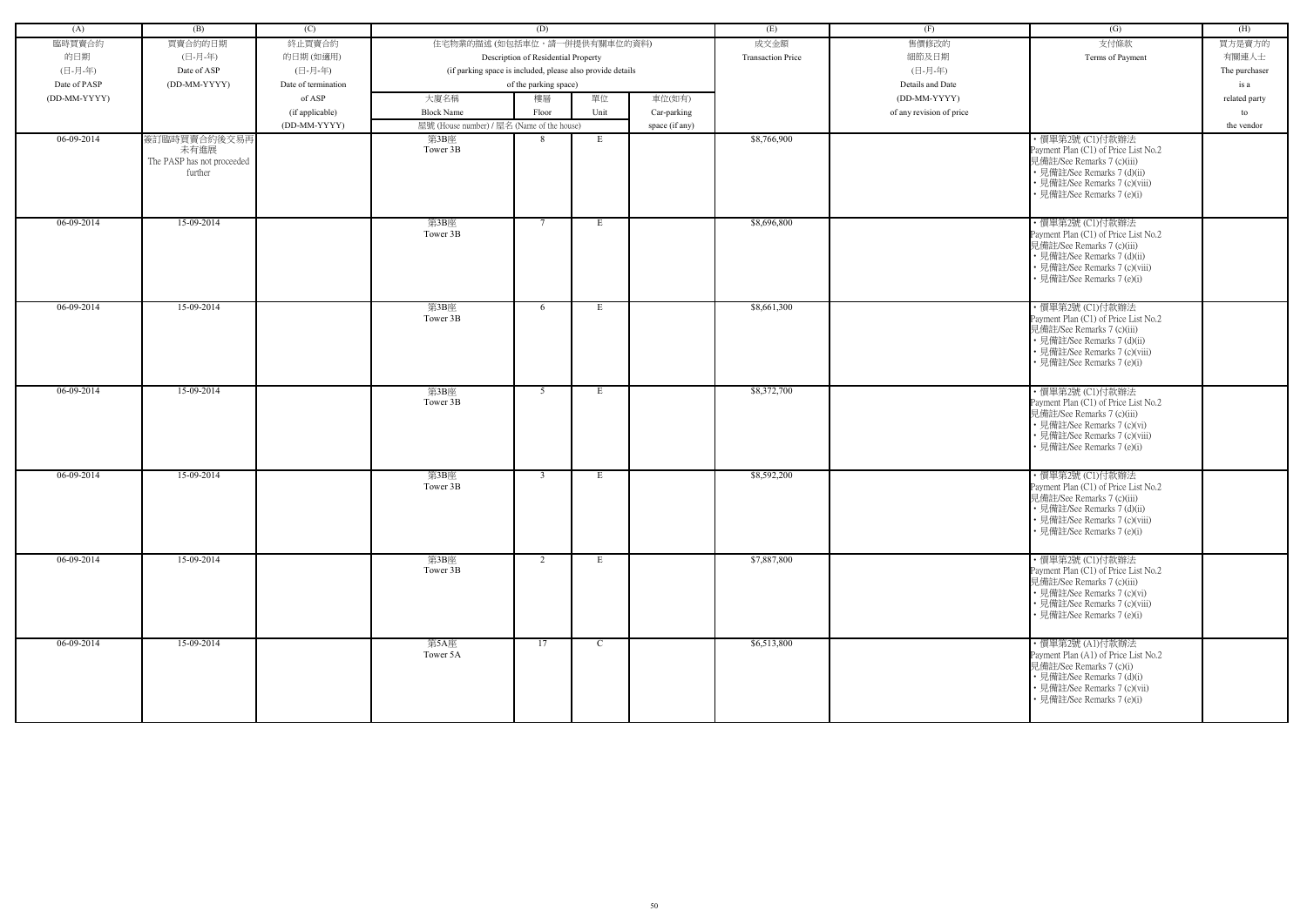| (A) | (B) | (C) | (D) | | | | (E) | (F) | (G) | (H) |
|---|---|---|---|---|---|---|---|---|---|---|
| 臨時買賣合約的日期 (日-月-年) Date of PASP (DD-MM-YYYY) | 買賣合約的日期 (日-月-年) Date of ASP (DD-MM-YYYY) | 終止買賣合約的日期 (如適用) (日-月-年) Date of termination of ASP (if applicable) (DD-MM-YYYY) | 住宅物業的描述 (如包括車位，請一併提供有關車位的資料) Description of Residential Property (if parking space is included, please also provide details of the parking space) | | | | 成交金額 Transaction Price | 售價修改的細節及日期 (日-月-年) Details and Date (DD-MM-YYYY) of any revision of price | 支付條款 Terms of Payment | 買方是賣方的有關連人士 The purchaser is a related party to the vendor |
| | | | 大廈名稱 Block Name | 樓層 Floor | 單位 Unit | 車位(如有) Car-parking space (if any) | | | | |
| | | | 屋號 (House number) / 屋名 (Name of the house) | | | | | | | |
| 06-09-2014 | 簽訂臨時買賣合約後交易再未有進展 The PASP has not proceeded further | | 第3B座 Tower 3B | 8 | E | | $8,766,900 | | • 價單第2號 (C1)付款辦法 Payment Plan (C1) of Price List No.2 見備註/See Remarks 7 (c)(iii) • 見備註/See Remarks 7 (d)(ii) • 見備註/See Remarks 7 (c)(viii) • 見備註/See Remarks 7 (e)(i) | |
| 06-09-2014 | 15-09-2014 | | 第3B座 Tower 3B | 7 | E | | $8,696,800 | | • 價單第2號 (C1)付款辦法 Payment Plan (C1) of Price List No.2 見備註/See Remarks 7 (c)(iii) • 見備註/See Remarks 7 (d)(ii) • 見備註/See Remarks 7 (c)(viii) • 見備註/See Remarks 7 (e)(i) | |
| 06-09-2014 | 15-09-2014 | | 第3B座 Tower 3B | 6 | E | | $8,661,300 | | • 價單第2號 (C1)付款辦法 Payment Plan (C1) of Price List No.2 見備註/See Remarks 7 (c)(iii) • 見備註/See Remarks 7 (d)(ii) • 見備註/See Remarks 7 (c)(viii) • 見備註/See Remarks 7 (e)(i) | |
| 06-09-2014 | 15-09-2014 | | 第3B座 Tower 3B | 5 | E | | $8,372,700 | | • 價單第2號 (C1)付款辦法 Payment Plan (C1) of Price List No.2 見備註/See Remarks 7 (c)(iii) • 見備註/See Remarks 7 (c)(vi) • 見備註/See Remarks 7 (c)(viii) • 見備註/See Remarks 7 (e)(i) | |
| 06-09-2014 | 15-09-2014 | | 第3B座 Tower 3B | 3 | E | | $8,592,200 | | • 價單第2號 (C1)付款辦法 Payment Plan (C1) of Price List No.2 見備註/See Remarks 7 (c)(iii) • 見備註/See Remarks 7 (d)(ii) • 見備註/See Remarks 7 (c)(viii) • 見備註/See Remarks 7 (e)(i) | |
| 06-09-2014 | 15-09-2014 | | 第3B座 Tower 3B | 2 | E | | $7,887,800 | | • 價單第2號 (C1)付款辦法 Payment Plan (C1) of Price List No.2 見備註/See Remarks 7 (c)(iii) • 見備註/See Remarks 7 (c)(vi) • 見備註/See Remarks 7 (c)(viii) • 見備註/See Remarks 7 (e)(i) | |
| 06-09-2014 | 15-09-2014 | | 第5A座 Tower 5A | 17 | C | | $6,513,800 | | • 價單第2號 (A1)付款辦法 Payment Plan (A1) of Price List No.2 見備註/See Remarks 7 (c)(i) • 見備註/See Remarks 7 (d)(i) • 見備註/See Remarks 7 (c)(vii) • 見備註/See Remarks 7 (e)(i) | |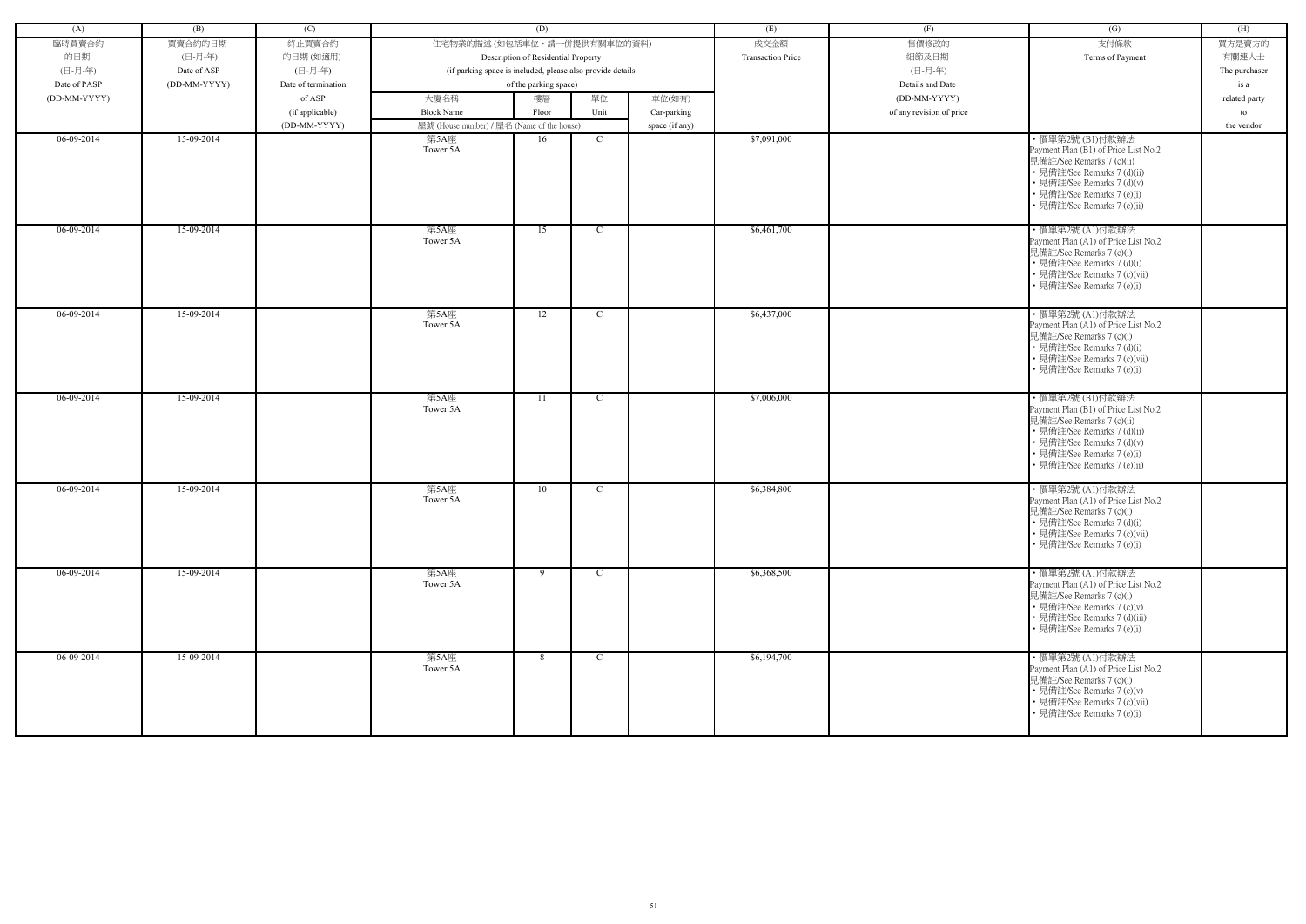| (A) | (B) | (C) | (D) | | | | (E) | (F) | (G) | (H) |
|---|---|---|---|---|---|---|---|---|---|---|
| 臨時買賣合約的日期 (日-月-年) Date of PASP (DD-MM-YYYY) | 買賣合約的日期 (日-月-年) Date of ASP (DD-MM-YYYY) | 終止買賣合約的日期 (如適用) (日-月-年) Date of termination of ASP (if applicable) (DD-MM-YYYY) | 住宅物業的描述 (如包括車位，請一併提供有關車位的資料) Description of Residential Property (if parking space is included, please also provide details of the parking space) | | | | 成交金額 Transaction Price | 售價修改的細節及日期 (日-月-年) Details and Date (DD-MM-YYYY) of any revision of price | 支付條款 Terms of Payment | 買方是賣方的有關連人士 The purchaser is a related party to the vendor |
| | | | 大廈名稱 Block Name | 樓層 Floor | 單位 Unit | 車位(如有) Car-parking space (if any) | | | | |
| | | | 屋號 (House number) / 屋名 (Name of the house) | | | | | | | |
| 06-09-2014 | 15-09-2014 | | 第5A座 Tower 5A | 16 | C | | $7,091,000 | | • 價單第2號 (B1)付款辦法 Payment Plan (B1) of Price List No.2 見備註/See Remarks 7 (c)(ii) • 見備註/See Remarks 7 (d)(ii) • 見備註/See Remarks 7 (d)(v) • 見備註/See Remarks 7 (e)(i) • 見備註/See Remarks 7 (e)(ii) | |
| 06-09-2014 | 15-09-2014 | | 第5A座 Tower 5A | 15 | C | | $6,461,700 | | • 價單第2號 (A1)付款辦法 Payment Plan (A1) of Price List No.2 見備註/See Remarks 7 (c)(i) • 見備註/See Remarks 7 (d)(i) • 見備註/See Remarks 7 (c)(vii) • 見備註/See Remarks 7 (e)(i) | |
| 06-09-2014 | 15-09-2014 | | 第5A座 Tower 5A | 12 | C | | $6,437,000 | | • 價單第2號 (A1)付款辦法 Payment Plan (A1) of Price List No.2 見備註/See Remarks 7 (c)(i) • 見備註/See Remarks 7 (d)(i) • 見備註/See Remarks 7 (c)(vii) • 見備註/See Remarks 7 (e)(i) | |
| 06-09-2014 | 15-09-2014 | | 第5A座 Tower 5A | 11 | C | | $7,006,000 | | • 價單第2號 (B1)付款辦法 Payment Plan (B1) of Price List No.2 見備註/See Remarks 7 (c)(ii) • 見備註/See Remarks 7 (d)(ii) • 見備註/See Remarks 7 (d)(v) • 見備註/See Remarks 7 (e)(i) • 見備註/See Remarks 7 (e)(ii) | |
| 06-09-2014 | 15-09-2014 | | 第5A座 Tower 5A | 10 | C | | $6,384,800 | | • 價單第2號 (A1)付款辦法 Payment Plan (A1) of Price List No.2 見備註/See Remarks 7 (c)(i) • 見備註/See Remarks 7 (d)(i) • 見備註/See Remarks 7 (c)(vii) • 見備註/See Remarks 7 (e)(i) | |
| 06-09-2014 | 15-09-2014 | | 第5A座 Tower 5A | 9 | C | | $6,368,500 | | • 價單第2號 (A1)付款辦法 Payment Plan (A1) of Price List No.2 見備註/See Remarks 7 (c)(i) • 見備註/See Remarks 7 (c)(v) • 見備註/See Remarks 7 (d)(iii) • 見備註/See Remarks 7 (e)(i) | |
| 06-09-2014 | 15-09-2014 | | 第5A座 Tower 5A | 8 | C | | $6,194,700 | | • 價單第2號 (A1)付款辦法 Payment Plan (A1) of Price List No.2 見備註/See Remarks 7 (c)(i) • 見備註/See Remarks 7 (c)(v) • 見備註/See Remarks 7 (c)(vii) • 見備註/See Remarks 7 (e)(i) | |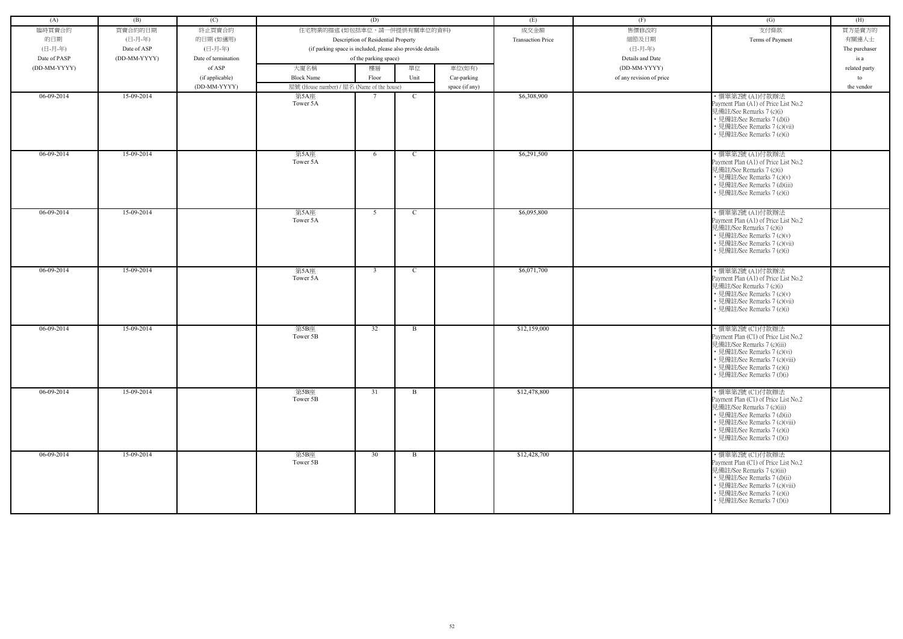| (A) | (B) | (C) | (D) | | | | (E) | (F) | (G) | (H) |
|---|---|---|---|---|---|---|---|---|---|---|
| 臨時買賣合約的日期 (日-月-年) Date of PASP (DD-MM-YYYY) | 買賣合約的日期 (日-月-年) Date of ASP (DD-MM-YYYY) | 終止買賣合約的日期 (如適用) (日-月-年) Date of termination of ASP (if applicable) (DD-MM-YYYY) | 住宅物業的描述 (如包括車位，請一併提供有關車位的資料) Description of Residential Property (if parking space is included, please also provide details of the parking space) | | | | 成交金額 Transaction Price | 售價修改的細節及日期 (日-月-年) Details and Date (DD-MM-YYYY) of any revision of price | 支付條款 Terms of Payment | 買方是賣方的有關連人士 The purchaser is a related party to the vendor |
| | | | 大廈名稱 Block Name | 樓層 Floor | 單位 Unit | 車位(如有) Car-parking space (if any) | | | | |
| | | | 屋號 (House number) / 屋名 (Name of the house) | | | | | | | |
| 06-09-2014 | 15-09-2014 | | 第5A座 Tower 5A | 7 | C | | $6,308,900 | | • 價單第2號 (A1)付款辦法 Payment Plan (A1) of Price List No.2 見備註/See Remarks 7 (c)(i) • 見備註/See Remarks 7 (d)(i) • 見備註/See Remarks 7 (c)(vii) • 見備註/See Remarks 7 (e)(i) | |
| 06-09-2014 | 15-09-2014 | | 第5A座 Tower 5A | 6 | C | | $6,291,500 | | • 價單第2號 (A1)付款辦法 Payment Plan (A1) of Price List No.2 見備註/See Remarks 7 (c)(i) • 見備註/See Remarks 7 (c)(v) • 見備註/See Remarks 7 (d)(iii) • 見備註/See Remarks 7 (e)(i) | |
| 06-09-2014 | 15-09-2014 | | 第5A座 Tower 5A | 5 | C | | $6,095,800 | | • 價單第2號 (A1)付款辦法 Payment Plan (A1) of Price List No.2 見備註/See Remarks 7 (c)(i) • 見備註/See Remarks 7 (c)(v) • 見備註/See Remarks 7 (c)(vii) • 見備註/See Remarks 7 (e)(i) | |
| 06-09-2014 | 15-09-2014 | | 第5A座 Tower 5A | 3 | C | | $6,071,700 | | • 價單第2號 (A1)付款辦法 Payment Plan (A1) of Price List No.2 見備註/See Remarks 7 (c)(i) • 見備註/See Remarks 7 (c)(v) • 見備註/See Remarks 7 (c)(vii) • 見備註/See Remarks 7 (e)(i) | |
| 06-09-2014 | 15-09-2014 | | 第5B座 Tower 5B | 32 | B | | $12,159,000 | | • 價單第2號 (C1)付款辦法 Payment Plan (C1) of Price List No.2 見備註/See Remarks 7 (c)(iii) • 見備註/See Remarks 7 (c)(vi) • 見備註/See Remarks 7 (c)(viii) • 見備註/See Remarks 7 (e)(i) • 見備註/See Remarks 7 (f)(i) | |
| 06-09-2014 | 15-09-2014 | | 第5B座 Tower 5B | 31 | B | | $12,478,800 | | • 價單第2號 (C1)付款辦法 Payment Plan (C1) of Price List No.2 見備註/See Remarks 7 (c)(iii) • 見備註/See Remarks 7 (d)(ii) • 見備註/See Remarks 7 (c)(viii) • 見備註/See Remarks 7 (e)(i) • 見備註/See Remarks 7 (f)(i) | |
| 06-09-2014 | 15-09-2014 | | 第5B座 Tower 5B | 30 | B | | $12,428,700 | | • 價單第2號 (C1)付款辦法 Payment Plan (C1) of Price List No.2 見備註/See Remarks 7 (c)(iii) • 見備註/See Remarks 7 (d)(ii) • 見備註/See Remarks 7 (c)(viii) • 見備註/See Remarks 7 (e)(i) • 見備註/See Remarks 7 (f)(i) | |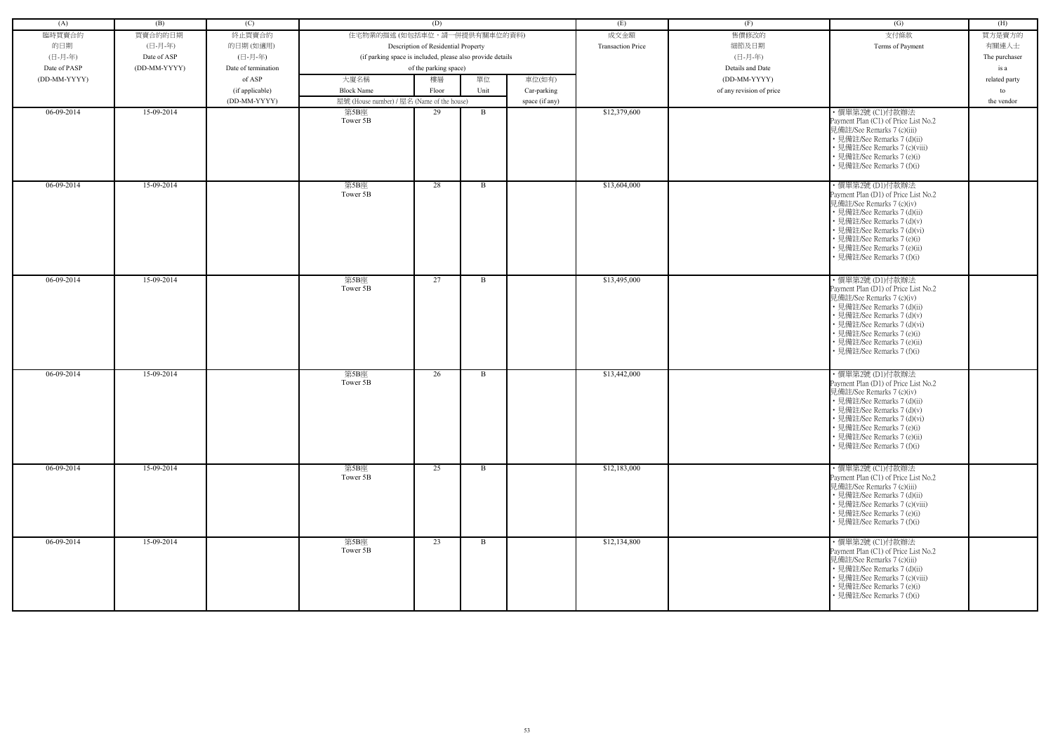| (A) | (B) | (C) | (D) | | | | (E) | (F) | (G) | (H) |
|---|---|---|---|---|---|---|---|---|---|---|
| 臨時買賣合約的日期 (日-月-年) Date of PASP (DD-MM-YYYY) | 買賣合約的日期 (日-月-年) Date of ASP (DD-MM-YYYY) | 終止買賣合約的日期 (如適用) (日-月-年) Date of termination of ASP (if applicable) (DD-MM-YYYY) | 住宅物業的描述 (如包括車位，請一併提供有關車位的資料) Description of Residential Property (if parking space is included, please also provide details of the parking space) | | | | 成交金額 Transaction Price | 售價修改的細節及日期 (日-月-年) Details and Date (DD-MM-YYYY) of any revision of price | 支付條款 Terms of Payment | 買方是賣方的有關連人士 The purchaser is a related party to the vendor |
| | | | 大廈名稱 Block Name | 樓層 Floor | 單位 Unit | 車位(如有) Car-parking space (if any) | | | | |
| | | | 屋號 (House number) / 屋名 (Name of the house) | | | | | | | |
| 06-09-2014 | 15-09-2014 | | 第5B座 Tower 5B | 29 | B | | $12,379,600 | | • 價單第2號 (C1)付款辦法 Payment Plan (C1) of Price List No.2 見備註/See Remarks 7 (c)(iii) • 見備註/See Remarks 7 (d)(ii) • 見備註/See Remarks 7 (c)(viii) • 見備註/See Remarks 7 (e)(i) • 見備註/See Remarks 7 (f)(i) | |
| 06-09-2014 | 15-09-2014 | | 第5B座 Tower 5B | 28 | B | | $13,604,000 | | • 價單第2號 (D1)付款辦法 Payment Plan (D1) of Price List No.2 見備註/See Remarks 7 (c)(iv) • 見備註/See Remarks 7 (d)(ii) • 見備註/See Remarks 7 (d)(v) • 見備註/See Remarks 7 (d)(vi) • 見備註/See Remarks 7 (e)(i) • 見備註/See Remarks 7 (e)(ii) • 見備註/See Remarks 7 (f)(i) | |
| 06-09-2014 | 15-09-2014 | | 第5B座 Tower 5B | 27 | B | | $13,495,000 | | • 價單第2號 (D1)付款辦法 Payment Plan (D1) of Price List No.2 見備註/See Remarks 7 (c)(iv) • 見備註/See Remarks 7 (d)(ii) • 見備註/See Remarks 7 (d)(v) • 見備註/See Remarks 7 (d)(vi) • 見備註/See Remarks 7 (e)(i) • 見備註/See Remarks 7 (e)(ii) • 見備註/See Remarks 7 (f)(i) | |
| 06-09-2014 | 15-09-2014 | | 第5B座 Tower 5B | 26 | B | | $13,442,000 | | • 價單第2號 (D1)付款辦法 Payment Plan (D1) of Price List No.2 見備註/See Remarks 7 (c)(iv) • 見備註/See Remarks 7 (d)(ii) • 見備註/See Remarks 7 (d)(v) • 見備註/See Remarks 7 (d)(vi) • 見備註/See Remarks 7 (e)(i) • 見備註/See Remarks 7 (e)(ii) • 見備註/See Remarks 7 (f)(i) | |
| 06-09-2014 | 15-09-2014 | | 第5B座 Tower 5B | 25 | B | | $12,183,000 | | • 價單第2號 (C1)付款辦法 Payment Plan (C1) of Price List No.2 見備註/See Remarks 7 (c)(iii) • 見備註/See Remarks 7 (d)(ii) • 見備註/See Remarks 7 (c)(viii) • 見備註/See Remarks 7 (e)(i) • 見備註/See Remarks 7 (f)(i) | |
| 06-09-2014 | 15-09-2014 | | 第5B座 Tower 5B | 23 | B | | $12,134,800 | | • 價單第2號 (C1)付款辦法 Payment Plan (C1) of Price List No.2 見備註/See Remarks 7 (c)(iii) • 見備註/See Remarks 7 (d)(ii) • 見備註/See Remarks 7 (c)(viii) • 見備註/See Remarks 7 (e)(i) • 見備註/See Remarks 7 (f)(i) | |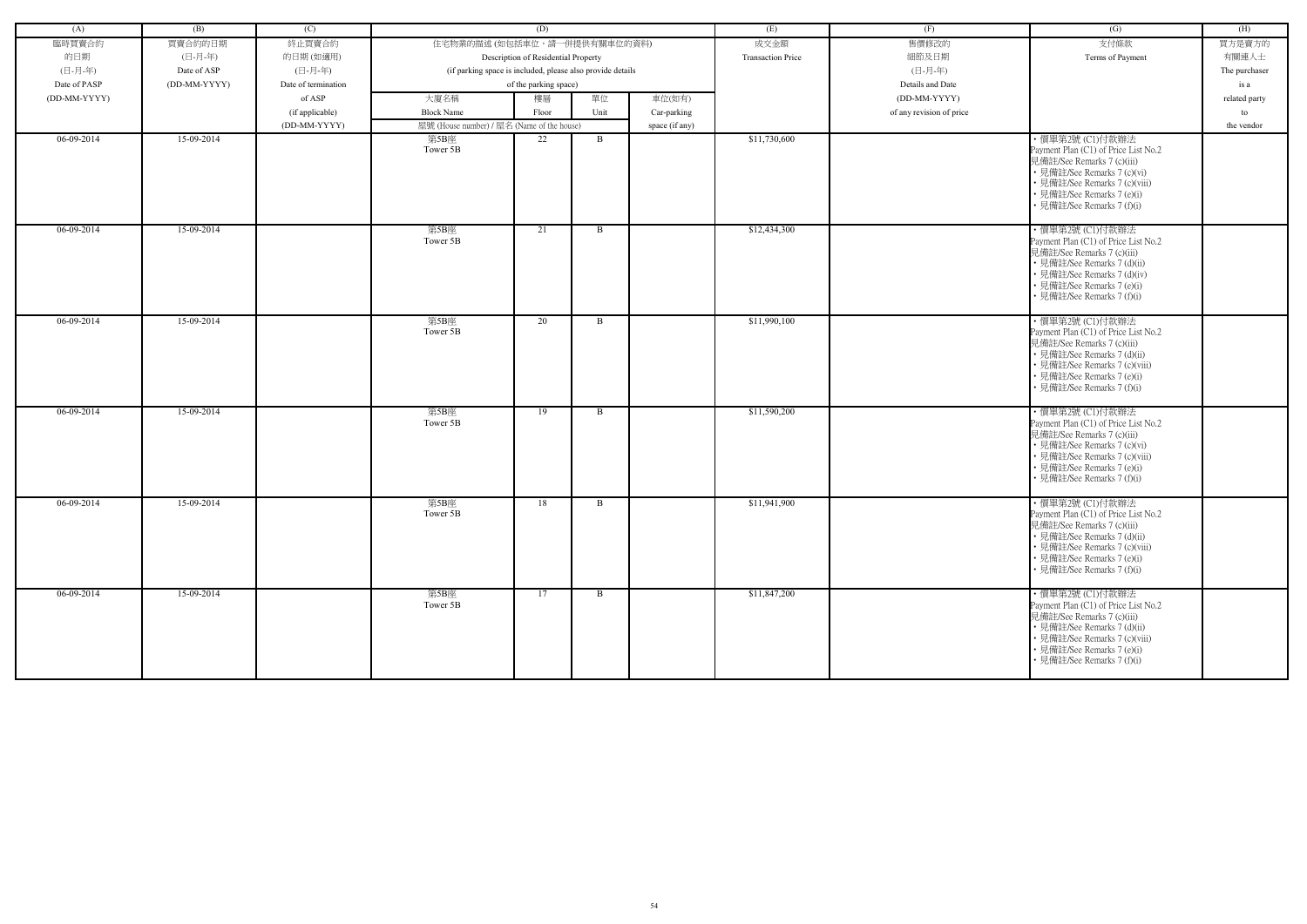| (A) | (B) | (C) | (D) | | | | (E) | (F) | (G) | (H) |
|---|---|---|---|---|---|---|---|---|---|---|
| 臨時買賣合約的日期 (日-月-年) Date of PASP (DD-MM-YYYY) | 買賣合約的日期 (日-月-年) Date of ASP (DD-MM-YYYY) | 終止買賣合約的日期 (如適用) (日-月-年) Date of termination of ASP (if applicable) (DD-MM-YYYY) | 住宅物業的描述 (如包括車位，請一併提供有關車位的資料) Description of Residential Property (if parking space is included, please also provide details of the parking space) | | | | 成交金額 Transaction Price | 售價修改的細節及日期 (日-月-年) Details and Date (DD-MM-YYYY) of any revision of price | 支付條款 Terms of Payment | 買方是賣方的有關連人士 The purchaser is a related party to the vendor |
| | | | 大廈名稱 Block Name | 樓層 Floor | 單位 Unit | 車位(如有) Car-parking space (if any) | | | | |
| | | | 屋號 (House number) / 屋名 (Name of the house) | | | | | | | |
| 06-09-2014 | 15-09-2014 | | 第5B座 Tower 5B | 22 | B | | $11,730,600 | | • 價單第2號 (C1)付款辦法 Payment Plan (C1) of Price List No.2 見備註/See Remarks 7 (c)(iii) • 見備註/See Remarks 7 (c)(vi) • 見備註/See Remarks 7 (c)(viii) • 見備註/See Remarks 7 (e)(i) • 見備註/See Remarks 7 (f)(i) | |
| 06-09-2014 | 15-09-2014 | | 第5B座 Tower 5B | 21 | B | | $12,434,300 | | • 價單第2號 (C1)付款辦法 Payment Plan (C1) of Price List No.2 見備註/See Remarks 7 (c)(iii) • 見備註/See Remarks 7 (d)(ii) • 見備註/See Remarks 7 (d)(iv) • 見備註/See Remarks 7 (e)(i) • 見備註/See Remarks 7 (f)(i) | |
| 06-09-2014 | 15-09-2014 | | 第5B座 Tower 5B | 20 | B | | $11,990,100 | | • 價單第2號 (C1)付款辦法 Payment Plan (C1) of Price List No.2 見備註/See Remarks 7 (c)(iii) • 見備註/See Remarks 7 (d)(ii) • 見備註/See Remarks 7 (c)(viii) • 見備註/See Remarks 7 (e)(i) • 見備註/See Remarks 7 (f)(i) | |
| 06-09-2014 | 15-09-2014 | | 第5B座 Tower 5B | 19 | B | | $11,590,200 | | • 價單第2號 (C1)付款辦法 Payment Plan (C1) of Price List No.2 見備註/See Remarks 7 (c)(iii) • 見備註/See Remarks 7 (c)(vi) • 見備註/See Remarks 7 (c)(viii) • 見備註/See Remarks 7 (e)(i) • 見備註/See Remarks 7 (f)(i) | |
| 06-09-2014 | 15-09-2014 | | 第5B座 Tower 5B | 18 | B | | $11,941,900 | | • 價單第2號 (C1)付款辦法 Payment Plan (C1) of Price List No.2 見備註/See Remarks 7 (c)(iii) • 見備註/See Remarks 7 (d)(ii) • 見備註/See Remarks 7 (c)(viii) • 見備註/See Remarks 7 (e)(i) • 見備註/See Remarks 7 (f)(i) | |
| 06-09-2014 | 15-09-2014 | | 第5B座 Tower 5B | 17 | B | | $11,847,200 | | • 價單第2號 (C1)付款辦法 Payment Plan (C1) of Price List No.2 見備註/See Remarks 7 (c)(iii) • 見備註/See Remarks 7 (d)(ii) • 見備註/See Remarks 7 (c)(viii) • 見備註/See Remarks 7 (e)(i) • 見備註/See Remarks 7 (f)(i) | |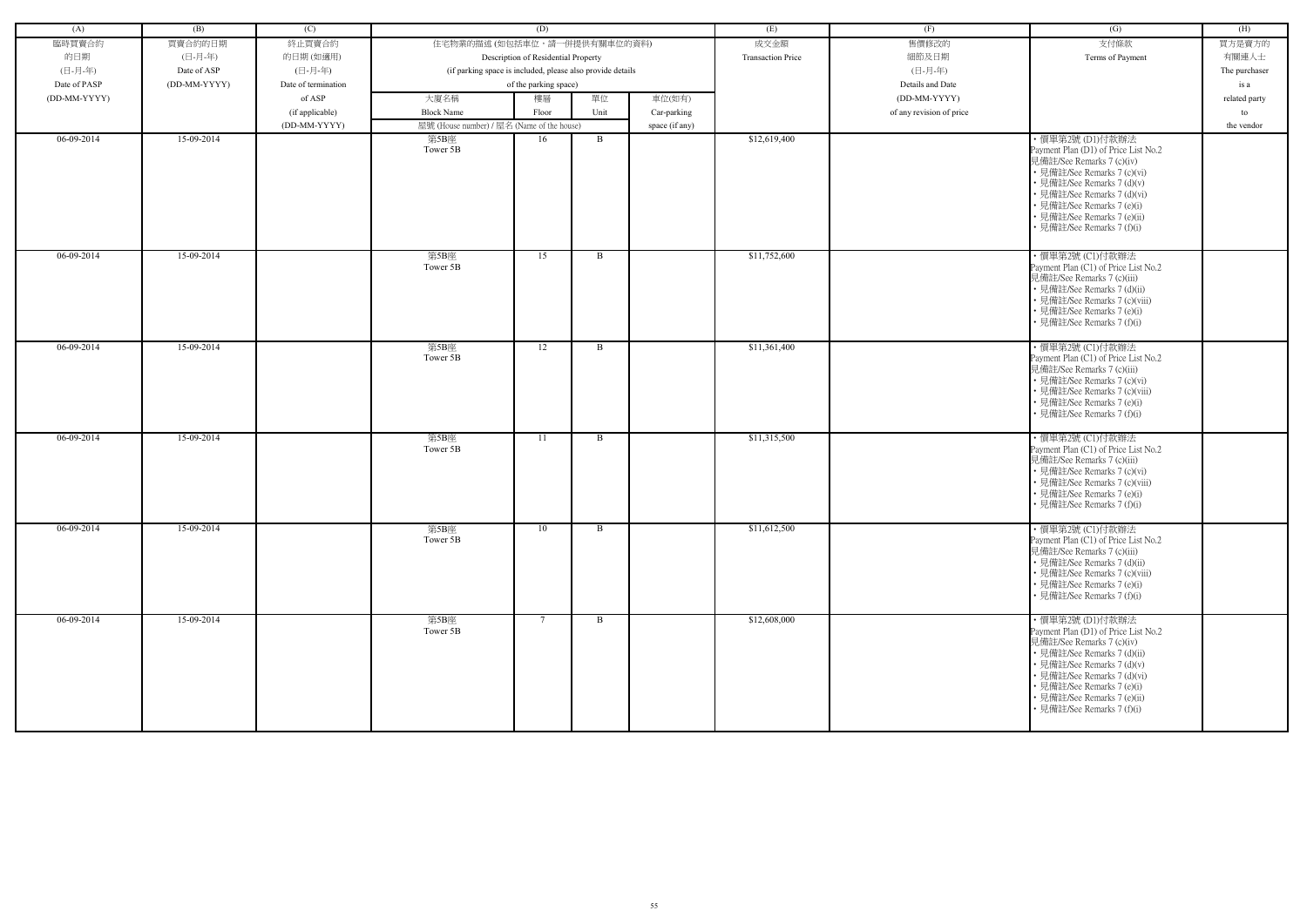| (A) | (B) | (C) | (D) | | | | (E) | (F) | (G) | (H) |
|---|---|---|---|---|---|---|---|---|---|---|
| 臨時買賣合約的日期 (日-月-年) Date of PASP (DD-MM-YYYY) | 買賣合約的日期 (日-月-年) Date of ASP (DD-MM-YYYY) | 終止買賣合約的日期 (如適用) (日-月-年) Date of termination of ASP (if applicable) (DD-MM-YYYY) | 住宅物業的描述 (如包括車位，請一併提供有關車位的資料) Description of Residential Property (if parking space is included, please also provide details of the parking space) | | | | 成交金額 Transaction Price | 售價修改的細節及日期 (日-月-年) Details and Date (DD-MM-YYYY) of any revision of price | 支付條款 Terms of Payment | 買方是賣方的有關連人士 The purchaser is a related party to the vendor |
| | | | 大廈名稱 Block Name | 樓層 Floor | 單位 Unit | 車位(如有) Car-parking space (if any) | | | | |
| | | | 屋號 (House number) / 屋名 (Name of the house) | | | | | | | |
| 06-09-2014 | 15-09-2014 | | 第5B座 Tower 5B | 16 | B | | $12,619,400 | | • 價單第2號 (D1)付款辦法 Payment Plan (D1) of Price List No.2 見備註/See Remarks 7 (c)(iv) • 見備註/See Remarks 7 (c)(vi) • 見備註/See Remarks 7 (d)(v) • 見備註/See Remarks 7 (d)(vi) • 見備註/See Remarks 7 (e)(i) • 見備註/See Remarks 7 (e)(ii) • 見備註/See Remarks 7 (f)(i) | |
| 06-09-2014 | 15-09-2014 | | 第5B座 Tower 5B | 15 | B | | $11,752,600 | | • 價單第2號 (C1)付款辦法 Payment Plan (C1) of Price List No.2 見備註/See Remarks 7 (c)(iii) • 見備註/See Remarks 7 (d)(ii) • 見備註/See Remarks 7 (c)(viii) • 見備註/See Remarks 7 (e)(i) • 見備註/See Remarks 7 (f)(i) | |
| 06-09-2014 | 15-09-2014 | | 第5B座 Tower 5B | 12 | B | | $11,361,400 | | • 價單第2號 (C1)付款辦法 Payment Plan (C1) of Price List No.2 見備註/See Remarks 7 (c)(iii) • 見備註/See Remarks 7 (c)(vi) • 見備註/See Remarks 7 (c)(viii) • 見備註/See Remarks 7 (e)(i) • 見備註/See Remarks 7 (f)(i) | |
| 06-09-2014 | 15-09-2014 | | 第5B座 Tower 5B | 11 | B | | $11,315,500 | | • 價單第2號 (C1)付款辦法 Payment Plan (C1) of Price List No.2 見備註/See Remarks 7 (c)(iii) • 見備註/See Remarks 7 (c)(vi) • 見備註/See Remarks 7 (c)(viii) • 見備註/See Remarks 7 (e)(i) • 見備註/See Remarks 7 (f)(i) | |
| 06-09-2014 | 15-09-2014 | | 第5B座 Tower 5B | 10 | B | | $11,612,500 | | • 價單第2號 (C1)付款辦法 Payment Plan (C1) of Price List No.2 見備註/See Remarks 7 (c)(iii) • 見備註/See Remarks 7 (d)(ii) • 見備註/See Remarks 7 (c)(viii) • 見備註/See Remarks 7 (e)(i) • 見備註/See Remarks 7 (f)(i) | |
| 06-09-2014 | 15-09-2014 | | 第5B座 Tower 5B | 7 | B | | $12,608,000 | | • 價單第2號 (D1)付款辦法 Payment Plan (D1) of Price List No.2 見備註/See Remarks 7 (c)(iv) • 見備註/See Remarks 7 (d)(ii) • 見備註/See Remarks 7 (d)(v) • 見備註/See Remarks 7 (d)(vi) • 見備註/See Remarks 7 (e)(i) • 見備註/See Remarks 7 (e)(ii) • 見備註/See Remarks 7 (f)(i) | |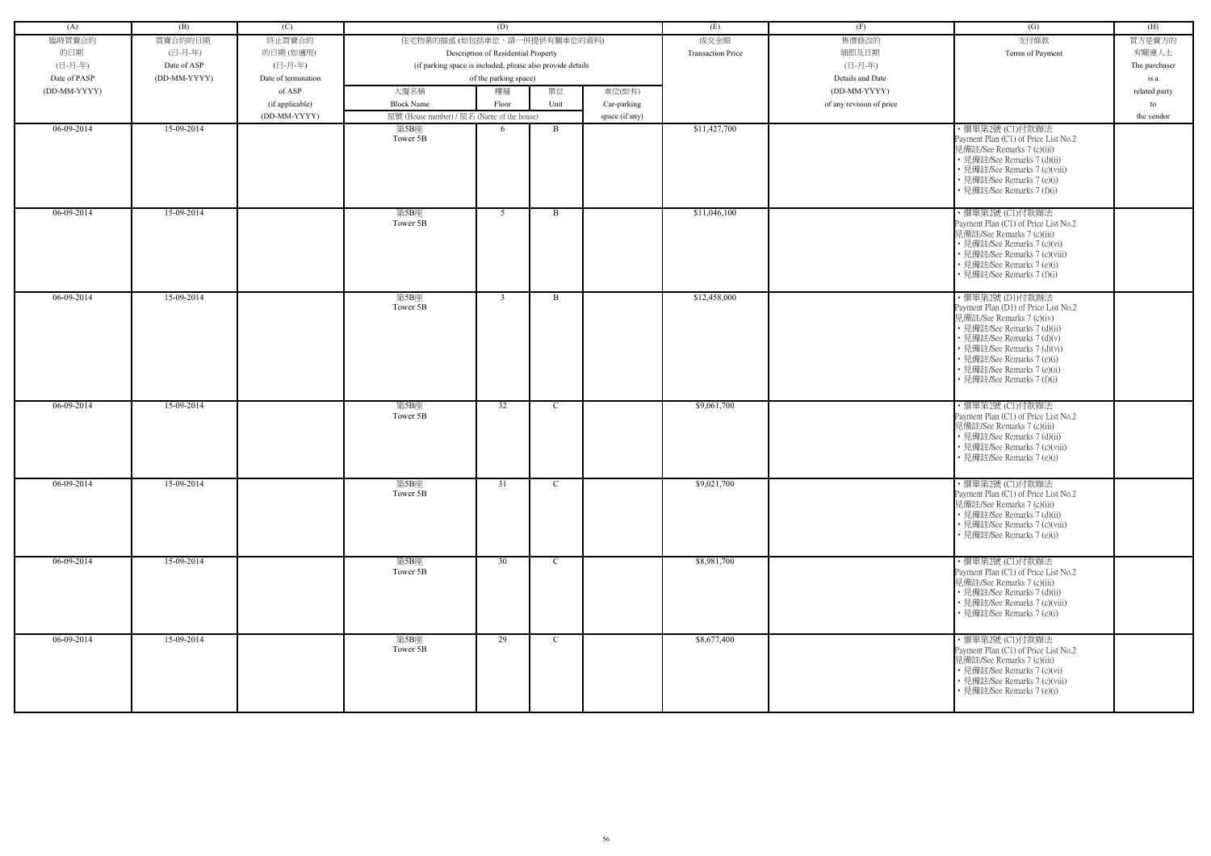| (A) | (B) | (C) | (D) | | | | (E) | (F) | (G) | (H) |
|---|---|---|---|---|---|---|---|---|---|---|
| 臨時買賣合約的日期 (日-月-年) Date of PASP (DD-MM-YYYY) | 買賣合約的日期 (日-月-年) Date of ASP (DD-MM-YYYY) | 終止買賣合約的日期 (如適用) (日-月-年) Date of termination of ASP (if applicable) (DD-MM-YYYY) | 住宅物業的描述 (如包括車位，請一併提供有關車位的資料) Description of Residential Property (if parking space is included, please also provide details of the parking space) | | | | 成交金額 Transaction Price | 售價修改的細節及日期 (日-月-年) Details and Date (DD-MM-YYYY) of any revision of price | 支付條款 Terms of Payment | 買方是賣方的有關連人士 The purchaser is a related party to the vendor |
| | | | 大廈名稱 Block Name | 樓層 Floor | 單位 Unit | 車位(如有) Car-parking space (if any) | | | | |
| | | | 屋號 (House number) / 屋名 (Name of the house) | | | | | | | |
| 06-09-2014 | 15-09-2014 | | 第5B座 Tower 5B | 6 | B | | $11,427,700 | | • 價單第2號 (C1)付款辦法 Payment Plan (C1) of Price List No.2 見備註/See Remarks 7 (c)(iii) • 見備註/See Remarks 7 (d)(ii) • 見備註/See Remarks 7 (c)(viii) • 見備註/See Remarks 7 (e)(i) • 見備註/See Remarks 7 (f)(i) | |
| 06-09-2014 | 15-09-2014 | | 第5B座 Tower 5B | 5 | B | | $11,046,100 | | • 價單第2號 (C1)付款辦法 Payment Plan (C1) of Price List No.2 見備註/See Remarks 7 (c)(iii) • 見備註/See Remarks 7 (c)(vi) • 見備註/See Remarks 7 (c)(viii) • 見備註/See Remarks 7 (e)(i) • 見備註/See Remarks 7 (f)(i) | |
| 06-09-2014 | 15-09-2014 | | 第5B座 Tower 5B | 3 | B | | $12,458,000 | | • 價單第2號 (D1)付款辦法 Payment Plan (D1) of Price List No.2 見備註/See Remarks 7 (c)(iv) • 見備註/See Remarks 7 (d)(ii) • 見備註/See Remarks 7 (d)(v) • 見備註/See Remarks 7 (d)(vi) • 見備註/See Remarks 7 (e)(i) • 見備註/See Remarks 7 (e)(ii) • 見備註/See Remarks 7 (f)(i) | |
| 06-09-2014 | 15-09-2014 | | 第5B座 Tower 5B | 32 | C | | $9,061,700 | | • 價單第2號 (C1)付款辦法 Payment Plan (C1) of Price List No.2 見備註/See Remarks 7 (c)(iii) • 見備註/See Remarks 7 (d)(ii) • 見備註/See Remarks 7 (c)(viii) • 見備註/See Remarks 7 (e)(i) | |
| 06-09-2014 | 15-09-2014 | | 第5B座 Tower 5B | 31 | C | | $9,021,700 | | • 價單第2號 (C1)付款辦法 Payment Plan (C1) of Price List No.2 見備註/See Remarks 7 (c)(iii) • 見備註/See Remarks 7 (d)(ii) • 見備註/See Remarks 7 (c)(viii) • 見備註/See Remarks 7 (e)(i) | |
| 06-09-2014 | 15-09-2014 | | 第5B座 Tower 5B | 30 | C | | $8,981,700 | | • 價單第2號 (C1)付款辦法 Payment Plan (C1) of Price List No.2 見備註/See Remarks 7 (c)(iii) • 見備註/See Remarks 7 (d)(ii) • 見備註/See Remarks 7 (c)(viii) • 見備註/See Remarks 7 (e)(i) | |
| 06-09-2014 | 15-09-2014 | | 第5B座 Tower 5B | 29 | C | | $8,677,400 | | • 價單第2號 (C1)付款辦法 Payment Plan (C1) of Price List No.2 見備註/See Remarks 7 (c)(iii) • 見備註/See Remarks 7 (c)(vi) • 見備註/See Remarks 7 (c)(viii) • 見備註/See Remarks 7 (e)(i) | |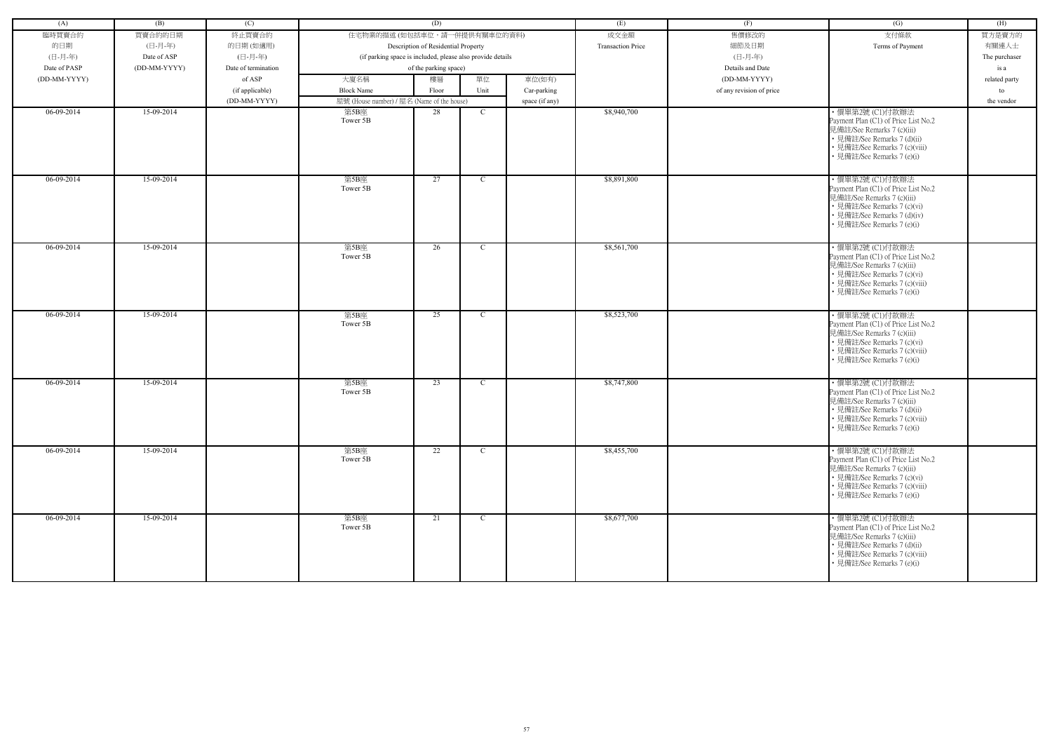| (A) | (B) | (C) | (D) | | | | (E) | (F) | (G) | (H) |
|---|---|---|---|---|---|---|---|---|---|---|
| 臨時買賣合約的日期 (日-月-年) Date of PASP (DD-MM-YYYY) | 買賣合約的日期 (日-月-年) Date of ASP (DD-MM-YYYY) | 終止買賣合約的日期 (如適用) (日-月-年) Date of termination of ASP (if applicable) (DD-MM-YYYY) | 住宅物業的描述 (如包括車位，請一併提供有關車位的資料) Description of Residential Property (if parking space is included, please also provide details of the parking space) | | | | 成交金額 Transaction Price | 售價修改的細節及日期 (日-月-年) Details and Date (DD-MM-YYYY) of any revision of price | 支付條款 Terms of Payment | 買方是賣方的有關連人士 The purchaser is a related party to the vendor |
| | | | 大廈名稱 Block Name | 樓層 Floor | 單位 Unit | 車位(如有) Car-parking space (if any) | | | | |
| | | | 屋號 (House number) / 屋名 (Name of the house) | | | | | | | |
| 06-09-2014 | 15-09-2014 | | 第5B座 Tower 5B | 28 | C | | $8,940,700 | | • 價單第2號 (C1)付款辦法 Payment Plan (C1) of Price List No.2 見備註/See Remarks 7 (c)(iii) • 見備註/See Remarks 7 (d)(ii) • 見備註/See Remarks 7 (c)(viii) • 見備註/See Remarks 7 (e)(i) | |
| 06-09-2014 | 15-09-2014 | | 第5B座 Tower 5B | 27 | C | | $8,891,800 | | • 價單第2號 (C1)付款辦法 Payment Plan (C1) of Price List No.2 見備註/See Remarks 7 (c)(iii) • 見備註/See Remarks 7 (c)(vi) • 見備註/See Remarks 7 (d)(iv) • 見備註/See Remarks 7 (e)(i) | |
| 06-09-2014 | 15-09-2014 | | 第5B座 Tower 5B | 26 | C | | $8,561,700 | | • 價單第2號 (C1)付款辦法 Payment Plan (C1) of Price List No.2 見備註/See Remarks 7 (c)(iii) • 見備註/See Remarks 7 (c)(vi) • 見備註/See Remarks 7 (c)(viii) • 見備註/See Remarks 7 (e)(i) | |
| 06-09-2014 | 15-09-2014 | | 第5B座 Tower 5B | 25 | C | | $8,523,700 | | • 價單第2號 (C1)付款辦法 Payment Plan (C1) of Price List No.2 見備註/See Remarks 7 (c)(iii) • 見備註/See Remarks 7 (c)(vi) • 見備註/See Remarks 7 (c)(viii) • 見備註/See Remarks 7 (e)(i) | |
| 06-09-2014 | 15-09-2014 | | 第5B座 Tower 5B | 23 | C | | $8,747,800 | | • 價單第2號 (C1)付款辦法 Payment Plan (C1) of Price List No.2 見備註/See Remarks 7 (c)(iii) • 見備註/See Remarks 7 (d)(ii) • 見備註/See Remarks 7 (c)(viii) • 見備註/See Remarks 7 (e)(i) | |
| 06-09-2014 | 15-09-2014 | | 第5B座 Tower 5B | 22 | C | | $8,455,700 | | • 價單第2號 (C1)付款辦法 Payment Plan (C1) of Price List No.2 見備註/See Remarks 7 (c)(iii) • 見備註/See Remarks 7 (c)(vi) • 見備註/See Remarks 7 (c)(viii) • 見備註/See Remarks 7 (e)(i) | |
| 06-09-2014 | 15-09-2014 | | 第5B座 Tower 5B | 21 | C | | $8,677,700 | | • 價單第2號 (C1)付款辦法 Payment Plan (C1) of Price List No.2 見備註/See Remarks 7 (c)(iii) • 見備註/See Remarks 7 (d)(ii) • 見備註/See Remarks 7 (c)(viii) • 見備註/See Remarks 7 (e)(i) | |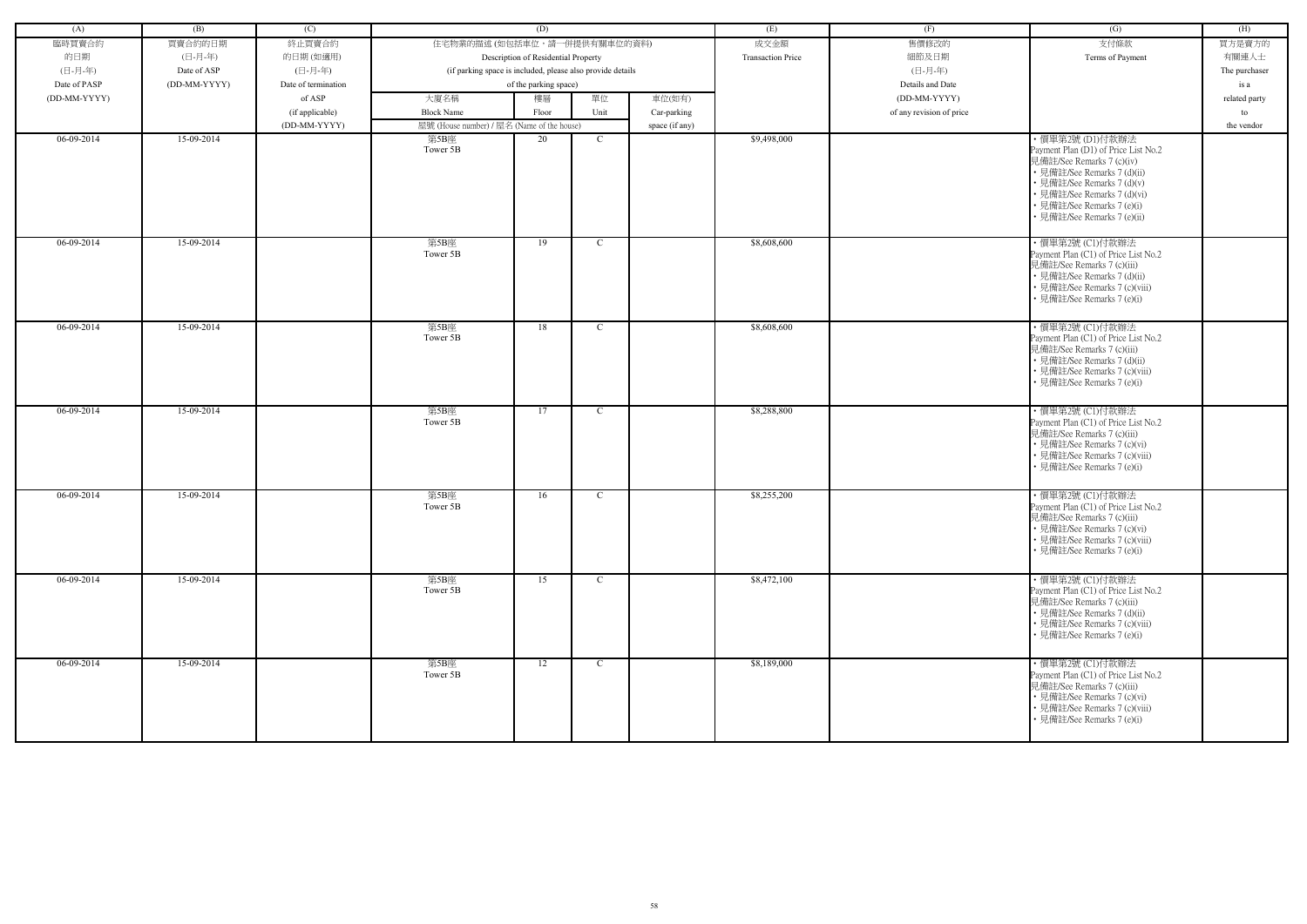| (A) | (B) | (C) | (D) | | | | (E) | (F) | (G) | (H) |
|---|---|---|---|---|---|---|---|---|---|---|
| 臨時買賣合約的日期 (日-月-年) Date of PASP (DD-MM-YYYY) | 買賣合約的日期 (日-月-年) Date of ASP (DD-MM-YYYY) | 終止買賣合約的日期 (如適用) (日-月-年) Date of termination of ASP (if applicable) (DD-MM-YYYY) | 住宅物業的描述 (如包括車位，請一併提供有關車位的資料) Description of Residential Property (if parking space is included, please also provide details of the parking space) | | | | 成交金額 Transaction Price | 售價修改的細節及日期 (日-月-年) Details and Date (DD-MM-YYYY) of any revision of price | 支付條款 Terms of Payment | 買方是賣方的有關連人士 The purchaser is a related party to the vendor |
| | | | 大廈名稱 Block Name | 樓層 Floor | 單位 Unit | 車位(如有) Car-parking space (if any) | | | | |
| | | | 屋號 (House number) / 屋名 (Name of the house) | | | | | | | |
| 06-09-2014 | 15-09-2014 | | 第5B座 Tower 5B | 20 | C | | $9,498,000 | | • 價單第2號 (D1)付款辦法 Payment Plan (D1) of Price List No.2 見備註/See Remarks 7 (c)(iv) • 見備註/See Remarks 7 (d)(ii) • 見備註/See Remarks 7 (d)(v) • 見備註/See Remarks 7 (d)(vi) • 見備註/See Remarks 7 (e)(i) • 見備註/See Remarks 7 (e)(ii) | |
| 06-09-2014 | 15-09-2014 | | 第5B座 Tower 5B | 19 | C | | $8,608,600 | | • 價單第2號 (C1)付款辦法 Payment Plan (C1) of Price List No.2 見備註/See Remarks 7 (c)(iii) • 見備註/See Remarks 7 (d)(ii) • 見備註/See Remarks 7 (c)(viii) • 見備註/See Remarks 7 (e)(i) | |
| 06-09-2014 | 15-09-2014 | | 第5B座 Tower 5B | 18 | C | | $8,608,600 | | • 價單第2號 (C1)付款辦法 Payment Plan (C1) of Price List No.2 見備註/See Remarks 7 (c)(iii) • 見備註/See Remarks 7 (d)(ii) • 見備註/See Remarks 7 (c)(viii) • 見備註/See Remarks 7 (e)(i) | |
| 06-09-2014 | 15-09-2014 | | 第5B座 Tower 5B | 17 | C | | $8,288,800 | | • 價單第2號 (C1)付款辦法 Payment Plan (C1) of Price List No.2 見備註/See Remarks 7 (c)(iii) • 見備註/See Remarks 7 (c)(vi) • 見備註/See Remarks 7 (c)(viii) • 見備註/See Remarks 7 (e)(i) | |
| 06-09-2014 | 15-09-2014 | | 第5B座 Tower 5B | 16 | C | | $8,255,200 | | • 價單第2號 (C1)付款辦法 Payment Plan (C1) of Price List No.2 見備註/See Remarks 7 (c)(iii) • 見備註/See Remarks 7 (c)(vi) • 見備註/See Remarks 7 (c)(viii) • 見備註/See Remarks 7 (e)(i) | |
| 06-09-2014 | 15-09-2014 | | 第5B座 Tower 5B | 15 | C | | $8,472,100 | | • 價單第2號 (C1)付款辦法 Payment Plan (C1) of Price List No.2 見備註/See Remarks 7 (c)(iii) • 見備註/See Remarks 7 (d)(ii) • 見備註/See Remarks 7 (c)(viii) • 見備註/See Remarks 7 (e)(i) | |
| 06-09-2014 | 15-09-2014 | | 第5B座 Tower 5B | 12 | C | | $8,189,000 | | • 價單第2號 (C1)付款辦法 Payment Plan (C1) of Price List No.2 見備註/See Remarks 7 (c)(iii) • 見備註/See Remarks 7 (c)(vi) • 見備註/See Remarks 7 (c)(viii) • 見備註/See Remarks 7 (e)(i) | |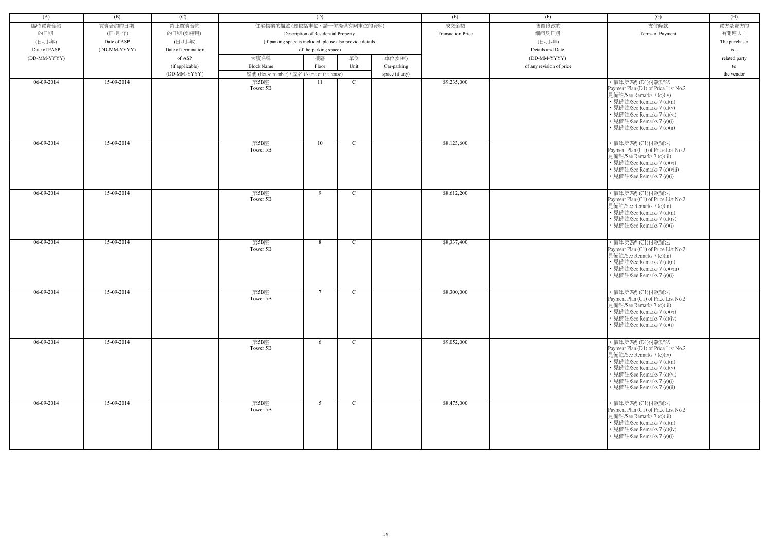| (A) | (B) | (C) | (D) | | | | (E) | (F) | (G) | (H) |
|---|---|---|---|---|---|---|---|---|---|---|
| 臨時買賣合約的日期 (日-月-年) Date of PASP (DD-MM-YYYY) | 買賣合約的日期 (日-月-年) Date of ASP (DD-MM-YYYY) | 終止買賣合約的日期 (如適用) (日-月-年) Date of termination of ASP (if applicable) (DD-MM-YYYY) | 住宅物業的描述 (如包括車位，請一併提供有關車位的資料) Description of Residential Property (if parking space is included, please also provide details of the parking space) | | | | 成交金額 Transaction Price | 售價修改的細節及日期 (日-月-年) Details and Date (DD-MM-YYYY) of any revision of price | 支付條款 Terms of Payment | 買方是賣方的有關連人士 The purchaser is a related party to the vendor |
| | | | 大廈名稱 Block Name | 樓層 Floor | 單位 Unit | 車位(如有) Car-parking space (if any) | | | | |
| | | | 屋號 (House number) / 屋名 (Name of the house) | | | | | | | |
| 06-09-2014 | 15-09-2014 | | 第5B座 Tower 5B | 11 | C | | $9,235,000 | | • 價單第2號 (D1)付款辦法 Payment Plan (D1) of Price List No.2 見備註/See Remarks 7 (c)(iv) • 見備註/See Remarks 7 (d)(ii) • 見備註/See Remarks 7 (d)(v) • 見備註/See Remarks 7 (d)(vi) • 見備註/See Remarks 7 (e)(i) • 見備註/See Remarks 7 (e)(ii) | |
| 06-09-2014 | 15-09-2014 | | 第5B座 Tower 5B | 10 | C | | $8,123,600 | | • 價單第2號 (C1)付款辦法 Payment Plan (C1) of Price List No.2 見備註/See Remarks 7 (c)(iii) • 見備註/See Remarks 7 (c)(vi) • 見備註/See Remarks 7 (c)(viii) • 見備註/See Remarks 7 (e)(i) | |
| 06-09-2014 | 15-09-2014 | | 第5B座 Tower 5B | 9 | C | | $8,612,200 | | • 價單第2號 (C1)付款辦法 Payment Plan (C1) of Price List No.2 見備註/See Remarks 7 (c)(iii) • 見備註/See Remarks 7 (d)(ii) • 見備註/See Remarks 7 (d)(iv) • 見備註/See Remarks 7 (e)(i) | |
| 06-09-2014 | 15-09-2014 | | 第5B座 Tower 5B | 8 | C | | $8,337,400 | | • 價單第2號 (C1)付款辦法 Payment Plan (C1) of Price List No.2 見備註/See Remarks 7 (c)(iii) • 見備註/See Remarks 7 (d)(ii) • 見備註/See Remarks 7 (c)(viii) • 見備註/See Remarks 7 (e)(i) | |
| 06-09-2014 | 15-09-2014 | | 第5B座 Tower 5B | 7 | C | | $8,300,000 | | • 價單第2號 (C1)付款辦法 Payment Plan (C1) of Price List No.2 見備註/See Remarks 7 (c)(iii) • 見備註/See Remarks 7 (c)(vi) • 見備註/See Remarks 7 (d)(iv) • 見備註/See Remarks 7 (e)(i) | |
| 06-09-2014 | 15-09-2014 | | 第5B座 Tower 5B | 6 | C | | $9,052,000 | | • 價單第2號 (D1)付款辦法 Payment Plan (D1) of Price List No.2 見備註/See Remarks 7 (c)(iv) • 見備註/See Remarks 7 (d)(ii) • 見備註/See Remarks 7 (d)(v) • 見備註/See Remarks 7 (d)(vi) • 見備註/See Remarks 7 (e)(i) • 見備註/See Remarks 7 (e)(ii) | |
| 06-09-2014 | 15-09-2014 | | 第5B座 Tower 5B | 5 | C | | $8,475,000 | | • 價單第2號 (C1)付款辦法 Payment Plan (C1) of Price List No.2 見備註/See Remarks 7 (c)(iii) • 見備註/See Remarks 7 (d)(ii) • 見備註/See Remarks 7 (d)(iv) • 見備註/See Remarks 7 (e)(i) | |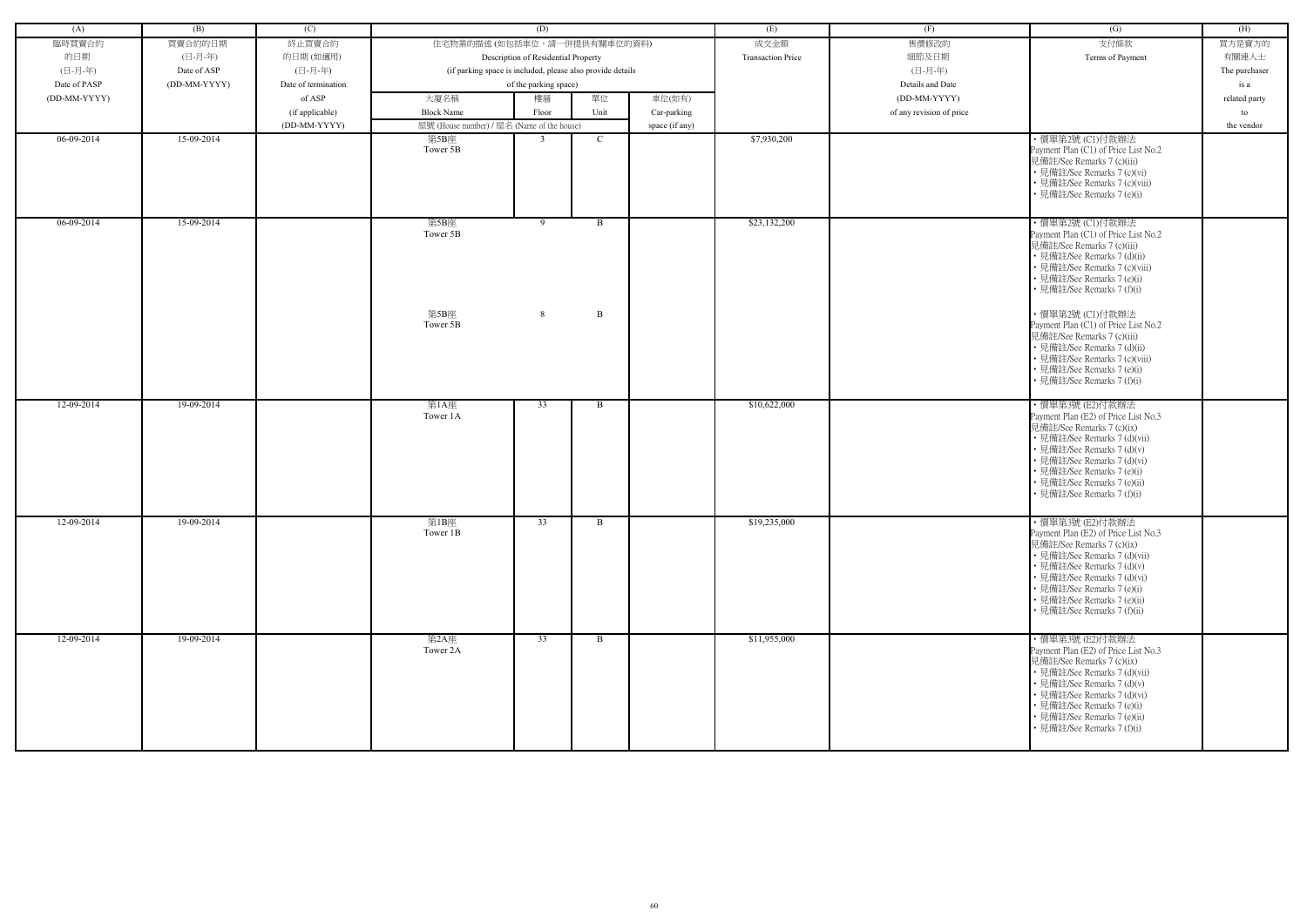| (A) | (B) | (C) | (D) | | | | (E) | (F) | (G) | (H) |
|---|---|---|---|---|---|---|---|---|---|---|
| 臨時買賣合約的日期 (日-月-年) Date of PASP (DD-MM-YYYY) | 買賣合約的日期 (日-月-年) Date of ASP (DD-MM-YYYY) | 終止買賣合約的日期 (如適用) (日-月-年) Date of termination of ASP (if applicable) (DD-MM-YYYY) | 住宅物業的描述 (如包括車位，請一併提供有關車位的資料) Description of Residential Property (if parking space is included, please also provide details of the parking space) | | | | 成交金額 Transaction Price | 售價修改的細節及日期 (日-月-年) Details and Date (DD-MM-YYYY) of any revision of price | 支付條款 Terms of Payment | 買方是賣方的有關連人士 The purchaser is a related party to the vendor |
| | | | 大廈名稱 Block Name | 樓層 Floor | 單位 Unit | 車位(如有) Car-parking space (if any) | | | | |
| | | | 屋號 (House number) / 屋名 (Name of the house) | | | | | | | |
| 06-09-2014 | 15-09-2014 | | 第5B座 Tower 5B | 3 | C | | $7,930,200 | | • 價單第2號 (C1)付款辦法 Payment Plan (C1) of Price List No.2 見備註/See Remarks 7 (c)(iii) • 見備註/See Remarks 7 (c)(vi) • 見備註/See Remarks 7 (c)(viii) • 見備註/See Remarks 7 (e)(i) | |
| 06-09-2014 | 15-09-2014 | | 第5B座 Tower 5B | 9 | B | | $23,132,200 | | • 價單第2號 (C1)付款辦法 Payment Plan (C1) of Price List No.2 見備註/See Remarks 7 (c)(iii) • 見備註/See Remarks 7 (d)(ii) • 見備註/See Remarks 7 (c)(viii) • 見備註/See Remarks 7 (e)(i) • 見備註/See Remarks 7 (f)(i) | |
| | | | 第5B座 Tower 5B | 8 | B | | | | • 價單第2號 (C1)付款辦法 Payment Plan (C1) of Price List No.2 見備註/See Remarks 7 (c)(iii) • 見備註/See Remarks 7 (d)(ii) • 見備註/See Remarks 7 (c)(viii) • 見備註/See Remarks 7 (e)(i) • 見備註/See Remarks 7 (f)(i) | |
| 12-09-2014 | 19-09-2014 | | 第1A座 Tower 1A | 33 | B | | $10,622,000 | | • 價單第3號 (E2)付款辦法 Payment Plan (E2) of Price List No.3 見備註/See Remarks 7 (c)(ix) • 見備註/See Remarks 7 (d)(vii) • 見備註/See Remarks 7 (d)(v) • 見備註/See Remarks 7 (d)(vi) • 見備註/See Remarks 7 (e)(i) • 見備註/See Remarks 7 (e)(ii) • 見備註/See Remarks 7 (f)(i) | |
| 12-09-2014 | 19-09-2014 | | 第1B座 Tower 1B | 33 | B | | $19,235,000 | | • 價單第3號 (E2)付款辦法 Payment Plan (E2) of Price List No.3 見備註/See Remarks 7 (c)(ix) • 見備註/See Remarks 7 (d)(vii) • 見備註/See Remarks 7 (d)(v) • 見備註/See Remarks 7 (d)(vi) • 見備註/See Remarks 7 (e)(i) • 見備註/See Remarks 7 (e)(ii) • 見備註/See Remarks 7 (f)(ii) | |
| 12-09-2014 | 19-09-2014 | | 第2A座 Tower 2A | 33 | B | | $11,955,000 | | • 價單第3號 (E2)付款辦法 Payment Plan (E2) of Price List No.3 見備註/See Remarks 7 (c)(ix) • 見備註/See Remarks 7 (d)(vii) • 見備註/See Remarks 7 (d)(v) • 見備註/See Remarks 7 (d)(vi) • 見備註/See Remarks 7 (e)(i) • 見備註/See Remarks 7 (e)(ii) • 見備註/See Remarks 7 (f)(i) | |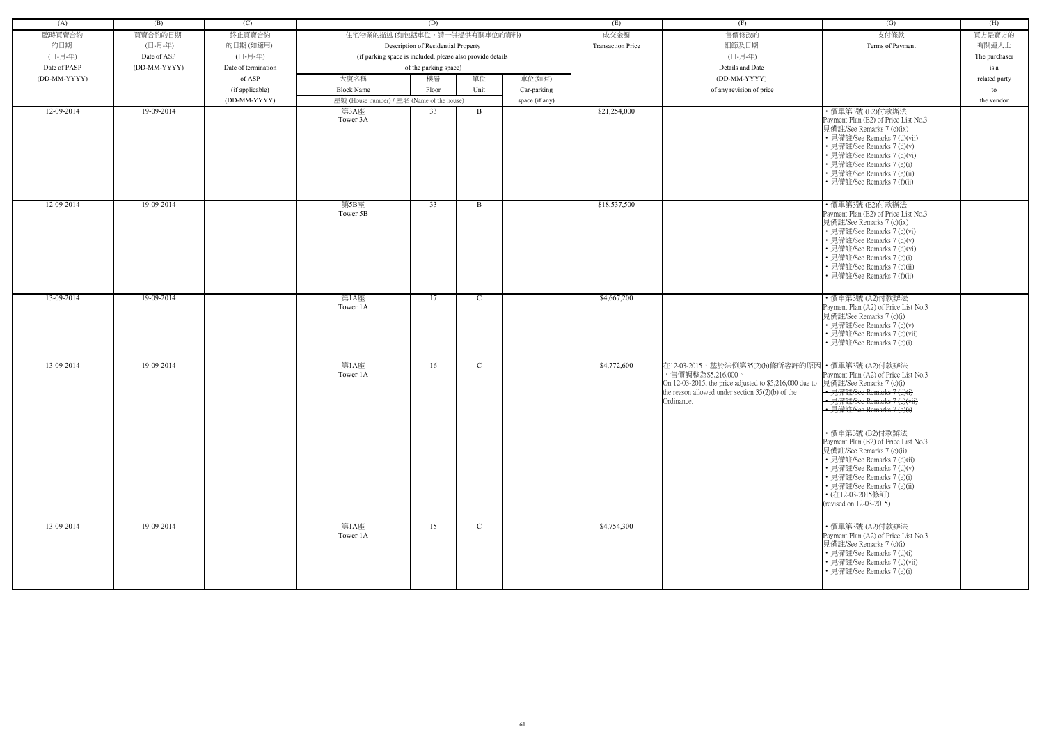| (A) | (B) | (C) | (D) | | | | (E) | (F) | (G) | (H) |
|---|---|---|---|---|---|---|---|---|---|---|
| 臨時買賣合約的日期 (日-月-年) Date of PASP (DD-MM-YYYY) | 買賣合約的日期 (日-月-年) Date of ASP (DD-MM-YYYY) | 終止買賣合約的日期 (如適用) (日-月-年) Date of termination of ASP (if applicable) (DD-MM-YYYY) | 住宅物業的描述 (如包括車位，請一併提供有關車位的資料) Description of Residential Property (if parking space is included, please also provide details of the parking space) | | | | 成交金額 Transaction Price | 售價修改的細節及日期 (日-月-年) Details and Date (DD-MM-YYYY) of any revision of price | 支付條款 Terms of Payment | 買方是賣方的有關連人士 The purchaser is a related party to the vendor |
| | | | 大廈名稱 Block Name | 樓層 Floor | 單位 Unit | 車位(如有) Car-parking space (if any) | | | | |
| | | | 屋號 (House number) / 屋名 (Name of the house) | | | | | | | |
| 12-09-2014 | 19-09-2014 | | 第3A座 Tower 3A | 33 | B | | $21,254,000 | | • 價單第3號 (E2)付款辦法 Payment Plan (E2) of Price List No.3 見備註/See Remarks 7 (c)(ix) • 見備註/See Remarks 7 (d)(vii) • 見備註/See Remarks 7 (d)(v) • 見備註/See Remarks 7 (d)(vi) • 見備註/See Remarks 7 (e)(i) • 見備註/See Remarks 7 (e)(ii) • 見備註/See Remarks 7 (f)(ii) | |
| 12-09-2014 | 19-09-2014 | | 第5B座 Tower 5B | 33 | B | | $18,537,500 | | • 價單第3號 (E2)付款辦法 Payment Plan (E2) of Price List No.3 見備註/See Remarks 7 (c)(ix) • 見備註/See Remarks 7 (c)(vi) • 見備註/See Remarks 7 (d)(v) • 見備註/See Remarks 7 (d)(vi) • 見備註/See Remarks 7 (e)(i) • 見備註/See Remarks 7 (e)(ii) • 見備註/See Remarks 7 (f)(ii) | |
| 13-09-2014 | 19-09-2014 | | 第1A座 Tower 1A | 17 | C | | $4,667,200 | | • 價單第3號 (A2)付款辦法 Payment Plan (A2) of Price List No.3 見備註/See Remarks 7 (c)(i) • 見備註/See Remarks 7 (c)(v) • 見備註/See Remarks 7 (c)(vii) • 見備註/See Remarks 7 (e)(i) | |
| 13-09-2014 | 19-09-2014 | | 第1A座 Tower 1A | 16 | C | | $4,772,600 | 在12-03-2015，基於法例第35(2)(b)條所容許的原因，售價調整為$5,216,000。 On 12-03-2015, the price adjusted to $5,216,000 due to the reason allowed under section 35(2)(b) of the Ordinance. | ~~• 價單第3號 (A2)付款辦法 Payment Plan (A2) of Price List No.3 見備註/See Remarks 7 (c)(i) • 見備註/See Remarks 7 (d)(i) • 見備註/See Remarks 7 (c)(vii) • 見備註/See Remarks 7 (e)(i)~~ • 價單第3號 (B2)付款辦法 Payment Plan (B2) of Price List No.3 見備註/See Remarks 7 (c)(ii) • 見備註/See Remarks 7 (d)(ii) • 見備註/See Remarks 7 (d)(v) • 見備註/See Remarks 7 (e)(i) • 見備註/See Remarks 7 (e)(ii) • (在12-03-2015修訂) (revised on 12-03-2015) | |
| 13-09-2014 | 19-09-2014 | | 第1A座 Tower 1A | 15 | C | | $4,754,300 | | • 價單第3號 (A2)付款辦法 Payment Plan (A2) of Price List No.3 見備註/See Remarks 7 (c)(i) • 見備註/See Remarks 7 (d)(i) • 見備註/See Remarks 7 (c)(vii) • 見備註/See Remarks 7 (e)(i) | |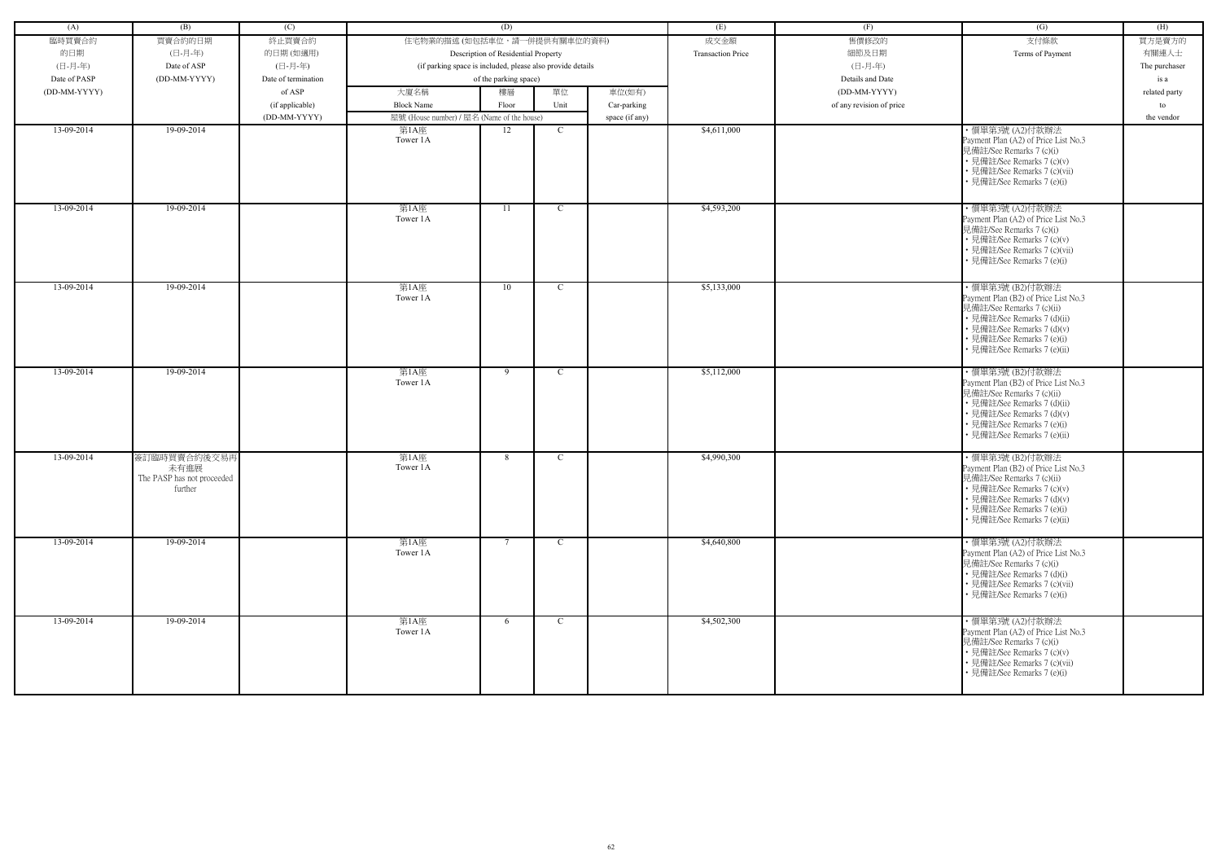| (A) | (B) | (C) | (D) | | | | (E) | (F) | (G) | (H) |
|---|---|---|---|---|---|---|---|---|---|---|
| 臨時買賣合約的日期 (日-月-年) Date of PASP (DD-MM-YYYY) | 買賣合約的日期 (日-月-年) Date of ASP (DD-MM-YYYY) | 終止買賣合約的日期 (如適用) (日-月-年) Date of termination of ASP (if applicable) (DD-MM-YYYY) | 住宅物業的描述 (如包括車位，請一併提供有關車位的資料) Description of Residential Property (if parking space is included, please also provide details of the parking space) | | | | 成交金額 Transaction Price | 售價修改的細節及日期 (日-月-年) Details and Date (DD-MM-YYYY) of any revision of price | 支付條款 Terms of Payment | 買方是賣方的有關連人士 The purchaser is a related party to the vendor |
| | | | 大廈名稱 Block Name | 樓層 Floor | 單位 Unit | 車位(如有) Car-parking space (if any) | | | | |
| | | | 屋號 (House number) / 屋名 (Name of the house) | | | | | | | |
| 13-09-2014 | 19-09-2014 | | 第1A座 Tower 1A | 12 | C | | $4,611,000 | | • 價單第3號 (A2)付款辦法 Payment Plan (A2) of Price List No.3 見備註/See Remarks 7 (c)(i) • 見備註/See Remarks 7 (c)(v) • 見備註/See Remarks 7 (c)(vii) • 見備註/See Remarks 7 (e)(i) | |
| 13-09-2014 | 19-09-2014 | | 第1A座 Tower 1A | 11 | C | | $4,593,200 | | • 價單第3號 (A2)付款辦法 Payment Plan (A2) of Price List No.3 見備註/See Remarks 7 (c)(i) • 見備註/See Remarks 7 (c)(v) • 見備註/See Remarks 7 (c)(vii) • 見備註/See Remarks 7 (e)(i) | |
| 13-09-2014 | 19-09-2014 | | 第1A座 Tower 1A | 10 | C | | $5,133,000 | | • 價單第3號 (B2)付款辦法 Payment Plan (B2) of Price List No.3 見備註/See Remarks 7 (c)(ii) • 見備註/See Remarks 7 (d)(ii) • 見備註/See Remarks 7 (d)(v) • 見備註/See Remarks 7 (e)(i) • 見備註/See Remarks 7 (e)(ii) | |
| 13-09-2014 | 19-09-2014 | | 第1A座 Tower 1A | 9 | C | | $5,112,000 | | • 價單第3號 (B2)付款辦法 Payment Plan (B2) of Price List No.3 見備註/See Remarks 7 (c)(ii) • 見備註/See Remarks 7 (d)(ii) • 見備註/See Remarks 7 (d)(v) • 見備註/See Remarks 7 (e)(i) • 見備註/See Remarks 7 (e)(ii) | |
| 13-09-2014 | 簽訂臨時買賣合約後交易再未有進展 The PASP has not proceeded further | | 第1A座 Tower 1A | 8 | C | | $4,990,300 | | • 價單第3號 (B2)付款辦法 Payment Plan (B2) of Price List No.3 見備註/See Remarks 7 (c)(ii) • 見備註/See Remarks 7 (c)(v) • 見備註/See Remarks 7 (d)(v) • 見備註/See Remarks 7 (e)(i) • 見備註/See Remarks 7 (e)(ii) | |
| 13-09-2014 | 19-09-2014 | | 第1A座 Tower 1A | 7 | C | | $4,640,800 | | • 價單第3號 (A2)付款辦法 Payment Plan (A2) of Price List No.3 見備註/See Remarks 7 (c)(i) • 見備註/See Remarks 7 (d)(i) • 見備註/See Remarks 7 (c)(vii) • 見備註/See Remarks 7 (e)(i) | |
| 13-09-2014 | 19-09-2014 | | 第1A座 Tower 1A | 6 | C | | $4,502,300 | | • 價單第3號 (A2)付款辦法 Payment Plan (A2) of Price List No.3 見備註/See Remarks 7 (c)(i) • 見備註/See Remarks 7 (c)(v) • 見備註/See Remarks 7 (c)(vii) • 見備註/See Remarks 7 (e)(i) | |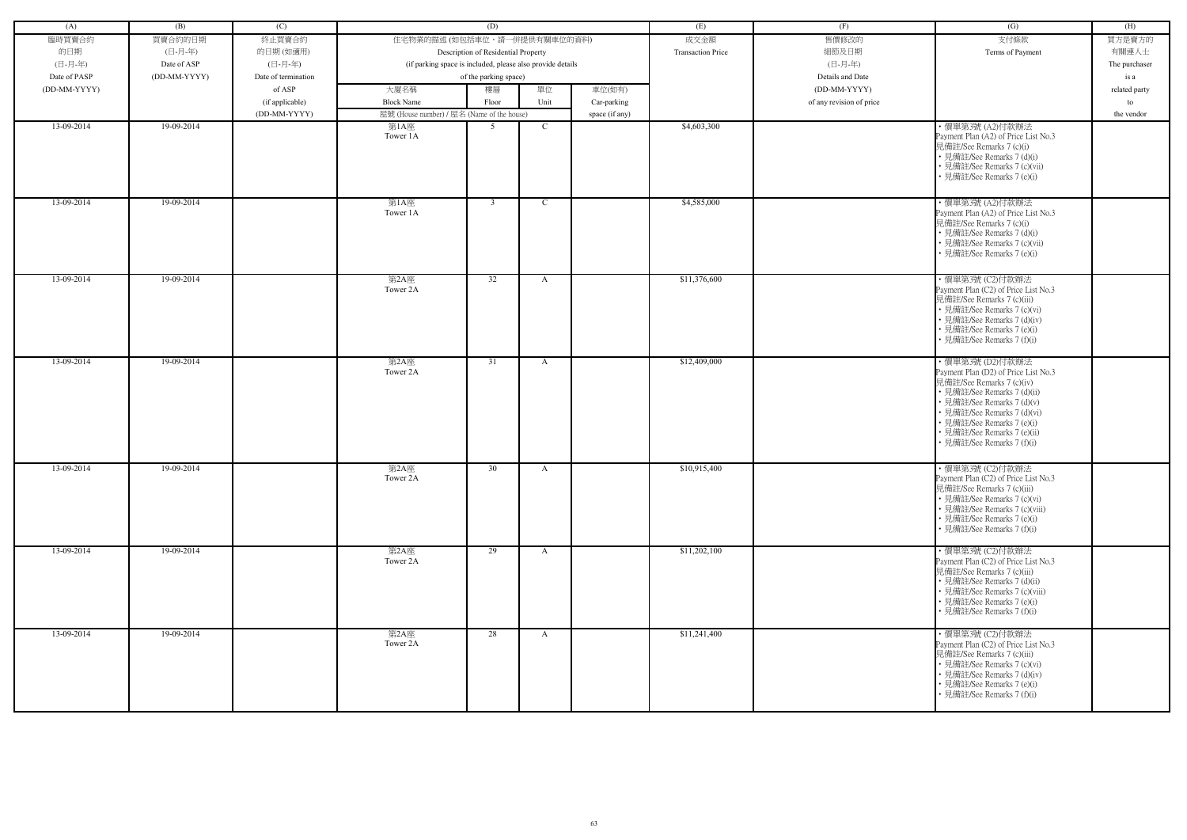| (A) | (B) | (C) | (D) | | | | (E) | (F) | (G) | (H) |
|---|---|---|---|---|---|---|---|---|---|---|
| 臨時買賣合約的日期 (日-月-年) Date of PASP (DD-MM-YYYY) | 買賣合約的日期 (日-月-年) Date of ASP (DD-MM-YYYY) | 終止買賣合約的日期 (如適用) (日-月-年) Date of termination of ASP (if applicable) (DD-MM-YYYY) | 住宅物業的描述 (如包括車位，請一併提供有關車位的資料) Description of Residential Property (if parking space is included, please also provide details of the parking space) | | | | 成交金額 Transaction Price | 售價修改的細節及日期 (日-月-年) Details and Date (DD-MM-YYYY) of any revision of price | 支付條款 Terms of Payment | 買方是賣方的有關連人士 The purchaser is a related party to the vendor |
| | | | 大廈名稱 Block Name | 樓層 Floor | 單位 Unit | 車位(如有) Car-parking space (if any) | | | | |
| | | | 屋號 (House number) / 屋名 (Name of the house) | | | | | | | |
| 13-09-2014 | 19-09-2014 | | 第1A座 Tower 1A | 5 | C | | $4,603,300 | | • 價單第3號 (A2)付款辦法 Payment Plan (A2) of Price List No.3 見備註/See Remarks 7 (c)(i) • 見備註/See Remarks 7 (d)(i) • 見備註/See Remarks 7 (c)(vii) • 見備註/See Remarks 7 (e)(i) | |
| 13-09-2014 | 19-09-2014 | | 第1A座 Tower 1A | 3 | C | | $4,585,000 | | • 價單第3號 (A2)付款辦法 Payment Plan (A2) of Price List No.3 見備註/See Remarks 7 (c)(i) • 見備註/See Remarks 7 (d)(i) • 見備註/See Remarks 7 (c)(vii) • 見備註/See Remarks 7 (e)(i) | |
| 13-09-2014 | 19-09-2014 | | 第2A座 Tower 2A | 32 | A | | $11,376,600 | | • 價單第3號 (C2)付款辦法 Payment Plan (C2) of Price List No.3 見備註/See Remarks 7 (c)(iii) • 見備註/See Remarks 7 (c)(vi) • 見備註/See Remarks 7 (d)(iv) • 見備註/See Remarks 7 (e)(i) • 見備註/See Remarks 7 (f)(i) | |
| 13-09-2014 | 19-09-2014 | | 第2A座 Tower 2A | 31 | A | | $12,409,000 | | • 價單第3號 (D2)付款辦法 Payment Plan (D2) of Price List No.3 見備註/See Remarks 7 (c)(iv) • 見備註/See Remarks 7 (d)(ii) • 見備註/See Remarks 7 (d)(v) • 見備註/See Remarks 7 (d)(vi) • 見備註/See Remarks 7 (e)(i) • 見備註/See Remarks 7 (e)(ii) • 見備註/See Remarks 7 (f)(i) | |
| 13-09-2014 | 19-09-2014 | | 第2A座 Tower 2A | 30 | A | | $10,915,400 | | • 價單第3號 (C2)付款辦法 Payment Plan (C2) of Price List No.3 見備註/See Remarks 7 (c)(iii) • 見備註/See Remarks 7 (c)(vi) • 見備註/See Remarks 7 (c)(viii) • 見備註/See Remarks 7 (e)(i) • 見備註/See Remarks 7 (f)(i) | |
| 13-09-2014 | 19-09-2014 | | 第2A座 Tower 2A | 29 | A | | $11,202,100 | | • 價單第3號 (C2)付款辦法 Payment Plan (C2) of Price List No.3 見備註/See Remarks 7 (c)(iii) • 見備註/See Remarks 7 (d)(ii) • 見備註/See Remarks 7 (c)(viii) • 見備註/See Remarks 7 (e)(i) • 見備註/See Remarks 7 (f)(i) | |
| 13-09-2014 | 19-09-2014 | | 第2A座 Tower 2A | 28 | A | | $11,241,400 | | • 價單第3號 (C2)付款辦法 Payment Plan (C2) of Price List No.3 見備註/See Remarks 7 (c)(iii) • 見備註/See Remarks 7 (c)(vi) • 見備註/See Remarks 7 (d)(iv) • 見備註/See Remarks 7 (e)(i) • 見備註/See Remarks 7 (f)(i) | |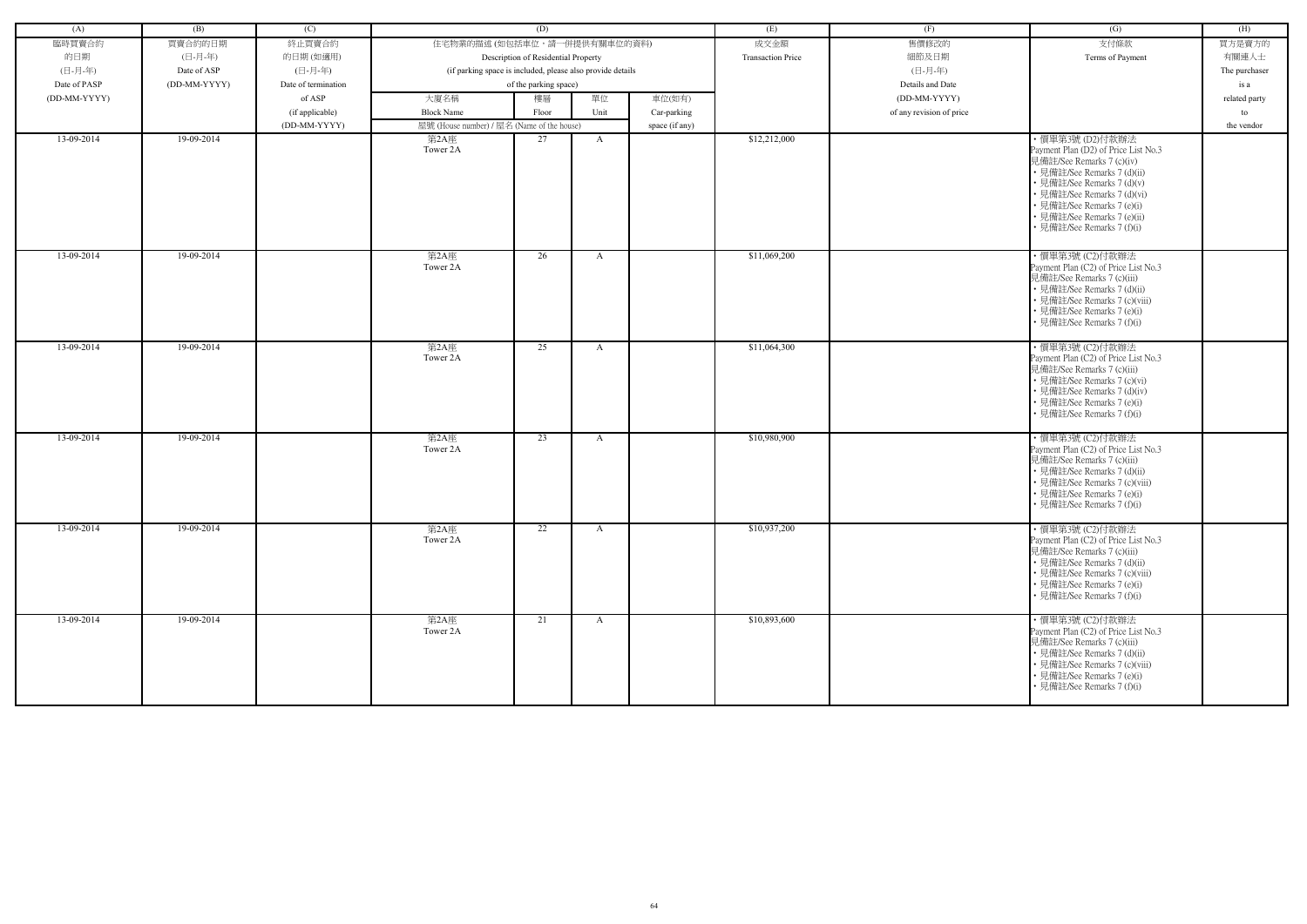| (A) | (B) | (C) | (D) | | | | (E) | (F) | (G) | (H) |
|---|---|---|---|---|---|---|---|---|---|---|
| 臨時買賣合約的日期 (日-月-年) Date of PASP (DD-MM-YYYY) | 買賣合約的日期 (日-月-年) Date of ASP (DD-MM-YYYY) | 終止買賣合約的日期 (如適用) (日-月-年) Date of termination of ASP (if applicable) (DD-MM-YYYY) | 住宅物業的描述 (如包括車位，請一併提供有關車位的資料) Description of Residential Property (if parking space is included, please also provide details of the parking space) | | | | 成交金額 Transaction Price | 售價修改的細節及日期 (日-月-年) Details and Date (DD-MM-YYYY) of any revision of price | 支付條款 Terms of Payment | 買方是賣方的有關連人士 The purchaser is a related party to the vendor |
| | | | 大廈名稱 Block Name | 樓層 Floor | 單位 Unit | 車位(如有) Car-parking space (if any) | | | | |
| | | | 屋號 (House number) / 屋名 (Name of the house) | | | | | | | |
| 13-09-2014 | 19-09-2014 | | 第2A座 Tower 2A | 27 | A | | $12,212,000 | | • 價單第3號 (D2)付款辦法 Payment Plan (D2) of Price List No.3 見備註/See Remarks 7 (c)(iv) • 見備註/See Remarks 7 (d)(ii) • 見備註/See Remarks 7 (d)(v) • 見備註/See Remarks 7 (d)(vi) • 見備註/See Remarks 7 (e)(i) • 見備註/See Remarks 7 (e)(ii) • 見備註/See Remarks 7 (f)(i) | |
| 13-09-2014 | 19-09-2014 | | 第2A座 Tower 2A | 26 | A | | $11,069,200 | | • 價單第3號 (C2)付款辦法 Payment Plan (C2) of Price List No.3 見備註/See Remarks 7 (c)(iii) • 見備註/See Remarks 7 (d)(ii) • 見備註/See Remarks 7 (c)(viii) • 見備註/See Remarks 7 (e)(i) • 見備註/See Remarks 7 (f)(i) | |
| 13-09-2014 | 19-09-2014 | | 第2A座 Tower 2A | 25 | A | | $11,064,300 | | • 價單第3號 (C2)付款辦法 Payment Plan (C2) of Price List No.3 見備註/See Remarks 7 (c)(iii) • 見備註/See Remarks 7 (c)(vi) • 見備註/See Remarks 7 (d)(iv) • 見備註/See Remarks 7 (e)(i) • 見備註/See Remarks 7 (f)(i) | |
| 13-09-2014 | 19-09-2014 | | 第2A座 Tower 2A | 23 | A | | $10,980,900 | | • 價單第3號 (C2)付款辦法 Payment Plan (C2) of Price List No.3 見備註/See Remarks 7 (c)(iii) • 見備註/See Remarks 7 (d)(ii) • 見備註/See Remarks 7 (c)(viii) • 見備註/See Remarks 7 (e)(i) • 見備註/See Remarks 7 (f)(i) | |
| 13-09-2014 | 19-09-2014 | | 第2A座 Tower 2A | 22 | A | | $10,937,200 | | • 價單第3號 (C2)付款辦法 Payment Plan (C2) of Price List No.3 見備註/See Remarks 7 (c)(iii) • 見備註/See Remarks 7 (d)(ii) • 見備註/See Remarks 7 (c)(viii) • 見備註/See Remarks 7 (e)(i) • 見備註/See Remarks 7 (f)(i) | |
| 13-09-2014 | 19-09-2014 | | 第2A座 Tower 2A | 21 | A | | $10,893,600 | | • 價單第3號 (C2)付款辦法 Payment Plan (C2) of Price List No.3 見備註/See Remarks 7 (c)(iii) • 見備註/See Remarks 7 (d)(ii) • 見備註/See Remarks 7 (c)(viii) • 見備註/See Remarks 7 (e)(i) • 見備註/See Remarks 7 (f)(i) | |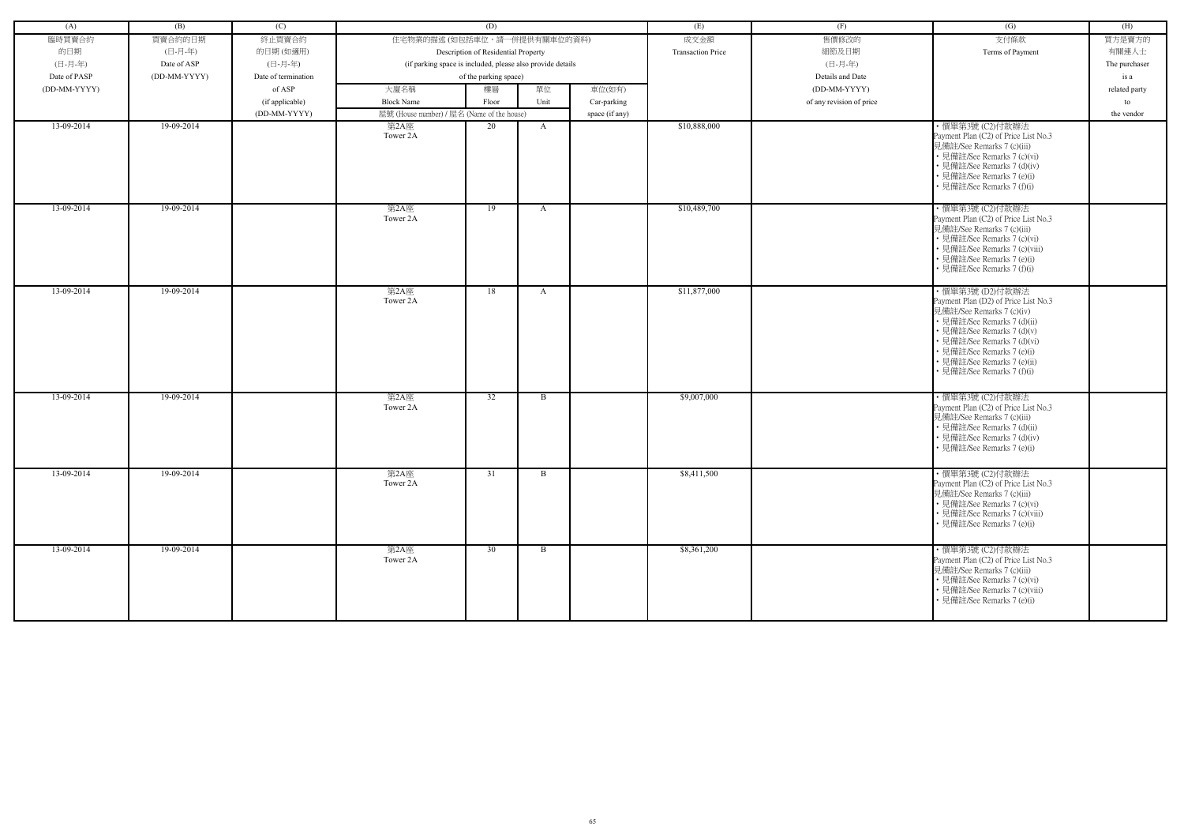| (A) | (B) | (C) | (D) | | | | (E) | (F) | (G) | (H) |
|---|---|---|---|---|---|---|---|---|---|---|
| 臨時買賣合約的日期 (日-月-年) Date of PASP (DD-MM-YYYY) | 買賣合約的日期 (日-月-年) Date of ASP (DD-MM-YYYY) | 終止買賣合約的日期 (如適用) (日-月-年) Date of termination of ASP (if applicable) (DD-MM-YYYY) | 住宅物業的描述 (如包括車位，請一併提供有關車位的資料) Description of Residential Property (if parking space is included, please also provide details of the parking space) | | | | 成交金額 Transaction Price | 售價修改的細節及日期 (日-月-年) Details and Date (DD-MM-YYYY) of any revision of price | 支付條款 Terms of Payment | 買方是賣方的有關連人士 The purchaser is a related party to the vendor |
| | | | 大廈名稱 Block Name | 樓層 Floor | 單位 Unit | 車位(如有) Car-parking space (if any) | | | | |
| | | | 屋號 (House number) / 屋名 (Name of the house) | | | | | | | |
| 13-09-2014 | 19-09-2014 | | 第2A座 Tower 2A | 20 | A | | $10,888,000 | | • 價單第3號 (C2)付款辦法 Payment Plan (C2) of Price List No.3 見備註/See Remarks 7 (c)(iii) • 見備註/See Remarks 7 (c)(vi) • 見備註/See Remarks 7 (d)(iv) • 見備註/See Remarks 7 (e)(i) • 見備註/See Remarks 7 (f)(i) | |
| 13-09-2014 | 19-09-2014 | | 第2A座 Tower 2A | 19 | A | | $10,489,700 | | • 價單第3號 (C2)付款辦法 Payment Plan (C2) of Price List No.3 見備註/See Remarks 7 (c)(iii) • 見備註/See Remarks 7 (c)(vi) • 見備註/See Remarks 7 (c)(viii) • 見備註/See Remarks 7 (e)(i) • 見備註/See Remarks 7 (f)(i) | |
| 13-09-2014 | 19-09-2014 | | 第2A座 Tower 2A | 18 | A | | $11,877,000 | | • 價單第3號 (D2)付款辦法 Payment Plan (D2) of Price List No.3 見備註/See Remarks 7 (c)(iv) • 見備註/See Remarks 7 (d)(ii) • 見備註/See Remarks 7 (d)(v) • 見備註/See Remarks 7 (d)(vi) • 見備註/See Remarks 7 (e)(i) • 見備註/See Remarks 7 (e)(ii) • 見備註/See Remarks 7 (f)(i) | |
| 13-09-2014 | 19-09-2014 | | 第2A座 Tower 2A | 32 | B | | $9,007,000 | | • 價單第3號 (C2)付款辦法 Payment Plan (C2) of Price List No.3 見備註/See Remarks 7 (c)(iii) • 見備註/See Remarks 7 (d)(ii) • 見備註/See Remarks 7 (d)(iv) • 見備註/See Remarks 7 (e)(i) | |
| 13-09-2014 | 19-09-2014 | | 第2A座 Tower 2A | 31 | B | | $8,411,500 | | • 價單第3號 (C2)付款辦法 Payment Plan (C2) of Price List No.3 見備註/See Remarks 7 (c)(iii) • 見備註/See Remarks 7 (c)(vi) • 見備註/See Remarks 7 (c)(viii) • 見備註/See Remarks 7 (e)(i) | |
| 13-09-2014 | 19-09-2014 | | 第2A座 Tower 2A | 30 | B | | $8,361,200 | | • 價單第3號 (C2)付款辦法 Payment Plan (C2) of Price List No.3 見備註/See Remarks 7 (c)(iii) • 見備註/See Remarks 7 (c)(vi) • 見備註/See Remarks 7 (c)(viii) • 見備註/See Remarks 7 (e)(i) | |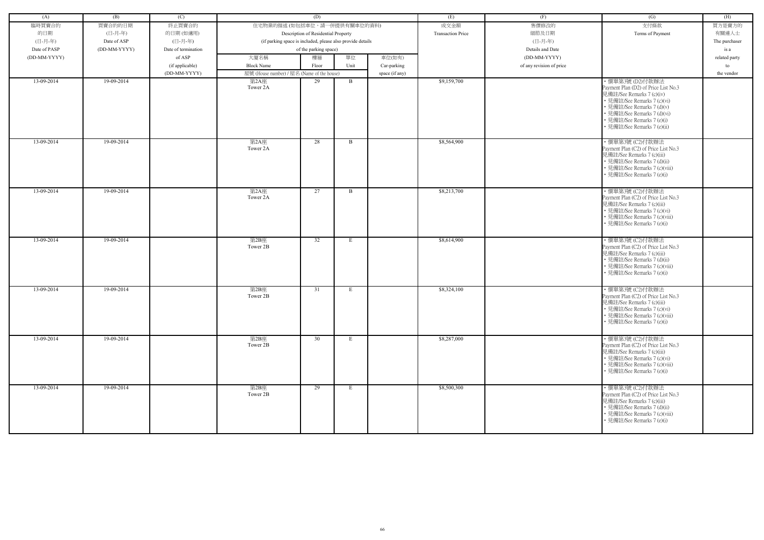| (A) | (B) | (C) | (D) | | | | (E) | (F) | (G) | (H) |
|---|---|---|---|---|---|---|---|---|---|---|
| 臨時買賣合約的日期 (日-月-年) Date of PASP (DD-MM-YYYY) | 買賣合約的日期 (日-月-年) Date of ASP (DD-MM-YYYY) | 終止買賣合約的日期 (如適用) (日-月-年) Date of termination of ASP (if applicable) (DD-MM-YYYY) | 住宅物業的描述 (如包括車位，請一併提供有關車位的資料) Description of Residential Property (if parking space is included, please also provide details of the parking space) | | | | 成交金額 Transaction Price | 售價修改的細節及日期 (日-月-年) Details and Date (DD-MM-YYYY) of any revision of price | 支付條款 Terms of Payment | 買方是賣方的有關連人士 The purchaser is a related party to the vendor |
| | | | 大廈名稱 Block Name | 樓層 Floor | 單位 Unit | 車位(如有) Car-parking space (if any) | | | | |
| | | | 屋號 (House number) / 屋名 (Name of the house) | | | | | | | |
| 13-09-2014 | 19-09-2014 | | 第2A座 Tower 2A | 29 | B | | $9,159,700 | | • 價單第3號 (D2)付款辦法 Payment Plan (D2) of Price List No.3 見備註/See Remarks 7 (c)(iv) • 見備註/See Remarks 7 (c)(vi) • 見備註/See Remarks 7 (d)(v) • 見備註/See Remarks 7 (d)(vi) • 見備註/See Remarks 7 (e)(i) • 見備註/See Remarks 7 (e)(ii) | |
| 13-09-2014 | 19-09-2014 | | 第2A座 Tower 2A | 28 | B | | $8,564,900 | | • 價單第3號 (C2)付款辦法 Payment Plan (C2) of Price List No.3 見備註/See Remarks 7 (c)(iii) • 見備註/See Remarks 7 (d)(ii) • 見備註/See Remarks 7 (c)(viii) • 見備註/See Remarks 7 (e)(i) | |
| 13-09-2014 | 19-09-2014 | | 第2A座 Tower 2A | 27 | B | | $8,213,700 | | • 價單第3號 (C2)付款辦法 Payment Plan (C2) of Price List No.3 見備註/See Remarks 7 (c)(iii) • 見備註/See Remarks 7 (c)(vi) • 見備註/See Remarks 7 (c)(viii) • 見備註/See Remarks 7 (e)(i) | |
| 13-09-2014 | 19-09-2014 | | 第2B座 Tower 2B | 32 | E | | $8,614,900 | | • 價單第3號 (C2)付款辦法 Payment Plan (C2) of Price List No.3 見備註/See Remarks 7 (c)(iii) • 見備註/See Remarks 7 (d)(ii) • 見備註/See Remarks 7 (c)(viii) • 見備註/See Remarks 7 (e)(i) | |
| 13-09-2014 | 19-09-2014 | | 第2B座 Tower 2B | 31 | E | | $8,324,100 | | • 價單第3號 (C2)付款辦法 Payment Plan (C2) of Price List No.3 見備註/See Remarks 7 (c)(iii) • 見備註/See Remarks 7 (c)(vi) • 見備註/See Remarks 7 (c)(viii) • 見備註/See Remarks 7 (e)(i) | |
| 13-09-2014 | 19-09-2014 | | 第2B座 Tower 2B | 30 | E | | $8,287,000 | | • 價單第3號 (C2)付款辦法 Payment Plan (C2) of Price List No.3 見備註/See Remarks 7 (c)(iii) • 見備註/See Remarks 7 (c)(vi) • 見備註/See Remarks 7 (c)(viii) • 見備註/See Remarks 7 (e)(i) | |
| 13-09-2014 | 19-09-2014 | | 第2B座 Tower 2B | 29 | E | | $8,500,300 | | • 價單第3號 (C2)付款辦法 Payment Plan (C2) of Price List No.3 見備註/See Remarks 7 (c)(iii) • 見備註/See Remarks 7 (d)(ii) • 見備註/See Remarks 7 (c)(viii) • 見備註/See Remarks 7 (e)(i) | |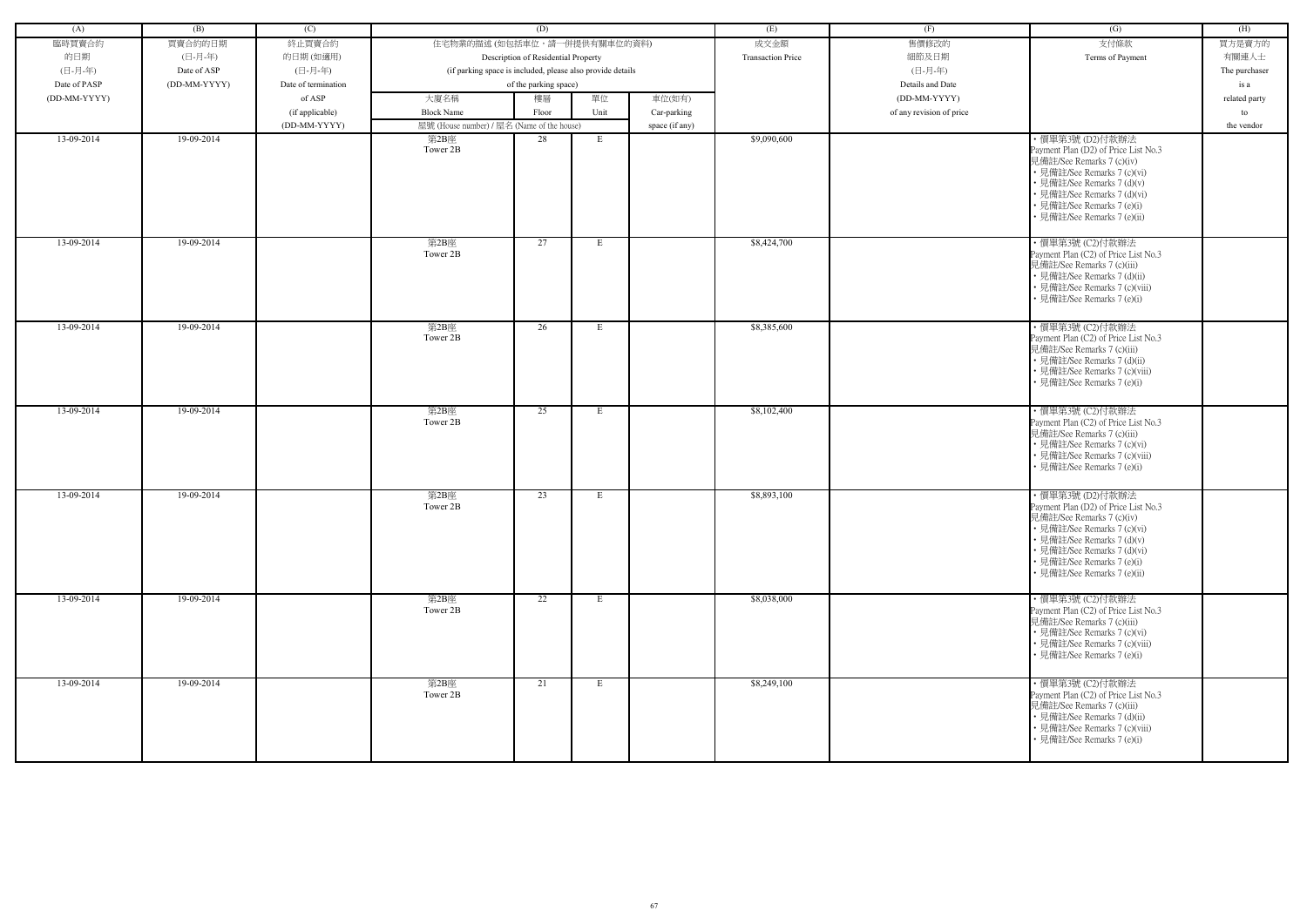| (A) | (B) | (C) | (D) | | | | (E) | (F) | (G) | (H) |
|---|---|---|---|---|---|---|---|---|---|---|
| 臨時買賣合約的日期 (日-月-年) Date of PASP (DD-MM-YYYY) | 買賣合約的日期 (日-月-年) Date of ASP (DD-MM-YYYY) | 終止買賣合約的日期 (如適用) (日-月-年) Date of termination of ASP (if applicable) (DD-MM-YYYY) | 住宅物業的描述 (如包括車位，請一併提供有關車位的資料) Description of Residential Property (if parking space is included, please also provide details of the parking space) | | | | 成交金額 Transaction Price | 售價修改的細節及日期 (日-月-年) Details and Date (DD-MM-YYYY) of any revision of price | 支付條款 Terms of Payment | 買方是賣方的有關連人士 The purchaser is a related party to the vendor |
| | | | 大廈名稱 Block Name | 樓層 Floor | 單位 Unit | 車位(如有) Car-parking space (if any) | | | | |
| | | | 屋號 (House number) / 屋名 (Name of the house) | | | | | | | |
| 13-09-2014 | 19-09-2014 | | 第2B座 Tower 2B | 28 | E | | $9,090,600 | | • 價單第3號 (D2)付款辦法 Payment Plan (D2) of Price List No.3 見備註/See Remarks 7 (c)(iv) • 見備註/See Remarks 7 (c)(vi) • 見備註/See Remarks 7 (d)(v) • 見備註/See Remarks 7 (d)(vi) • 見備註/See Remarks 7 (e)(i) • 見備註/See Remarks 7 (e)(ii) | |
| 13-09-2014 | 19-09-2014 | | 第2B座 Tower 2B | 27 | E | | $8,424,700 | | • 價單第3號 (C2)付款辦法 Payment Plan (C2) of Price List No.3 見備註/See Remarks 7 (c)(iii) • 見備註/See Remarks 7 (d)(ii) • 見備註/See Remarks 7 (c)(viii) • 見備註/See Remarks 7 (e)(i) | |
| 13-09-2014 | 19-09-2014 | | 第2B座 Tower 2B | 26 | E | | $8,385,600 | | • 價單第3號 (C2)付款辦法 Payment Plan (C2) of Price List No.3 見備註/See Remarks 7 (c)(iii) • 見備註/See Remarks 7 (d)(ii) • 見備註/See Remarks 7 (c)(viii) • 見備註/See Remarks 7 (e)(i) | |
| 13-09-2014 | 19-09-2014 | | 第2B座 Tower 2B | 25 | E | | $8,102,400 | | • 價單第3號 (C2)付款辦法 Payment Plan (C2) of Price List No.3 見備註/See Remarks 7 (c)(iii) • 見備註/See Remarks 7 (c)(vi) • 見備註/See Remarks 7 (c)(viii) • 見備註/See Remarks 7 (e)(i) | |
| 13-09-2014 | 19-09-2014 | | 第2B座 Tower 2B | 23 | E | | $8,893,100 | | • 價單第3號 (D2)付款辦法 Payment Plan (D2) of Price List No.3 見備註/See Remarks 7 (c)(iv) • 見備註/See Remarks 7 (c)(vi) • 見備註/See Remarks 7 (d)(v) • 見備註/See Remarks 7 (d)(vi) • 見備註/See Remarks 7 (e)(i) • 見備註/See Remarks 7 (e)(ii) | |
| 13-09-2014 | 19-09-2014 | | 第2B座 Tower 2B | 22 | E | | $8,038,000 | | • 價單第3號 (C2)付款辦法 Payment Plan (C2) of Price List No.3 見備註/See Remarks 7 (c)(iii) • 見備註/See Remarks 7 (c)(vi) • 見備註/See Remarks 7 (c)(viii) • 見備註/See Remarks 7 (e)(i) | |
| 13-09-2014 | 19-09-2014 | | 第2B座 Tower 2B | 21 | E | | $8,249,100 | | • 價單第3號 (C2)付款辦法 Payment Plan (C2) of Price List No.3 見備註/See Remarks 7 (c)(iii) • 見備註/See Remarks 7 (d)(ii) • 見備註/See Remarks 7 (c)(viii) • 見備註/See Remarks 7 (e)(i) | |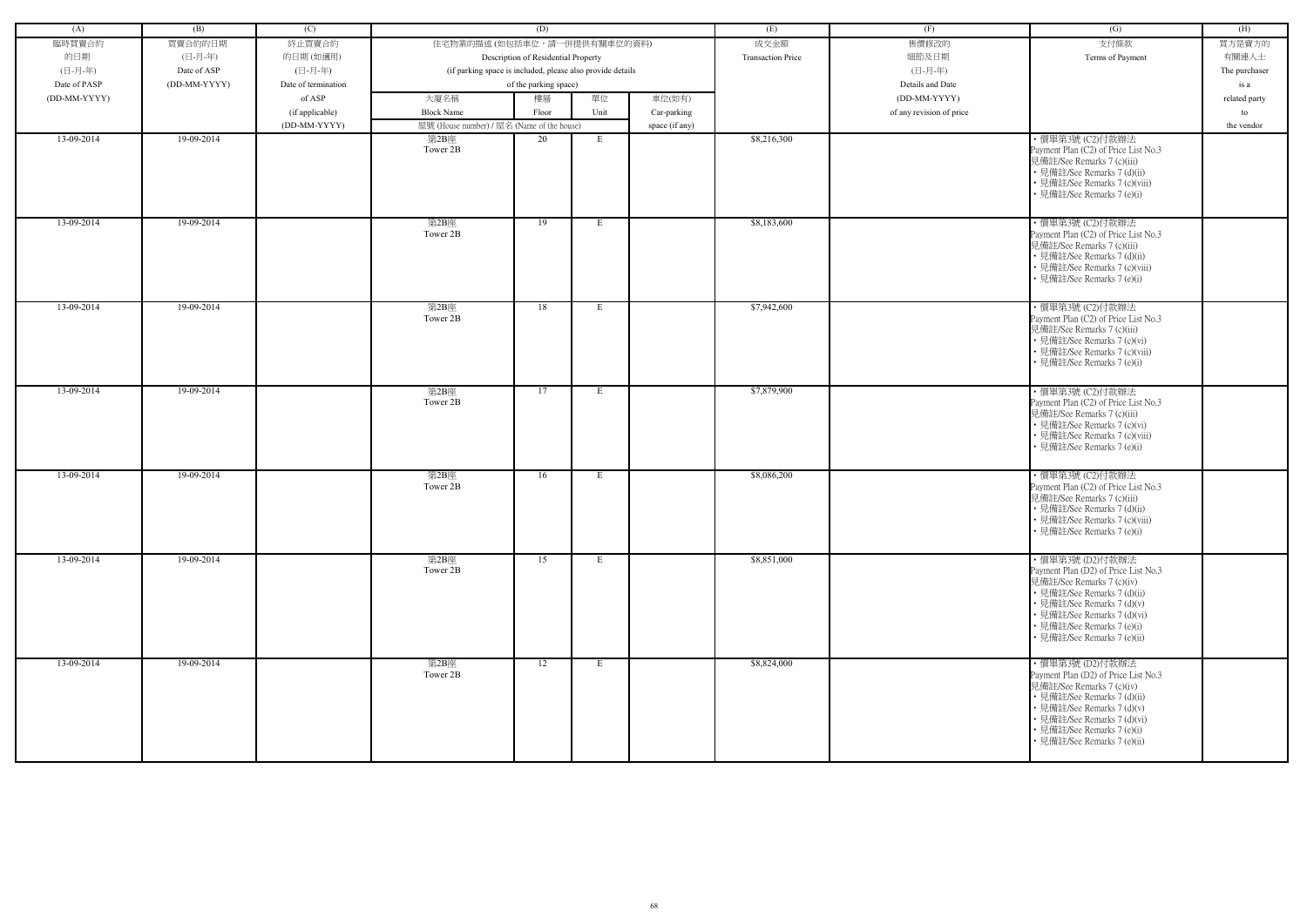| (A) | (B) | (C) | (D) | | | | (E) | (F) | (G) | (H) |
|---|---|---|---|---|---|---|---|---|---|---|
| 臨時買賣合約的日期 (日-月-年) Date of PASP (DD-MM-YYYY) | 買賣合約的日期 (日-月-年) Date of ASP (DD-MM-YYYY) | 終止買賣合約的日期 (如適用) (日-月-年) Date of termination of ASP (if applicable) (DD-MM-YYYY) | 住宅物業的描述 (如包括車位，請一併提供有關車位的資料) Description of Residential Property (if parking space is included, please also provide details of the parking space) | | | | 成交金額 Transaction Price | 售價修改的細節及日期 (日-月-年) Details and Date (DD-MM-YYYY) of any revision of price | 支付條款 Terms of Payment | 買方是賣方的有關連人士 The purchaser is a related party to the vendor |
| | | | 大廈名稱 Block Name | 樓層 Floor | 單位 Unit | 車位(如有) Car-parking space (if any) | | | | |
| | | | 屋號 (House number) / 屋名 (Name of the house) | | | | | | | |
| 13-09-2014 | 19-09-2014 | | 第2B座 Tower 2B | 20 | E | | $8,216,300 | | • 價單第3號 (C2)付款辦法 Payment Plan (C2) of Price List No.3 見備註/See Remarks 7 (c)(iii) • 見備註/See Remarks 7 (d)(ii) • 見備註/See Remarks 7 (c)(viii) • 見備註/See Remarks 7 (e)(i) | |
| 13-09-2014 | 19-09-2014 | | 第2B座 Tower 2B | 19 | E | | $8,183,600 | | • 價單第3號 (C2)付款辦法 Payment Plan (C2) of Price List No.3 見備註/See Remarks 7 (c)(iii) • 見備註/See Remarks 7 (d)(ii) • 見備註/See Remarks 7 (c)(viii) • 見備註/See Remarks 7 (e)(i) | |
| 13-09-2014 | 19-09-2014 | | 第2B座 Tower 2B | 18 | E | | $7,942,600 | | • 價單第3號 (C2)付款辦法 Payment Plan (C2) of Price List No.3 見備註/See Remarks 7 (c)(iii) • 見備註/See Remarks 7 (c)(vi) • 見備註/See Remarks 7 (c)(viii) • 見備註/See Remarks 7 (e)(i) | |
| 13-09-2014 | 19-09-2014 | | 第2B座 Tower 2B | 17 | E | | $7,879,900 | | • 價單第3號 (C2)付款辦法 Payment Plan (C2) of Price List No.3 見備註/See Remarks 7 (c)(iii) • 見備註/See Remarks 7 (c)(vi) • 見備註/See Remarks 7 (c)(viii) • 見備註/See Remarks 7 (e)(i) | |
| 13-09-2014 | 19-09-2014 | | 第2B座 Tower 2B | 16 | E | | $8,086,200 | | • 價單第3號 (C2)付款辦法 Payment Plan (C2) of Price List No.3 見備註/See Remarks 7 (c)(iii) • 見備註/See Remarks 7 (d)(ii) • 見備註/See Remarks 7 (c)(viii) • 見備註/See Remarks 7 (e)(i) | |
| 13-09-2014 | 19-09-2014 | | 第2B座 Tower 2B | 15 | E | | $8,851,000 | | • 價單第3號 (D2)付款辦法 Payment Plan (D2) of Price List No.3 見備註/See Remarks 7 (c)(iv) • 見備註/See Remarks 7 (d)(ii) • 見備註/See Remarks 7 (d)(v) • 見備註/See Remarks 7 (d)(vi) • 見備註/See Remarks 7 (e)(i) • 見備註/See Remarks 7 (e)(ii) | |
| 13-09-2014 | 19-09-2014 | | 第2B座 Tower 2B | 12 | E | | $8,824,000 | | • 價單第3號 (D2)付款辦法 Payment Plan (D2) of Price List No.3 見備註/See Remarks 7 (c)(iv) • 見備註/See Remarks 7 (d)(ii) • 見備註/See Remarks 7 (d)(v) • 見備註/See Remarks 7 (d)(vi) • 見備註/See Remarks 7 (e)(i) • 見備註/See Remarks 7 (e)(ii) | |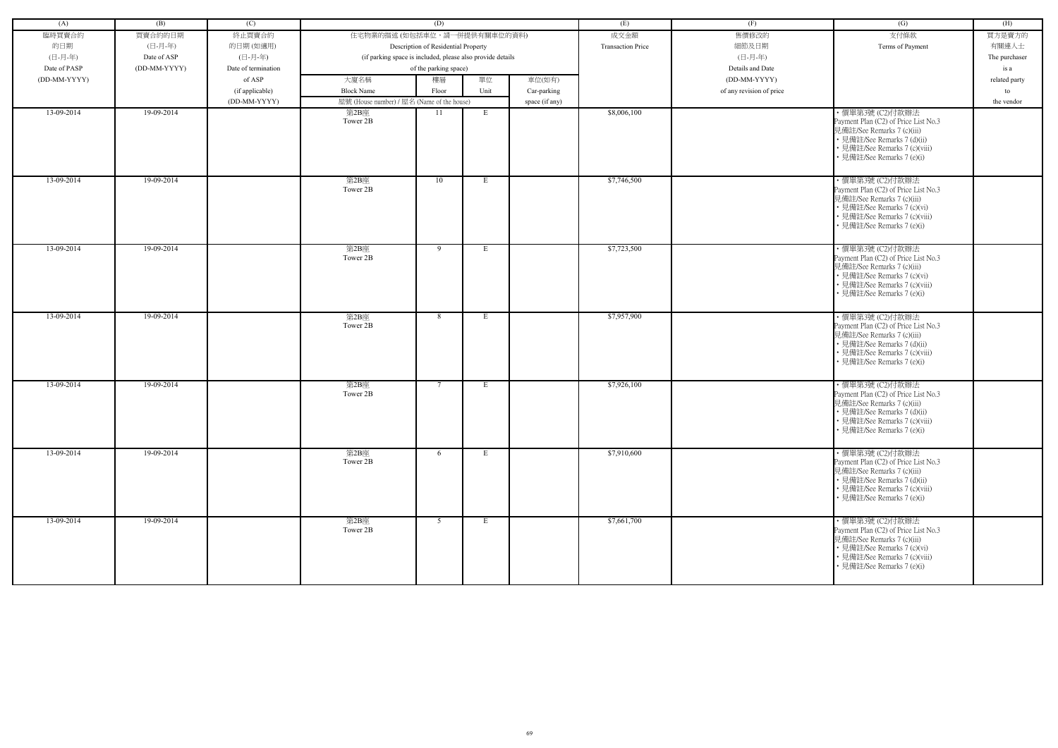| (A) | (B) | (C) | (D) | | | | (E) | (F) | (G) | (H) |
|---|---|---|---|---|---|---|---|---|---|---|
| 臨時買賣合約的日期 (日-月-年) Date of PASP (DD-MM-YYYY) | 買賣合約的日期 (日-月-年) Date of ASP (DD-MM-YYYY) | 終止買賣合約的日期 (如適用) (日-月-年) Date of termination of ASP (if applicable) (DD-MM-YYYY) | 住宅物業的描述 (如包括車位，請一併提供有關車位的資料) Description of Residential Property (if parking space is included, please also provide details of the parking space) | | | | 成交金額 Transaction Price | 售價修改的細節及日期 (日-月-年) Details and Date (DD-MM-YYYY) of any revision of price | 支付條款 Terms of Payment | 買方是賣方的有關連人士 The purchaser is a related party to the vendor |
| | | | 大廈名稱 Block Name | 樓層 Floor | 單位 Unit | 車位(如有) Car-parking space (if any) | | | | |
| | | | 屋號 (House number) / 屋名 (Name of the house) | | | | | | | |
| 13-09-2014 | 19-09-2014 | | 第2B座 Tower 2B | 11 | E | | $8,006,100 | | • 價單第3號 (C2)付款辦法 Payment Plan (C2) of Price List No.3 見備註/See Remarks 7 (c)(iii) • 見備註/See Remarks 7 (d)(ii) • 見備註/See Remarks 7 (c)(viii) • 見備註/See Remarks 7 (e)(i) | |
| 13-09-2014 | 19-09-2014 | | 第2B座 Tower 2B | 10 | E | | $7,746,500 | | • 價單第3號 (C2)付款辦法 Payment Plan (C2) of Price List No.3 見備註/See Remarks 7 (c)(iii) • 見備註/See Remarks 7 (c)(vi) • 見備註/See Remarks 7 (c)(viii) • 見備註/See Remarks 7 (e)(i) | |
| 13-09-2014 | 19-09-2014 | | 第2B座 Tower 2B | 9 | E | | $7,723,500 | | • 價單第3號 (C2)付款辦法 Payment Plan (C2) of Price List No.3 見備註/See Remarks 7 (c)(iii) • 見備註/See Remarks 7 (c)(vi) • 見備註/See Remarks 7 (c)(viii) • 見備註/See Remarks 7 (e)(i) | |
| 13-09-2014 | 19-09-2014 | | 第2B座 Tower 2B | 8 | E | | $7,957,900 | | • 價單第3號 (C2)付款辦法 Payment Plan (C2) of Price List No.3 見備註/See Remarks 7 (c)(iii) • 見備註/See Remarks 7 (d)(ii) • 見備註/See Remarks 7 (c)(viii) • 見備註/See Remarks 7 (e)(i) | |
| 13-09-2014 | 19-09-2014 | | 第2B座 Tower 2B | 7 | E | | $7,926,100 | | • 價單第3號 (C2)付款辦法 Payment Plan (C2) of Price List No.3 見備註/See Remarks 7 (c)(iii) • 見備註/See Remarks 7 (d)(ii) • 見備註/See Remarks 7 (c)(viii) • 見備註/See Remarks 7 (e)(i) | |
| 13-09-2014 | 19-09-2014 | | 第2B座 Tower 2B | 6 | E | | $7,910,600 | | • 價單第3號 (C2)付款辦法 Payment Plan (C2) of Price List No.3 見備註/See Remarks 7 (c)(iii) • 見備註/See Remarks 7 (d)(ii) • 見備註/See Remarks 7 (c)(viii) • 見備註/See Remarks 7 (e)(i) | |
| 13-09-2014 | 19-09-2014 | | 第2B座 Tower 2B | 5 | E | | $7,661,700 | | • 價單第3號 (C2)付款辦法 Payment Plan (C2) of Price List No.3 見備註/See Remarks 7 (c)(iii) • 見備註/See Remarks 7 (c)(vi) • 見備註/See Remarks 7 (c)(viii) • 見備註/See Remarks 7 (e)(i) | |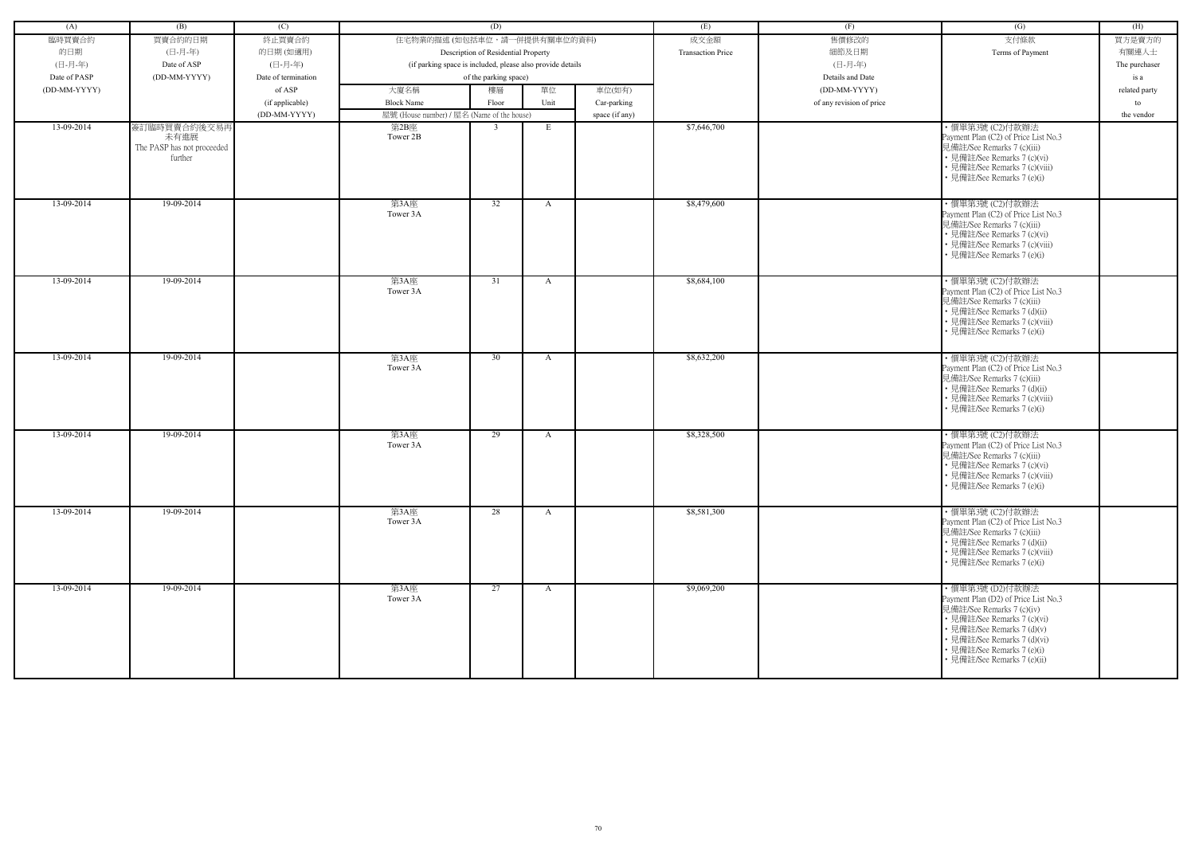| (A) | (B) | (C) | (D) | | | | (E) | (F) | (G) | (H) |
|---|---|---|---|---|---|---|---|---|---|---|
| 臨時買賣合約<br>的日期<br>(日-月-年)<br>Date of PASP<br>(DD-MM-YYYY) | 買賣合約的日期<br>(日-月-年)<br>Date of ASP<br>(DD-MM-YYYY) | 終止買賣合約<br>的日期 (如適用)<br>(日-月-年)<br>Date of termination<br>of ASP<br>(if applicable)<br>(DD-MM-YYYY) | 住宅物業的描述 (如包括車位，請一併提供有關車位的資料)<br>Description of Residential Property<br>(if parking space is included, please also provide details<br>of the parking space) | | | | 成交金額<br>Transaction Price | 售價修改的<br>細節及日期<br>(日-月-年)<br>Details and Date<br>(DD-MM-YYYY)<br>of any revision of price | 支付條款<br>Terms of Payment | 買方是賣方的<br>有關連人士<br>The purchaser<br>is a<br>related party<br>to<br>the vendor |
| | | | 大廈名稱<br>Block Name | 樓層<br>Floor | 單位<br>Unit | 車位(如有)<br>Car-parking<br>space (if any) | | | | |
| | | | 屋號 (House number) / 屋名 (Name of the house) | | | | | | | |
| 13-09-2014 | 簽訂臨時買賣合約後交易再未有進展<br>The PASP has not proceeded further | | 第2B座<br>Tower 2B | 3 | E | | $7,646,700 | | • 價單第3號 (C2)付款辦法<br>Payment Plan (C2) of Price List No.3<br>見備註/See Remarks 7 (c)(iii)<br>• 見備註/See Remarks 7 (c)(vi)<br>• 見備註/See Remarks 7 (c)(viii)<br>• 見備註/See Remarks 7 (e)(i) | |
| 13-09-2014 | 19-09-2014 | | 第3A座<br>Tower 3A | 32 | A | | $8,479,600 | | • 價單第3號 (C2)付款辦法<br>Payment Plan (C2) of Price List No.3<br>見備註/See Remarks 7 (c)(iii)<br>• 見備註/See Remarks 7 (c)(vi)<br>• 見備註/See Remarks 7 (c)(viii)<br>• 見備註/See Remarks 7 (e)(i) | |
| 13-09-2014 | 19-09-2014 | | 第3A座<br>Tower 3A | 31 | A | | $8,684,100 | | • 價單第3號 (C2)付款辦法<br>Payment Plan (C2) of Price List No.3<br>見備註/See Remarks 7 (c)(iii)<br>• 見備註/See Remarks 7 (d)(ii)<br>• 見備註/See Remarks 7 (c)(viii)<br>• 見備註/See Remarks 7 (e)(i) | |
| 13-09-2014 | 19-09-2014 | | 第3A座<br>Tower 3A | 30 | A | | $8,632,200 | | • 價單第3號 (C2)付款辦法<br>Payment Plan (C2) of Price List No.3<br>見備註/See Remarks 7 (c)(iii)<br>• 見備註/See Remarks 7 (d)(ii)<br>• 見備註/See Remarks 7 (c)(viii)<br>• 見備註/See Remarks 7 (e)(i) | |
| 13-09-2014 | 19-09-2014 | | 第3A座<br>Tower 3A | 29 | A | | $8,328,500 | | • 價單第3號 (C2)付款辦法<br>Payment Plan (C2) of Price List No.3<br>見備註/See Remarks 7 (c)(iii)<br>• 見備註/See Remarks 7 (c)(vi)<br>• 見備註/See Remarks 7 (c)(viii)<br>• 見備註/See Remarks 7 (e)(i) | |
| 13-09-2014 | 19-09-2014 | | 第3A座<br>Tower 3A | 28 | A | | $8,581,300 | | • 價單第3號 (C2)付款辦法<br>Payment Plan (C2) of Price List No.3<br>見備註/See Remarks 7 (c)(iii)<br>• 見備註/See Remarks 7 (d)(ii)<br>• 見備註/See Remarks 7 (c)(viii)<br>• 見備註/See Remarks 7 (e)(i) | |
| 13-09-2014 | 19-09-2014 | | 第3A座<br>Tower 3A | 27 | A | | $9,069,200 | | • 價單第3號 (D2)付款辦法<br>Payment Plan (D2) of Price List No.3<br>見備註/See Remarks 7 (c)(iv)<br>• 見備註/See Remarks 7 (c)(vi)<br>• 見備註/See Remarks 7 (d)(v)<br>• 見備註/See Remarks 7 (d)(vi)<br>• 見備註/See Remarks 7 (e)(i)<br>• 見備註/See Remarks 7 (e)(ii) | |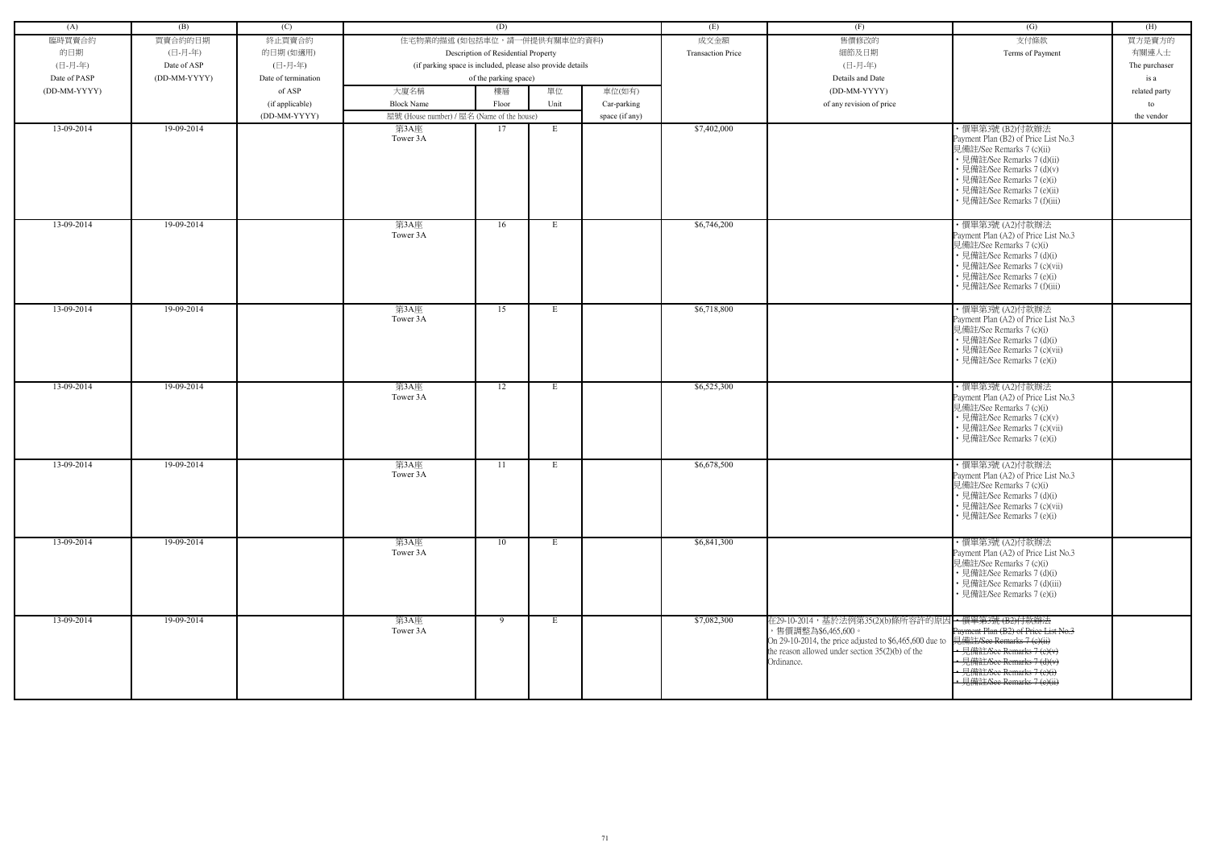| (A) | (B) | (C) | (D) | | | | (E) | (F) | (G) | (H) |
|---|---|---|---|---|---|---|---|---|---|---|
| 臨時買賣合約的日期 (日-月-年) Date of PASP (DD-MM-YYYY) | 買賣合約的日期 (日-月-年) Date of ASP (DD-MM-YYYY) | 終止買賣合約的日期 (如適用) (日-月-年) Date of termination of ASP (if applicable) (DD-MM-YYYY) | 住宅物業的描述 (如包括車位，請一併提供有關車位的資料) Description of Residential Property (if parking space is included, please also provide details of the parking space) | | | | 成交金額 Transaction Price | 售價修改的細節及日期 (日-月-年) Details and Date (DD-MM-YYYY) of any revision of price | 支付條款 Terms of Payment | 買方是賣方的有關連人士 The purchaser is a related party to the vendor |
| | | | 大廈名稱 Block Name | 樓層 Floor | 單位 Unit | 車位(如有) Car-parking space (if any) | | | | |
| | | | 屋號 (House number) / 屋名 (Name of the house) | | | | | | | |
| 13-09-2014 | 19-09-2014 | | 第3A座 Tower 3A | 17 | E | | $7,402,000 | | • 價單第3號 (B2)付款辦法 Payment Plan (B2) of Price List No.3 見備註/See Remarks 7 (c)(ii) • 見備註/See Remarks 7 (d)(ii) • 見備註/See Remarks 7 (d)(v) • 見備註/See Remarks 7 (e)(i) • 見備註/See Remarks 7 (e)(ii) • 見備註/See Remarks 7 (f)(iii) | |
| 13-09-2014 | 19-09-2014 | | 第3A座 Tower 3A | 16 | E | | $6,746,200 | | • 價單第3號 (A2)付款辦法 Payment Plan (A2) of Price List No.3 見備註/See Remarks 7 (c)(i) • 見備註/See Remarks 7 (d)(i) • 見備註/See Remarks 7 (c)(vii) • 見備註/See Remarks 7 (e)(i) • 見備註/See Remarks 7 (f)(iii) | |
| 13-09-2014 | 19-09-2014 | | 第3A座 Tower 3A | 15 | E | | $6,718,800 | | • 價單第3號 (A2)付款辦法 Payment Plan (A2) of Price List No.3 見備註/See Remarks 7 (c)(i) • 見備註/See Remarks 7 (d)(i) • 見備註/See Remarks 7 (c)(vii) • 見備註/See Remarks 7 (e)(i) | |
| 13-09-2014 | 19-09-2014 | | 第3A座 Tower 3A | 12 | E | | $6,525,300 | | • 價單第3號 (A2)付款辦法 Payment Plan (A2) of Price List No.3 見備註/See Remarks 7 (c)(i) • 見備註/See Remarks 7 (c)(v) • 見備註/See Remarks 7 (c)(vii) • 見備註/See Remarks 7 (e)(i) | |
| 13-09-2014 | 19-09-2014 | | 第3A座 Tower 3A | 11 | E | | $6,678,500 | | • 價單第3號 (A2)付款辦法 Payment Plan (A2) of Price List No.3 見備註/See Remarks 7 (c)(i) • 見備註/See Remarks 7 (d)(i) • 見備註/See Remarks 7 (c)(vii) • 見備註/See Remarks 7 (e)(i) | |
| 13-09-2014 | 19-09-2014 | | 第3A座 Tower 3A | 10 | E | | $6,841,300 | | • 價單第3號 (A2)付款辦法 Payment Plan (A2) of Price List No.3 見備註/See Remarks 7 (c)(i) • 見備註/See Remarks 7 (d)(i) • 見備註/See Remarks 7 (d)(iii) • 見備註/See Remarks 7 (e)(i) | |
| 13-09-2014 | 19-09-2014 | | 第3A座 Tower 3A | 9 | E | | $7,082,300 | 在29-10-2014，基於法例第35(2)(b)條所容許的原因，售價調整為$6,465,600。 On 29-10-2014, the price adjusted to $6,465,600 due to the reason allowed under section 35(2)(b) of the Ordinance. | ~~• 價單第3號 (B2)付款辦法 Payment Plan (B2) of Price List No.3 見備註/See Remarks 7 (c)(ii) • 見備註/See Remarks 7 (c)(v) • 見備註/See Remarks 7 (d)(v) • 見備註/See Remarks 7 (e)(i) • 見備註/See Remarks 7 (e)(ii)~~ | |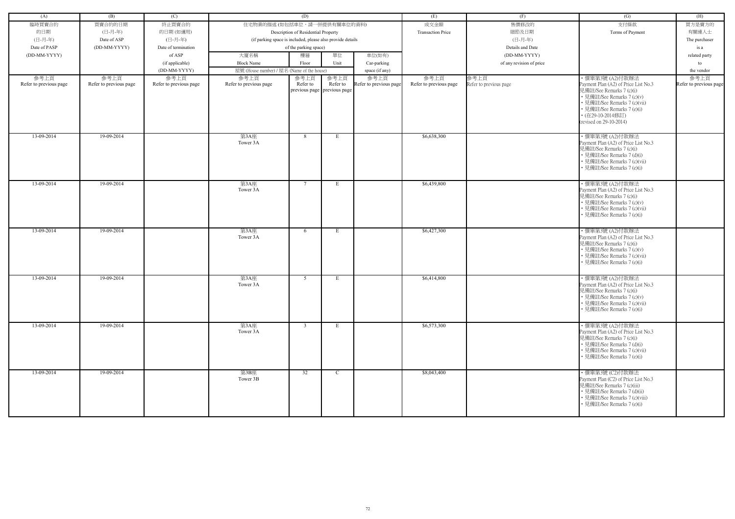| (A) | (B) | (C) | (D) | | | | (E) | (F) | (G) | (H) |
|---|---|---|---|---|---|---|---|---|---|---|
| 臨時買賣合約的日期 (日-月-年) Date of PASP (DD-MM-YYYY) | 買賣合約的日期 (日-月-年) Date of ASP (DD-MM-YYYY) | 終止買賣合約的日期 (如適用) (日-月-年) Date of termination of ASP (if applicable) (DD-MM-YYYY) | 住宅物業的描述 (如包括車位，請一併提供有關車位的資料) Description of Residential Property (if parking space is included, please also provide details of the parking space) | | | | 成交金額 Transaction Price | 售價修改的細節及日期 (日-月-年) Details and Date (DD-MM-YYYY) of any revision of price | 支付條款 Terms of Payment | 買方是賣方的有關連人士 The purchaser is a related party to the vendor |
| | | | 大廈名稱 Block Name | 樓層 Floor | 單位 Unit | 車位(如有) Car-parking space (if any) | | | | |
| | | | 屋號 (House number) / 屋名 (Name of the house) | | | | | | | |
| 參考上頁 Refer to previous page | 參考上頁 Refer to previous page | 參考上頁 Refer to previous page | 參考上頁 Refer to previous page | 參考上頁 Refer to previous page | 參考上頁 Refer to previous page | 參考上頁 Refer to previous page | 參考上頁 Refer to previous page | 參考上頁 Refer to previous page | • 價單第3號 (A2)付款辦法 Payment Plan (A2) of Price List No.3 見備註/See Remarks 7 (c)(i) • 見備註/See Remarks 7 (c)(v) • 見備註/See Remarks 7 (c)(vii) • 見備註/See Remarks 7 (e)(i) • (在29-10-2014修訂) (revised on 29-10-2014) | 參考上頁 Refer to previous page |
| 13-09-2014 | 19-09-2014 | | 第3A座 Tower 3A | 8 | E | | $6,638,300 | | • 價單第3號 (A2)付款辦法 Payment Plan (A2) of Price List No.3 見備註/See Remarks 7 (c)(i) • 見備註/See Remarks 7 (d)(i) • 見備註/See Remarks 7 (c)(vii) • 見備註/See Remarks 7 (e)(i) | |
| 13-09-2014 | 19-09-2014 | | 第3A座 Tower 3A | 7 | E | | $6,439,800 | | • 價單第3號 (A2)付款辦法 Payment Plan (A2) of Price List No.3 見備註/See Remarks 7 (c)(i) • 見備註/See Remarks 7 (c)(v) • 見備註/See Remarks 7 (c)(vii) • 見備註/See Remarks 7 (e)(i) | |
| 13-09-2014 | 19-09-2014 | | 第3A座 Tower 3A | 6 | E | | $6,427,300 | | • 價單第3號 (A2)付款辦法 Payment Plan (A2) of Price List No.3 見備註/See Remarks 7 (c)(i) • 見備註/See Remarks 7 (c)(v) • 見備註/See Remarks 7 (c)(vii) • 見備註/See Remarks 7 (e)(i) | |
| 13-09-2014 | 19-09-2014 | | 第3A座 Tower 3A | 5 | E | | $6,414,800 | | • 價單第3號 (A2)付款辦法 Payment Plan (A2) of Price List No.3 見備註/See Remarks 7 (c)(i) • 見備註/See Remarks 7 (c)(v) • 見備註/See Remarks 7 (c)(vii) • 見備註/See Remarks 7 (e)(i) | |
| 13-09-2014 | 19-09-2014 | | 第3A座 Tower 3A | 3 | E | | $6,573,300 | | • 價單第3號 (A2)付款辦法 Payment Plan (A2) of Price List No.3 見備註/See Remarks 7 (c)(i) • 見備註/See Remarks 7 (d)(i) • 見備註/See Remarks 7 (c)(vii) • 見備註/See Remarks 7 (e)(i) | |
| 13-09-2014 | 19-09-2014 | | 第3B座 Tower 3B | 32 | C | | $8,043,400 | | • 價單第3號 (C2)付款辦法 Payment Plan (C2) of Price List No.3 見備註/See Remarks 7 (c)(iii) • 見備註/See Remarks 7 (d)(ii) • 見備註/See Remarks 7 (c)(viii) • 見備註/See Remarks 7 (e)(i) | |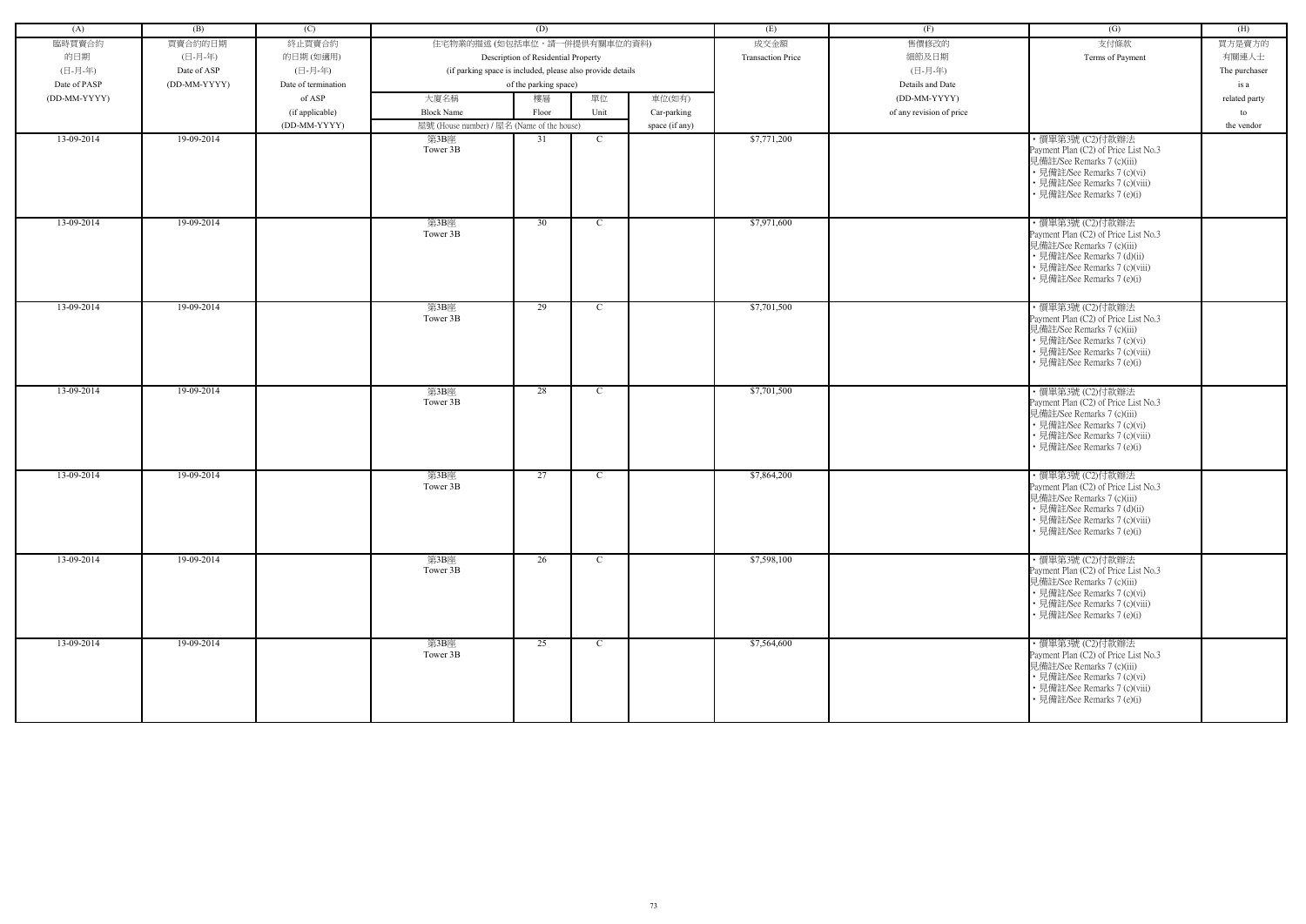| (A) | (B) | (C) | (D) | | | | (E) | (F) | (G) | (H) |
|---|---|---|---|---|---|---|---|---|---|---|
| 臨時買賣合約的日期 (日-月-年) Date of PASP (DD-MM-YYYY) | 買賣合約的日期 (日-月-年) Date of ASP (DD-MM-YYYY) | 終止買賣合約的日期 (如適用) (日-月-年) Date of termination of ASP (if applicable) (DD-MM-YYYY) | 住宅物業的描述 (如包括車位，請一併提供有關車位的資料) Description of Residential Property (if parking space is included, please also provide details of the parking space) | | | | 成交金額 Transaction Price | 售價修改的細節及日期 (日-月-年) Details and Date (DD-MM-YYYY) of any revision of price | 支付條款 Terms of Payment | 買方是賣方的有關連人士 The purchaser is a related party to the vendor |
| | | | 大廈名稱 Block Name | 樓層 Floor | 單位 Unit | 車位(如有) Car-parking space (if any) | | | | |
| | | | 屋號 (House number) / 屋名 (Name of the house) | | | | | | | |
| 13-09-2014 | 19-09-2014 | | 第3B座 Tower 3B | 31 | C | | $7,771,200 | | • 價單第3號 (C2)付款辦法 Payment Plan (C2) of Price List No.3 見備註/See Remarks 7 (c)(iii) • 見備註/See Remarks 7 (c)(vi) • 見備註/See Remarks 7 (c)(viii) • 見備註/See Remarks 7 (e)(i) | |
| 13-09-2014 | 19-09-2014 | | 第3B座 Tower 3B | 30 | C | | $7,971,600 | | • 價單第3號 (C2)付款辦法 Payment Plan (C2) of Price List No.3 見備註/See Remarks 7 (c)(iii) • 見備註/See Remarks 7 (d)(ii) • 見備註/See Remarks 7 (c)(viii) • 見備註/See Remarks 7 (e)(i) | |
| 13-09-2014 | 19-09-2014 | | 第3B座 Tower 3B | 29 | C | | $7,701,500 | | • 價單第3號 (C2)付款辦法 Payment Plan (C2) of Price List No.3 見備註/See Remarks 7 (c)(iii) • 見備註/See Remarks 7 (c)(vi) • 見備註/See Remarks 7 (c)(viii) • 見備註/See Remarks 7 (e)(i) | |
| 13-09-2014 | 19-09-2014 | | 第3B座 Tower 3B | 28 | C | | $7,701,500 | | • 價單第3號 (C2)付款辦法 Payment Plan (C2) of Price List No.3 見備註/See Remarks 7 (c)(iii) • 見備註/See Remarks 7 (c)(vi) • 見備註/See Remarks 7 (c)(viii) • 見備註/See Remarks 7 (e)(i) | |
| 13-09-2014 | 19-09-2014 | | 第3B座 Tower 3B | 27 | C | | $7,864,200 | | • 價單第3號 (C2)付款辦法 Payment Plan (C2) of Price List No.3 見備註/See Remarks 7 (c)(iii) • 見備註/See Remarks 7 (d)(ii) • 見備註/See Remarks 7 (c)(viii) • 見備註/See Remarks 7 (e)(i) | |
| 13-09-2014 | 19-09-2014 | | 第3B座 Tower 3B | 26 | C | | $7,598,100 | | • 價單第3號 (C2)付款辦法 Payment Plan (C2) of Price List No.3 見備註/See Remarks 7 (c)(iii) • 見備註/See Remarks 7 (c)(vi) • 見備註/See Remarks 7 (c)(viii) • 見備註/See Remarks 7 (e)(i) | |
| 13-09-2014 | 19-09-2014 | | 第3B座 Tower 3B | 25 | C | | $7,564,600 | | • 價單第3號 (C2)付款辦法 Payment Plan (C2) of Price List No.3 見備註/See Remarks 7 (c)(iii) • 見備註/See Remarks 7 (c)(vi) • 見備註/See Remarks 7 (c)(viii) • 見備註/See Remarks 7 (e)(i) | |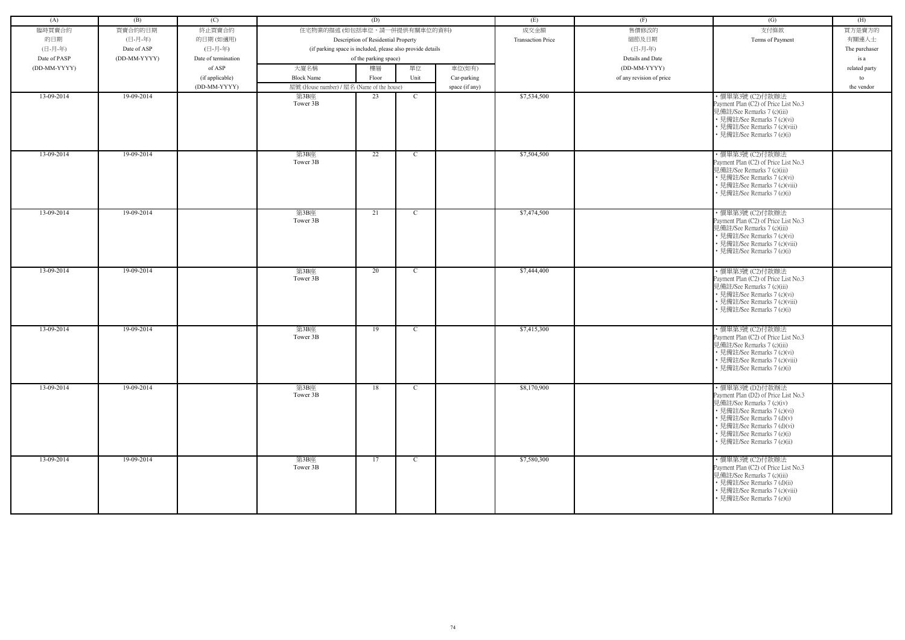| (A) | (B) | (C) | (D) | | | | (E) | (F) | (G) | (H) |
|---|---|---|---|---|---|---|---|---|---|---|
| 臨時買賣合約的日期 (日-月-年) Date of PASP (DD-MM-YYYY) | 買賣合約的日期 (日-月-年) Date of ASP (DD-MM-YYYY) | 終止買賣合約的日期 (如適用) (日-月-年) Date of termination of ASP (if applicable) (DD-MM-YYYY) | 住宅物業的描述 (如包括車位，請一併提供有關車位的資料) Description of Residential Property (if parking space is included, please also provide details of the parking space) | | | | 成交金額 Transaction Price | 售價修改的細節及日期 (日-月-年) Details and Date (DD-MM-YYYY) of any revision of price | 支付條款 Terms of Payment | 買方是賣方的有關連人士 The purchaser is a related party to the vendor |
| | | | 大廈名稱 Block Name | 樓層 Floor | 單位 Unit | 車位(如有) Car-parking space (if any) | | | | |
| | | | 屋號 (House number) / 屋名 (Name of the house) | | | | | | | |
| 13-09-2014 | 19-09-2014 | | 第3B座 Tower 3B | 23 | C | | $7,534,500 | | • 價單第3號 (C2)付款辦法 Payment Plan (C2) of Price List No.3 見備註/See Remarks 7 (c)(iii) • 見備註/See Remarks 7 (c)(vi) • 見備註/See Remarks 7 (c)(viii) • 見備註/See Remarks 7 (e)(i) | |
| 13-09-2014 | 19-09-2014 | | 第3B座 Tower 3B | 22 | C | | $7,504,500 | | • 價單第3號 (C2)付款辦法 Payment Plan (C2) of Price List No.3 見備註/See Remarks 7 (c)(iii) • 見備註/See Remarks 7 (c)(vi) • 見備註/See Remarks 7 (c)(viii) • 見備註/See Remarks 7 (e)(i) | |
| 13-09-2014 | 19-09-2014 | | 第3B座 Tower 3B | 21 | C | | $7,474,500 | | • 價單第3號 (C2)付款辦法 Payment Plan (C2) of Price List No.3 見備註/See Remarks 7 (c)(iii) • 見備註/See Remarks 7 (c)(vi) • 見備註/See Remarks 7 (c)(viii) • 見備註/See Remarks 7 (e)(i) | |
| 13-09-2014 | 19-09-2014 | | 第3B座 Tower 3B | 20 | C | | $7,444,400 | | • 價單第3號 (C2)付款辦法 Payment Plan (C2) of Price List No.3 見備註/See Remarks 7 (c)(iii) • 見備註/See Remarks 7 (c)(vi) • 見備註/See Remarks 7 (c)(viii) • 見備註/See Remarks 7 (e)(i) | |
| 13-09-2014 | 19-09-2014 | | 第3B座 Tower 3B | 19 | C | | $7,415,300 | | • 價單第3號 (C2)付款辦法 Payment Plan (C2) of Price List No.3 見備註/See Remarks 7 (c)(iii) • 見備註/See Remarks 7 (c)(vi) • 見備註/See Remarks 7 (c)(viii) • 見備註/See Remarks 7 (e)(i) | |
| 13-09-2014 | 19-09-2014 | | 第3B座 Tower 3B | 18 | C | | $8,170,900 | | • 價單第3號 (D2)付款辦法 Payment Plan (D2) of Price List No.3 見備註/See Remarks 7 (c)(iv) • 見備註/See Remarks 7 (c)(vi) • 見備註/See Remarks 7 (d)(v) • 見備註/See Remarks 7 (d)(vi) • 見備註/See Remarks 7 (e)(i) • 見備註/See Remarks 7 (e)(ii) | |
| 13-09-2014 | 19-09-2014 | | 第3B座 Tower 3B | 17 | C | | $7,580,300 | | • 價單第3號 (C2)付款辦法 Payment Plan (C2) of Price List No.3 見備註/See Remarks 7 (c)(iii) • 見備註/See Remarks 7 (d)(ii) • 見備註/See Remarks 7 (c)(viii) • 見備註/See Remarks 7 (e)(i) | |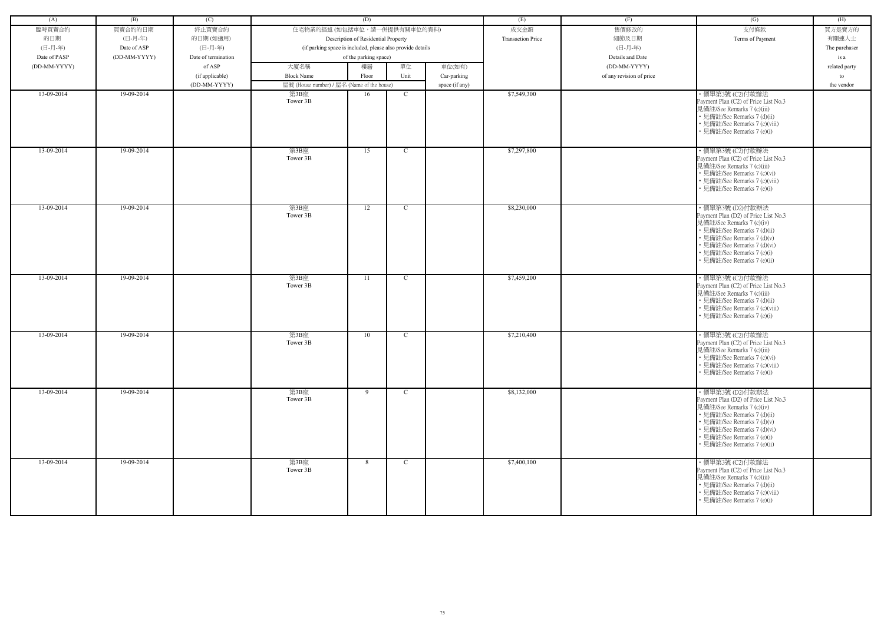| (A) | (B) | (C) | (D) | | | | (E) | (F) | (G) | (H) |
|---|---|---|---|---|---|---|---|---|---|---|
| 臨時買賣合約的日期 (日-月-年) Date of PASP (DD-MM-YYYY) | 買賣合約的日期 (日-月-年) Date of ASP (DD-MM-YYYY) | 終止買賣合約的日期 (如適用) (日-月-年) Date of termination of ASP (if applicable) (DD-MM-YYYY) | 住宅物業的描述 (如包括車位，請一併提供有關車位的資料) Description of Residential Property (if parking space is included, please also provide details of the parking space) | | | | 成交金額 Transaction Price | 售價修改的細節及日期 (日-月-年) Details and Date (DD-MM-YYYY) of any revision of price | 支付條款 Terms of Payment | 買方是賣方的有關連人士 The purchaser is a related party to the vendor |
| | | | 大廈名稱 Block Name | 樓層 Floor | 單位 Unit | 車位(如有) Car-parking space (if any) | | | | |
| | | | 屋號 (House number) / 屋名 (Name of the house) | | | | | | | |
| 13-09-2014 | 19-09-2014 | | 第3B座 Tower 3B | 16 | C | | $7,549,300 | | • 價單第3號 (C2)付款辦法 Payment Plan (C2) of Price List No.3 見備註/See Remarks 7 (c)(iii) • 見備註/See Remarks 7 (d)(ii) • 見備註/See Remarks 7 (c)(viii) • 見備註/See Remarks 7 (e)(i) | |
| 13-09-2014 | 19-09-2014 | | 第3B座 Tower 3B | 15 | C | | $7,297,800 | | • 價單第3號 (C2)付款辦法 Payment Plan (C2) of Price List No.3 見備註/See Remarks 7 (c)(iii) • 見備註/See Remarks 7 (c)(vi) • 見備註/See Remarks 7 (c)(viii) • 見備註/See Remarks 7 (e)(i) | |
| 13-09-2014 | 19-09-2014 | | 第3B座 Tower 3B | 12 | C | | $8,230,000 | | • 價單第3號 (D2)付款辦法 Payment Plan (D2) of Price List No.3 見備註/See Remarks 7 (c)(iv) • 見備註/See Remarks 7 (d)(ii) • 見備註/See Remarks 7 (d)(v) • 見備註/See Remarks 7 (d)(vi) • 見備註/See Remarks 7 (e)(i) • 見備註/See Remarks 7 (e)(ii) | |
| 13-09-2014 | 19-09-2014 | | 第3B座 Tower 3B | 11 | C | | $7,459,200 | | • 價單第3號 (C2)付款辦法 Payment Plan (C2) of Price List No.3 見備註/See Remarks 7 (c)(iii) • 見備註/See Remarks 7 (d)(ii) • 見備註/See Remarks 7 (c)(viii) • 見備註/See Remarks 7 (e)(i) | |
| 13-09-2014 | 19-09-2014 | | 第3B座 Tower 3B | 10 | C | | $7,210,400 | | • 價單第3號 (C2)付款辦法 Payment Plan (C2) of Price List No.3 見備註/See Remarks 7 (c)(iii) • 見備註/See Remarks 7 (c)(vi) • 見備註/See Remarks 7 (c)(viii) • 見備註/See Remarks 7 (e)(i) | |
| 13-09-2014 | 19-09-2014 | | 第3B座 Tower 3B | 9 | C | | $8,132,000 | | • 價單第3號 (D2)付款辦法 Payment Plan (D2) of Price List No.3 見備註/See Remarks 7 (c)(iv) • 見備註/See Remarks 7 (d)(ii) • 見備註/See Remarks 7 (d)(v) • 見備註/See Remarks 7 (d)(vi) • 見備註/See Remarks 7 (e)(i) • 見備註/See Remarks 7 (e)(ii) | |
| 13-09-2014 | 19-09-2014 | | 第3B座 Tower 3B | 8 | C | | $7,400,100 | | • 價單第3號 (C2)付款辦法 Payment Plan (C2) of Price List No.3 見備註/See Remarks 7 (c)(iii) • 見備註/See Remarks 7 (d)(ii) • 見備註/See Remarks 7 (c)(viii) • 見備註/See Remarks 7 (e)(i) | |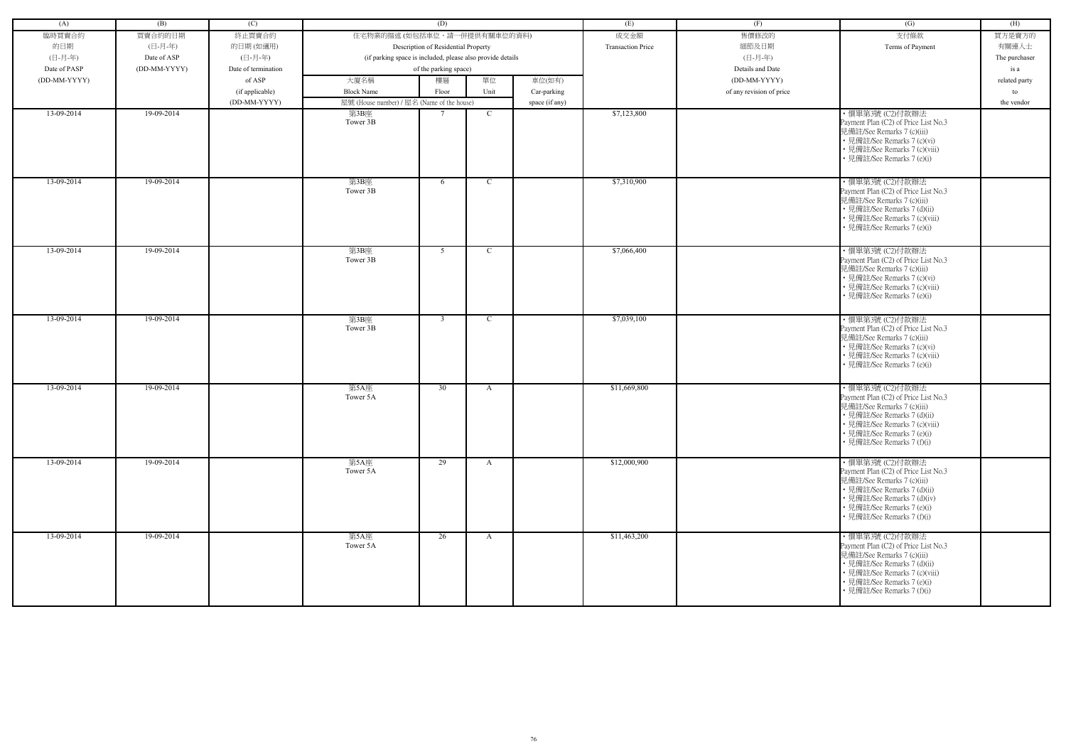| (A) | (B) | (C) | (D) | | | | (E) | (F) | (G) | (H) |
|---|---|---|---|---|---|---|---|---|---|---|
| 臨時買賣合約的日期 (日-月-年) Date of PASP (DD-MM-YYYY) | 買賣合約的日期 (日-月-年) Date of ASP (DD-MM-YYYY) | 終止買賣合約的日期 (如適用) (日-月-年) Date of termination of ASP (if applicable) (DD-MM-YYYY) | 住宅物業的描述 (如包括車位，請一併提供有關車位的資料) Description of Residential Property (if parking space is included, please also provide details of the parking space) | | | | 成交金額 Transaction Price | 售價修改的細節及日期 (日-月-年) Details and Date (DD-MM-YYYY) of any revision of price | 支付條款 Terms of Payment | 買方是賣方的有關連人士 The purchaser is a related party to the vendor |
| | | | 大廈名稱 Block Name | 樓層 Floor | 單位 Unit | 車位(如有) Car-parking space (if any) | | | | |
| | | | 屋號 (House number) / 屋名 (Name of the house) | | | | | | | |
| 13-09-2014 | 19-09-2014 | | 第3B座 Tower 3B | 7 | C | | $7,123,800 | | • 價單第3號 (C2)付款辦法 Payment Plan (C2) of Price List No.3 見備註/See Remarks 7 (c)(iii) • 見備註/See Remarks 7 (c)(vi) • 見備註/See Remarks 7 (c)(viii) • 見備註/See Remarks 7 (e)(i) | |
| 13-09-2014 | 19-09-2014 | | 第3B座 Tower 3B | 6 | C | | $7,310,900 | | • 價單第3號 (C2)付款辦法 Payment Plan (C2) of Price List No.3 見備註/See Remarks 7 (c)(iii) • 見備註/See Remarks 7 (d)(ii) • 見備註/See Remarks 7 (c)(viii) • 見備註/See Remarks 7 (e)(i) | |
| 13-09-2014 | 19-09-2014 | | 第3B座 Tower 3B | 5 | C | | $7,066,400 | | • 價單第3號 (C2)付款辦法 Payment Plan (C2) of Price List No.3 見備註/See Remarks 7 (c)(iii) • 見備註/See Remarks 7 (c)(vi) • 見備註/See Remarks 7 (c)(viii) • 見備註/See Remarks 7 (e)(i) | |
| 13-09-2014 | 19-09-2014 | | 第3B座 Tower 3B | 3 | C | | $7,039,100 | | • 價單第3號 (C2)付款辦法 Payment Plan (C2) of Price List No.3 見備註/See Remarks 7 (c)(iii) • 見備註/See Remarks 7 (c)(vi) • 見備註/See Remarks 7 (c)(viii) • 見備註/See Remarks 7 (e)(i) | |
| 13-09-2014 | 19-09-2014 | | 第5A座 Tower 5A | 30 | A | | $11,669,800 | | • 價單第3號 (C2)付款辦法 Payment Plan (C2) of Price List No.3 見備註/See Remarks 7 (c)(iii) • 見備註/See Remarks 7 (d)(ii) • 見備註/See Remarks 7 (c)(viii) • 見備註/See Remarks 7 (e)(i) • 見備註/See Remarks 7 (f)(i) | |
| 13-09-2014 | 19-09-2014 | | 第5A座 Tower 5A | 29 | A | | $12,000,900 | | • 價單第3號 (C2)付款辦法 Payment Plan (C2) of Price List No.3 見備註/See Remarks 7 (c)(iii) • 見備註/See Remarks 7 (d)(ii) • 見備註/See Remarks 7 (d)(iv) • 見備註/See Remarks 7 (e)(i) • 見備註/See Remarks 7 (f)(i) | |
| 13-09-2014 | 19-09-2014 | | 第5A座 Tower 5A | 26 | A | | $11,463,200 | | • 價單第3號 (C2)付款辦法 Payment Plan (C2) of Price List No.3 見備註/See Remarks 7 (c)(iii) • 見備註/See Remarks 7 (d)(ii) • 見備註/See Remarks 7 (c)(viii) • 見備註/See Remarks 7 (e)(i) • 見備註/See Remarks 7 (f)(i) | |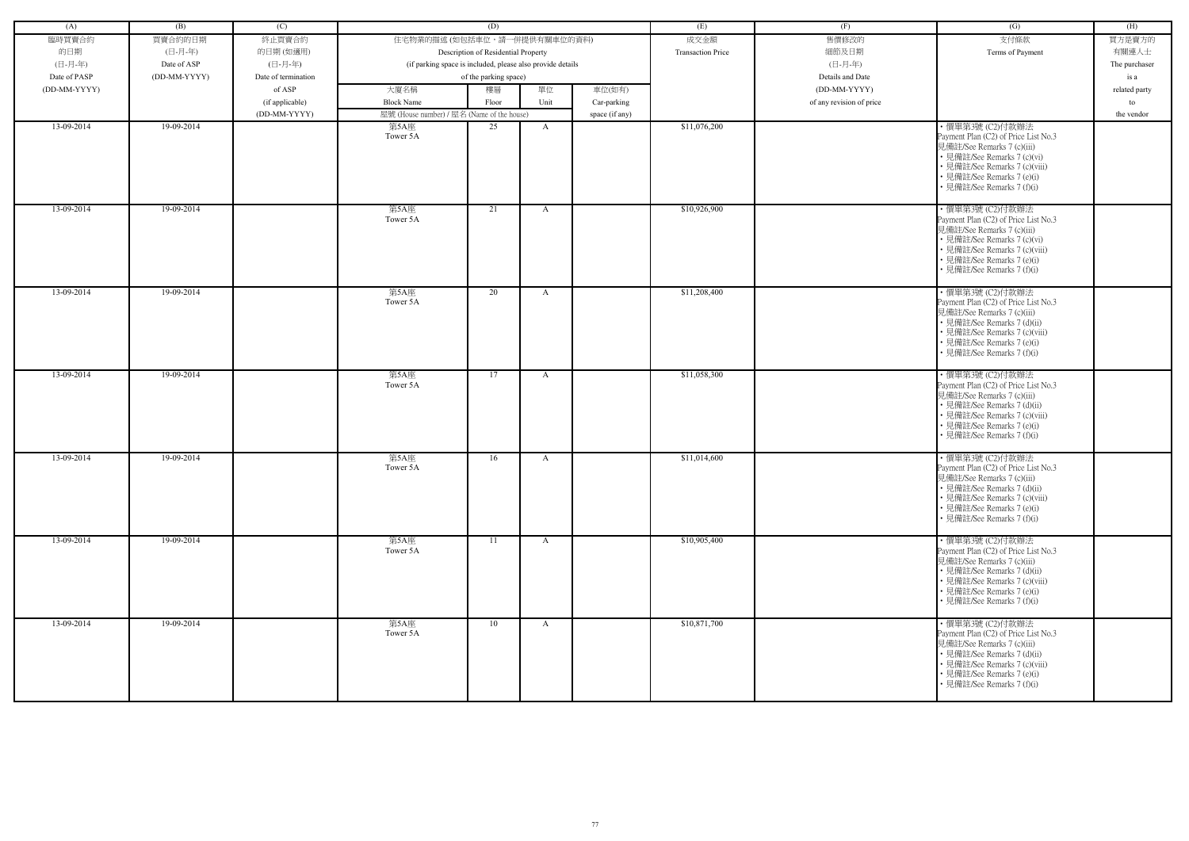| (A) | (B) | (C) | (D) | | | | (E) | (F) | (G) | (H) |
|---|---|---|---|---|---|---|---|---|---|---|
| 臨時買賣合約的日期 (日-月-年) Date of PASP (DD-MM-YYYY) | 買賣合約的日期 (日-月-年) Date of ASP (DD-MM-YYYY) | 終止買賣合約的日期 (如適用) (日-月-年) Date of termination of ASP (if applicable) (DD-MM-YYYY) | 住宅物業的描述 (如包括車位，請一併提供有關車位的資料) Description of Residential Property (if parking space is included, please also provide details of the parking space) | | | | 成交金額 Transaction Price | 售價修改的細節及日期 (日-月-年) Details and Date (DD-MM-YYYY) of any revision of price | 支付條款 Terms of Payment | 買方是賣方的有關連人士 The purchaser is a related party to the vendor |
| | | | 大廈名稱 Block Name 屋號 (House number) / 屋名 (Name of the house) | 樓層 Floor | 單位 Unit | 車位(如有) Car-parking space (if any) | | | | |
| 13-09-2014 | 19-09-2014 | | 第5A座 Tower 5A | 25 | A | | $11,076,200 | | • 價單第3號 (C2)付款辦法 Payment Plan (C2) of Price List No.3 見備註/See Remarks 7 (c)(iii) • 見備註/See Remarks 7 (c)(vi) • 見備註/See Remarks 7 (c)(viii) • 見備註/See Remarks 7 (e)(i) • 見備註/See Remarks 7 (f)(i) | |
| 13-09-2014 | 19-09-2014 | | 第5A座 Tower 5A | 21 | A | | $10,926,900 | | • 價單第3號 (C2)付款辦法 Payment Plan (C2) of Price List No.3 見備註/See Remarks 7 (c)(iii) • 見備註/See Remarks 7 (c)(vi) • 見備註/See Remarks 7 (c)(viii) • 見備註/See Remarks 7 (e)(i) • 見備註/See Remarks 7 (f)(i) | |
| 13-09-2014 | 19-09-2014 | | 第5A座 Tower 5A | 20 | A | | $11,208,400 | | • 價單第3號 (C2)付款辦法 Payment Plan (C2) of Price List No.3 見備註/See Remarks 7 (c)(iii) • 見備註/See Remarks 7 (d)(ii) • 見備註/See Remarks 7 (c)(viii) • 見備註/See Remarks 7 (e)(i) • 見備註/See Remarks 7 (f)(i) | |
| 13-09-2014 | 19-09-2014 | | 第5A座 Tower 5A | 17 | A | | $11,058,300 | | • 價單第3號 (C2)付款辦法 Payment Plan (C2) of Price List No.3 見備註/See Remarks 7 (c)(iii) • 見備註/See Remarks 7 (d)(ii) • 見備註/See Remarks 7 (c)(viii) • 見備註/See Remarks 7 (e)(i) • 見備註/See Remarks 7 (f)(i) | |
| 13-09-2014 | 19-09-2014 | | 第5A座 Tower 5A | 16 | A | | $11,014,600 | | • 價單第3號 (C2)付款辦法 Payment Plan (C2) of Price List No.3 見備註/See Remarks 7 (c)(iii) • 見備註/See Remarks 7 (d)(ii) • 見備註/See Remarks 7 (c)(viii) • 見備註/See Remarks 7 (e)(i) • 見備註/See Remarks 7 (f)(i) | |
| 13-09-2014 | 19-09-2014 | | 第5A座 Tower 5A | 11 | A | | $10,905,400 | | • 價單第3號 (C2)付款辦法 Payment Plan (C2) of Price List No.3 見備註/See Remarks 7 (c)(iii) • 見備註/See Remarks 7 (d)(ii) • 見備註/See Remarks 7 (c)(viii) • 見備註/See Remarks 7 (e)(i) • 見備註/See Remarks 7 (f)(i) | |
| 13-09-2014 | 19-09-2014 | | 第5A座 Tower 5A | 10 | A | | $10,871,700 | | • 價單第3號 (C2)付款辦法 Payment Plan (C2) of Price List No.3 見備註/See Remarks 7 (c)(iii) • 見備註/See Remarks 7 (d)(ii) • 見備註/See Remarks 7 (c)(viii) • 見備註/See Remarks 7 (e)(i) • 見備註/See Remarks 7 (f)(i) | |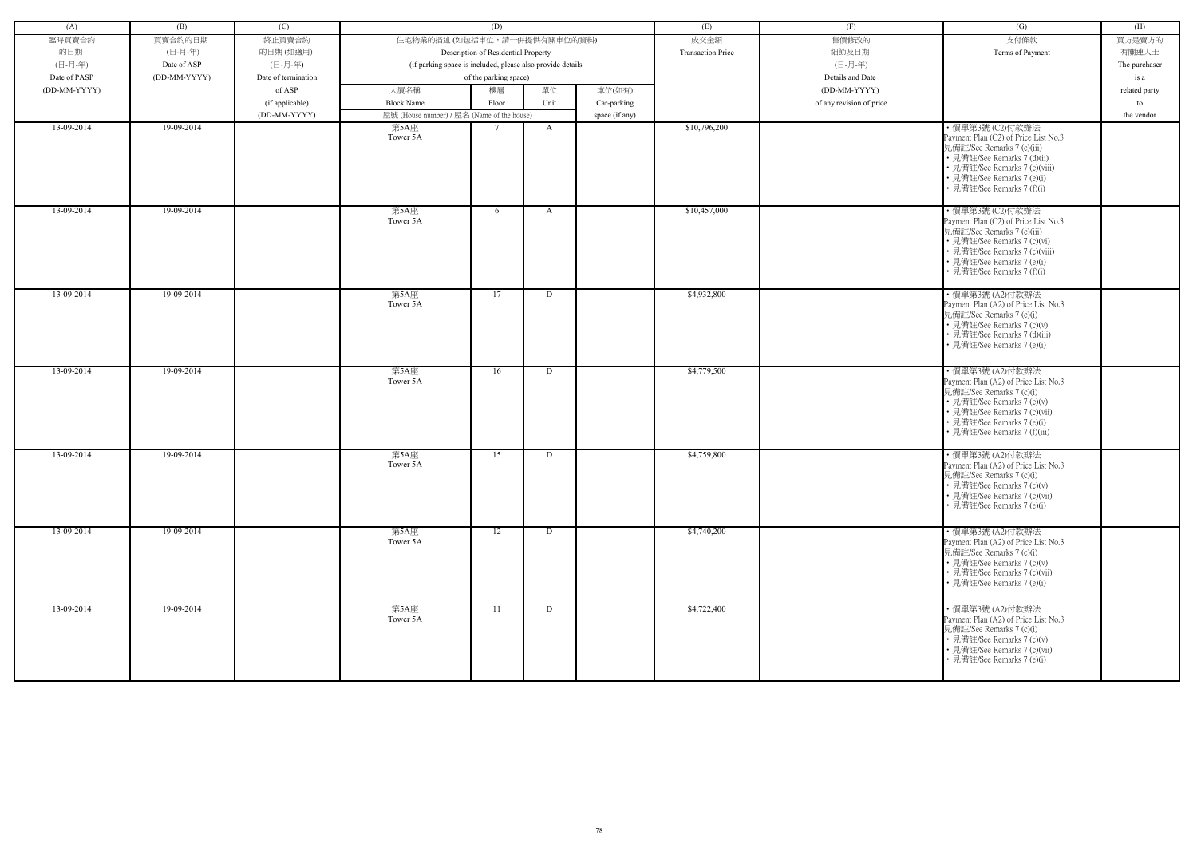| (A) | (B) | (C) | (D) | | | | (E) | (F) | (G) | (H) |
|---|---|---|---|---|---|---|---|---|---|---|
| 臨時買賣合約的日期 (日-月-年) Date of PASP (DD-MM-YYYY) | 買賣合約的日期 (日-月-年) Date of ASP (DD-MM-YYYY) | 終止買賣合約的日期 (如適用) (日-月-年) Date of termination of ASP (if applicable) (DD-MM-YYYY) | 住宅物業的描述 (如包括車位，請一併提供有關車位的資料) Description of Residential Property (if parking space is included, please also provide details of the parking space) | | | | 成交金額 Transaction Price | 售價修改的細節及日期 (日-月-年) Details and Date (DD-MM-YYYY) of any revision of price | 支付條款 Terms of Payment | 買方是賣方的有關連人士 The purchaser is a related party to the vendor |
| | | | 大廈名稱 Block Name | 樓層 Floor | 單位 Unit | 車位(如有) Car-parking space (if any) | | | | |
| | | | 屋號 (House number) / 屋名 (Name of the house) | | | | | | | |
| 13-09-2014 | 19-09-2014 | | 第5A座 Tower 5A | 7 | A | | $10,796,200 | | • 價單第3號 (C2)付款辦法 Payment Plan (C2) of Price List No.3 見備註/See Remarks 7 (c)(iii) • 見備註/See Remarks 7 (d)(ii) • 見備註/See Remarks 7 (c)(viii) • 見備註/See Remarks 7 (e)(i) • 見備註/See Remarks 7 (f)(i) | |
| 13-09-2014 | 19-09-2014 | | 第5A座 Tower 5A | 6 | A | | $10,457,000 | | • 價單第3號 (C2)付款辦法 Payment Plan (C2) of Price List No.3 見備註/See Remarks 7 (c)(iii) • 見備註/See Remarks 7 (c)(vi) • 見備註/See Remarks 7 (c)(viii) • 見備註/See Remarks 7 (e)(i) • 見備註/See Remarks 7 (f)(i) | |
| 13-09-2014 | 19-09-2014 | | 第5A座 Tower 5A | 17 | D | | $4,932,800 | | • 價單第3號 (A2)付款辦法 Payment Plan (A2) of Price List No.3 見備註/See Remarks 7 (c)(i) • 見備註/See Remarks 7 (c)(v) • 見備註/See Remarks 7 (d)(iii) • 見備註/See Remarks 7 (e)(i) | |
| 13-09-2014 | 19-09-2014 | | 第5A座 Tower 5A | 16 | D | | $4,779,500 | | • 價單第3號 (A2)付款辦法 Payment Plan (A2) of Price List No.3 見備註/See Remarks 7 (c)(i) • 見備註/See Remarks 7 (c)(v) • 見備註/See Remarks 7 (c)(vii) • 見備註/See Remarks 7 (e)(i) • 見備註/See Remarks 7 (f)(iii) | |
| 13-09-2014 | 19-09-2014 | | 第5A座 Tower 5A | 15 | D | | $4,759,800 | | • 價單第3號 (A2)付款辦法 Payment Plan (A2) of Price List No.3 見備註/See Remarks 7 (c)(i) • 見備註/See Remarks 7 (c)(v) • 見備註/See Remarks 7 (c)(vii) • 見備註/See Remarks 7 (e)(i) | |
| 13-09-2014 | 19-09-2014 | | 第5A座 Tower 5A | 12 | D | | $4,740,200 | | • 價單第3號 (A2)付款辦法 Payment Plan (A2) of Price List No.3 見備註/See Remarks 7 (c)(i) • 見備註/See Remarks 7 (c)(v) • 見備註/See Remarks 7 (c)(vii) • 見備註/See Remarks 7 (e)(i) | |
| 13-09-2014 | 19-09-2014 | | 第5A座 Tower 5A | 11 | D | | $4,722,400 | | • 價單第3號 (A2)付款辦法 Payment Plan (A2) of Price List No.3 見備註/See Remarks 7 (c)(i) • 見備註/See Remarks 7 (c)(v) • 見備註/See Remarks 7 (c)(vii) • 見備註/See Remarks 7 (e)(i) | |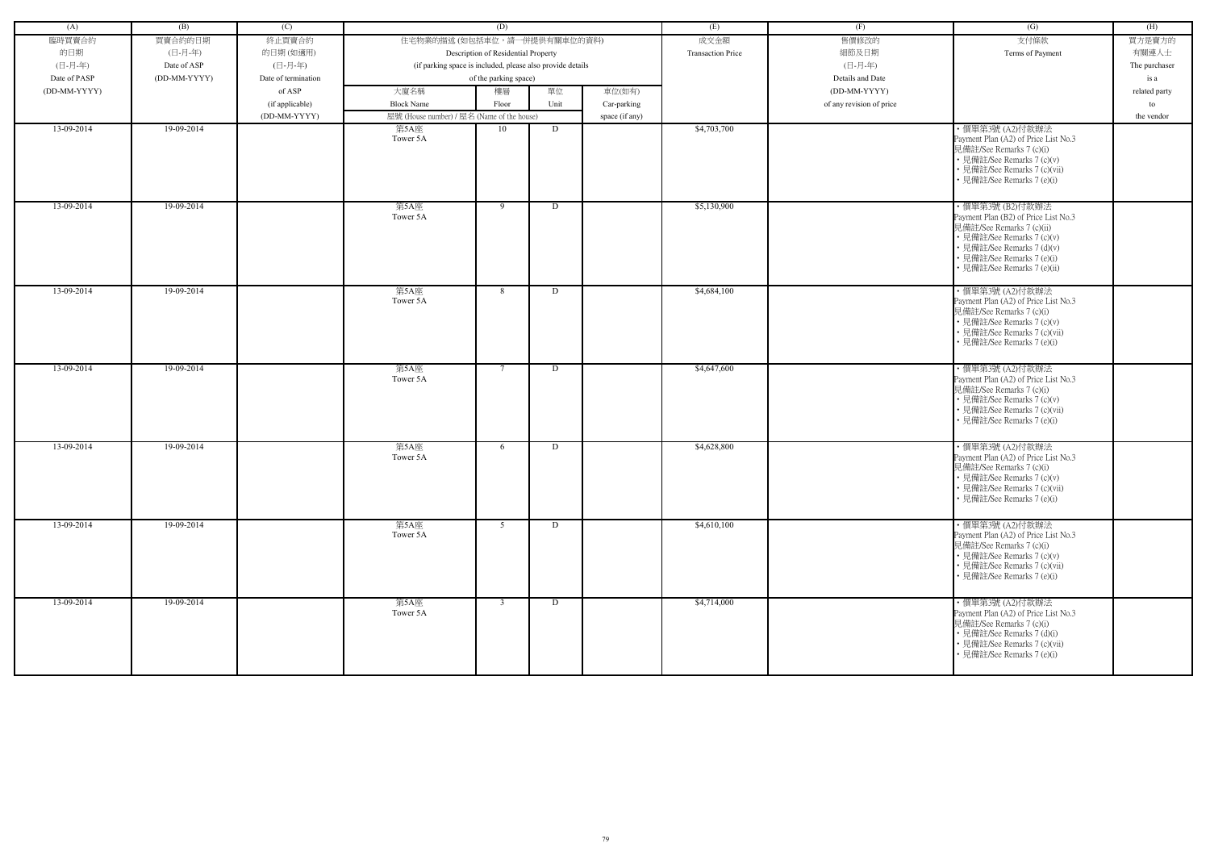| (A) | (B) | (C) | (D) | | | | (E) | (F) | (G) | (H) |
|---|---|---|---|---|---|---|---|---|---|---|
| 臨時買賣合約的日期 (日-月-年) Date of PASP (DD-MM-YYYY) | 買賣合約的日期 (日-月-年) Date of ASP (DD-MM-YYYY) | 終止買賣合約的日期 (如適用) (日-月-年) Date of termination of ASP (if applicable) (DD-MM-YYYY) | 住宅物業的描述 (如包括車位，請一併提供有關車位的資料) Description of Residential Property (if parking space is included, please also provide details of the parking space) | | | | 成交金額 Transaction Price | 售價修改的細節及日期 (日-月-年) Details and Date (DD-MM-YYYY) of any revision of price | 支付條款 Terms of Payment | 買方是賣方的有關連人士 The purchaser is a related party to the vendor |
| | | | 大廈名稱 Block Name | 樓層 Floor | 單位 Unit | 車位(如有) Car-parking space (if any) | | | | |
| | | | 屋號 (House number) / 屋名 (Name of the house) | | | | | | | |
| 13-09-2014 | 19-09-2014 | | 第5A座 Tower 5A | 10 | D | | $4,703,700 | | • 價單第3號 (A2)付款辦法 Payment Plan (A2) of Price List No.3 見備註/See Remarks 7 (c)(i) • 見備註/See Remarks 7 (c)(v) • 見備註/See Remarks 7 (c)(vii) • 見備註/See Remarks 7 (e)(i) | |
| 13-09-2014 | 19-09-2014 | | 第5A座 Tower 5A | 9 | D | | $5,130,900 | | • 價單第3號 (B2)付款辦法 Payment Plan (B2) of Price List No.3 見備註/See Remarks 7 (c)(ii) • 見備註/See Remarks 7 (c)(v) • 見備註/See Remarks 7 (d)(v) • 見備註/See Remarks 7 (e)(i) • 見備註/See Remarks 7 (e)(ii) | |
| 13-09-2014 | 19-09-2014 | | 第5A座 Tower 5A | 8 | D | | $4,684,100 | | • 價單第3號 (A2)付款辦法 Payment Plan (A2) of Price List No.3 見備註/See Remarks 7 (c)(i) • 見備註/See Remarks 7 (c)(v) • 見備註/See Remarks 7 (c)(vii) • 見備註/See Remarks 7 (e)(i) | |
| 13-09-2014 | 19-09-2014 | | 第5A座 Tower 5A | 7 | D | | $4,647,600 | | • 價單第3號 (A2)付款辦法 Payment Plan (A2) of Price List No.3 見備註/See Remarks 7 (c)(i) • 見備註/See Remarks 7 (c)(v) • 見備註/See Remarks 7 (c)(vii) • 見備註/See Remarks 7 (e)(i) | |
| 13-09-2014 | 19-09-2014 | | 第5A座 Tower 5A | 6 | D | | $4,628,800 | | • 價單第3號 (A2)付款辦法 Payment Plan (A2) of Price List No.3 見備註/See Remarks 7 (c)(i) • 見備註/See Remarks 7 (c)(v) • 見備註/See Remarks 7 (c)(vii) • 見備註/See Remarks 7 (e)(i) | |
| 13-09-2014 | 19-09-2014 | | 第5A座 Tower 5A | 5 | D | | $4,610,100 | | • 價單第3號 (A2)付款辦法 Payment Plan (A2) of Price List No.3 見備註/See Remarks 7 (c)(i) • 見備註/See Remarks 7 (c)(v) • 見備註/See Remarks 7 (c)(vii) • 見備註/See Remarks 7 (e)(i) | |
| 13-09-2014 | 19-09-2014 | | 第5A座 Tower 5A | 3 | D | | $4,714,000 | | • 價單第3號 (A2)付款辦法 Payment Plan (A2) of Price List No.3 見備註/See Remarks 7 (c)(i) • 見備註/See Remarks 7 (d)(i) • 見備註/See Remarks 7 (c)(vii) • 見備註/See Remarks 7 (e)(i) | |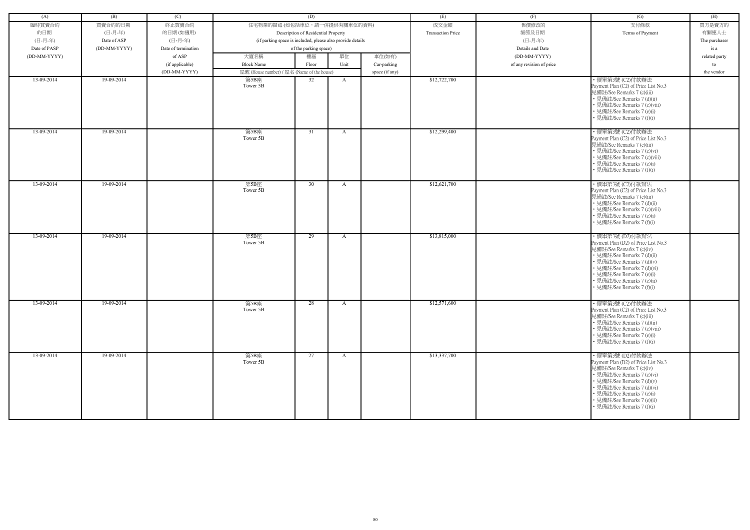| (A) | (B) | (C) | (D) | | | | (E) | (F) | (G) | (H) |
|---|---|---|---|---|---|---|---|---|---|---|
| 臨時買賣合約的日期 (日-月-年) Date of PASP (DD-MM-YYYY) | 買賣合約的日期 (日-月-年) Date of ASP (DD-MM-YYYY) | 終止買賣合約的日期 (如適用) (日-月-年) Date of termination of ASP (if applicable) (DD-MM-YYYY) | 住宅物業的描述 (如包括車位，請一併提供有關車位的資料) Description of Residential Property (if parking space is included, please also provide details of the parking space) | | | | 成交金額 Transaction Price | 售價修改的細節及日期 (日-月-年) Details and Date (DD-MM-YYYY) of any revision of price | 支付條款 Terms of Payment | 買方是賣方的有關連人士 The purchaser is a related party to the vendor |
| | | | 大廈名稱 Block Name | 樓層 Floor | 單位 Unit | 車位(如有) Car-parking space (if any) | | | | |
| | | | 屋號 (House number) / 屋名 (Name of the house) | | | | | | | |
| 13-09-2014 | 19-09-2014 | | 第5B座 Tower 5B | 32 | A | | $12,722,700 | | • 價單第3號 (C2)付款辦法 Payment Plan (C2) of Price List No.3 見備註/See Remarks 7 (c)(iii) • 見備註/See Remarks 7 (d)(ii) • 見備註/See Remarks 7 (c)(viii) • 見備註/See Remarks 7 (e)(i) • 見備註/See Remarks 7 (f)(i) | |
| 13-09-2014 | 19-09-2014 | | 第5B座 Tower 5B | 31 | A | | $12,299,400 | | • 價單第3號 (C2)付款辦法 Payment Plan (C2) of Price List No.3 見備註/See Remarks 7 (c)(iii) • 見備註/See Remarks 7 (c)(vi) • 見備註/See Remarks 7 (c)(viii) • 見備註/See Remarks 7 (e)(i) • 見備註/See Remarks 7 (f)(i) | |
| 13-09-2014 | 19-09-2014 | | 第5B座 Tower 5B | 30 | A | | $12,621,700 | | • 價單第3號 (C2)付款辦法 Payment Plan (C2) of Price List No.3 見備註/See Remarks 7 (c)(iii) • 見備註/See Remarks 7 (d)(ii) • 見備註/See Remarks 7 (c)(viii) • 見備註/See Remarks 7 (e)(i) • 見備註/See Remarks 7 (f)(i) | |
| 13-09-2014 | 19-09-2014 | | 第5B座 Tower 5B | 29 | A | | $13,815,000 | | • 價單第3號 (D2)付款辦法 Payment Plan (D2) of Price List No.3 見備註/See Remarks 7 (c)(iv) • 見備註/See Remarks 7 (d)(ii) • 見備註/See Remarks 7 (d)(v) • 見備註/See Remarks 7 (d)(vi) • 見備註/See Remarks 7 (e)(i) • 見備註/See Remarks 7 (e)(ii) • 見備註/See Remarks 7 (f)(i) | |
| 13-09-2014 | 19-09-2014 | | 第5B座 Tower 5B | 28 | A | | $12,571,600 | | • 價單第3號 (C2)付款辦法 Payment Plan (C2) of Price List No.3 見備註/See Remarks 7 (c)(iii) • 見備註/See Remarks 7 (d)(ii) • 見備註/See Remarks 7 (c)(viii) • 見備註/See Remarks 7 (e)(i) • 見備註/See Remarks 7 (f)(i) | |
| 13-09-2014 | 19-09-2014 | | 第5B座 Tower 5B | 27 | A | | $13,337,700 | | • 價單第3號 (D2)付款辦法 Payment Plan (D2) of Price List No.3 見備註/See Remarks 7 (c)(iv) • 見備註/See Remarks 7 (c)(vi) • 見備註/See Remarks 7 (d)(v) • 見備註/See Remarks 7 (d)(vi) • 見備註/See Remarks 7 (e)(i) • 見備註/See Remarks 7 (e)(ii) • 見備註/See Remarks 7 (f)(i) | |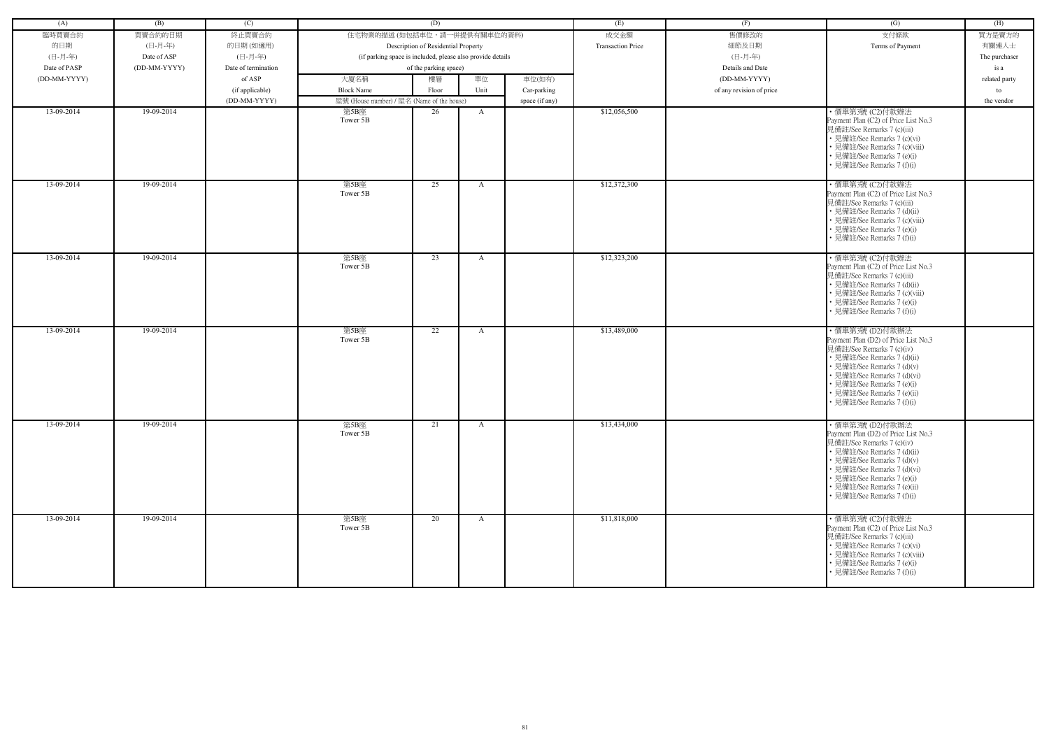| (A) | (B) | (C) | (D) | | | | (E) | (F) | (G) | (H) |
|---|---|---|---|---|---|---|---|---|---|---|
| 臨時買賣合約<br>的日期<br>(日-月-年)<br>Date of PASP<br>(DD-MM-YYYY) | 買賣合約的日期<br>(日-月-年)<br>Date of ASP<br>(DD-MM-YYYY) | 終止買賣合約<br>的日期 (如適用)<br>(日-月-年)<br>Date of termination<br>of ASP<br>(if applicable)<br>(DD-MM-YYYY) | 住宅物業的描述 (如包括車位，請一併提供有關車位的資料)<br>Description of Residential Property<br>(if parking space is included, please also provide details<br>of the parking space) | | | | 成交金額<br>Transaction Price | 售價修改的<br>細節及日期<br>(日-月-年)<br>Details and Date<br>(DD-MM-YYYY)<br>of any revision of price | 支付條款<br>Terms of Payment | 買方是賣方的<br>有關連人士<br>The purchaser<br>is a<br>related party<br>to<br>the vendor |
| | | | 大廈名稱<br>Block Name | 樓層<br>Floor | 單位<br>Unit | 車位(如有)<br>Car-parking<br>space (if any) | | | | |
| | | | 屋號 (House number) / 屋名 (Name of the house) | | | | | | | |
| 13-09-2014 | 19-09-2014 | | 第5B座<br>Tower 5B | 26 | A | | $12,056,500 | | • 價單第3號 (C2)付款辦法<br>Payment Plan (C2) of Price List No.3<br>見備註/See Remarks 7 (c)(iii)<br>• 見備註/See Remarks 7 (c)(vi)<br>• 見備註/See Remarks 7 (c)(viii)<br>• 見備註/See Remarks 7 (e)(i)<br>• 見備註/See Remarks 7 (f)(i) | |
| 13-09-2014 | 19-09-2014 | | 第5B座<br>Tower 5B | 25 | A | | $12,372,300 | | • 價單第3號 (C2)付款辦法<br>Payment Plan (C2) of Price List No.3<br>見備註/See Remarks 7 (c)(iii)<br>• 見備註/See Remarks 7 (d)(ii)<br>• 見備註/See Remarks 7 (c)(viii)<br>• 見備註/See Remarks 7 (e)(i)<br>• 見備註/See Remarks 7 (f)(i) | |
| 13-09-2014 | 19-09-2014 | | 第5B座<br>Tower 5B | 23 | A | | $12,323,200 | | • 價單第3號 (C2)付款辦法<br>Payment Plan (C2) of Price List No.3<br>見備註/See Remarks 7 (c)(iii)<br>• 見備註/See Remarks 7 (d)(ii)<br>• 見備註/See Remarks 7 (c)(viii)<br>• 見備註/See Remarks 7 (e)(i)<br>• 見備註/See Remarks 7 (f)(i) | |
| 13-09-2014 | 19-09-2014 | | 第5B座<br>Tower 5B | 22 | A | | $13,489,000 | | • 價單第3號 (D2)付款辦法<br>Payment Plan (D2) of Price List No.3<br>見備註/See Remarks 7 (c)(iv)<br>• 見備註/See Remarks 7 (d)(ii)<br>• 見備註/See Remarks 7 (d)(v)<br>• 見備註/See Remarks 7 (d)(vi)<br>• 見備註/See Remarks 7 (e)(i)<br>• 見備註/See Remarks 7 (e)(ii)<br>• 見備註/See Remarks 7 (f)(i) | |
| 13-09-2014 | 19-09-2014 | | 第5B座<br>Tower 5B | 21 | A | | $13,434,000 | | • 價單第3號 (D2)付款辦法<br>Payment Plan (D2) of Price List No.3<br>見備註/See Remarks 7 (c)(iv)<br>• 見備註/See Remarks 7 (d)(ii)<br>• 見備註/See Remarks 7 (d)(v)<br>• 見備註/See Remarks 7 (d)(vi)<br>• 見備註/See Remarks 7 (e)(i)<br>• 見備註/See Remarks 7 (e)(ii)<br>• 見備註/See Remarks 7 (f)(i) | |
| 13-09-2014 | 19-09-2014 | | 第5B座<br>Tower 5B | 20 | A | | $11,818,000 | | • 價單第3號 (C2)付款辦法<br>Payment Plan (C2) of Price List No.3<br>見備註/See Remarks 7 (c)(iii)<br>• 見備註/See Remarks 7 (c)(vi)<br>• 見備註/See Remarks 7 (c)(viii)<br>• 見備註/See Remarks 7 (e)(i)<br>• 見備註/See Remarks 7 (f)(i) | |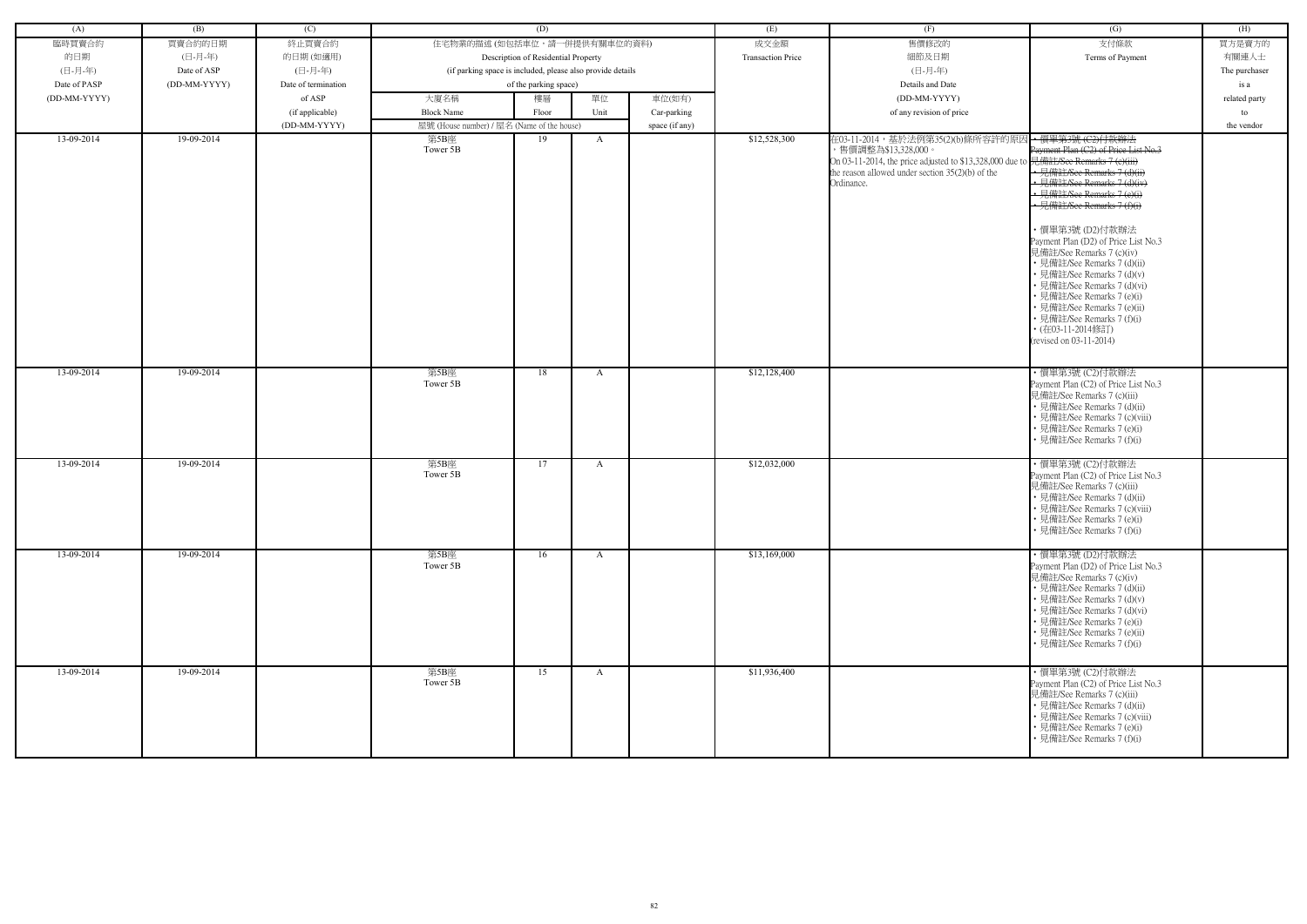| (A) | (B) | (C) | (D) | | | | (E) | (F) | (G) | (H) |
|---|---|---|---|---|---|---|---|---|---|---|
| 臨時買賣合約<br>的日期<br>(日-月-年)<br>Date of PASP<br>(DD-MM-YYYY) | 買賣合約的日期<br>(日-月-年)<br>Date of ASP<br>(DD-MM-YYYY) | 終止買賣合約<br>的日期 (如適用)<br>(日-月-年)<br>Date of termination<br>of ASP<br>(if applicable)<br>(DD-MM-YYYY) | 住宅物業的描述 (如包括車位，請一併提供有關車位的資料)<br>Description of Residential Property<br>(if parking space is included, please also provide details<br>of the parking space) | | | | 成交金額<br>Transaction Price | 售價修改的<br>細節及日期<br>(日-月-年)<br>Details and Date<br>(DD-MM-YYYY)<br>of any revision of price | 支付條款<br>Terms of Payment | 買方是賣方的<br>有關連人士<br>The purchaser<br>is a<br>related party<br>to<br>the vendor |
| | | | 大廈名稱<br>Block Name | 樓層<br>Floor | 單位<br>Unit | 車位(如有)<br>Car-parking<br>space (if any) | | | | |
| | | | 屋號 (House number) / 屋名 (Name of the house) | | | | | | | |
| 13-09-2014 | 19-09-2014 | | 第5B座<br>Tower 5B | 19 | A | | $12,528,300 | 在03-11-2014，基於法例第35(2)(b)條所容許的原因，售價調整為$13,328,000。<br>On 03-11-2014, the price adjusted to $13,328,000 due to the reason allowed under section 35(2)(b) of the Ordinance. | ~~• 價單第3號 (C2)付款辦法<br>Payment Plan (C2) of Price List No.3<br>見備註/See Remarks 7 (c)(iii)<br>• 見備註/See Remarks 7 (d)(ii)<br>• 見備註/See Remarks 7 (d)(iv)<br>• 見備註/See Remarks 7 (e)(i)<br>• 見備註/See Remarks 7 (f)(i)~~<br><br>• 價單第3號 (D2)付款辦法<br>Payment Plan (D2) of Price List No.3<br>見備註/See Remarks 7 (c)(iv)<br>• 見備註/See Remarks 7 (d)(ii)<br>• 見備註/See Remarks 7 (d)(v)<br>• 見備註/See Remarks 7 (d)(vi)<br>• 見備註/See Remarks 7 (e)(i)<br>• 見備註/See Remarks 7 (e)(ii)<br>• 見備註/See Remarks 7 (f)(i)<br>• (在03-11-2014修訂)<br>(revised on 03-11-2014) | |
| 13-09-2014 | 19-09-2014 | | 第5B座<br>Tower 5B | 18 | A | | $12,128,400 | | • 價單第3號 (C2)付款辦法<br>Payment Plan (C2) of Price List No.3<br>見備註/See Remarks 7 (c)(iii)<br>• 見備註/See Remarks 7 (d)(ii)<br>• 見備註/See Remarks 7 (c)(viii)<br>• 見備註/See Remarks 7 (e)(i)<br>• 見備註/See Remarks 7 (f)(i) | |
| 13-09-2014 | 19-09-2014 | | 第5B座<br>Tower 5B | 17 | A | | $12,032,000 | | • 價單第3號 (C2)付款辦法<br>Payment Plan (C2) of Price List No.3<br>見備註/See Remarks 7 (c)(iii)<br>• 見備註/See Remarks 7 (d)(ii)<br>• 見備註/See Remarks 7 (c)(viii)<br>• 見備註/See Remarks 7 (e)(i)<br>• 見備註/See Remarks 7 (f)(i) | |
| 13-09-2014 | 19-09-2014 | | 第5B座<br>Tower 5B | 16 | A | | $13,169,000 | | • 價單第3號 (D2)付款辦法<br>Payment Plan (D2) of Price List No.3<br>見備註/See Remarks 7 (c)(iv)<br>• 見備註/See Remarks 7 (d)(ii)<br>• 見備註/See Remarks 7 (d)(v)<br>• 見備註/See Remarks 7 (d)(vi)<br>• 見備註/See Remarks 7 (e)(i)<br>• 見備註/See Remarks 7 (e)(ii)<br>• 見備註/See Remarks 7 (f)(i) | |
| 13-09-2014 | 19-09-2014 | | 第5B座<br>Tower 5B | 15 | A | | $11,936,400 | | • 價單第3號 (C2)付款辦法<br>Payment Plan (C2) of Price List No.3<br>見備註/See Remarks 7 (c)(iii)<br>• 見備註/See Remarks 7 (d)(ii)<br>• 見備註/See Remarks 7 (c)(viii)<br>• 見備註/See Remarks 7 (e)(i)<br>• 見備註/See Remarks 7 (f)(i) | |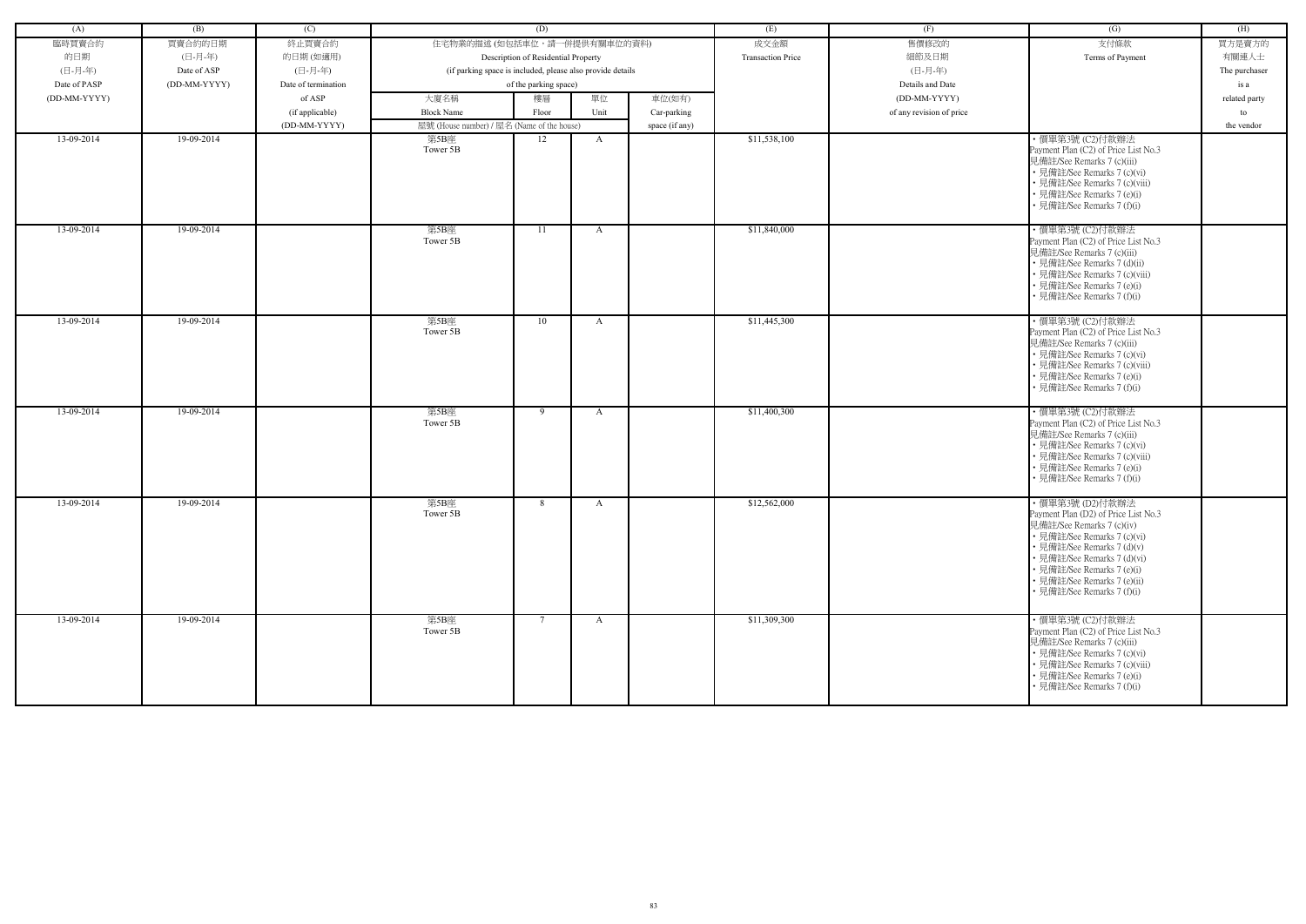| (A) | (B) | (C) | (D) | | | | (E) | (F) | (G) | (H) |
|---|---|---|---|---|---|---|---|---|---|---|
| 臨時買賣合約的日期 (日-月-年) Date of PASP (DD-MM-YYYY) | 買賣合約的日期 (日-月-年) Date of ASP (DD-MM-YYYY) | 終止買賣合約的日期 (如適用) (日-月-年) Date of termination of ASP (if applicable) (DD-MM-YYYY) | 住宅物業的描述 (如包括車位，請一併提供有關車位的資料) Description of Residential Property (if parking space is included, please also provide details of the parking space) | | | | 成交金額 Transaction Price | 售價修改的細節及日期 (日-月-年) Details and Date (DD-MM-YYYY) of any revision of price | 支付條款 Terms of Payment | 買方是賣方的有關連人士 The purchaser is a related party to the vendor |
| | | | 大廈名稱 Block Name | 樓層 Floor | 單位 Unit | 車位(如有) Car-parking space (if any) | | | | |
| | | | 屋號 (House number) / 屋名 (Name of the house) | | | | | | | |
| 13-09-2014 | 19-09-2014 | | 第5B座 Tower 5B | 12 | A | | $11,538,100 | | • 價單第3號 (C2)付款辦法 Payment Plan (C2) of Price List No.3 見備註/See Remarks 7 (c)(iii) • 見備註/See Remarks 7 (c)(vi) • 見備註/See Remarks 7 (c)(viii) • 見備註/See Remarks 7 (e)(i) • 見備註/See Remarks 7 (f)(i) | |
| 13-09-2014 | 19-09-2014 | | 第5B座 Tower 5B | 11 | A | | $11,840,000 | | • 價單第3號 (C2)付款辦法 Payment Plan (C2) of Price List No.3 見備註/See Remarks 7 (c)(iii) • 見備註/See Remarks 7 (d)(ii) • 見備註/See Remarks 7 (c)(viii) • 見備註/See Remarks 7 (e)(i) • 見備註/See Remarks 7 (f)(i) | |
| 13-09-2014 | 19-09-2014 | | 第5B座 Tower 5B | 10 | A | | $11,445,300 | | • 價單第3號 (C2)付款辦法 Payment Plan (C2) of Price List No.3 見備註/See Remarks 7 (c)(iii) • 見備註/See Remarks 7 (c)(vi) • 見備註/See Remarks 7 (c)(viii) • 見備註/See Remarks 7 (e)(i) • 見備註/See Remarks 7 (f)(i) | |
| 13-09-2014 | 19-09-2014 | | 第5B座 Tower 5B | 9 | A | | $11,400,300 | | • 價單第3號 (C2)付款辦法 Payment Plan (C2) of Price List No.3 見備註/See Remarks 7 (c)(iii) • 見備註/See Remarks 7 (c)(vi) • 見備註/See Remarks 7 (c)(viii) • 見備註/See Remarks 7 (e)(i) • 見備註/See Remarks 7 (f)(i) | |
| 13-09-2014 | 19-09-2014 | | 第5B座 Tower 5B | 8 | A | | $12,562,000 | | • 價單第3號 (D2)付款辦法 Payment Plan (D2) of Price List No.3 見備註/See Remarks 7 (c)(iv) • 見備註/See Remarks 7 (c)(vi) • 見備註/See Remarks 7 (d)(v) • 見備註/See Remarks 7 (d)(vi) • 見備註/See Remarks 7 (e)(i) • 見備註/See Remarks 7 (e)(ii) • 見備註/See Remarks 7 (f)(i) | |
| 13-09-2014 | 19-09-2014 | | 第5B座 Tower 5B | 7 | A | | $11,309,300 | | • 價單第3號 (C2)付款辦法 Payment Plan (C2) of Price List No.3 見備註/See Remarks 7 (c)(iii) • 見備註/See Remarks 7 (c)(vi) • 見備註/See Remarks 7 (c)(viii) • 見備註/See Remarks 7 (e)(i) • 見備註/See Remarks 7 (f)(i) | |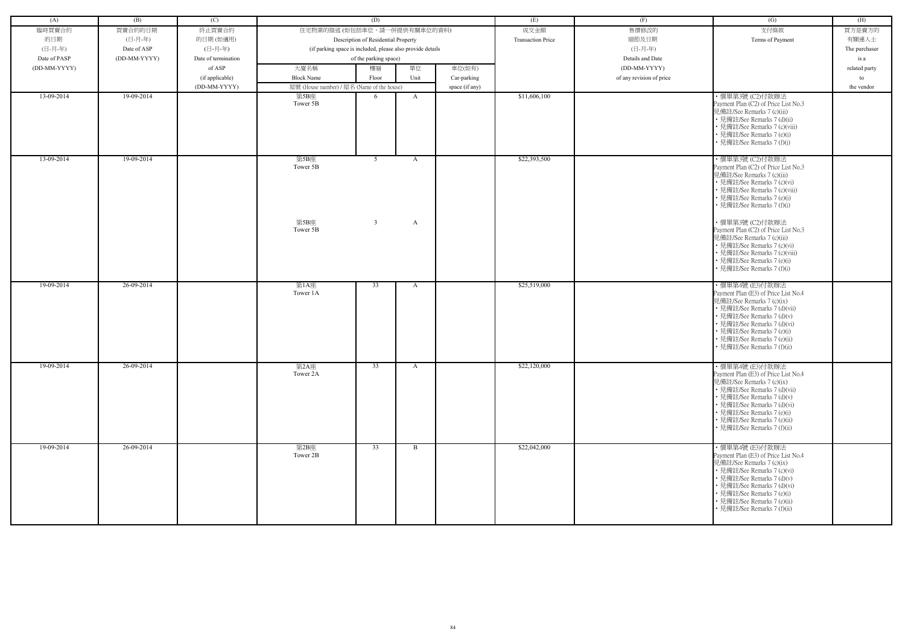| (A) | (B) | (C) | (D) | | | | (E) | (F) | (G) | (H) |
|---|---|---|---|---|---|---|---|---|---|---|
| 臨時買賣合約的日期 (日-月-年) Date of PASP (DD-MM-YYYY) | 買賣合約的日期 (日-月-年) Date of ASP (DD-MM-YYYY) | 終止買賣合約的日期 (如適用) (日-月-年) Date of termination of ASP (if applicable) (DD-MM-YYYY) | 住宅物業的描述 (如包括車位，請一併提供有關車位的資料) Description of Residential Property (if parking space is included, please also provide details of the parking space) | | | | 成交金額 Transaction Price | 售價修改的細節及日期 (日-月-年) Details and Date (DD-MM-YYYY) of any revision of price | 支付條款 Terms of Payment | 買方是賣方的有關連人士 The purchaser is a related party to the vendor |
| | | | 大廈名稱 Block Name | 樓層 Floor | 單位 Unit | 車位(如有) Car-parking space (if any) | | | | |
| | | | 屋號 (House number) / 屋名 (Name of the house) | | | | | | | |
| 13-09-2014 | 19-09-2014 | | 第5B座 Tower 5B | 6 | A | | $11,606,100 | | • 價單第3號 (C2)付款辦法 Payment Plan (C2) of Price List No.3 見備註/See Remarks 7 (c)(iii) • 見備註/See Remarks 7 (d)(ii) • 見備註/See Remarks 7 (c)(viii) • 見備註/See Remarks 7 (e)(i) • 見備註/See Remarks 7 (f)(i) | |
| 13-09-2014 | 19-09-2014 | | 第5B座 Tower 5B | 5 | A | | $22,393,500 | | • 價單第3號 (C2)付款辦法 Payment Plan (C2) of Price List No.3 見備註/See Remarks 7 (c)(iii) • 見備註/See Remarks 7 (c)(vi) • 見備註/See Remarks 7 (c)(viii) • 見備註/See Remarks 7 (e)(i) • 見備註/See Remarks 7 (f)(i) | |
| | | | 第5B座 Tower 5B | 3 | A | | | | • 價單第3號 (C2)付款辦法 Payment Plan (C2) of Price List No.3 見備註/See Remarks 7 (c)(iii) • 見備註/See Remarks 7 (c)(vi) • 見備註/See Remarks 7 (c)(viii) • 見備註/See Remarks 7 (e)(i) • 見備註/See Remarks 7 (f)(i) | |
| 19-09-2014 | 26-09-2014 | | 第1A座 Tower 1A | 33 | A | | $25,519,000 | | • 價單第4號 (E3)付款辦法 Payment Plan (E3) of Price List No.4 見備註/See Remarks 7 (c)(ix) • 見備註/See Remarks 7 (d)(vii) • 見備註/See Remarks 7 (d)(v) • 見備註/See Remarks 7 (d)(vi) • 見備註/See Remarks 7 (e)(i) • 見備註/See Remarks 7 (e)(ii) • 見備註/See Remarks 7 (f)(ii) | |
| 19-09-2014 | 26-09-2014 | | 第2A座 Tower 2A | 33 | A | | $22,120,000 | | • 價單第4號 (E3)付款辦法 Payment Plan (E3) of Price List No.4 見備註/See Remarks 7 (c)(ix) • 見備註/See Remarks 7 (d)(vii) • 見備註/See Remarks 7 (d)(v) • 見備註/See Remarks 7 (d)(vi) • 見備註/See Remarks 7 (e)(i) • 見備註/See Remarks 7 (e)(ii) • 見備註/See Remarks 7 (f)(ii) | |
| 19-09-2014 | 26-09-2014 | | 第2B座 Tower 2B | 33 | B | | $22,042,000 | | • 價單第4號 (E3)付款辦法 Payment Plan (E3) of Price List No.4 見備註/See Remarks 7 (c)(ix) • 見備註/See Remarks 7 (c)(vi) • 見備註/See Remarks 7 (d)(v) • 見備註/See Remarks 7 (d)(vi) • 見備註/See Remarks 7 (e)(i) • 見備註/See Remarks 7 (e)(ii) • 見備註/See Remarks 7 (f)(ii) | |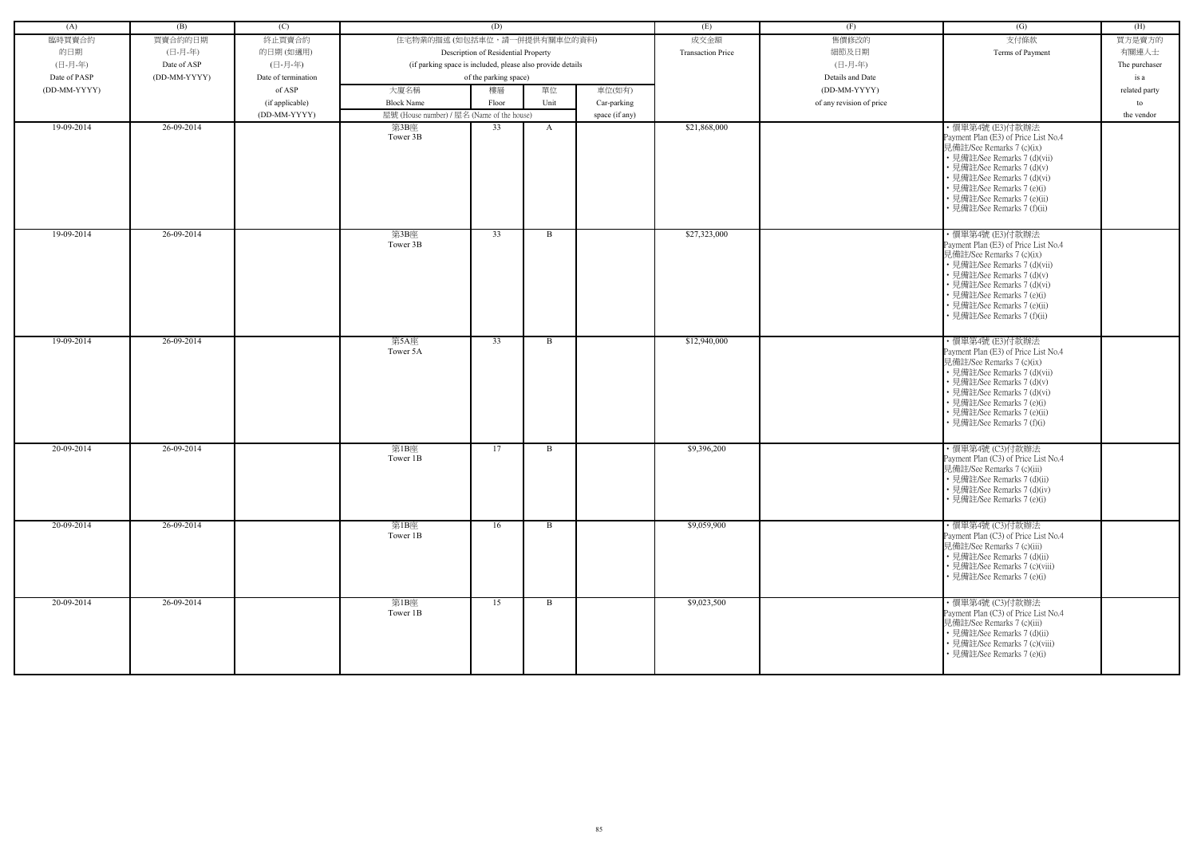| (A) | (B) | (C) | (D) | | | | (E) | (F) | (G) | (H) |
|---|---|---|---|---|---|---|---|---|---|---|
| 臨時買賣合約的日期 (日-月-年) Date of PASP (DD-MM-YYYY) | 買賣合約的日期 (日-月-年) Date of ASP (DD-MM-YYYY) | 終止買賣合約的日期 (如適用) (日-月-年) Date of termination of ASP (if applicable) (DD-MM-YYYY) | 住宅物業的描述 (如包括車位，請一併提供有關車位的資料) Description of Residential Property (if parking space is included, please also provide details of the parking space) | | | | 成交金額 Transaction Price | 售價修改的細節及日期 (日-月-年) Details and Date (DD-MM-YYYY) of any revision of price | 支付條款 Terms of Payment | 買方是賣方的有關連人士 The purchaser is a related party to the vendor |
| | | | 大廈名稱 Block Name 屋號 (House number) / 屋名 (Name of the house) | 樓層 Floor | 單位 Unit | 車位(如有) Car-parking space (if any) | | | | |
| 19-09-2014 | 26-09-2014 | | 第3B座 Tower 3B | 33 | A | | $21,868,000 | | • 價單第4號 (E3)付款辦法 Payment Plan (E3) of Price List No.4 見備註/See Remarks 7 (c)(ix) • 見備註/See Remarks 7 (d)(vii) • 見備註/See Remarks 7 (d)(v) • 見備註/See Remarks 7 (d)(vi) • 見備註/See Remarks 7 (e)(i) • 見備註/See Remarks 7 (e)(ii) • 見備註/See Remarks 7 (f)(ii) | |
| 19-09-2014 | 26-09-2014 | | 第3B座 Tower 3B | 33 | B | | $27,323,000 | | • 價單第4號 (E3)付款辦法 Payment Plan (E3) of Price List No.4 見備註/See Remarks 7 (c)(ix) • 見備註/See Remarks 7 (d)(vii) • 見備註/See Remarks 7 (d)(v) • 見備註/See Remarks 7 (d)(vi) • 見備註/See Remarks 7 (e)(i) • 見備註/See Remarks 7 (e)(ii) • 見備註/See Remarks 7 (f)(ii) | |
| 19-09-2014 | 26-09-2014 | | 第5A座 Tower 5A | 33 | B | | $12,940,000 | | • 價單第4號 (E3)付款辦法 Payment Plan (E3) of Price List No.4 見備註/See Remarks 7 (c)(ix) • 見備註/See Remarks 7 (d)(vii) • 見備註/See Remarks 7 (d)(v) • 見備註/See Remarks 7 (d)(vi) • 見備註/See Remarks 7 (e)(i) • 見備註/See Remarks 7 (e)(ii) • 見備註/See Remarks 7 (f)(i) | |
| 20-09-2014 | 26-09-2014 | | 第1B座 Tower 1B | 17 | B | | $9,396,200 | | • 價單第4號 (C3)付款辦法 Payment Plan (C3) of Price List No.4 見備註/See Remarks 7 (c)(iii) • 見備註/See Remarks 7 (d)(ii) • 見備註/See Remarks 7 (d)(iv) • 見備註/See Remarks 7 (e)(i) | |
| 20-09-2014 | 26-09-2014 | | 第1B座 Tower 1B | 16 | B | | $9,059,900 | | • 價單第4號 (C3)付款辦法 Payment Plan (C3) of Price List No.4 見備註/See Remarks 7 (c)(iii) • 見備註/See Remarks 7 (d)(ii) • 見備註/See Remarks 7 (c)(viii) • 見備註/See Remarks 7 (e)(i) | |
| 20-09-2014 | 26-09-2014 | | 第1B座 Tower 1B | 15 | B | | $9,023,500 | | • 價單第4號 (C3)付款辦法 Payment Plan (C3) of Price List No.4 見備註/See Remarks 7 (c)(iii) • 見備註/See Remarks 7 (d)(ii) • 見備註/See Remarks 7 (c)(viii) • 見備註/See Remarks 7 (e)(i) | |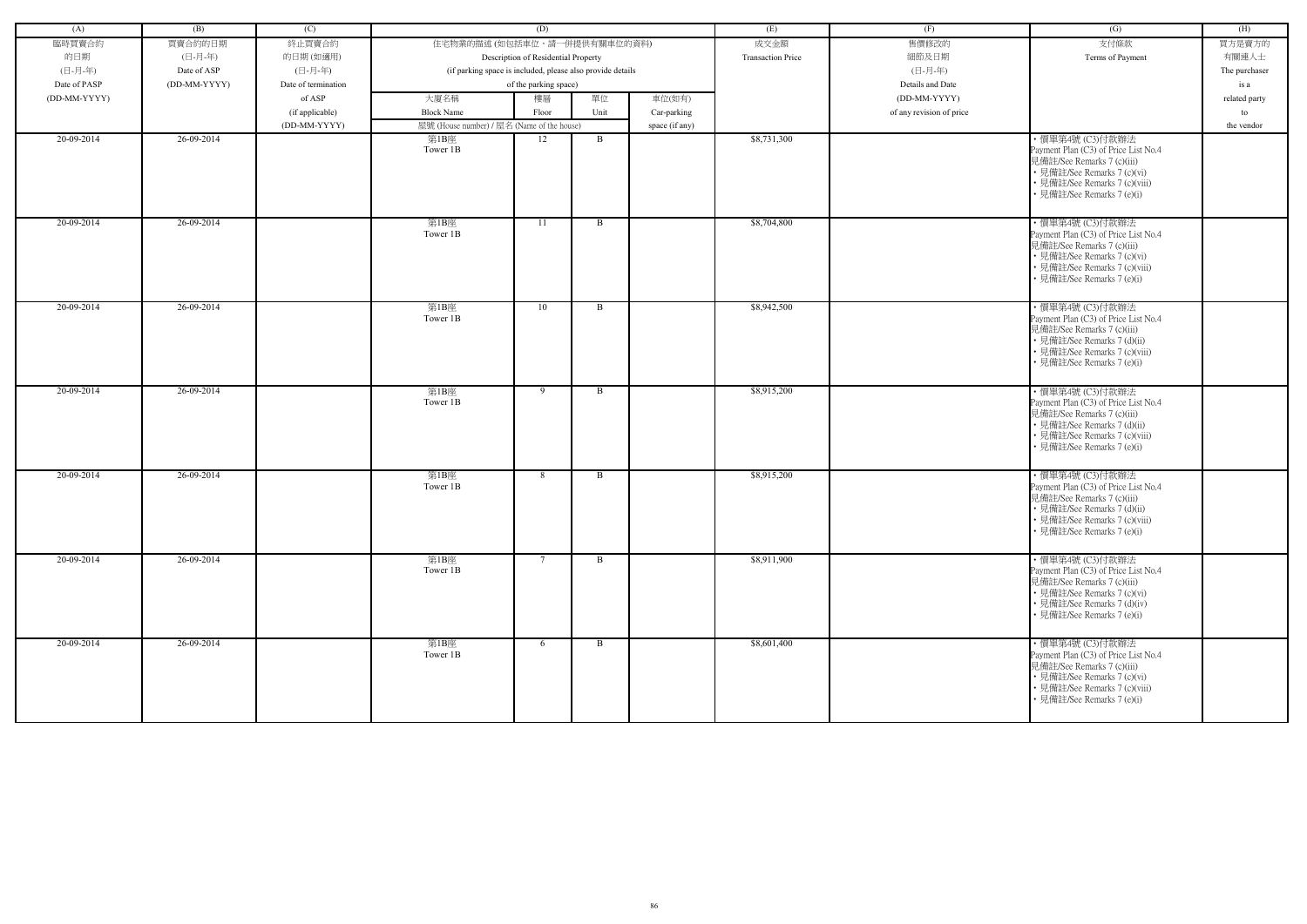| (A) | (B) | (C) | (D) | | | | (E) | (F) | (G) | (H) |
|---|---|---|---|---|---|---|---|---|---|---|
| 臨時買賣合約的日期 (日-月-年) Date of PASP (DD-MM-YYYY) | 買賣合約的日期 (日-月-年) Date of ASP (DD-MM-YYYY) | 終止買賣合約的日期 (如適用) (日-月-年) Date of termination of ASP (if applicable) (DD-MM-YYYY) | 住宅物業的描述 (如包括車位，請一併提供有關車位的資料) Description of Residential Property (if parking space is included, please also provide details of the parking space) | | | | 成交金額 Transaction Price | 售價修改的細節及日期 (日-月-年) Details and Date (DD-MM-YYYY) of any revision of price | 支付條款 Terms of Payment | 買方是賣方的有關連人士 The purchaser is a related party to the vendor |
| | | | 大廈名稱 Block Name | 樓層 Floor | 單位 Unit | 車位(如有) Car-parking space (if any) | | | | |
| | | | 屋號 (House number) / 屋名 (Name of the house) | | | | | | | |
| 20-09-2014 | 26-09-2014 | | 第1B座 Tower 1B | 12 | B | | $8,731,300 | | • 價單第4號 (C3)付款辦法 Payment Plan (C3) of Price List No.4 見備註/See Remarks 7 (c)(iii) • 見備註/See Remarks 7 (c)(vi) • 見備註/See Remarks 7 (c)(viii) • 見備註/See Remarks 7 (e)(i) | |
| 20-09-2014 | 26-09-2014 | | 第1B座 Tower 1B | 11 | B | | $8,704,800 | | • 價單第4號 (C3)付款辦法 Payment Plan (C3) of Price List No.4 見備註/See Remarks 7 (c)(iii) • 見備註/See Remarks 7 (c)(vi) • 見備註/See Remarks 7 (c)(viii) • 見備註/See Remarks 7 (e)(i) | |
| 20-09-2014 | 26-09-2014 | | 第1B座 Tower 1B | 10 | B | | $8,942,500 | | • 價單第4號 (C3)付款辦法 Payment Plan (C3) of Price List No.4 見備註/See Remarks 7 (c)(iii) • 見備註/See Remarks 7 (d)(ii) • 見備註/See Remarks 7 (c)(viii) • 見備註/See Remarks 7 (e)(i) | |
| 20-09-2014 | 26-09-2014 | | 第1B座 Tower 1B | 9 | B | | $8,915,200 | | • 價單第4號 (C3)付款辦法 Payment Plan (C3) of Price List No.4 見備註/See Remarks 7 (c)(iii) • 見備註/See Remarks 7 (d)(ii) • 見備註/See Remarks 7 (c)(viii) • 見備註/See Remarks 7 (e)(i) | |
| 20-09-2014 | 26-09-2014 | | 第1B座 Tower 1B | 8 | B | | $8,915,200 | | • 價單第4號 (C3)付款辦法 Payment Plan (C3) of Price List No.4 見備註/See Remarks 7 (c)(iii) • 見備註/See Remarks 7 (d)(ii) • 見備註/See Remarks 7 (c)(viii) • 見備註/See Remarks 7 (e)(i) | |
| 20-09-2014 | 26-09-2014 | | 第1B座 Tower 1B | 7 | B | | $8,911,900 | | • 價單第4號 (C3)付款辦法 Payment Plan (C3) of Price List No.4 見備註/See Remarks 7 (c)(iii) • 見備註/See Remarks 7 (c)(vi) • 見備註/See Remarks 7 (d)(iv) • 見備註/See Remarks 7 (e)(i) | |
| 20-09-2014 | 26-09-2014 | | 第1B座 Tower 1B | 6 | B | | $8,601,400 | | • 價單第4號 (C3)付款辦法 Payment Plan (C3) of Price List No.4 見備註/See Remarks 7 (c)(iii) • 見備註/See Remarks 7 (c)(vi) • 見備註/See Remarks 7 (c)(viii) • 見備註/See Remarks 7 (e)(i) | |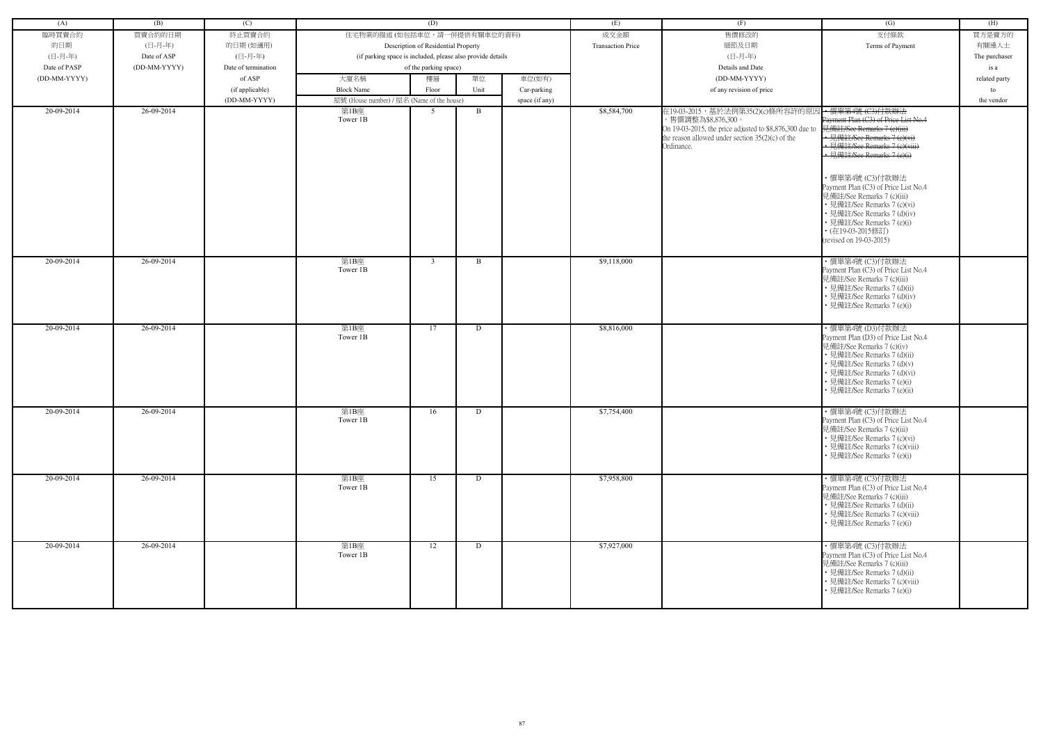| (A) | (B) | (C) | (D) | | | | (E) | (F) | (G) | (H) |
|---|---|---|---|---|---|---|---|---|---|---|
| 臨時買賣合約的日期 (日-月-年) Date of PASP (DD-MM-YYYY) | 買賣合約的日期 (日-月-年) Date of ASP (DD-MM-YYYY) | 終止買賣合約的日期 (如適用) (日-月-年) Date of termination of ASP (if applicable) (DD-MM-YYYY) | 住宅物業的描述 (如包括車位，請一併提供有關車位的資料) Description of Residential Property (if parking space is included, please also provide details of the parking space) | | | | 成交金額 Transaction Price | 售價修改的細節及日期 (日-月-年) Details and Date (DD-MM-YYYY) of any revision of price | 支付條款 Terms of Payment | 買方是賣方的有關連人士 The purchaser is a related party to the vendor |
| | | | 大廈名稱 Block Name | 樓層 Floor | 單位 Unit | 車位(如有) Car-parking space (if any) | | | | |
| | | | 屋號 (House number) / 屋名 (Name of the house) | | | | | | | |
| 20-09-2014 | 26-09-2014 | | 第1B座 Tower 1B | 5 | B | | $8,584,700 | 在19-03-2015，基於法例第35(2)(c)條所容許的原因，售價調整為$8,876,300。 On 19-03-2015, the price adjusted to $8,876,300 due to the reason allowed under section 35(2)(c) of the Ordinance. | ~~• 價單第4號 (C3)付款辦法 Payment Plan (C3) of Price List No.4 見備註/See Remarks 7 (c)(iii) • 見備註/See Remarks 7 (c)(vi) • 見備註/See Remarks 7 (c)(viii) • 見備註/See Remarks 7 (e)(i)~~ • 價單第4號 (C3)付款辦法 Payment Plan (C3) of Price List No.4 見備註/See Remarks 7 (c)(iii) • 見備註/See Remarks 7 (c)(vi) • 見備註/See Remarks 7 (d)(iv) • 見備註/See Remarks 7 (e)(i) • (在19-03-2015修訂) (revised on 19-03-2015) | |
| 20-09-2014 | 26-09-2014 | | 第1B座 Tower 1B | 3 | B | | $9,118,000 | | • 價單第4號 (C3)付款辦法 Payment Plan (C3) of Price List No.4 見備註/See Remarks 7 (c)(iii) • 見備註/See Remarks 7 (d)(ii) • 見備註/See Remarks 7 (d)(iv) • 見備註/See Remarks 7 (e)(i) | |
| 20-09-2014 | 26-09-2014 | | 第1B座 Tower 1B | 17 | D | | $8,816,000 | | • 價單第4號 (D3)付款辦法 Payment Plan (D3) of Price List No.4 見備註/See Remarks 7 (c)(iv) • 見備註/See Remarks 7 (d)(ii) • 見備註/See Remarks 7 (d)(v) • 見備註/See Remarks 7 (d)(vi) • 見備註/See Remarks 7 (e)(i) • 見備註/See Remarks 7 (e)(ii) | |
| 20-09-2014 | 26-09-2014 | | 第1B座 Tower 1B | 16 | D | | $7,754,400 | | • 價單第4號 (C3)付款辦法 Payment Plan (C3) of Price List No.4 見備註/See Remarks 7 (c)(iii) • 見備註/See Remarks 7 (c)(vi) • 見備註/See Remarks 7 (c)(viii) • 見備註/See Remarks 7 (e)(i) | |
| 20-09-2014 | 26-09-2014 | | 第1B座 Tower 1B | 15 | D | | $7,958,800 | | • 價單第4號 (C3)付款辦法 Payment Plan (C3) of Price List No.4 見備註/See Remarks 7 (c)(iii) • 見備註/See Remarks 7 (d)(ii) • 見備註/See Remarks 7 (c)(viii) • 見備註/See Remarks 7 (e)(i) | |
| 20-09-2014 | 26-09-2014 | | 第1B座 Tower 1B | 12 | D | | $7,927,000 | | • 價單第4號 (C3)付款辦法 Payment Plan (C3) of Price List No.4 見備註/See Remarks 7 (c)(iii) • 見備註/See Remarks 7 (d)(ii) • 見備註/See Remarks 7 (c)(viii) • 見備註/See Remarks 7 (e)(i) | |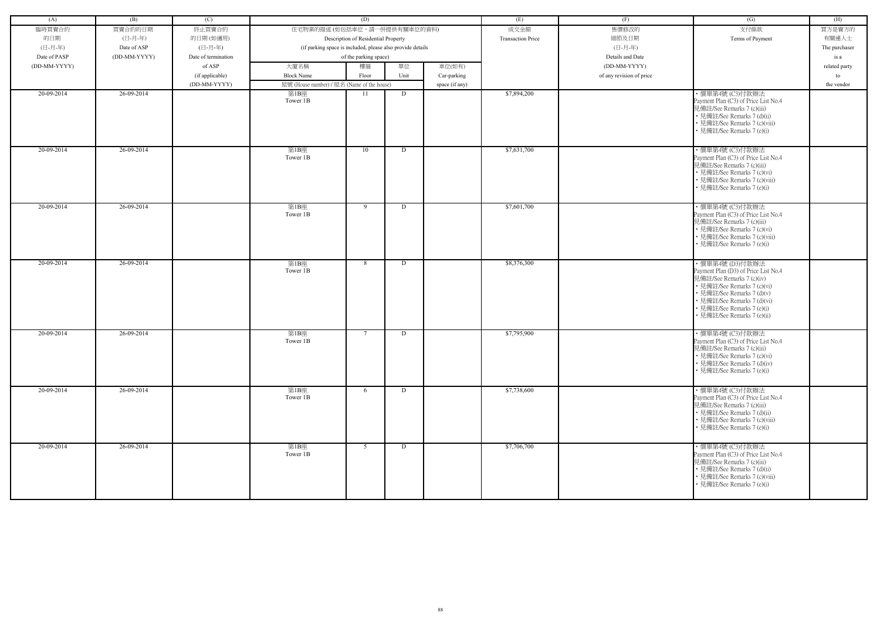| (A) | (B) | (C) | (D) | | | | (E) | (F) | (G) | (H) |
|---|---|---|---|---|---|---|---|---|---|---|
| 臨時買賣合約的日期 (日-月-年) Date of PASP (DD-MM-YYYY) | 買賣合約的日期 (日-月-年) Date of ASP (DD-MM-YYYY) | 終止買賣合約的日期 (如適用) (日-月-年) Date of termination of ASP (if applicable) (DD-MM-YYYY) | 住宅物業的描述 (如包括車位，請一併提供有關車位的資料) Description of Residential Property (if parking space is included, please also provide details of the parking space) | | | | 成交金額 Transaction Price | 售價修改的細節及日期 (日-月-年) Details and Date (DD-MM-YYYY) of any revision of price | 支付條款 Terms of Payment | 買方是賣方的有關連人士 The purchaser is a related party to the vendor |
| | | | 大廈名稱 Block Name | 樓層 Floor | 單位 Unit | 車位(如有) Car-parking space (if any) | | | | |
| | | | 屋號 (House number) / 屋名 (Name of the house) | | | | | | | |
| 20-09-2014 | 26-09-2014 | | 第1B座 Tower 1B | 11 | D | | $7,894,200 | | • 價單第4號 (C3)付款辦法 Payment Plan (C3) of Price List No.4 見備註/See Remarks 7 (c)(iii) • 見備註/See Remarks 7 (d)(ii) • 見備註/See Remarks 7 (c)(viii) • 見備註/See Remarks 7 (e)(i) | |
| 20-09-2014 | 26-09-2014 | | 第1B座 Tower 1B | 10 | D | | $7,631,700 | | • 價單第4號 (C3)付款辦法 Payment Plan (C3) of Price List No.4 見備註/See Remarks 7 (c)(iii) • 見備註/See Remarks 7 (c)(vi) • 見備註/See Remarks 7 (c)(viii) • 見備註/See Remarks 7 (e)(i) | |
| 20-09-2014 | 26-09-2014 | | 第1B座 Tower 1B | 9 | D | | $7,601,700 | | • 價單第4號 (C3)付款辦法 Payment Plan (C3) of Price List No.4 見備註/See Remarks 7 (c)(iii) • 見備註/See Remarks 7 (c)(vi) • 見備註/See Remarks 7 (c)(viii) • 見備註/See Remarks 7 (e)(i) | |
| 20-09-2014 | 26-09-2014 | | 第1B座 Tower 1B | 8 | D | | $8,376,300 | | • 價單第4號 (D3)付款辦法 Payment Plan (D3) of Price List No.4 見備註/See Remarks 7 (c)(iv) • 見備註/See Remarks 7 (c)(vi) • 見備註/See Remarks 7 (d)(v) • 見備註/See Remarks 7 (d)(vi) • 見備註/See Remarks 7 (e)(i) • 見備註/See Remarks 7 (e)(ii) | |
| 20-09-2014 | 26-09-2014 | | 第1B座 Tower 1B | 7 | D | | $7,795,900 | | • 價單第4號 (C3)付款辦法 Payment Plan (C3) of Price List No.4 見備註/See Remarks 7 (c)(iii) • 見備註/See Remarks 7 (c)(vi) • 見備註/See Remarks 7 (d)(iv) • 見備註/See Remarks 7 (e)(i) | |
| 20-09-2014 | 26-09-2014 | | 第1B座 Tower 1B | 6 | D | | $7,738,600 | | • 價單第4號 (C3)付款辦法 Payment Plan (C3) of Price List No.4 見備註/See Remarks 7 (c)(iii) • 見備註/See Remarks 7 (d)(ii) • 見備註/See Remarks 7 (c)(viii) • 見備註/See Remarks 7 (e)(i) | |
| 20-09-2014 | 26-09-2014 | | 第1B座 Tower 1B | 5 | D | | $7,706,700 | | • 價單第4號 (C3)付款辦法 Payment Plan (C3) of Price List No.4 見備註/See Remarks 7 (c)(iii) • 見備註/See Remarks 7 (d)(ii) • 見備註/See Remarks 7 (c)(viii) • 見備註/See Remarks 7 (e)(i) | |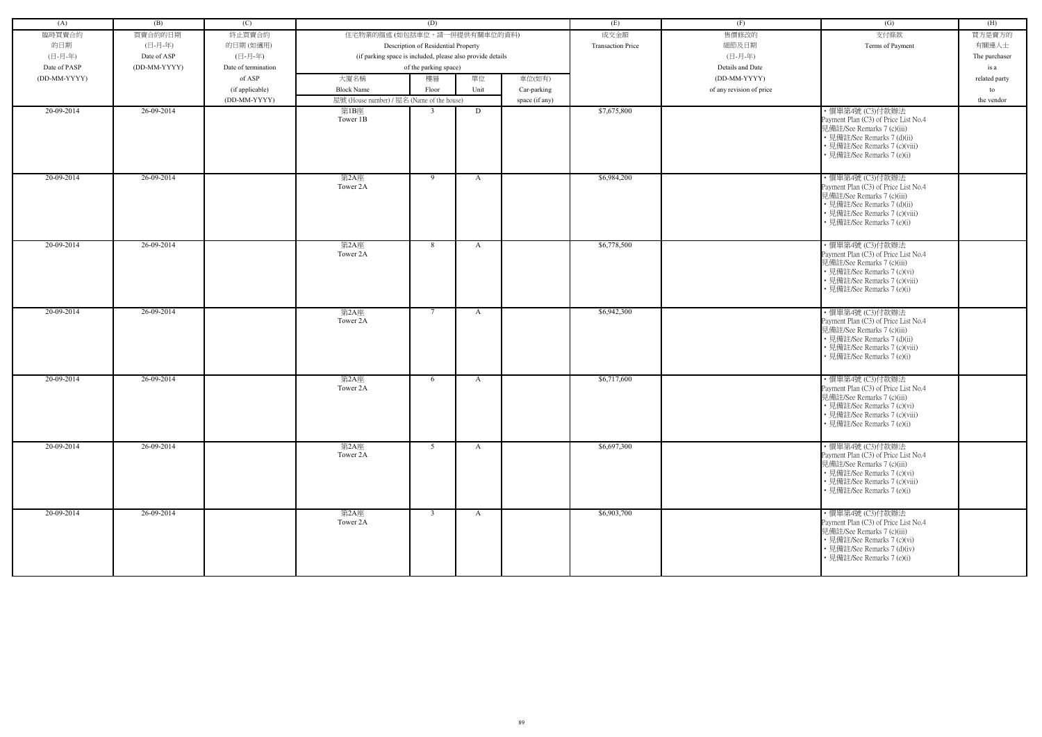| (A) | (B) | (C) | (D) | | | | (E) | (F) | (G) | (H) |
|---|---|---|---|---|---|---|---|---|---|---|
| 臨時買賣合約的日期 (日-月-年) Date of PASP (DD-MM-YYYY) | 買賣合約的日期 (日-月-年) Date of ASP (DD-MM-YYYY) | 終止買賣合約的日期 (如適用) (日-月-年) Date of termination of ASP (if applicable) (DD-MM-YYYY) | 住宅物業的描述 (如包括車位，請一併提供有關車位的資料) Description of Residential Property (if parking space is included, please also provide details of the parking space) | | | | 成交金額 Transaction Price | 售價修改的細節及日期 (日-月-年) Details and Date (DD-MM-YYYY) of any revision of price | 支付條款 Terms of Payment | 買方是賣方的有關連人士 The purchaser is a related party to the vendor |
| | | | 大廈名稱 Block Name | 樓層 Floor | 單位 Unit | 車位(如有) Car-parking space (if any) | | | | |
| | | | 屋號 (House number) / 屋名 (Name of the house) | | | | | | | |
| 20-09-2014 | 26-09-2014 | | 第1B座 Tower 1B | 3 | D | | $7,675,800 | | • 價單第4號 (C3)付款辦法 Payment Plan (C3) of Price List No.4<br>見備註/See Remarks 7 (c)(iii)<br>• 見備註/See Remarks 7 (d)(ii)<br>• 見備註/See Remarks 7 (c)(viii)<br>• 見備註/See Remarks 7 (e)(i) | |
| 20-09-2014 | 26-09-2014 | | 第2A座 Tower 2A | 9 | A | | $6,984,200 | | • 價單第4號 (C3)付款辦法 Payment Plan (C3) of Price List No.4<br>見備註/See Remarks 7 (c)(iii)<br>• 見備註/See Remarks 7 (d)(ii)<br>• 見備註/See Remarks 7 (c)(viii)<br>• 見備註/See Remarks 7 (e)(i) | |
| 20-09-2014 | 26-09-2014 | | 第2A座 Tower 2A | 8 | A | | $6,778,500 | | • 價單第4號 (C3)付款辦法 Payment Plan (C3) of Price List No.4<br>見備註/See Remarks 7 (c)(iii)<br>• 見備註/See Remarks 7 (c)(vi)<br>• 見備註/See Remarks 7 (c)(viii)<br>• 見備註/See Remarks 7 (e)(i) | |
| 20-09-2014 | 26-09-2014 | | 第2A座 Tower 2A | 7 | A | | $6,942,300 | | • 價單第4號 (C3)付款辦法 Payment Plan (C3) of Price List No.4<br>見備註/See Remarks 7 (c)(iii)<br>• 見備註/See Remarks 7 (d)(ii)<br>• 見備註/See Remarks 7 (c)(viii)<br>• 見備註/See Remarks 7 (e)(i) | |
| 20-09-2014 | 26-09-2014 | | 第2A座 Tower 2A | 6 | A | | $6,717,600 | | • 價單第4號 (C3)付款辦法 Payment Plan (C3) of Price List No.4<br>見備註/See Remarks 7 (c)(iii)<br>• 見備註/See Remarks 7 (c)(vi)<br>• 見備註/See Remarks 7 (c)(viii)<br>• 見備註/See Remarks 7 (e)(i) | |
| 20-09-2014 | 26-09-2014 | | 第2A座 Tower 2A | 5 | A | | $6,697,300 | | • 價單第4號 (C3)付款辦法 Payment Plan (C3) of Price List No.4<br>見備註/See Remarks 7 (c)(iii)<br>• 見備註/See Remarks 7 (c)(vi)<br>• 見備註/See Remarks 7 (c)(viii)<br>• 見備註/See Remarks 7 (e)(i) | |
| 20-09-2014 | 26-09-2014 | | 第2A座 Tower 2A | 3 | A | | $6,903,700 | | • 價單第4號 (C3)付款辦法 Payment Plan (C3) of Price List No.4<br>見備註/See Remarks 7 (c)(iii)<br>• 見備註/See Remarks 7 (c)(vi)<br>• 見備註/See Remarks 7 (d)(iv)<br>• 見備註/See Remarks 7 (e)(i) | |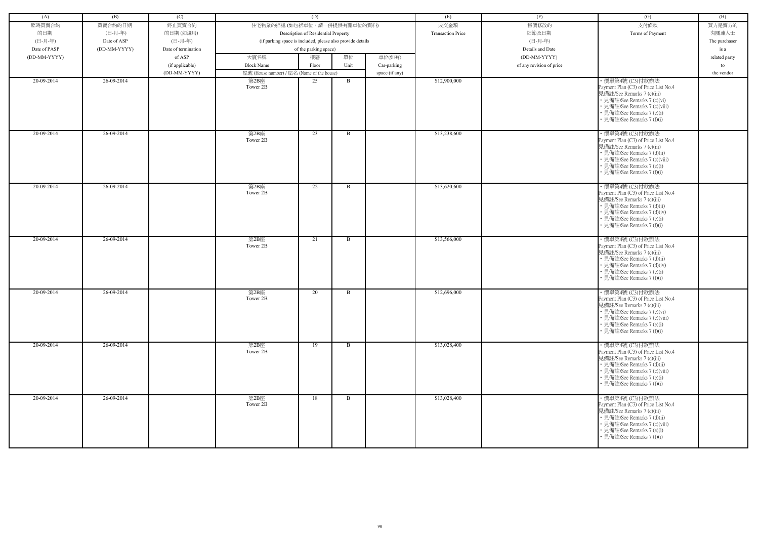| (A) | (B) | (C) | (D) | | | | (E) | (F) | (G) | (H) |
|---|---|---|---|---|---|---|---|---|---|---|
| 臨時買賣合約的日期 (日-月-年) Date of PASP (DD-MM-YYYY) | 買賣合約的日期 (日-月-年) Date of ASP (DD-MM-YYYY) | 終止買賣合約的日期 (如適用) (日-月-年) Date of termination of ASP (if applicable) (DD-MM-YYYY) | 住宅物業的描述 (如包括車位，請一併提供有關車位的資料) Description of Residential Property (if parking space is included, please also provide details of the parking space) | | | | 成交金額 Transaction Price | 售價修改的細節及日期 (日-月-年) Details and Date (DD-MM-YYYY) of any revision of price | 支付條款 Terms of Payment | 買方是賣方的有關連人士 The purchaser is a related party to the vendor |
| | | | 大廈名稱 Block Name 屋號 (House number) / 屋名 (Name of the house) | 樓層 Floor | 單位 Unit | 車位(如有) Car-parking space (if any) | | | | |
| 20-09-2014 | 26-09-2014 | | 第2B座 Tower 2B | 25 | B | | $12,900,000 | | • 價單第4號 (C3)付款辦法 Payment Plan (C3) of Price List No.4 見備註/See Remarks 7 (c)(iii) • 見備註/See Remarks 7 (c)(vi) • 見備註/See Remarks 7 (c)(viii) • 見備註/See Remarks 7 (e)(i) • 見備註/See Remarks 7 (f)(i) | |
| 20-09-2014 | 26-09-2014 | | 第2B座 Tower 2B | 23 | B | | $13,238,600 | | • 價單第4號 (C3)付款辦法 Payment Plan (C3) of Price List No.4 見備註/See Remarks 7 (c)(iii) • 見備註/See Remarks 7 (d)(ii) • 見備註/See Remarks 7 (c)(viii) • 見備註/See Remarks 7 (e)(i) • 見備註/See Remarks 7 (f)(i) | |
| 20-09-2014 | 26-09-2014 | | 第2B座 Tower 2B | 22 | B | | $13,620,600 | | • 價單第4號 (C3)付款辦法 Payment Plan (C3) of Price List No.4 見備註/See Remarks 7 (c)(iii) • 見備註/See Remarks 7 (d)(ii) • 見備註/See Remarks 7 (d)(iv) • 見備註/See Remarks 7 (e)(i) • 見備註/See Remarks 7 (f)(i) | |
| 20-09-2014 | 26-09-2014 | | 第2B座 Tower 2B | 21 | B | | $13,566,000 | | • 價單第4號 (C3)付款辦法 Payment Plan (C3) of Price List No.4 見備註/See Remarks 7 (c)(iii) • 見備註/See Remarks 7 (d)(ii) • 見備註/See Remarks 7 (d)(iv) • 見備註/See Remarks 7 (e)(i) • 見備註/See Remarks 7 (f)(i) | |
| 20-09-2014 | 26-09-2014 | | 第2B座 Tower 2B | 20 | B | | $12,696,000 | | • 價單第4號 (C3)付款辦法 Payment Plan (C3) of Price List No.4 見備註/See Remarks 7 (c)(iii) • 見備註/See Remarks 7 (c)(vi) • 見備註/See Remarks 7 (c)(viii) • 見備註/See Remarks 7 (e)(i) • 見備註/See Remarks 7 (f)(i) | |
| 20-09-2014 | 26-09-2014 | | 第2B座 Tower 2B | 19 | B | | $13,028,400 | | • 價單第4號 (C3)付款辦法 Payment Plan (C3) of Price List No.4 見備註/See Remarks 7 (c)(iii) • 見備註/See Remarks 7 (d)(ii) • 見備註/See Remarks 7 (c)(viii) • 見備註/See Remarks 7 (e)(i) • 見備註/See Remarks 7 (f)(i) | |
| 20-09-2014 | 26-09-2014 | | 第2B座 Tower 2B | 18 | B | | $13,028,400 | | • 價單第4號 (C3)付款辦法 Payment Plan (C3) of Price List No.4 見備註/See Remarks 7 (c)(iii) • 見備註/See Remarks 7 (d)(ii) • 見備註/See Remarks 7 (c)(viii) • 見備註/See Remarks 7 (e)(i) • 見備註/See Remarks 7 (f)(i) | |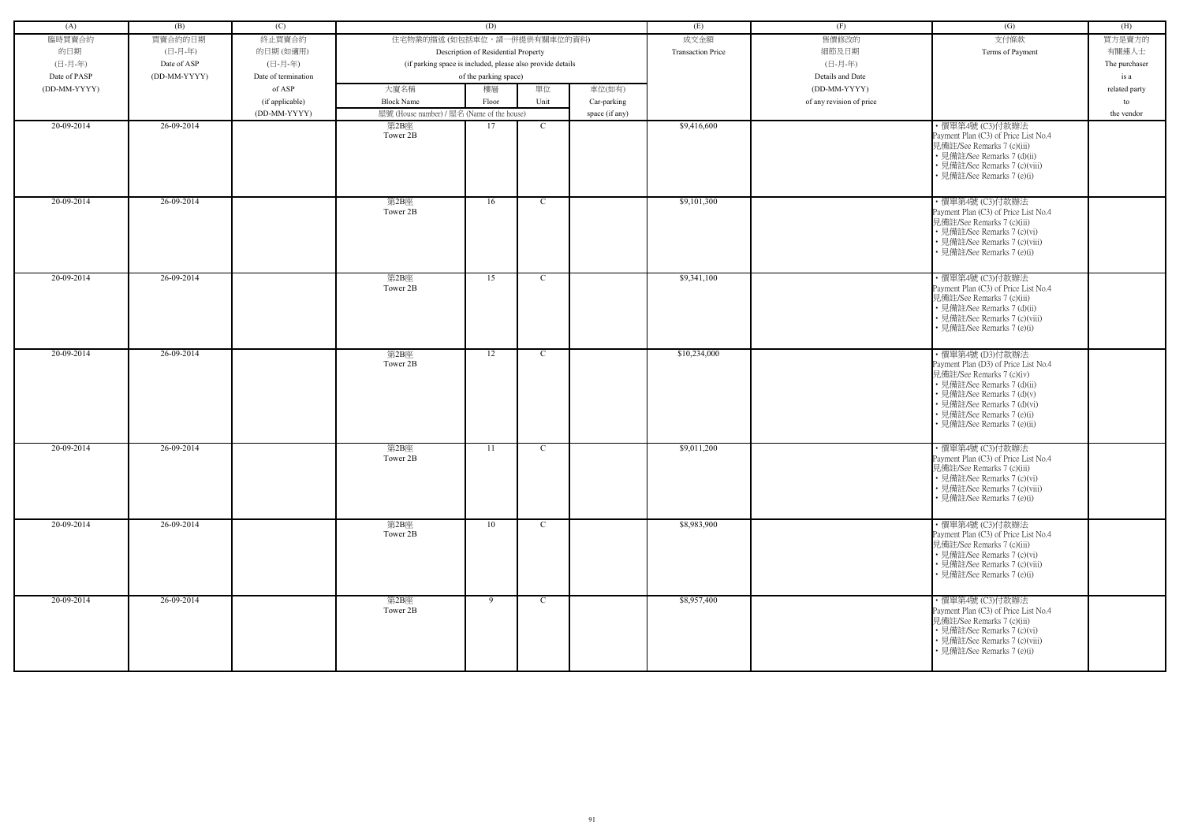| (A) | (B) | (C) | (D) | | | | (E) | (F) | (G) | (H) |
|---|---|---|---|---|---|---|---|---|---|---|
| 臨時買賣合約的日期 (日-月-年) Date of PASP (DD-MM-YYYY) | 買賣合約的日期 (日-月-年) Date of ASP (DD-MM-YYYY) | 終止買賣合約的日期 (如適用) (日-月-年) Date of termination of ASP (if applicable) (DD-MM-YYYY) | 住宅物業的描述 (如包括車位，請一併提供有關車位的資料) Description of Residential Property (if parking space is included, please also provide details of the parking space) | | | | 成交金額 Transaction Price | 售價修改的細節及日期 (日-月-年) Details and Date (DD-MM-YYYY) of any revision of price | 支付條款 Terms of Payment | 買方是賣方的有關連人士 The purchaser is a related party to the vendor |
| | | | 大廈名稱 Block Name | 樓層 Floor | 單位 Unit | 車位(如有) Car-parking space (if any) | | | | |
| | | | 屋號 (House number) / 屋名 (Name of the house) | | | | | | | |
| 20-09-2014 | 26-09-2014 | | 第2B座 Tower 2B | 17 | C | | $9,416,600 | | • 價單第4號 (C3)付款辦法 Payment Plan (C3) of Price List No.4 見備註/See Remarks 7 (c)(iii) • 見備註/See Remarks 7 (d)(ii) • 見備註/See Remarks 7 (c)(viii) • 見備註/See Remarks 7 (e)(i) | |
| 20-09-2014 | 26-09-2014 | | 第2B座 Tower 2B | 16 | C | | $9,101,300 | | • 價單第4號 (C3)付款辦法 Payment Plan (C3) of Price List No.4 見備註/See Remarks 7 (c)(iii) • 見備註/See Remarks 7 (c)(vi) • 見備註/See Remarks 7 (c)(viii) • 見備註/See Remarks 7 (e)(i) | |
| 20-09-2014 | 26-09-2014 | | 第2B座 Tower 2B | 15 | C | | $9,341,100 | | • 價單第4號 (C3)付款辦法 Payment Plan (C3) of Price List No.4 見備註/See Remarks 7 (c)(iii) • 見備註/See Remarks 7 (d)(ii) • 見備註/See Remarks 7 (c)(viii) • 見備註/See Remarks 7 (e)(i) | |
| 20-09-2014 | 26-09-2014 | | 第2B座 Tower 2B | 12 | C | | $10,234,000 | | • 價單第4號 (D3)付款辦法 Payment Plan (D3) of Price List No.4 見備註/See Remarks 7 (c)(iv) • 見備註/See Remarks 7 (d)(ii) • 見備註/See Remarks 7 (d)(v) • 見備註/See Remarks 7 (d)(vi) • 見備註/See Remarks 7 (e)(i) • 見備註/See Remarks 7 (e)(ii) | |
| 20-09-2014 | 26-09-2014 | | 第2B座 Tower 2B | 11 | C | | $9,011,200 | | • 價單第4號 (C3)付款辦法 Payment Plan (C3) of Price List No.4 見備註/See Remarks 7 (c)(iii) • 見備註/See Remarks 7 (c)(vi) • 見備註/See Remarks 7 (c)(viii) • 見備註/See Remarks 7 (e)(i) | |
| 20-09-2014 | 26-09-2014 | | 第2B座 Tower 2B | 10 | C | | $8,983,900 | | • 價單第4號 (C3)付款辦法 Payment Plan (C3) of Price List No.4 見備註/See Remarks 7 (c)(iii) • 見備註/See Remarks 7 (c)(vi) • 見備註/See Remarks 7 (c)(viii) • 見備註/See Remarks 7 (e)(i) | |
| 20-09-2014 | 26-09-2014 | | 第2B座 Tower 2B | 9 | C | | $8,957,400 | | • 價單第4號 (C3)付款辦法 Payment Plan (C3) of Price List No.4 見備註/See Remarks 7 (c)(iii) • 見備註/See Remarks 7 (c)(vi) • 見備註/See Remarks 7 (c)(viii) • 見備註/See Remarks 7 (e)(i) | |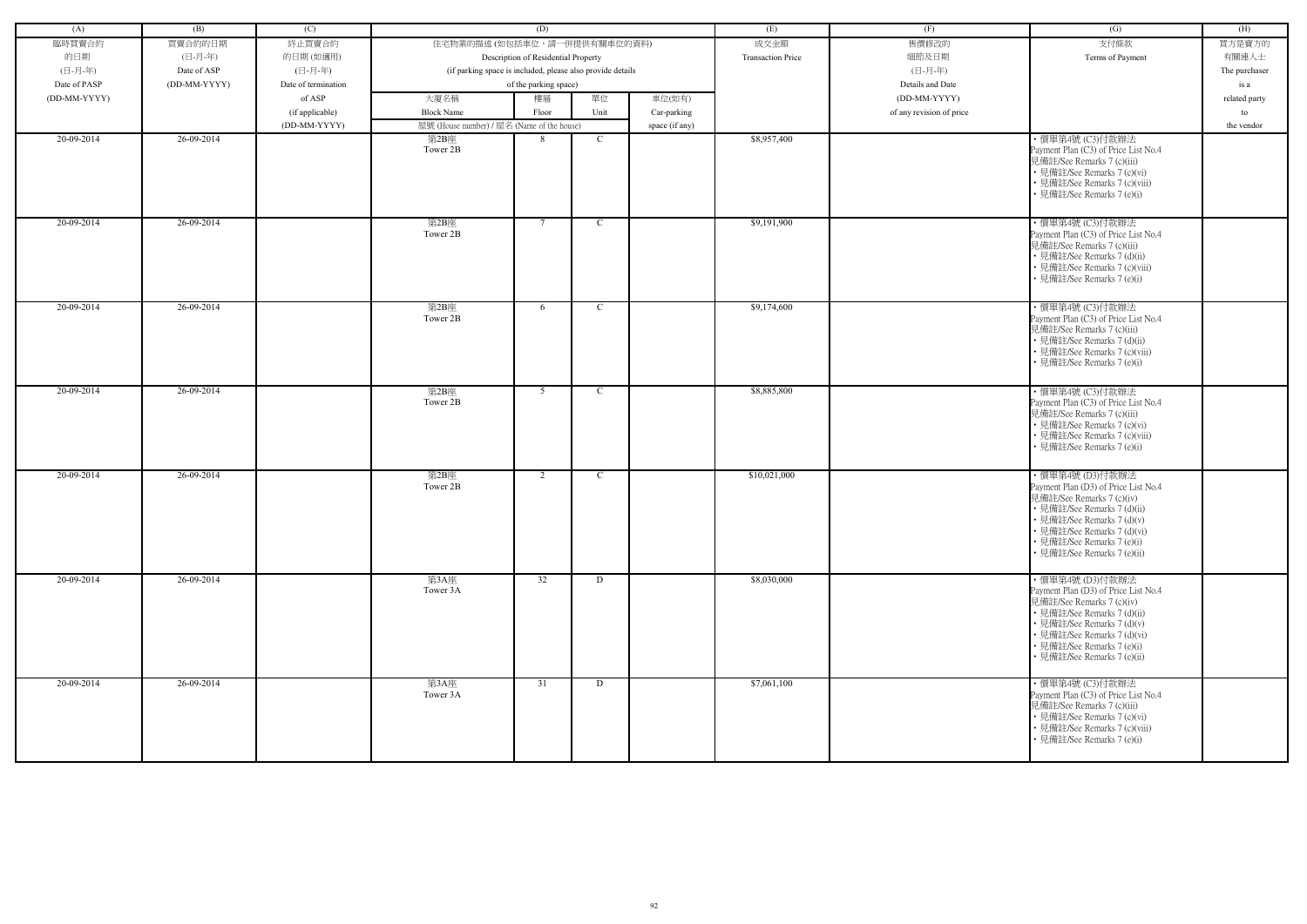| (A) | (B) | (C) | (D) | | | | (E) | (F) | (G) | (H) |
|---|---|---|---|---|---|---|---|---|---|---|
| 臨時買賣合約的日期 (日-月-年) Date of PASP (DD-MM-YYYY) | 買賣合約的日期 (日-月-年) Date of ASP (DD-MM-YYYY) | 終止買賣合約的日期 (如適用) (日-月-年) Date of termination of ASP (if applicable) (DD-MM-YYYY) | 住宅物業的描述 (如包括車位，請一併提供有關車位的資料) Description of Residential Property (if parking space is included, please also provide details of the parking space) | | | | 成交金額 Transaction Price | 售價修改的細節及日期 (日-月-年) Details and Date (DD-MM-YYYY) of any revision of price | 支付條款 Terms of Payment | 買方是賣方的有關連人士 The purchaser is a related party to the vendor |
| | | | 大廈名稱 Block Name | 樓層 Floor | 單位 Unit | 車位(如有) Car-parking space (if any) | | | | |
| | | | 屋號 (House number) / 屋名 (Name of the house) | | | | | | | |
| 20-09-2014 | 26-09-2014 | | 第2B座 Tower 2B | 8 | C | | $8,957,400 | | • 價單第4號 (C3)付款辦法 Payment Plan (C3) of Price List No.4 見備註/See Remarks 7 (c)(iii) • 見備註/See Remarks 7 (c)(vi) • 見備註/See Remarks 7 (c)(viii) • 見備註/See Remarks 7 (e)(i) | |
| 20-09-2014 | 26-09-2014 | | 第2B座 Tower 2B | 7 | C | | $9,191,900 | | • 價單第4號 (C3)付款辦法 Payment Plan (C3) of Price List No.4 見備註/See Remarks 7 (c)(iii) • 見備註/See Remarks 7 (d)(ii) • 見備註/See Remarks 7 (c)(viii) • 見備註/See Remarks 7 (e)(i) | |
| 20-09-2014 | 26-09-2014 | | 第2B座 Tower 2B | 6 | C | | $9,174,600 | | • 價單第4號 (C3)付款辦法 Payment Plan (C3) of Price List No.4 見備註/See Remarks 7 (c)(iii) • 見備註/See Remarks 7 (d)(ii) • 見備註/See Remarks 7 (c)(viii) • 見備註/See Remarks 7 (e)(i) | |
| 20-09-2014 | 26-09-2014 | | 第2B座 Tower 2B | 5 | C | | $8,885,800 | | • 價單第4號 (C3)付款辦法 Payment Plan (C3) of Price List No.4 見備註/See Remarks 7 (c)(iii) • 見備註/See Remarks 7 (c)(vi) • 見備註/See Remarks 7 (c)(viii) • 見備註/See Remarks 7 (e)(i) | |
| 20-09-2014 | 26-09-2014 | | 第2B座 Tower 2B | 2 | C | | $10,021,000 | | • 價單第4號 (D3)付款辦法 Payment Plan (D3) of Price List No.4 見備註/See Remarks 7 (c)(iv) • 見備註/See Remarks 7 (d)(ii) • 見備註/See Remarks 7 (d)(v) • 見備註/See Remarks 7 (d)(vi) • 見備註/See Remarks 7 (e)(i) • 見備註/See Remarks 7 (e)(ii) | |
| 20-09-2014 | 26-09-2014 | | 第3A座 Tower 3A | 32 | D | | $8,030,000 | | • 價單第4號 (D3)付款辦法 Payment Plan (D3) of Price List No.4 見備註/See Remarks 7 (c)(iv) • 見備註/See Remarks 7 (d)(ii) • 見備註/See Remarks 7 (d)(v) • 見備註/See Remarks 7 (d)(vi) • 見備註/See Remarks 7 (e)(i) • 見備註/See Remarks 7 (e)(ii) | |
| 20-09-2014 | 26-09-2014 | | 第3A座 Tower 3A | 31 | D | | $7,061,100 | | • 價單第4號 (C3)付款辦法 Payment Plan (C3) of Price List No.4 見備註/See Remarks 7 (c)(iii) • 見備註/See Remarks 7 (c)(vi) • 見備註/See Remarks 7 (c)(viii) • 見備註/See Remarks 7 (e)(i) | |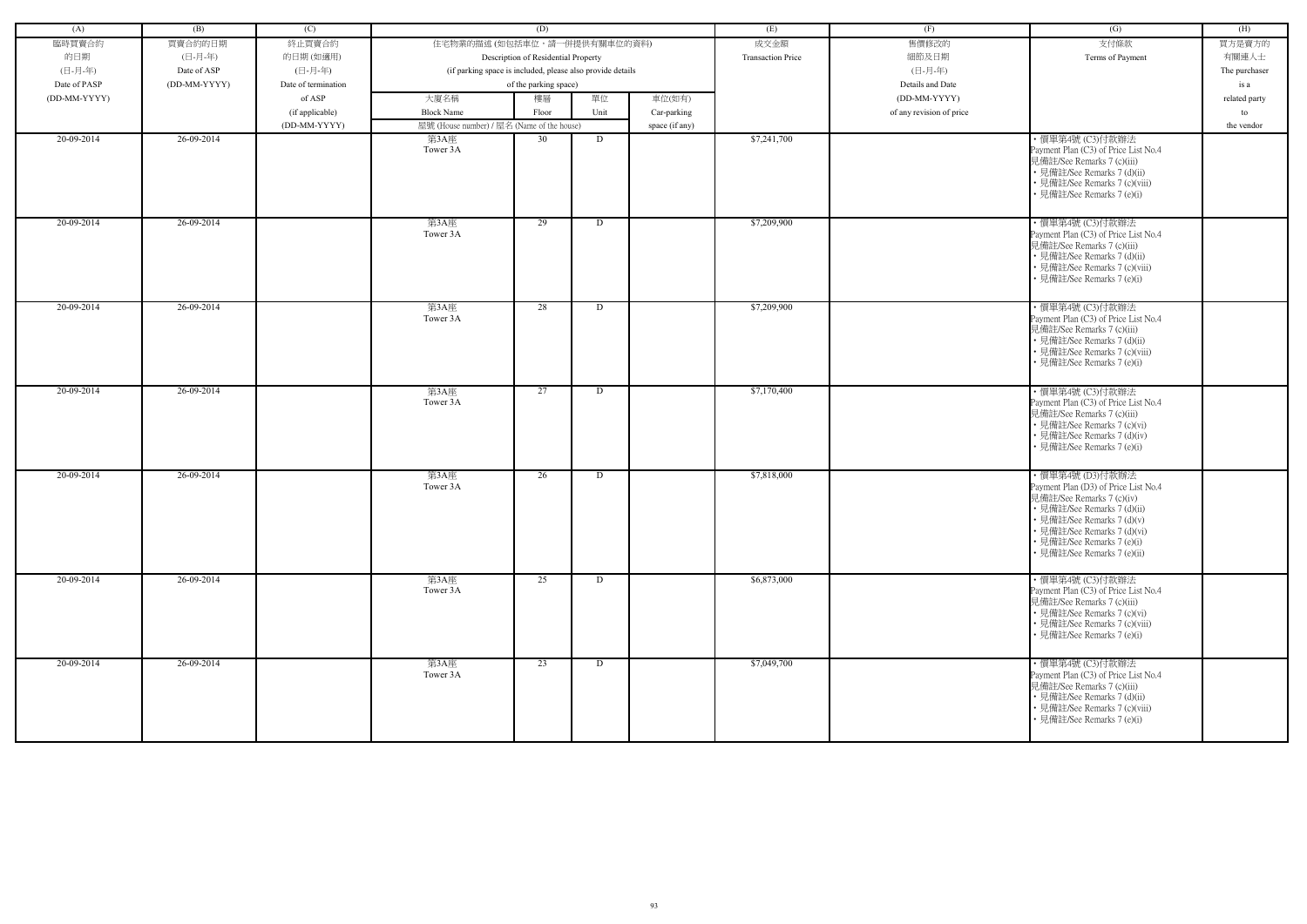| (A) | (B) | (C) | (D) | | | | (E) | (F) | (G) | (H) |
|---|---|---|---|---|---|---|---|---|---|---|
| 臨時買賣合約的日期 (日-月-年) Date of PASP (DD-MM-YYYY) | 買賣合約的日期 (日-月-年) Date of ASP (DD-MM-YYYY) | 終止買賣合約的日期 (如適用) (日-月-年) Date of termination of ASP (if applicable) (DD-MM-YYYY) | 住宅物業的描述 (如包括車位，請一併提供有關車位的資料) Description of Residential Property (if parking space is included, please also provide details of the parking space) | | | | 成交金額 Transaction Price | 售價修改的細節及日期 (日-月-年) Details and Date (DD-MM-YYYY) of any revision of price | 支付條款 Terms of Payment | 買方是賣方的有關連人士 The purchaser is a related party to the vendor |
| | | | 大廈名稱 Block Name | 樓層 Floor | 單位 Unit | 車位(如有) Car-parking space (if any) | | | | |
| | | | 屋號 (House number) / 屋名 (Name of the house) | | | | | | | |
| 20-09-2014 | 26-09-2014 | | 第3A座 Tower 3A | 30 | D | | $7,241,700 | | • 價單第4號 (C3)付款辦法 Payment Plan (C3) of Price List No.4 見備註/See Remarks 7 (c)(iii) • 見備註/See Remarks 7 (d)(ii) • 見備註/See Remarks 7 (c)(viii) • 見備註/See Remarks 7 (e)(i) | |
| 20-09-2014 | 26-09-2014 | | 第3A座 Tower 3A | 29 | D | | $7,209,900 | | • 價單第4號 (C3)付款辦法 Payment Plan (C3) of Price List No.4 見備註/See Remarks 7 (c)(iii) • 見備註/See Remarks 7 (d)(ii) • 見備註/See Remarks 7 (c)(viii) • 見備註/See Remarks 7 (e)(i) | |
| 20-09-2014 | 26-09-2014 | | 第3A座 Tower 3A | 28 | D | | $7,209,900 | | • 價單第4號 (C3)付款辦法 Payment Plan (C3) of Price List No.4 見備註/See Remarks 7 (c)(iii) • 見備註/See Remarks 7 (d)(ii) • 見備註/See Remarks 7 (c)(viii) • 見備註/See Remarks 7 (e)(i) | |
| 20-09-2014 | 26-09-2014 | | 第3A座 Tower 3A | 27 | D | | $7,170,400 | | • 價單第4號 (C3)付款辦法 Payment Plan (C3) of Price List No.4 見備註/See Remarks 7 (c)(iii) • 見備註/See Remarks 7 (c)(vi) • 見備註/See Remarks 7 (d)(iv) • 見備註/See Remarks 7 (e)(i) | |
| 20-09-2014 | 26-09-2014 | | 第3A座 Tower 3A | 26 | D | | $7,818,000 | | • 價單第4號 (D3)付款辦法 Payment Plan (D3) of Price List No.4 見備註/See Remarks 7 (c)(iv) • 見備註/See Remarks 7 (d)(ii) • 見備註/See Remarks 7 (d)(v) • 見備註/See Remarks 7 (d)(vi) • 見備註/See Remarks 7 (e)(i) • 見備註/See Remarks 7 (e)(ii) | |
| 20-09-2014 | 26-09-2014 | | 第3A座 Tower 3A | 25 | D | | $6,873,000 | | • 價單第4號 (C3)付款辦法 Payment Plan (C3) of Price List No.4 見備註/See Remarks 7 (c)(iii) • 見備註/See Remarks 7 (c)(vi) • 見備註/See Remarks 7 (c)(viii) • 見備註/See Remarks 7 (e)(i) | |
| 20-09-2014 | 26-09-2014 | | 第3A座 Tower 3A | 23 | D | | $7,049,700 | | • 價單第4號 (C3)付款辦法 Payment Plan (C3) of Price List No.4 見備註/See Remarks 7 (c)(iii) • 見備註/See Remarks 7 (d)(ii) • 見備註/See Remarks 7 (c)(viii) • 見備註/See Remarks 7 (e)(i) | |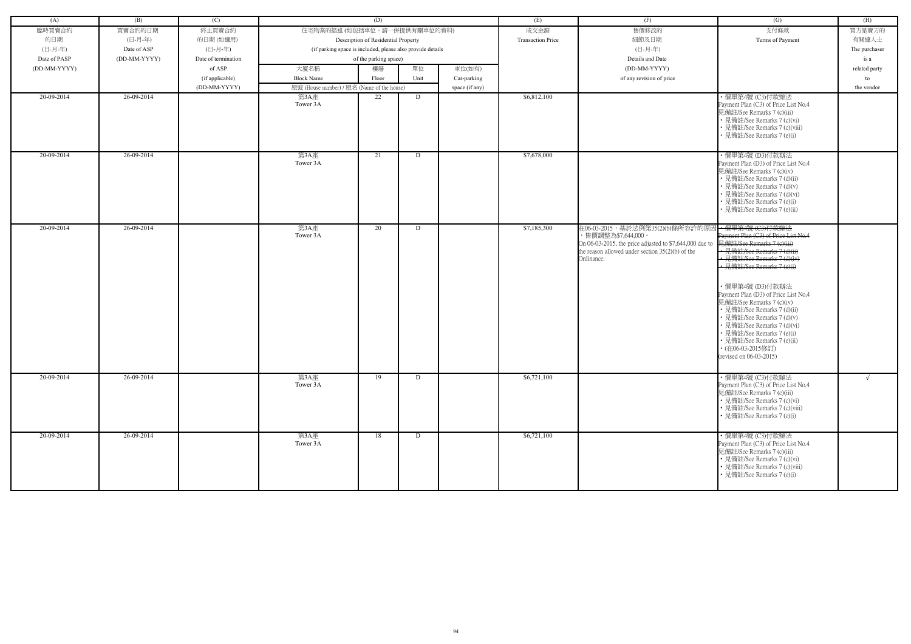| (A) | (B) | (C) | (D) | | | | (E) | (F) | (G) | (H) |
|---|---|---|---|---|---|---|---|---|---|---|
| 臨時買賣合約的日期 (日-月-年) Date of PASP (DD-MM-YYYY) | 買賣合約的日期 (日-月-年) Date of ASP (DD-MM-YYYY) | 終止買賣合約的日期 (如適用) (日-月-年) Date of termination of ASP (if applicable) (DD-MM-YYYY) | 住宅物業的描述 (如包括車位，請一併提供有關車位的資料) Description of Residential Property (if parking space is included, please also provide details of the parking space) | | | | 成交金額 Transaction Price | 售價修改的細節及日期 (日-月-年) Details and Date (DD-MM-YYYY) of any revision of price | 支付條款 Terms of Payment | 買方是賣方的有關連人士 The purchaser is a related party to the vendor |
| | | | 大廈名稱 Block Name | 樓層 Floor | 單位 Unit | 車位(如有) Car-parking space (if any) | | | | |
| | | | 屋號 (House number) / 屋名 (Name of the house) | | | | | | | |
| 20-09-2014 | 26-09-2014 | | 第3A座 Tower 3A | 22 | D | | $6,812,100 | | • 價單第4號 (C3)付款辦法 Payment Plan (C3) of Price List No.4 見備註/See Remarks 7 (c)(iii) • 見備註/See Remarks 7 (c)(vi) • 見備註/See Remarks 7 (c)(viii) • 見備註/See Remarks 7 (e)(i) | |
| 20-09-2014 | 26-09-2014 | | 第3A座 Tower 3A | 21 | D | | $7,678,000 | | • 價單第4號 (D3)付款辦法 Payment Plan (D3) of Price List No.4 見備註/See Remarks 7 (c)(iv) • 見備註/See Remarks 7 (d)(ii) • 見備註/See Remarks 7 (d)(v) • 見備註/See Remarks 7 (d)(vi) • 見備註/See Remarks 7 (e)(i) • 見備註/See Remarks 7 (e)(ii) | |
| 20-09-2014 | 26-09-2014 | | 第3A座 Tower 3A | 20 | D | | $7,185,300 | 在06-03-2015，基於法例第35(2)(b)條所容許的原因，售價調整為$7,644,000。 On 06-03-2015, the price adjusted to $7,644,000 due to the reason allowed under section 35(2)(b) of the Ordinance. | ~~• 價單第4號 (C3)付款辦法 Payment Plan (C3) of Price List No.4 見備註/See Remarks 7 (c)(iii) • 見備註/See Remarks 7 (d)(ii) • 見備註/See Remarks 7 (d)(iv) • 見備註/See Remarks 7 (e)(i)~~ • 價單第4號 (D3)付款辦法 Payment Plan (D3) of Price List No.4 見備註/See Remarks 7 (c)(iv) • 見備註/See Remarks 7 (d)(ii) • 見備註/See Remarks 7 (d)(v) • 見備註/See Remarks 7 (d)(vi) • 見備註/See Remarks 7 (e)(i) • 見備註/See Remarks 7 (e)(ii) • (在06-03-2015修訂) (revised on 06-03-2015) | |
| 20-09-2014 | 26-09-2014 | | 第3A座 Tower 3A | 19 | D | | $6,721,100 | | • 價單第4號 (C3)付款辦法 Payment Plan (C3) of Price List No.4 見備註/See Remarks 7 (c)(iii) • 見備註/See Remarks 7 (c)(vi) • 見備註/See Remarks 7 (c)(viii) • 見備註/See Remarks 7 (e)(i) | √ |
| 20-09-2014 | 26-09-2014 | | 第3A座 Tower 3A | 18 | D | | $6,721,100 | | • 價單第4號 (C3)付款辦法 Payment Plan (C3) of Price List No.4 見備註/See Remarks 7 (c)(iii) • 見備註/See Remarks 7 (c)(vi) • 見備註/See Remarks 7 (c)(viii) • 見備註/See Remarks 7 (e)(i) | |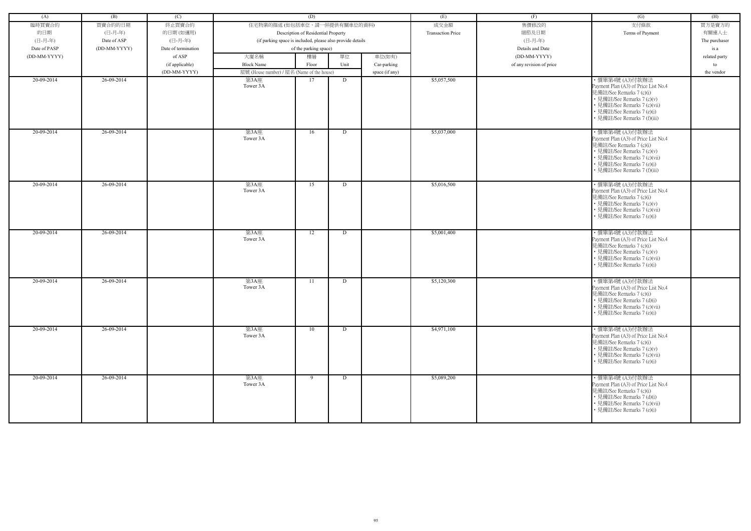| (A) | (B) | (C) | (D) | | | | (E) | (F) | (G) | (H) |
|---|---|---|---|---|---|---|---|---|---|---|
| 臨時買賣合約的日期 (日-月-年) Date of PASP (DD-MM-YYYY) | 買賣合約的日期 (日-月-年) Date of ASP (DD-MM-YYYY) | 終止買賣合約的日期 (如適用) (日-月-年) Date of termination of ASP (if applicable) (DD-MM-YYYY) | 住宅物業的描述 (如包括車位，請一併提供有關車位的資料) Description of Residential Property (if parking space is included, please also provide details of the parking space) | | | | 成交金額 Transaction Price | 售價修改的細節及日期 (日-月-年) Details and Date (DD-MM-YYYY) of any revision of price | 支付條款 Terms of Payment | 買方是賣方的有關連人士 The purchaser is a related party to the vendor |
| | | | 大廈名稱 Block Name | 樓層 Floor | 單位 Unit | 車位(如有) Car-parking space (if any) | | | | |
| | | | 屋號 (House number) / 屋名 (Name of the house) | | | | | | | |
| 20-09-2014 | 26-09-2014 | | 第3A座 Tower 3A | 17 | D | | $5,057,500 | | • 價單第4號 (A3)付款辦法 Payment Plan (A3) of Price List No.4 見備註/See Remarks 7 (c)(i) • 見備註/See Remarks 7 (c)(v) • 見備註/See Remarks 7 (c)(vii) • 見備註/See Remarks 7 (e)(i) • 見備註/See Remarks 7 (f)(iii) | |
| 20-09-2014 | 26-09-2014 | | 第3A座 Tower 3A | 16 | D | | $5,037,000 | | • 價單第4號 (A3)付款辦法 Payment Plan (A3) of Price List No.4 見備註/See Remarks 7 (c)(i) • 見備註/See Remarks 7 (c)(v) • 見備註/See Remarks 7 (c)(vii) • 見備註/See Remarks 7 (e)(i) • 見備註/See Remarks 7 (f)(iii) | |
| 20-09-2014 | 26-09-2014 | | 第3A座 Tower 3A | 15 | D | | $5,016,500 | | • 價單第4號 (A3)付款辦法 Payment Plan (A3) of Price List No.4 見備註/See Remarks 7 (c)(i) • 見備註/See Remarks 7 (c)(v) • 見備註/See Remarks 7 (c)(vii) • 見備註/See Remarks 7 (e)(i) | |
| 20-09-2014 | 26-09-2014 | | 第3A座 Tower 3A | 12 | D | | $5,001,400 | | • 價單第4號 (A3)付款辦法 Payment Plan (A3) of Price List No.4 見備註/See Remarks 7 (c)(i) • 見備註/See Remarks 7 (c)(v) • 見備註/See Remarks 7 (c)(vii) • 見備註/See Remarks 7 (e)(i) | |
| 20-09-2014 | 26-09-2014 | | 第3A座 Tower 3A | 11 | D | | $5,120,300 | | • 價單第4號 (A3)付款辦法 Payment Plan (A3) of Price List No.4 見備註/See Remarks 7 (c)(i) • 見備註/See Remarks 7 (d)(i) • 見備註/See Remarks 7 (c)(vii) • 見備註/See Remarks 7 (e)(i) | |
| 20-09-2014 | 26-09-2014 | | 第3A座 Tower 3A | 10 | D | | $4,971,100 | | • 價單第4號 (A3)付款辦法 Payment Plan (A3) of Price List No.4 見備註/See Remarks 7 (c)(i) • 見備註/See Remarks 7 (c)(v) • 見備註/See Remarks 7 (c)(vii) • 見備註/See Remarks 7 (e)(i) | |
| 20-09-2014 | 26-09-2014 | | 第3A座 Tower 3A | 9 | D | | $5,089,200 | | • 價單第4號 (A3)付款辦法 Payment Plan (A3) of Price List No.4 見備註/See Remarks 7 (c)(i) • 見備註/See Remarks 7 (d)(i) • 見備註/See Remarks 7 (c)(vii) • 見備註/See Remarks 7 (e)(i) | |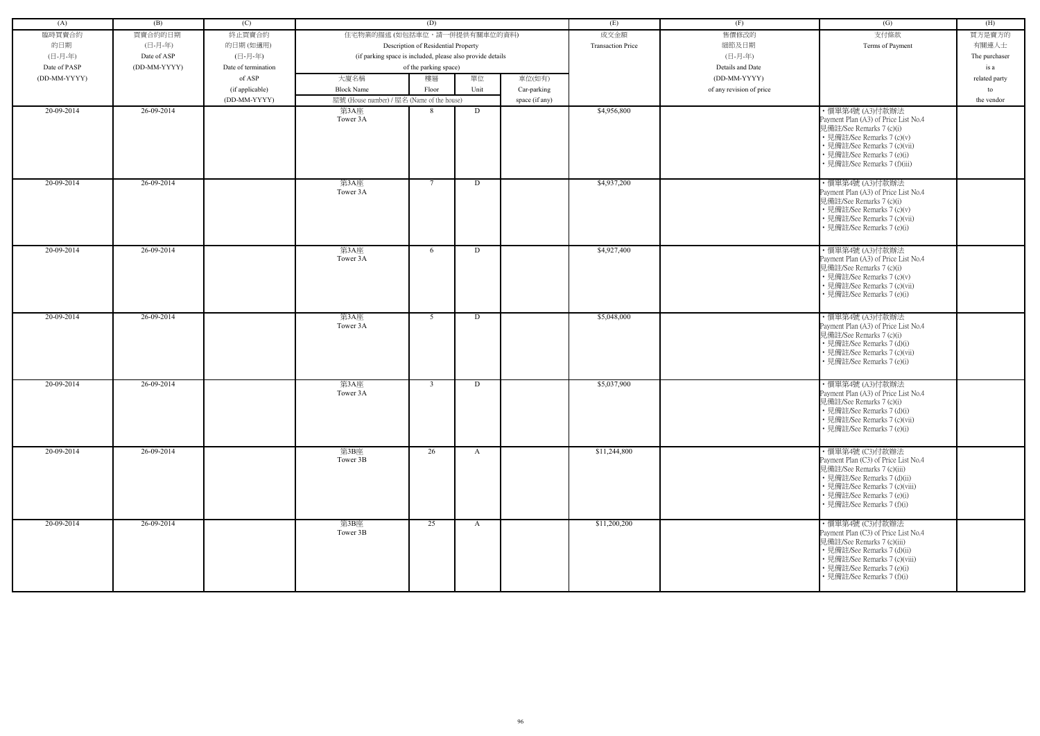| (A) | (B) | (C) | (D) | | | | (E) | (F) | (G) | (H) |
|---|---|---|---|---|---|---|---|---|---|---|
| 臨時買賣合約的日期 (日-月-年) Date of PASP (DD-MM-YYYY) | 買賣合約的日期 (日-月-年) Date of ASP (DD-MM-YYYY) | 終止買賣合約的日期 (如適用) (日-月-年) Date of termination of ASP (if applicable) (DD-MM-YYYY) | 住宅物業的描述 (如包括車位，請一併提供有關車位的資料) Description of Residential Property (if parking space is included, please also provide details of the parking space) | | | | 成交金額 Transaction Price | 售價修改的細節及日期 (日-月-年) Details and Date (DD-MM-YYYY) of any revision of price | 支付條款 Terms of Payment | 買方是賣方的有關連人士 The purchaser is a related party to the vendor |
| | | | 大廈名稱 Block Name | 樓層 Floor | 單位 Unit | 車位(如有) Car-parking space (if any) | | | | |
| | | | 屋號 (House number) / 屋名 (Name of the house) | | | | | | | |
| 20-09-2014 | 26-09-2014 | | 第3A座 Tower 3A | 8 | D | | $4,956,800 | | • 價單第4號 (A3)付款辦法 Payment Plan (A3) of Price List No.4 見備註/See Remarks 7 (c)(i) • 見備註/See Remarks 7 (c)(v) • 見備註/See Remarks 7 (c)(vii) • 見備註/See Remarks 7 (e)(i) • 見備註/See Remarks 7 (f)(iii) | |
| 20-09-2014 | 26-09-2014 | | 第3A座 Tower 3A | 7 | D | | $4,937,200 | | • 價單第4號 (A3)付款辦法 Payment Plan (A3) of Price List No.4 見備註/See Remarks 7 (c)(i) • 見備註/See Remarks 7 (c)(v) • 見備註/See Remarks 7 (c)(vii) • 見備註/See Remarks 7 (e)(i) | |
| 20-09-2014 | 26-09-2014 | | 第3A座 Tower 3A | 6 | D | | $4,927,400 | | • 價單第4號 (A3)付款辦法 Payment Plan (A3) of Price List No.4 見備註/See Remarks 7 (c)(i) • 見備註/See Remarks 7 (c)(v) • 見備註/See Remarks 7 (c)(vii) • 見備註/See Remarks 7 (e)(i) | |
| 20-09-2014 | 26-09-2014 | | 第3A座 Tower 3A | 5 | D | | $5,048,000 | | • 價單第4號 (A3)付款辦法 Payment Plan (A3) of Price List No.4 見備註/See Remarks 7 (c)(i) • 見備註/See Remarks 7 (d)(i) • 見備註/See Remarks 7 (c)(vii) • 見備註/See Remarks 7 (e)(i) | |
| 20-09-2014 | 26-09-2014 | | 第3A座 Tower 3A | 3 | D | | $5,037,900 | | • 價單第4號 (A3)付款辦法 Payment Plan (A3) of Price List No.4 見備註/See Remarks 7 (c)(i) • 見備註/See Remarks 7 (d)(i) • 見備註/See Remarks 7 (c)(vii) • 見備註/See Remarks 7 (e)(i) | |
| 20-09-2014 | 26-09-2014 | | 第3B座 Tower 3B | 26 | A | | $11,244,800 | | • 價單第4號 (C3)付款辦法 Payment Plan (C3) of Price List No.4 見備註/See Remarks 7 (c)(iii) • 見備註/See Remarks 7 (d)(ii) • 見備註/See Remarks 7 (c)(viii) • 見備註/See Remarks 7 (e)(i) • 見備註/See Remarks 7 (f)(i) | |
| 20-09-2014 | 26-09-2014 | | 第3B座 Tower 3B | 25 | A | | $11,200,200 | | • 價單第4號 (C3)付款辦法 Payment Plan (C3) of Price List No.4 見備註/See Remarks 7 (c)(iii) • 見備註/See Remarks 7 (d)(ii) • 見備註/See Remarks 7 (c)(viii) • 見備註/See Remarks 7 (e)(i) • 見備註/See Remarks 7 (f)(i) | |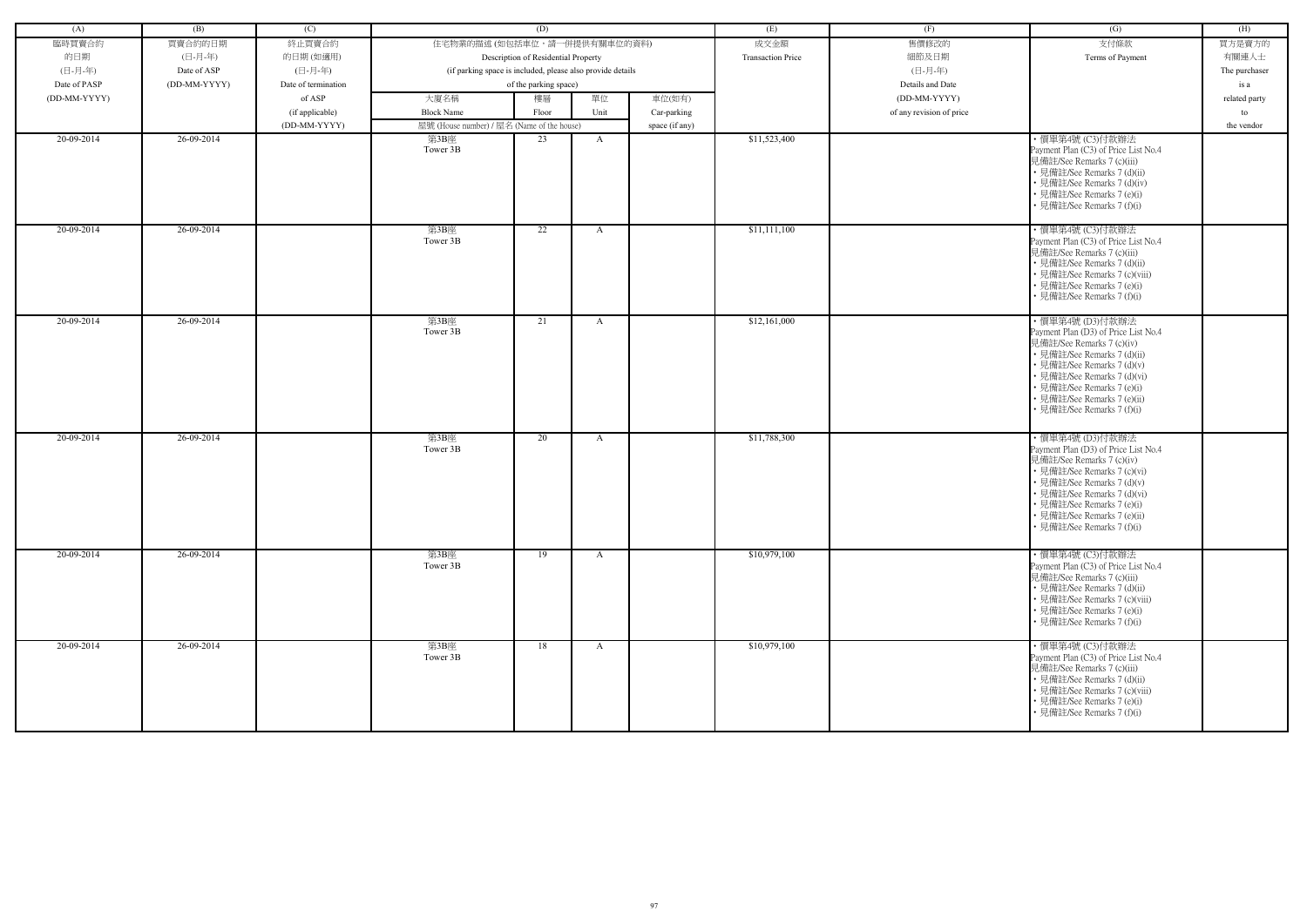| (A) | (B) | (C) | (D) | | | | (E) | (F) | (G) | (H) |
|---|---|---|---|---|---|---|---|---|---|---|
| 臨時買賣合約的日期 (日-月-年) Date of PASP (DD-MM-YYYY) | 買賣合約的日期 (日-月-年) Date of ASP (DD-MM-YYYY) | 終止買賣合約的日期 (如適用) (日-月-年) Date of termination of ASP (if applicable) (DD-MM-YYYY) | 住宅物業的描述 (如包括車位，請一併提供有關車位的資料) Description of Residential Property (if parking space is included, please also provide details of the parking space) | | | | 成交金額 Transaction Price | 售價修改的細節及日期 (日-月-年) Details and Date (DD-MM-YYYY) of any revision of price | 支付條款 Terms of Payment | 買方是賣方的有關連人士 The purchaser is a related party to the vendor |
| | | | 大廈名稱 Block Name | 樓層 Floor | 單位 Unit | 車位(如有) Car-parking space (if any) | | | | |
| | | | 屋號 (House number) / 屋名 (Name of the house) | | | | | | | |
| 20-09-2014 | 26-09-2014 | | 第3B座 Tower 3B | 23 | A | | $11,523,400 | | • 價單第4號 (C3)付款辦法 Payment Plan (C3) of Price List No.4 見備註/See Remarks 7 (c)(iii) • 見備註/See Remarks 7 (d)(ii) • 見備註/See Remarks 7 (d)(iv) • 見備註/See Remarks 7 (e)(i) • 見備註/See Remarks 7 (f)(i) | |
| 20-09-2014 | 26-09-2014 | | 第3B座 Tower 3B | 22 | A | | $11,111,100 | | • 價單第4號 (C3)付款辦法 Payment Plan (C3) of Price List No.4 見備註/See Remarks 7 (c)(iii) • 見備註/See Remarks 7 (d)(ii) • 見備註/See Remarks 7 (c)(viii) • 見備註/See Remarks 7 (e)(i) • 見備註/See Remarks 7 (f)(i) | |
| 20-09-2014 | 26-09-2014 | | 第3B座 Tower 3B | 21 | A | | $12,161,000 | | • 價單第4號 (D3)付款辦法 Payment Plan (D3) of Price List No.4 見備註/See Remarks 7 (c)(iv) • 見備註/See Remarks 7 (d)(ii) • 見備註/See Remarks 7 (d)(v) • 見備註/See Remarks 7 (d)(vi) • 見備註/See Remarks 7 (e)(i) • 見備註/See Remarks 7 (e)(ii) • 見備註/See Remarks 7 (f)(i) | |
| 20-09-2014 | 26-09-2014 | | 第3B座 Tower 3B | 20 | A | | $11,788,300 | | • 價單第4號 (D3)付款辦法 Payment Plan (D3) of Price List No.4 見備註/See Remarks 7 (c)(iv) • 見備註/See Remarks 7 (c)(vi) • 見備註/See Remarks 7 (d)(v) • 見備註/See Remarks 7 (d)(vi) • 見備註/See Remarks 7 (e)(i) • 見備註/See Remarks 7 (e)(ii) • 見備註/See Remarks 7 (f)(i) | |
| 20-09-2014 | 26-09-2014 | | 第3B座 Tower 3B | 19 | A | | $10,979,100 | | • 價單第4號 (C3)付款辦法 Payment Plan (C3) of Price List No.4 見備註/See Remarks 7 (c)(iii) • 見備註/See Remarks 7 (d)(ii) • 見備註/See Remarks 7 (c)(viii) • 見備註/See Remarks 7 (e)(i) • 見備註/See Remarks 7 (f)(i) | |
| 20-09-2014 | 26-09-2014 | | 第3B座 Tower 3B | 18 | A | | $10,979,100 | | • 價單第4號 (C3)付款辦法 Payment Plan (C3) of Price List No.4 見備註/See Remarks 7 (c)(iii) • 見備註/See Remarks 7 (d)(ii) • 見備註/See Remarks 7 (c)(viii) • 見備註/See Remarks 7 (e)(i) • 見備註/See Remarks 7 (f)(i) | |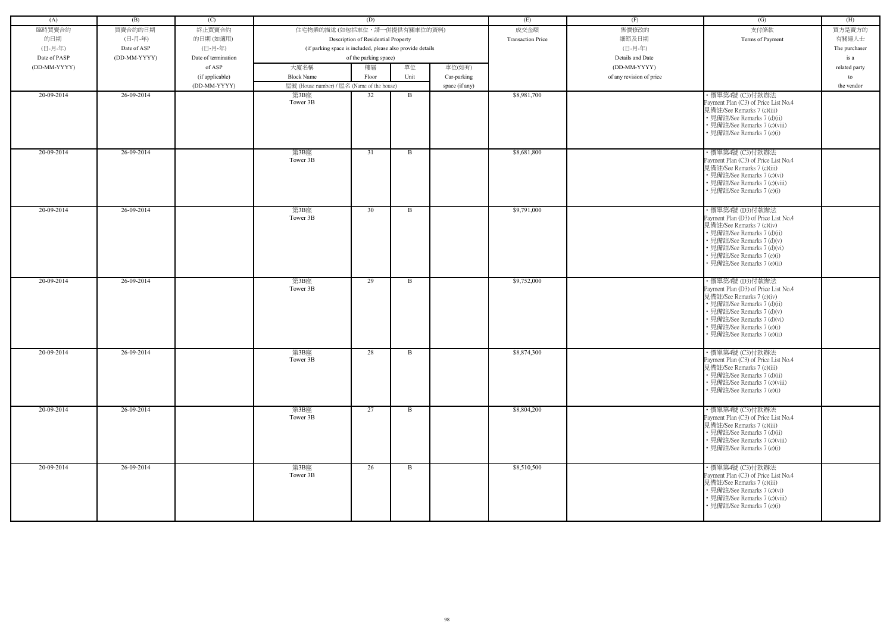| (A) | (B) | (C) | (D) | | | | (E) | (F) | (G) | (H) |
|---|---|---|---|---|---|---|---|---|---|---|
| 臨時買賣合約的日期 (日-月-年) Date of PASP (DD-MM-YYYY) | 買賣合約的日期 (日-月-年) Date of ASP (DD-MM-YYYY) | 終止買賣合約的日期 (如適用) (日-月-年) Date of termination of ASP (if applicable) (DD-MM-YYYY) | 住宅物業的描述 (如包括車位，請一併提供有關車位的資料) Description of Residential Property (if parking space is included, please also provide details of the parking space) | | | | 成交金額 Transaction Price | 售價修改的細節及日期 (日-月-年) Details and Date (DD-MM-YYYY) of any revision of price | 支付條款 Terms of Payment | 買方是賣方的有關連人士 The purchaser is a related party to the vendor |
| | | | 大廈名稱 Block Name | 樓層 Floor | 單位 Unit | 車位(如有) Car-parking space (if any) | | | | |
| | | | 屋號 (House number) / 屋名 (Name of the house) | | | | | | | |
| 20-09-2014 | 26-09-2014 | | 第3B座 Tower 3B | 32 | B | | $8,981,700 | | • 價單第4號 (C3)付款辦法 Payment Plan (C3) of Price List No.4 見備註/See Remarks 7 (c)(iii) • 見備註/See Remarks 7 (d)(ii) • 見備註/See Remarks 7 (c)(viii) • 見備註/See Remarks 7 (e)(i) | |
| 20-09-2014 | 26-09-2014 | | 第3B座 Tower 3B | 31 | B | | $8,681,800 | | • 價單第4號 (C3)付款辦法 Payment Plan (C3) of Price List No.4 見備註/See Remarks 7 (c)(iii) • 見備註/See Remarks 7 (c)(vi) • 見備註/See Remarks 7 (c)(viii) • 見備註/See Remarks 7 (e)(i) | |
| 20-09-2014 | 26-09-2014 | | 第3B座 Tower 3B | 30 | B | | $9,791,000 | | • 價單第4號 (D3)付款辦法 Payment Plan (D3) of Price List No.4 見備註/See Remarks 7 (c)(iv) • 見備註/See Remarks 7 (d)(ii) • 見備註/See Remarks 7 (d)(v) • 見備註/See Remarks 7 (d)(vi) • 見備註/See Remarks 7 (e)(i) • 見備註/See Remarks 7 (e)(ii) | |
| 20-09-2014 | 26-09-2014 | | 第3B座 Tower 3B | 29 | B | | $9,752,000 | | • 價單第4號 (D3)付款辦法 Payment Plan (D3) of Price List No.4 見備註/See Remarks 7 (c)(iv) • 見備註/See Remarks 7 (d)(ii) • 見備註/See Remarks 7 (d)(v) • 見備註/See Remarks 7 (d)(vi) • 見備註/See Remarks 7 (e)(i) • 見備註/See Remarks 7 (e)(ii) | |
| 20-09-2014 | 26-09-2014 | | 第3B座 Tower 3B | 28 | B | | $8,874,300 | | • 價單第4號 (C3)付款辦法 Payment Plan (C3) of Price List No.4 見備註/See Remarks 7 (c)(iii) • 見備註/See Remarks 7 (d)(ii) • 見備註/See Remarks 7 (c)(viii) • 見備註/See Remarks 7 (e)(i) | |
| 20-09-2014 | 26-09-2014 | | 第3B座 Tower 3B | 27 | B | | $8,804,200 | | • 價單第4號 (C3)付款辦法 Payment Plan (C3) of Price List No.4 見備註/See Remarks 7 (c)(iii) • 見備註/See Remarks 7 (d)(ii) • 見備註/See Remarks 7 (c)(viii) • 見備註/See Remarks 7 (e)(i) | |
| 20-09-2014 | 26-09-2014 | | 第3B座 Tower 3B | 26 | B | | $8,510,500 | | • 價單第4號 (C3)付款辦法 Payment Plan (C3) of Price List No.4 見備註/See Remarks 7 (c)(iii) • 見備註/See Remarks 7 (c)(vi) • 見備註/See Remarks 7 (c)(viii) • 見備註/See Remarks 7 (e)(i) | |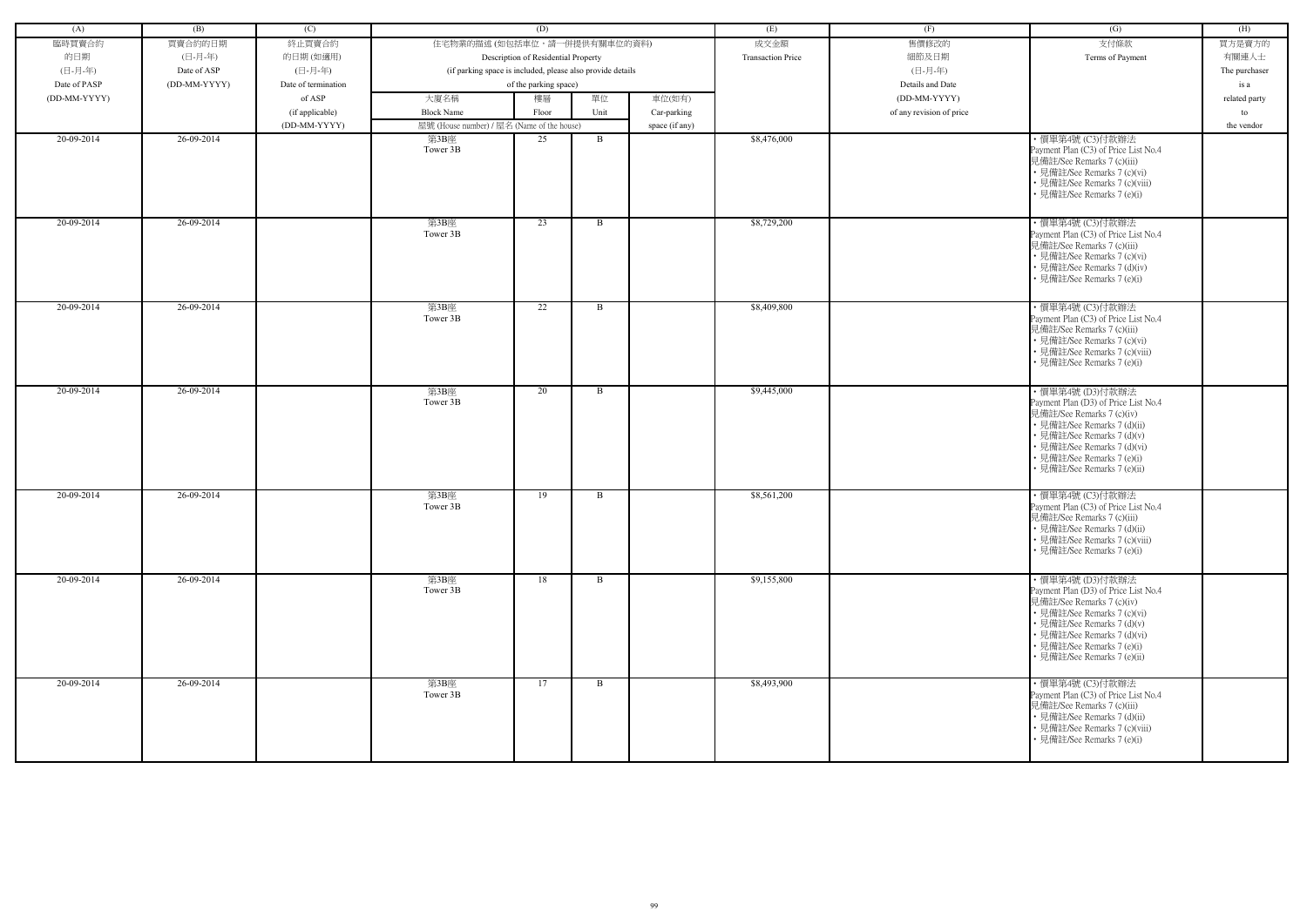| (A) | (B) | (C) | (D) | | | | (E) | (F) | (G) | (H) |
|---|---|---|---|---|---|---|---|---|---|---|
| 臨時買賣合約的日期 (日-月-年) Date of PASP (DD-MM-YYYY) | 買賣合約的日期 (日-月-年) Date of ASP (DD-MM-YYYY) | 終止買賣合約的日期 (如適用) (日-月-年) Date of termination of ASP (if applicable) (DD-MM-YYYY) | 住宅物業的描述 (如包括車位，請一併提供有關車位的資料) Description of Residential Property (if parking space is included, please also provide details of the parking space) | | | | 成交金額 Transaction Price | 售價修改的細節及日期 (日-月-年) Details and Date (DD-MM-YYYY) of any revision of price | 支付條款 Terms of Payment | 買方是賣方的有關連人士 The purchaser is a related party to the vendor |
| | | | 大廈名稱 Block Name | 樓層 Floor | 單位 Unit | 車位(如有) Car-parking space (if any) | | | | |
| | | | 屋號 (House number) / 屋名 (Name of the house) | | | | | | | |
| 20-09-2014 | 26-09-2014 | | 第3B座 Tower 3B | 25 | B | | $8,476,000 | | • 價單第4號 (C3)付款辦法 Payment Plan (C3) of Price List No.4 見備註/See Remarks 7 (c)(iii) • 見備註/See Remarks 7 (c)(vi) • 見備註/See Remarks 7 (c)(viii) • 見備註/See Remarks 7 (e)(i) | |
| 20-09-2014 | 26-09-2014 | | 第3B座 Tower 3B | 23 | B | | $8,729,200 | | • 價單第4號 (C3)付款辦法 Payment Plan (C3) of Price List No.4 見備註/See Remarks 7 (c)(iii) • 見備註/See Remarks 7 (c)(vi) • 見備註/See Remarks 7 (d)(iv) • 見備註/See Remarks 7 (e)(i) | |
| 20-09-2014 | 26-09-2014 | | 第3B座 Tower 3B | 22 | B | | $8,409,800 | | • 價單第4號 (C3)付款辦法 Payment Plan (C3) of Price List No.4 見備註/See Remarks 7 (c)(iii) • 見備註/See Remarks 7 (c)(vi) • 見備註/See Remarks 7 (c)(viii) • 見備註/See Remarks 7 (e)(i) | |
| 20-09-2014 | 26-09-2014 | | 第3B座 Tower 3B | 20 | B | | $9,445,000 | | • 價單第4號 (D3)付款辦法 Payment Plan (D3) of Price List No.4 見備註/See Remarks 7 (c)(iv) • 見備註/See Remarks 7 (d)(ii) • 見備註/See Remarks 7 (d)(v) • 見備註/See Remarks 7 (d)(vi) • 見備註/See Remarks 7 (e)(i) • 見備註/See Remarks 7 (e)(ii) | |
| 20-09-2014 | 26-09-2014 | | 第3B座 Tower 3B | 19 | B | | $8,561,200 | | • 價單第4號 (C3)付款辦法 Payment Plan (C3) of Price List No.4 見備註/See Remarks 7 (c)(iii) • 見備註/See Remarks 7 (d)(ii) • 見備註/See Remarks 7 (c)(viii) • 見備註/See Remarks 7 (e)(i) | |
| 20-09-2014 | 26-09-2014 | | 第3B座 Tower 3B | 18 | B | | $9,155,800 | | • 價單第4號 (D3)付款辦法 Payment Plan (D3) of Price List No.4 見備註/See Remarks 7 (c)(iv) • 見備註/See Remarks 7 (c)(vi) • 見備註/See Remarks 7 (d)(v) • 見備註/See Remarks 7 (d)(vi) • 見備註/See Remarks 7 (e)(i) • 見備註/See Remarks 7 (e)(ii) | |
| 20-09-2014 | 26-09-2014 | | 第3B座 Tower 3B | 17 | B | | $8,493,900 | | • 價單第4號 (C3)付款辦法 Payment Plan (C3) of Price List No.4 見備註/See Remarks 7 (c)(iii) • 見備註/See Remarks 7 (d)(ii) • 見備註/See Remarks 7 (c)(viii) • 見備註/See Remarks 7 (e)(i) | |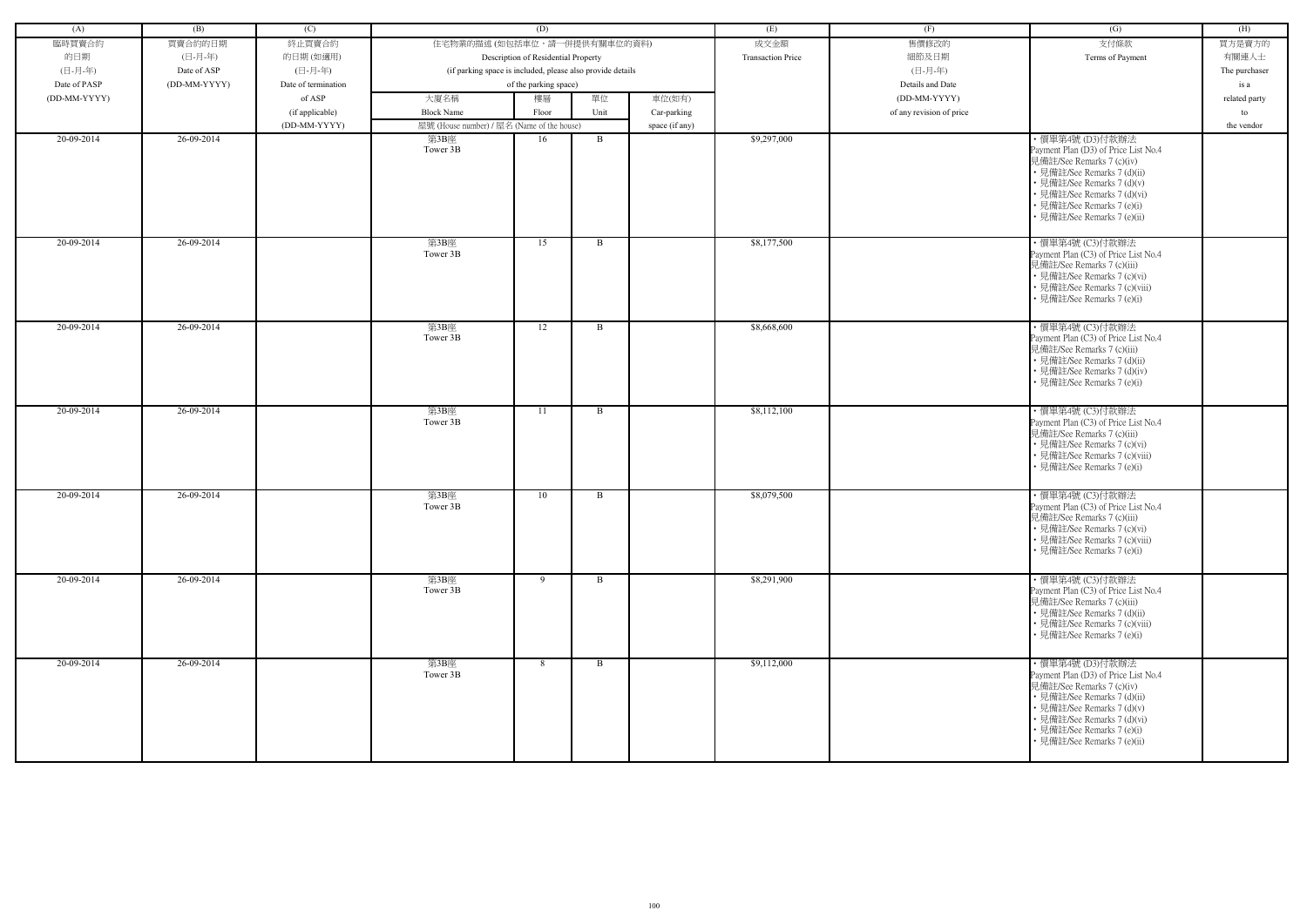| (A) | (B) | (C) | (D) | | | | (E) | (F) | (G) | (H) |
|---|---|---|---|---|---|---|---|---|---|---|
| 臨時買賣合約的日期 (日-月-年) Date of PASP (DD-MM-YYYY) | 買賣合約的日期 (日-月-年) Date of ASP (DD-MM-YYYY) | 終止買賣合約的日期 (如適用) (日-月-年) Date of termination of ASP (if applicable) (DD-MM-YYYY) | 住宅物業的描述 (如包括車位，請一併提供有關車位的資料) Description of Residential Property (if parking space is included, please also provide details of the parking space) | | | | 成交金額 Transaction Price | 售價修改的細節及日期 (日-月-年) Details and Date (DD-MM-YYYY) of any revision of price | 支付條款 Terms of Payment | 買方是賣方的有關連人士 The purchaser is a related party to the vendor |
| | | | 大廈名稱 Block Name | 樓層 Floor | 單位 Unit | 車位(如有) Car-parking space (if any) | | | | |
| | | | 屋號 (House number) / 屋名 (Name of the house) | | | | | | | |
| 20-09-2014 | 26-09-2014 | | 第3B座 Tower 3B | 16 | B | | $9,297,000 | | • 價單第4號 (D3)付款辦法 Payment Plan (D3) of Price List No.4 見備註/See Remarks 7 (c)(iv) • 見備註/See Remarks 7 (d)(ii) • 見備註/See Remarks 7 (d)(v) • 見備註/See Remarks 7 (d)(vi) • 見備註/See Remarks 7 (e)(i) • 見備註/See Remarks 7 (e)(ii) | |
| 20-09-2014 | 26-09-2014 | | 第3B座 Tower 3B | 15 | B | | $8,177,500 | | • 價單第4號 (C3)付款辦法 Payment Plan (C3) of Price List No.4 見備註/See Remarks 7 (c)(iii) • 見備註/See Remarks 7 (c)(vi) • 見備註/See Remarks 7 (c)(viii) • 見備註/See Remarks 7 (e)(i) | |
| 20-09-2014 | 26-09-2014 | | 第3B座 Tower 3B | 12 | B | | $8,668,600 | | • 價單第4號 (C3)付款辦法 Payment Plan (C3) of Price List No.4 見備註/See Remarks 7 (c)(iii) • 見備註/See Remarks 7 (d)(ii) • 見備註/See Remarks 7 (d)(iv) • 見備註/See Remarks 7 (e)(i) | |
| 20-09-2014 | 26-09-2014 | | 第3B座 Tower 3B | 11 | B | | $8,112,100 | | • 價單第4號 (C3)付款辦法 Payment Plan (C3) of Price List No.4 見備註/See Remarks 7 (c)(iii) • 見備註/See Remarks 7 (c)(vi) • 見備註/See Remarks 7 (c)(viii) • 見備註/See Remarks 7 (e)(i) | |
| 20-09-2014 | 26-09-2014 | | 第3B座 Tower 3B | 10 | B | | $8,079,500 | | • 價單第4號 (C3)付款辦法 Payment Plan (C3) of Price List No.4 見備註/See Remarks 7 (c)(iii) • 見備註/See Remarks 7 (c)(vi) • 見備註/See Remarks 7 (c)(viii) • 見備註/See Remarks 7 (e)(i) | |
| 20-09-2014 | 26-09-2014 | | 第3B座 Tower 3B | 9 | B | | $8,291,900 | | • 價單第4號 (C3)付款辦法 Payment Plan (C3) of Price List No.4 見備註/See Remarks 7 (c)(iii) • 見備註/See Remarks 7 (d)(ii) • 見備註/See Remarks 7 (c)(viii) • 見備註/See Remarks 7 (e)(i) | |
| 20-09-2014 | 26-09-2014 | | 第3B座 Tower 3B | 8 | B | | $9,112,000 | | • 價單第4號 (D3)付款辦法 Payment Plan (D3) of Price List No.4 見備註/See Remarks 7 (c)(iv) • 見備註/See Remarks 7 (d)(ii) • 見備註/See Remarks 7 (d)(v) • 見備註/See Remarks 7 (d)(vi) • 見備註/See Remarks 7 (e)(i) • 見備註/See Remarks 7 (e)(ii) | |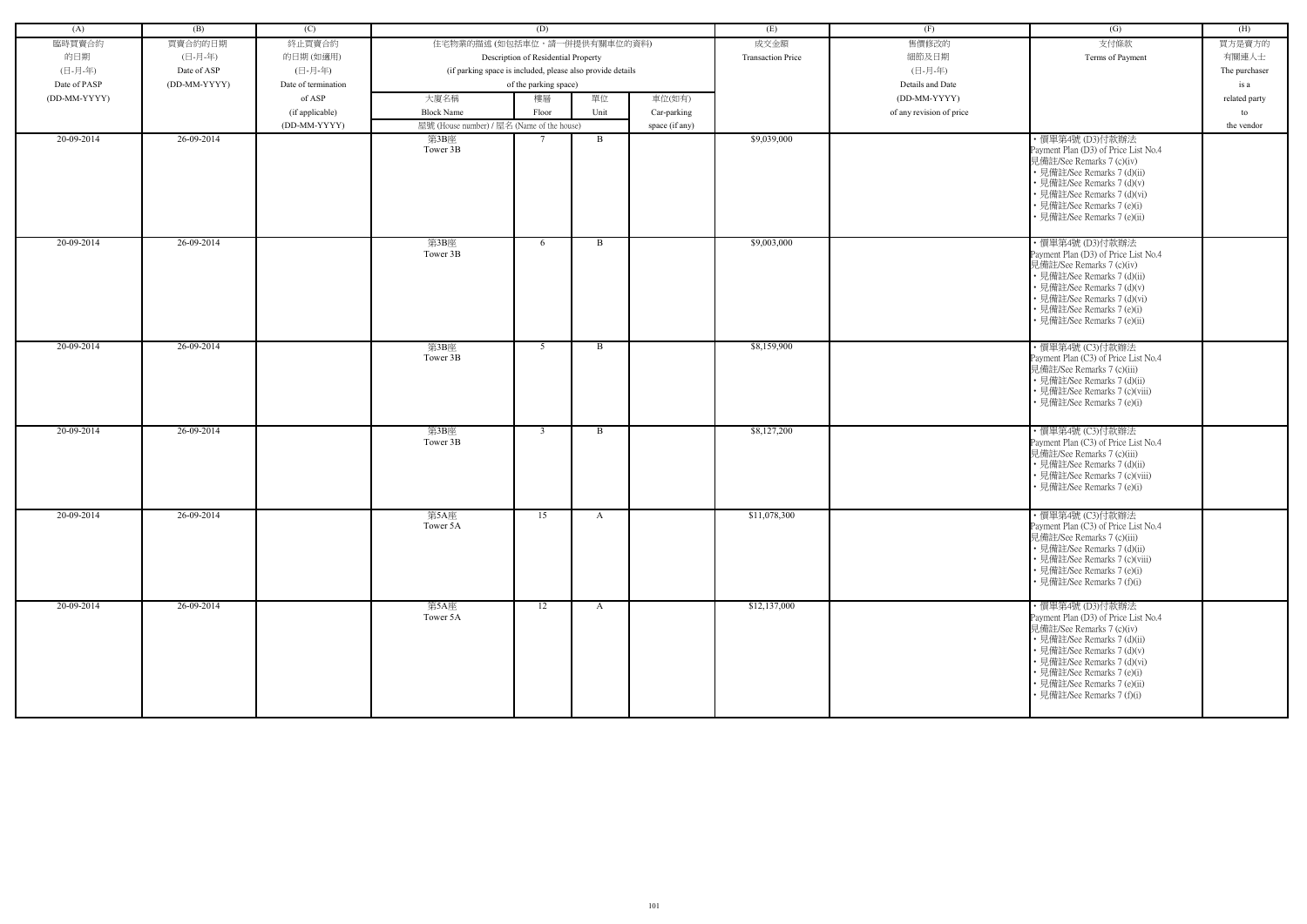| (A) | (B) | (C) | (D) | | | | (E) | (F) | (G) | (H) |
|---|---|---|---|---|---|---|---|---|---|---|
| 臨時買賣合約的日期 (日-月-年) Date of PASP (DD-MM-YYYY) | 買賣合約的日期 (日-月-年) Date of ASP (DD-MM-YYYY) | 終止買賣合約的日期 (如適用) (日-月-年) Date of termination of ASP (if applicable) (DD-MM-YYYY) | 住宅物業的描述 (如包括車位，請一併提供有關車位的資料) Description of Residential Property (if parking space is included, please also provide details of the parking space) | | | | 成交金額 Transaction Price | 售價修改的細節及日期 (日-月-年) Details and Date (DD-MM-YYYY) of any revision of price | 支付條款 Terms of Payment | 買方是賣方的有關連人士 The purchaser is a related party to the vendor |
| | | | 大廈名稱 Block Name | 樓層 Floor | 單位 Unit | 車位(如有) Car-parking space (if any) | | | | |
| | | | 屋號 (House number) / 屋名 (Name of the house) | | | | | | | |
| 20-09-2014 | 26-09-2014 | | 第3B座 Tower 3B | 7 | B | | $9,039,000 | | • 價單第4號 (D3)付款辦法 Payment Plan (D3) of Price List No.4 見備註/See Remarks 7 (c)(iv) • 見備註/See Remarks 7 (d)(ii) • 見備註/See Remarks 7 (d)(v) • 見備註/See Remarks 7 (d)(vi) • 見備註/See Remarks 7 (e)(i) • 見備註/See Remarks 7 (e)(ii) | |
| 20-09-2014 | 26-09-2014 | | 第3B座 Tower 3B | 6 | B | | $9,003,000 | | • 價單第4號 (D3)付款辦法 Payment Plan (D3) of Price List No.4 見備註/See Remarks 7 (c)(iv) • 見備註/See Remarks 7 (d)(ii) • 見備註/See Remarks 7 (d)(v) • 見備註/See Remarks 7 (d)(vi) • 見備註/See Remarks 7 (e)(i) • 見備註/See Remarks 7 (e)(ii) | |
| 20-09-2014 | 26-09-2014 | | 第3B座 Tower 3B | 5 | B | | $8,159,900 | | • 價單第4號 (C3)付款辦法 Payment Plan (C3) of Price List No.4 見備註/See Remarks 7 (c)(iii) • 見備註/See Remarks 7 (d)(ii) • 見備註/See Remarks 7 (c)(viii) • 見備註/See Remarks 7 (e)(i) | |
| 20-09-2014 | 26-09-2014 | | 第3B座 Tower 3B | 3 | B | | $8,127,200 | | • 價單第4號 (C3)付款辦法 Payment Plan (C3) of Price List No.4 見備註/See Remarks 7 (c)(iii) • 見備註/See Remarks 7 (d)(ii) • 見備註/See Remarks 7 (c)(viii) • 見備註/See Remarks 7 (e)(i) | |
| 20-09-2014 | 26-09-2014 | | 第5A座 Tower 5A | 15 | A | | $11,078,300 | | • 價單第4號 (C3)付款辦法 Payment Plan (C3) of Price List No.4 見備註/See Remarks 7 (c)(iii) • 見備註/See Remarks 7 (d)(ii) • 見備註/See Remarks 7 (c)(viii) • 見備註/See Remarks 7 (e)(i) • 見備註/See Remarks 7 (f)(i) | |
| 20-09-2014 | 26-09-2014 | | 第5A座 Tower 5A | 12 | A | | $12,137,000 | | • 價單第4號 (D3)付款辦法 Payment Plan (D3) of Price List No.4 見備註/See Remarks 7 (c)(iv) • 見備註/See Remarks 7 (d)(ii) • 見備註/See Remarks 7 (d)(v) • 見備註/See Remarks 7 (d)(vi) • 見備註/See Remarks 7 (e)(i) • 見備註/See Remarks 7 (e)(ii) • 見備註/See Remarks 7 (f)(i) | |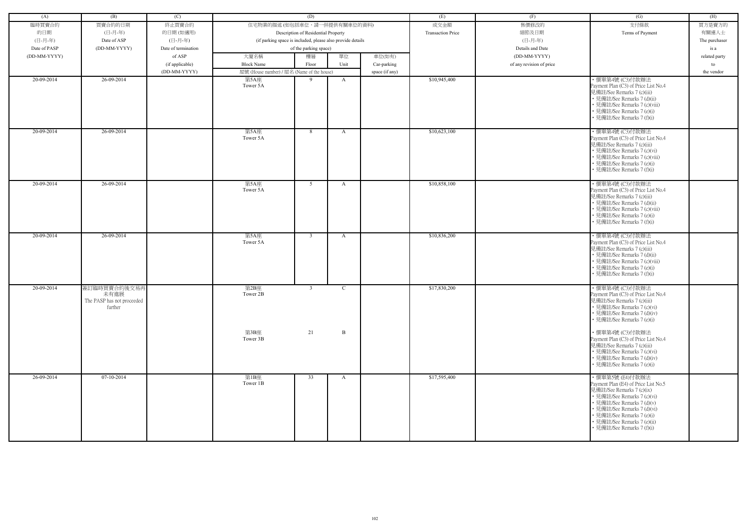| (A) | (B) | (C) | (D) | | | | (E) | (F) | (G) | (H) |
|---|---|---|---|---|---|---|---|---|---|---|
| 臨時買賣合約的日期 (日-月-年) Date of PASP (DD-MM-YYYY) | 買賣合約的日期 (日-月-年) Date of ASP (DD-MM-YYYY) | 終止買賣合約的日期 (如適用) (日-月-年) Date of termination of ASP (if applicable) (DD-MM-YYYY) | 住宅物業的描述 (如包括車位，請一併提供有關車位的資料) Description of Residential Property (if parking space is included, please also provide details of the parking space) | | | | 成交金額 Transaction Price | 售價修改的細節及日期 (日-月-年) Details and Date (DD-MM-YYYY) of any revision of price | 支付條款 Terms of Payment | 買方是賣方的有關連人士 The purchaser is a related party to the vendor |
| | | | 大廈名稱 Block Name 屋號 (House number) / 屋名 (Name of the house) | 樓層 Floor | 單位 Unit | 車位(如有) Car-parking space (if any) | | | | |
| 20-09-2014 | 26-09-2014 | | 第5A座 Tower 5A | 9 | A | | $10,945,400 | | • 價單第4號 (C3)付款辦法 Payment Plan (C3) of Price List No.4 見備註/See Remarks 7 (c)(iii) • 見備註/See Remarks 7 (d)(ii) • 見備註/See Remarks 7 (c)(viii) • 見備註/See Remarks 7 (e)(i) • 見備註/See Remarks 7 (f)(i) | |
| 20-09-2014 | 26-09-2014 | | 第5A座 Tower 5A | 8 | A | | $10,623,100 | | • 價單第4號 (C3)付款辦法 Payment Plan (C3) of Price List No.4 見備註/See Remarks 7 (c)(iii) • 見備註/See Remarks 7 (c)(vi) • 見備註/See Remarks 7 (c)(viii) • 見備註/See Remarks 7 (e)(i) • 見備註/See Remarks 7 (f)(i) | |
| 20-09-2014 | 26-09-2014 | | 第5A座 Tower 5A | 5 | A | | $10,858,100 | | • 價單第4號 (C3)付款辦法 Payment Plan (C3) of Price List No.4 見備註/See Remarks 7 (c)(iii) • 見備註/See Remarks 7 (d)(ii) • 見備註/See Remarks 7 (c)(viii) • 見備註/See Remarks 7 (e)(i) • 見備註/See Remarks 7 (f)(i) | |
| 20-09-2014 | 26-09-2014 | | 第5A座 Tower 5A | 3 | A | | $10,836,200 | | • 價單第4號 (C3)付款辦法 Payment Plan (C3) of Price List No.4 見備註/See Remarks 7 (c)(iii) • 見備註/See Remarks 7 (d)(ii) • 見備註/See Remarks 7 (c)(viii) • 見備註/See Remarks 7 (e)(i) • 見備註/See Remarks 7 (f)(i) | |
| 20-09-2014 | 簽訂臨時買賣合約後交易再未有進展 The PASP has not proceeded further | | 第2B座 Tower 2B | 3 | C | | $17,830,200 | | • 價單第4號 (C3)付款辦法 Payment Plan (C3) of Price List No.4 見備註/See Remarks 7 (c)(iii) • 見備註/See Remarks 7 (c)(vi) • 見備註/See Remarks 7 (d)(iv) • 見備註/See Remarks 7 (e)(i) | |
| | | | 第3B座 Tower 3B | 21 | B | | | | • 價單第4號 (C3)付款辦法 Payment Plan (C3) of Price List No.4 見備註/See Remarks 7 (c)(iii) • 見備註/See Remarks 7 (c)(vi) • 見備註/See Remarks 7 (d)(iv) • 見備註/See Remarks 7 (e)(i) | |
| 26-09-2014 | 07-10-2014 | | 第1B座 Tower 1B | 33 | A | | $17,595,400 | | • 價單第5號 (E4)付款辦法 Payment Plan (E4) of Price List No.5 見備註/See Remarks 7 (c)(ix) • 見備註/See Remarks 7 (c)(vi) • 見備註/See Remarks 7 (d)(v) • 見備註/See Remarks 7 (d)(vi) • 見備註/See Remarks 7 (e)(i) • 見備註/See Remarks 7 (e)(ii) • 見備註/See Remarks 7 (f)(i) | |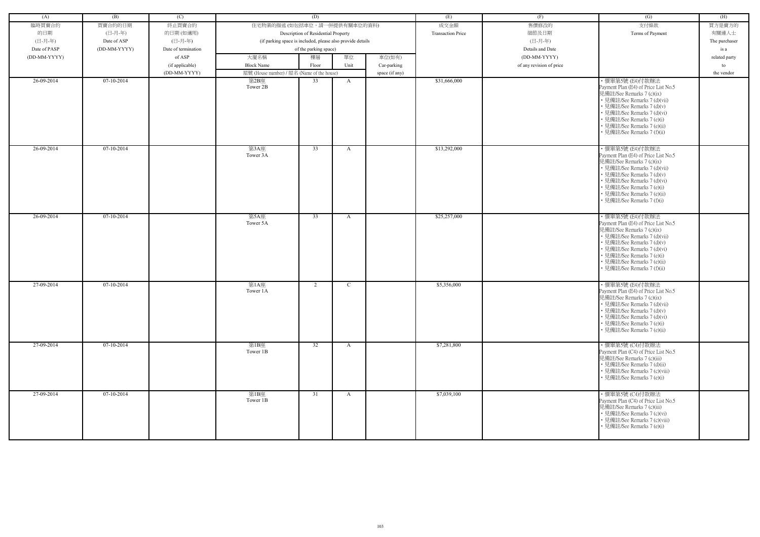| (A) | (B) | (C) | (D) | | | | (E) | (F) | (G) | (H) |
|---|---|---|---|---|---|---|---|---|---|---|
| 臨時買賣合約的日期 (日-月-年) Date of PASP (DD-MM-YYYY) | 買賣合約的日期 (日-月-年) Date of ASP (DD-MM-YYYY) | 終止買賣合約的日期 (如適用) (日-月-年) Date of termination of ASP (if applicable) (DD-MM-YYYY) | 住宅物業的描述 (如包括車位，請一併提供有關車位的資料) Description of Residential Property (if parking space is included, please also provide details of the parking space) | | | | 成交金額 Transaction Price | 售價修改的細節及日期 (日-月-年) Details and Date (DD-MM-YYYY) of any revision of price | 支付條款 Terms of Payment | 買方是賣方的有關連人士 The purchaser is a related party to the vendor |
| | | | 大廈名稱 Block Name | 樓層 Floor | 單位 Unit | 車位(如有) Car-parking space (if any) | | | | |
| | | | 屋號 (House number) / 屋名 (Name of the house) | | | | | | | |
| 26-09-2014 | 07-10-2014 | | 第2B座 Tower 2B | 33 | A | | $31,666,000 | | • 價單第5號 (E4)付款辦法 Payment Plan (E4) of Price List No.5 見備註/See Remarks 7 (c)(ix) • 見備註/See Remarks 7 (d)(vii) • 見備註/See Remarks 7 (d)(v) • 見備註/See Remarks 7 (d)(vi) • 見備註/See Remarks 7 (e)(i) • 見備註/See Remarks 7 (e)(ii) • 見備註/See Remarks 7 (f)(ii) | |
| 26-09-2014 | 07-10-2014 | | 第3A座 Tower 3A | 33 | A | | $13,292,000 | | • 價單第5號 (E4)付款辦法 Payment Plan (E4) of Price List No.5 見備註/See Remarks 7 (c)(ix) • 見備註/See Remarks 7 (d)(vii) • 見備註/See Remarks 7 (d)(v) • 見備註/See Remarks 7 (d)(vi) • 見備註/See Remarks 7 (e)(i) • 見備註/See Remarks 7 (e)(ii) • 見備註/See Remarks 7 (f)(i) | |
| 26-09-2014 | 07-10-2014 | | 第5A座 Tower 5A | 33 | A | | $25,257,000 | | • 價單第5號 (E4)付款辦法 Payment Plan (E4) of Price List No.5 見備註/See Remarks 7 (c)(ix) • 見備註/See Remarks 7 (d)(vii) • 見備註/See Remarks 7 (d)(v) • 見備註/See Remarks 7 (d)(vi) • 見備註/See Remarks 7 (e)(i) • 見備註/See Remarks 7 (e)(ii) • 見備註/See Remarks 7 (f)(ii) | |
| 27-09-2014 | 07-10-2014 | | 第1A座 Tower 1A | 2 | C | | $5,356,000 | | • 價單第5號 (E4)付款辦法 Payment Plan (E4) of Price List No.5 見備註/See Remarks 7 (c)(ix) • 見備註/See Remarks 7 (d)(vii) • 見備註/See Remarks 7 (d)(v) • 見備註/See Remarks 7 (d)(vi) • 見備註/See Remarks 7 (e)(i) • 見備註/See Remarks 7 (e)(ii) | |
| 27-09-2014 | 07-10-2014 | | 第1B座 Tower 1B | 32 | A | | $7,281,800 | | • 價單第5號 (C4)付款辦法 Payment Plan (C4) of Price List No.5 見備註/See Remarks 7 (c)(iii) • 見備註/See Remarks 7 (d)(ii) • 見備註/See Remarks 7 (c)(viii) • 見備註/See Remarks 7 (e)(i) | |
| 27-09-2014 | 07-10-2014 | | 第1B座 Tower 1B | 31 | A | | $7,039,100 | | • 價單第5號 (C4)付款辦法 Payment Plan (C4) of Price List No.5 見備註/See Remarks 7 (c)(iii) • 見備註/See Remarks 7 (c)(vi) • 見備註/See Remarks 7 (c)(viii) • 見備註/See Remarks 7 (e)(i) | |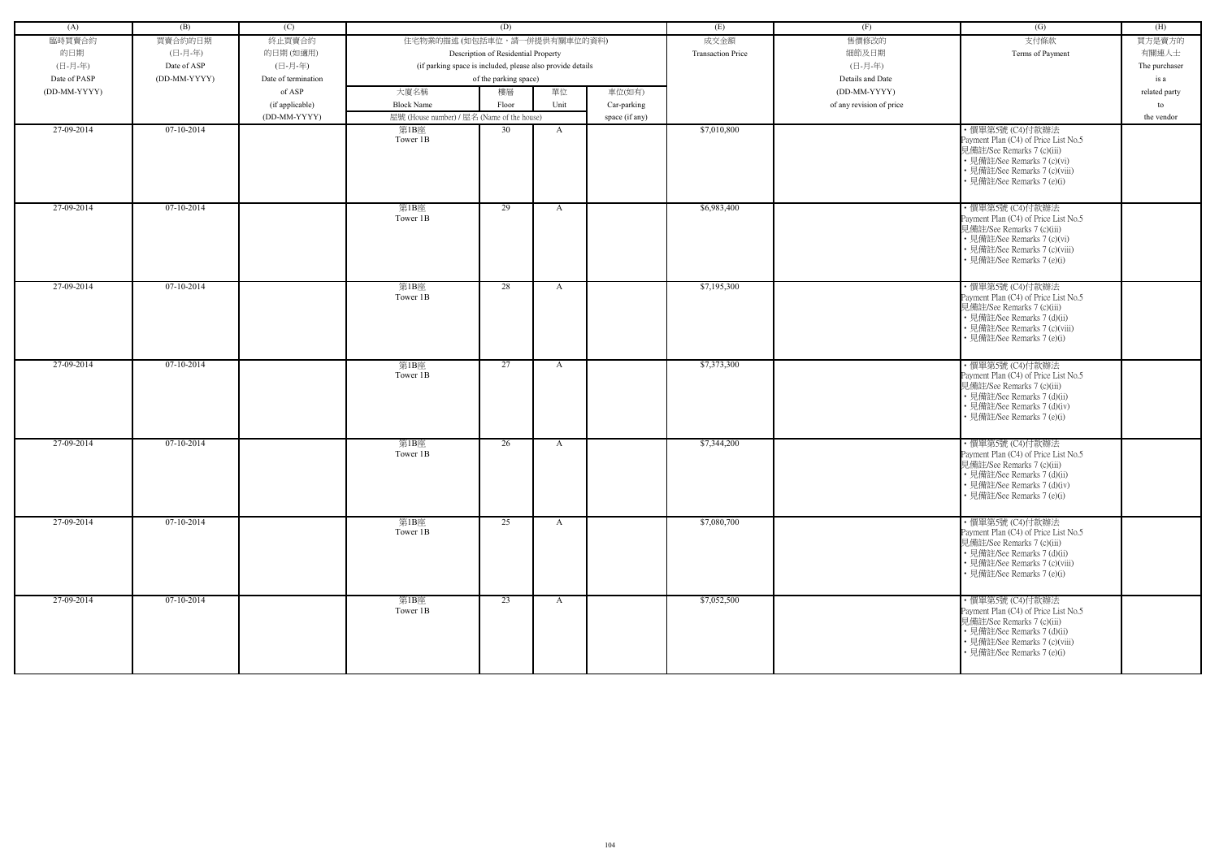| (A) | (B) | (C) | (D) | | | | (E) | (F) | (G) | (H) |
|---|---|---|---|---|---|---|---|---|---|---|
| 臨時買賣合約的日期 (日-月-年) Date of PASP (DD-MM-YYYY) | 買賣合約的日期 (日-月-年) Date of ASP (DD-MM-YYYY) | 終止買賣合約的日期 (如適用) (日-月-年) Date of termination of ASP (if applicable) (DD-MM-YYYY) | 住宅物業的描述 (如包括車位，請一併提供有關車位的資料) Description of Residential Property (if parking space is included, please also provide details of the parking space) | | | | 成交金額 Transaction Price | 售價修改的細節及日期 (日-月-年) Details and Date (DD-MM-YYYY) of any revision of price | 支付條款 Terms of Payment | 買方是賣方的有關連人士 The purchaser is a related party to the vendor |
| | | | 大廈名稱 Block Name | 樓層 Floor | 單位 Unit | 車位(如有) Car-parking space (if any) | | | | |
| | | | 屋號 (House number) / 屋名 (Name of the house) | | | | | | | |
| 27-09-2014 | 07-10-2014 | | 第1B座 Tower 1B | 30 | A | | $7,010,800 | | • 價單第5號 (C4)付款辦法 Payment Plan (C4) of Price List No.5 見備註/See Remarks 7 (c)(iii) • 見備註/See Remarks 7 (c)(vi) • 見備註/See Remarks 7 (c)(viii) • 見備註/See Remarks 7 (e)(i) | |
| 27-09-2014 | 07-10-2014 | | 第1B座 Tower 1B | 29 | A | | $6,983,400 | | • 價單第5號 (C4)付款辦法 Payment Plan (C4) of Price List No.5 見備註/See Remarks 7 (c)(iii) • 見備註/See Remarks 7 (c)(vi) • 見備註/See Remarks 7 (c)(viii) • 見備註/See Remarks 7 (e)(i) | |
| 27-09-2014 | 07-10-2014 | | 第1B座 Tower 1B | 28 | A | | $7,195,300 | | • 價單第5號 (C4)付款辦法 Payment Plan (C4) of Price List No.5 見備註/See Remarks 7 (c)(iii) • 見備註/See Remarks 7 (d)(ii) • 見備註/See Remarks 7 (c)(viii) • 見備註/See Remarks 7 (e)(i) | |
| 27-09-2014 | 07-10-2014 | | 第1B座 Tower 1B | 27 | A | | $7,373,300 | | • 價單第5號 (C4)付款辦法 Payment Plan (C4) of Price List No.5 見備註/See Remarks 7 (c)(iii) • 見備註/See Remarks 7 (d)(ii) • 見備註/See Remarks 7 (d)(iv) • 見備註/See Remarks 7 (e)(i) | |
| 27-09-2014 | 07-10-2014 | | 第1B座 Tower 1B | 26 | A | | $7,344,200 | | • 價單第5號 (C4)付款辦法 Payment Plan (C4) of Price List No.5 見備註/See Remarks 7 (c)(iii) • 見備註/See Remarks 7 (d)(ii) • 見備註/See Remarks 7 (d)(iv) • 見備註/See Remarks 7 (e)(i) | |
| 27-09-2014 | 07-10-2014 | | 第1B座 Tower 1B | 25 | A | | $7,080,700 | | • 價單第5號 (C4)付款辦法 Payment Plan (C4) of Price List No.5 見備註/See Remarks 7 (c)(iii) • 見備註/See Remarks 7 (d)(ii) • 見備註/See Remarks 7 (c)(viii) • 見備註/See Remarks 7 (e)(i) | |
| 27-09-2014 | 07-10-2014 | | 第1B座 Tower 1B | 23 | A | | $7,052,500 | | • 價單第5號 (C4)付款辦法 Payment Plan (C4) of Price List No.5 見備註/See Remarks 7 (c)(iii) • 見備註/See Remarks 7 (d)(ii) • 見備註/See Remarks 7 (c)(viii) • 見備註/See Remarks 7 (e)(i) | |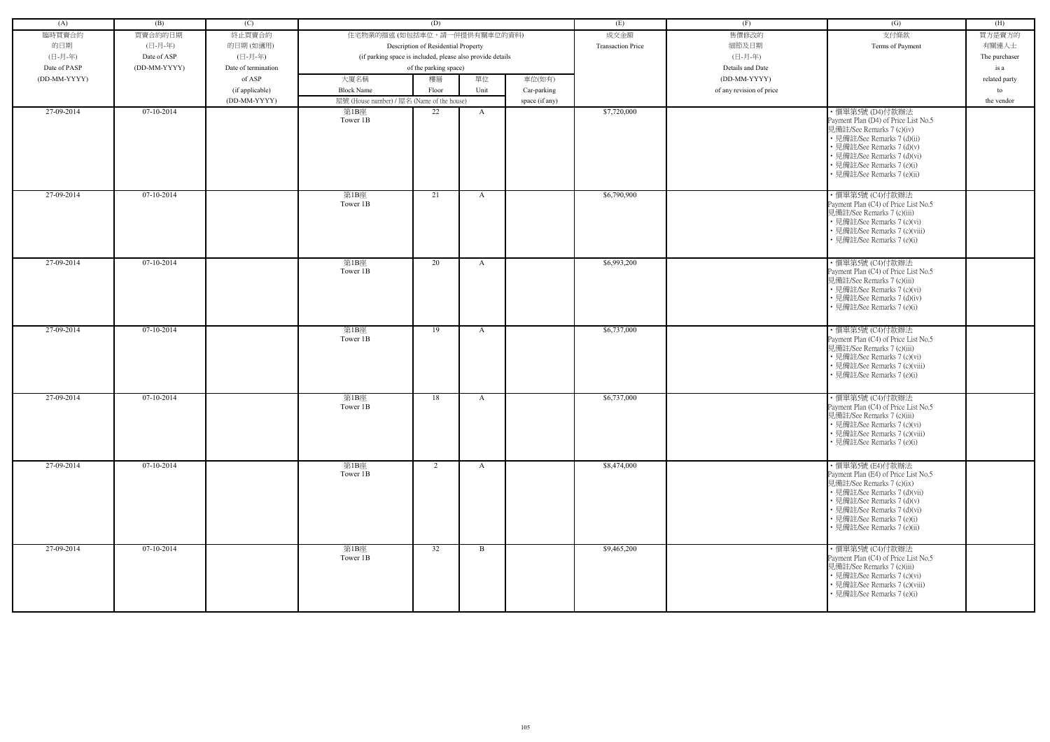| (A) | (B) | (C) | (D) | | | | (E) | (F) | (G) | (H) |
|---|---|---|---|---|---|---|---|---|---|---|
| 臨時買賣合約的日期 (日-月-年) Date of PASP (DD-MM-YYYY) | 買賣合約的日期 (日-月-年) Date of ASP (DD-MM-YYYY) | 終止買賣合約的日期 (如適用) (日-月-年) Date of termination of ASP (if applicable) (DD-MM-YYYY) | 住宅物業的描述 (如包括車位，請一併提供有關車位的資料) Description of Residential Property (if parking space is included, please also provide details of the parking space) | | | | 成交金額 Transaction Price | 售價修改的細節及日期 (日-月-年) Details and Date (DD-MM-YYYY) of any revision of price | 支付條款 Terms of Payment | 買方是賣方的有關連人士 The purchaser is a related party to the vendor |
| | | | 大廈名稱 Block Name | 樓層 Floor | 單位 Unit | 車位(如有) Car-parking space (if any) | | | | |
| | | | 屋號 (House number) / 屋名 (Name of the house) | | | | | | | |
| 27-09-2014 | 07-10-2014 | | 第1B座 Tower 1B | 22 | A | | $7,720,000 | | • 價單第5號 (D4)付款辦法 Payment Plan (D4) of Price List No.5 見備註/See Remarks 7 (c)(iv) • 見備註/See Remarks 7 (d)(ii) • 見備註/See Remarks 7 (d)(v) • 見備註/See Remarks 7 (d)(vi) • 見備註/See Remarks 7 (e)(i) • 見備註/See Remarks 7 (e)(ii) | |
| 27-09-2014 | 07-10-2014 | | 第1B座 Tower 1B | 21 | A | | $6,790,900 | | • 價單第5號 (C4)付款辦法 Payment Plan (C4) of Price List No.5 見備註/See Remarks 7 (c)(iii) • 見備註/See Remarks 7 (c)(vi) • 見備註/See Remarks 7 (c)(viii) • 見備註/See Remarks 7 (e)(i) | |
| 27-09-2014 | 07-10-2014 | | 第1B座 Tower 1B | 20 | A | | $6,993,200 | | • 價單第5號 (C4)付款辦法 Payment Plan (C4) of Price List No.5 見備註/See Remarks 7 (c)(iii) • 見備註/See Remarks 7 (c)(vi) • 見備註/See Remarks 7 (d)(iv) • 見備註/See Remarks 7 (e)(i) | |
| 27-09-2014 | 07-10-2014 | | 第1B座 Tower 1B | 19 | A | | $6,737,000 | | • 價單第5號 (C4)付款辦法 Payment Plan (C4) of Price List No.5 見備註/See Remarks 7 (c)(iii) • 見備註/See Remarks 7 (c)(vi) • 見備註/See Remarks 7 (c)(viii) • 見備註/See Remarks 7 (e)(i) | |
| 27-09-2014 | 07-10-2014 | | 第1B座 Tower 1B | 18 | A | | $6,737,000 | | • 價單第5號 (C4)付款辦法 Payment Plan (C4) of Price List No.5 見備註/See Remarks 7 (c)(iii) • 見備註/See Remarks 7 (c)(vi) • 見備註/See Remarks 7 (c)(viii) • 見備註/See Remarks 7 (e)(i) | |
| 27-09-2014 | 07-10-2014 | | 第1B座 Tower 1B | 2 | A | | $8,474,000 | | • 價單第5號 (E4)付款辦法 Payment Plan (E4) of Price List No.5 見備註/See Remarks 7 (c)(ix) • 見備註/See Remarks 7 (d)(vii) • 見備註/See Remarks 7 (d)(v) • 見備註/See Remarks 7 (d)(vi) • 見備註/See Remarks 7 (e)(i) • 見備註/See Remarks 7 (e)(ii) | |
| 27-09-2014 | 07-10-2014 | | 第1B座 Tower 1B | 32 | B | | $9,465,200 | | • 價單第5號 (C4)付款辦法 Payment Plan (C4) of Price List No.5 見備註/See Remarks 7 (c)(iii) • 見備註/See Remarks 7 (c)(vi) • 見備註/See Remarks 7 (c)(viii) • 見備註/See Remarks 7 (e)(i) | |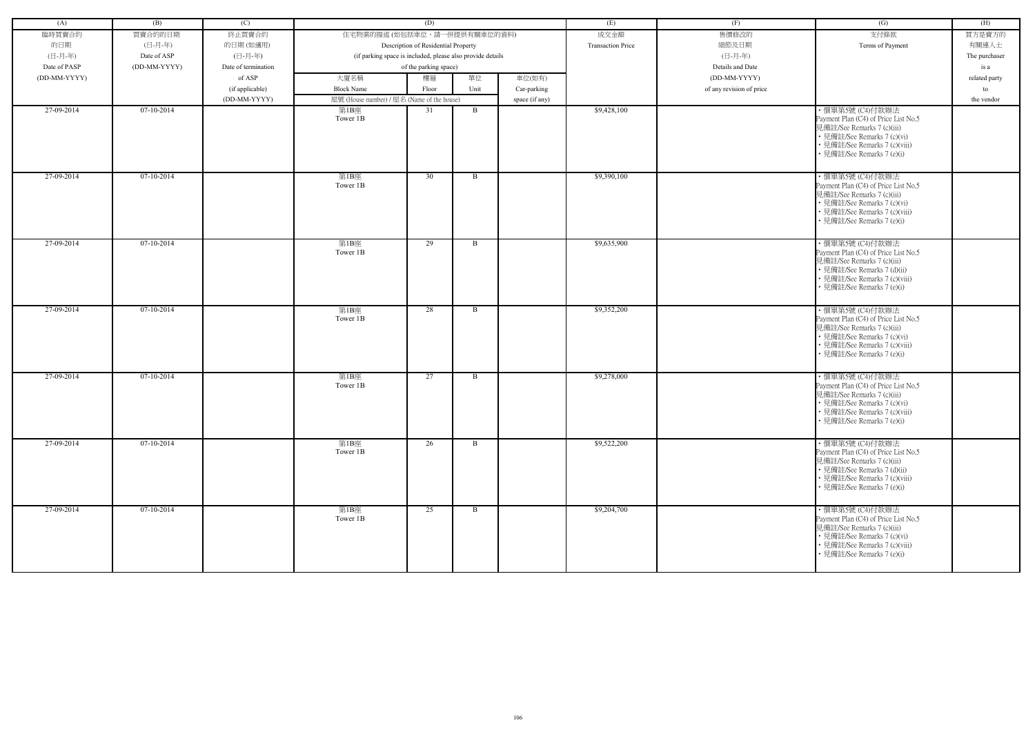| (A) | (B) | (C) | (D) | | | | (E) | (F) | (G) | (H) |
|---|---|---|---|---|---|---|---|---|---|---|
| 臨時買賣合約的日期 (日-月-年) Date of PASP (DD-MM-YYYY) | 買賣合約的日期 (日-月-年) Date of ASP (DD-MM-YYYY) | 終止買賣合約的日期 (如適用) (日-月-年) Date of termination of ASP (if applicable) (DD-MM-YYYY) | 住宅物業的描述 (如包括車位，請一併提供有關車位的資料) Description of Residential Property (if parking space is included, please also provide details of the parking space) | | | | 成交金額 Transaction Price | 售價修改的細節及日期 (日-月-年) Details and Date (DD-MM-YYYY) of any revision of price | 支付條款 Terms of Payment | 買方是賣方的有關連人士 The purchaser is a related party to the vendor |
| | | | 大廈名稱 Block Name | 樓層 Floor | 單位 Unit | 車位(如有) Car-parking space (if any) | | | | |
| | | | 屋號 (House number) / 屋名 (Name of the house) | | | | | | | |
| 27-09-2014 | 07-10-2014 | | 第1B座 Tower 1B | 31 | B | | $9,428,100 | | • 價單第5號 (C4)付款辦法 Payment Plan (C4) of Price List No.5 見備註/See Remarks 7 (c)(iii) • 見備註/See Remarks 7 (c)(vi) • 見備註/See Remarks 7 (c)(viii) • 見備註/See Remarks 7 (e)(i) | |
| 27-09-2014 | 07-10-2014 | | 第1B座 Tower 1B | 30 | B | | $9,390,100 | | • 價單第5號 (C4)付款辦法 Payment Plan (C4) of Price List No.5 見備註/See Remarks 7 (c)(iii) • 見備註/See Remarks 7 (c)(vi) • 見備註/See Remarks 7 (c)(viii) • 見備註/See Remarks 7 (e)(i) | |
| 27-09-2014 | 07-10-2014 | | 第1B座 Tower 1B | 29 | B | | $9,635,900 | | • 價單第5號 (C4)付款辦法 Payment Plan (C4) of Price List No.5 見備註/See Remarks 7 (c)(iii) • 見備註/See Remarks 7 (d)(ii) • 見備註/See Remarks 7 (c)(viii) • 見備註/See Remarks 7 (e)(i) | |
| 27-09-2014 | 07-10-2014 | | 第1B座 Tower 1B | 28 | B | | $9,352,200 | | • 價單第5號 (C4)付款辦法 Payment Plan (C4) of Price List No.5 見備註/See Remarks 7 (c)(iii) • 見備註/See Remarks 7 (c)(vi) • 見備註/See Remarks 7 (c)(viii) • 見備註/See Remarks 7 (e)(i) | |
| 27-09-2014 | 07-10-2014 | | 第1B座 Tower 1B | 27 | B | | $9,278,000 | | • 價單第5號 (C4)付款辦法 Payment Plan (C4) of Price List No.5 見備註/See Remarks 7 (c)(iii) • 見備註/See Remarks 7 (c)(vi) • 見備註/See Remarks 7 (c)(viii) • 見備註/See Remarks 7 (e)(i) | |
| 27-09-2014 | 07-10-2014 | | 第1B座 Tower 1B | 26 | B | | $9,522,200 | | • 價單第5號 (C4)付款辦法 Payment Plan (C4) of Price List No.5 見備註/See Remarks 7 (c)(iii) • 見備註/See Remarks 7 (d)(ii) • 見備註/See Remarks 7 (c)(viii) • 見備註/See Remarks 7 (e)(i) | |
| 27-09-2014 | 07-10-2014 | | 第1B座 Tower 1B | 25 | B | | $9,204,700 | | • 價單第5號 (C4)付款辦法 Payment Plan (C4) of Price List No.5 見備註/See Remarks 7 (c)(iii) • 見備註/See Remarks 7 (c)(vi) • 見備註/See Remarks 7 (c)(viii) • 見備註/See Remarks 7 (e)(i) | |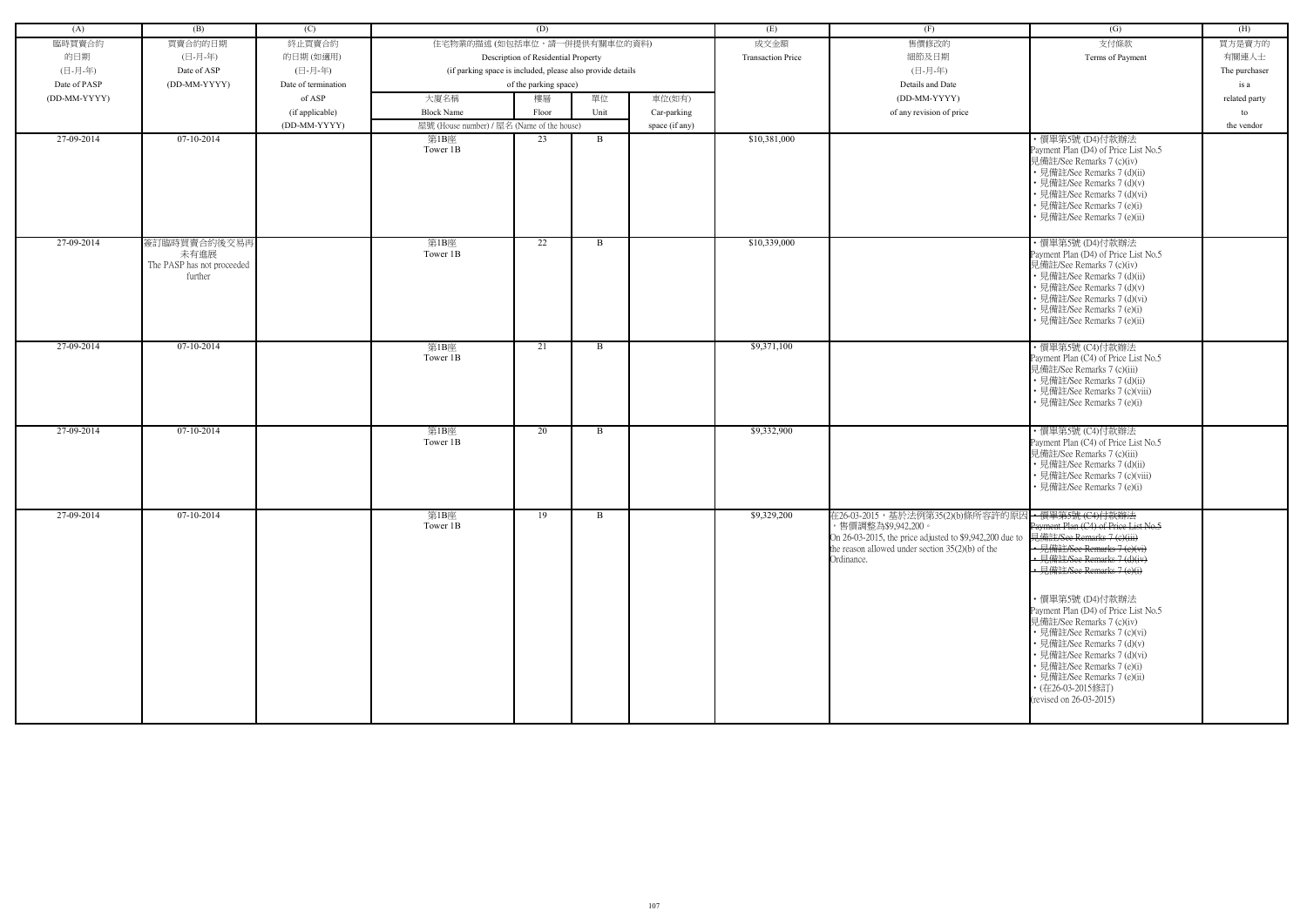| (A) | (B) | (C) | (D) | | | | (E) | (F) | (G) | (H) |
|---|---|---|---|---|---|---|---|---|---|---|
| 臨時買賣合約的日期 (日-月-年) Date of PASP (DD-MM-YYYY) | 買賣合約的日期 (日-月-年) Date of ASP (DD-MM-YYYY) | 終止買賣合約的日期 (如適用) (日-月-年) Date of termination of ASP (if applicable) (DD-MM-YYYY) | 住宅物業的描述 (如包括車位，請一併提供有關車位的資料) Description of Residential Property (if parking space is included, please also provide details of the parking space) | | | | 成交金額 Transaction Price | 售價修改的細節及日期 (日-月-年) Details and Date (DD-MM-YYYY) of any revision of price | 支付條款 Terms of Payment | 買方是賣方的有關連人士 The purchaser is a related party to the vendor |
| | | | 大廈名稱 Block Name | 樓層 Floor | 單位 Unit | 車位(如有) Car-parking space (if any) | | | | |
| | | | 屋號 (House number) / 屋名 (Name of the house) | | | | | | | |
| 27-09-2014 | 07-10-2014 | | 第1B座 Tower 1B | 23 | B | | $10,381,000 | | • 價單第5號 (D4)付款辦法 Payment Plan (D4) of Price List No.5 見備註/See Remarks 7 (c)(iv) • 見備註/See Remarks 7 (d)(ii) • 見備註/See Remarks 7 (d)(v) • 見備註/See Remarks 7 (d)(vi) • 見備註/See Remarks 7 (e)(i) • 見備註/See Remarks 7 (e)(ii) | |
| 27-09-2014 | 簽訂臨時買賣合約後交易再未有進展 The PASP has not proceeded further | | 第1B座 Tower 1B | 22 | B | | $10,339,000 | | • 價單第5號 (D4)付款辦法 Payment Plan (D4) of Price List No.5 見備註/See Remarks 7 (c)(iv) • 見備註/See Remarks 7 (d)(ii) • 見備註/See Remarks 7 (d)(v) • 見備註/See Remarks 7 (d)(vi) • 見備註/See Remarks 7 (e)(i) • 見備註/See Remarks 7 (e)(ii) | |
| 27-09-2014 | 07-10-2014 | | 第1B座 Tower 1B | 21 | B | | $9,371,100 | | • 價單第5號 (C4)付款辦法 Payment Plan (C4) of Price List No.5 見備註/See Remarks 7 (c)(iii) • 見備註/See Remarks 7 (d)(ii) • 見備註/See Remarks 7 (c)(viii) • 見備註/See Remarks 7 (e)(i) | |
| 27-09-2014 | 07-10-2014 | | 第1B座 Tower 1B | 20 | B | | $9,332,900 | | • 價單第5號 (C4)付款辦法 Payment Plan (C4) of Price List No.5 見備註/See Remarks 7 (c)(iii) • 見備註/See Remarks 7 (d)(ii) • 見備註/See Remarks 7 (c)(viii) • 見備註/See Remarks 7 (e)(i) | |
| 27-09-2014 | 07-10-2014 | | 第1B座 Tower 1B | 19 | B | | $9,329,200 | 在26-03-2015，基於法例第35(2)(b)條所容許的原因，售價調整為$9,942,200。 On 26-03-2015, the price adjusted to $9,942,200 due to the reason allowed under section 35(2)(b) of the Ordinance. | ~~• 價單第5號 (C4)付款辦法 Payment Plan (C4) of Price List No.5 見備註/See Remarks 7 (c)(iii) • 見備註/See Remarks 7 (c)(vi) • 見備註/See Remarks 7 (d)(iv) • 見備註/See Remarks 7 (e)(i)~~ • 價單第5號 (D4)付款辦法 Payment Plan (D4) of Price List No.5 見備註/See Remarks 7 (c)(iv) • 見備註/See Remarks 7 (c)(vi) • 見備註/See Remarks 7 (d)(v) • 見備註/See Remarks 7 (d)(vi) • 見備註/See Remarks 7 (e)(i) • 見備註/See Remarks 7 (e)(ii) • (在26-03-2015修訂) (revised on 26-03-2015) | |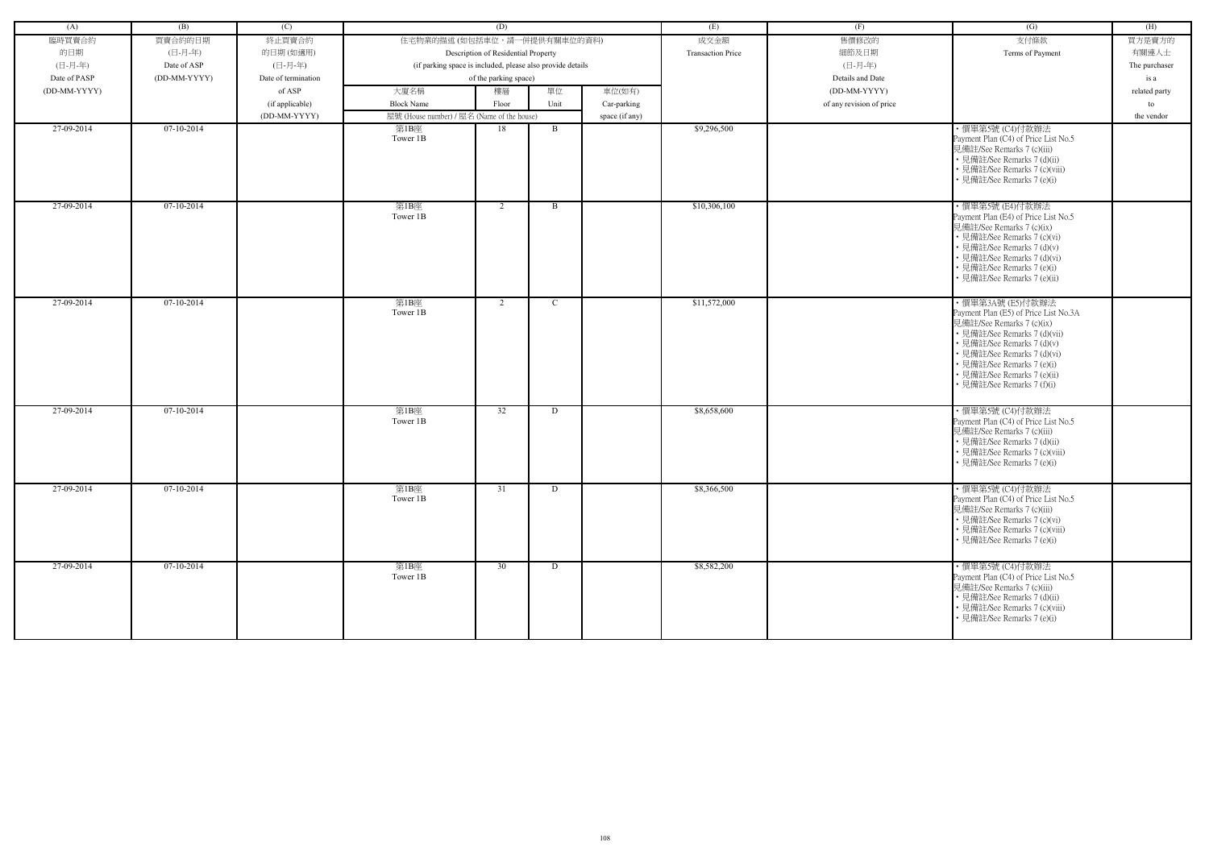| (A) | (B) | (C) | (D) | | | | (E) | (F) | (G) | (H) |
|---|---|---|---|---|---|---|---|---|---|---|
| 臨時買賣合約的日期 (日-月-年) Date of PASP (DD-MM-YYYY) | 買賣合約的日期 (日-月-年) Date of ASP (DD-MM-YYYY) | 終止買賣合約的日期 (如適用) (日-月-年) Date of termination of ASP (if applicable) (DD-MM-YYYY) | 住宅物業的描述 (如包括車位，請一併提供有關車位的資料) Description of Residential Property (if parking space is included, please also provide details of the parking space) | | | | 成交金額 Transaction Price | 售價修改的細節及日期 (日-月-年) Details and Date (DD-MM-YYYY) of any revision of price | 支付條款 Terms of Payment | 買方是賣方的有關連人士 The purchaser is a related party to the vendor |
| | | | 大廈名稱 Block Name<br>屋號 (House number) / 屋名 (Name of the house) | 樓層 Floor | 單位 Unit | 車位(如有) Car-parking space (if any) | | | | |
| 27-09-2014 | 07-10-2014 | | 第1B座 Tower 1B | 18 | B | | $9,296,500 | | • 價單第5號 (C4)付款辦法 Payment Plan (C4) of Price List No.5<br>見備註/See Remarks 7 (c)(iii)<br>• 見備註/See Remarks 7 (d)(ii)<br>• 見備註/See Remarks 7 (c)(viii)<br>• 見備註/See Remarks 7 (e)(i) | |
| 27-09-2014 | 07-10-2014 | | 第1B座 Tower 1B | 2 | B | | $10,306,100 | | • 價單第5號 (E4)付款辦法 Payment Plan (E4) of Price List No.5<br>見備註/See Remarks 7 (c)(ix)<br>• 見備註/See Remarks 7 (c)(vi)<br>• 見備註/See Remarks 7 (d)(v)<br>• 見備註/See Remarks 7 (d)(vi)<br>• 見備註/See Remarks 7 (e)(i)<br>• 見備註/See Remarks 7 (e)(ii) | |
| 27-09-2014 | 07-10-2014 | | 第1B座 Tower 1B | 2 | C | | $11,572,000 | | • 價單第3A號 (E5)付款辦法 Payment Plan (E5) of Price List No.3A<br>見備註/See Remarks 7 (c)(ix)<br>• 見備註/See Remarks 7 (d)(vii)<br>• 見備註/See Remarks 7 (d)(v)<br>• 見備註/See Remarks 7 (d)(vi)<br>• 見備註/See Remarks 7 (e)(i)<br>• 見備註/See Remarks 7 (e)(ii)<br>• 見備註/See Remarks 7 (f)(i) | |
| 27-09-2014 | 07-10-2014 | | 第1B座 Tower 1B | 32 | D | | $8,658,600 | | • 價單第5號 (C4)付款辦法 Payment Plan (C4) of Price List No.5<br>見備註/See Remarks 7 (c)(iii)<br>• 見備註/See Remarks 7 (d)(ii)<br>• 見備註/See Remarks 7 (c)(viii)<br>• 見備註/See Remarks 7 (e)(i) | |
| 27-09-2014 | 07-10-2014 | | 第1B座 Tower 1B | 31 | D | | $8,366,500 | | • 價單第5號 (C4)付款辦法 Payment Plan (C4) of Price List No.5<br>見備註/See Remarks 7 (c)(iii)<br>• 見備註/See Remarks 7 (c)(vi)<br>• 見備註/See Remarks 7 (c)(viii)<br>• 見備註/See Remarks 7 (e)(i) | |
| 27-09-2014 | 07-10-2014 | | 第1B座 Tower 1B | 30 | D | | $8,582,200 | | • 價單第5號 (C4)付款辦法 Payment Plan (C4) of Price List No.5<br>見備註/See Remarks 7 (c)(iii)<br>• 見備註/See Remarks 7 (d)(ii)<br>• 見備註/See Remarks 7 (c)(viii)<br>• 見備註/See Remarks 7 (e)(i) | |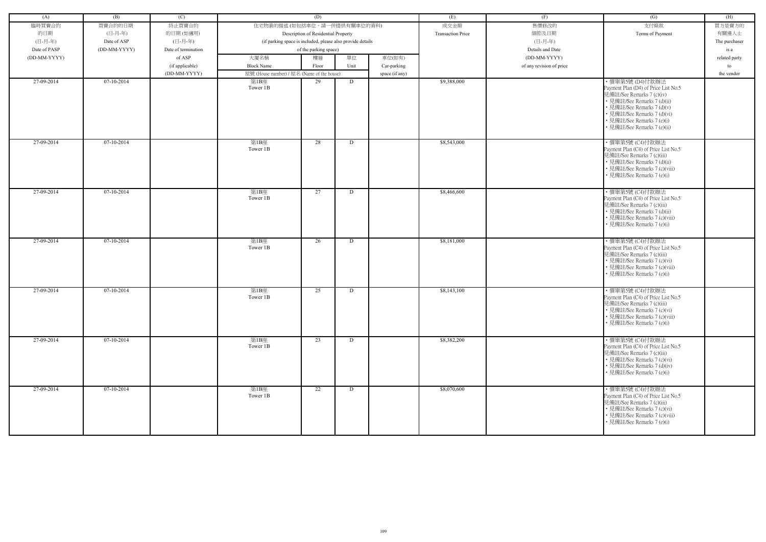| (A) | (B) | (C) | (D) | | | | (E) | (F) | (G) | (H) |
|---|---|---|---|---|---|---|---|---|---|---|
| 臨時買賣合約的日期 (日-月-年) Date of PASP (DD-MM-YYYY) | 買賣合約的日期 (日-月-年) Date of ASP (DD-MM-YYYY) | 終止買賣合約的日期 (如適用) (日-月-年) Date of termination of ASP (if applicable) (DD-MM-YYYY) | 住宅物業的描述 (如包括車位，請一併提供有關車位的資料) Description of Residential Property (if parking space is included, please also provide details of the parking space) | | | | 成交金額 Transaction Price | 售價修改的細節及日期 (日-月-年) Details and Date (DD-MM-YYYY) of any revision of price | 支付條款 Terms of Payment | 買方是賣方的有關連人士 The purchaser is a related party to the vendor |
| | | | 大廈名稱 Block Name | 樓層 Floor | 單位 Unit | 車位(如有) Car-parking space (if any) | | | | |
| | | | 屋號 (House number) / 屋名 (Name of the house) | | | | | | | |
| 27-09-2014 | 07-10-2014 | | 第1B座 Tower 1B | 29 | D | | $9,388,000 | | • 價單第5號 (D4)付款辦法 Payment Plan (D4) of Price List No.5 見備註/See Remarks 7 (c)(iv) • 見備註/See Remarks 7 (d)(ii) • 見備註/See Remarks 7 (d)(v) • 見備註/See Remarks 7 (d)(vi) • 見備註/See Remarks 7 (e)(i) • 見備註/See Remarks 7 (e)(ii) | |
| 27-09-2014 | 07-10-2014 | | 第1B座 Tower 1B | 28 | D | | $8,543,000 | | • 價單第5號 (C4)付款辦法 Payment Plan (C4) of Price List No.5 見備註/See Remarks 7 (c)(iii) • 見備註/See Remarks 7 (d)(ii) • 見備註/See Remarks 7 (c)(viii) • 見備註/See Remarks 7 (e)(i) | |
| 27-09-2014 | 07-10-2014 | | 第1B座 Tower 1B | 27 | D | | $8,466,600 | | • 價單第5號 (C4)付款辦法 Payment Plan (C4) of Price List No.5 見備註/See Remarks 7 (c)(iii) • 見備註/See Remarks 7 (d)(ii) • 見備註/See Remarks 7 (c)(viii) • 見備註/See Remarks 7 (e)(i) | |
| 27-09-2014 | 07-10-2014 | | 第1B座 Tower 1B | 26 | D | | $8,181,000 | | • 價單第5號 (C4)付款辦法 Payment Plan (C4) of Price List No.5 見備註/See Remarks 7 (c)(iii) • 見備註/See Remarks 7 (c)(vi) • 見備註/See Remarks 7 (c)(viii) • 見備註/See Remarks 7 (e)(i) | |
| 27-09-2014 | 07-10-2014 | | 第1B座 Tower 1B | 25 | D | | $8,143,100 | | • 價單第5號 (C4)付款辦法 Payment Plan (C4) of Price List No.5 見備註/See Remarks 7 (c)(iii) • 見備註/See Remarks 7 (c)(vi) • 見備註/See Remarks 7 (c)(viii) • 見備註/See Remarks 7 (e)(i) | |
| 27-09-2014 | 07-10-2014 | | 第1B座 Tower 1B | 23 | D | | $8,382,200 | | • 價單第5號 (C4)付款辦法 Payment Plan (C4) of Price List No.5 見備註/See Remarks 7 (c)(iii) • 見備註/See Remarks 7 (c)(vi) • 見備註/See Remarks 7 (d)(iv) • 見備註/See Remarks 7 (e)(i) | |
| 27-09-2014 | 07-10-2014 | | 第1B座 Tower 1B | 22 | D | | $8,070,600 | | • 價單第5號 (C4)付款辦法 Payment Plan (C4) of Price List No.5 見備註/See Remarks 7 (c)(iii) • 見備註/See Remarks 7 (c)(vi) • 見備註/See Remarks 7 (c)(viii) • 見備註/See Remarks 7 (e)(i) | |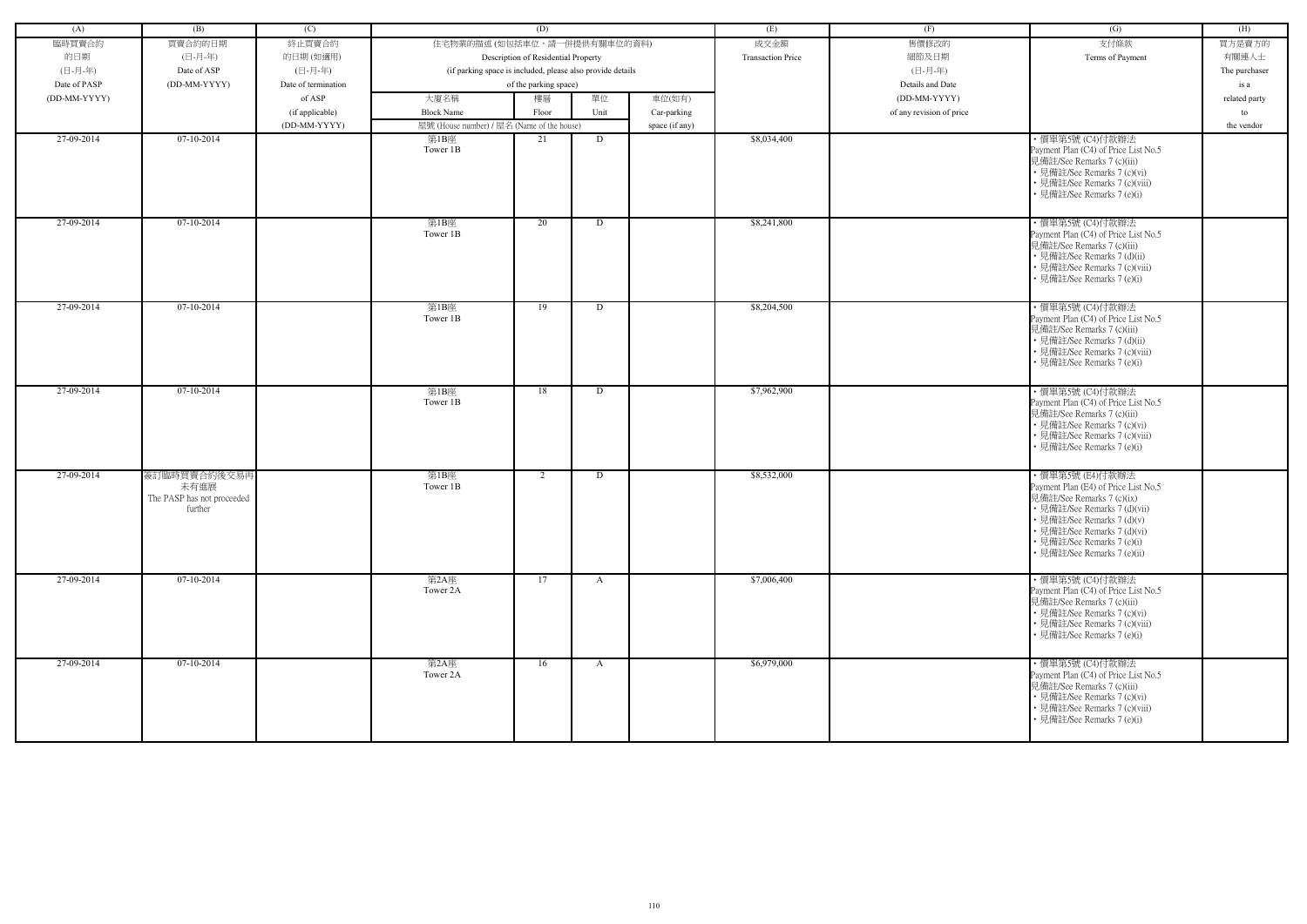| (A) | (B) | (C) | (D) | | | | (E) | (F) | (G) | (H) |
|---|---|---|---|---|---|---|---|---|---|---|
| 臨時買賣合約的日期 (日-月-年) Date of PASP (DD-MM-YYYY) | 買賣合約的日期 (日-月-年) Date of ASP (DD-MM-YYYY) | 終止買賣合約的日期 (如適用) (日-月-年) Date of termination of ASP (if applicable) (DD-MM-YYYY) | 住宅物業的描述 (如包括車位，請一併提供有關車位的資料) Description of Residential Property (if parking space is included, please also provide details of the parking space) | | | | 成交金額 Transaction Price | 售價修改的細節及日期 (日-月-年) Details and Date (DD-MM-YYYY) of any revision of price | 支付條款 Terms of Payment | 買方是賣方的有關連人士 The purchaser is a related party to the vendor |
| | | | 大廈名稱 Block Name | 樓層 Floor | 單位 Unit | 車位(如有) Car-parking space (if any) | | | | |
| | | | 屋號 (House number) / 屋名 (Name of the house) | | | | | | | |
| 27-09-2014 | 07-10-2014 | | 第1B座 Tower 1B | 21 | D | | $8,034,400 | | • 價單第5號 (C4)付款辦法 Payment Plan (C4) of Price List No.5 見備註/See Remarks 7 (c)(iii) • 見備註/See Remarks 7 (c)(vi) • 見備註/See Remarks 7 (c)(viii) • 見備註/See Remarks 7 (e)(i) | |
| 27-09-2014 | 07-10-2014 | | 第1B座 Tower 1B | 20 | D | | $8,241,800 | | • 價單第5號 (C4)付款辦法 Payment Plan (C4) of Price List No.5 見備註/See Remarks 7 (c)(iii) • 見備註/See Remarks 7 (d)(ii) • 見備註/See Remarks 7 (c)(viii) • 見備註/See Remarks 7 (e)(i) | |
| 27-09-2014 | 07-10-2014 | | 第1B座 Tower 1B | 19 | D | | $8,204,500 | | • 價單第5號 (C4)付款辦法 Payment Plan (C4) of Price List No.5 見備註/See Remarks 7 (c)(iii) • 見備註/See Remarks 7 (d)(ii) • 見備註/See Remarks 7 (c)(viii) • 見備註/See Remarks 7 (e)(i) | |
| 27-09-2014 | 07-10-2014 | | 第1B座 Tower 1B | 18 | D | | $7,962,900 | | • 價單第5號 (C4)付款辦法 Payment Plan (C4) of Price List No.5 見備註/See Remarks 7 (c)(iii) • 見備註/See Remarks 7 (c)(vi) • 見備註/See Remarks 7 (c)(viii) • 見備註/See Remarks 7 (e)(i) | |
| 27-09-2014 | 簽訂臨時買賣合約後交易再未有進展 The PASP has not proceeded further | | 第1B座 Tower 1B | 2 | D | | $8,532,000 | | • 價單第5號 (E4)付款辦法 Payment Plan (E4) of Price List No.5 見備註/See Remarks 7 (c)(ix) • 見備註/See Remarks 7 (d)(vii) • 見備註/See Remarks 7 (d)(v) • 見備註/See Remarks 7 (d)(vi) • 見備註/See Remarks 7 (e)(i) • 見備註/See Remarks 7 (e)(ii) | |
| 27-09-2014 | 07-10-2014 | | 第2A座 Tower 2A | 17 | A | | $7,006,400 | | • 價單第5號 (C4)付款辦法 Payment Plan (C4) of Price List No.5 見備註/See Remarks 7 (c)(iii) • 見備註/See Remarks 7 (c)(vi) • 見備註/See Remarks 7 (c)(viii) • 見備註/See Remarks 7 (e)(i) | |
| 27-09-2014 | 07-10-2014 | | 第2A座 Tower 2A | 16 | A | | $6,979,000 | | • 價單第5號 (C4)付款辦法 Payment Plan (C4) of Price List No.5 見備註/See Remarks 7 (c)(iii) • 見備註/See Remarks 7 (c)(vi) • 見備註/See Remarks 7 (c)(viii) • 見備註/See Remarks 7 (e)(i) | |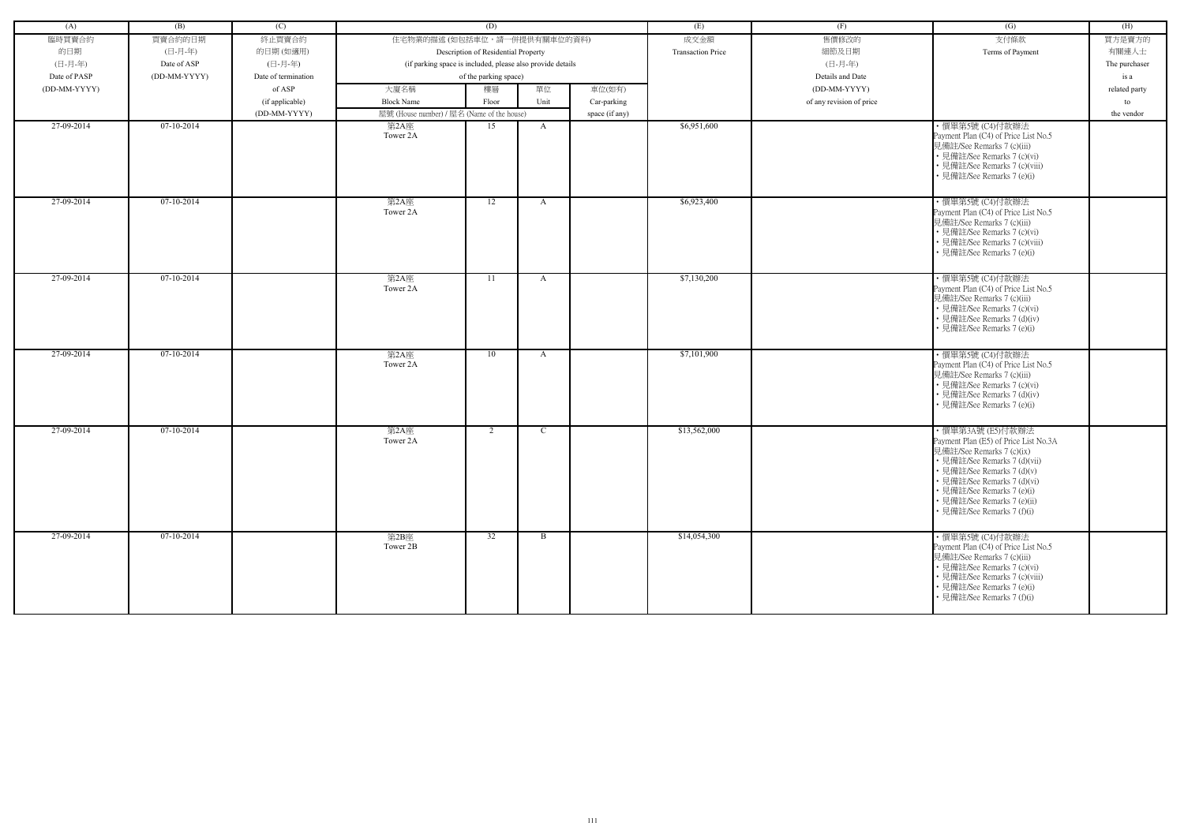| (A) | (B) | (C) | (D) | | | | (E) | (F) | (G) | (H) |
|---|---|---|---|---|---|---|---|---|---|---|
| 臨時買賣合約的日期 (日-月-年) Date of PASP (DD-MM-YYYY) | 買賣合約的日期 (日-月-年) Date of ASP (DD-MM-YYYY) | 終止買賣合約的日期 (如適用) (日-月-年) Date of termination of ASP (if applicable) (DD-MM-YYYY) | 住宅物業的描述 (如包括車位，請一併提供有關車位的資料) Description of Residential Property (if parking space is included, please also provide details of the parking space) | | | | 成交金額 Transaction Price | 售價修改的細節及日期 (日-月-年) Details and Date (DD-MM-YYYY) of any revision of price | 支付條款 Terms of Payment | 買方是賣方的有關連人士 The purchaser is a related party to the vendor |
| | | | 大廈名稱 Block Name | 樓層 Floor | 單位 Unit | 車位(如有) Car-parking space (if any) | | | | |
| | | | 屋號 (House number) / 屋名 (Name of the house) | | | | | | | |
| 27-09-2014 | 07-10-2014 | | 第2A座 Tower 2A | 15 | A | | $6,951,600 | | • 價單第5號 (C4)付款辦法 Payment Plan (C4) of Price List No.5 見備註/See Remarks 7 (c)(iii) • 見備註/See Remarks 7 (c)(vi) • 見備註/See Remarks 7 (c)(viii) • 見備註/See Remarks 7 (e)(i) | |
| 27-09-2014 | 07-10-2014 | | 第2A座 Tower 2A | 12 | A | | $6,923,400 | | • 價單第5號 (C4)付款辦法 Payment Plan (C4) of Price List No.5 見備註/See Remarks 7 (c)(iii) • 見備註/See Remarks 7 (c)(vi) • 見備註/See Remarks 7 (c)(viii) • 見備註/See Remarks 7 (e)(i) | |
| 27-09-2014 | 07-10-2014 | | 第2A座 Tower 2A | 11 | A | | $7,130,200 | | • 價單第5號 (C4)付款辦法 Payment Plan (C4) of Price List No.5 見備註/See Remarks 7 (c)(iii) • 見備註/See Remarks 7 (c)(vi) • 見備註/See Remarks 7 (d)(iv) • 見備註/See Remarks 7 (e)(i) | |
| 27-09-2014 | 07-10-2014 | | 第2A座 Tower 2A | 10 | A | | $7,101,900 | | • 價單第5號 (C4)付款辦法 Payment Plan (C4) of Price List No.5 見備註/See Remarks 7 (c)(iii) • 見備註/See Remarks 7 (c)(vi) • 見備註/See Remarks 7 (d)(iv) • 見備註/See Remarks 7 (e)(i) | |
| 27-09-2014 | 07-10-2014 | | 第2A座 Tower 2A | 2 | C | | $13,562,000 | | • 價單第3A號 (E5)付款辦法 Payment Plan (E5) of Price List No.3A 見備註/See Remarks 7 (c)(ix) • 見備註/See Remarks 7 (d)(vii) • 見備註/See Remarks 7 (d)(v) • 見備註/See Remarks 7 (d)(vi) • 見備註/See Remarks 7 (e)(i) • 見備註/See Remarks 7 (e)(ii) • 見備註/See Remarks 7 (f)(i) | |
| 27-09-2014 | 07-10-2014 | | 第2B座 Tower 2B | 32 | B | | $14,054,300 | | • 價單第5號 (C4)付款辦法 Payment Plan (C4) of Price List No.5 見備註/See Remarks 7 (c)(iii) • 見備註/See Remarks 7 (c)(vi) • 見備註/See Remarks 7 (c)(viii) • 見備註/See Remarks 7 (e)(i) • 見備註/See Remarks 7 (f)(i) | |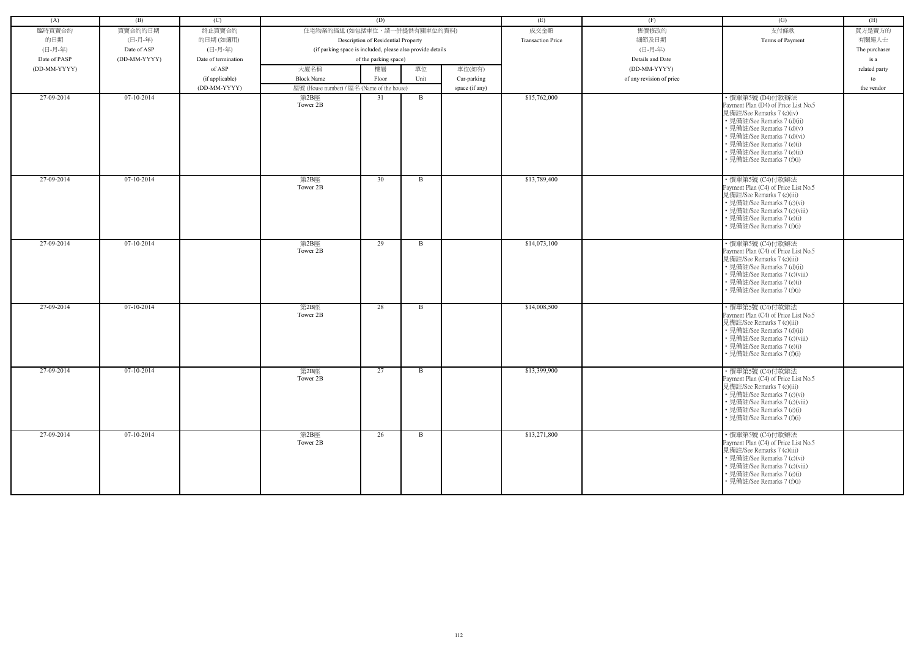| (A) | (B) | (C) | (D) | | | | (E) | (F) | (G) | (H) |
|---|---|---|---|---|---|---|---|---|---|---|
| 臨時買賣合約的日期 (日-月-年) Date of PASP (DD-MM-YYYY) | 買賣合約的日期 (日-月-年) Date of ASP (DD-MM-YYYY) | 終止買賣合約的日期 (如適用) (日-月-年) Date of termination of ASP (if applicable) (DD-MM-YYYY) | 住宅物業的描述 (如包括車位，請一併提供有關車位的資料) Description of Residential Property (if parking space is included, please also provide details of the parking space) | | | | 成交金額 Transaction Price | 售價修改的細節及日期 (日-月-年) Details and Date (DD-MM-YYYY) of any revision of price | 支付條款 Terms of Payment | 買方是賣方的有關連人士 The purchaser is a related party to the vendor |
| | | | 大廈名稱 Block Name | 樓層 Floor | 單位 Unit | 車位(如有) Car-parking space (if any) | | | | |
| | | | 屋號 (House number) / 屋名 (Name of the house) | | | | | | | |
| 27-09-2014 | 07-10-2014 | | 第2B座 Tower 2B | 31 | B | | $15,762,000 | | • 價單第5號 (D4)付款辦法 Payment Plan (D4) of Price List No.5 見備註/See Remarks 7 (c)(iv) • 見備註/See Remarks 7 (d)(ii) • 見備註/See Remarks 7 (d)(v) • 見備註/See Remarks 7 (d)(vi) • 見備註/See Remarks 7 (e)(i) • 見備註/See Remarks 7 (e)(ii) • 見備註/See Remarks 7 (f)(i) | |
| 27-09-2014 | 07-10-2014 | | 第2B座 Tower 2B | 30 | B | | $13,789,400 | | • 價單第5號 (C4)付款辦法 Payment Plan (C4) of Price List No.5 見備註/See Remarks 7 (c)(iii) • 見備註/See Remarks 7 (c)(vi) • 見備註/See Remarks 7 (c)(viii) • 見備註/See Remarks 7 (e)(i) • 見備註/See Remarks 7 (f)(i) | |
| 27-09-2014 | 07-10-2014 | | 第2B座 Tower 2B | 29 | B | | $14,073,100 | | • 價單第5號 (C4)付款辦法 Payment Plan (C4) of Price List No.5 見備註/See Remarks 7 (c)(iii) • 見備註/See Remarks 7 (d)(ii) • 見備註/See Remarks 7 (c)(viii) • 見備註/See Remarks 7 (e)(i) • 見備註/See Remarks 7 (f)(i) | |
| 27-09-2014 | 07-10-2014 | | 第2B座 Tower 2B | 28 | B | | $14,008,500 | | • 價單第5號 (C4)付款辦法 Payment Plan (C4) of Price List No.5 見備註/See Remarks 7 (c)(iii) • 見備註/See Remarks 7 (d)(ii) • 見備註/See Remarks 7 (c)(viii) • 見備註/See Remarks 7 (e)(i) • 見備註/See Remarks 7 (f)(i) | |
| 27-09-2014 | 07-10-2014 | | 第2B座 Tower 2B | 27 | B | | $13,399,900 | | • 價單第5號 (C4)付款辦法 Payment Plan (C4) of Price List No.5 見備註/See Remarks 7 (c)(iii) • 見備註/See Remarks 7 (c)(vi) • 見備註/See Remarks 7 (c)(viii) • 見備註/See Remarks 7 (e)(i) • 見備註/See Remarks 7 (f)(i) | |
| 27-09-2014 | 07-10-2014 | | 第2B座 Tower 2B | 26 | B | | $13,271,800 | | • 價單第5號 (C4)付款辦法 Payment Plan (C4) of Price List No.5 見備註/See Remarks 7 (c)(iii) • 見備註/See Remarks 7 (c)(vi) • 見備註/See Remarks 7 (c)(viii) • 見備註/See Remarks 7 (e)(i) • 見備註/See Remarks 7 (f)(i) | |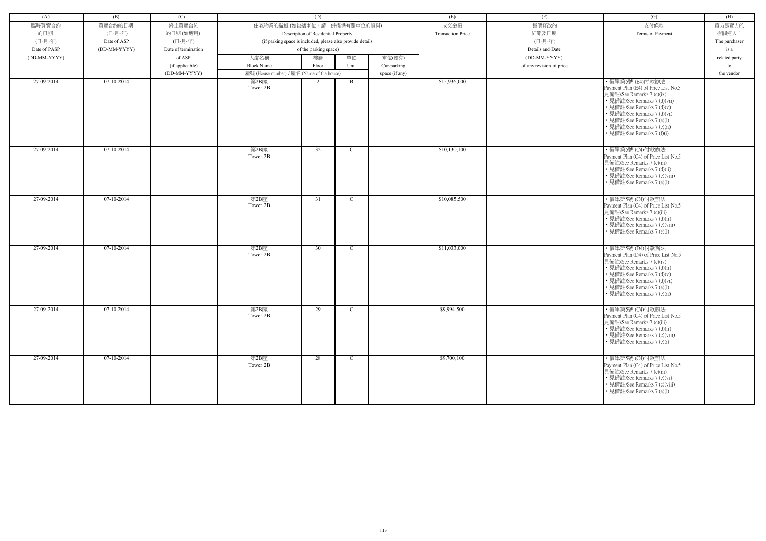| (A) | (B) | (C) | (D) | | | | (E) | (F) | (G) | (H) |
|---|---|---|---|---|---|---|---|---|---|---|
| 臨時買賣合約的日期 (日-月-年) Date of PASP (DD-MM-YYYY) | 買賣合約的日期 (日-月-年) Date of ASP (DD-MM-YYYY) | 終止買賣合約的日期 (如適用) (日-月-年) Date of termination of ASP (if applicable) (DD-MM-YYYY) | 住宅物業的描述 (如包括車位，請一併提供有關車位的資料) Description of Residential Property (if parking space is included, please also provide details of the parking space) | | | | 成交金額 Transaction Price | 售價修改的細節及日期 (日-月-年) Details and Date (DD-MM-YYYY) of any revision of price | 支付條款 Terms of Payment | 買方是賣方的有關連人士 The purchaser is a related party to the vendor |
| | | | 大廈名稱 Block Name 屋號 (House number) / 屋名 (Name of the house) | 樓層 Floor | 單位 Unit | 車位(如有) Car-parking space (if any) | | | | |
| 27-09-2014 | 07-10-2014 | | 第2B座 Tower 2B | 2 | B | | $15,936,000 | | • 價單第5號 (E4)付款辦法 Payment Plan (E4) of Price List No.5 見備註/See Remarks 7 (c)(ix) • 見備註/See Remarks 7 (d)(vii) • 見備註/See Remarks 7 (d)(v) • 見備註/See Remarks 7 (d)(vi) • 見備註/See Remarks 7 (e)(i) • 見備註/See Remarks 7 (e)(ii) • 見備註/See Remarks 7 (f)(i) | |
| 27-09-2014 | 07-10-2014 | | 第2B座 Tower 2B | 32 | C | | $10,130,100 | | • 價單第5號 (C4)付款辦法 Payment Plan (C4) of Price List No.5 見備註/See Remarks 7 (c)(iii) • 見備註/See Remarks 7 (d)(ii) • 見備註/See Remarks 7 (c)(viii) • 見備註/See Remarks 7 (e)(i) | |
| 27-09-2014 | 07-10-2014 | | 第2B座 Tower 2B | 31 | C | | $10,085,500 | | • 價單第5號 (C4)付款辦法 Payment Plan (C4) of Price List No.5 見備註/See Remarks 7 (c)(iii) • 見備註/See Remarks 7 (d)(ii) • 見備註/See Remarks 7 (c)(viii) • 見備註/See Remarks 7 (e)(i) | |
| 27-09-2014 | 07-10-2014 | | 第2B座 Tower 2B | 30 | C | | $11,033,000 | | • 價單第5號 (D4)付款辦法 Payment Plan (D4) of Price List No.5 見備註/See Remarks 7 (c)(iv) • 見備註/See Remarks 7 (d)(ii) • 見備註/See Remarks 7 (d)(v) • 見備註/See Remarks 7 (d)(vi) • 見備註/See Remarks 7 (e)(i) • 見備註/See Remarks 7 (e)(ii) | |
| 27-09-2014 | 07-10-2014 | | 第2B座 Tower 2B | 29 | C | | $9,994,500 | | • 價單第5號 (C4)付款辦法 Payment Plan (C4) of Price List No.5 見備註/See Remarks 7 (c)(iii) • 見備註/See Remarks 7 (d)(ii) • 見備註/See Remarks 7 (c)(viii) • 見備註/See Remarks 7 (e)(i) | |
| 27-09-2014 | 07-10-2014 | | 第2B座 Tower 2B | 28 | C | | $9,700,100 | | • 價單第5號 (C4)付款辦法 Payment Plan (C4) of Price List No.5 見備註/See Remarks 7 (c)(iii) • 見備註/See Remarks 7 (c)(vi) • 見備註/See Remarks 7 (c)(viii) • 見備註/See Remarks 7 (e)(i) | |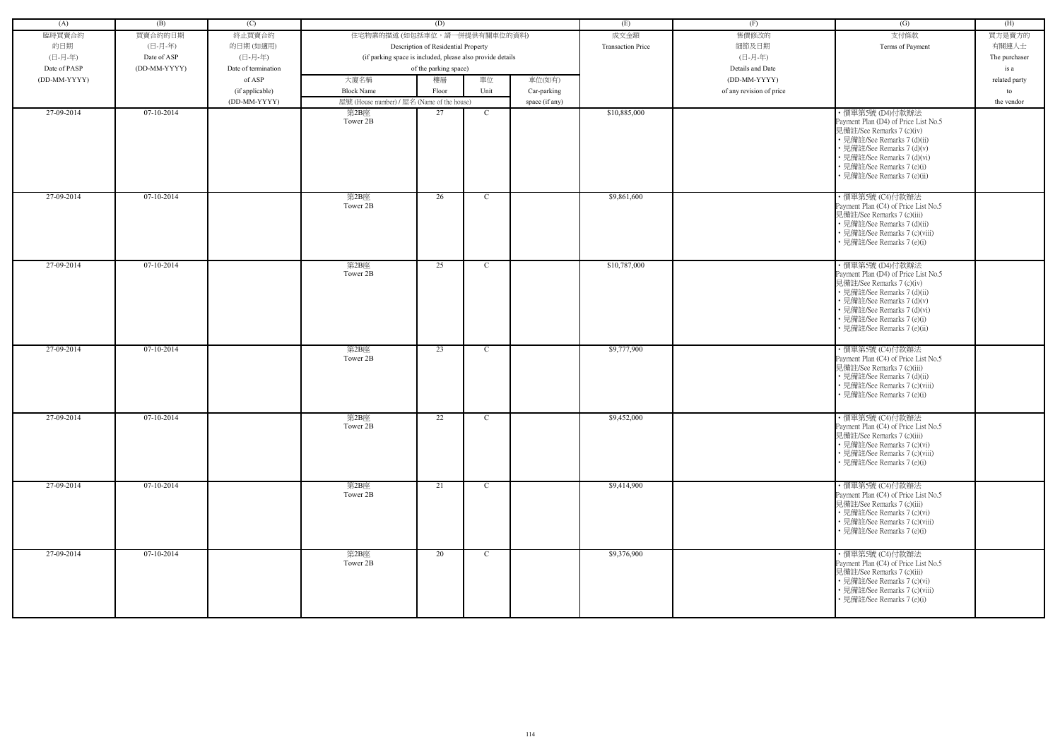| (A) | (B) | (C) | (D) | | | | (E) | (F) | (G) | (H) |
|---|---|---|---|---|---|---|---|---|---|---|
| 臨時買賣合約的日期 (日-月-年) Date of PASP (DD-MM-YYYY) | 買賣合約的日期 (日-月-年) Date of ASP (DD-MM-YYYY) | 終止買賣合約的日期 (如適用) (日-月-年) Date of termination of ASP (if applicable) (DD-MM-YYYY) | 住宅物業的描述 (如包括車位，請一併提供有關車位的資料) Description of Residential Property (if parking space is included, please also provide details of the parking space) | | | | 成交金額 Transaction Price | 售價修改的細節及日期 (日-月-年) Details and Date (DD-MM-YYYY) of any revision of price | 支付條款 Terms of Payment | 買方是賣方的有關連人士 The purchaser is a related party to the vendor |
| | | | 大廈名稱 Block Name | 樓層 Floor | 單位 Unit | 車位(如有) Car-parking space (if any) | | | | |
| | | | 屋號 (House number) / 屋名 (Name of the house) | | | | | | | |
| 27-09-2014 | 07-10-2014 | | 第2B座 Tower 2B | 27 | C | | $10,885,000 | | • 價單第5號 (D4)付款辦法 Payment Plan (D4) of Price List No.5 見備註/See Remarks 7 (c)(iv) • 見備註/See Remarks 7 (d)(ii) • 見備註/See Remarks 7 (d)(v) • 見備註/See Remarks 7 (d)(vi) • 見備註/See Remarks 7 (e)(i) • 見備註/See Remarks 7 (e)(ii) | |
| 27-09-2014 | 07-10-2014 | | 第2B座 Tower 2B | 26 | C | | $9,861,600 | | • 價單第5號 (C4)付款辦法 Payment Plan (C4) of Price List No.5 見備註/See Remarks 7 (c)(iii) • 見備註/See Remarks 7 (d)(ii) • 見備註/See Remarks 7 (c)(viii) • 見備註/See Remarks 7 (e)(i) | |
| 27-09-2014 | 07-10-2014 | | 第2B座 Tower 2B | 25 | C | | $10,787,000 | | • 價單第5號 (D4)付款辦法 Payment Plan (D4) of Price List No.5 見備註/See Remarks 7 (c)(iv) • 見備註/See Remarks 7 (d)(ii) • 見備註/See Remarks 7 (d)(v) • 見備註/See Remarks 7 (d)(vi) • 見備註/See Remarks 7 (e)(i) • 見備註/See Remarks 7 (e)(ii) | |
| 27-09-2014 | 07-10-2014 | | 第2B座 Tower 2B | 23 | C | | $9,777,900 | | • 價單第5號 (C4)付款辦法 Payment Plan (C4) of Price List No.5 見備註/See Remarks 7 (c)(iii) • 見備註/See Remarks 7 (d)(ii) • 見備註/See Remarks 7 (c)(viii) • 見備註/See Remarks 7 (e)(i) | |
| 27-09-2014 | 07-10-2014 | | 第2B座 Tower 2B | 22 | C | | $9,452,000 | | • 價單第5號 (C4)付款辦法 Payment Plan (C4) of Price List No.5 見備註/See Remarks 7 (c)(iii) • 見備註/See Remarks 7 (c)(vi) • 見備註/See Remarks 7 (c)(viii) • 見備註/See Remarks 7 (e)(i) | |
| 27-09-2014 | 07-10-2014 | | 第2B座 Tower 2B | 21 | C | | $9,414,900 | | • 價單第5號 (C4)付款辦法 Payment Plan (C4) of Price List No.5 見備註/See Remarks 7 (c)(iii) • 見備註/See Remarks 7 (c)(vi) • 見備註/See Remarks 7 (c)(viii) • 見備註/See Remarks 7 (e)(i) | |
| 27-09-2014 | 07-10-2014 | | 第2B座 Tower 2B | 20 | C | | $9,376,900 | | • 價單第5號 (C4)付款辦法 Payment Plan (C4) of Price List No.5 見備註/See Remarks 7 (c)(iii) • 見備註/See Remarks 7 (c)(vi) • 見備註/See Remarks 7 (c)(viii) • 見備註/See Remarks 7 (e)(i) | |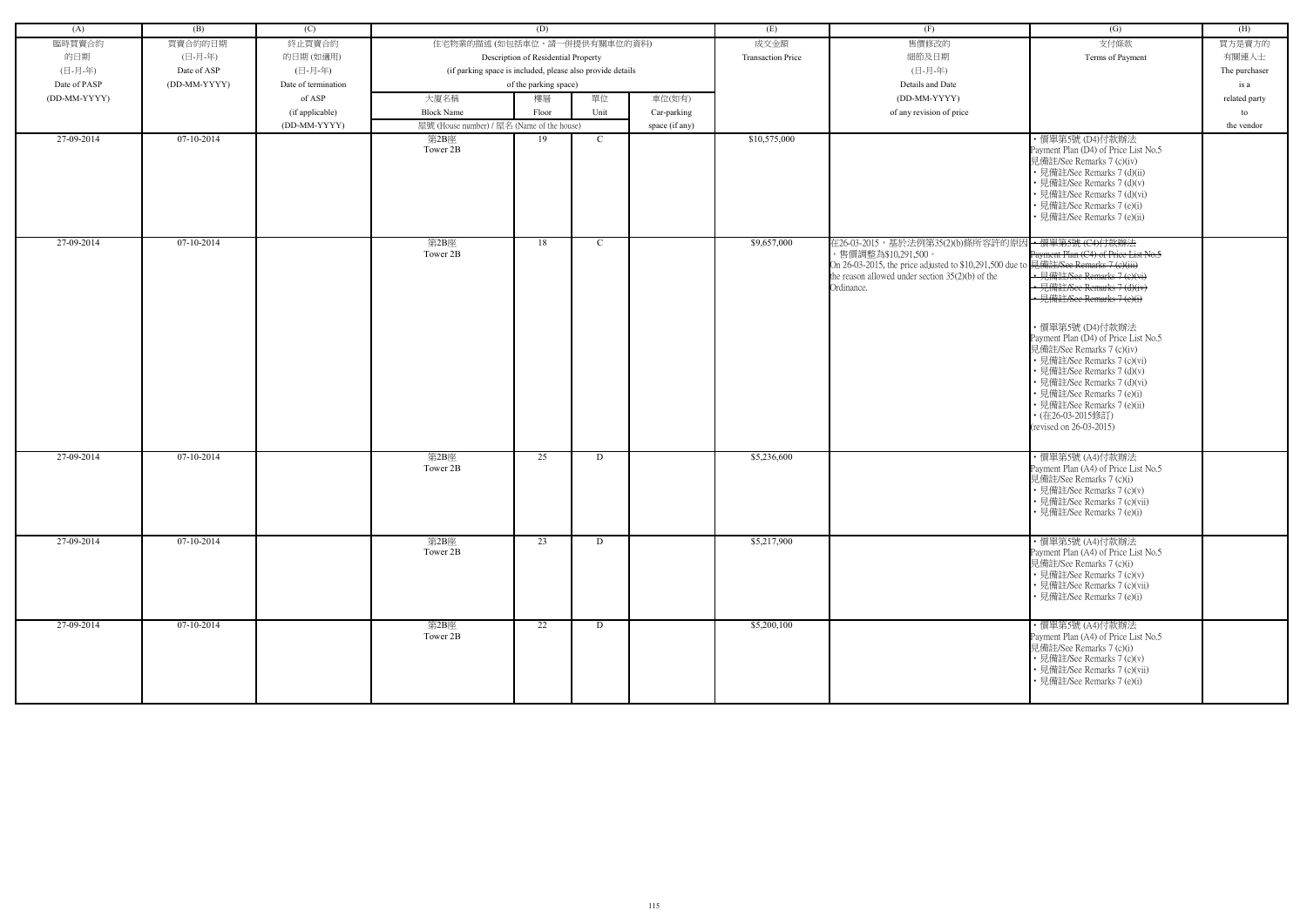| (A) | (B) | (C) | (D) | | | | (E) | (F) | (G) | (H) |
|---|---|---|---|---|---|---|---|---|---|---|
| 臨時買賣合約<br>的日期<br>(日-月-年)<br>Date of PASP<br>(DD-MM-YYYY) | 買賣合約的日期<br>(日-月-年)<br>Date of ASP<br>(DD-MM-YYYY) | 終止買賣合約<br>的日期 (如適用)<br>(日-月-年)<br>Date of termination<br>of ASP<br>(if applicable)<br>(DD-MM-YYYY) | 住宅物業的描述 (如包括車位，請一併提供有關車位的資料)<br>Description of Residential Property<br>(if parking space is included, please also provide details<br>of the parking space) | | | | 成交金額<br>Transaction Price | 售價修改的<br>細節及日期<br>(日-月-年)<br>Details and Date<br>(DD-MM-YYYY)<br>of any revision of price | 支付條款<br>Terms of Payment | 買方是賣方的<br>有關連人士<br>The purchaser<br>is a<br>related party<br>to<br>the vendor |
| | | | 大廈名稱<br>Block Name | 樓層<br>Floor | 單位<br>Unit | 車位(如有)<br>Car-parking<br>space (if any) | | | | |
| | | | 屋號 (House number) / 屋名 (Name of the house) | | | | | | | |
| 27-09-2014 | 07-10-2014 | | 第2B座<br>Tower 2B | 19 | C | | $10,575,000 | | • 價單第5號 (D4)付款辦法<br>Payment Plan (D4) of Price List No.5<br>見備註/See Remarks 7 (c)(iv)<br>• 見備註/See Remarks 7 (d)(ii)<br>• 見備註/See Remarks 7 (d)(v)<br>• 見備註/See Remarks 7 (d)(vi)<br>• 見備註/See Remarks 7 (e)(i)<br>• 見備註/See Remarks 7 (e)(ii) | |
| 27-09-2014 | 07-10-2014 | | 第2B座<br>Tower 2B | 18 | C | | $9,657,000 | 在26-03-2015，基於法例第35(2)(b)條所容許的原因，售價調整為$10,291,500。<br>On 26-03-2015, the price adjusted to $10,291,500 due to the reason allowed under section 35(2)(b) of the Ordinance. | ~~• 價單第5號 (C4)付款辦法<br>Payment Plan (C4) of Price List No.5<br>見備註/See Remarks 7 (c)(iii)<br>• 見備註/See Remarks 7 (c)(vi)<br>• 見備註/See Remarks 7 (d)(iv)<br>• 見備註/See Remarks 7 (e)(i)~~<br><br>• 價單第5號 (D4)付款辦法<br>Payment Plan (D4) of Price List No.5<br>見備註/See Remarks 7 (c)(iv)<br>• 見備註/See Remarks 7 (c)(vi)<br>• 見備註/See Remarks 7 (d)(v)<br>• 見備註/See Remarks 7 (d)(vi)<br>• 見備註/See Remarks 7 (e)(i)<br>• 見備註/See Remarks 7 (e)(ii)<br>• (在26-03-2015修訂)<br>(revised on 26-03-2015) | |
| 27-09-2014 | 07-10-2014 | | 第2B座<br>Tower 2B | 25 | D | | $5,236,600 | | • 價單第5號 (A4)付款辦法<br>Payment Plan (A4) of Price List No.5<br>見備註/See Remarks 7 (c)(i)<br>• 見備註/See Remarks 7 (c)(v)<br>• 見備註/See Remarks 7 (c)(vii)<br>• 見備註/See Remarks 7 (e)(i) | |
| 27-09-2014 | 07-10-2014 | | 第2B座<br>Tower 2B | 23 | D | | $5,217,900 | | • 價單第5號 (A4)付款辦法<br>Payment Plan (A4) of Price List No.5<br>見備註/See Remarks 7 (c)(i)<br>• 見備註/See Remarks 7 (c)(v)<br>• 見備註/See Remarks 7 (c)(vii)<br>• 見備註/See Remarks 7 (e)(i) | |
| 27-09-2014 | 07-10-2014 | | 第2B座<br>Tower 2B | 22 | D | | $5,200,100 | | • 價單第5號 (A4)付款辦法<br>Payment Plan (A4) of Price List No.5<br>見備註/See Remarks 7 (c)(i)<br>• 見備註/See Remarks 7 (c)(v)<br>• 見備註/See Remarks 7 (c)(vii)<br>• 見備註/See Remarks 7 (e)(i) | |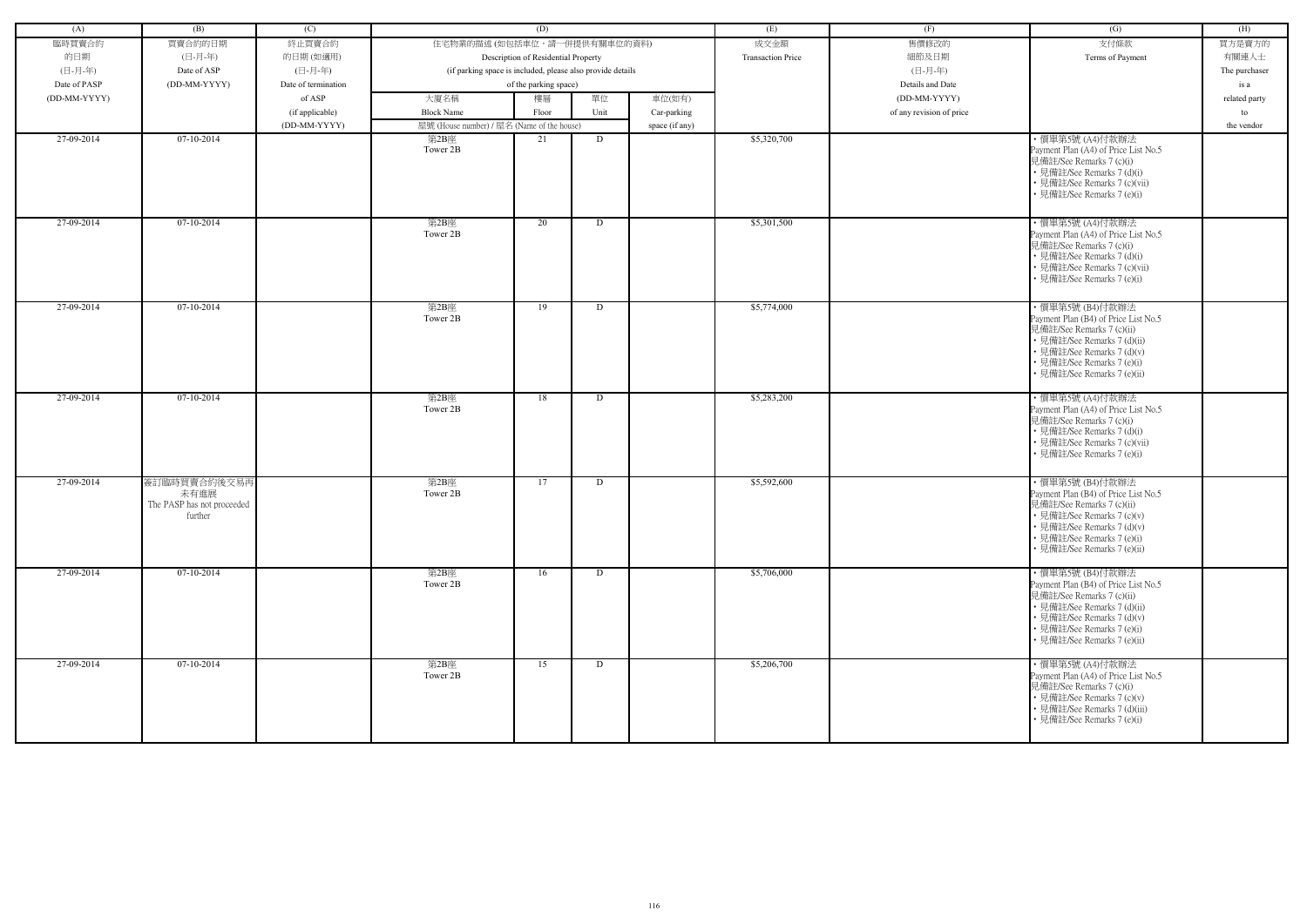| (A) | (B) | (C) | (D) | | | | (E) | (F) | (G) | (H) |
|---|---|---|---|---|---|---|---|---|---|---|
| 臨時買賣合約的日期 (日-月-年) Date of PASP (DD-MM-YYYY) | 買賣合約的日期 (日-月-年) Date of ASP (DD-MM-YYYY) | 終止買賣合約的日期 (如適用) (日-月-年) Date of termination of ASP (if applicable) (DD-MM-YYYY) | 住宅物業的描述 (如包括車位，請一併提供有關車位的資料) Description of Residential Property (if parking space is included, please also provide details of the parking space) | | | | 成交金額 Transaction Price | 售價修改的細節及日期 (日-月-年) Details and Date (DD-MM-YYYY) of any revision of price | 支付條款 Terms of Payment | 買方是賣方的有關連人士 The purchaser is a related party to the vendor |
| | | | 大廈名稱 Block Name | 樓層 Floor | 單位 Unit | 車位(如有) Car-parking space (if any) | | | | |
| | | | 屋號 (House number) / 屋名 (Name of the house) | | | | | | | |
| 27-09-2014 | 07-10-2014 | | 第2B座 Tower 2B | 21 | D | | $5,320,700 | | • 價單第5號 (A4)付款辦法 Payment Plan (A4) of Price List No.5 見備註/See Remarks 7 (c)(i) • 見備註/See Remarks 7 (d)(i) • 見備註/See Remarks 7 (c)(vii) • 見備註/See Remarks 7 (e)(i) | |
| 27-09-2014 | 07-10-2014 | | 第2B座 Tower 2B | 20 | D | | $5,301,500 | | • 價單第5號 (A4)付款辦法 Payment Plan (A4) of Price List No.5 見備註/See Remarks 7 (c)(i) • 見備註/See Remarks 7 (d)(i) • 見備註/See Remarks 7 (c)(vii) • 見備註/See Remarks 7 (e)(i) | |
| 27-09-2014 | 07-10-2014 | | 第2B座 Tower 2B | 19 | D | | $5,774,000 | | • 價單第5號 (B4)付款辦法 Payment Plan (B4) of Price List No.5 見備註/See Remarks 7 (c)(ii) • 見備註/See Remarks 7 (d)(ii) • 見備註/See Remarks 7 (d)(v) • 見備註/See Remarks 7 (e)(i) • 見備註/See Remarks 7 (e)(ii) | |
| 27-09-2014 | 07-10-2014 | | 第2B座 Tower 2B | 18 | D | | $5,283,200 | | • 價單第5號 (A4)付款辦法 Payment Plan (A4) of Price List No.5 見備註/See Remarks 7 (c)(i) • 見備註/See Remarks 7 (d)(i) • 見備註/See Remarks 7 (c)(vii) • 見備註/See Remarks 7 (e)(i) | |
| 27-09-2014 | 簽訂臨時買賣合約後交易再未有進展 The PASP has not proceeded further | | 第2B座 Tower 2B | 17 | D | | $5,592,600 | | • 價單第5號 (B4)付款辦法 Payment Plan (B4) of Price List No.5 見備註/See Remarks 7 (c)(ii) • 見備註/See Remarks 7 (c)(v) • 見備註/See Remarks 7 (d)(v) • 見備註/See Remarks 7 (e)(i) • 見備註/See Remarks 7 (e)(ii) | |
| 27-09-2014 | 07-10-2014 | | 第2B座 Tower 2B | 16 | D | | $5,706,000 | | • 價單第5號 (B4)付款辦法 Payment Plan (B4) of Price List No.5 見備註/See Remarks 7 (c)(ii) • 見備註/See Remarks 7 (d)(ii) • 見備註/See Remarks 7 (d)(v) • 見備註/See Remarks 7 (e)(i) • 見備註/See Remarks 7 (e)(ii) | |
| 27-09-2014 | 07-10-2014 | | 第2B座 Tower 2B | 15 | D | | $5,206,700 | | • 價單第5號 (A4)付款辦法 Payment Plan (A4) of Price List No.5 見備註/See Remarks 7 (c)(i) • 見備註/See Remarks 7 (c)(v) • 見備註/See Remarks 7 (d)(iii) • 見備註/See Remarks 7 (e)(i) | |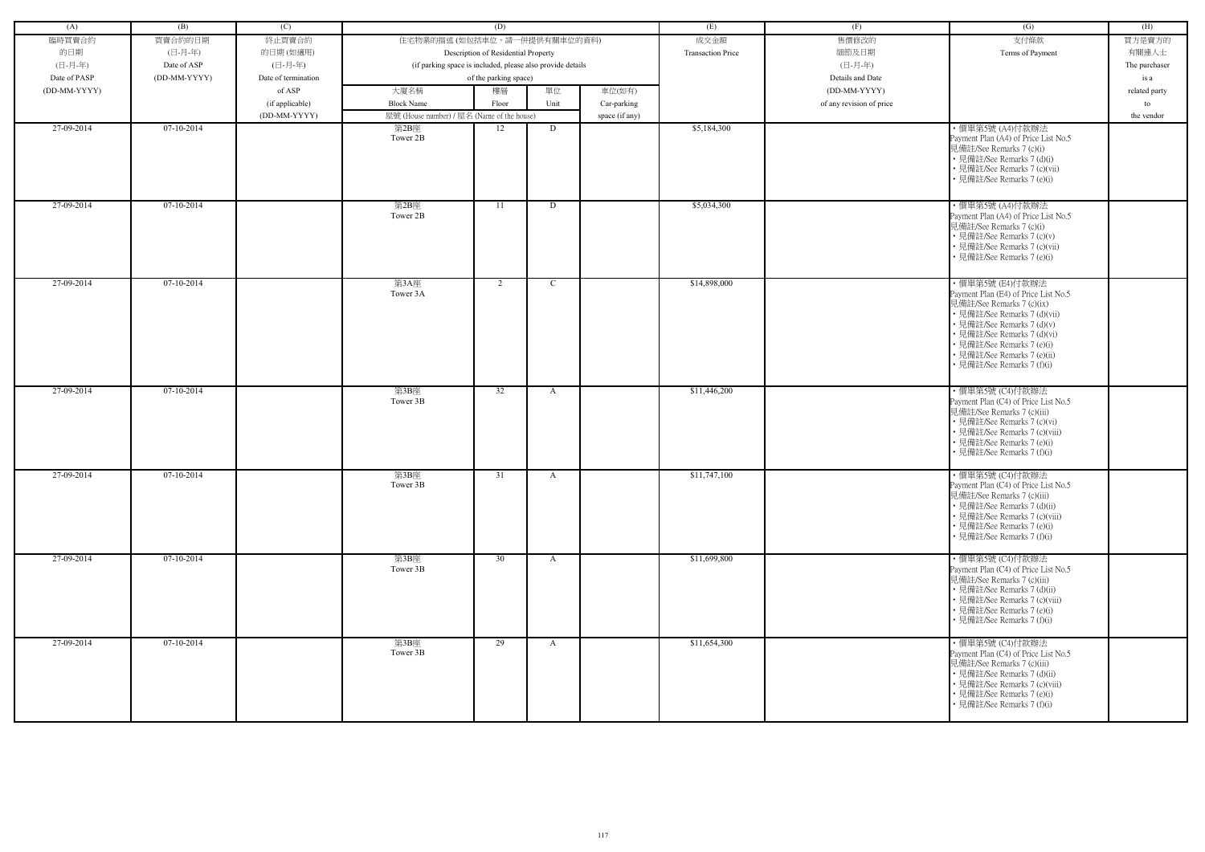| (A) | (B) | (C) | (D) | | | | (E) | (F) | (G) | (H) |
|---|---|---|---|---|---|---|---|---|---|---|
| 臨時買賣合約的日期 (日-月-年) Date of PASP (DD-MM-YYYY) | 買賣合約的日期 (日-月-年) Date of ASP (DD-MM-YYYY) | 終止買賣合約的日期 (如適用) (日-月-年) Date of termination of ASP (if applicable) (DD-MM-YYYY) | 住宅物業的描述 (如包括車位，請一併提供有關車位的資料) Description of Residential Property (if parking space is included, please also provide details of the parking space) | | | | 成交金額 Transaction Price | 售價修改的細節及日期 (日-月-年) Details and Date (DD-MM-YYYY) of any revision of price | 支付條款 Terms of Payment | 買方是賣方的有關連人士 The purchaser is a related party to the vendor |
| | | | 大廈名稱 Block Name | 樓層 Floor | 單位 Unit | 車位(如有) Car-parking space (if any) | | | | |
| | | | 屋號 (House number) / 屋名 (Name of the house) | | | | | | | |
| 27-09-2014 | 07-10-2014 | | 第2B座 Tower 2B | 12 | D | | $5,184,300 | | • 價單第5號 (A4)付款辦法 Payment Plan (A4) of Price List No.5 見備註/See Remarks 7 (c)(i) • 見備註/See Remarks 7 (d)(i) • 見備註/See Remarks 7 (c)(vii) • 見備註/See Remarks 7 (e)(i) | |
| 27-09-2014 | 07-10-2014 | | 第2B座 Tower 2B | 11 | D | | $5,034,300 | | • 價單第5號 (A4)付款辦法 Payment Plan (A4) of Price List No.5 見備註/See Remarks 7 (c)(i) • 見備註/See Remarks 7 (c)(v) • 見備註/See Remarks 7 (c)(vii) • 見備註/See Remarks 7 (e)(i) | |
| 27-09-2014 | 07-10-2014 | | 第3A座 Tower 3A | 2 | C | | $14,898,000 | | • 價單第5號 (E4)付款辦法 Payment Plan (E4) of Price List No.5 見備註/See Remarks 7 (c)(ix) • 見備註/See Remarks 7 (d)(vii) • 見備註/See Remarks 7 (d)(v) • 見備註/See Remarks 7 (d)(vi) • 見備註/See Remarks 7 (e)(i) • 見備註/See Remarks 7 (e)(ii) • 見備註/See Remarks 7 (f)(i) | |
| 27-09-2014 | 07-10-2014 | | 第3B座 Tower 3B | 32 | A | | $11,446,200 | | • 價單第5號 (C4)付款辦法 Payment Plan (C4) of Price List No.5 見備註/See Remarks 7 (c)(iii) • 見備註/See Remarks 7 (c)(vi) • 見備註/See Remarks 7 (c)(viii) • 見備註/See Remarks 7 (e)(i) • 見備註/See Remarks 7 (f)(i) | |
| 27-09-2014 | 07-10-2014 | | 第3B座 Tower 3B | 31 | A | | $11,747,100 | | • 價單第5號 (C4)付款辦法 Payment Plan (C4) of Price List No.5 見備註/See Remarks 7 (c)(iii) • 見備註/See Remarks 7 (d)(ii) • 見備註/See Remarks 7 (c)(viii) • 見備註/See Remarks 7 (e)(i) • 見備註/See Remarks 7 (f)(i) | |
| 27-09-2014 | 07-10-2014 | | 第3B座 Tower 3B | 30 | A | | $11,699,800 | | • 價單第5號 (C4)付款辦法 Payment Plan (C4) of Price List No.5 見備註/See Remarks 7 (c)(iii) • 見備註/See Remarks 7 (d)(ii) • 見備註/See Remarks 7 (c)(viii) • 見備註/See Remarks 7 (e)(i) • 見備註/See Remarks 7 (f)(i) | |
| 27-09-2014 | 07-10-2014 | | 第3B座 Tower 3B | 29 | A | | $11,654,300 | | • 價單第5號 (C4)付款辦法 Payment Plan (C4) of Price List No.5 見備註/See Remarks 7 (c)(iii) • 見備註/See Remarks 7 (d)(ii) • 見備註/See Remarks 7 (c)(viii) • 見備註/See Remarks 7 (e)(i) • 見備註/See Remarks 7 (f)(i) | |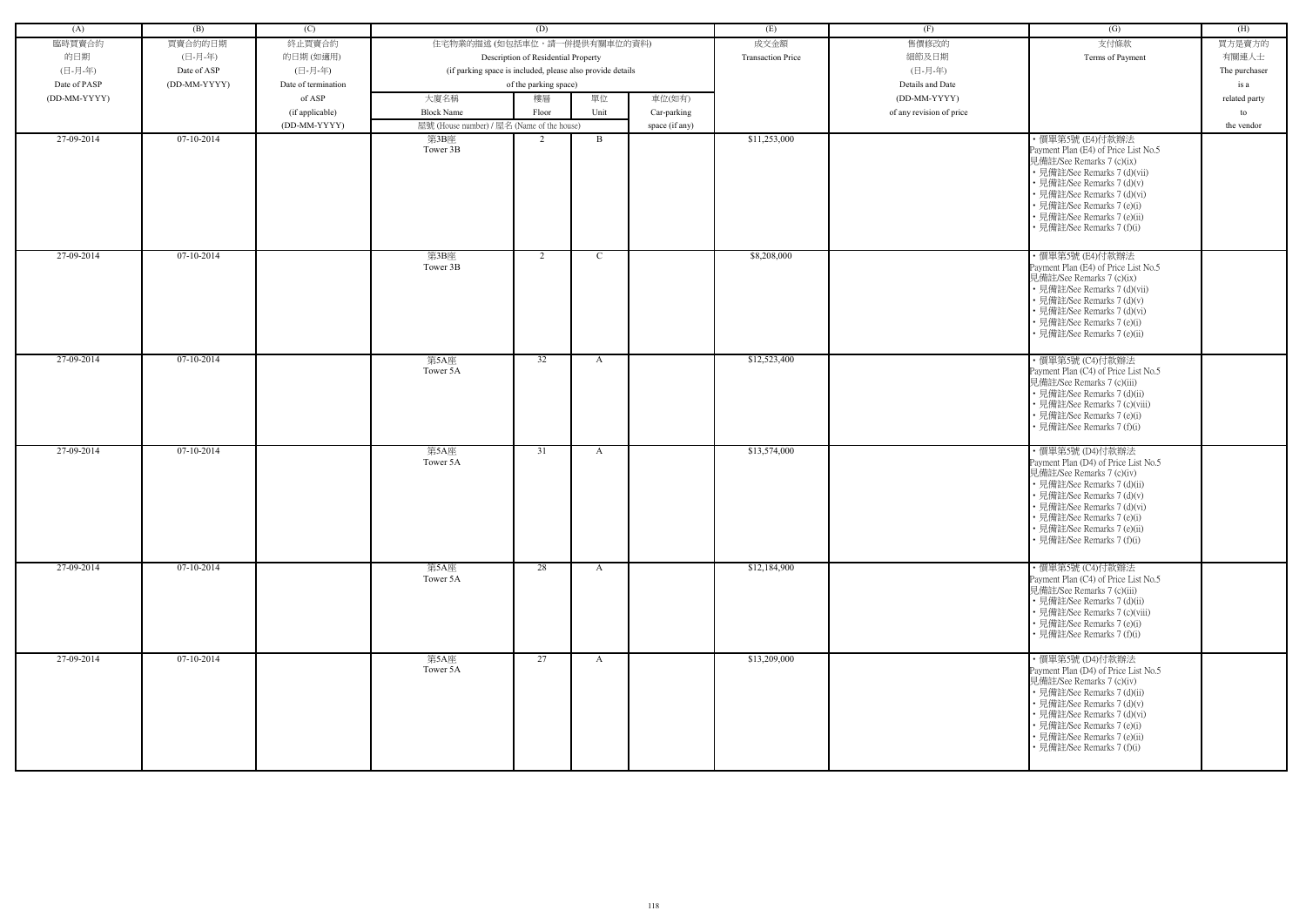| (A) | (B) | (C) | (D) | | | | (E) | (F) | (G) | (H) |
|---|---|---|---|---|---|---|---|---|---|---|
| 臨時買賣合約的日期 (日-月-年) Date of PASP (DD-MM-YYYY) | 買賣合約的日期 (日-月-年) Date of ASP (DD-MM-YYYY) | 終止買賣合約的日期 (如適用) (日-月-年) Date of termination of ASP (if applicable) (DD-MM-YYYY) | 住宅物業的描述 (如包括車位，請一併提供有關車位的資料) Description of Residential Property (if parking space is included, please also provide details of the parking space) | | | | 成交金額 Transaction Price | 售價修改的細節及日期 (日-月-年) Details and Date (DD-MM-YYYY) of any revision of price | 支付條款 Terms of Payment | 買方是賣方的有關連人士 The purchaser is a related party to the vendor |
| | | | 大廈名稱 Block Name | 樓層 Floor | 單位 Unit | 車位(如有) Car-parking space (if any) | | | | |
| | | | 屋號 (House number) / 屋名 (Name of the house) | | | | | | | |
| 27-09-2014 | 07-10-2014 | | 第3B座 Tower 3B | 2 | B | | $11,253,000 | | • 價單第5號 (E4)付款辦法 Payment Plan (E4) of Price List No.5 見備註/See Remarks 7 (c)(ix) • 見備註/See Remarks 7 (d)(vii) • 見備註/See Remarks 7 (d)(v) • 見備註/See Remarks 7 (d)(vi) • 見備註/See Remarks 7 (e)(i) • 見備註/See Remarks 7 (e)(ii) • 見備註/See Remarks 7 (f)(i) | |
| 27-09-2014 | 07-10-2014 | | 第3B座 Tower 3B | 2 | C | | $8,208,000 | | • 價單第5號 (E4)付款辦法 Payment Plan (E4) of Price List No.5 見備註/See Remarks 7 (c)(ix) • 見備註/See Remarks 7 (d)(vii) • 見備註/See Remarks 7 (d)(v) • 見備註/See Remarks 7 (d)(vi) • 見備註/See Remarks 7 (e)(i) • 見備註/See Remarks 7 (e)(ii) | |
| 27-09-2014 | 07-10-2014 | | 第5A座 Tower 5A | 32 | A | | $12,523,400 | | • 價單第5號 (C4)付款辦法 Payment Plan (C4) of Price List No.5 見備註/See Remarks 7 (c)(iii) • 見備註/See Remarks 7 (d)(ii) • 見備註/See Remarks 7 (c)(viii) • 見備註/See Remarks 7 (e)(i) • 見備註/See Remarks 7 (f)(i) | |
| 27-09-2014 | 07-10-2014 | | 第5A座 Tower 5A | 31 | A | | $13,574,000 | | • 價單第5號 (D4)付款辦法 Payment Plan (D4) of Price List No.5 見備註/See Remarks 7 (c)(iv) • 見備註/See Remarks 7 (d)(ii) • 見備註/See Remarks 7 (d)(v) • 見備註/See Remarks 7 (d)(vi) • 見備註/See Remarks 7 (e)(i) • 見備註/See Remarks 7 (e)(ii) • 見備註/See Remarks 7 (f)(i) | |
| 27-09-2014 | 07-10-2014 | | 第5A座 Tower 5A | 28 | A | | $12,184,900 | | • 價單第5號 (C4)付款辦法 Payment Plan (C4) of Price List No.5 見備註/See Remarks 7 (c)(iii) • 見備註/See Remarks 7 (d)(ii) • 見備註/See Remarks 7 (c)(viii) • 見備註/See Remarks 7 (e)(i) • 見備註/See Remarks 7 (f)(i) | |
| 27-09-2014 | 07-10-2014 | | 第5A座 Tower 5A | 27 | A | | $13,209,000 | | • 價單第5號 (D4)付款辦法 Payment Plan (D4) of Price List No.5 見備註/See Remarks 7 (c)(iv) • 見備註/See Remarks 7 (d)(ii) • 見備註/See Remarks 7 (d)(v) • 見備註/See Remarks 7 (d)(vi) • 見備註/See Remarks 7 (e)(i) • 見備註/See Remarks 7 (e)(ii) • 見備註/See Remarks 7 (f)(i) | |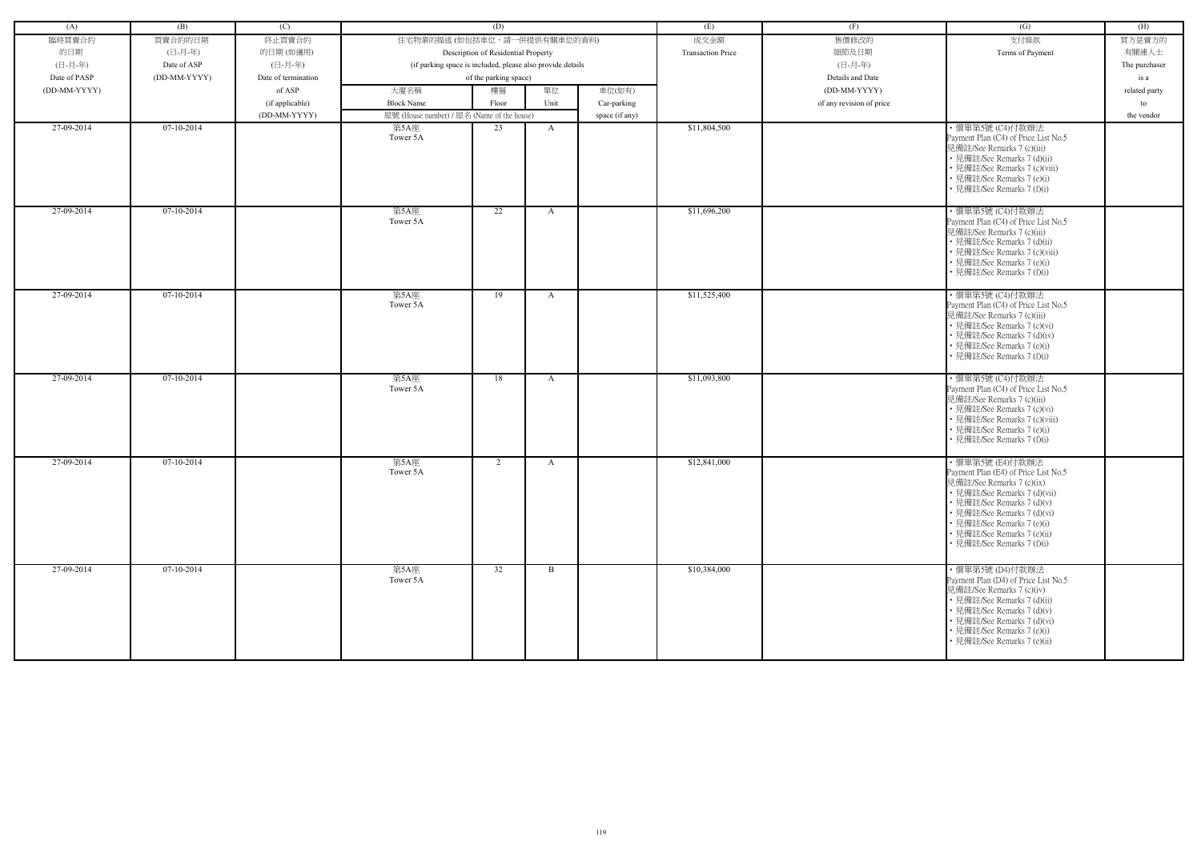| (A) | (B) | (C) | (D) | | | | (E) | (F) | (G) | (H) |
|---|---|---|---|---|---|---|---|---|---|---|
| 臨時買賣合約的日期 (日-月-年) Date of PASP (DD-MM-YYYY) | 買賣合約的日期 (日-月-年) Date of ASP (DD-MM-YYYY) | 終止買賣合約的日期 (如適用) (日-月-年) Date of termination of ASP (if applicable) (DD-MM-YYYY) | 住宅物業的描述 (如包括車位，請一併提供有關車位的資料) Description of Residential Property (if parking space is included, please also provide details of the parking space) | | | | 成交金額 Transaction Price | 售價修改的細節及日期 (日-月-年) Details and Date (DD-MM-YYYY) of any revision of price | 支付條款 Terms of Payment | 買方是賣方的有關連人士 The purchaser is a related party to the vendor |
| | | | 大廈名稱 Block Name | 樓層 Floor | 單位 Unit | 車位(如有) Car-parking space (if any) | | | | |
| | | | 屋號 (House number) / 屋名 (Name of the house) | | | | | | | |
| 27-09-2014 | 07-10-2014 | | 第5A座 Tower 5A | 23 | A | | $11,804,500 | | • 價單第5號 (C4)付款辦法 Payment Plan (C4) of Price List No.5 見備註/See Remarks 7 (c)(iii) • 見備註/See Remarks 7 (d)(ii) • 見備註/See Remarks 7 (c)(viii) • 見備註/See Remarks 7 (e)(i) • 見備註/See Remarks 7 (f)(i) | |
| 27-09-2014 | 07-10-2014 | | 第5A座 Tower 5A | 22 | A | | $11,696,200 | | • 價單第5號 (C4)付款辦法 Payment Plan (C4) of Price List No.5 見備註/See Remarks 7 (c)(iii) • 見備註/See Remarks 7 (d)(ii) • 見備註/See Remarks 7 (c)(viii) • 見備註/See Remarks 7 (e)(i) • 見備註/See Remarks 7 (f)(i) | |
| 27-09-2014 | 07-10-2014 | | 第5A座 Tower 5A | 19 | A | | $11,525,400 | | • 價單第5號 (C4)付款辦法 Payment Plan (C4) of Price List No.5 見備註/See Remarks 7 (c)(iii) • 見備註/See Remarks 7 (c)(vi) • 見備註/See Remarks 7 (d)(iv) • 見備註/See Remarks 7 (e)(i) • 見備註/See Remarks 7 (f)(i) | |
| 27-09-2014 | 07-10-2014 | | 第5A座 Tower 5A | 18 | A | | $11,093,800 | | • 價單第5號 (C4)付款辦法 Payment Plan (C4) of Price List No.5 見備註/See Remarks 7 (c)(iii) • 見備註/See Remarks 7 (c)(vi) • 見備註/See Remarks 7 (c)(viii) • 見備註/See Remarks 7 (e)(i) • 見備註/See Remarks 7 (f)(i) | |
| 27-09-2014 | 07-10-2014 | | 第5A座 Tower 5A | 2 | A | | $12,841,000 | | • 價單第5號 (E4)付款辦法 Payment Plan (E4) of Price List No.5 見備註/See Remarks 7 (c)(ix) • 見備註/See Remarks 7 (d)(vii) • 見備註/See Remarks 7 (d)(v) • 見備註/See Remarks 7 (d)(vi) • 見備註/See Remarks 7 (e)(i) • 見備註/See Remarks 7 (e)(ii) • 見備註/See Remarks 7 (f)(i) | |
| 27-09-2014 | 07-10-2014 | | 第5A座 Tower 5A | 32 | B | | $10,384,000 | | • 價單第5號 (D4)付款辦法 Payment Plan (D4) of Price List No.5 見備註/See Remarks 7 (c)(iv) • 見備註/See Remarks 7 (d)(ii) • 見備註/See Remarks 7 (d)(v) • 見備註/See Remarks 7 (d)(vi) • 見備註/See Remarks 7 (e)(i) • 見備註/See Remarks 7 (e)(ii) | |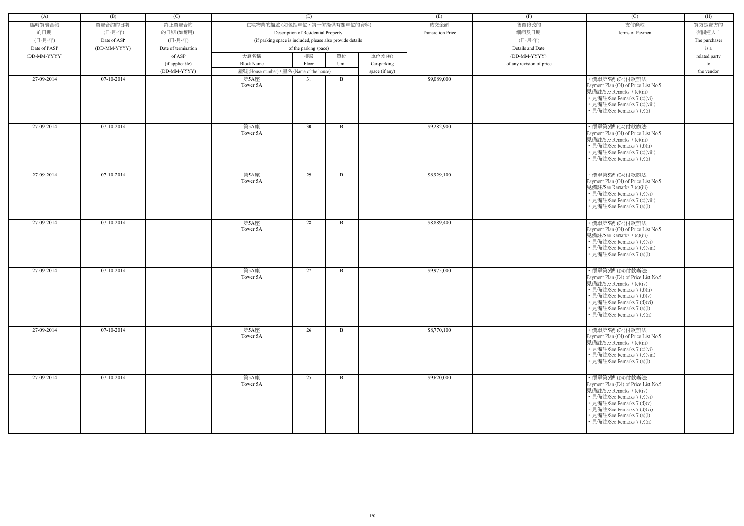| (A) | (B) | (C) | (D) | | | | (E) | (F) | (G) | (H) |
|---|---|---|---|---|---|---|---|---|---|---|
| 臨時買賣合約<br>的日期<br>(日-月-年)<br>Date of PASP<br>(DD-MM-YYYY) | 買賣合約的日期<br>(日-月-年)<br>Date of ASP<br>(DD-MM-YYYY) | 終止買賣合約<br>的日期 (如適用)<br>(日-月-年)<br>Date of termination<br>of ASP<br>(if applicable)<br>(DD-MM-YYYY) | 住宅物業的描述 (如包括車位，請一併提供有關車位的資料)<br>Description of Residential Property<br>(if parking space is included, please also provide details<br>of the parking space) | | | | 成交金額<br>Transaction Price | 售價修改的<br>細節及日期<br>(日-月-年)<br>Details and Date<br>(DD-MM-YYYY)<br>of any revision of price | 支付條款<br>Terms of Payment | 買方是賣方的<br>有關連人士<br>The purchaser<br>is a<br>related party<br>to<br>the vendor |
| | | | 大廈名稱<br>Block Name | 樓層<br>Floor | 單位<br>Unit | 車位(如有)<br>Car-parking<br>space (if any) | | | | |
| | | | 屋號 (House number) / 屋名 (Name of the house) | | | | | | | |
| 27-09-2014 | 07-10-2014 | | 第5A座<br>Tower 5A | 31 | B | | $9,089,000 | | • 價單第5號 (C4)付款辦法<br>Payment Plan (C4) of Price List No.5<br>見備註/See Remarks 7 (c)(iii)<br>• 見備註/See Remarks 7 (c)(vi)<br>• 見備註/See Remarks 7 (c)(viii)<br>• 見備註/See Remarks 7 (e)(i) | |
| 27-09-2014 | 07-10-2014 | | 第5A座<br>Tower 5A | 30 | B | | $9,282,900 | | • 價單第5號 (C4)付款辦法<br>Payment Plan (C4) of Price List No.5<br>見備註/See Remarks 7 (c)(iii)<br>• 見備註/See Remarks 7 (d)(ii)<br>• 見備註/See Remarks 7 (c)(viii)<br>• 見備註/See Remarks 7 (e)(i) | |
| 27-09-2014 | 07-10-2014 | | 第5A座<br>Tower 5A | 29 | B | | $8,929,100 | | • 價單第5號 (C4)付款辦法<br>Payment Plan (C4) of Price List No.5<br>見備註/See Remarks 7 (c)(iii)<br>• 見備註/See Remarks 7 (c)(vi)<br>• 見備註/See Remarks 7 (c)(viii)<br>• 見備註/See Remarks 7 (e)(i) | |
| 27-09-2014 | 07-10-2014 | | 第5A座<br>Tower 5A | 28 | B | | $8,889,400 | | • 價單第5號 (C4)付款辦法<br>Payment Plan (C4) of Price List No.5<br>見備註/See Remarks 7 (c)(iii)<br>• 見備註/See Remarks 7 (c)(vi)<br>• 見備註/See Remarks 7 (c)(viii)<br>• 見備註/See Remarks 7 (e)(i) | |
| 27-09-2014 | 07-10-2014 | | 第5A座<br>Tower 5A | 27 | B | | $9,975,000 | | • 價單第5號 (D4)付款辦法<br>Payment Plan (D4) of Price List No.5<br>見備註/See Remarks 7 (c)(iv)<br>• 見備註/See Remarks 7 (d)(ii)<br>• 見備註/See Remarks 7 (d)(v)<br>• 見備註/See Remarks 7 (d)(vi)<br>• 見備註/See Remarks 7 (e)(i)<br>• 見備註/See Remarks 7 (e)(ii) | |
| 27-09-2014 | 07-10-2014 | | 第5A座<br>Tower 5A | 26 | B | | $8,770,100 | | • 價單第5號 (C4)付款辦法<br>Payment Plan (C4) of Price List No.5<br>見備註/See Remarks 7 (c)(iii)<br>• 見備註/See Remarks 7 (c)(vi)<br>• 見備註/See Remarks 7 (c)(viii)<br>• 見備註/See Remarks 7 (e)(i) | |
| 27-09-2014 | 07-10-2014 | | 第5A座<br>Tower 5A | 25 | B | | $9,620,000 | | • 價單第5號 (D4)付款辦法<br>Payment Plan (D4) of Price List No.5<br>見備註/See Remarks 7 (c)(iv)<br>• 見備註/See Remarks 7 (c)(vi)<br>• 見備註/See Remarks 7 (d)(v)<br>• 見備註/See Remarks 7 (d)(vi)<br>• 見備註/See Remarks 7 (e)(i)<br>• 見備註/See Remarks 7 (e)(ii) | |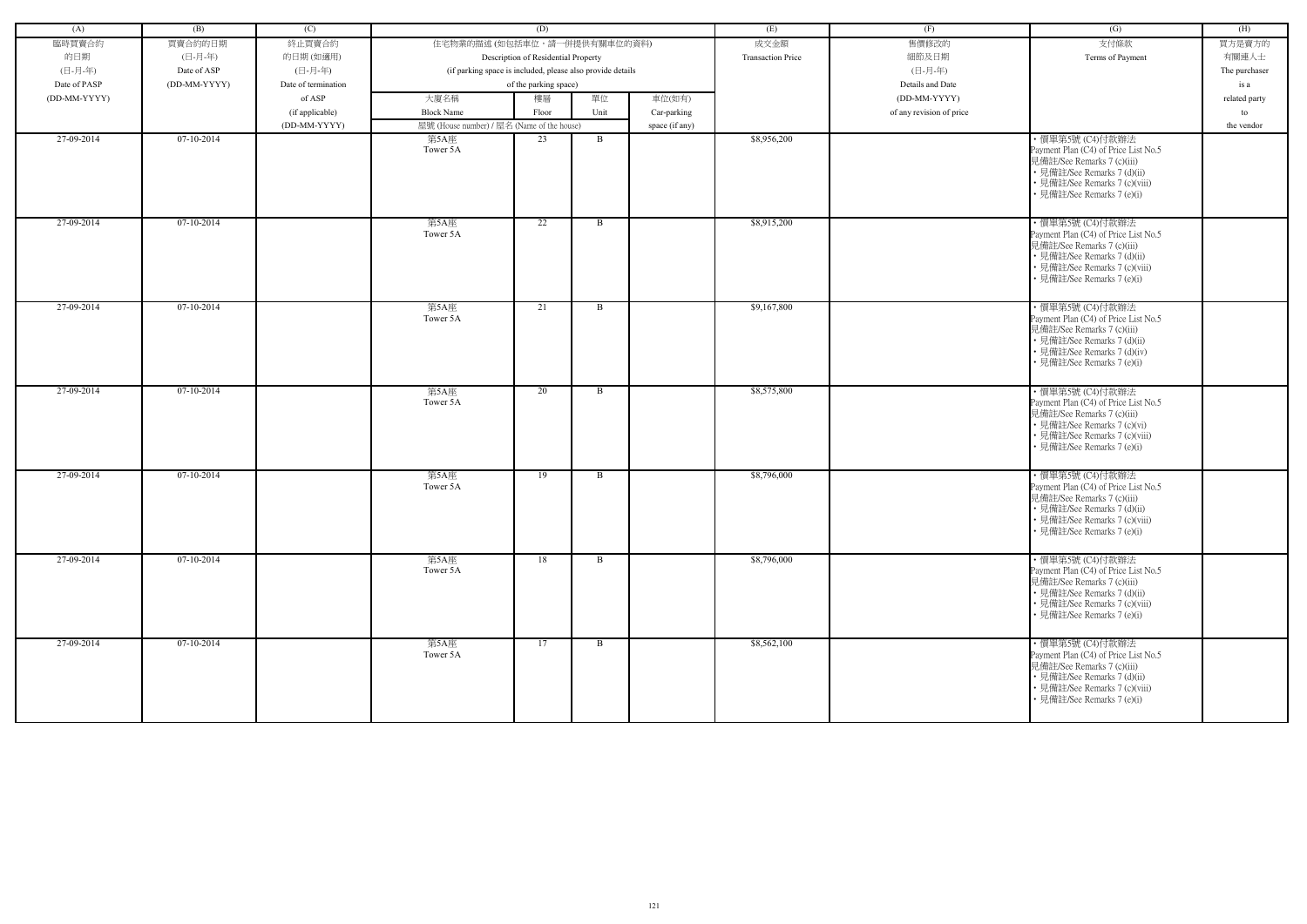| (A) | (B) | (C) | (D) | | | | (E) | (F) | (G) | (H) |
|---|---|---|---|---|---|---|---|---|---|---|
| 臨時買賣合約的日期 (日-月-年) Date of PASP (DD-MM-YYYY) | 買賣合約的日期 (日-月-年) Date of ASP (DD-MM-YYYY) | 終止買賣合約的日期 (如適用) (日-月-年) Date of termination of ASP (if applicable) (DD-MM-YYYY) | 住宅物業的描述 (如包括車位，請一併提供有關車位的資料) Description of Residential Property (if parking space is included, please also provide details of the parking space) | | | | 成交金額 Transaction Price | 售價修改的細節及日期 (日-月-年) Details and Date (DD-MM-YYYY) of any revision of price | 支付條款 Terms of Payment | 買方是賣方的有關連人士 The purchaser is a related party to the vendor |
| | | | 大廈名稱 Block Name | 樓層 Floor | 單位 Unit | 車位(如有) Car-parking space (if any) | | | | |
| | | | 屋號 (House number) / 屋名 (Name of the house) | | | | | | | |
| 27-09-2014 | 07-10-2014 | | 第5A座 Tower 5A | 23 | B | | $8,956,200 | | • 價單第5號 (C4)付款辦法 Payment Plan (C4) of Price List No.5 見備註/See Remarks 7 (c)(iii) • 見備註/See Remarks 7 (d)(ii) • 見備註/See Remarks 7 (c)(viii) • 見備註/See Remarks 7 (e)(i) | |
| 27-09-2014 | 07-10-2014 | | 第5A座 Tower 5A | 22 | B | | $8,915,200 | | • 價單第5號 (C4)付款辦法 Payment Plan (C4) of Price List No.5 見備註/See Remarks 7 (c)(iii) • 見備註/See Remarks 7 (d)(ii) • 見備註/See Remarks 7 (c)(viii) • 見備註/See Remarks 7 (e)(i) | |
| 27-09-2014 | 07-10-2014 | | 第5A座 Tower 5A | 21 | B | | $9,167,800 | | • 價單第5號 (C4)付款辦法 Payment Plan (C4) of Price List No.5 見備註/See Remarks 7 (c)(iii) • 見備註/See Remarks 7 (d)(ii) • 見備註/See Remarks 7 (d)(iv) • 見備註/See Remarks 7 (e)(i) | |
| 27-09-2014 | 07-10-2014 | | 第5A座 Tower 5A | 20 | B | | $8,575,800 | | • 價單第5號 (C4)付款辦法 Payment Plan (C4) of Price List No.5 見備註/See Remarks 7 (c)(iii) • 見備註/See Remarks 7 (c)(vi) • 見備註/See Remarks 7 (c)(viii) • 見備註/See Remarks 7 (e)(i) | |
| 27-09-2014 | 07-10-2014 | | 第5A座 Tower 5A | 19 | B | | $8,796,000 | | • 價單第5號 (C4)付款辦法 Payment Plan (C4) of Price List No.5 見備註/See Remarks 7 (c)(iii) • 見備註/See Remarks 7 (d)(ii) • 見備註/See Remarks 7 (c)(viii) • 見備註/See Remarks 7 (e)(i) | |
| 27-09-2014 | 07-10-2014 | | 第5A座 Tower 5A | 18 | B | | $8,796,000 | | • 價單第5號 (C4)付款辦法 Payment Plan (C4) of Price List No.5 見備註/See Remarks 7 (c)(iii) • 見備註/See Remarks 7 (d)(ii) • 見備註/See Remarks 7 (c)(viii) • 見備註/See Remarks 7 (e)(i) | |
| 27-09-2014 | 07-10-2014 | | 第5A座 Tower 5A | 17 | B | | $8,562,100 | | • 價單第5號 (C4)付款辦法 Payment Plan (C4) of Price List No.5 見備註/See Remarks 7 (c)(iii) • 見備註/See Remarks 7 (d)(ii) • 見備註/See Remarks 7 (c)(viii) • 見備註/See Remarks 7 (e)(i) | |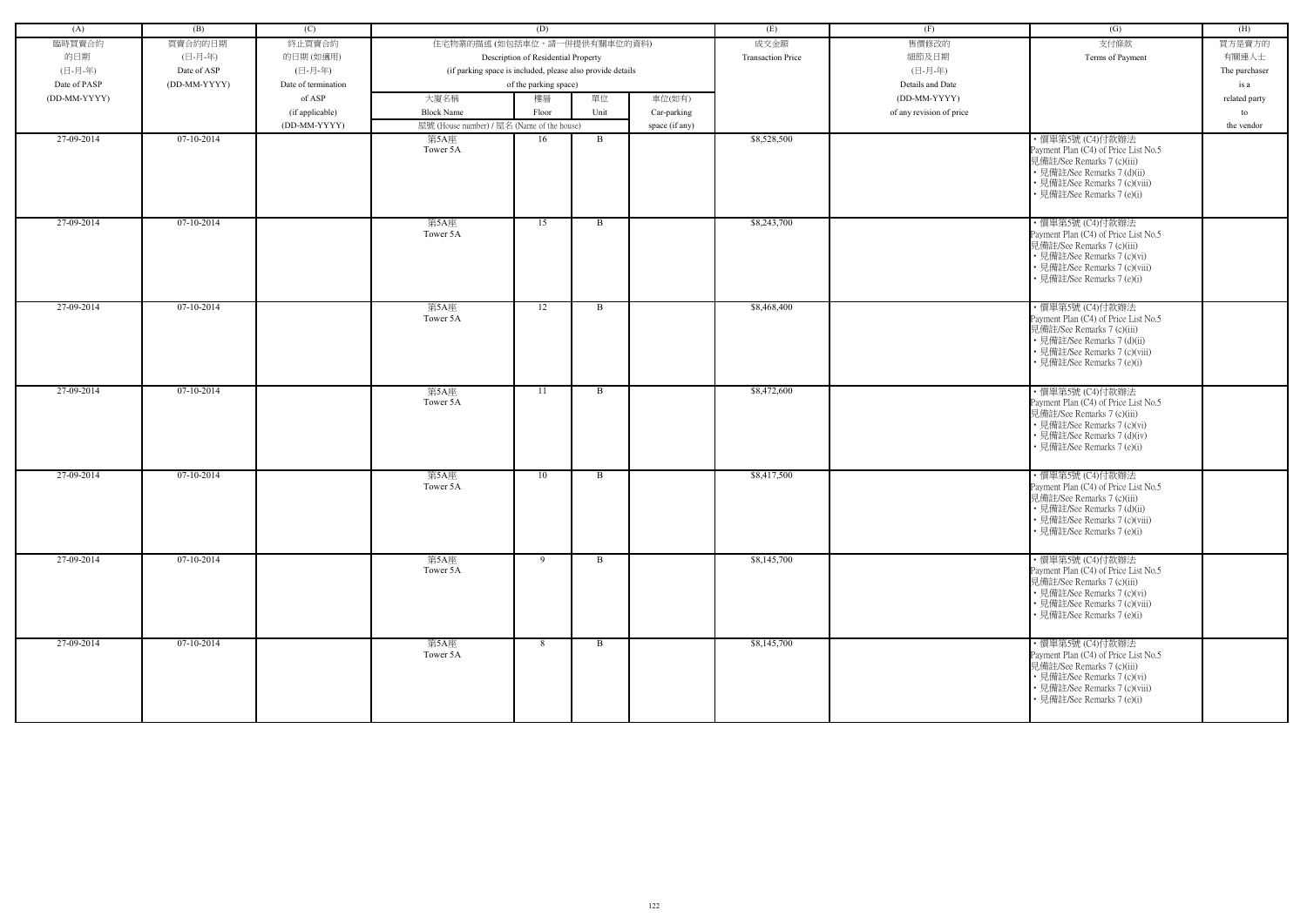| (A) | (B) | (C) | (D) | | | | (E) | (F) | (G) | (H) |
|---|---|---|---|---|---|---|---|---|---|---|
| 臨時買賣合約的日期 (日-月-年) Date of PASP (DD-MM-YYYY) | 買賣合約的日期 (日-月-年) Date of ASP (DD-MM-YYYY) | 終止買賣合約的日期 (如適用) (日-月-年) Date of termination of ASP (if applicable) (DD-MM-YYYY) | 住宅物業的描述 (如包括車位，請一併提供有關車位的資料) Description of Residential Property (if parking space is included, please also provide details of the parking space) | | | | 成交金額 Transaction Price | 售價修改的細節及日期 (日-月-年) Details and Date (DD-MM-YYYY) of any revision of price | 支付條款 Terms of Payment | 買方是賣方的有關連人士 The purchaser is a related party to the vendor |
| | | | 大廈名稱 Block Name | 樓層 Floor | 單位 Unit | 車位(如有) Car-parking space (if any) | | | | |
| | | | 屋號 (House number) / 屋名 (Name of the house) | | | | | | | |
| 27-09-2014 | 07-10-2014 | | 第5A座 Tower 5A | 16 | B | | $8,528,500 | | • 價單第5號 (C4)付款辦法 Payment Plan (C4) of Price List No.5 見備註/See Remarks 7 (c)(iii) • 見備註/See Remarks 7 (d)(ii) • 見備註/See Remarks 7 (c)(viii) • 見備註/See Remarks 7 (e)(i) | |
| 27-09-2014 | 07-10-2014 | | 第5A座 Tower 5A | 15 | B | | $8,243,700 | | • 價單第5號 (C4)付款辦法 Payment Plan (C4) of Price List No.5 見備註/See Remarks 7 (c)(iii) • 見備註/See Remarks 7 (c)(vi) • 見備註/See Remarks 7 (c)(viii) • 見備註/See Remarks 7 (e)(i) | |
| 27-09-2014 | 07-10-2014 | | 第5A座 Tower 5A | 12 | B | | $8,468,400 | | • 價單第5號 (C4)付款辦法 Payment Plan (C4) of Price List No.5 見備註/See Remarks 7 (c)(iii) • 見備註/See Remarks 7 (d)(ii) • 見備註/See Remarks 7 (c)(viii) • 見備註/See Remarks 7 (e)(i) | |
| 27-09-2014 | 07-10-2014 | | 第5A座 Tower 5A | 11 | B | | $8,472,600 | | • 價單第5號 (C4)付款辦法 Payment Plan (C4) of Price List No.5 見備註/See Remarks 7 (c)(iii) • 見備註/See Remarks 7 (c)(vi) • 見備註/See Remarks 7 (d)(iv) • 見備註/See Remarks 7 (e)(i) | |
| 27-09-2014 | 07-10-2014 | | 第5A座 Tower 5A | 10 | B | | $8,417,500 | | • 價單第5號 (C4)付款辦法 Payment Plan (C4) of Price List No.5 見備註/See Remarks 7 (c)(iii) • 見備註/See Remarks 7 (d)(ii) • 見備註/See Remarks 7 (c)(viii) • 見備註/See Remarks 7 (e)(i) | |
| 27-09-2014 | 07-10-2014 | | 第5A座 Tower 5A | 9 | B | | $8,145,700 | | • 價單第5號 (C4)付款辦法 Payment Plan (C4) of Price List No.5 見備註/See Remarks 7 (c)(iii) • 見備註/See Remarks 7 (c)(vi) • 見備註/See Remarks 7 (c)(viii) • 見備註/See Remarks 7 (e)(i) | |
| 27-09-2014 | 07-10-2014 | | 第5A座 Tower 5A | 8 | B | | $8,145,700 | | • 價單第5號 (C4)付款辦法 Payment Plan (C4) of Price List No.5 見備註/See Remarks 7 (c)(iii) • 見備註/See Remarks 7 (c)(vi) • 見備註/See Remarks 7 (c)(viii) • 見備註/See Remarks 7 (e)(i) | |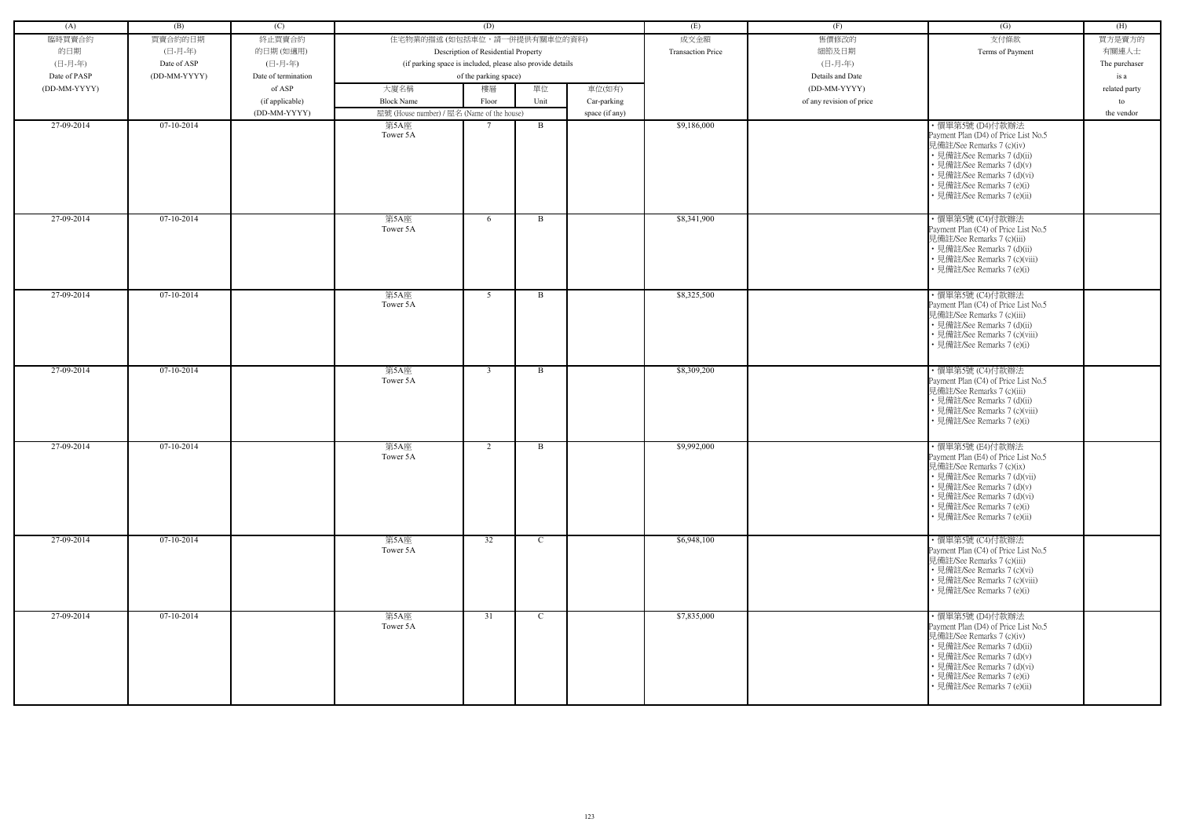| (A) | (B) | (C) | (D) | | | | (E) | (F) | (G) | (H) |
|---|---|---|---|---|---|---|---|---|---|---|
| 臨時買賣合約的日期 (日-月-年) Date of PASP (DD-MM-YYYY) | 買賣合約的日期 (日-月-年) Date of ASP (DD-MM-YYYY) | 終止買賣合約的日期 (如適用) (日-月-年) Date of termination of ASP (if applicable) (DD-MM-YYYY) | 住宅物業的描述 (如包括車位，請一併提供有關車位的資料) Description of Residential Property (if parking space is included, please also provide details of the parking space) | | | | 成交金額 Transaction Price | 售價修改的細節及日期 (日-月-年) Details and Date (DD-MM-YYYY) of any revision of price | 支付條款 Terms of Payment | 買方是賣方的有關連人士 The purchaser is a related party to the vendor |
| | | | 大廈名稱 Block Name | 樓層 Floor | 單位 Unit | 車位(如有) Car-parking space (if any) | | | | |
| | | | 屋號 (House number) / 屋名 (Name of the house) | | | | | | | |
| 27-09-2014 | 07-10-2014 | | 第5A座 Tower 5A | 7 | B | | $9,186,000 | | • 價單第5號 (D4)付款辦法 Payment Plan (D4) of Price List No.5 見備註/See Remarks 7 (c)(iv) • 見備註/See Remarks 7 (d)(ii) • 見備註/See Remarks 7 (d)(v) • 見備註/See Remarks 7 (d)(vi) • 見備註/See Remarks 7 (e)(i) • 見備註/See Remarks 7 (e)(ii) | |
| 27-09-2014 | 07-10-2014 | | 第5A座 Tower 5A | 6 | B | | $8,341,900 | | • 價單第5號 (C4)付款辦法 Payment Plan (C4) of Price List No.5 見備註/See Remarks 7 (c)(iii) • 見備註/See Remarks 7 (d)(ii) • 見備註/See Remarks 7 (c)(viii) • 見備註/See Remarks 7 (e)(i) | |
| 27-09-2014 | 07-10-2014 | | 第5A座 Tower 5A | 5 | B | | $8,325,500 | | • 價單第5號 (C4)付款辦法 Payment Plan (C4) of Price List No.5 見備註/See Remarks 7 (c)(iii) • 見備註/See Remarks 7 (d)(ii) • 見備註/See Remarks 7 (c)(viii) • 見備註/See Remarks 7 (e)(i) | |
| 27-09-2014 | 07-10-2014 | | 第5A座 Tower 5A | 3 | B | | $8,309,200 | | • 價單第5號 (C4)付款辦法 Payment Plan (C4) of Price List No.5 見備註/See Remarks 7 (c)(iii) • 見備註/See Remarks 7 (d)(ii) • 見備註/See Remarks 7 (c)(viii) • 見備註/See Remarks 7 (e)(i) | |
| 27-09-2014 | 07-10-2014 | | 第5A座 Tower 5A | 2 | B | | $9,992,000 | | • 價單第5號 (E4)付款辦法 Payment Plan (E4) of Price List No.5 見備註/See Remarks 7 (c)(ix) • 見備註/See Remarks 7 (d)(vii) • 見備註/See Remarks 7 (d)(v) • 見備註/See Remarks 7 (d)(vi) • 見備註/See Remarks 7 (e)(i) • 見備註/See Remarks 7 (e)(ii) | |
| 27-09-2014 | 07-10-2014 | | 第5A座 Tower 5A | 32 | C | | $6,948,100 | | • 價單第5號 (C4)付款辦法 Payment Plan (C4) of Price List No.5 見備註/See Remarks 7 (c)(iii) • 見備註/See Remarks 7 (c)(vi) • 見備註/See Remarks 7 (c)(viii) • 見備註/See Remarks 7 (e)(i) | |
| 27-09-2014 | 07-10-2014 | | 第5A座 Tower 5A | 31 | C | | $7,835,000 | | • 價單第5號 (D4)付款辦法 Payment Plan (D4) of Price List No.5 見備註/See Remarks 7 (c)(iv) • 見備註/See Remarks 7 (d)(ii) • 見備註/See Remarks 7 (d)(v) • 見備註/See Remarks 7 (d)(vi) • 見備註/See Remarks 7 (e)(i) • 見備註/See Remarks 7 (e)(ii) | |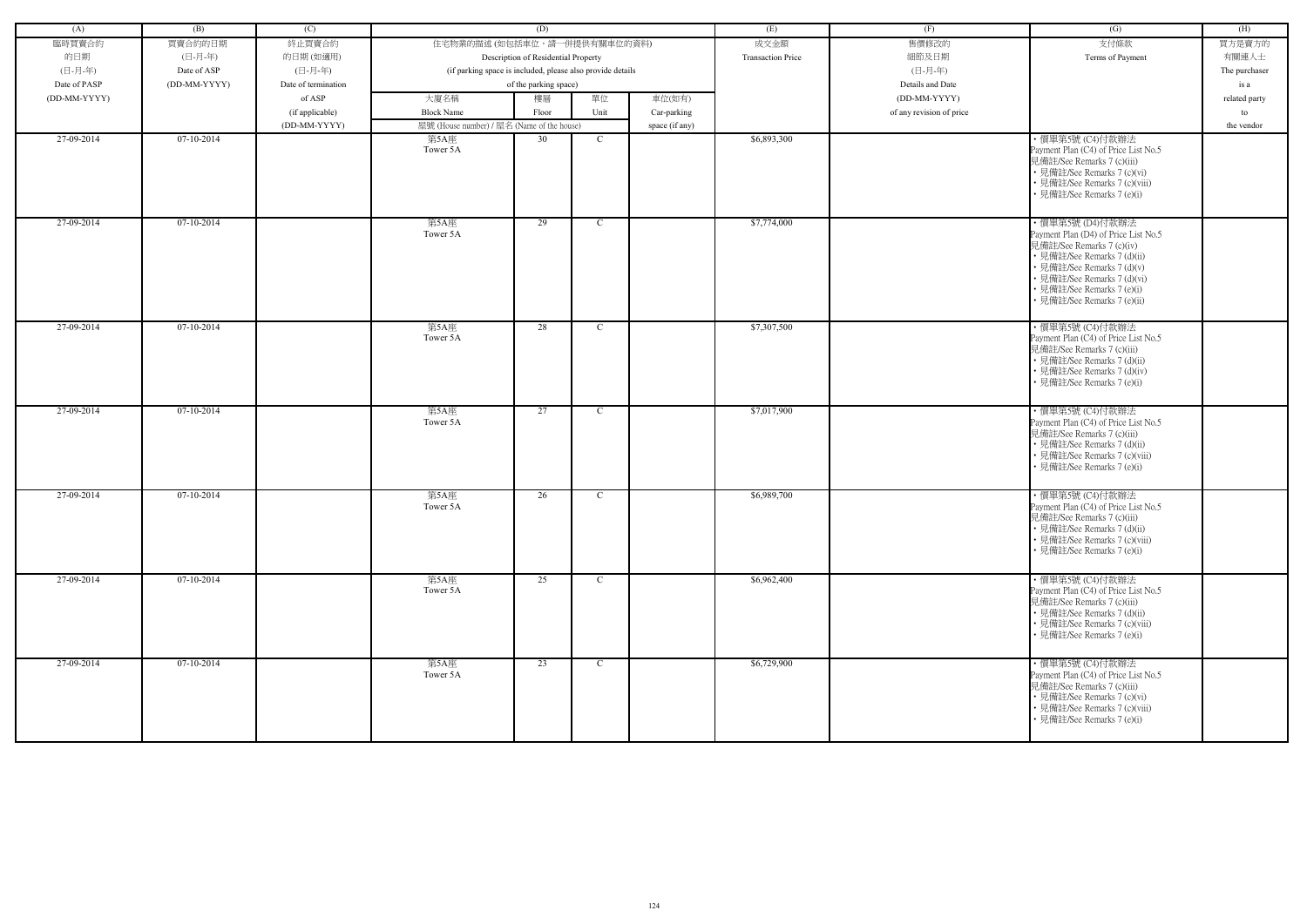| (A) | (B) | (C) | (D) | | | | (E) | (F) | (G) | (H) |
|---|---|---|---|---|---|---|---|---|---|---|
| 臨時買賣合約的日期 (日-月-年) Date of PASP (DD-MM-YYYY) | 買賣合約的日期 (日-月-年) Date of ASP (DD-MM-YYYY) | 終止買賣合約的日期 (如適用) (日-月-年) Date of termination of ASP (if applicable) (DD-MM-YYYY) | 住宅物業的描述 (如包括車位，請一併提供有關車位的資料) Description of Residential Property (if parking space is included, please also provide details of the parking space) | | | | 成交金額 Transaction Price | 售價修改的細節及日期 (日-月-年) Details and Date (DD-MM-YYYY) of any revision of price | 支付條款 Terms of Payment | 買方是賣方的有關連人士 The purchaser is a related party to the vendor |
| | | | 大廈名稱 Block Name | 樓層 Floor | 單位 Unit | 車位(如有) Car-parking space (if any) | | | | |
| | | | 屋號 (House number) / 屋名 (Name of the house) | | | | | | | |
| 27-09-2014 | 07-10-2014 | | 第5A座 Tower 5A | 30 | C | | $6,893,300 | | • 價單第5號 (C4)付款辦法 Payment Plan (C4) of Price List No.5 見備註/See Remarks 7 (c)(iii) • 見備註/See Remarks 7 (c)(vi) • 見備註/See Remarks 7 (c)(viii) • 見備註/See Remarks 7 (e)(i) | |
| 27-09-2014 | 07-10-2014 | | 第5A座 Tower 5A | 29 | C | | $7,774,000 | | • 價單第5號 (D4)付款辦法 Payment Plan (D4) of Price List No.5 見備註/See Remarks 7 (c)(iv) • 見備註/See Remarks 7 (d)(ii) • 見備註/See Remarks 7 (d)(v) • 見備註/See Remarks 7 (d)(vi) • 見備註/See Remarks 7 (e)(i) • 見備註/See Remarks 7 (e)(ii) | |
| 27-09-2014 | 07-10-2014 | | 第5A座 Tower 5A | 28 | C | | $7,307,500 | | • 價單第5號 (C4)付款辦法 Payment Plan (C4) of Price List No.5 見備註/See Remarks 7 (c)(iii) • 見備註/See Remarks 7 (d)(ii) • 見備註/See Remarks 7 (d)(iv) • 見備註/See Remarks 7 (e)(i) | |
| 27-09-2014 | 07-10-2014 | | 第5A座 Tower 5A | 27 | C | | $7,017,900 | | • 價單第5號 (C4)付款辦法 Payment Plan (C4) of Price List No.5 見備註/See Remarks 7 (c)(iii) • 見備註/See Remarks 7 (d)(ii) • 見備註/See Remarks 7 (c)(viii) • 見備註/See Remarks 7 (e)(i) | |
| 27-09-2014 | 07-10-2014 | | 第5A座 Tower 5A | 26 | C | | $6,989,700 | | • 價單第5號 (C4)付款辦法 Payment Plan (C4) of Price List No.5 見備註/See Remarks 7 (c)(iii) • 見備註/See Remarks 7 (d)(ii) • 見備註/See Remarks 7 (c)(viii) • 見備註/See Remarks 7 (e)(i) | |
| 27-09-2014 | 07-10-2014 | | 第5A座 Tower 5A | 25 | C | | $6,962,400 | | • 價單第5號 (C4)付款辦法 Payment Plan (C4) of Price List No.5 見備註/See Remarks 7 (c)(iii) • 見備註/See Remarks 7 (d)(ii) • 見備註/See Remarks 7 (c)(viii) • 見備註/See Remarks 7 (e)(i) | |
| 27-09-2014 | 07-10-2014 | | 第5A座 Tower 5A | 23 | C | | $6,729,900 | | • 價單第5號 (C4)付款辦法 Payment Plan (C4) of Price List No.5 見備註/See Remarks 7 (c)(iii) • 見備註/See Remarks 7 (c)(vi) • 見備註/See Remarks 7 (c)(viii) • 見備註/See Remarks 7 (e)(i) | |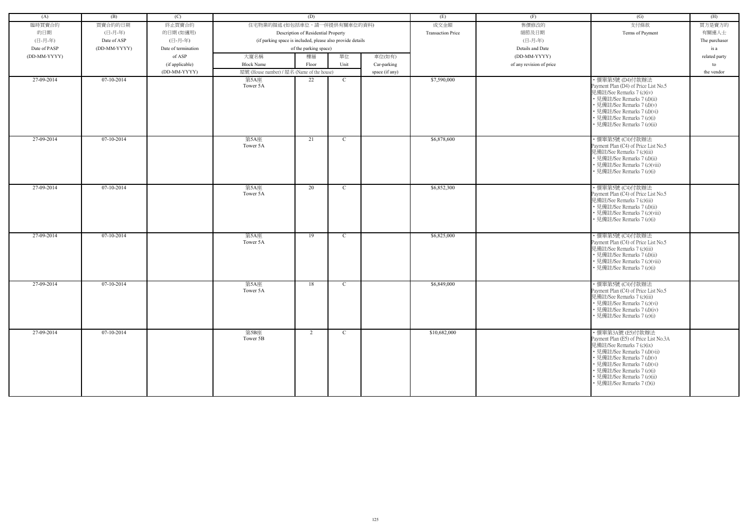| (A) | (B) | (C) | (D) | | | | (E) | (F) | (G) | (H) |
|---|---|---|---|---|---|---|---|---|---|---|
| 臨時買賣合約的日期 (日-月-年) Date of PASP (DD-MM-YYYY) | 買賣合約的日期 (日-月-年) Date of ASP (DD-MM-YYYY) | 終止買賣合約的日期 (如適用) (日-月-年) Date of termination of ASP (if applicable) (DD-MM-YYYY) | 住宅物業的描述 (如包括車位，請一併提供有關車位的資料) Description of Residential Property (if parking space is included, please also provide details of the parking space) | | | | 成交金額 Transaction Price | 售價修改的細節及日期 (日-月-年) Details and Date (DD-MM-YYYY) of any revision of price | 支付條款 Terms of Payment | 買方是賣方的有關連人士 The purchaser is a related party to the vendor |
| | | | 大廈名稱 Block Name | 樓層 Floor | 單位 Unit | 車位(如有) Car-parking space (if any) | | | | |
| | | | 屋號 (House number) / 屋名 (Name of the house) | | | | | | | |
| 27-09-2014 | 07-10-2014 | | 第5A座 Tower 5A | 22 | C | | $7,590,000 | | • 價單第5號 (D4)付款辦法 Payment Plan (D4) of Price List No.5 見備註/See Remarks 7 (c)(iv) • 見備註/See Remarks 7 (d)(ii) • 見備註/See Remarks 7 (d)(v) • 見備註/See Remarks 7 (d)(vi) • 見備註/See Remarks 7 (e)(i) • 見備註/See Remarks 7 (e)(ii) | |
| 27-09-2014 | 07-10-2014 | | 第5A座 Tower 5A | 21 | C | | $6,878,600 | | • 價單第5號 (C4)付款辦法 Payment Plan (C4) of Price List No.5 見備註/See Remarks 7 (c)(iii) • 見備註/See Remarks 7 (d)(ii) • 見備註/See Remarks 7 (c)(viii) • 見備註/See Remarks 7 (e)(i) | |
| 27-09-2014 | 07-10-2014 | | 第5A座 Tower 5A | 20 | C | | $6,852,300 | | • 價單第5號 (C4)付款辦法 Payment Plan (C4) of Price List No.5 見備註/See Remarks 7 (c)(iii) • 見備註/See Remarks 7 (d)(ii) • 見備註/See Remarks 7 (c)(viii) • 見備註/See Remarks 7 (e)(i) | |
| 27-09-2014 | 07-10-2014 | | 第5A座 Tower 5A | 19 | C | | $6,825,000 | | • 價單第5號 (C4)付款辦法 Payment Plan (C4) of Price List No.5 見備註/See Remarks 7 (c)(iii) • 見備註/See Remarks 7 (d)(ii) • 見備註/See Remarks 7 (c)(viii) • 見備註/See Remarks 7 (e)(i) | |
| 27-09-2014 | 07-10-2014 | | 第5A座 Tower 5A | 18 | C | | $6,849,000 | | • 價單第5號 (C4)付款辦法 Payment Plan (C4) of Price List No.5 見備註/See Remarks 7 (c)(iii) • 見備註/See Remarks 7 (c)(vi) • 見備註/See Remarks 7 (d)(iv) • 見備註/See Remarks 7 (e)(i) | |
| 27-09-2014 | 07-10-2014 | | 第5B座 Tower 5B | 2 | C | | $10,682,000 | | • 價單第3A號 (E5)付款辦法 Payment Plan (E5) of Price List No.3A 見備註/See Remarks 7 (c)(ix) • 見備註/See Remarks 7 (d)(vii) • 見備註/See Remarks 7 (d)(v) • 見備註/See Remarks 7 (d)(vi) • 見備註/See Remarks 7 (e)(i) • 見備註/See Remarks 7 (e)(ii) • 見備註/See Remarks 7 (f)(i) | |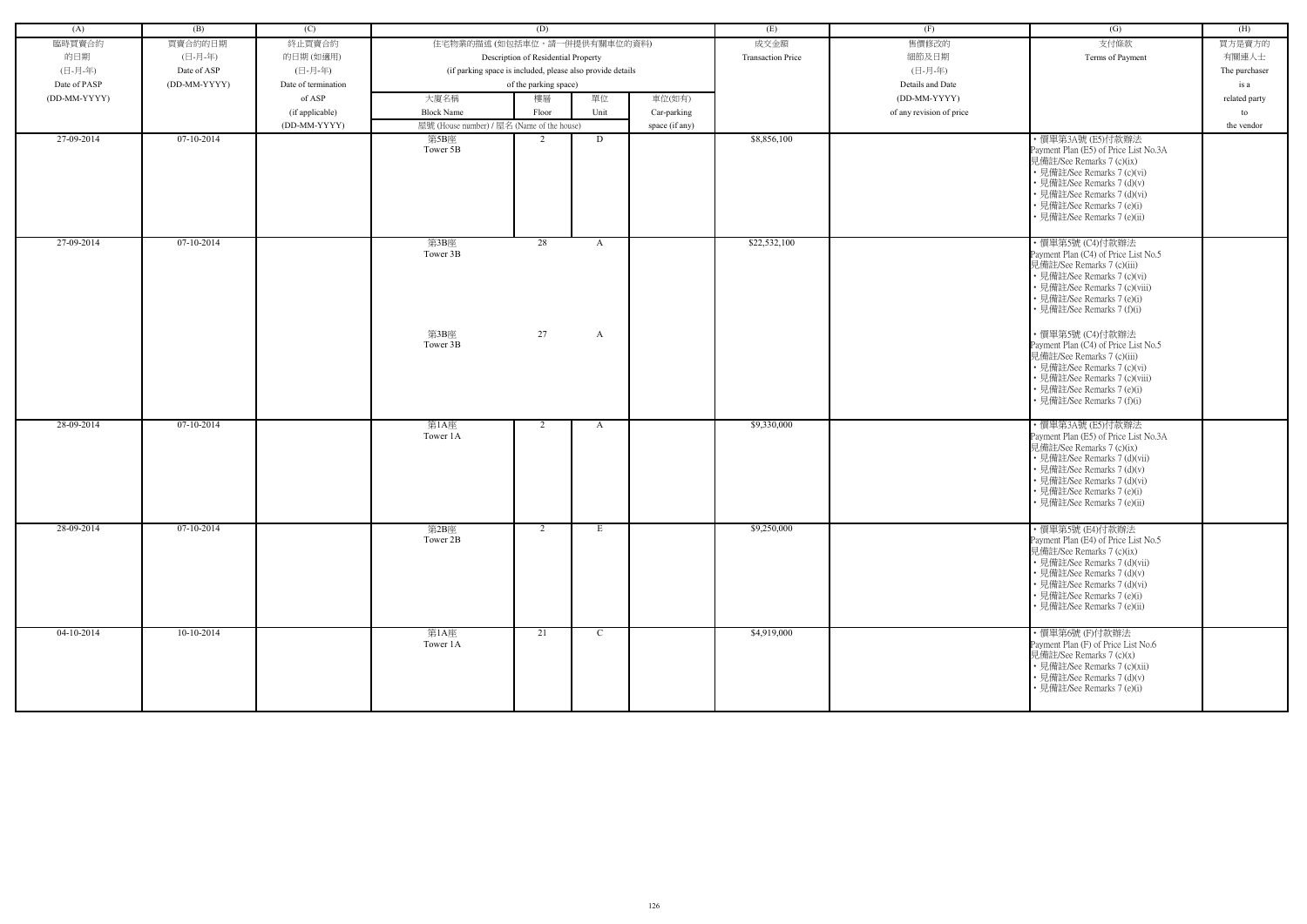| (A) | (B) | (C) | (D) | | | | (E) | (F) | (G) | (H) |
|---|---|---|---|---|---|---|---|---|---|---|
| 臨時買賣合約的日期 (日-月-年) Date of PASP (DD-MM-YYYY) | 買賣合約的日期 (日-月-年) Date of ASP (DD-MM-YYYY) | 終止買賣合約的日期 (如適用) (日-月-年) Date of termination of ASP (if applicable) (DD-MM-YYYY) | 住宅物業的描述 (如包括車位，請一併提供有關車位的資料) Description of Residential Property (if parking space is included, please also provide details of the parking space) | | | | 成交金額 Transaction Price | 售價修改的細節及日期 (日-月-年) Details and Date (DD-MM-YYYY) of any revision of price | 支付條款 Terms of Payment | 買方是賣方的有關連人士 The purchaser is a related party to the vendor |
| | | | 大廈名稱 Block Name | 樓層 Floor | 單位 Unit | 車位(如有) Car-parking space (if any) | | | | |
| | | | 屋號 (House number) / 屋名 (Name of the house) | | | | | | | |
| 27-09-2014 | 07-10-2014 | | 第5B座 Tower 5B | 2 | D | | $8,856,100 | | • 價單第3A號 (E5)付款辦法 Payment Plan (E5) of Price List No.3A 見備註/See Remarks 7 (c)(ix) • 見備註/See Remarks 7 (c)(vi) • 見備註/See Remarks 7 (d)(v) • 見備註/See Remarks 7 (d)(vi) • 見備註/See Remarks 7 (e)(i) • 見備註/See Remarks 7 (e)(ii) | |
| 27-09-2014 | 07-10-2014 | | 第3B座 Tower 3B | 28 | A | | $22,532,100 | | • 價單第5號 (C4)付款辦法 Payment Plan (C4) of Price List No.5 見備註/See Remarks 7 (c)(iii) • 見備註/See Remarks 7 (c)(vi) • 見備註/See Remarks 7 (c)(viii) • 見備註/See Remarks 7 (e)(i) • 見備註/See Remarks 7 (f)(i) | |
| | | | 第3B座 Tower 3B | 27 | A | | | | • 價單第5號 (C4)付款辦法 Payment Plan (C4) of Price List No.5 見備註/See Remarks 7 (c)(iii) • 見備註/See Remarks 7 (c)(vi) • 見備註/See Remarks 7 (c)(viii) • 見備註/See Remarks 7 (e)(i) • 見備註/See Remarks 7 (f)(i) | |
| 28-09-2014 | 07-10-2014 | | 第1A座 Tower 1A | 2 | A | | $9,330,000 | | • 價單第3A號 (E5)付款辦法 Payment Plan (E5) of Price List No.3A 見備註/See Remarks 7 (c)(ix) • 見備註/See Remarks 7 (d)(vii) • 見備註/See Remarks 7 (d)(v) • 見備註/See Remarks 7 (d)(vi) • 見備註/See Remarks 7 (e)(i) • 見備註/See Remarks 7 (e)(ii) | |
| 28-09-2014 | 07-10-2014 | | 第2B座 Tower 2B | 2 | E | | $9,250,000 | | • 價單第5號 (E4)付款辦法 Payment Plan (E4) of Price List No.5 見備註/See Remarks 7 (c)(ix) • 見備註/See Remarks 7 (d)(vii) • 見備註/See Remarks 7 (d)(v) • 見備註/See Remarks 7 (d)(vi) • 見備註/See Remarks 7 (e)(i) • 見備註/See Remarks 7 (e)(ii) | |
| 04-10-2014 | 10-10-2014 | | 第1A座 Tower 1A | 21 | C | | $4,919,000 | | • 價單第6號 (F)付款辦法 Payment Plan (F) of Price List No.6 見備註/See Remarks 7 (c)(x) • 見備註/See Remarks 7 (c)(xii) • 見備註/See Remarks 7 (d)(v) • 見備註/See Remarks 7 (e)(i) | |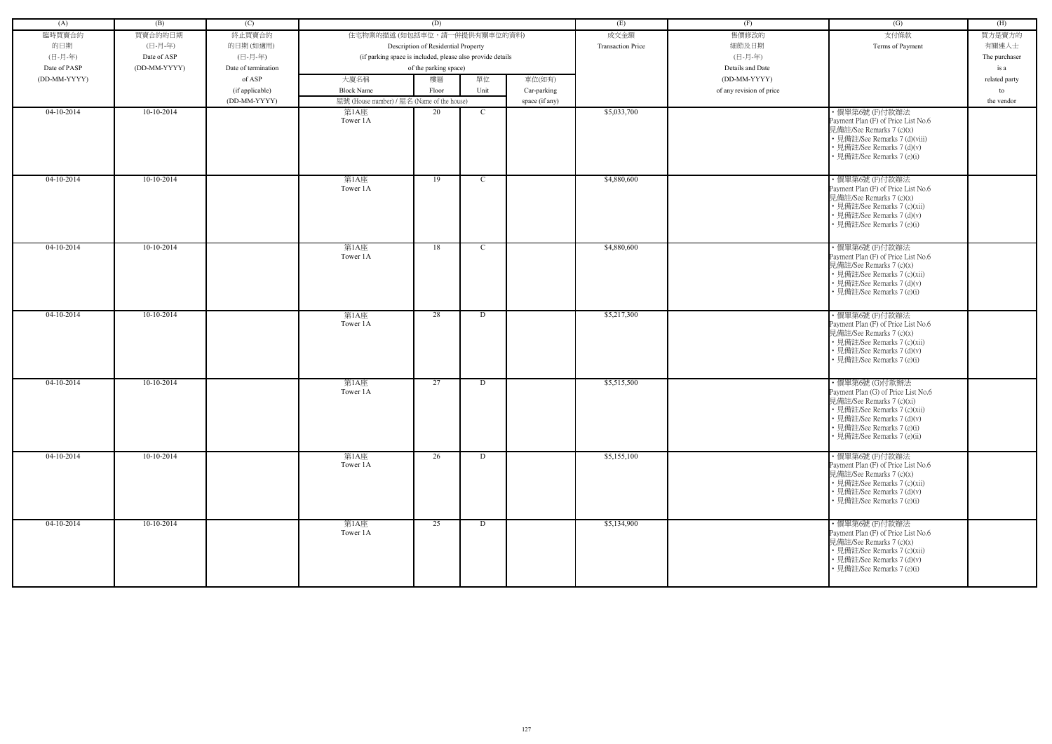| (A) | (B) | (C) | (D) | | | | (E) | (F) | (G) | (H) |
|---|---|---|---|---|---|---|---|---|---|---|
| 臨時買賣合約的日期 (日-月-年) Date of PASP (DD-MM-YYYY) | 買賣合約的日期 (日-月-年) Date of ASP (DD-MM-YYYY) | 終止買賣合約的日期 (如適用) (日-月-年) Date of termination of ASP (if applicable) (DD-MM-YYYY) | 住宅物業的描述 (如包括車位，請一併提供有關車位的資料) Description of Residential Property (if parking space is included, please also provide details of the parking space) | | | | 成交金額 Transaction Price | 售價修改的細節及日期 (日-月-年) Details and Date (DD-MM-YYYY) of any revision of price | 支付條款 Terms of Payment | 買方是賣方的有關連人士 The purchaser is a related party to the vendor |
| | | | 大廈名稱 Block Name | 樓層 Floor | 單位 Unit | 車位(如有) Car-parking space (if any) | | | | |
| | | | 屋號 (House number) / 屋名 (Name of the house) | | | | | | | |
| 04-10-2014 | 10-10-2014 | | 第1A座 Tower 1A | 20 | C | | $5,033,700 | | • 價單第6號 (F)付款辦法 Payment Plan (F) of Price List No.6 見備註/See Remarks 7 (c)(x) • 見備註/See Remarks 7 (d)(viii) • 見備註/See Remarks 7 (d)(v) • 見備註/See Remarks 7 (e)(i) | |
| 04-10-2014 | 10-10-2014 | | 第1A座 Tower 1A | 19 | C | | $4,880,600 | | • 價單第6號 (F)付款辦法 Payment Plan (F) of Price List No.6 見備註/See Remarks 7 (c)(x) • 見備註/See Remarks 7 (c)(xii) • 見備註/See Remarks 7 (d)(v) • 見備註/See Remarks 7 (e)(i) | |
| 04-10-2014 | 10-10-2014 | | 第1A座 Tower 1A | 18 | C | | $4,880,600 | | • 價單第6號 (F)付款辦法 Payment Plan (F) of Price List No.6 見備註/See Remarks 7 (c)(x) • 見備註/See Remarks 7 (c)(xii) • 見備註/See Remarks 7 (d)(v) • 見備註/See Remarks 7 (e)(i) | |
| 04-10-2014 | 10-10-2014 | | 第1A座 Tower 1A | 28 | D | | $5,217,300 | | • 價單第6號 (F)付款辦法 Payment Plan (F) of Price List No.6 見備註/See Remarks 7 (c)(x) • 見備註/See Remarks 7 (c)(xii) • 見備註/See Remarks 7 (d)(v) • 見備註/See Remarks 7 (e)(i) | |
| 04-10-2014 | 10-10-2014 | | 第1A座 Tower 1A | 27 | D | | $5,515,500 | | • 價單第6號 (G)付款辦法 Payment Plan (G) of Price List No.6 見備註/See Remarks 7 (c)(xi) • 見備註/See Remarks 7 (c)(xii) • 見備註/See Remarks 7 (d)(v) • 見備註/See Remarks 7 (e)(i) • 見備註/See Remarks 7 (e)(ii) | |
| 04-10-2014 | 10-10-2014 | | 第1A座 Tower 1A | 26 | D | | $5,155,100 | | • 價單第6號 (F)付款辦法 Payment Plan (F) of Price List No.6 見備註/See Remarks 7 (c)(x) • 見備註/See Remarks 7 (c)(xii) • 見備註/See Remarks 7 (d)(v) • 見備註/See Remarks 7 (e)(i) | |
| 04-10-2014 | 10-10-2014 | | 第1A座 Tower 1A | 25 | D | | $5,134,900 | | • 價單第6號 (F)付款辦法 Payment Plan (F) of Price List No.6 見備註/See Remarks 7 (c)(x) • 見備註/See Remarks 7 (c)(xii) • 見備註/See Remarks 7 (d)(v) • 見備註/See Remarks 7 (e)(i) | |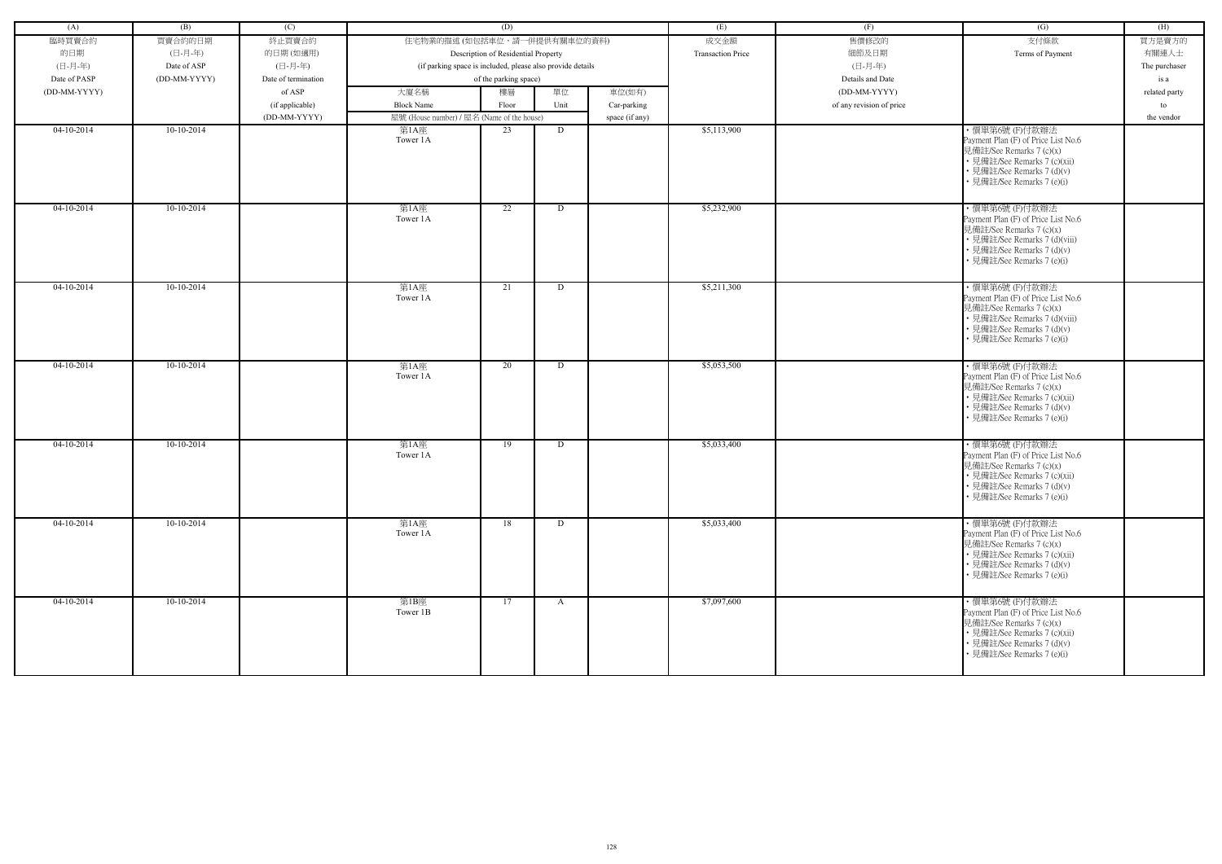| (A) | (B) | (C) | (D) | | | | (E) | (F) | (G) | (H) |
|---|---|---|---|---|---|---|---|---|---|---|
| 臨時買賣合約的日期 (日-月-年) Date of PASP (DD-MM-YYYY) | 買賣合約的日期 (日-月-年) Date of ASP (DD-MM-YYYY) | 終止買賣合約的日期 (如適用) (日-月-年) Date of termination of ASP (if applicable) (DD-MM-YYYY) | 住宅物業的描述 (如包括車位，請一併提供有關車位的資料) Description of Residential Property (if parking space is included, please also provide details of the parking space) | | | | 成交金額 Transaction Price | 售價修改的細節及日期 (日-月-年) Details and Date (DD-MM-YYYY) of any revision of price | 支付條款 Terms of Payment | 買方是賣方的有關連人士 The purchaser is a related party to the vendor |
| | | | 大廈名稱 Block Name | 樓層 Floor | 單位 Unit | 車位(如有) Car-parking space (if any) | | | | |
| | | | 屋號 (House number) / 屋名 (Name of the house) | | | | | | | |
| 04-10-2014 | 10-10-2014 | | 第1A座 Tower 1A | 23 | D | | $5,113,900 | | • 價單第6號 (F)付款辦法 Payment Plan (F) of Price List No.6 見備註/See Remarks 7 (c)(x) • 見備註/See Remarks 7 (c)(xii) • 見備註/See Remarks 7 (d)(v) • 見備註/See Remarks 7 (e)(i) | |
| 04-10-2014 | 10-10-2014 | | 第1A座 Tower 1A | 22 | D | | $5,232,900 | | • 價單第6號 (F)付款辦法 Payment Plan (F) of Price List No.6 見備註/See Remarks 7 (c)(x) • 見備註/See Remarks 7 (d)(viii) • 見備註/See Remarks 7 (d)(v) • 見備註/See Remarks 7 (e)(i) | |
| 04-10-2014 | 10-10-2014 | | 第1A座 Tower 1A | 21 | D | | $5,211,300 | | • 價單第6號 (F)付款辦法 Payment Plan (F) of Price List No.6 見備註/See Remarks 7 (c)(x) • 見備註/See Remarks 7 (d)(viii) • 見備註/See Remarks 7 (d)(v) • 見備註/See Remarks 7 (e)(i) | |
| 04-10-2014 | 10-10-2014 | | 第1A座 Tower 1A | 20 | D | | $5,053,500 | | • 價單第6號 (F)付款辦法 Payment Plan (F) of Price List No.6 見備註/See Remarks 7 (c)(x) • 見備註/See Remarks 7 (c)(xii) • 見備註/See Remarks 7 (d)(v) • 見備註/See Remarks 7 (e)(i) | |
| 04-10-2014 | 10-10-2014 | | 第1A座 Tower 1A | 19 | D | | $5,033,400 | | • 價單第6號 (F)付款辦法 Payment Plan (F) of Price List No.6 見備註/See Remarks 7 (c)(x) • 見備註/See Remarks 7 (c)(xii) • 見備註/See Remarks 7 (d)(v) • 見備註/See Remarks 7 (e)(i) | |
| 04-10-2014 | 10-10-2014 | | 第1A座 Tower 1A | 18 | D | | $5,033,400 | | • 價單第6號 (F)付款辦法 Payment Plan (F) of Price List No.6 見備註/See Remarks 7 (c)(x) • 見備註/See Remarks 7 (c)(xii) • 見備註/See Remarks 7 (d)(v) • 見備註/See Remarks 7 (e)(i) | |
| 04-10-2014 | 10-10-2014 | | 第1B座 Tower 1B | 17 | A | | $7,097,600 | | • 價單第6號 (F)付款辦法 Payment Plan (F) of Price List No.6 見備註/See Remarks 7 (c)(x) • 見備註/See Remarks 7 (c)(xii) • 見備註/See Remarks 7 (d)(v) • 見備註/See Remarks 7 (e)(i) | |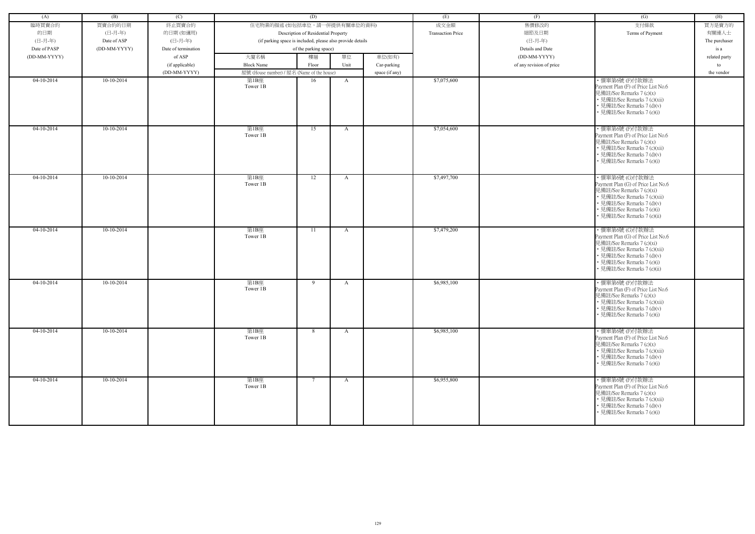| (A) | (B) | (C) | (D) | | | | (E) | (F) | (G) | (H) |
|---|---|---|---|---|---|---|---|---|---|---|
| 臨時買賣合約的日期 (日-月-年) Date of PASP (DD-MM-YYYY) | 買賣合約的日期 (日-月-年) Date of ASP (DD-MM-YYYY) | 終止買賣合約的日期 (如適用) (日-月-年) Date of termination of ASP (if applicable) (DD-MM-YYYY) | 住宅物業的描述 (如包括車位，請一併提供有關車位的資料) Description of Residential Property (if parking space is included, please also provide details of the parking space) | | | | 成交金額 Transaction Price | 售價修改的細節及日期 (日-月-年) Details and Date (DD-MM-YYYY) of any revision of price | 支付條款 Terms of Payment | 買方是賣方的有關連人士 The purchaser is a related party to the vendor |
| | | | 大廈名稱 Block Name | 樓層 Floor | 單位 Unit | 車位(如有) Car-parking space (if any) | | | | |
| | | | 屋號 (House number) / 屋名 (Name of the house) | | | | | | | |
| 04-10-2014 | 10-10-2014 | | 第1B座 Tower 1B | 16 | A | | $7,075,600 | | • 價單第6號 (F)付款辦法 Payment Plan (F) of Price List No.6 見備註/See Remarks 7 (c)(x) • 見備註/See Remarks 7 (c)(xii) • 見備註/See Remarks 7 (d)(v) • 見備註/See Remarks 7 (e)(i) | |
| 04-10-2014 | 10-10-2014 | | 第1B座 Tower 1B | 15 | A | | $7,054,600 | | • 價單第6號 (F)付款辦法 Payment Plan (F) of Price List No.6 見備註/See Remarks 7 (c)(x) • 見備註/See Remarks 7 (c)(xii) • 見備註/See Remarks 7 (d)(v) • 見備註/See Remarks 7 (e)(i) | |
| 04-10-2014 | 10-10-2014 | | 第1B座 Tower 1B | 12 | A | | $7,497,700 | | • 價單第6號 (G)付款辦法 Payment Plan (G) of Price List No.6 見備註/See Remarks 7 (c)(xi) • 見備註/See Remarks 7 (c)(xii) • 見備註/See Remarks 7 (d)(v) • 見備註/See Remarks 7 (e)(i) • 見備註/See Remarks 7 (e)(ii) | |
| 04-10-2014 | 10-10-2014 | | 第1B座 Tower 1B | 11 | A | | $7,479,200 | | • 價單第6號 (G)付款辦法 Payment Plan (G) of Price List No.6 見備註/See Remarks 7 (c)(xi) • 見備註/See Remarks 7 (c)(xii) • 見備註/See Remarks 7 (d)(v) • 見備註/See Remarks 7 (e)(i) • 見備註/See Remarks 7 (e)(ii) | |
| 04-10-2014 | 10-10-2014 | | 第1B座 Tower 1B | 9 | A | | $6,985,100 | | • 價單第6號 (F)付款辦法 Payment Plan (F) of Price List No.6 見備註/See Remarks 7 (c)(x) • 見備註/See Remarks 7 (c)(xii) • 見備註/See Remarks 7 (d)(v) • 見備註/See Remarks 7 (e)(i) | |
| 04-10-2014 | 10-10-2014 | | 第1B座 Tower 1B | 8 | A | | $6,985,100 | | • 價單第6號 (F)付款辦法 Payment Plan (F) of Price List No.6 見備註/See Remarks 7 (c)(x) • 見備註/See Remarks 7 (c)(xii) • 見備註/See Remarks 7 (d)(v) • 見備註/See Remarks 7 (e)(i) | |
| 04-10-2014 | 10-10-2014 | | 第1B座 Tower 1B | 7 | A | | $6,955,800 | | • 價單第6號 (F)付款辦法 Payment Plan (F) of Price List No.6 見備註/See Remarks 7 (c)(x) • 見備註/See Remarks 7 (c)(xii) • 見備註/See Remarks 7 (d)(v) • 見備註/See Remarks 7 (e)(i) | |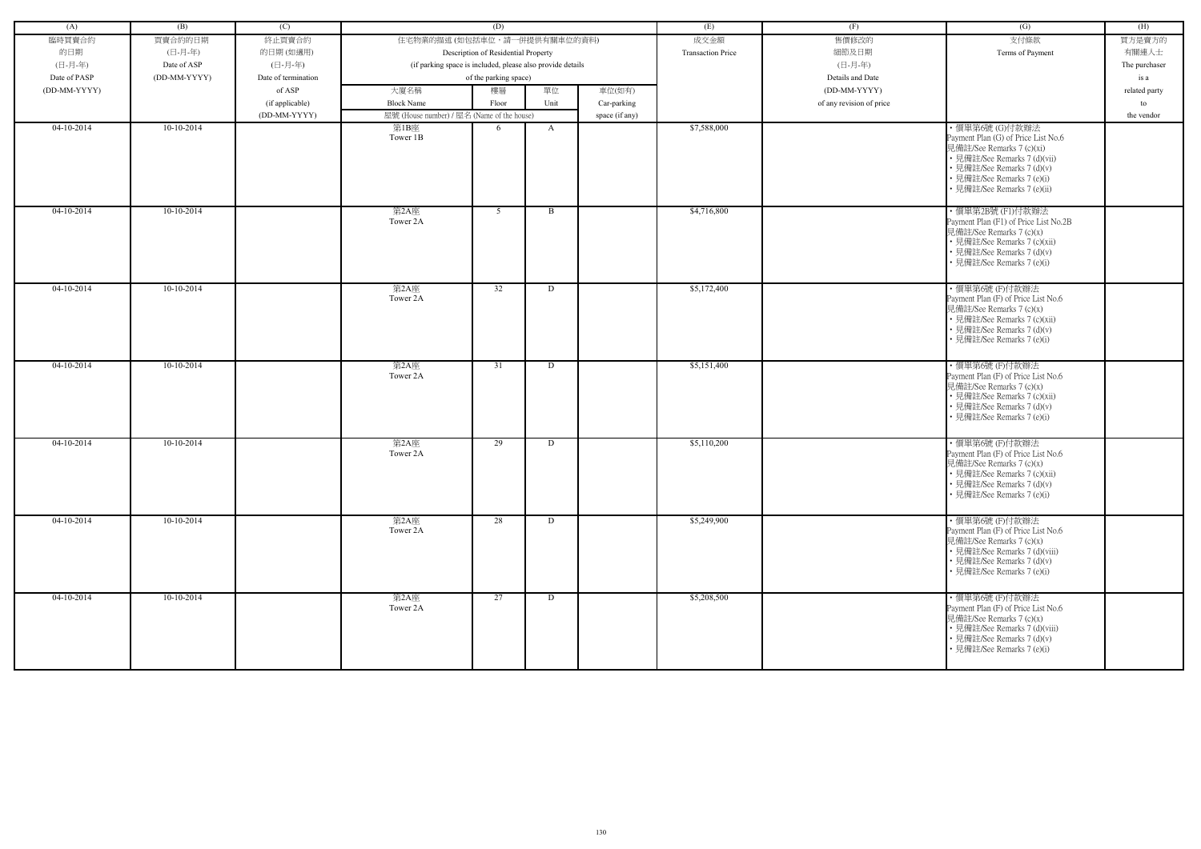| (A) | (B) | (C) | (D) | | | | (E) | (F) | (G) | (H) |
|---|---|---|---|---|---|---|---|---|---|---|
| 臨時買賣合約的日期 (日-月-年) Date of PASP (DD-MM-YYYY) | 買賣合約的日期 (日-月-年) Date of ASP (DD-MM-YYYY) | 終止買賣合約的日期 (如適用) (日-月-年) Date of termination of ASP (if applicable) (DD-MM-YYYY) | 住宅物業的描述 (如包括車位，請一併提供有關車位的資料) Description of Residential Property (if parking space is included, please also provide details of the parking space) | | | | 成交金額 Transaction Price | 售價修改的細節及日期 (日-月-年) Details and Date (DD-MM-YYYY) of any revision of price | 支付條款 Terms of Payment | 買方是賣方的有關連人士 The purchaser is a related party to the vendor |
| | | | 大廈名稱 Block Name | 樓層 Floor | 單位 Unit | 車位(如有) Car-parking space (if any) | | | | |
| | | | 屋號 (House number) / 屋名 (Name of the house) | | | | | | | |
| 04-10-2014 | 10-10-2014 | | 第1B座 Tower 1B | 6 | A | | $7,588,000 | | • 價單第6號 (G)付款辦法 Payment Plan (G) of Price List No.6 見備註/See Remarks 7 (c)(xi) • 見備註/See Remarks 7 (d)(vii) • 見備註/See Remarks 7 (d)(v) • 見備註/See Remarks 7 (e)(i) • 見備註/See Remarks 7 (e)(ii) | |
| 04-10-2014 | 10-10-2014 | | 第2A座 Tower 2A | 5 | B | | $4,716,800 | | • 價單第2B號 (F1)付款辦法 Payment Plan (F1) of Price List No.2B 見備註/See Remarks 7 (c)(x) • 見備註/See Remarks 7 (c)(xii) • 見備註/See Remarks 7 (d)(v) • 見備註/See Remarks 7 (e)(i) | |
| 04-10-2014 | 10-10-2014 | | 第2A座 Tower 2A | 32 | D | | $5,172,400 | | • 價單第6號 (F)付款辦法 Payment Plan (F) of Price List No.6 見備註/See Remarks 7 (c)(x) • 見備註/See Remarks 7 (c)(xii) • 見備註/See Remarks 7 (d)(v) • 見備註/See Remarks 7 (e)(i) | |
| 04-10-2014 | 10-10-2014 | | 第2A座 Tower 2A | 31 | D | | $5,151,400 | | • 價單第6號 (F)付款辦法 Payment Plan (F) of Price List No.6 見備註/See Remarks 7 (c)(x) • 見備註/See Remarks 7 (c)(xii) • 見備註/See Remarks 7 (d)(v) • 見備註/See Remarks 7 (e)(i) | |
| 04-10-2014 | 10-10-2014 | | 第2A座 Tower 2A | 29 | D | | $5,110,200 | | • 價單第6號 (F)付款辦法 Payment Plan (F) of Price List No.6 見備註/See Remarks 7 (c)(x) • 見備註/See Remarks 7 (c)(xii) • 見備註/See Remarks 7 (d)(v) • 見備註/See Remarks 7 (e)(i) | |
| 04-10-2014 | 10-10-2014 | | 第2A座 Tower 2A | 28 | D | | $5,249,900 | | • 價單第6號 (F)付款辦法 Payment Plan (F) of Price List No.6 見備註/See Remarks 7 (c)(x) • 見備註/See Remarks 7 (d)(viii) • 見備註/See Remarks 7 (d)(v) • 見備註/See Remarks 7 (e)(i) | |
| 04-10-2014 | 10-10-2014 | | 第2A座 Tower 2A | 27 | D | | $5,208,500 | | • 價單第6號 (F)付款辦法 Payment Plan (F) of Price List No.6 見備註/See Remarks 7 (c)(x) • 見備註/See Remarks 7 (d)(viii) • 見備註/See Remarks 7 (d)(v) • 見備註/See Remarks 7 (e)(i) | |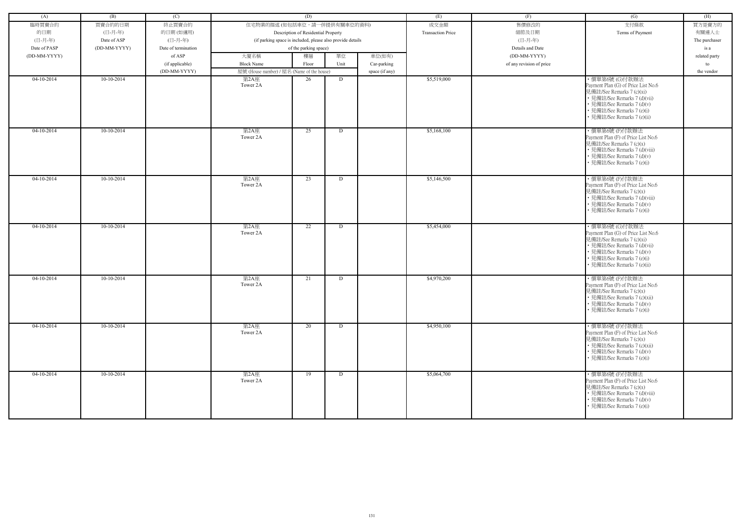| (A) | (B) | (C) | (D) | | | | (E) | (F) | (G) | (H) |
|---|---|---|---|---|---|---|---|---|---|---|
| 臨時買賣合約的日期 (日-月-年) Date of PASP (DD-MM-YYYY) | 買賣合約的日期 (日-月-年) Date of ASP (DD-MM-YYYY) | 終止買賣合約的日期 (如適用) (日-月-年) Date of termination of ASP (if applicable) (DD-MM-YYYY) | 住宅物業的描述 (如包括車位，請一併提供有關車位的資料) Description of Residential Property (if parking space is included, please also provide details of the parking space) | | | | 成交金額 Transaction Price | 售價修改的細節及日期 (日-月-年) Details and Date (DD-MM-YYYY) of any revision of price | 支付條款 Terms of Payment | 買方是賣方的有關連人士 The purchaser is a related party to the vendor |
| | | | 大廈名稱 Block Name | 樓層 Floor | 單位 Unit | 車位(如有) Car-parking space (if any) | | | | |
| | | | 屋號 (House number) / 屋名 (Name of the house) | | | | | | | |
| 04-10-2014 | 10-10-2014 | | 第2A座 Tower 2A | 26 | D | | $5,519,000 | | • 價單第6號 (G)付款辦法 Payment Plan (G) of Price List No.6 見備註/See Remarks 7 (c)(xi) • 見備註/See Remarks 7 (d)(vii) • 見備註/See Remarks 7 (d)(v) • 見備註/See Remarks 7 (e)(i) • 見備註/See Remarks 7 (e)(ii) | |
| 04-10-2014 | 10-10-2014 | | 第2A座 Tower 2A | 25 | D | | $5,168,100 | | • 價單第6號 (F)付款辦法 Payment Plan (F) of Price List No.6 見備註/See Remarks 7 (c)(x) • 見備註/See Remarks 7 (d)(viii) • 見備註/See Remarks 7 (d)(v) • 見備註/See Remarks 7 (e)(i) | |
| 04-10-2014 | 10-10-2014 | | 第2A座 Tower 2A | 23 | D | | $5,146,500 | | • 價單第6號 (F)付款辦法 Payment Plan (F) of Price List No.6 見備註/See Remarks 7 (c)(x) • 見備註/See Remarks 7 (d)(viii) • 見備註/See Remarks 7 (d)(v) • 見備註/See Remarks 7 (e)(i) | |
| 04-10-2014 | 10-10-2014 | | 第2A座 Tower 2A | 22 | D | | $5,454,000 | | • 價單第6號 (G)付款辦法 Payment Plan (G) of Price List No.6 見備註/See Remarks 7 (c)(xi) • 見備註/See Remarks 7 (d)(vii) • 見備註/See Remarks 7 (d)(v) • 見備註/See Remarks 7 (e)(i) • 見備註/See Remarks 7 (e)(ii) | |
| 04-10-2014 | 10-10-2014 | | 第2A座 Tower 2A | 21 | D | | $4,970,200 | | • 價單第6號 (F)付款辦法 Payment Plan (F) of Price List No.6 見備註/See Remarks 7 (c)(x) • 見備註/See Remarks 7 (c)(xii) • 見備註/See Remarks 7 (d)(v) • 見備註/See Remarks 7 (e)(i) | |
| 04-10-2014 | 10-10-2014 | | 第2A座 Tower 2A | 20 | D | | $4,950,100 | | • 價單第6號 (F)付款辦法 Payment Plan (F) of Price List No.6 見備註/See Remarks 7 (c)(x) • 見備註/See Remarks 7 (c)(xii) • 見備註/See Remarks 7 (d)(v) • 見備註/See Remarks 7 (e)(i) | |
| 04-10-2014 | 10-10-2014 | | 第2A座 Tower 2A | 19 | D | | $5,064,700 | | • 價單第6號 (F)付款辦法 Payment Plan (F) of Price List No.6 見備註/See Remarks 7 (c)(x) • 見備註/See Remarks 7 (d)(viii) • 見備註/See Remarks 7 (d)(v) • 見備註/See Remarks 7 (e)(i) | |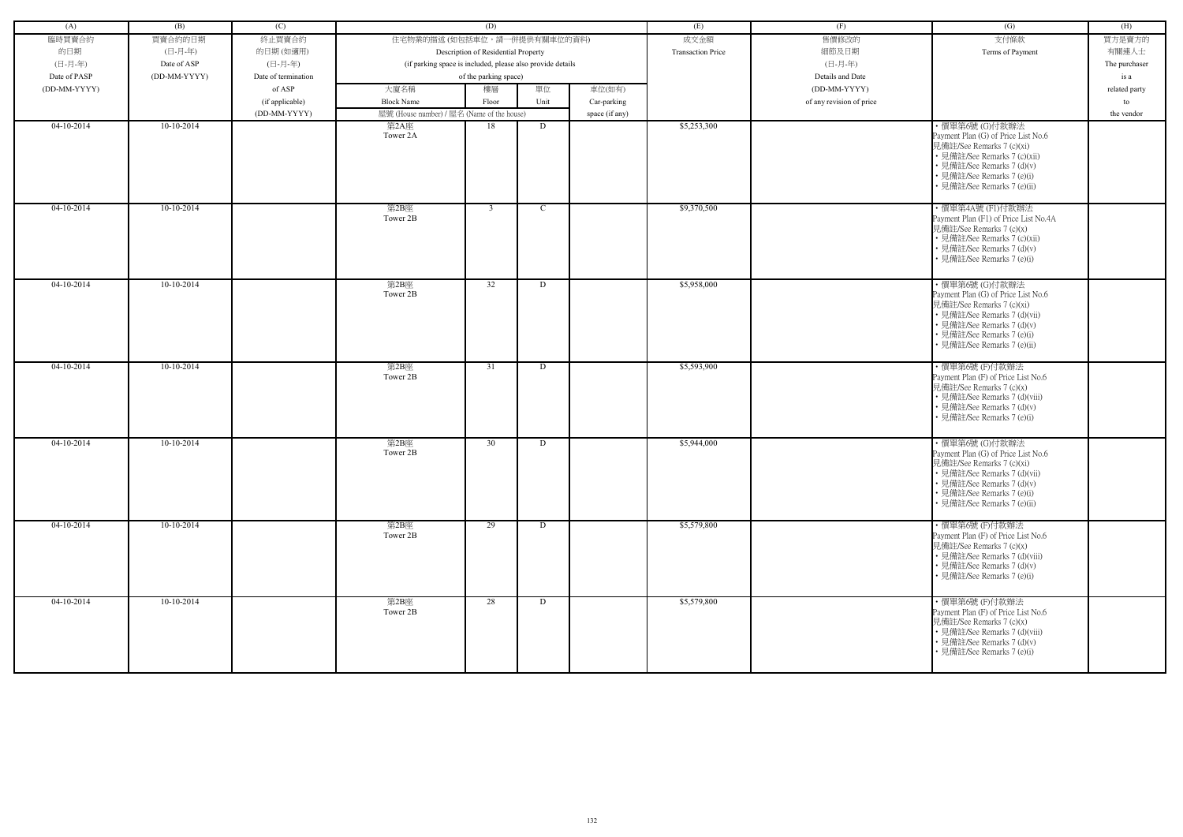| (A) | (B) | (C) | (D) | | | | (E) | (F) | (G) | (H) |
|---|---|---|---|---|---|---|---|---|---|---|
| 臨時買賣合約的日期 (日-月-年) Date of PASP (DD-MM-YYYY) | 買賣合約的日期 (日-月-年) Date of ASP (DD-MM-YYYY) | 終止買賣合約的日期 (如適用) (日-月-年) Date of termination of ASP (if applicable) (DD-MM-YYYY) | 住宅物業的描述 (如包括車位，請一併提供有關車位的資料) Description of Residential Property (if parking space is included, please also provide details of the parking space) | | | | 成交金額 Transaction Price | 售價修改的細節及日期 (日-月-年) Details and Date (DD-MM-YYYY) of any revision of price | 支付條款 Terms of Payment | 買方是賣方的有關連人士 The purchaser is a related party to the vendor |
| | | | 大廈名稱 Block Name | 樓層 Floor | 單位 Unit | 車位(如有) Car-parking space (if any) | | | | |
| | | | 屋號 (House number) / 屋名 (Name of the house) | | | | | | | |
| 04-10-2014 | 10-10-2014 | | 第2A座 Tower 2A | 18 | D | | $5,253,300 | | • 價單第6號 (G)付款辦法 Payment Plan (G) of Price List No.6 見備註/See Remarks 7 (c)(xi) • 見備註/See Remarks 7 (c)(xii) • 見備註/See Remarks 7 (d)(v) • 見備註/See Remarks 7 (e)(i) • 見備註/See Remarks 7 (e)(ii) | |
| 04-10-2014 | 10-10-2014 | | 第2B座 Tower 2B | 3 | C | | $9,370,500 | | • 價單第4A號 (F1)付款辦法 Payment Plan (F1) of Price List No.4A 見備註/See Remarks 7 (c)(x) • 見備註/See Remarks 7 (c)(xii) • 見備註/See Remarks 7 (d)(v) • 見備註/See Remarks 7 (e)(i) | |
| 04-10-2014 | 10-10-2014 | | 第2B座 Tower 2B | 32 | D | | $5,958,000 | | • 價單第6號 (G)付款辦法 Payment Plan (G) of Price List No.6 見備註/See Remarks 7 (c)(xi) • 見備註/See Remarks 7 (d)(vii) • 見備註/See Remarks 7 (d)(v) • 見備註/See Remarks 7 (e)(i) • 見備註/See Remarks 7 (e)(ii) | |
| 04-10-2014 | 10-10-2014 | | 第2B座 Tower 2B | 31 | D | | $5,593,900 | | • 價單第6號 (F)付款辦法 Payment Plan (F) of Price List No.6 見備註/See Remarks 7 (c)(x) • 見備註/See Remarks 7 (d)(viii) • 見備註/See Remarks 7 (d)(v) • 見備註/See Remarks 7 (e)(i) | |
| 04-10-2014 | 10-10-2014 | | 第2B座 Tower 2B | 30 | D | | $5,944,000 | | • 價單第6號 (G)付款辦法 Payment Plan (G) of Price List No.6 見備註/See Remarks 7 (c)(xi) • 見備註/See Remarks 7 (d)(vii) • 見備註/See Remarks 7 (d)(v) • 見備註/See Remarks 7 (e)(i) • 見備註/See Remarks 7 (e)(ii) | |
| 04-10-2014 | 10-10-2014 | | 第2B座 Tower 2B | 29 | D | | $5,579,800 | | • 價單第6號 (F)付款辦法 Payment Plan (F) of Price List No.6 見備註/See Remarks 7 (c)(x) • 見備註/See Remarks 7 (d)(viii) • 見備註/See Remarks 7 (d)(v) • 見備註/See Remarks 7 (e)(i) | |
| 04-10-2014 | 10-10-2014 | | 第2B座 Tower 2B | 28 | D | | $5,579,800 | | • 價單第6號 (F)付款辦法 Payment Plan (F) of Price List No.6 見備註/See Remarks 7 (c)(x) • 見備註/See Remarks 7 (d)(viii) • 見備註/See Remarks 7 (d)(v) • 見備註/See Remarks 7 (e)(i) | |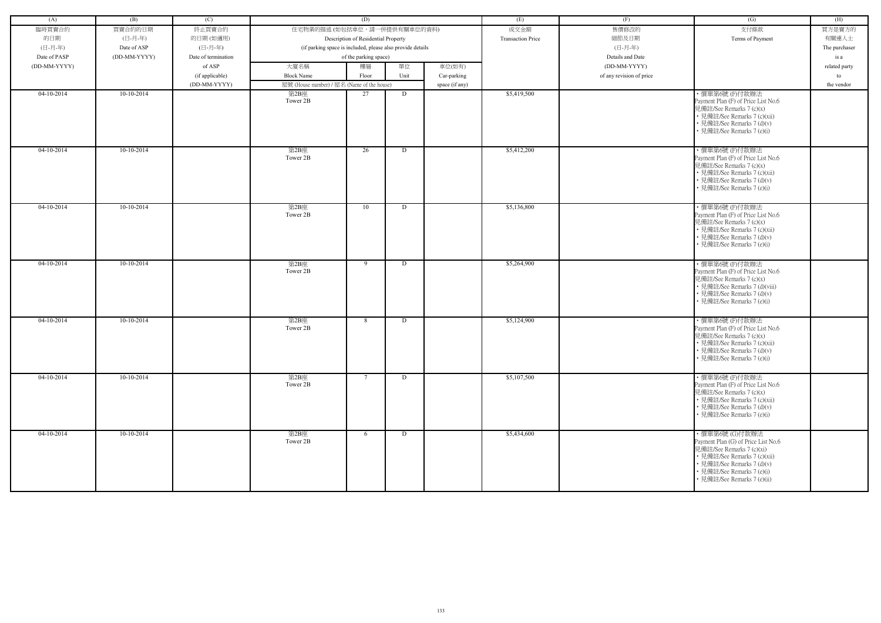| (A) | (B) | (C) | (D) | | | | (E) | (F) | (G) | (H) |
|---|---|---|---|---|---|---|---|---|---|---|
| 臨時買賣合約的日期 (日-月-年) Date of PASP (DD-MM-YYYY) | 買賣合約的日期 (日-月-年) Date of ASP (DD-MM-YYYY) | 終止買賣合約的日期 (如適用) (日-月-年) Date of termination of ASP (if applicable) (DD-MM-YYYY) | 住宅物業的描述 (如包括車位，請一併提供有關車位的資料) Description of Residential Property (if parking space is included, please also provide details of the parking space) | | | | 成交金額 Transaction Price | 售價修改的細節及日期 (日-月-年) Details and Date (DD-MM-YYYY) of any revision of price | 支付條款 Terms of Payment | 買方是賣方的有關連人士 The purchaser is a related party to the vendor |
| | | | 大廈名稱 Block Name | 樓層 Floor | 單位 Unit | 車位(如有) Car-parking space (if any) | | | | |
| | | | 屋號 (House number) / 屋名 (Name of the house) | | | | | | | |
| 04-10-2014 | 10-10-2014 | | 第2B座 Tower 2B | 27 | D | | $5,419,500 | | • 價單第6號 (F)付款辦法 Payment Plan (F) of Price List No.6 見備註/See Remarks 7 (c)(x) • 見備註/See Remarks 7 (c)(xii) • 見備註/See Remarks 7 (d)(v) • 見備註/See Remarks 7 (e)(i) | |
| 04-10-2014 | 10-10-2014 | | 第2B座 Tower 2B | 26 | D | | $5,412,200 | | • 價單第6號 (F)付款辦法 Payment Plan (F) of Price List No.6 見備註/See Remarks 7 (c)(x) • 見備註/See Remarks 7 (c)(xii) • 見備註/See Remarks 7 (d)(v) • 見備註/See Remarks 7 (e)(i) | |
| 04-10-2014 | 10-10-2014 | | 第2B座 Tower 2B | 10 | D | | $5,136,800 | | • 價單第6號 (F)付款辦法 Payment Plan (F) of Price List No.6 見備註/See Remarks 7 (c)(x) • 見備註/See Remarks 7 (c)(xii) • 見備註/See Remarks 7 (d)(v) • 見備註/See Remarks 7 (e)(i) | |
| 04-10-2014 | 10-10-2014 | | 第2B座 Tower 2B | 9 | D | | $5,264,900 | | • 價單第6號 (F)付款辦法 Payment Plan (F) of Price List No.6 見備註/See Remarks 7 (c)(x) • 見備註/See Remarks 7 (d)(viii) • 見備註/See Remarks 7 (d)(v) • 見備註/See Remarks 7 (e)(i) | |
| 04-10-2014 | 10-10-2014 | | 第2B座 Tower 2B | 8 | D | | $5,124,900 | | • 價單第6號 (F)付款辦法 Payment Plan (F) of Price List No.6 見備註/See Remarks 7 (c)(x) • 見備註/See Remarks 7 (c)(xii) • 見備註/See Remarks 7 (d)(v) • 見備註/See Remarks 7 (e)(i) | |
| 04-10-2014 | 10-10-2014 | | 第2B座 Tower 2B | 7 | D | | $5,107,500 | | • 價單第6號 (F)付款辦法 Payment Plan (F) of Price List No.6 見備註/See Remarks 7 (c)(x) • 見備註/See Remarks 7 (c)(xii) • 見備註/See Remarks 7 (d)(v) • 見備註/See Remarks 7 (e)(i) | |
| 04-10-2014 | 10-10-2014 | | 第2B座 Tower 2B | 6 | D | | $5,434,600 | | • 價單第6號 (G)付款辦法 Payment Plan (G) of Price List No.6 見備註/See Remarks 7 (c)(xi) • 見備註/See Remarks 7 (c)(xii) • 見備註/See Remarks 7 (d)(v) • 見備註/See Remarks 7 (e)(i) • 見備註/See Remarks 7 (e)(ii) | |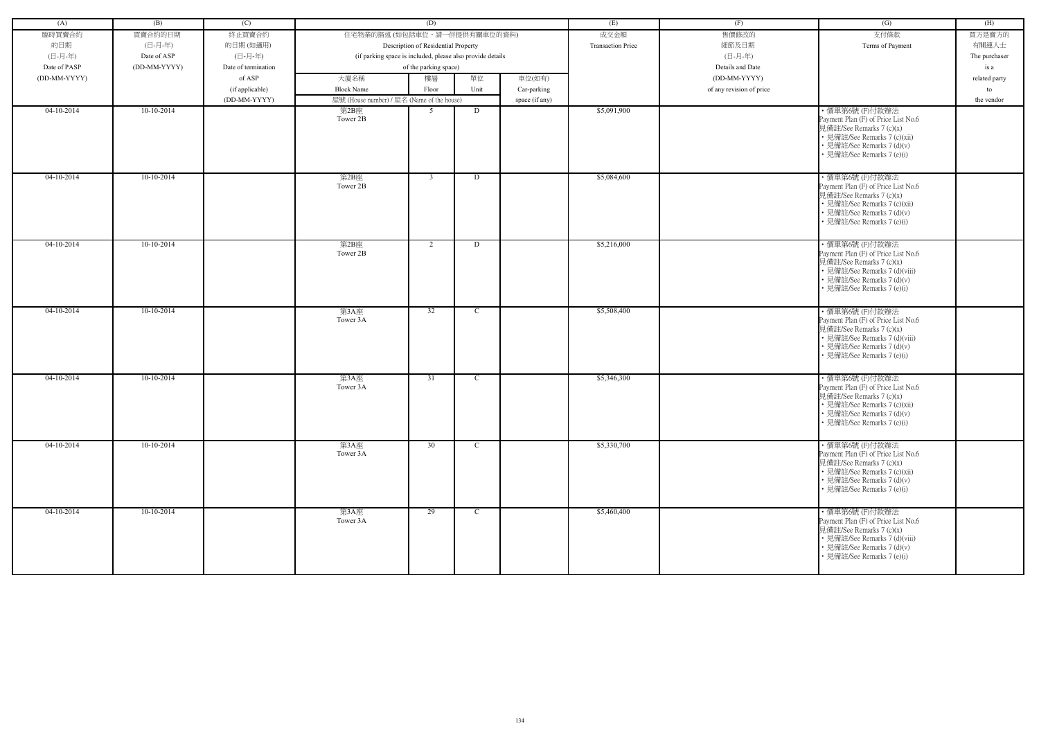| (A) | (B) | (C) | (D) | | | | (E) | (F) | (G) | (H) |
|---|---|---|---|---|---|---|---|---|---|---|
| 臨時買賣合約的日期 (日-月-年) Date of PASP (DD-MM-YYYY) | 買賣合約的日期 (日-月-年) Date of ASP (DD-MM-YYYY) | 終止買賣合約的日期 (如適用) (日-月-年) Date of termination of ASP (if applicable) (DD-MM-YYYY) | 住宅物業的描述 (如包括車位，請一併提供有關車位的資料) Description of Residential Property (if parking space is included, please also provide details of the parking space) | | | | 成交金額 Transaction Price | 售價修改的細節及日期 (日-月-年) Details and Date (DD-MM-YYYY) of any revision of price | 支付條款 Terms of Payment | 買方是賣方的有關連人士 The purchaser is a related party to the vendor |
| | | | 大廈名稱 Block Name | 樓層 Floor | 單位 Unit | 車位(如有) Car-parking space (if any) | | | | |
| | | | 屋號 (House number) / 屋名 (Name of the house) | | | | | | | |
| 04-10-2014 | 10-10-2014 | | 第2B座 Tower 2B | 5 | D | | $5,091,900 | | • 價單第6號 (F)付款辦法 Payment Plan (F) of Price List No.6 見備註/See Remarks 7 (c)(x) • 見備註/See Remarks 7 (c)(xii) • 見備註/See Remarks 7 (d)(v) • 見備註/See Remarks 7 (e)(i) | |
| 04-10-2014 | 10-10-2014 | | 第2B座 Tower 2B | 3 | D | | $5,084,600 | | • 價單第6號 (F)付款辦法 Payment Plan (F) of Price List No.6 見備註/See Remarks 7 (c)(x) • 見備註/See Remarks 7 (c)(xii) • 見備註/See Remarks 7 (d)(v) • 見備註/See Remarks 7 (e)(i) | |
| 04-10-2014 | 10-10-2014 | | 第2B座 Tower 2B | 2 | D | | $5,216,000 | | • 價單第6號 (F)付款辦法 Payment Plan (F) of Price List No.6 見備註/See Remarks 7 (c)(x) • 見備註/See Remarks 7 (d)(viii) • 見備註/See Remarks 7 (d)(v) • 見備註/See Remarks 7 (e)(i) | |
| 04-10-2014 | 10-10-2014 | | 第3A座 Tower 3A | 32 | C | | $5,508,400 | | • 價單第6號 (F)付款辦法 Payment Plan (F) of Price List No.6 見備註/See Remarks 7 (c)(x) • 見備註/See Remarks 7 (d)(viii) • 見備註/See Remarks 7 (d)(v) • 見備註/See Remarks 7 (e)(i) | |
| 04-10-2014 | 10-10-2014 | | 第3A座 Tower 3A | 31 | C | | $5,346,300 | | • 價單第6號 (F)付款辦法 Payment Plan (F) of Price List No.6 見備註/See Remarks 7 (c)(x) • 見備註/See Remarks 7 (c)(xii) • 見備註/See Remarks 7 (d)(v) • 見備註/See Remarks 7 (e)(i) | |
| 04-10-2014 | 10-10-2014 | | 第3A座 Tower 3A | 30 | C | | $5,330,700 | | • 價單第6號 (F)付款辦法 Payment Plan (F) of Price List No.6 見備註/See Remarks 7 (c)(x) • 見備註/See Remarks 7 (c)(xii) • 見備註/See Remarks 7 (d)(v) • 見備註/See Remarks 7 (e)(i) | |
| 04-10-2014 | 10-10-2014 | | 第3A座 Tower 3A | 29 | C | | $5,460,400 | | • 價單第6號 (F)付款辦法 Payment Plan (F) of Price List No.6 見備註/See Remarks 7 (c)(x) • 見備註/See Remarks 7 (d)(viii) • 見備註/See Remarks 7 (d)(v) • 見備註/See Remarks 7 (e)(i) | |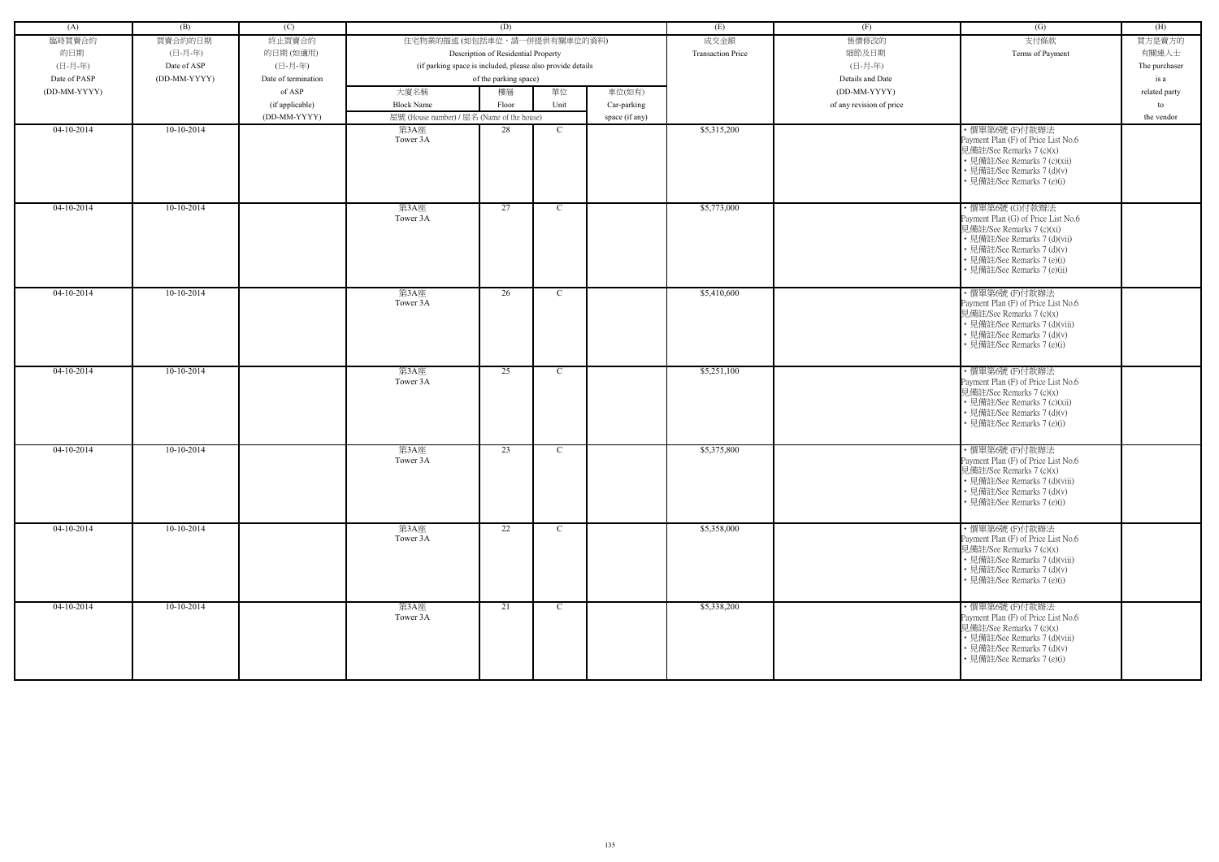| (A) | (B) | (C) | (D) | | | | (E) | (F) | (G) | (H) |
|---|---|---|---|---|---|---|---|---|---|---|
| 臨時買賣合約<br>的日期<br>(日-月-年)<br>Date of PASP<br>(DD-MM-YYYY) | 買賣合約的日期<br>(日-月-年)<br>Date of ASP<br>(DD-MM-YYYY) | 終止買賣合約<br>的日期 (如適用)<br>(日-月-年)<br>Date of termination<br>of ASP<br>(if applicable)<br>(DD-MM-YYYY) | 住宅物業的描述 (如包括車位，請一併提供有關車位的資料)<br>Description of Residential Property<br>(if parking space is included, please also provide details<br>of the parking space) | | | | 成交金額<br>Transaction Price | 售價修改的<br>細節及日期<br>(日-月-年)<br>Details and Date<br>(DD-MM-YYYY)<br>of any revision of price | 支付條款<br>Terms of Payment | 買方是賣方的<br>有關連人士<br>The purchaser<br>is a<br>related party<br>to<br>the vendor |
| | | | 大廈名稱<br>Block Name | 樓層<br>Floor | 單位<br>Unit | 車位(如有)<br>Car-parking<br>space (if any) | | | | |
| | | | 屋號 (House number) / 屋名 (Name of the house) | | | | | | | |
| 04-10-2014 | 10-10-2014 | | 第3A座<br>Tower 3A | 28 | C | | $5,315,200 | | • 價單第6號 (F)付款辦法<br>Payment Plan (F) of Price List No.6<br>見備註/See Remarks 7 (c)(x)<br>• 見備註/See Remarks 7 (c)(xii)<br>• 見備註/See Remarks 7 (d)(v)<br>• 見備註/See Remarks 7 (e)(i) | |
| 04-10-2014 | 10-10-2014 | | 第3A座<br>Tower 3A | 27 | C | | $5,773,000 | | • 價單第6號 (G)付款辦法<br>Payment Plan (G) of Price List No.6<br>見備註/See Remarks 7 (c)(xi)<br>• 見備註/See Remarks 7 (d)(vii)<br>• 見備註/See Remarks 7 (d)(v)<br>• 見備註/See Remarks 7 (e)(i)<br>• 見備註/See Remarks 7 (e)(ii) | |
| 04-10-2014 | 10-10-2014 | | 第3A座<br>Tower 3A | 26 | C | | $5,410,600 | | • 價單第6號 (F)付款辦法<br>Payment Plan (F) of Price List No.6<br>見備註/See Remarks 7 (c)(x)<br>• 見備註/See Remarks 7 (d)(viii)<br>• 見備註/See Remarks 7 (d)(v)<br>• 見備註/See Remarks 7 (e)(i) | |
| 04-10-2014 | 10-10-2014 | | 第3A座<br>Tower 3A | 25 | C | | $5,251,100 | | • 價單第6號 (F)付款辦法<br>Payment Plan (F) of Price List No.6<br>見備註/See Remarks 7 (c)(x)<br>• 見備註/See Remarks 7 (c)(xii)<br>• 見備註/See Remarks 7 (d)(v)<br>• 見備註/See Remarks 7 (e)(i) | |
| 04-10-2014 | 10-10-2014 | | 第3A座<br>Tower 3A | 23 | C | | $5,375,800 | | • 價單第6號 (F)付款辦法<br>Payment Plan (F) of Price List No.6<br>見備註/See Remarks 7 (c)(x)<br>• 見備註/See Remarks 7 (d)(viii)<br>• 見備註/See Remarks 7 (d)(v)<br>• 見備註/See Remarks 7 (e)(i) | |
| 04-10-2014 | 10-10-2014 | | 第3A座<br>Tower 3A | 22 | C | | $5,358,000 | | • 價單第6號 (F)付款辦法<br>Payment Plan (F) of Price List No.6<br>見備註/See Remarks 7 (c)(x)<br>• 見備註/See Remarks 7 (d)(viii)<br>• 見備註/See Remarks 7 (d)(v)<br>• 見備註/See Remarks 7 (e)(i) | |
| 04-10-2014 | 10-10-2014 | | 第3A座<br>Tower 3A | 21 | C | | $5,338,200 | | • 價單第6號 (F)付款辦法<br>Payment Plan (F) of Price List No.6<br>見備註/See Remarks 7 (c)(x)<br>• 見備註/See Remarks 7 (d)(viii)<br>• 見備註/See Remarks 7 (d)(v)<br>• 見備註/See Remarks 7 (e)(i) | |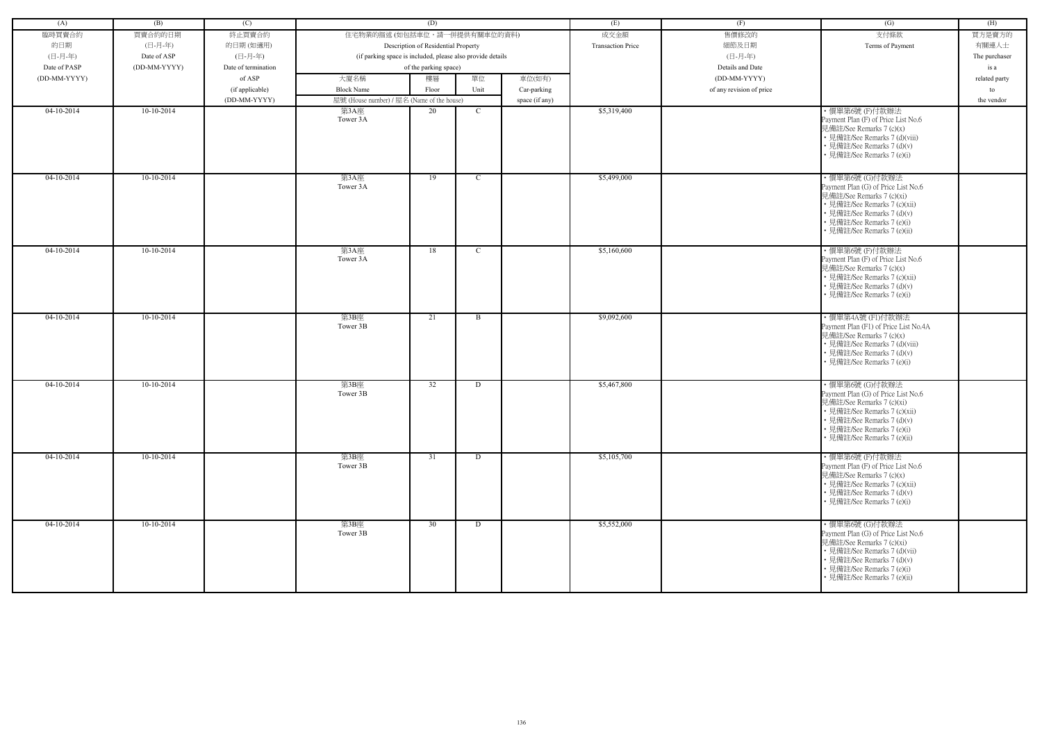| (A) | (B) | (C) | (D) | | | | (E) | (F) | (G) | (H) |
|---|---|---|---|---|---|---|---|---|---|---|
| 臨時買賣合約的日期 (日-月-年) Date of PASP (DD-MM-YYYY) | 買賣合約的日期 (日-月-年) Date of ASP (DD-MM-YYYY) | 終止買賣合約的日期 (如適用) (日-月-年) Date of termination of ASP (if applicable) (DD-MM-YYYY) | 住宅物業的描述 (如包括車位，請一併提供有關車位的資料) Description of Residential Property (if parking space is included, please also provide details of the parking space) | | | | 成交金額 Transaction Price | 售價修改的細節及日期 (日-月-年) Details and Date (DD-MM-YYYY) of any revision of price | 支付條款 Terms of Payment | 買方是賣方的有關連人士 The purchaser is a related party to the vendor |
| | | | 大廈名稱 Block Name | 樓層 Floor | 單位 Unit | 車位(如有) Car-parking space (if any) | | | | |
| | | | 屋號 (House number) / 屋名 (Name of the house) | | | | | | | |
| 04-10-2014 | 10-10-2014 | | 第3A座 Tower 3A | 20 | C | | $5,319,400 | | • 價單第6號 (F)付款辦法 Payment Plan (F) of Price List No.6 見備註/See Remarks 7 (c)(x) • 見備註/See Remarks 7 (d)(viii) • 見備註/See Remarks 7 (d)(v) • 見備註/See Remarks 7 (e)(i) | |
| 04-10-2014 | 10-10-2014 | | 第3A座 Tower 3A | 19 | C | | $5,499,000 | | • 價單第6號 (G)付款辦法 Payment Plan (G) of Price List No.6 見備註/See Remarks 7 (c)(xi) • 見備註/See Remarks 7 (c)(xii) • 見備註/See Remarks 7 (d)(v) • 見備註/See Remarks 7 (e)(i) • 見備註/See Remarks 7 (e)(ii) | |
| 04-10-2014 | 10-10-2014 | | 第3A座 Tower 3A | 18 | C | | $5,160,600 | | • 價單第6號 (F)付款辦法 Payment Plan (F) of Price List No.6 見備註/See Remarks 7 (c)(x) • 見備註/See Remarks 7 (c)(xii) • 見備註/See Remarks 7 (d)(v) • 見備註/See Remarks 7 (e)(i) | |
| 04-10-2014 | 10-10-2014 | | 第3B座 Tower 3B | 21 | B | | $9,092,600 | | • 價單第4A號 (F1)付款辦法 Payment Plan (F1) of Price List No.4A 見備註/See Remarks 7 (c)(x) • 見備註/See Remarks 7 (d)(viii) • 見備註/See Remarks 7 (d)(v) • 見備註/See Remarks 7 (e)(i) | |
| 04-10-2014 | 10-10-2014 | | 第3B座 Tower 3B | 32 | D | | $5,467,800 | | • 價單第6號 (G)付款辦法 Payment Plan (G) of Price List No.6 見備註/See Remarks 7 (c)(xi) • 見備註/See Remarks 7 (c)(xii) • 見備註/See Remarks 7 (d)(v) • 見備註/See Remarks 7 (e)(i) • 見備註/See Remarks 7 (e)(ii) | |
| 04-10-2014 | 10-10-2014 | | 第3B座 Tower 3B | 31 | D | | $5,105,700 | | • 價單第6號 (F)付款辦法 Payment Plan (F) of Price List No.6 見備註/See Remarks 7 (c)(x) • 見備註/See Remarks 7 (c)(xii) • 見備註/See Remarks 7 (d)(v) • 見備註/See Remarks 7 (e)(i) | |
| 04-10-2014 | 10-10-2014 | | 第3B座 Tower 3B | 30 | D | | $5,552,000 | | • 價單第6號 (G)付款辦法 Payment Plan (G) of Price List No.6 見備註/See Remarks 7 (c)(xi) • 見備註/See Remarks 7 (d)(vii) • 見備註/See Remarks 7 (d)(v) • 見備註/See Remarks 7 (e)(i) • 見備註/See Remarks 7 (e)(ii) | |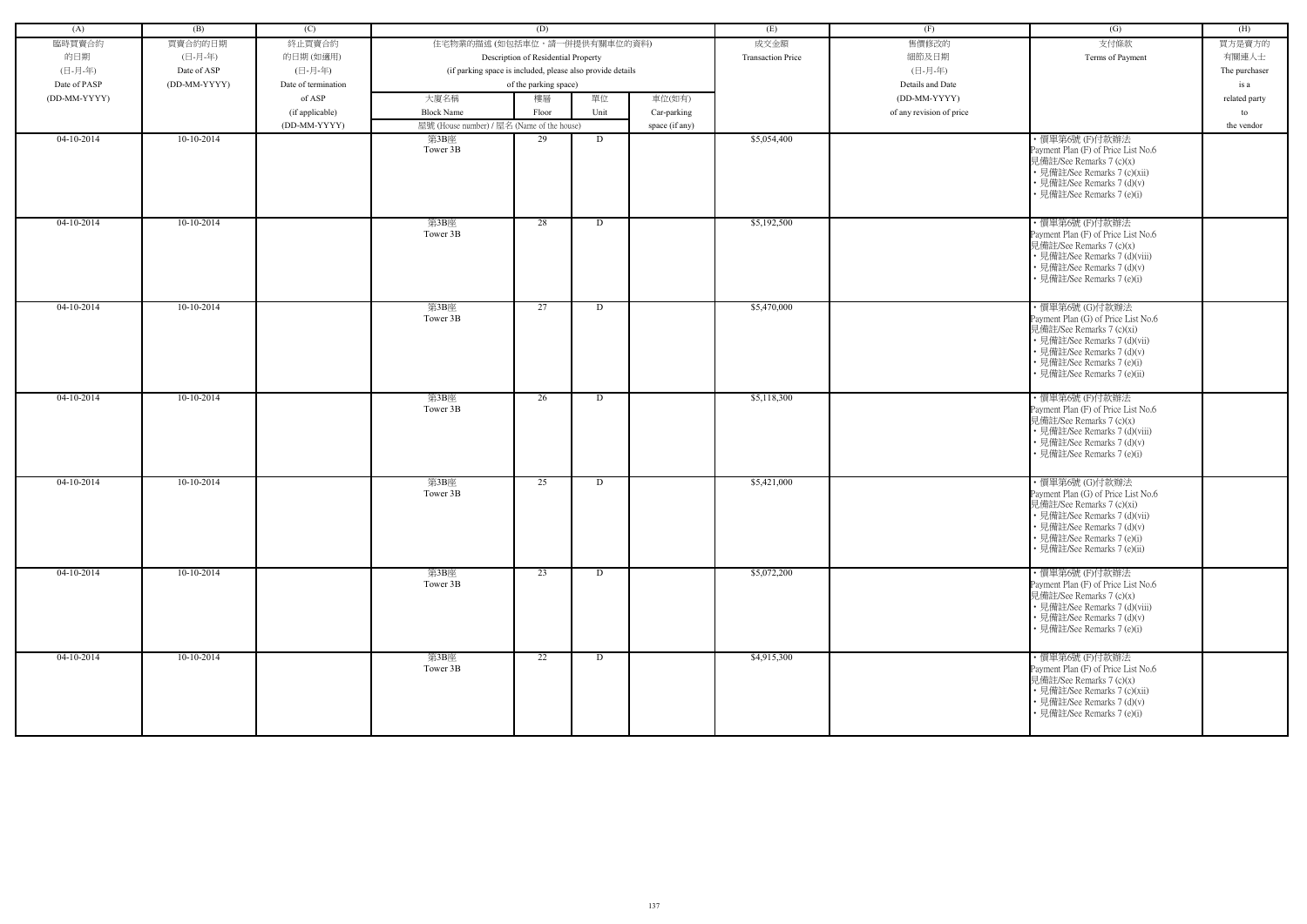| (A) | (B) | (C) | (D) | | | | (E) | (F) | (G) | (H) |
|---|---|---|---|---|---|---|---|---|---|---|
| 臨時買賣合約的日期 (日-月-年) Date of PASP (DD-MM-YYYY) | 買賣合約的日期 (日-月-年) Date of ASP (DD-MM-YYYY) | 終止買賣合約的日期 (如適用) (日-月-年) Date of termination of ASP (if applicable) (DD-MM-YYYY) | 住宅物業的描述 (如包括車位，請一併提供有關車位的資料) Description of Residential Property (if parking space is included, please also provide details of the parking space) | | | | 成交金額 Transaction Price | 售價修改的細節及日期 (日-月-年) Details and Date (DD-MM-YYYY) of any revision of price | 支付條款 Terms of Payment | 買方是賣方的有關連人士 The purchaser is a related party to the vendor |
| | | | 大廈名稱 Block Name | 樓層 Floor | 單位 Unit | 車位(如有) Car-parking space (if any) | | | | |
| | | | 屋號 (House number) / 屋名 (Name of the house) | | | | | | | |
| 04-10-2014 | 10-10-2014 | | 第3B座 Tower 3B | 29 | D | | $5,054,400 | | • 價單第6號 (F)付款辦法 Payment Plan (F) of Price List No.6 見備註/See Remarks 7 (c)(x) • 見備註/See Remarks 7 (c)(xii) • 見備註/See Remarks 7 (d)(v) • 見備註/See Remarks 7 (e)(i) | |
| 04-10-2014 | 10-10-2014 | | 第3B座 Tower 3B | 28 | D | | $5,192,500 | | • 價單第6號 (F)付款辦法 Payment Plan (F) of Price List No.6 見備註/See Remarks 7 (c)(x) • 見備註/See Remarks 7 (d)(viii) • 見備註/See Remarks 7 (d)(v) • 見備註/See Remarks 7 (e)(i) | |
| 04-10-2014 | 10-10-2014 | | 第3B座 Tower 3B | 27 | D | | $5,470,000 | | • 價單第6號 (G)付款辦法 Payment Plan (G) of Price List No.6 見備註/See Remarks 7 (c)(xi) • 見備註/See Remarks 7 (d)(vii) • 見備註/See Remarks 7 (d)(v) • 見備註/See Remarks 7 (e)(i) • 見備註/See Remarks 7 (e)(ii) | |
| 04-10-2014 | 10-10-2014 | | 第3B座 Tower 3B | 26 | D | | $5,118,300 | | • 價單第6號 (F)付款辦法 Payment Plan (F) of Price List No.6 見備註/See Remarks 7 (c)(x) • 見備註/See Remarks 7 (d)(viii) • 見備註/See Remarks 7 (d)(v) • 見備註/See Remarks 7 (e)(i) | |
| 04-10-2014 | 10-10-2014 | | 第3B座 Tower 3B | 25 | D | | $5,421,000 | | • 價單第6號 (G)付款辦法 Payment Plan (G) of Price List No.6 見備註/See Remarks 7 (c)(xi) • 見備註/See Remarks 7 (d)(vii) • 見備註/See Remarks 7 (d)(v) • 見備註/See Remarks 7 (e)(i) • 見備註/See Remarks 7 (e)(ii) | |
| 04-10-2014 | 10-10-2014 | | 第3B座 Tower 3B | 23 | D | | $5,072,200 | | • 價單第6號 (F)付款辦法 Payment Plan (F) of Price List No.6 見備註/See Remarks 7 (c)(x) • 見備註/See Remarks 7 (d)(viii) • 見備註/See Remarks 7 (d)(v) • 見備註/See Remarks 7 (e)(i) | |
| 04-10-2014 | 10-10-2014 | | 第3B座 Tower 3B | 22 | D | | $4,915,300 | | • 價單第6號 (F)付款辦法 Payment Plan (F) of Price List No.6 見備註/See Remarks 7 (c)(x) • 見備註/See Remarks 7 (c)(xii) • 見備註/See Remarks 7 (d)(v) • 見備註/See Remarks 7 (e)(i) | |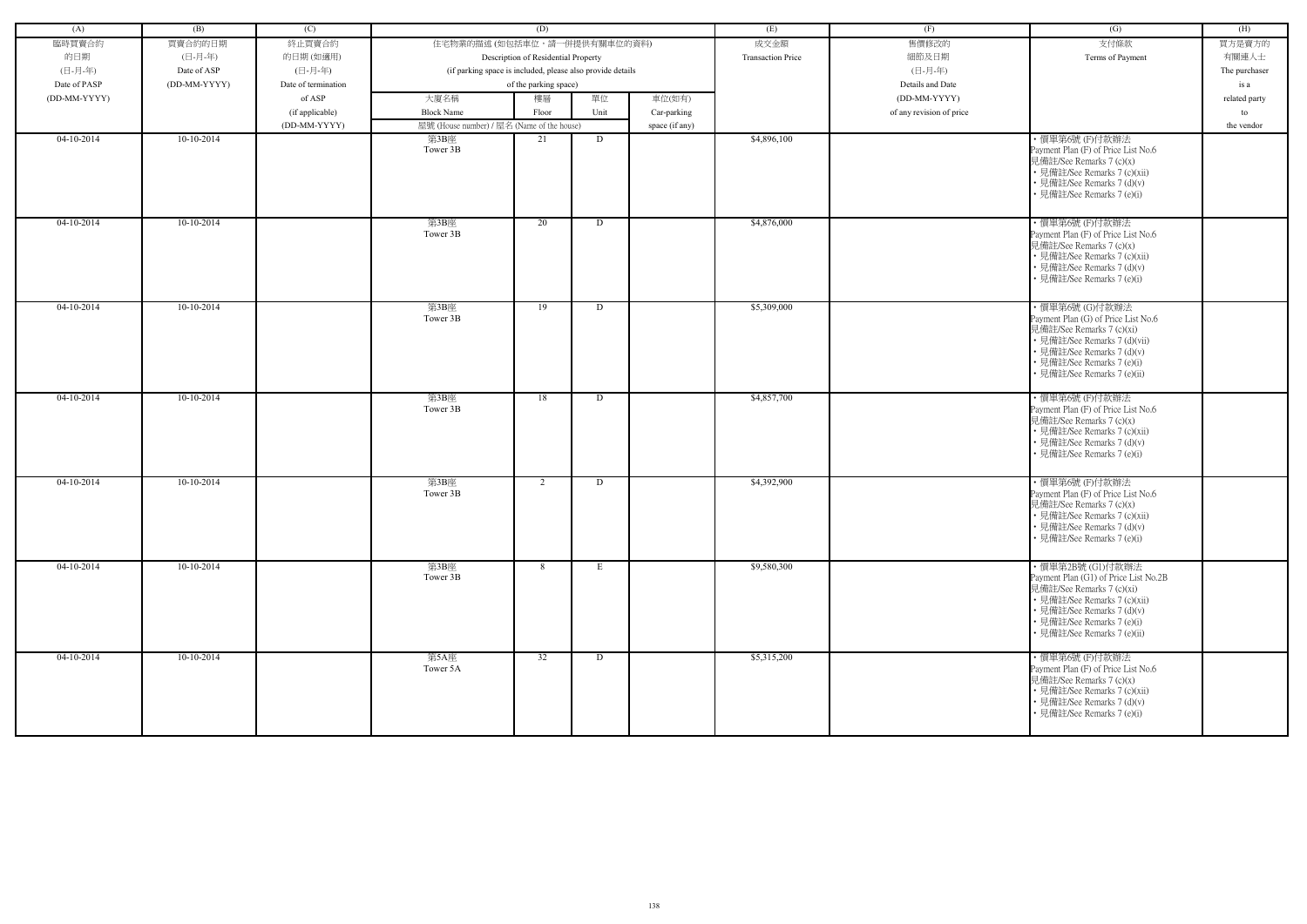| (A) | (B) | (C) | (D) | | | | (E) | (F) | (G) | (H) |
|---|---|---|---|---|---|---|---|---|---|---|
| 臨時買賣合約的日期 (日-月-年) Date of PASP (DD-MM-YYYY) | 買賣合約的日期 (日-月-年) Date of ASP (DD-MM-YYYY) | 終止買賣合約的日期 (如適用) (日-月-年) Date of termination of ASP (if applicable) (DD-MM-YYYY) | 住宅物業的描述 (如包括車位，請一併提供有關車位的資料) Description of Residential Property (if parking space is included, please also provide details of the parking space) | | | | 成交金額 Transaction Price | 售價修改的細節及日期 (日-月-年) Details and Date (DD-MM-YYYY) of any revision of price | 支付條款 Terms of Payment | 買方是賣方的有關連人士 The purchaser is a related party to the vendor |
| | | | 大廈名稱 Block Name | 樓層 Floor | 單位 Unit | 車位(如有) Car-parking space (if any) | | | | |
| | | | 屋號 (House number) / 屋名 (Name of the house) | | | | | | | |
| 04-10-2014 | 10-10-2014 | | 第3B座 Tower 3B | 21 | D | | $4,896,100 | | • 價單第6號 (F)付款辦法 Payment Plan (F) of Price List No.6<br>見備註/See Remarks 7 (c)(x)<br>• 見備註/See Remarks 7 (c)(xii)<br>• 見備註/See Remarks 7 (d)(v)<br>• 見備註/See Remarks 7 (e)(i) | |
| 04-10-2014 | 10-10-2014 | | 第3B座 Tower 3B | 20 | D | | $4,876,000 | | • 價單第6號 (F)付款辦法 Payment Plan (F) of Price List No.6<br>見備註/See Remarks 7 (c)(x)<br>• 見備註/See Remarks 7 (c)(xii)<br>• 見備註/See Remarks 7 (d)(v)<br>• 見備註/See Remarks 7 (e)(i) | |
| 04-10-2014 | 10-10-2014 | | 第3B座 Tower 3B | 19 | D | | $5,309,000 | | • 價單第6號 (G)付款辦法 Payment Plan (G) of Price List No.6<br>見備註/See Remarks 7 (c)(xi)<br>• 見備註/See Remarks 7 (d)(vii)<br>• 見備註/See Remarks 7 (d)(v)<br>• 見備註/See Remarks 7 (e)(i)<br>• 見備註/See Remarks 7 (e)(ii) | |
| 04-10-2014 | 10-10-2014 | | 第3B座 Tower 3B | 18 | D | | $4,857,700 | | • 價單第6號 (F)付款辦法 Payment Plan (F) of Price List No.6<br>見備註/See Remarks 7 (c)(x)<br>• 見備註/See Remarks 7 (c)(xii)<br>• 見備註/See Remarks 7 (d)(v)<br>• 見備註/See Remarks 7 (e)(i) | |
| 04-10-2014 | 10-10-2014 | | 第3B座 Tower 3B | 2 | D | | $4,392,900 | | • 價單第6號 (F)付款辦法 Payment Plan (F) of Price List No.6<br>見備註/See Remarks 7 (c)(x)<br>• 見備註/See Remarks 7 (c)(xii)<br>• 見備註/See Remarks 7 (d)(v)<br>• 見備註/See Remarks 7 (e)(i) | |
| 04-10-2014 | 10-10-2014 | | 第3B座 Tower 3B | 8 | E | | $9,580,300 | | • 價單第2B號 (G1)付款辦法 Payment Plan (G1) of Price List No.2B<br>見備註/See Remarks 7 (c)(xi)<br>• 見備註/See Remarks 7 (c)(xii)<br>• 見備註/See Remarks 7 (d)(v)<br>• 見備註/See Remarks 7 (e)(i)<br>• 見備註/See Remarks 7 (e)(ii) | |
| 04-10-2014 | 10-10-2014 | | 第5A座 Tower 5A | 32 | D | | $5,315,200 | | • 價單第6號 (F)付款辦法 Payment Plan (F) of Price List No.6<br>見備註/See Remarks 7 (c)(x)<br>• 見備註/See Remarks 7 (c)(xii)<br>• 見備註/See Remarks 7 (d)(v)<br>• 見備註/See Remarks 7 (e)(i) | |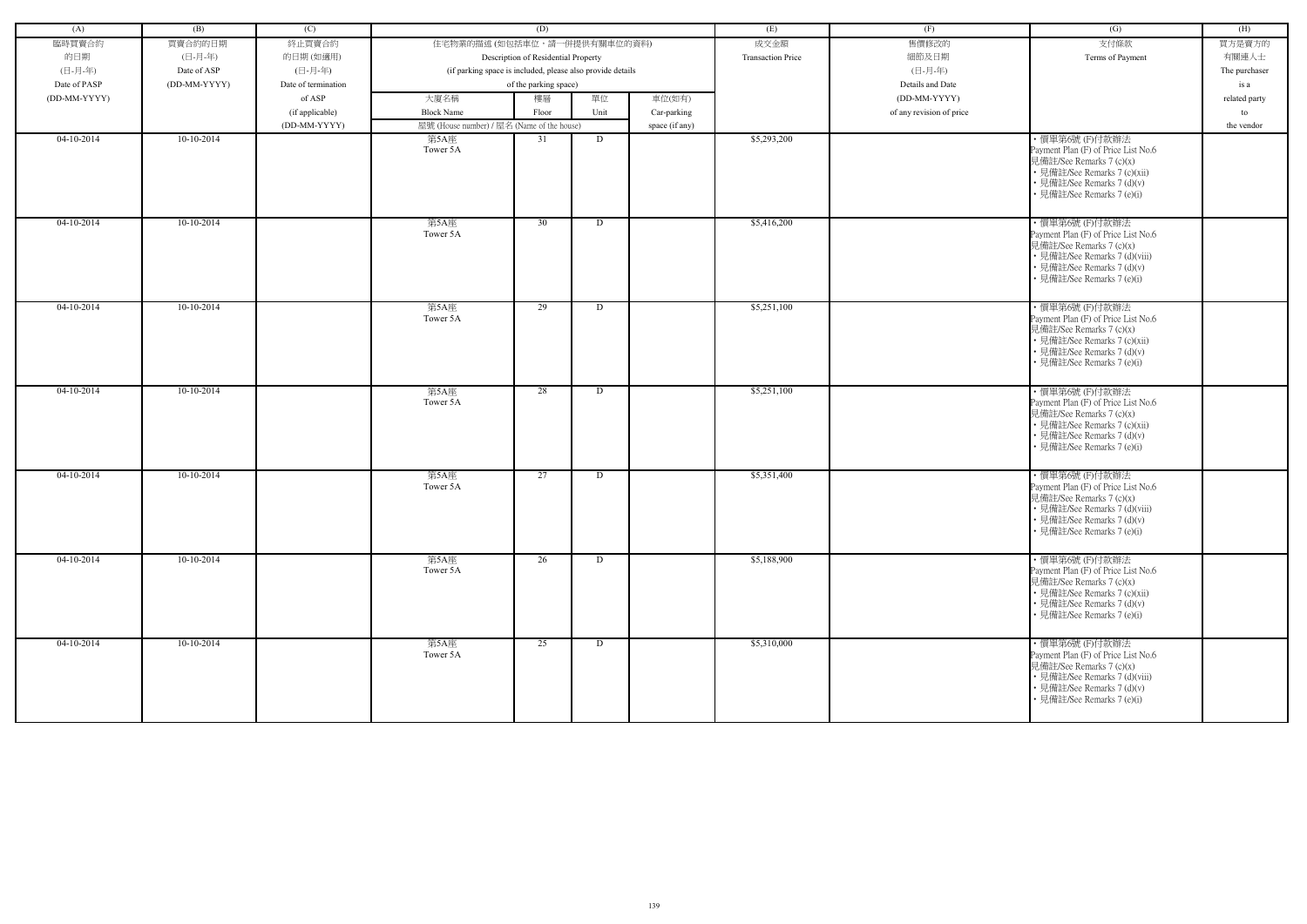| (A) | (B) | (C) | (D) | | | | (E) | (F) | (G) | (H) |
|---|---|---|---|---|---|---|---|---|---|---|
| 臨時買賣合約的日期 (日-月-年) Date of PASP (DD-MM-YYYY) | 買賣合約的日期 (日-月-年) Date of ASP (DD-MM-YYYY) | 終止買賣合約的日期 (如適用) (日-月-年) Date of termination of ASP (if applicable) (DD-MM-YYYY) | 住宅物業的描述 (如包括車位，請一併提供有關車位的資料) Description of Residential Property (if parking space is included, please also provide details of the parking space) | | | | 成交金額 Transaction Price | 售價修改的細節及日期 (日-月-年) Details and Date (DD-MM-YYYY) of any revision of price | 支付條款 Terms of Payment | 買方是賣方的有關連人士 The purchaser is a related party to the vendor |
| | | | 大廈名稱 Block Name | 樓層 Floor | 單位 Unit | 車位(如有) Car-parking space (if any) | | | | |
| | | | 屋號 (House number) / 屋名 (Name of the house) | | | | | | | |
| 04-10-2014 | 10-10-2014 | | 第5A座 Tower 5A | 31 | D | | $5,293,200 | | • 價單第6號 (F)付款辦法 Payment Plan (F) of Price List No.6 見備註/See Remarks 7 (c)(x) • 見備註/See Remarks 7 (c)(xii) • 見備註/See Remarks 7 (d)(v) • 見備註/See Remarks 7 (e)(i) | |
| 04-10-2014 | 10-10-2014 | | 第5A座 Tower 5A | 30 | D | | $5,416,200 | | • 價單第6號 (F)付款辦法 Payment Plan (F) of Price List No.6 見備註/See Remarks 7 (c)(x) • 見備註/See Remarks 7 (d)(viii) • 見備註/See Remarks 7 (d)(v) • 見備註/See Remarks 7 (e)(i) | |
| 04-10-2014 | 10-10-2014 | | 第5A座 Tower 5A | 29 | D | | $5,251,100 | | • 價單第6號 (F)付款辦法 Payment Plan (F) of Price List No.6 見備註/See Remarks 7 (c)(x) • 見備註/See Remarks 7 (c)(xii) • 見備註/See Remarks 7 (d)(v) • 見備註/See Remarks 7 (e)(i) | |
| 04-10-2014 | 10-10-2014 | | 第5A座 Tower 5A | 28 | D | | $5,251,100 | | • 價單第6號 (F)付款辦法 Payment Plan (F) of Price List No.6 見備註/See Remarks 7 (c)(x) • 見備註/See Remarks 7 (c)(xii) • 見備註/See Remarks 7 (d)(v) • 見備註/See Remarks 7 (e)(i) | |
| 04-10-2014 | 10-10-2014 | | 第5A座 Tower 5A | 27 | D | | $5,351,400 | | • 價單第6號 (F)付款辦法 Payment Plan (F) of Price List No.6 見備註/See Remarks 7 (c)(x) • 見備註/See Remarks 7 (d)(viii) • 見備註/See Remarks 7 (d)(v) • 見備註/See Remarks 7 (e)(i) | |
| 04-10-2014 | 10-10-2014 | | 第5A座 Tower 5A | 26 | D | | $5,188,900 | | • 價單第6號 (F)付款辦法 Payment Plan (F) of Price List No.6 見備註/See Remarks 7 (c)(x) • 見備註/See Remarks 7 (c)(xii) • 見備註/See Remarks 7 (d)(v) • 見備註/See Remarks 7 (e)(i) | |
| 04-10-2014 | 10-10-2014 | | 第5A座 Tower 5A | 25 | D | | $5,310,000 | | • 價單第6號 (F)付款辦法 Payment Plan (F) of Price List No.6 見備註/See Remarks 7 (c)(x) • 見備註/See Remarks 7 (d)(viii) • 見備註/See Remarks 7 (d)(v) • 見備註/See Remarks 7 (e)(i) | |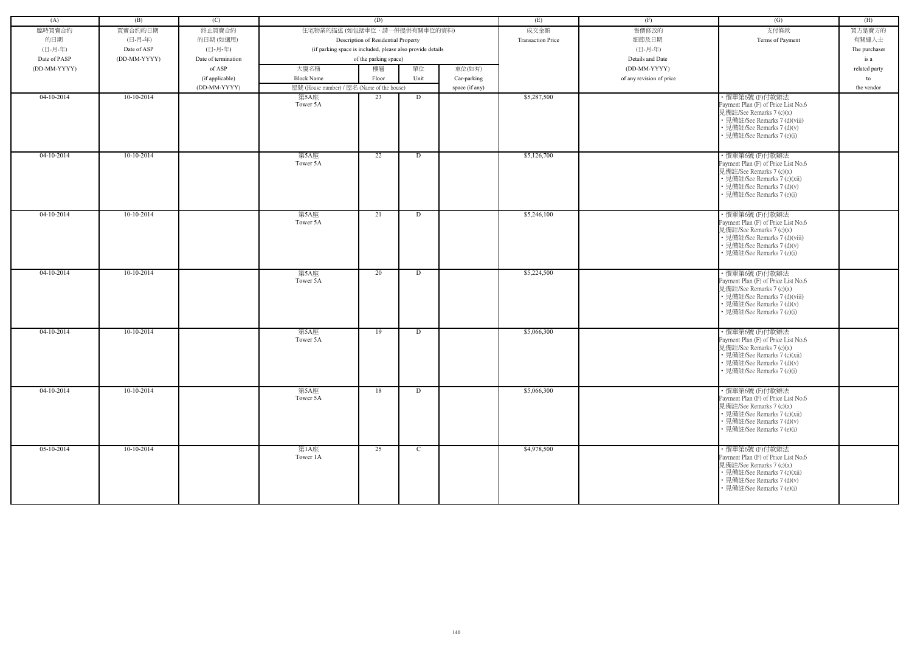| (A) | (B) | (C) | (D) | | | | (E) | (F) | (G) | (H) |
|---|---|---|---|---|---|---|---|---|---|---|
| 臨時買賣合約的日期 (日-月-年) Date of PASP (DD-MM-YYYY) | 買賣合約的日期 (日-月-年) Date of ASP (DD-MM-YYYY) | 終止買賣合約的日期 (如適用) (日-月-年) Date of termination of ASP (if applicable) (DD-MM-YYYY) | 住宅物業的描述 (如包括車位，請一併提供有關車位的資料) Description of Residential Property (if parking space is included, please also provide details of the parking space) | | | | 成交金額 Transaction Price | 售價修改的細節及日期 (日-月-年) Details and Date (DD-MM-YYYY) of any revision of price | 支付條款 Terms of Payment | 買方是賣方的有關連人士 The purchaser is a related party to the vendor |
| | | | 大廈名稱 Block Name | 樓層 Floor | 單位 Unit | 車位(如有) Car-parking space (if any) | | | | |
| | | | 屋號 (House number) / 屋名 (Name of the house) | | | | | | | |
| 04-10-2014 | 10-10-2014 | | 第5A座 Tower 5A | 23 | D | | $5,287,500 | | • 價單第6號 (F)付款辦法 Payment Plan (F) of Price List No.6 見備註/See Remarks 7 (c)(x) • 見備註/See Remarks 7 (d)(viii) • 見備註/See Remarks 7 (d)(v) • 見備註/See Remarks 7 (e)(i) | |
| 04-10-2014 | 10-10-2014 | | 第5A座 Tower 5A | 22 | D | | $5,126,700 | | • 價單第6號 (F)付款辦法 Payment Plan (F) of Price List No.6 見備註/See Remarks 7 (c)(x) • 見備註/See Remarks 7 (c)(xii) • 見備註/See Remarks 7 (d)(v) • 見備註/See Remarks 7 (e)(i) | |
| 04-10-2014 | 10-10-2014 | | 第5A座 Tower 5A | 21 | D | | $5,246,100 | | • 價單第6號 (F)付款辦法 Payment Plan (F) of Price List No.6 見備註/See Remarks 7 (c)(x) • 見備註/See Remarks 7 (d)(viii) • 見備註/See Remarks 7 (d)(v) • 見備註/See Remarks 7 (e)(i) | |
| 04-10-2014 | 10-10-2014 | | 第5A座 Tower 5A | 20 | D | | $5,224,500 | | • 價單第6號 (F)付款辦法 Payment Plan (F) of Price List No.6 見備註/See Remarks 7 (c)(x) • 見備註/See Remarks 7 (d)(viii) • 見備註/See Remarks 7 (d)(v) • 見備註/See Remarks 7 (e)(i) | |
| 04-10-2014 | 10-10-2014 | | 第5A座 Tower 5A | 19 | D | | $5,066,300 | | • 價單第6號 (F)付款辦法 Payment Plan (F) of Price List No.6 見備註/See Remarks 7 (c)(x) • 見備註/See Remarks 7 (c)(xii) • 見備註/See Remarks 7 (d)(v) • 見備註/See Remarks 7 (e)(i) | |
| 04-10-2014 | 10-10-2014 | | 第5A座 Tower 5A | 18 | D | | $5,066,300 | | • 價單第6號 (F)付款辦法 Payment Plan (F) of Price List No.6 見備註/See Remarks 7 (c)(x) • 見備註/See Remarks 7 (c)(xii) • 見備註/See Remarks 7 (d)(v) • 見備註/See Remarks 7 (e)(i) | |
| 05-10-2014 | 10-10-2014 | | 第1A座 Tower 1A | 25 | C | | $4,978,500 | | • 價單第6號 (F)付款辦法 Payment Plan (F) of Price List No.6 見備註/See Remarks 7 (c)(x) • 見備註/See Remarks 7 (c)(xii) • 見備註/See Remarks 7 (d)(v) • 見備註/See Remarks 7 (e)(i) | |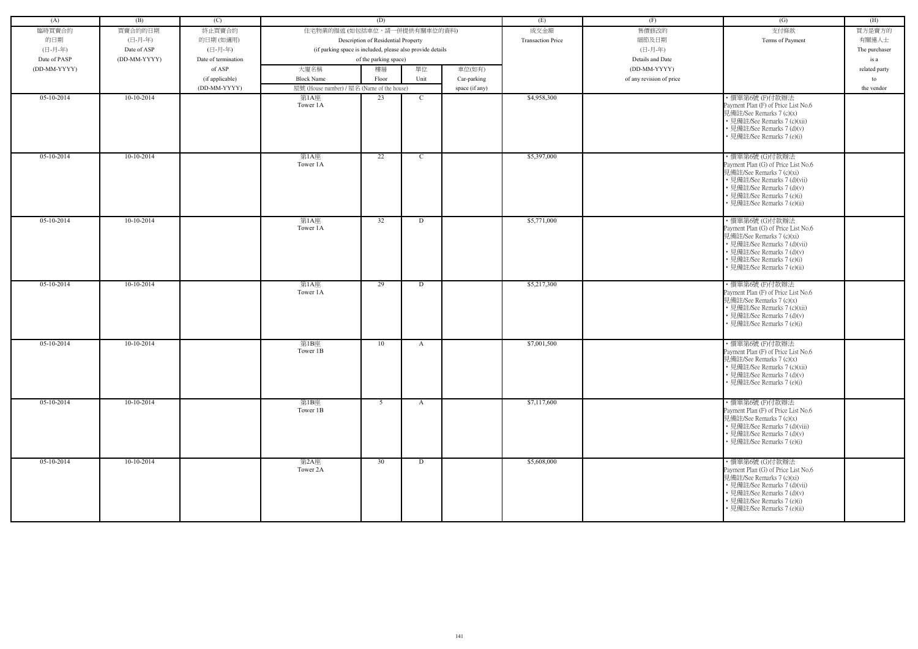| (A) | (B) | (C) | (D) | | | | (E) | (F) | (G) | (H) |
|---|---|---|---|---|---|---|---|---|---|---|
| 臨時買賣合約<br>的日期<br>(日-月-年)<br>Date of PASP<br>(DD-MM-YYYY) | 買賣合約的日期<br>(日-月-年)<br>Date of ASP<br>(DD-MM-YYYY) | 終止買賣合約<br>的日期 (如適用)<br>(日-月-年)<br>Date of termination<br>of ASP<br>(if applicable)<br>(DD-MM-YYYY) | 住宅物業的描述 (如包括車位，請一併提供有關車位的資料)<br>Description of Residential Property<br>(if parking space is included, please also provide details of the parking space) | | | | 成交金額<br>Transaction Price | 售價修改的<br>細節及日期<br>(日-月-年)<br>Details and Date<br>(DD-MM-YYYY)<br>of any revision of price | 支付條款<br>Terms of Payment | 買方是賣方的<br>有關連人士<br>The purchaser<br>is a<br>related party<br>to<br>the vendor |
| | | | 大廈名稱<br>Block Name | 樓層<br>Floor | 單位<br>Unit | 車位(如有)<br>Car-parking<br>space (if any) | | | | |
| | | | 屋號 (House number) / 屋名 (Name of the house) | | | | | | | |
| 05-10-2014 | 10-10-2014 | | 第1A座<br>Tower 1A | 23 | C | | $4,958,300 | | • 價單第6號 (F)付款辦法<br>Payment Plan (F) of Price List No.6<br>見備註/See Remarks 7 (c)(x)<br>• 見備註/See Remarks 7 (c)(xii)<br>• 見備註/See Remarks 7 (d)(v)<br>• 見備註/See Remarks 7 (e)(i) | |
| 05-10-2014 | 10-10-2014 | | 第1A座<br>Tower 1A | 22 | C | | $5,397,000 | | • 價單第6號 (G)付款辦法<br>Payment Plan (G) of Price List No.6<br>見備註/See Remarks 7 (c)(xi)<br>• 見備註/See Remarks 7 (d)(vii)<br>• 見備註/See Remarks 7 (d)(v)<br>• 見備註/See Remarks 7 (e)(i)<br>• 見備註/See Remarks 7 (e)(ii) | |
| 05-10-2014 | 10-10-2014 | | 第1A座<br>Tower 1A | 32 | D | | $5,771,000 | | • 價單第6號 (G)付款辦法<br>Payment Plan (G) of Price List No.6<br>見備註/See Remarks 7 (c)(xi)<br>• 見備註/See Remarks 7 (d)(vii)<br>• 見備註/See Remarks 7 (d)(v)<br>• 見備註/See Remarks 7 (e)(i)<br>• 見備註/See Remarks 7 (e)(ii) | |
| 05-10-2014 | 10-10-2014 | | 第1A座<br>Tower 1A | 29 | D | | $5,217,300 | | • 價單第6號 (F)付款辦法<br>Payment Plan (F) of Price List No.6<br>見備註/See Remarks 7 (c)(x)<br>• 見備註/See Remarks 7 (c)(xii)<br>• 見備註/See Remarks 7 (d)(v)<br>• 見備註/See Remarks 7 (e)(i) | |
| 05-10-2014 | 10-10-2014 | | 第1B座<br>Tower 1B | 10 | A | | $7,001,500 | | • 價單第6號 (F)付款辦法<br>Payment Plan (F) of Price List No.6<br>見備註/See Remarks 7 (c)(x)<br>• 見備註/See Remarks 7 (c)(xii)<br>• 見備註/See Remarks 7 (d)(v)<br>• 見備註/See Remarks 7 (e)(i) | |
| 05-10-2014 | 10-10-2014 | | 第1B座<br>Tower 1B | 5 | A | | $7,117,600 | | • 價單第6號 (F)付款辦法<br>Payment Plan (F) of Price List No.6<br>見備註/See Remarks 7 (c)(x)<br>• 見備註/See Remarks 7 (d)(viii)<br>• 見備註/See Remarks 7 (d)(v)<br>• 見備註/See Remarks 7 (e)(i) | |
| 05-10-2014 | 10-10-2014 | | 第2A座<br>Tower 2A | 30 | D | | $5,608,000 | | • 價單第6號 (G)付款辦法<br>Payment Plan (G) of Price List No.6<br>見備註/See Remarks 7 (c)(xi)<br>• 見備註/See Remarks 7 (d)(vii)<br>• 見備註/See Remarks 7 (d)(v)<br>• 見備註/See Remarks 7 (e)(i)<br>• 見備註/See Remarks 7 (e)(ii) | |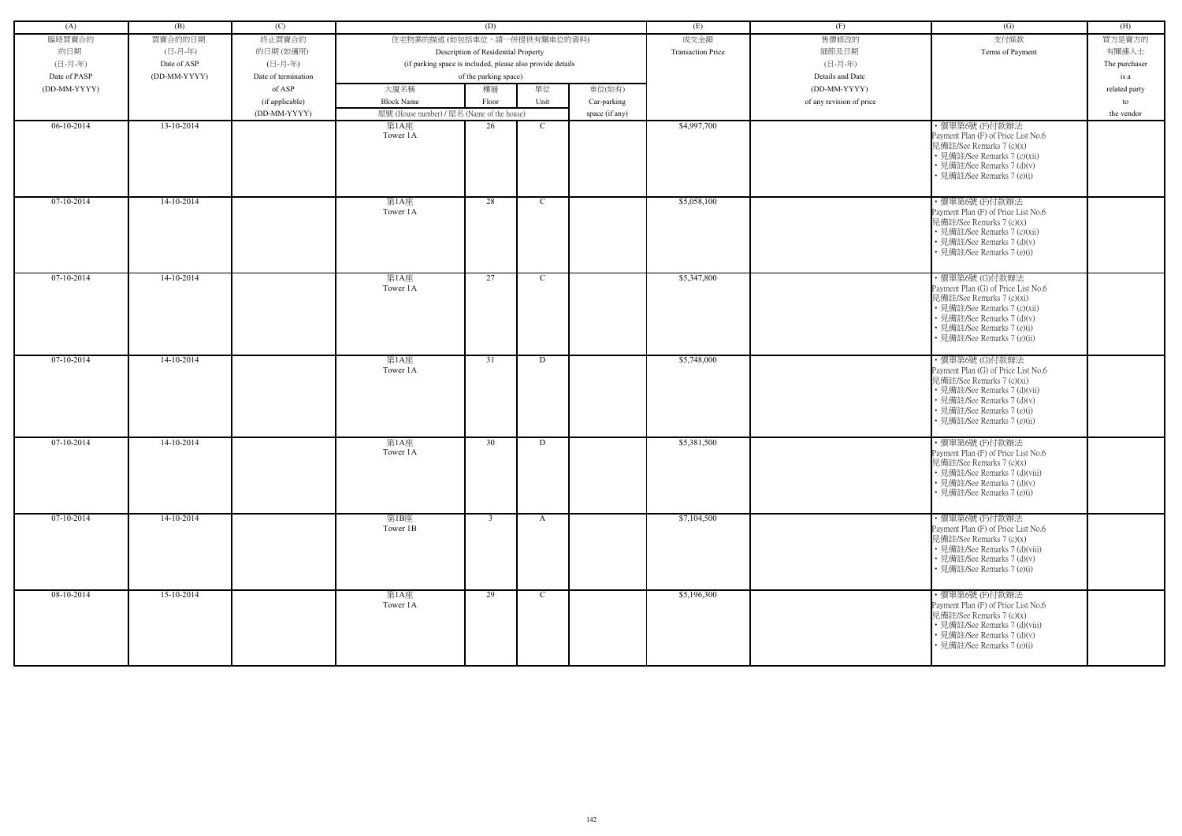| (A) | (B) | (C) | (D) | | | | (E) | (F) | (G) | (H) |
|---|---|---|---|---|---|---|---|---|---|---|
| 臨時買賣合約的日期 (日-月-年) Date of PASP (DD-MM-YYYY) | 買賣合約的日期 (日-月-年) Date of ASP (DD-MM-YYYY) | 終止買賣合約的日期 (如適用) (日-月-年) Date of termination of ASP (if applicable) (DD-MM-YYYY) | 住宅物業的描述 (如包括車位，請一併提供有關車位的資料) Description of Residential Property (if parking space is included, please also provide details of the parking space) | | | | 成交金額 Transaction Price | 售價修改的細節及日期 (日-月-年) Details and Date (DD-MM-YYYY) of any revision of price | 支付條款 Terms of Payment | 買方是賣方的有關連人士 The purchaser is a related party to the vendor |
| | | | 大廈名稱 Block Name | 樓層 Floor | 單位 Unit | 車位(如有) Car-parking space (if any) | | | | |
| | | | 屋號 (House number) / 屋名 (Name of the house) | | | | | | | |
| 06-10-2014 | 13-10-2014 | | 第1A座 Tower 1A | 26 | C | | $4,997,700 | | • 價單第6號 (F)付款辦法 Payment Plan (F) of Price List No.6 見備註/See Remarks 7 (c)(x) • 見備註/See Remarks 7 (c)(xii) • 見備註/See Remarks 7 (d)(v) • 見備註/See Remarks 7 (e)(i) | |
| 07-10-2014 | 14-10-2014 | | 第1A座 Tower 1A | 28 | C | | $5,058,100 | | • 價單第6號 (F)付款辦法 Payment Plan (F) of Price List No.6 見備註/See Remarks 7 (c)(x) • 見備註/See Remarks 7 (c)(xii) • 見備註/See Remarks 7 (d)(v) • 見備註/See Remarks 7 (e)(i) | |
| 07-10-2014 | 14-10-2014 | | 第1A座 Tower 1A | 27 | C | | $5,347,800 | | • 價單第6號 (G)付款辦法 Payment Plan (G) of Price List No.6 見備註/See Remarks 7 (c)(xi) • 見備註/See Remarks 7 (c)(xii) • 見備註/See Remarks 7 (d)(v) • 見備註/See Remarks 7 (e)(i) • 見備註/See Remarks 7 (e)(ii) | |
| 07-10-2014 | 14-10-2014 | | 第1A座 Tower 1A | 31 | D | | $5,748,000 | | • 價單第6號 (G)付款辦法 Payment Plan (G) of Price List No.6 見備註/See Remarks 7 (c)(xi) • 見備註/See Remarks 7 (d)(vii) • 見備註/See Remarks 7 (d)(v) • 見備註/See Remarks 7 (e)(i) • 見備註/See Remarks 7 (e)(ii) | |
| 07-10-2014 | 14-10-2014 | | 第1A座 Tower 1A | 30 | D | | $5,381,500 | | • 價單第6號 (F)付款辦法 Payment Plan (F) of Price List No.6 見備註/See Remarks 7 (c)(x) • 見備註/See Remarks 7 (d)(viii) • 見備註/See Remarks 7 (d)(v) • 見備註/See Remarks 7 (e)(i) | |
| 07-10-2014 | 14-10-2014 | | 第1B座 Tower 1B | 3 | A | | $7,104,500 | | • 價單第6號 (F)付款辦法 Payment Plan (F) of Price List No.6 見備註/See Remarks 7 (c)(x) • 見備註/See Remarks 7 (d)(viii) • 見備註/See Remarks 7 (d)(v) • 見備註/See Remarks 7 (e)(i) | |
| 08-10-2014 | 15-10-2014 | | 第1A座 Tower 1A | 29 | C | | $5,196,300 | | • 價單第6號 (F)付款辦法 Payment Plan (F) of Price List No.6 見備註/See Remarks 7 (c)(x) • 見備註/See Remarks 7 (d)(viii) • 見備註/See Remarks 7 (d)(v) • 見備註/See Remarks 7 (e)(i) | |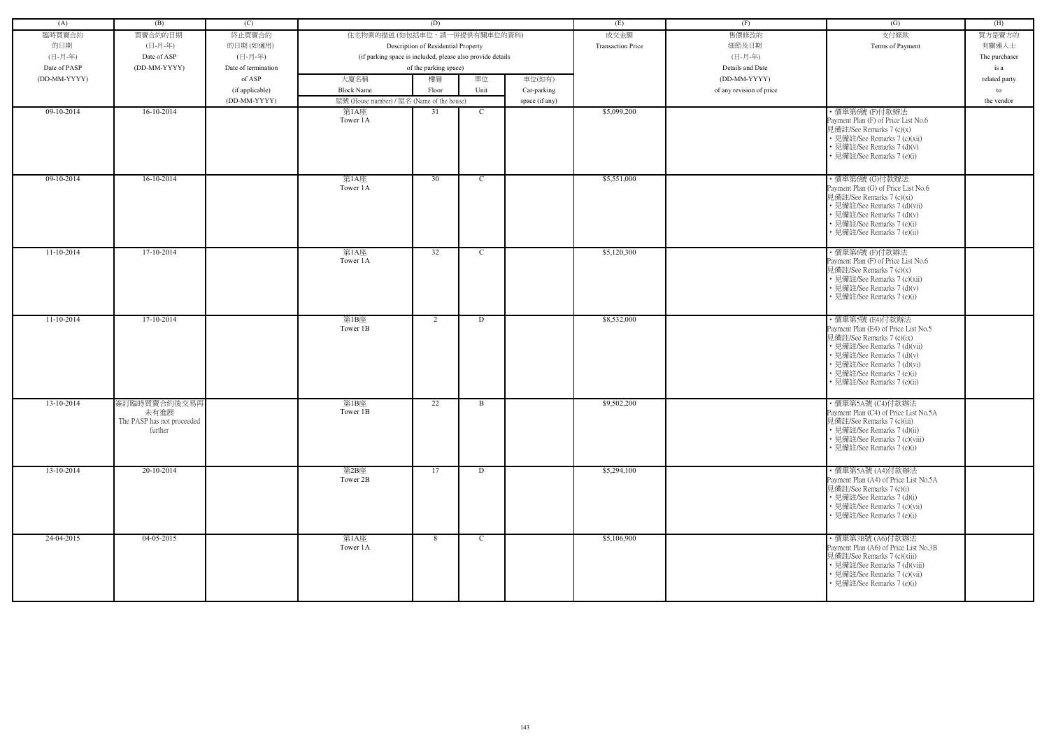| (A) | (B) | (C) | (D) | | | | (E) | (F) | (G) | (H) |
|---|---|---|---|---|---|---|---|---|---|---|
| 臨時買賣合約的日期 (日-月-年) Date of PASP (DD-MM-YYYY) | 買賣合約的日期 (日-月-年) Date of ASP (DD-MM-YYYY) | 終止買賣合約的日期 (如適用) (日-月-年) Date of termination of ASP (if applicable) (DD-MM-YYYY) | 住宅物業的描述 (如包括車位，請一併提供有關車位的資料) Description of Residential Property (if parking space is included, please also provide details of the parking space) | | | | 成交金額 Transaction Price | 售價修改的細節及日期 (日-月-年) Details and Date (DD-MM-YYYY) of any revision of price | 支付條款 Terms of Payment | 買方是賣方的有關連人士 The purchaser is a related party to the vendor |
| | | | 大廈名稱 Block Name | 樓層 Floor | 單位 Unit | 車位(如有) Car-parking space (if any) | | | | |
| | | | 屋號 (House number) / 屋名 (Name of the house) | | | | | | | |
| 09-10-2014 | 16-10-2014 | | 第1A座 Tower 1A | 31 | C | | $5,099,200 | | • 價單第6號 (F)付款辦法 Payment Plan (F) of Price List No.6 見備註/See Remarks 7 (c)(x) • 見備註/See Remarks 7 (c)(xii) • 見備註/See Remarks 7 (d)(v) • 見備註/See Remarks 7 (e)(i) | |
| 09-10-2014 | 16-10-2014 | | 第1A座 Tower 1A | 30 | C | | $5,551,000 | | • 價單第6號 (G)付款辦法 Payment Plan (G) of Price List No.6 見備註/See Remarks 7 (c)(xi) • 見備註/See Remarks 7 (d)(vii) • 見備註/See Remarks 7 (d)(v) • 見備註/See Remarks 7 (e)(i) • 見備註/See Remarks 7 (e)(ii) | |
| 11-10-2014 | 17-10-2014 | | 第1A座 Tower 1A | 32 | C | | $5,120,300 | | • 價單第6號 (F)付款辦法 Payment Plan (F) of Price List No.6 見備註/See Remarks 7 (c)(x) • 見備註/See Remarks 7 (c)(xii) • 見備註/See Remarks 7 (d)(v) • 見備註/See Remarks 7 (e)(i) | |
| 11-10-2014 | 17-10-2014 | | 第1B座 Tower 1B | 2 | D | | $8,532,000 | | • 價單第5號 (E4)付款辦法 Payment Plan (E4) of Price List No.5 見備註/See Remarks 7 (c)(ix) • 見備註/See Remarks 7 (d)(vii) • 見備註/See Remarks 7 (d)(v) • 見備註/See Remarks 7 (d)(vi) • 見備註/See Remarks 7 (e)(i) • 見備註/See Remarks 7 (e)(ii) | |
| 13-10-2014 | 簽訂臨時買賣合約後交易再未有進展 The PASP has not proceeded further | | 第1B座 Tower 1B | 22 | B | | $9,502,200 | | • 價單第5A號 (C4)付款辦法 Payment Plan (C4) of Price List No.5A 見備註/See Remarks 7 (c)(iii) • 見備註/See Remarks 7 (d)(ii) • 見備註/See Remarks 7 (c)(viii) • 見備註/See Remarks 7 (e)(i) | |
| 13-10-2014 | 20-10-2014 | | 第2B座 Tower 2B | 17 | D | | $5,294,100 | | • 價單第5A號 (A4)付款辦法 Payment Plan (A4) of Price List No.5A 見備註/See Remarks 7 (c)(i) • 見備註/See Remarks 7 (d)(i) • 見備註/See Remarks 7 (c)(vii) • 見備註/See Remarks 7 (e)(i) | |
| 24-04-2015 | 04-05-2015 | | 第1A座 Tower 1A | 8 | C | | $5,106,900 | | • 價單第3B號 (A6)付款辦法 Payment Plan (A6) of Price List No.3B 見備註/See Remarks 7 (c)(xiii) • 見備註/See Remarks 7 (d)(viii) • 見備註/See Remarks 7 (c)(vii) • 見備註/See Remarks 7 (e)(i) | |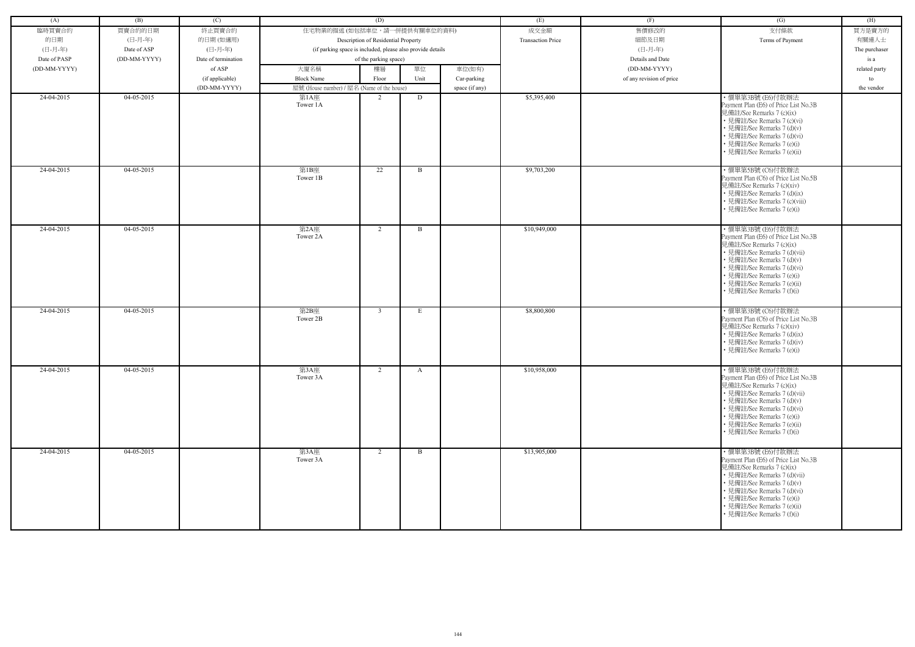| (A) | (B) | (C) | (D) | | | | (E) | (F) | (G) | (H) |
|---|---|---|---|---|---|---|---|---|---|---|
| 臨時買賣合約 的日期 (日-月-年) Date of PASP (DD-MM-YYYY) | 買賣合約的日期 (日-月-年) Date of ASP (DD-MM-YYYY) | 終止買賣合約 的日期 (如適用) (日-月-年) Date of termination of ASP (if applicable) (DD-MM-YYYY) | 住宅物業的描述 (如包括車位，請一併提供有關車位的資料) Description of Residential Property (if parking space is included, please also provide details of the parking space) | | | | 成交金額 Transaction Price | 售價修改的 細節及日期 (日-月-年) Details and Date (DD-MM-YYYY) of any revision of price | 支付條款 Terms of Payment | 買方是賣方的 有關連人士 The purchaser is a related party to the vendor |
| | | | 大廈名稱 Block Name | 樓層 Floor | 單位 Unit | 車位(如有) Car-parking space (if any) | | | | |
| | | | 屋號 (House number) / 屋名 (Name of the house) | | | | | | | |
| 24-04-2015 | 04-05-2015 | | 第1A座 Tower 1A | 2 | D | | $5,395,400 | | • 價單第3B號 (E6)付款辦法 Payment Plan (E6) of Price List No.3B 見備註/See Remarks 7 (c)(ix) • 見備註/See Remarks 7 (c)(vi) • 見備註/See Remarks 7 (d)(v) • 見備註/See Remarks 7 (d)(vi) • 見備註/See Remarks 7 (e)(i) • 見備註/See Remarks 7 (e)(ii) | |
| 24-04-2015 | 04-05-2015 | | 第1B座 Tower 1B | 22 | B | | $9,703,200 | | • 價單第5B號 (C6)付款辦法 Payment Plan (C6) of Price List No.5B 見備註/See Remarks 7 (c)(xiv) • 見備註/See Remarks 7 (d)(ix) • 見備註/See Remarks 7 (c)(viii) • 見備註/See Remarks 7 (e)(i) | |
| 24-04-2015 | 04-05-2015 | | 第2A座 Tower 2A | 2 | B | | $10,949,000 | | • 價單第3B號 (E6)付款辦法 Payment Plan (E6) of Price List No.3B 見備註/See Remarks 7 (c)(ix) • 見備註/See Remarks 7 (d)(vii) • 見備註/See Remarks 7 (d)(v) • 見備註/See Remarks 7 (d)(vi) • 見備註/See Remarks 7 (e)(i) • 見備註/See Remarks 7 (e)(ii) • 見備註/See Remarks 7 (f)(i) | |
| 24-04-2015 | 04-05-2015 | | 第2B座 Tower 2B | 3 | E | | $8,800,800 | | • 價單第3B號 (C6)付款辦法 Payment Plan (C6) of Price List No.3B 見備註/See Remarks 7 (c)(xiv) • 見備註/See Remarks 7 (d)(ix) • 見備註/See Remarks 7 (d)(iv) • 見備註/See Remarks 7 (e)(i) | |
| 24-04-2015 | 04-05-2015 | | 第3A座 Tower 3A | 2 | A | | $10,958,000 | | • 價單第3B號 (E6)付款辦法 Payment Plan (E6) of Price List No.3B 見備註/See Remarks 7 (c)(ix) • 見備註/See Remarks 7 (d)(vii) • 見備註/See Remarks 7 (d)(v) • 見備註/See Remarks 7 (d)(vi) • 見備註/See Remarks 7 (e)(i) • 見備註/See Remarks 7 (e)(ii) • 見備註/See Remarks 7 (f)(i) | |
| 24-04-2015 | 04-05-2015 | | 第3A座 Tower 3A | 2 | B | | $13,905,000 | | • 價單第3B號 (E6)付款辦法 Payment Plan (E6) of Price List No.3B 見備註/See Remarks 7 (c)(ix) • 見備註/See Remarks 7 (d)(vii) • 見備註/See Remarks 7 (d)(v) • 見備註/See Remarks 7 (d)(vi) • 見備註/See Remarks 7 (e)(i) • 見備註/See Remarks 7 (e)(ii) • 見備註/See Remarks 7 (f)(i) | |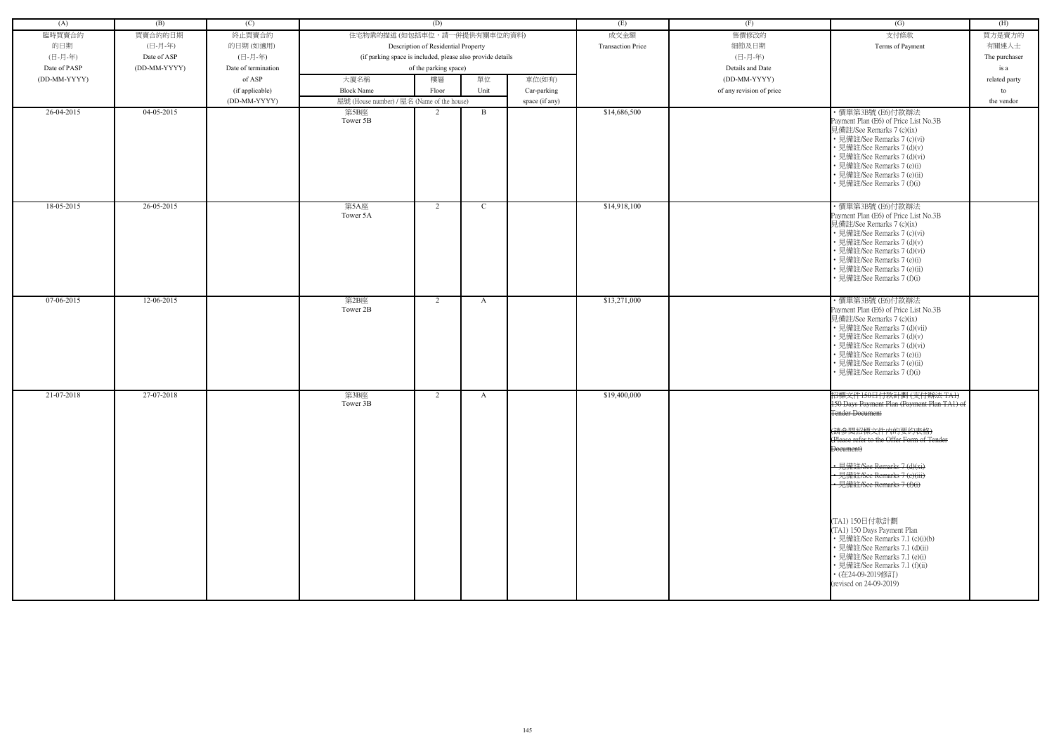| (A) | (B) | (C) | (D) | | | | (E) | (F) | (G) | (H) |
|---|---|---|---|---|---|---|---|---|---|---|
| 臨時買賣合約的日期 (日-月-年) Date of PASP (DD-MM-YYYY) | 買賣合約的日期 (日-月-年) Date of ASP (DD-MM-YYYY) | 終止買賣合約的日期 (如適用) (日-月-年) Date of termination of ASP (if applicable) (DD-MM-YYYY) | 住宅物業的描述 (如包括車位，請一併提供有關車位的資料) Description of Residential Property (if parking space is included, please also provide details of the parking space) | | | | 成交金額 Transaction Price | 售價修改的細節及日期 (日-月-年) Details and Date (DD-MM-YYYY) of any revision of price | 支付條款 Terms of Payment | 買方是賣方的有關連人士 The purchaser is a related party to the vendor |
| | | | 大廈名稱 Block Name | 樓層 Floor | 單位 Unit | 車位(如有) Car-parking space (if any) | | | | |
| | | | 屋號 (House number) / 屋名 (Name of the house) | | | | | | | |
| 26-04-2015 | 04-05-2015 | | 第5B座 Tower 5B | 2 | B | | $14,686,500 | | • 價單第3B號 (E6)付款辦法 Payment Plan (E6) of Price List No.3B 見備註/See Remarks 7 (c)(ix) • 見備註/See Remarks 7 (c)(vi) • 見備註/See Remarks 7 (d)(v) • 見備註/See Remarks 7 (d)(vi) • 見備註/See Remarks 7 (e)(i) • 見備註/See Remarks 7 (e)(ii) • 見備註/See Remarks 7 (f)(i) | |
| 18-05-2015 | 26-05-2015 | | 第5A座 Tower 5A | 2 | C | | $14,918,100 | | • 價單第3B號 (E6)付款辦法 Payment Plan (E6) of Price List No.3B 見備註/See Remarks 7 (c)(ix) • 見備註/See Remarks 7 (c)(vi) • 見備註/See Remarks 7 (d)(v) • 見備註/See Remarks 7 (d)(vi) • 見備註/See Remarks 7 (e)(i) • 見備註/See Remarks 7 (e)(ii) • 見備註/See Remarks 7 (f)(i) | |
| 07-06-2015 | 12-06-2015 | | 第2B座 Tower 2B | 2 | A | | $13,271,000 | | • 價單第3B號 (E6)付款辦法 Payment Plan (E6) of Price List No.3B 見備註/See Remarks 7 (c)(ix) • 見備註/See Remarks 7 (d)(vii) • 見備註/See Remarks 7 (d)(v) • 見備註/See Remarks 7 (d)(vi) • 見備註/See Remarks 7 (e)(i) • 見備註/See Remarks 7 (e)(ii) • 見備註/See Remarks 7 (f)(i) | |
| 21-07-2018 | 27-07-2018 | | 第3B座 Tower 3B | 2 | A | | $19,400,000 | | ~~招標文件150日付款計劃 (支付辦法 TA1) 150 Days Payment Plan (Payment Plan TA1) of Tender Document~~ ~~(請參閱招標文件內的要約表格) (Please refer to the Offer Form of Tender Document)~~ ~~• 見備註/See Remarks 7 (d)(xi) • 見備註/See Remarks 7 (e)(iii) • 見備註/See Remarks 7 (f)(i)~~ (TA1) 150日付款計劃 (TA1) 150 Days Payment Plan • 見備註/See Remarks 7.1 (c)(i)(b) • 見備註/See Remarks 7.1 (d)(ii) • 見備註/See Remarks 7.1 (e)(i) • 見備註/See Remarks 7.1 (f)(ii) • (在24-09-2019修訂) (revised on 24-09-2019) | |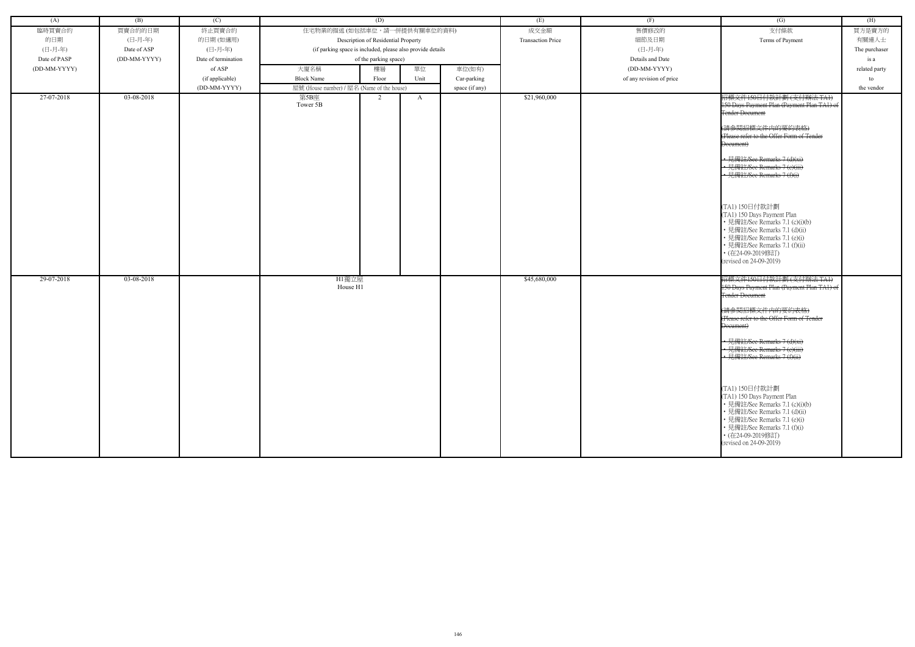| (A) | (B) | (C) | (D) | | | | (E) | (F) | (G) | (H) |
|---|---|---|---|---|---|---|---|---|---|---|
| 臨時買賣合約的日期 (日-月-年) Date of PASP (DD-MM-YYYY) | 買賣合約的日期 (日-月-年) Date of ASP (DD-MM-YYYY) | 終止買賣合約的日期 (如適用) (日-月-年) Date of termination of ASP (if applicable) (DD-MM-YYYY) | 住宅物業的描述 (如包括車位，請一併提供有關車位的資料) Description of Residential Property (if parking space is included, please also provide details of the parking space) | | | | 成交金額 Transaction Price | 售價修改的細節及日期 (日-月-年) Details and Date (DD-MM-YYYY) of any revision of price | 支付條款 Terms of Payment | 買方是賣方的有關連人士 The purchaser is a related party to the vendor |
| | | | 大廈名稱 Block Name | 樓層 Floor | 單位 Unit | 車位(如有) Car-parking space (if any) | | | | |
| | | | 屋號 (House number) / 屋名 (Name of the house) | | | | | | | |
| 27-07-2018 | 03-08-2018 | | 第5B座 Tower 5B | 2 | A | | $21,960,000 | | ~~招標文件150日付款計劃 (支付辦法 TA1) 150 Days Payment Plan (Payment Plan TA1) of Tender Document~~<br>~~(請參閱招標文件內的要約表格) (Please refer to the Offer Form of Tender Document)~~<br>~~• 見備註/See Remarks 7 (d)(xi)~~<br>~~• 見備註/See Remarks 7 (e)(iii)~~<br>~~• 見備註/See Remarks 7 (f)(i)~~<br><br>(TA1) 150日付款計劃<br>(TA1) 150 Days Payment Plan<br>• 見備註/See Remarks 7.1 (c)(i)(b)<br>• 見備註/See Remarks 7.1 (d)(ii)<br>• 見備註/See Remarks 7.1 (e)(i)<br>• 見備註/See Remarks 7.1 (f)(ii)<br>• (在24-09-2019修訂)<br>(revised on 24-09-2019) | |
| 29-07-2018 | 03-08-2018 | | H1獨立屋 House H1 | | | | $45,680,000 | | ~~招標文件150日付款計劃 (支付辦法 TA1) 150 Days Payment Plan (Payment Plan TA1) of Tender Document~~<br>~~(請參閱招標文件內的要約表格) (Please refer to the Offer Form of Tender Document)~~<br>~~• 見備註/See Remarks 7 (d)(xi)~~<br>~~• 見備註/See Remarks 7 (e)(iii)~~<br>~~• 見備註/See Remarks 7 (f)(ii)~~<br><br>(TA1) 150日付款計劃<br>(TA1) 150 Days Payment Plan<br>• 見備註/See Remarks 7.1 (c)(i)(b)<br>• 見備註/See Remarks 7.1 (d)(ii)<br>• 見備註/See Remarks 7.1 (e)(i)<br>• 見備註/See Remarks 7.1 (f)(i)<br>• (在24-09-2019修訂)<br>(revised on 24-09-2019) | |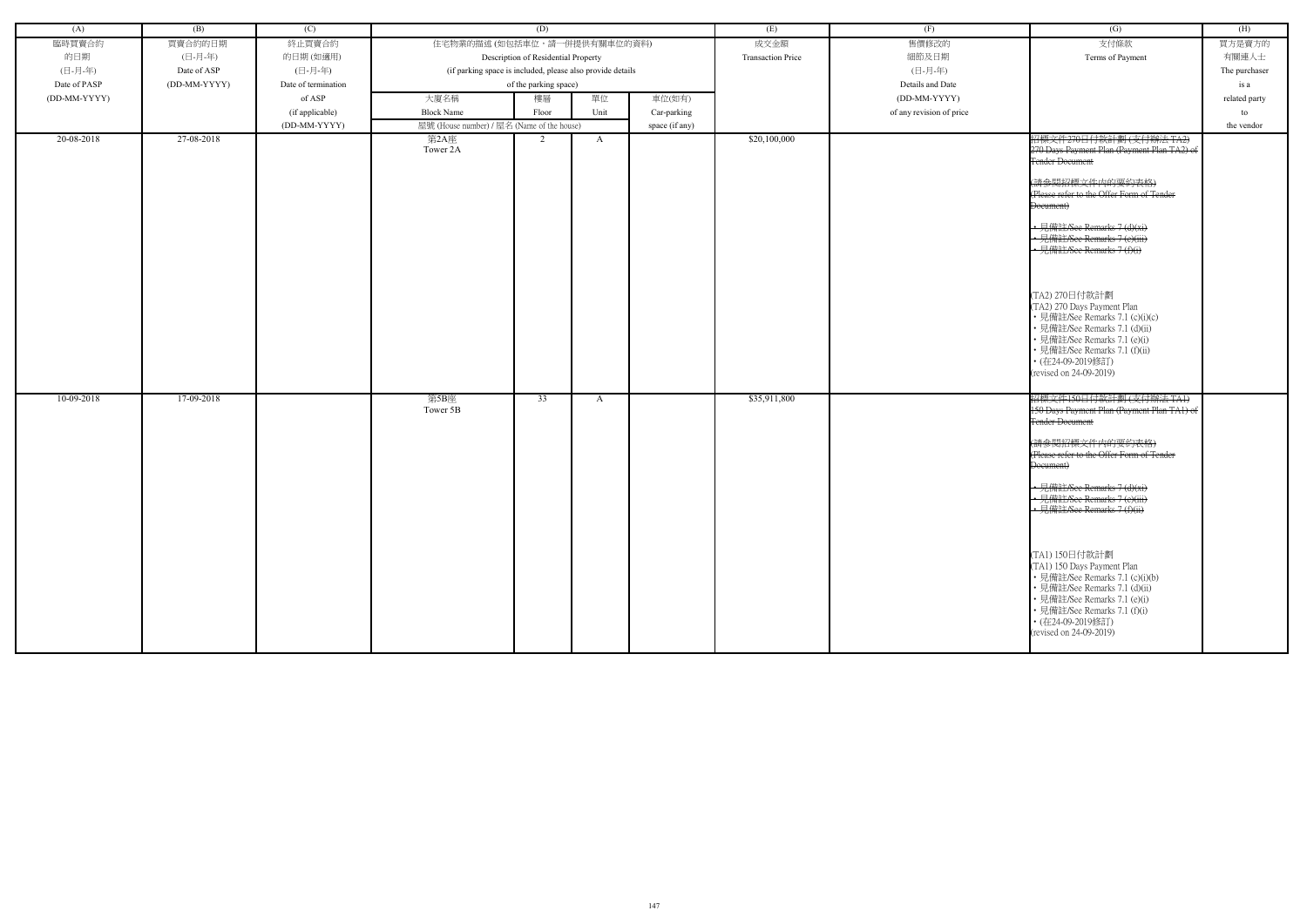| (A) | (B) | (C) | (D) | | | | (E) | (F) | (G) | (H) |
|---|---|---|---|---|---|---|---|---|---|---|
| 臨時買賣合約的日期 (日-月-年) Date of PASP (DD-MM-YYYY) | 買賣合約的日期 (日-月-年) Date of ASP (DD-MM-YYYY) | 終止買賣合約的日期 (如適用) (日-月-年) Date of termination of ASP (if applicable) (DD-MM-YYYY) | 住宅物業的描述 (如包括車位，請一併提供有關車位的資料) Description of Residential Property (if parking space is included, please also provide details of the parking space) | | | | 成交金額 Transaction Price | 售價修改的細節及日期 (日-月-年) Details and Date (DD-MM-YYYY) of any revision of price | 支付條款 Terms of Payment | 買方是賣方的有關連人士 The purchaser is a related party to the vendor |
| | | | 大廈名稱 Block Name | 樓層 Floor | 單位 Unit | 車位(如有) Car-parking space (if any) | | | | |
| | | | 屋號 (House number) / 屋名 (Name of the house) | | | | | | | |
| 20-08-2018 | 27-08-2018 | | 第2A座 Tower 2A | 2 | A | | $20,100,000 | | ~~招標文件270日付款計劃 (支付辦法 TA2) 270 Days Payment Plan (Payment Plan TA2) of Tender Document (請參閱招標文件內的要約表格) (Please refer to the Offer Form of Tender Document) • 見備註/See Remarks 7 (d)(xi) • 見備註/See Remarks 7 (e)(iii) • 見備註/See Remarks 7 (f)(i)~~ (TA2) 270日付款計劃 (TA2) 270 Days Payment Plan • 見備註/See Remarks 7.1 (c)(i)(c) • 見備註/See Remarks 7.1 (d)(ii) • 見備註/See Remarks 7.1 (e)(i) • 見備註/See Remarks 7.1 (f)(ii) • (在24-09-2019修訂) (revised on 24-09-2019) | |
| 10-09-2018 | 17-09-2018 | | 第5B座 Tower 5B | 33 | A | | $35,911,800 | | ~~招標文件150日付款計劃 (支付辦法 TA1) 150 Days Payment Plan (Payment Plan TA1) of Tender Document (請參閱招標文件內的要約表格) (Please refer to the Offer Form of Tender Document) • 見備註/See Remarks 7 (d)(xi) • 見備註/See Remarks 7 (e)(iii) • 見備註/See Remarks 7 (f)(ii)~~ (TA1) 150日付款計劃 (TA1) 150 Days Payment Plan • 見備註/See Remarks 7.1 (c)(i)(b) • 見備註/See Remarks 7.1 (d)(ii) • 見備註/See Remarks 7.1 (e)(i) • 見備註/See Remarks 7.1 (f)(i) • (在24-09-2019修訂) (revised on 24-09-2019) | |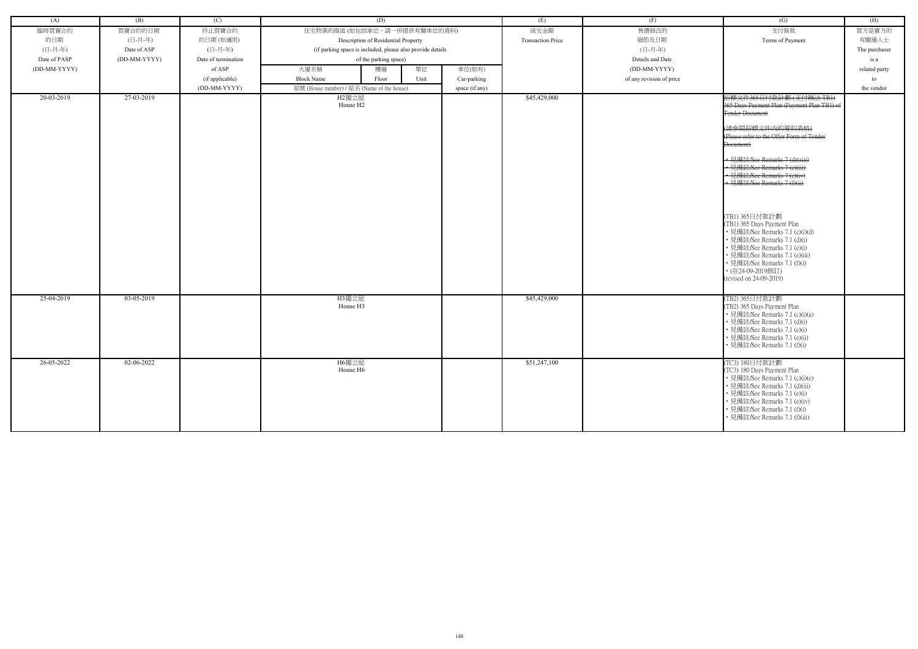| (A) | (B) | (C) | (D) | | | | (E) | (F) | (G) | (H) |
|---|---|---|---|---|---|---|---|---|---|---|
| 臨時買賣合約的日期 (日-月-年) Date of PASP (DD-MM-YYYY) | 買賣合約的日期 (日-月-年) Date of ASP (DD-MM-YYYY) | 終止買賣合約的日期 (如適用) (日-月-年) Date of termination of ASP (if applicable) (DD-MM-YYYY) | 住宅物業的描述 (如包括車位，請一併提供有關車位的資料) Description of Residential Property (if parking space is included, please also provide details of the parking space) | | | | 成交金額 Transaction Price | 售價修改的細節及日期 (日-月-年) Details and Date (DD-MM-YYYY) of any revision of price | 支付條款 Terms of Payment | 買方是賣方的有關連人士 The purchaser is a related party to the vendor |
| | | | 大廈名稱 Block Name | 樓層 Floor | 單位 Unit | 車位(如有) Car-parking space (if any) | | | | |
| | | | 屋號 (House number) / 屋名 (Name of the house) | | | | | | | |
| 20-03-2019 | 27-03-2019 | | H2獨立屋 House H2 | | | | $45,429,000 | | ~~招標文件365日付款計劃 (支付辦法 TB1) 365 Days Payment Plan (Payment Plan TB1) of Tender Document~~ ~~(請參閱招標文件內的要約表格) (Please refer to the Offer Form of Tender Document)~~ ~~• 見備註/See Remarks 7 (d)(xiii)~~ ~~• 見備註/See Remarks 7 (e)(iii)~~ ~~• 見備註/See Remarks 7 (e)(iv)~~ ~~• 見備註/See Remarks 7 (f)(ii)~~ (TB1) 365日付款計劃 (TB1) 365 Days Payment Plan • 見備註/See Remarks 7.1 (c)(i)(d) • 見備註/See Remarks 7.1 (d)(i) • 見備註/See Remarks 7.1 (e)(i) • 見備註/See Remarks 7.1 (e)(iii) • 見備註/See Remarks 7.1 (f)(i) • (在24-09-2019修訂) (revised on 24-09-2019) | |
| 25-04-2019 | 03-05-2019 | | H3獨立屋 House H3 | | | | $45,429,000 | | (TB2) 365日付款計劃 (TB2) 365 Days Payment Plan • 見備註/See Remarks 7.1 (c)(i)(a) • 見備註/See Remarks 7.1 (d)(i) • 見備註/See Remarks 7.1 (e)(i) • 見備註/See Remarks 7.1 (e)(ii) • 見備註/See Remarks 7.1 (f)(i) | |
| 26-05-2022 | 02-06-2022 | | H6獨立屋 House H6 | | | | $51,247,100 | | (TC3) 180日付款計劃 (TC3) 180 Days Payment Plan • 見備註/See Remarks 7.1 (c)(i)(e) • 見備註/See Remarks 7.1 (d)(iii) • 見備註/See Remarks 7.1 (e)(i) • 見備註/See Remarks 7.1 (e)(iv) • 見備註/See Remarks 7.1 (f)(i) • 見備註/See Remarks 7.1 (f)(iii) | |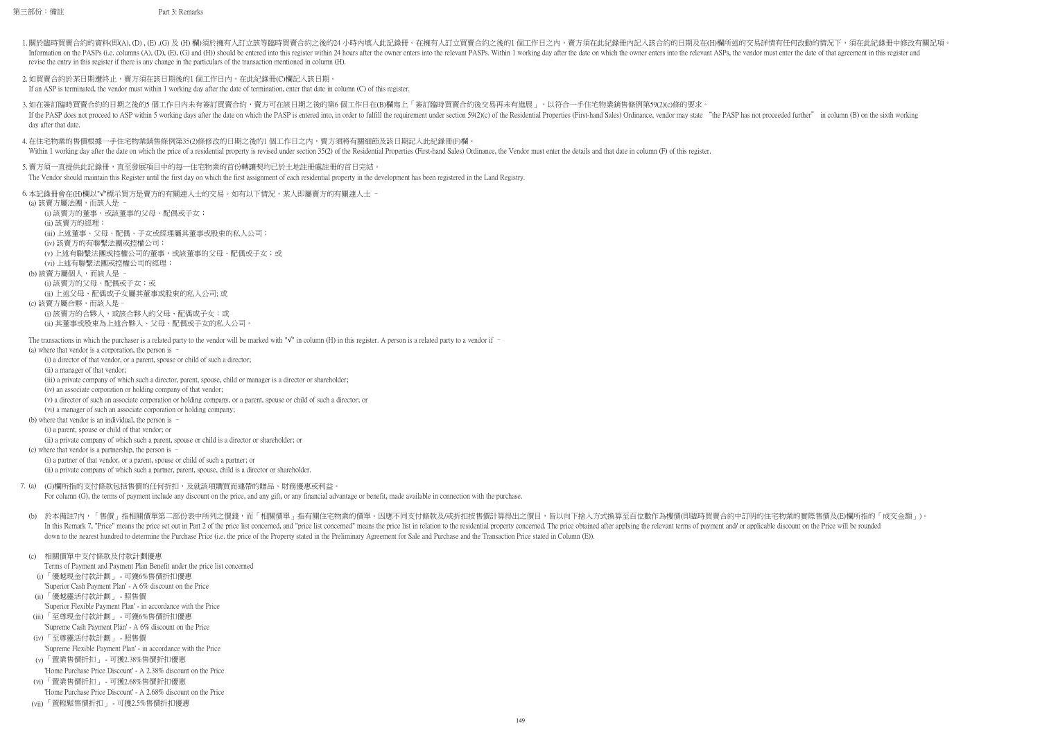# 第三部份：備註 Part 3: Remarks

1. 關於臨時買賣合約的資料(即(A), (D) , (E) ,(G) 及 (H) 欄)須於擁有人訂立該等臨時買賣合約之後的24 小時內填入此記錄冊。在擁有人訂立買賣合約之後的1 個工作日之內，賣方須在此紀錄冊內記入該合約的日期及在(H)欄所述的交易詳情有任何改動的情況下，須在此紀錄冊中修改有關記項。
   Information on the PASPs (i.e. columns (A), (D), (E), (G) and (H)) should be entered into this register within 24 hours after the owner enters into the relevant PASPs. Within 1 working day after the date on which the owner enters into the relevant ASPs, the vendor must enter the date of that agreement in this register and revise the entry in this register if there is any change in the particulars of the transaction mentioned in column (H).

2. 如買賣合約於某日期遭終止，賣方須在該日期後的1 個工作日內，在此紀錄冊(C)欄記入該日期。
   If an ASP is terminated, the vendor must within 1 working day after the date of termination, enter that date in column (C) of this register.

3. 如在簽訂臨時買賣合約的日期之後的5 個工作日內未有簽訂買賣合約，賣方可在該日期之後的第6 個工作日在(B)欄寫上「簽訂臨時買賣合約後交易再未有進展」，以符合一手住宅物業銷售條例第59(2)(c)條的要求。
   If the PASP does not proceed to ASP within 5 working days after the date on which the PASP is entered into, in order to fulfill the requirement under section 59(2)(c) of the Residential Properties (First-hand Sales) Ordinance, vendor may state "the PASP has not proceeded further" in column (B) on the sixth working day after that date.

4. 在住宅物業的售價根據一手住宅物業銷售條例第35(2)條修改的日期之後的1 個工作日之內，賣方須將有關細節及該日期記入此紀錄冊(F)欄。
   Within 1 working day after the date on which the price of a residential property is revised under section 35(2) of the Residential Properties (First-hand Sales) Ordinance, the Vendor must enter the details and that date in column (F) of this register.

5. 賣方須一直提供此記錄冊，直至發展項目中的每一住宅物業的首份轉讓契約已於土地註冊處註冊的首日完結。
   The Vendor should maintain this Register until the first day on which the first assignment of each residential property in the development has been registered in the Land Registry.

6. 本記錄冊會在(H)欄以"√"標示買方是賣方的有關連人士的交易。如有以下情況，某人即屬賣方的有關連人士 –
   (a) 該賣方屬法團，而該人是 –
      (i) 該賣方的董事，或該董事的父母、配偶或子女；
      (ii) 該賣方的經理；
      (iii) 上述董事、父母、配偶、子女或經理屬其董事或股東的私人公司；
      (iv) 該賣方的有聯繫法團或控權公司；
      (v) 上述有聯繫法團或控權公司的董事，或該董事的父母、配偶或子女；或
      (vi) 上述有聯繫法團或控權公司的經理；
   (b) 該賣方屬個人，而該人是 –
      (i) 該賣方的父母、配偶或子女；或
      (ii) 上述父母、配偶或子女屬其董事或股東的私人公司; 或
   (c) 該賣方屬合夥，而該人是 –
      (i) 該賣方的合夥人，或該合夥人的父母、配偶或子女；或
      (ii) 其董事或股東為上述合夥人、父母、配偶或子女的私人公司。

   The transactions in which the purchaser is a related party to the vendor will be marked with "√" in column (H) in this register. A person is a related party to a vendor if –
   (a) where that vendor is a corporation, the person is –
      (i) a director of that vendor, or a parent, spouse or child of such a director;
      (ii) a manager of that vendor;
      (iii) a private company of which such a director, parent, spouse, child or manager is a director or shareholder;
      (iv) an associate corporation or holding company of that vendor;
      (v) a director of such an associate corporation or holding company, or a parent, spouse or child of such a director; or
      (vi) a manager of such an associate corporation or holding company;
   (b) where that vendor is an individual, the person is –
      (i) a parent, spouse or child of that vendor; or
      (ii) a private company of which such a parent, spouse or child is a director or shareholder; or
   (c) where that vendor is a partnership, the person is –
      (i) a partner of that vendor, or a parent, spouse or child of such a partner; or
      (ii) a private company of which such a partner, parent, spouse, child is a director or shareholder.

7. (a) (G)欄所指的支付條款包括售價的任何折扣，及就該項購買而連帶的贈品、財務優惠或利益。
   For column (G), the terms of payment include any discount on the price, and any gift, or any financial advantage or benefit, made available in connection with the purchase.

   (b) 於本備註7內，「售價」指相關價單第二部份表中所列之價錢，而「相關價單」指有關住宅物業的價單。因應不同支付條款及/或折扣按售價計算得出之價目，皆以向下捨入方式換算至百位數作為樓價(即臨時買賣合約中訂明的住宅物業的實際售價及(E)欄所指的「成交金額」)。
   In this Remark 7, "Price" means the price set out in Part 2 of the price list concerned, and "price list concerned" means the price list in relation to the residential property concerned. The price obtained after applying the relevant terms of payment and/ or applicable discount on the Price will be rounded down to the nearest hundred to determine the Purchase Price (i.e. the price of the Property stated in the Preliminary Agreement for Sale and Purchase and the Transaction Price stated in Column (E)).

   (c) 相關價單中支付條款及付款計劃優惠
   Terms of Payment and Payment Plan Benefit under the price list concerned
      (i)「優越現金付款計劃」- 可獲6%售價折扣優惠
      'Superior Cash Payment Plan' - A 6% discount on the Price
      (ii)「優越靈活付款計劃」- 照售價
      'Superior Flexible Payment Plan' - in accordance with the Price
      (iii)「至尊現金付款計劃」- 可獲6%售價折扣優惠
      'Supreme Cash Payment Plan' - A 6% discount on the Price
      (iv)「至尊靈活付款計劃」- 照售價
      'Supreme Flexible Payment Plan' - in accordance with the Price
      (v)「置業售價折扣」- 可獲2.38%售價折扣優惠
      'Home Purchase Price Discount' - A 2.38% discount on the Price
      (vi)「置業售價折扣」- 可獲2.68%售價折扣優惠
      'Home Purchase Price Discount' - A 2.68% discount on the Price
      (vii)「置輕鬆售價折扣」- 可獲2.5%售價折扣優惠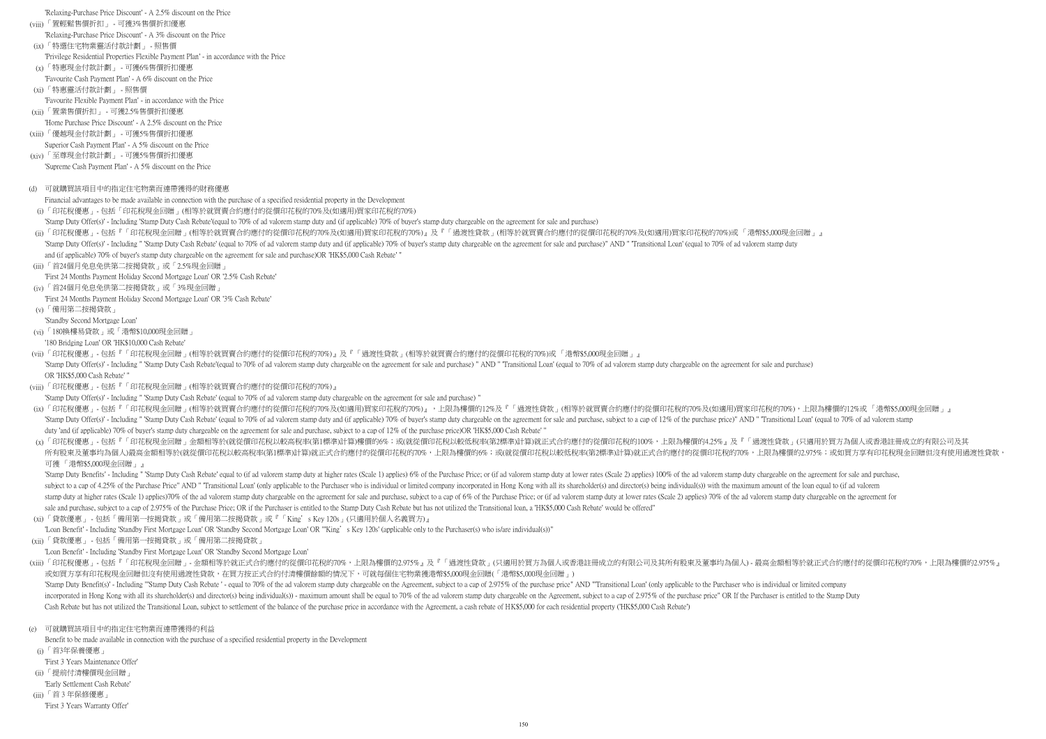'Relaxing-Purchase Price Discount' - A 2.5% discount on the Price

(viii)「置輕鬆售價折扣」 - 可獲3%售價折扣優惠

'Relaxing-Purchase Price Discount' - A 3% discount on the Price

(ix)「特選住宅物業靈活付款計劃」 - 照售價

'Privilege Residential Properties Flexible Payment Plan' - in accordance with the Price

(x)「特惠現金付款計劃」 - 可獲6%售價折扣優惠

'Favourite Cash Payment Plan' - A 6% discount on the Price

(xi)「特惠靈活付款計劃」 - 照售價

'Favourite Flexible Payment Plan' - in accordance with the Price

(xii)「置業售價折扣」 - 可獲2.5%售價折扣優惠

'Home Purchase Price Discount' - A 2.5% discount on the Price

(xiii)「優越現金付款計劃」 - 可獲5%售價折扣優惠

Superior Cash Payment Plan' - A 5% discount on the Price

(xiv)「至尊現金付款計劃」 - 可獲5%售價折扣優惠

'Supreme Cash Payment Plan' - A 5% discount on the Price

(d) 可就購買該項目中的指定住宅物業而連帶獲得的財務優惠

Financial advantages to be made available in connection with the purchase of a specified residential property in the Development

(i)「印花稅優惠」- 包括「印花稅現金回贈」(相等於就買賣合約應付的從價印花稅的70%及(如適用)買家印花稅的70%)

'Stamp Duty Offer(s)' - Including 'Stamp Duty Cash Rebate'(equal to 70% of ad valorem stamp duty and (if applicable) 70% of buyer's stamp duty chargeable on the agreement for sale and purchase)

(ii)「印花稅優惠」- 包括『「印花稅現金回贈」(相等於就買賣合約應付的從價印花稅的70%及(如適用)買家印花稅的70%)』及『「過渡性貸款」(相等於就買賣合約應付的從價印花稅的70%及(如適用)買家印花稅的70%)或「港幣$5,000現金回贈」』

'Stamp Duty Offer(s)' - Including " 'Stamp Duty Cash Rebate' (equal to 70% of ad valorem stamp duty and (if applicable) 70% of buyer's stamp duty chargeable on the agreement for sale and purchase)" AND " 'Transitional Loan' (equal to 70% of ad valorem stamp duty and (if applicable) 70% of buyer's stamp duty chargeable on the agreement for sale and purchase)OR 'HK$5,000 Cash Rebate' "

(iii)「首24個月免息免供第二按揭貸款」或「2.5%現金回贈」

'First 24 Months Payment Holiday Second Mortgage Loan' OR '2.5% Cash Rebate'

(iv)「首24個月免息免供第二按揭貸款」或「3%現金回贈」

'First 24 Months Payment Holiday Second Mortgage Loan' OR '3% Cash Rebate'

(v)「備用第二按揭貸款」

'Standby Second Mortgage Loan'

(vi)「180換樓易貸款」或「港幣$10,000現金回贈」

'180 Bridging Loan' OR 'HK$10,000 Cash Rebate'

(vii)「印花稅優惠」- 包括『「印花稅現金回贈」(相等於就買賣合約應付的從價印花稅的70%)』及『「過渡性貸款」(相等於就買賣合約應付的從價印花稅的70%)或「港幣$5,000現金回贈」』

'Stamp Duty Offer(s)' - Including " 'Stamp Duty Cash Rebate'(equal to 70% of ad valorem stamp duty chargeable on the agreement for sale and purchase) " AND " 'Transitional Loan' (equal to 70% of ad valorem stamp duty chargeable on the agreement for sale and purchase) OR 'HK$5,000 Cash Rebate' "

(viii)「印花稅優惠」- 包括『「印花稅現金回贈」(相等於就買賣合約應付的從價印花稅的70%)』

'Stamp Duty Offer(s)' - Including " 'Stamp Duty Cash Rebate' (equal to 70% of ad valorem stamp duty chargeable on the agreement for sale and purchase) "

(ix)「印花稅優惠」- 包括『「印花稅現金回贈」(相等於就買賣合約應付的從價印花稅的70%及(如適用)買家印花稅的70%)』，上限為樓價的12%及『「過渡性貸款」(相等於就買賣合約應付的從價印花稅的70%及(如適用)買家印花稅的70%)，上限為樓價的12%或「港幣$5,000現金回贈」』

'Stamp Duty Offer(s)' - Including " 'Stamp Duty Cash Rebate' (equal to 70% of ad valorem stamp duty and (if applicable) 70% of buyer's stamp duty chargeable on the agreement for sale and purchase, subject to a cap of 12% of the purchase price)" AND " 'Transitional Loan' (equal to 70% of ad valorem stamp duty 'and (if applicable) 70% of buyer's stamp duty chargeable on the agreement for sale and purchase, subject to a cap of 12% of the purchase price)OR 'HK$5,000 Cash Rebate' "

(x)「印花稅優惠」- 包括『「印花稅現金回贈」金額相等於(就從價印花稅以較高稅率(第1標準)計算)樓價的6%；或(就從價印花稅以較低稅率(第2標準)計算)就正式合約應付的從價印花稅的100%，上限為樓價的4.25%』及『「過渡性貸款」(只適用於買方為個人或香港註冊成立的有限公司及其所有股東及董事均為個人)最高金額相等於(就從價印花稅以較高稅率(第1標準)計算)就正式合約應付的從價印花稅的70%，上限為樓價的6%；或(就從價印花稅以較低稅率(第2標準)計算)就正式合約應付的從價印花稅的70%，上限為樓價的2.975%；或如買方享有印花稅現金回贈但沒有使用過渡性貸款，可獲「港幣$5,000現金回贈」』

'Stamp Duty Benefits' - Including " 'Stamp Duty Cash Rebate' equal to (if ad valorem stamp duty at higher rates (Scale 1) applies) 6% of the Purchase Price; or (if ad valorem stamp duty at lower rates (Scale 2) applies) 100% of the ad valorem stamp duty chargeable on the agreement for sale and purchase, subject to a cap of 4.25% of the Purchase Price" AND " 'Transitional Loan' (only applicable to the Purchaser who is individual or limited company incorporated in Hong Kong with all its shareholder(s) and director(s) being individual(s)) with the maximum amount of the loan equal to (if ad valorem stamp duty at higher rates (Scale 1) applies)70% of the ad valorem stamp duty chargeable on the agreement for sale and purchase, subject to a cap of 6% of the Purchase Price; or (if ad valorem stamp duty at lower rates (Scale 2) applies) 70% of the ad valorem stamp duty chargeable on the agreement for sale and purchase, subject to a cap of 2.975% of the Purchase Price; OR if the Purchaser is entitled to the Stamp Duty Cash Rebate but has not utilized the Transitional loan, a 'HK$5,000 Cash Rebate' would be offered"

(xi)「貸款優惠」- 包括「備用第一按揭貸款」或「備用第二按揭貸款」或『「King's Key 120s」(只適用於個人名義買方)』

'Loan Benefit' - Including 'Standby First Mortgage Loan' OR 'Standby Second Mortgage Loan' OR "'King's Key 120s' (applicable only to the Purchaser(s) who is/are individual(s))"

(xii)「貸款優惠」- 包括「備用第一按揭貸款」或「備用第二按揭貸款」

'Loan Benefit' - Including 'Standby First Mortgage Loan' OR 'Standby Second Mortgage Loan'

(xiii)「印花稅優惠」- 包括『「印花稅現金回贈」- 金額相等於就正式合約應付的從價印花稅的70%，上限為樓價的2.975%』及『「過渡性貸款」(只適用於買方為個人或香港註冊成立的有限公司及其所有股東及董事均為個人) - 最高金額相等於就正式合約應付的從價印花稅的70%，上限為樓價的2.975%』或如買方享有印花稅現金回贈但沒有使用過渡性貸款，在買方按正式合約付清樓價餘額的情況下，可就每個住宅物業獲港幣$5,000現金回贈(「港幣$5,000現金回贈」)

'Stamp Duty Benefit(s)' - Including "'Stamp Duty Cash Rebate ' - equal to 70% of the ad valorem stamp duty chargeable on the Agreement, subject to a cap of 2.975% of the purchase price" AND "'Transitional Loan' (only applicable to the Purchaser who is individual or limited company incorporated in Hong Kong with all its shareholder(s) and director(s) being individual(s)) - maximum amount shall be equal to 70% of the ad valorem stamp duty chargeable on the Agreement, subject to a cap of 2.975% of the purchase price" OR If the Purchaser is entitled to the Stamp Duty Cash Rebate but has not utilized the Transitional Loan, subject to settlement of the balance of the purchase price in accordance with the Agreement, a cash rebate of HK$5,000 for each residential property ('HK$5,000 Cash Rebate')

(e) 可就購買該項目中的指定住宅物業而連帶獲得的利益

Benefit to be made available in connection with the purchase of a specified residential property in the Development

(i)「首3年保養優惠」

'First 3 Years Maintenance Offer'

(ii)「提前付清樓價現金回贈」

'Early Settlement Cash Rebate'

(iii)「首 3 年保修優惠」

'First 3 Years Warranty Offer'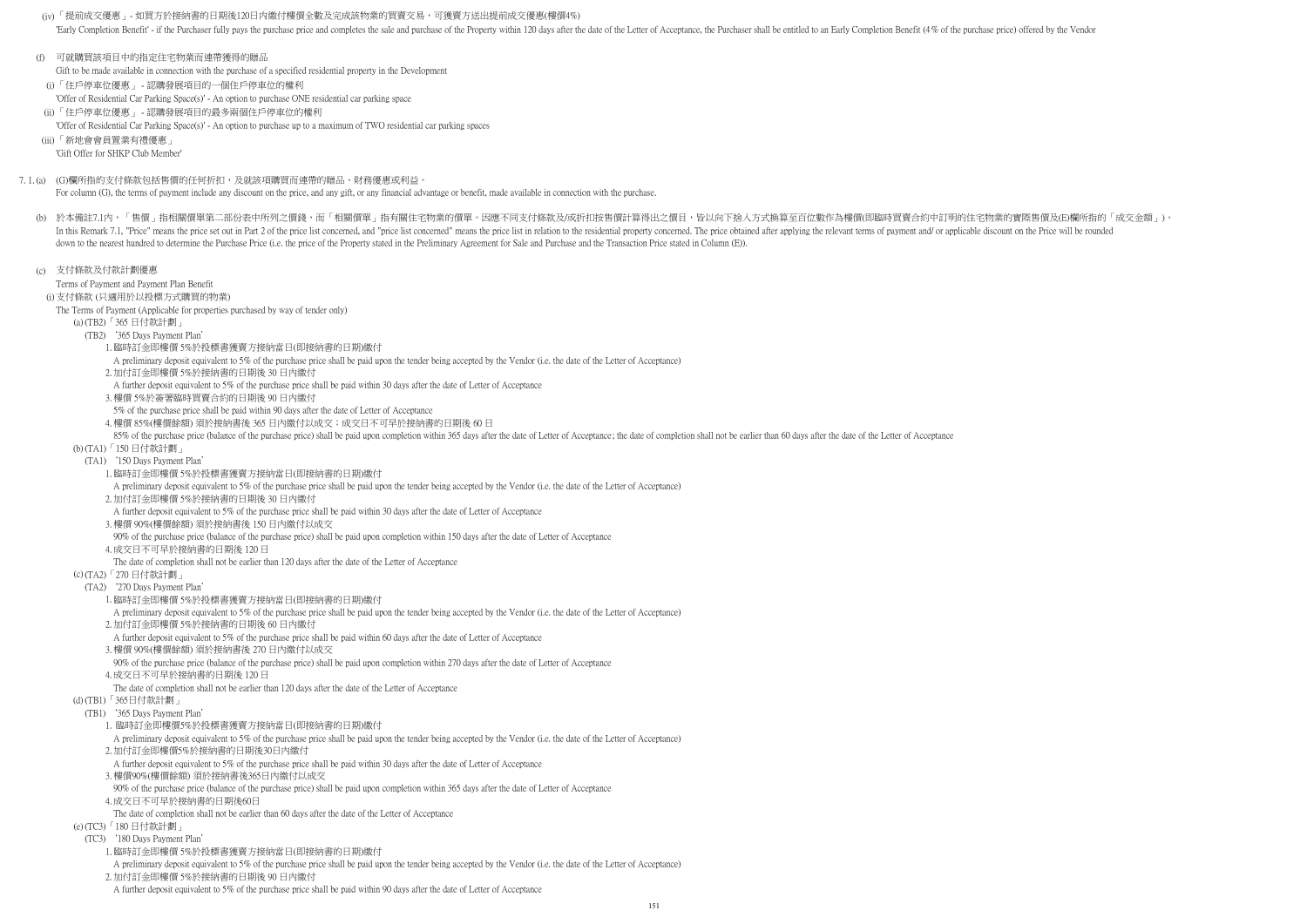(iv)「提前成交優惠」- 如買方於接納書的日期後120日內繳付樓價全數及完成該物業的買賣交易，可獲賣方送出提前成交優惠(樓價4%)

'Early Completion Benefit' - if the Purchaser fully pays the purchase price and completes the sale and purchase of the Property within 120 days after the date of the Letter of Acceptance, the Purchaser shall be entitled to an Early Completion Benefit (4% of the purchase price) offered by the Vendor

(f) 可就購買該項目中的指定住宅物業而連帶獲得的贈品

Gift to be made available in connection with the purchase of a specified residential property in the Development

(i)「住戶停車位優惠」- 認購發展項目的一個住戶停車位的權利

'Offer of Residential Car Parking Space(s)' - An option to purchase ONE residential car parking space

(ii)「住戶停車位優惠」- 認購發展項目的最多兩個住戶停車位的權利

'Offer of Residential Car Parking Space(s)' - An option to purchase up to a maximum of TWO residential car parking spaces

(iii)「新地會會員置業有禮優惠」

'Gift Offer for SHKP Club Member'

7. 1. (a) (G)欄所指的支付條款包括售價的任何折扣，及就該項購買而連帶的贈品、財務優惠或利益。

For column (G), the terms of payment include any discount on the price, and any gift, or any financial advantage or benefit, made available in connection with the purchase.

(b) 於本備註7.1內，「售價」指相關價單第二部份表中所列之價錢，而「相關價單」指有關住宅物業的價單。因應不同支付條款及/或折扣按售價計算得出之價目，皆以向下捨入方式換算至百位數作為樓價(即臨時買賣合約中訂明的住宅物業的實際售價及(E)欄所指的「成交金額」)。

In this Remark 7.1, "Price" means the price set out in Part 2 of the price list concerned, and "price list concerned" means the price list in relation to the residential property concerned. The price obtained after applying the relevant terms of payment and/ or applicable discount on the Price will be rounded down to the nearest hundred to determine the Purchase Price (i.e. the price of the Property stated in the Preliminary Agreement for Sale and Purchase and the Transaction Price stated in Column (E)).

(c) 支付條款及付款計劃優惠

Terms of Payment and Payment Plan Benefit

(i) 支付條款 (只適用於以投標方式購買的物業)

The Terms of Payment (Applicable for properties purchased by way of tender only)

(a) (TB2)「365 日付款計劃」

(TB2) '365 Days Payment Plan'

1. 臨時訂金即樓價 5%於投標書獲賣方接納當日(即接納書的日期)繳付

A preliminary deposit equivalent to 5% of the purchase price shall be paid upon the tender being accepted by the Vendor (i.e. the date of the Letter of Acceptance)

2. 加付訂金即樓價 5%於接納書的日期後 30 日內繳付

A further deposit equivalent to 5% of the purchase price shall be paid within 30 days after the date of Letter of Acceptance

3. 樓價 5%於簽署臨時買賣合約的日期後 90 日內繳付

5% of the purchase price shall be paid within 90 days after the date of Letter of Acceptance

4. 樓價 85%(樓價餘額) 須於接納書後 365 日內繳付以成交；成交日不可早於接納書的日期後 60 日

85% of the purchase price (balance of the purchase price) shall be paid upon completion within 365 days after the date of Letter of Acceptance; the date of completion shall not be earlier than 60 days after the date of the Letter of Acceptance

(b) (TA1)「150 日付款計劃」

(TA1) '150 Days Payment Plan'

1. 臨時訂金即樓價 5%於投標書獲賣方接納當日(即接納書的日期)繳付

A preliminary deposit equivalent to 5% of the purchase price shall be paid upon the tender being accepted by the Vendor (i.e. the date of the Letter of Acceptance)

2. 加付訂金即樓價 5%於接納書的日期後 30 日內繳付

A further deposit equivalent to 5% of the purchase price shall be paid within 30 days after the date of Letter of Acceptance

3. 樓價 90%(樓價餘額) 須於接納書後 150 日內繳付以成交

90% of the purchase price (balance of the purchase price) shall be paid upon completion within 150 days after the date of Letter of Acceptance

4. 成交日不可早於接納書的日期後 120 日

The date of completion shall not be earlier than 120 days after the date of the Letter of Acceptance

(c) (TA2)「270 日付款計劃」

(TA2) '270 Days Payment Plan'

1. 臨時訂金即樓價 5%於投標書獲賣方接納當日(即接納書的日期)繳付

A preliminary deposit equivalent to 5% of the purchase price shall be paid upon the tender being accepted by the Vendor (i.e. the date of the Letter of Acceptance)

2. 加付訂金即樓價 5%於接納書的日期後 60 日內繳付

A further deposit equivalent to 5% of the purchase price shall be paid within 60 days after the date of Letter of Acceptance

3. 樓價 90%(樓價餘額) 須於接納書後 270 日內繳付以成交

90% of the purchase price (balance of the purchase price) shall be paid upon completion within 270 days after the date of Letter of Acceptance

4. 成交日不可早於接納書的日期後 120 日

The date of completion shall not be earlier than 120 days after the date of the Letter of Acceptance

(d) (TB1)「365日付款計劃」

(TB1) '365 Days Payment Plan'

1. 臨時訂金即樓價5%於投標書獲賣方接納當日(即接納書的日期)繳付

A preliminary deposit equivalent to 5% of the purchase price shall be paid upon the tender being accepted by the Vendor (i.e. the date of the Letter of Acceptance)

2. 加付訂金即樓價5%於接納書的日期後30日內繳付

A further deposit equivalent to 5% of the purchase price shall be paid within 30 days after the date of Letter of Acceptance

3. 樓價90%(樓價餘額) 須於接納書後365日內繳付以成交

90% of the purchase price (balance of the purchase price) shall be paid upon completion within 365 days after the date of Letter of Acceptance

4. 成交日不可早於接納書的日期後60日

The date of completion shall not be earlier than 60 days after the date of the Letter of Acceptance

(e) (TC3)「180 日付款計劃」

(TC3) '180 Days Payment Plan'

1. 臨時訂金即樓價 5%於投標書獲賣方接納當日(即接納書的日期)繳付

A preliminary deposit equivalent to 5% of the purchase price shall be paid upon the tender being accepted by the Vendor (i.e. the date of the Letter of Acceptance)

2. 加付訂金即樓價 5%於接納書的日期後 90 日內繳付

A further deposit equivalent to 5% of the purchase price shall be paid within 90 days after the date of Letter of Acceptance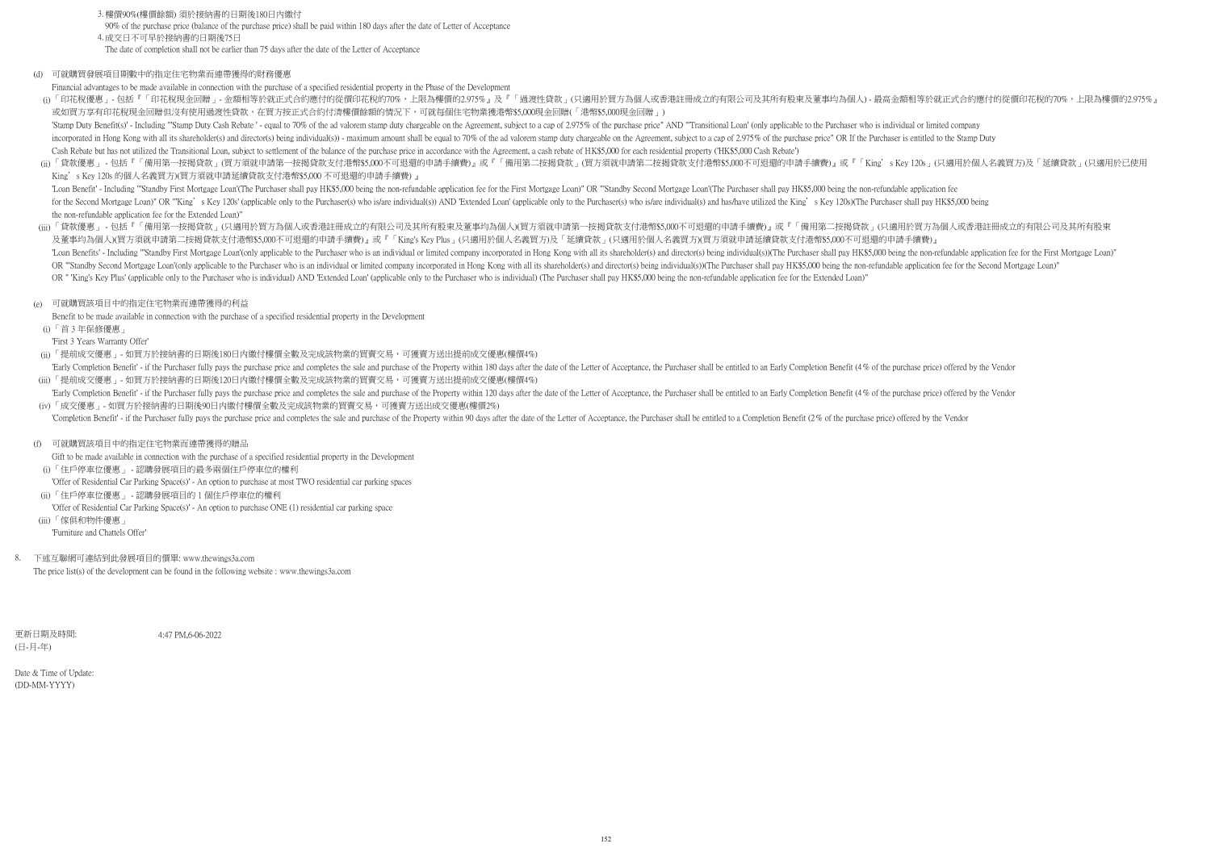3. 樓價90%(樓價餘額) 須於接納書的日期後180日內繳付

90% of the purchase price (balance of the purchase price) shall be paid within 180 days after the date of Letter of Acceptance

4. 成交日不可早於接納書的日期後75日

The date of completion shall not be earlier than 75 days after the date of the Letter of Acceptance

(d) 可就購買發展項目期數中的指定住宅物業而連帶獲得的財務優惠

Financial advantages to be made available in connection with the purchase of a specified residential property in the Phase of the Development

(i)「印花稅優惠」- 包括『「印花稅現金回贈」- 金額相等於就正式合約應付的從價印花稅的70%，上限為樓價的2.975%』及『「過渡性貸款」(只適用於買方為個人或香港註冊成立的有限公司及其所有股東及董事均為個人) - 最高金額相等於就正式合約應付的從價印花稅的70%，上限為樓價的2.975%』或如買方享有印花稅現金回贈但沒有使用過渡性貸款，在買方按正式合約付清樓價餘額的情況下，可就每個住宅物業獲港幣$5,000現金回贈(「港幣$5,000現金回贈」)

'Stamp Duty Benefit(s)' - Including "'Stamp Duty Cash Rebate ' - equal to 70% of the ad valorem stamp duty chargeable on the Agreement, subject to a cap of 2.975% of the purchase price" AND "'Transitional Loan' (only applicable to the Purchaser who is individual or limited company incorporated in Hong Kong with all its shareholder(s) and director(s) being individual(s)) - maximum amount shall be equal to 70% of the ad valorem stamp duty chargeable on the Agreement, subject to a cap of 2.975% of the purchase price" OR If the Purchaser is entitled to the Stamp Duty Cash Rebate but has not utilized the Transitional Loan, subject to settlement of the balance of the purchase price in accordance with the Agreement, a cash rebate of HK$5,000 for each residential property ('HK$5,000 Cash Rebate')

(ii)「貸款優惠」- 包括『「備用第一按揭貸款」(買方須就申請第一按揭貸款支付港幣$5,000不可退還的申請手續費)』或『「備用第二按揭貸款」(買方須就申請第二按揭貸款支付港幣$5,000不可退還的申請手續費)』或『「King' s Key 120s」(只適用於個人名義買方)及「延續貸款」(只適用於已使用King' s Key 120s 的個人名義買方)(買方須就申請延續貸款支付港幣$5,000 不可退還的申請手續費) 』

'Loan Benefit' - Including "'Standby First Mortgage Loan'(The Purchaser shall pay HK$5,000 being the non-refundable application fee for the First Mortgage Loan)" OR "'Standby Second Mortgage Loan'(The Purchaser shall pay HK$5,000 being the non-refundable application fee for the Second Mortgage Loan)" OR "'King' s Key 120s' (applicable only to the Purchaser(s) who is/are individual(s)) AND 'Extended Loan' (applicable only to the Purchaser(s) who is/are individual(s) and has/have utilized the King' s Key 120s)(The Purchaser shall pay HK$5,000 being the non-refundable application fee for the Extended Loan)"

(iii)「貸款優惠」- 包括『「備用第一按揭貸款」(只適用於買方為個人或香港註冊成立的有限公司及其所有股東及董事均為個人)(買方須就申請第一按揭貸款支付港幣$5,000不可退還的申請手續費)』或『「備用第二按揭貸款」(只適用於買方為個人或香港註冊成立的有限公司及其所有股東及董事均為個人)(買方須就申請第二按揭貸款支付港幣$5,000不可退還的申請手續費)』或『「King's Key Plus」(只適用於個人名義買方)及「延續貸款」(只適用於個人名義買方)(買方須就申請延續貸款支付港幣$5,000不可退還的申請手續費)』

'Loan Benefits' - Including "'Standby First Mortgage Loan'(only applicable to the Purchaser who is an individual or limited company incorporated in Hong Kong with all its shareholder(s) and director(s) being individual(s))(The Purchaser shall pay HK$5,000 being the non-refundable application fee for the First Mortgage Loan)" OR "'Standby Second Mortgage Loan'(only applicable to the Purchaser who is an individual or limited company incorporated in Hong Kong with all its shareholder(s) and director(s) being individual(s))(The Purchaser shall pay HK$5,000 being the non-refundable application fee for the Second Mortgage Loan)" OR " 'King's Key Plus' (applicable only to the Purchaser who is individual) AND 'Extended Loan' (applicable only to the Purchaser who is individual) (The Purchaser shall pay HK$5,000 being the non-refundable application fee for the Extended Loan)"

(e) 可就購買該項目中的指定住宅物業而連帶獲得的利益

Benefit to be made available in connection with the purchase of a specified residential property in the Development

(i)「首 3 年保修優惠」

'First 3 Years Warranty Offer'

(ii)「提前成交優惠」- 如買方於接納書的日期後180日內繳付樓價全數及完成該物業的買賣交易，可獲賣方送出提前成交優惠(樓價4%)

'Early Completion Benefit' - if the Purchaser fully pays the purchase price and completes the sale and purchase of the Property within 180 days after the date of the Letter of Acceptance, the Purchaser shall be entitled to an Early Completion Benefit (4% of the purchase price) offered by the Vendor

(iii)「提前成交優惠」- 如買方於接納書的日期後120日內繳付樓價全數及完成該物業的買賣交易，可獲賣方送出提前成交優惠(樓價4%)

'Early Completion Benefit' - if the Purchaser fully pays the purchase price and completes the sale and purchase of the Property within 120 days after the date of the Letter of Acceptance, the Purchaser shall be entitled to an Early Completion Benefit (4% of the purchase price) offered by the Vendor

(iv)「成交優惠」- 如買方於接納書的日期後90日內繳付樓價全數及完成該物業的買賣交易，可獲賣方送出成交優惠(樓價2%)

'Completion Benefit' - if the Purchaser fully pays the purchase price and completes the sale and purchase of the Property within 90 days after the date of the Letter of Acceptance, the Purchaser shall be entitled to a Completion Benefit (2% of the purchase price) offered by the Vendor

(f) 可就購買該項目中的指定住宅物業而連帶獲得的贈品

Gift to be made available in connection with the purchase of a specified residential property in the Development

(i)「住戶停車位優惠」- 認購發展項目的最多兩個住戶停車位的權利

'Offer of Residential Car Parking Space(s)' - An option to purchase at most TWO residential car parking spaces

(ii)「住戶停車位優惠」- 認購發展項目的 1 個住戶停車位的權利

'Offer of Residential Car Parking Space(s)' - An option to purchase ONE (1) residential car parking space

(iii)「傢俱和物件優惠」

'Furniture and Chattels Offer'

8. 下述互聯網可連結到此發展項目的價單: www.thewings3a.com

The price list(s) of the development can be found in the following website : www.thewings3a.com

更新日期及時間: 4:47 PM,6-06-2022
(日-月-年)

Date & Time of Update:
(DD-MM-YYYY)